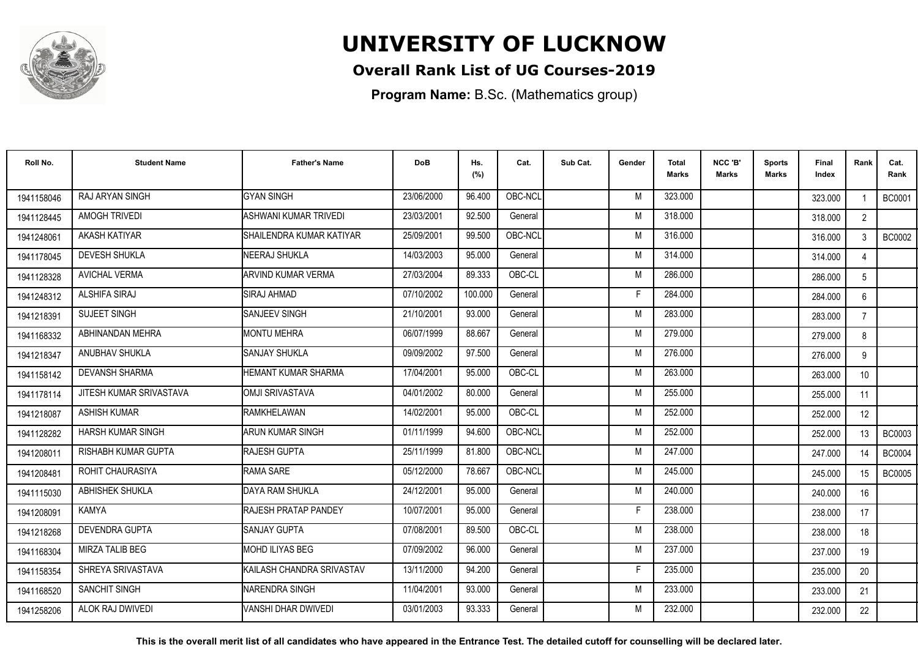# UNIVERSITY OF LUCKNOW

## Overall Rank List of UG Courses-2019

**Program Name:** B.Sc. (Mathematics group)

| Roll No. | Student Name | Father's Name | DoB | Hs. (%) | Cat. | Sub Cat. | Gender | Total Marks | NCC 'B' Marks | Sports Marks | Final Index | Rank | Cat. Rank |
|---|---|---|---|---|---|---|---|---|---|---|---|---|---|
| 1941158046 | RAJ ARYAN SINGH | GYAN SINGH | 23/06/2000 | 96.400 | OBC-NCL | | M | 323.000 | | | 323.000 | 1 | BC0001 |
| 1941128445 | AMOGH TRIVEDI | ASHWANI KUMAR TRIVEDI | 23/03/2001 | 92.500 | General | | M | 318.000 | | | 318.000 | 2 | |
| 1941248061 | AKASH KATIYAR | SHAILENDRA KUMAR KATIYAR | 25/09/2001 | 99.500 | OBC-NCL | | M | 316.000 | | | 316.000 | 3 | BC0002 |
| 1941178045 | DEVESH SHUKLA | NEERAJ SHUKLA | 14/03/2003 | 95.000 | General | | M | 314.000 | | | 314.000 | 4 | |
| 1941128328 | AVICHAL VERMA | ARVIND KUMAR VERMA | 27/03/2004 | 89.333 | OBC-CL | | M | 286.000 | | | 286.000 | 5 | |
| 1941248312 | ALSHIFA SIRAJ | SIRAJ AHMAD | 07/10/2002 | 100.000 | General | | F | 284.000 | | | 284.000 | 6 | |
| 1941218391 | SUJEET SINGH | SANJEEV SINGH | 21/10/2001 | 93.000 | General | | M | 283.000 | | | 283.000 | 7 | |
| 1941168332 | ABHINANDAN MEHRA | MONTU MEHRA | 06/07/1999 | 88.667 | General | | M | 279.000 | | | 279.000 | 8 | |
| 1941218347 | ANUBHAV SHUKLA | SANJAY SHUKLA | 09/09/2002 | 97.500 | General | | M | 276.000 | | | 276.000 | 9 | |
| 1941158142 | DEVANSH SHARMA | HEMANT KUMAR SHARMA | 17/04/2001 | 95.000 | OBC-CL | | M | 263.000 | | | 263.000 | 10 | |
| 1941178114 | JITESH KUMAR SRIVASTAVA | OMJI SRIVASTAVA | 04/01/2002 | 80.000 | General | | M | 255.000 | | | 255.000 | 11 | |
| 1941218087 | ASHISH KUMAR | RAMKHELAWAN | 14/02/2001 | 95.000 | OBC-CL | | M | 252.000 | | | 252.000 | 12 | |
| 1941128282 | HARSH KUMAR SINGH | ARUN KUMAR SINGH | 01/11/1999 | 94.600 | OBC-NCL | | M | 252.000 | | | 252.000 | 13 | BC0003 |
| 1941208011 | RISHABH KUMAR GUPTA | RAJESH GUPTA | 25/11/1999 | 81.800 | OBC-NCL | | M | 247.000 | | | 247.000 | 14 | BC0004 |
| 1941208481 | ROHIT CHAURASIYA | RAMA SARE | 05/12/2000 | 78.667 | OBC-NCL | | M | 245.000 | | | 245.000 | 15 | BC0005 |
| 1941115030 | ABHISHEK SHUKLA | DAYA RAM SHUKLA | 24/12/2001 | 95.000 | General | | M | 240.000 | | | 240.000 | 16 | |
| 1941208091 | KAMYA | RAJESH PRATAP PANDEY | 10/07/2001 | 95.000 | General | | F | 238.000 | | | 238.000 | 17 | |
| 1941218268 | DEVENDRA GUPTA | SANJAY GUPTA | 07/08/2001 | 89.500 | OBC-CL | | M | 238.000 | | | 238.000 | 18 | |
| 1941168304 | MIRZA TALIB BEG | MOHD ILIYAS BEG | 07/09/2002 | 96.000 | General | | M | 237.000 | | | 237.000 | 19 | |
| 1941158354 | SHREYA SRIVASTAVA | KAILASH CHANDRA SRIVASTAV | 13/11/2000 | 94.200 | General | | F | 235.000 | | | 235.000 | 20 | |
| 1941168520 | SANCHIT SINGH | NARENDRA SINGH | 11/04/2001 | 93.000 | General | | M | 233.000 | | | 233.000 | 21 | |
| 1941258206 | ALOK RAJ DWIVEDI | VANSHI DHAR DWIVEDI | 03/01/2003 | 93.333 | General | | M | 232.000 | | | 232.000 | 22 | |

**This is the overall merit list of all candidates who have appeared in the Entrance Test. The detailed cutoff for counselling will be declared later.**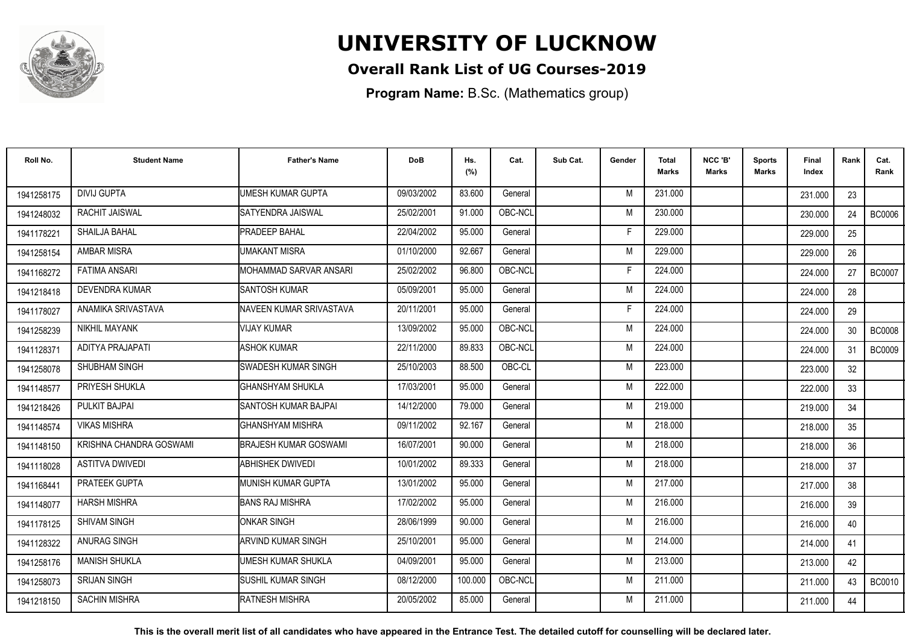# UNIVERSITY OF LUCKNOW

## Overall Rank List of UG Courses-2019

**Program Name:** B.Sc. (Mathematics group)

| Roll No. | Student Name | Father's Name | DoB | Hs. (%) | Cat. | Sub Cat. | Gender | Total Marks | NCC 'B' Marks | Sports Marks | Final Index | Rank | Cat. Rank |
|---|---|---|---|---|---|---|---|---|---|---|---|---|---|
| 1941258175 | DIVIJ GUPTA | UMESH KUMAR GUPTA | 09/03/2002 | 83.600 | General | | M | 231.000 | | | 231.000 | 23 | |
| 1941248032 | RACHIT JAISWAL | SATYENDRA JAISWAL | 25/02/2001 | 91.000 | OBC-NCL | | M | 230.000 | | | 230.000 | 24 | BC0006 |
| 1941178221 | SHAILJA BAHAL | PRADEEP BAHAL | 22/04/2002 | 95.000 | General | | F | 229.000 | | | 229.000 | 25 | |
| 1941258154 | AMBAR MISRA | UMAKANT MISRA | 01/10/2000 | 92.667 | General | | M | 229.000 | | | 229.000 | 26 | |
| 1941168272 | FATIMA ANSARI | MOHAMMAD SARVAR ANSARI | 25/02/2002 | 96.800 | OBC-NCL | | F | 224.000 | | | 224.000 | 27 | BC0007 |
| 1941218418 | DEVENDRA KUMAR | SANTOSH KUMAR | 05/09/2001 | 95.000 | General | | M | 224.000 | | | 224.000 | 28 | |
| 1941178027 | ANAMIKA SRIVASTAVA | NAVEEN KUMAR SRIVASTAVA | 20/11/2001 | 95.000 | General | | F | 224.000 | | | 224.000 | 29 | |
| 1941258239 | NIKHIL MAYANK | VIJAY KUMAR | 13/09/2002 | 95.000 | OBC-NCL | | M | 224.000 | | | 224.000 | 30 | BC0008 |
| 1941128371 | ADITYA PRAJAPATI | ASHOK KUMAR | 22/11/2000 | 89.833 | OBC-NCL | | M | 224.000 | | | 224.000 | 31 | BC0009 |
| 1941258078 | SHUBHAM SINGH | SWADESH KUMAR SINGH | 25/10/2003 | 88.500 | OBC-CL | | M | 223.000 | | | 223.000 | 32 | |
| 1941148577 | PRIYESH SHUKLA | GHANSHYAM SHUKLA | 17/03/2001 | 95.000 | General | | M | 222.000 | | | 222.000 | 33 | |
| 1941218426 | PULKIT BAJPAI | SANTOSH KUMAR BAJPAI | 14/12/2000 | 79.000 | General | | M | 219.000 | | | 219.000 | 34 | |
| 1941148574 | VIKAS MISHRA | GHANSHYAM MISHRA | 09/11/2002 | 92.167 | General | | M | 218.000 | | | 218.000 | 35 | |
| 1941148150 | KRISHNA CHANDRA GOSWAMI | BRAJESH KUMAR GOSWAMI | 16/07/2001 | 90.000 | General | | M | 218.000 | | | 218.000 | 36 | |
| 1941118028 | ASTITVA DWIVEDI | ABHISHEK DWIVEDI | 10/01/2002 | 89.333 | General | | M | 218.000 | | | 218.000 | 37 | |
| 1941168441 | PRATEEK GUPTA | MUNISH KUMAR GUPTA | 13/01/2002 | 95.000 | General | | M | 217.000 | | | 217.000 | 38 | |
| 1941148077 | HARSH MISHRA | BANS RAJ MISHRA | 17/02/2002 | 95.000 | General | | M | 216.000 | | | 216.000 | 39 | |
| 1941178125 | SHIVAM SINGH | ONKAR SINGH | 28/06/1999 | 90.000 | General | | M | 216.000 | | | 216.000 | 40 | |
| 1941128322 | ANURAG SINGH | ARVIND KUMAR SINGH | 25/10/2001 | 95.000 | General | | M | 214.000 | | | 214.000 | 41 | |
| 1941258176 | MANISH SHUKLA | UMESH KUMAR SHUKLA | 04/09/2001 | 95.000 | General | | M | 213.000 | | | 213.000 | 42 | |
| 1941258073 | SRIJAN SINGH | SUSHIL KUMAR SINGH | 08/12/2000 | 100.000 | OBC-NCL | | M | 211.000 | | | 211.000 | 43 | BC0010 |
| 1941218150 | SACHIN MISHRA | RATNESH MISHRA | 20/05/2002 | 85.000 | General | | M | 211.000 | | | 211.000 | 44 | |

**This is the overall merit list of all candidates who have appeared in the Entrance Test. The detailed cutoff for counselling will be declared later.**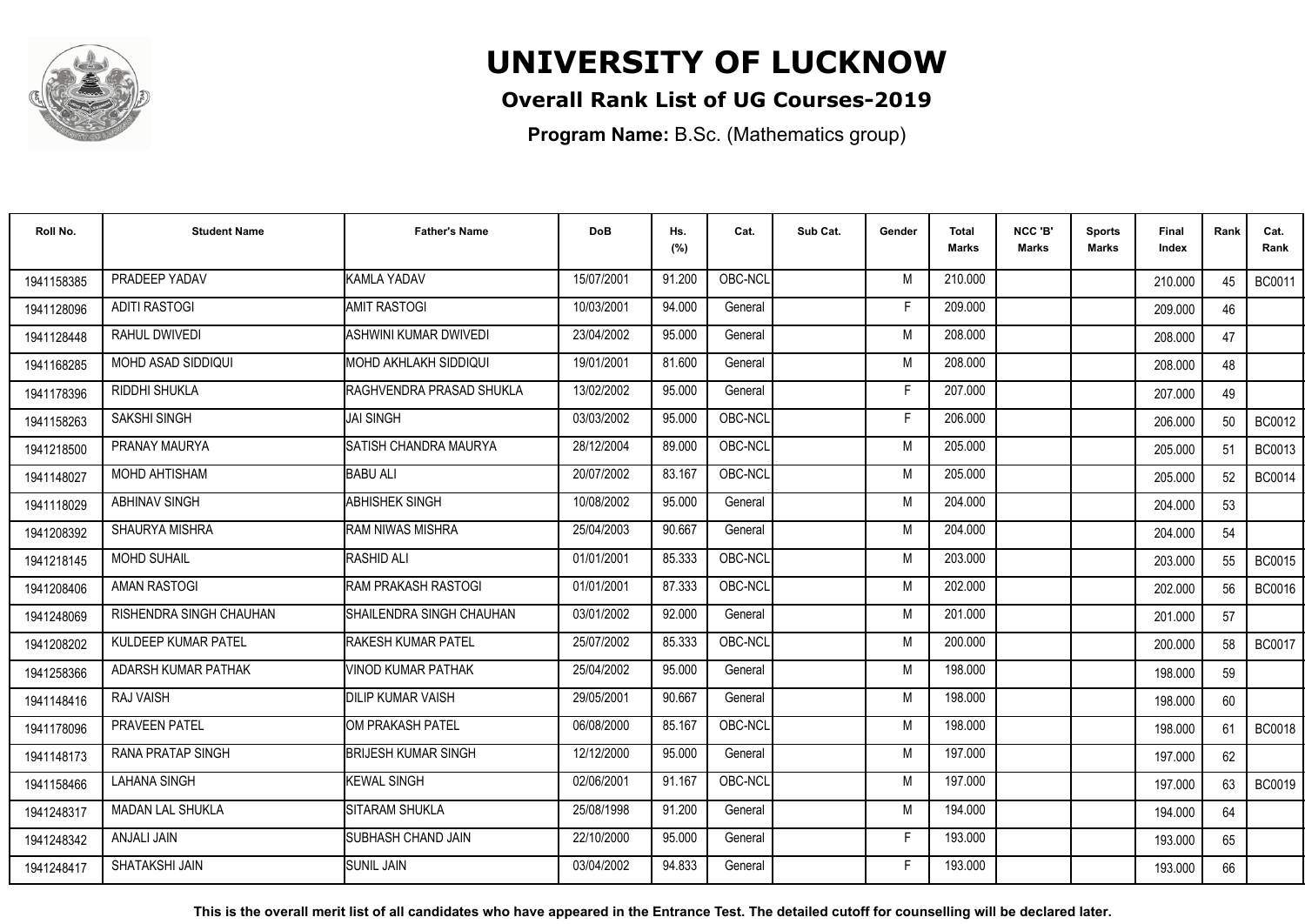# UNIVERSITY OF LUCKNOW

## Overall Rank List of UG Courses-2019

**Program Name:** B.Sc. (Mathematics group)

| Roll No. | Student Name | Father's Name | DoB | Hs. (%) | Cat. | Sub Cat. | Gender | Total Marks | NCC 'B' Marks | Sports Marks | Final Index | Rank | Cat. Rank |
|---|---|---|---|---|---|---|---|---|---|---|---|---|---|
| 1941158385 | PRADEEP YADAV | KAMLA YADAV | 15/07/2001 | 91.200 | OBC-NCL | | M | 210.000 | | | 210.000 | 45 | BC0011 |
| 1941128096 | ADITI RASTOGI | AMIT RASTOGI | 10/03/2001 | 94.000 | General | | F | 209.000 | | | 209.000 | 46 | |
| 1941128448 | RAHUL DWIVEDI | ASHWINI KUMAR DWIVEDI | 23/04/2002 | 95.000 | General | | M | 208.000 | | | 208.000 | 47 | |
| 1941168285 | MOHD ASAD SIDDIQUI | MOHD AKHLAKH SIDDIQUI | 19/01/2001 | 81.600 | General | | M | 208.000 | | | 208.000 | 48 | |
| 1941178396 | RIDDHI SHUKLA | RAGHVENDRA PRASAD SHUKLA | 13/02/2002 | 95.000 | General | | F | 207.000 | | | 207.000 | 49 | |
| 1941158263 | SAKSHI SINGH | JAI SINGH | 03/03/2002 | 95.000 | OBC-NCL | | F | 206.000 | | | 206.000 | 50 | BC0012 |
| 1941218500 | PRANAY MAURYA | SATISH CHANDRA MAURYA | 28/12/2004 | 89.000 | OBC-NCL | | M | 205.000 | | | 205.000 | 51 | BC0013 |
| 1941148027 | MOHD AHTISHAM | BABU ALI | 20/07/2002 | 83.167 | OBC-NCL | | M | 205.000 | | | 205.000 | 52 | BC0014 |
| 1941118029 | ABHINAV SINGH | ABHISHEK SINGH | 10/08/2002 | 95.000 | General | | M | 204.000 | | | 204.000 | 53 | |
| 1941208392 | SHAURYA MISHRA | RAM NIWAS MISHRA | 25/04/2003 | 90.667 | General | | M | 204.000 | | | 204.000 | 54 | |
| 1941218145 | MOHD SUHAIL | RASHID ALI | 01/01/2001 | 85.333 | OBC-NCL | | M | 203.000 | | | 203.000 | 55 | BC0015 |
| 1941208406 | AMAN RASTOGI | RAM PRAKASH RASTOGI | 01/01/2001 | 87.333 | OBC-NCL | | M | 202.000 | | | 202.000 | 56 | BC0016 |
| 1941248069 | RISHENDRA SINGH CHAUHAN | SHAILENDRA SINGH CHAUHAN | 03/01/2002 | 92.000 | General | | M | 201.000 | | | 201.000 | 57 | |
| 1941208202 | KULDEEP KUMAR PATEL | RAKESH KUMAR PATEL | 25/07/2002 | 85.333 | OBC-NCL | | M | 200.000 | | | 200.000 | 58 | BC0017 |
| 1941258366 | ADARSH KUMAR PATHAK | VINOD KUMAR PATHAK | 25/04/2002 | 95.000 | General | | M | 198.000 | | | 198.000 | 59 | |
| 1941148416 | RAJ VAISH | DILIP KUMAR VAISH | 29/05/2001 | 90.667 | General | | M | 198.000 | | | 198.000 | 60 | |
| 1941178096 | PRAVEEN PATEL | OM PRAKASH PATEL | 06/08/2000 | 85.167 | OBC-NCL | | M | 198.000 | | | 198.000 | 61 | BC0018 |
| 1941148173 | RANA PRATAP SINGH | BRIJESH KUMAR SINGH | 12/12/2000 | 95.000 | General | | M | 197.000 | | | 197.000 | 62 | |
| 1941158466 | LAHANA SINGH | KEWAL SINGH | 02/06/2001 | 91.167 | OBC-NCL | | M | 197.000 | | | 197.000 | 63 | BC0019 |
| 1941248317 | MADAN LAL SHUKLA | SITARAM SHUKLA | 25/08/1998 | 91.200 | General | | M | 194.000 | | | 194.000 | 64 | |
| 1941248342 | ANJALI JAIN | SUBHASH CHAND JAIN | 22/10/2000 | 95.000 | General | | F | 193.000 | | | 193.000 | 65 | |
| 1941248417 | SHATAKSHI JAIN | SUNIL JAIN | 03/04/2002 | 94.833 | General | | F | 193.000 | | | 193.000 | 66 | |

**This is the overall merit list of all candidates who have appeared in the Entrance Test. The detailed cutoff for counselling will be declared later.**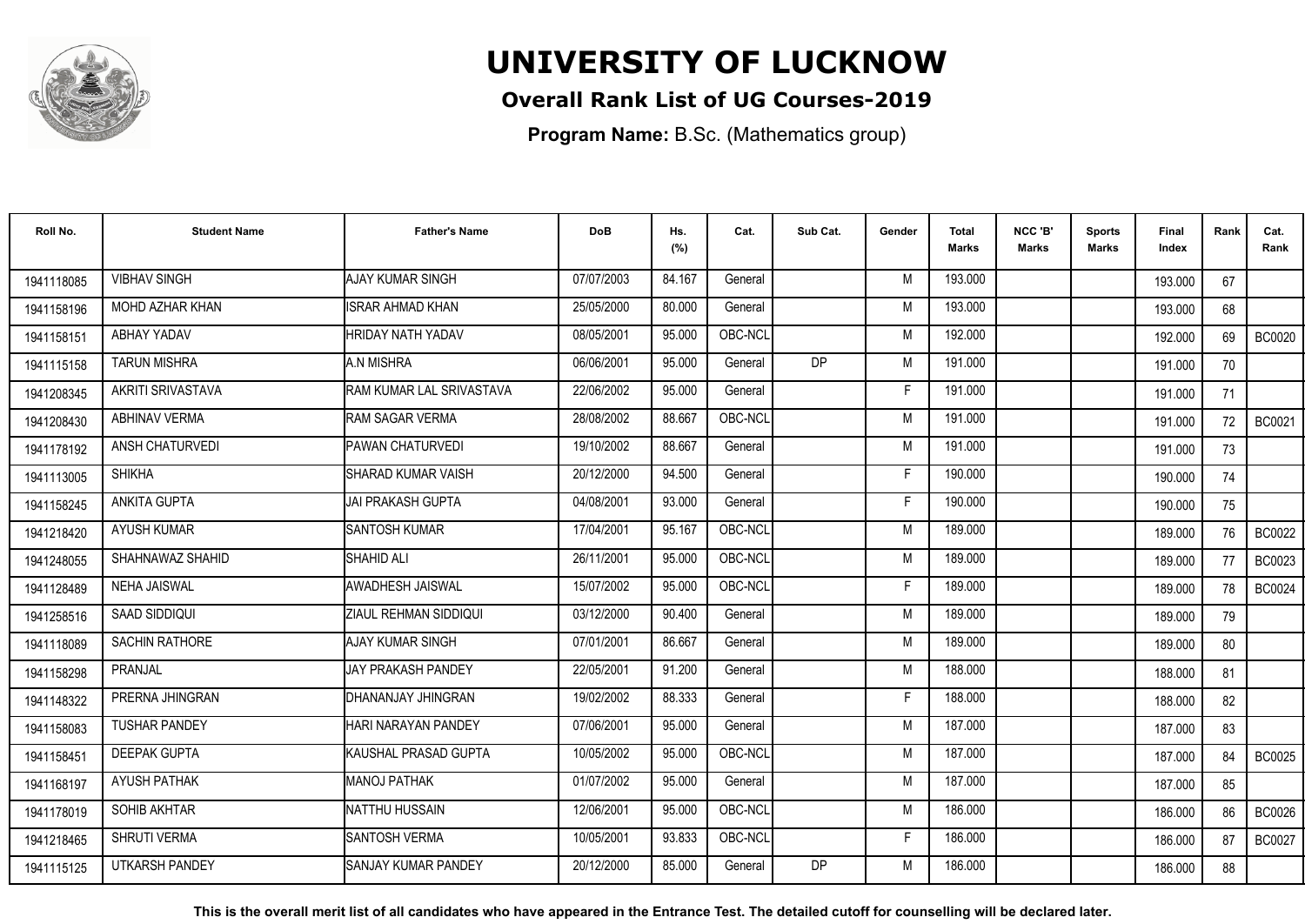# UNIVERSITY OF LUCKNOW

**Overall Rank List of UG Courses-2019**

**Program Name:** B.Sc. (Mathematics group)

| Roll No. | Student Name | Father's Name | DoB | Hs. (%) | Cat. | Sub Cat. | Gender | Total Marks | NCC 'B' Marks | Sports Marks | Final Index | Rank | Cat. Rank |
|---|---|---|---|---|---|---|---|---|---|---|---|---|---|
| 1941118085 | VIBHAV SINGH | AJAY KUMAR SINGH | 07/07/2003 | 84.167 | General | | M | 193.000 | | | 193.000 | 67 | |
| 1941158196 | MOHD AZHAR KHAN | ISRAR AHMAD KHAN | 25/05/2000 | 80.000 | General | | M | 193.000 | | | 193.000 | 68 | |
| 1941158151 | ABHAY YADAV | HRIDAY NATH YADAV | 08/05/2001 | 95.000 | OBC-NCL | | M | 192.000 | | | 192.000 | 69 | BC0020 |
| 1941115158 | TARUN MISHRA | A.N MISHRA | 06/06/2001 | 95.000 | General | DP | M | 191.000 | | | 191.000 | 70 | |
| 1941208345 | AKRITI SRIVASTAVA | RAM KUMAR LAL SRIVASTAVA | 22/06/2002 | 95.000 | General | | F | 191.000 | | | 191.000 | 71 | |
| 1941208430 | ABHINAV VERMA | RAM SAGAR VERMA | 28/08/2002 | 88.667 | OBC-NCL | | M | 191.000 | | | 191.000 | 72 | BC0021 |
| 1941178192 | ANSH CHATURVEDI | PAWAN CHATURVEDI | 19/10/2002 | 88.667 | General | | M | 191.000 | | | 191.000 | 73 | |
| 1941113005 | SHIKHA | SHARAD KUMAR VAISH | 20/12/2000 | 94.500 | General | | F | 190.000 | | | 190.000 | 74 | |
| 1941158245 | ANKITA GUPTA | JAI PRAKASH GUPTA | 04/08/2001 | 93.000 | General | | F | 190.000 | | | 190.000 | 75 | |
| 1941218420 | AYUSH KUMAR | SANTOSH KUMAR | 17/04/2001 | 95.167 | OBC-NCL | | M | 189.000 | | | 189.000 | 76 | BC0022 |
| 1941248055 | SHAHNAWAZ SHAHID | SHAHID ALI | 26/11/2001 | 95.000 | OBC-NCL | | M | 189.000 | | | 189.000 | 77 | BC0023 |
| 1941128489 | NEHA JAISWAL | AWADHESH JAISWAL | 15/07/2002 | 95.000 | OBC-NCL | | F | 189.000 | | | 189.000 | 78 | BC0024 |
| 1941258516 | SAAD SIDDIQUI | ZIAUL REHMAN SIDDIQUI | 03/12/2000 | 90.400 | General | | M | 189.000 | | | 189.000 | 79 | |
| 1941118089 | SACHIN RATHORE | AJAY KUMAR SINGH | 07/01/2001 | 86.667 | General | | M | 189.000 | | | 189.000 | 80 | |
| 1941158298 | PRANJAL | JAY PRAKASH PANDEY | 22/05/2001 | 91.200 | General | | M | 188.000 | | | 188.000 | 81 | |
| 1941148322 | PRERNA JHINGRAN | DHANANJAY JHINGRAN | 19/02/2002 | 88.333 | General | | F | 188.000 | | | 188.000 | 82 | |
| 1941158083 | TUSHAR PANDEY | HARI NARAYAN PANDEY | 07/06/2001 | 95.000 | General | | M | 187.000 | | | 187.000 | 83 | |
| 1941158451 | DEEPAK GUPTA | KAUSHAL PRASAD GUPTA | 10/05/2002 | 95.000 | OBC-NCL | | M | 187.000 | | | 187.000 | 84 | BC0025 |
| 1941168197 | AYUSH PATHAK | MANOJ PATHAK | 01/07/2002 | 95.000 | General | | M | 187.000 | | | 187.000 | 85 | |
| 1941178019 | SOHIB AKHTAR | NATTHU HUSSAIN | 12/06/2001 | 95.000 | OBC-NCL | | M | 186.000 | | | 186.000 | 86 | BC0026 |
| 1941218465 | SHRUTI VERMA | SANTOSH VERMA | 10/05/2001 | 93.833 | OBC-NCL | | F | 186.000 | | | 186.000 | 87 | BC0027 |
| 1941115125 | UTKARSH PANDEY | SANJAY KUMAR PANDEY | 20/12/2000 | 85.000 | General | DP | M | 186.000 | | | 186.000 | 88 | |

**This is the overall merit list of all candidates who have appeared in the Entrance Test. The detailed cutoff for counselling will be declared later.**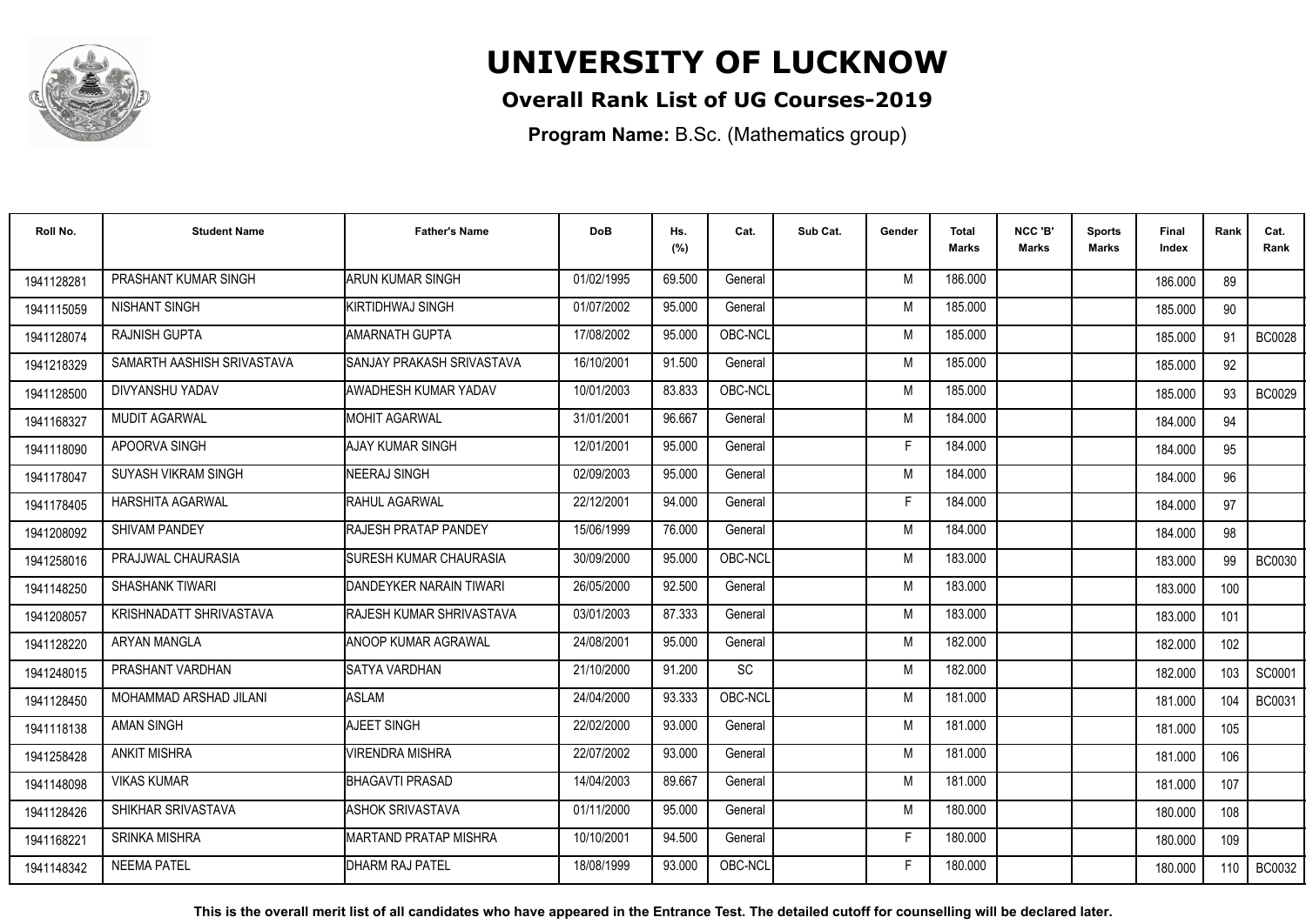# UNIVERSITY OF LUCKNOW

## Overall Rank List of UG Courses-2019

**Program Name:** B.Sc. (Mathematics group)

| Roll No. | Student Name | Father's Name | DoB | Hs. (%) | Cat. | Sub Cat. | Gender | Total Marks | NCC 'B' Marks | Sports Marks | Final Index | Rank | Cat. Rank |
|---|---|---|---|---|---|---|---|---|---|---|---|---|---|
| 1941128281 | PRASHANT KUMAR SINGH | ARUN KUMAR SINGH | 01/02/1995 | 69.500 | General | | M | 186.000 | | | 186.000 | 89 | |
| 1941115059 | NISHANT SINGH | KIRTIDHWAJ SINGH | 01/07/2002 | 95.000 | General | | M | 185.000 | | | 185.000 | 90 | |
| 1941128074 | RAJNISH GUPTA | AMARNATH GUPTA | 17/08/2002 | 95.000 | OBC-NCL | | M | 185.000 | | | 185.000 | 91 | BC0028 |
| 1941218329 | SAMARTH AASHISH SRIVASTAVA | SANJAY PRAKASH SRIVASTAVA | 16/10/2001 | 91.500 | General | | M | 185.000 | | | 185.000 | 92 | |
| 1941128500 | DIVYANSHU YADAV | AWADHESH KUMAR YADAV | 10/01/2003 | 83.833 | OBC-NCL | | M | 185.000 | | | 185.000 | 93 | BC0029 |
| 1941168327 | MUDIT AGARWAL | MOHIT AGARWAL | 31/01/2001 | 96.667 | General | | M | 184.000 | | | 184.000 | 94 | |
| 1941118090 | APOORVA SINGH | AJAY KUMAR SINGH | 12/01/2001 | 95.000 | General | | F | 184.000 | | | 184.000 | 95 | |
| 1941178047 | SUYASH VIKRAM SINGH | NEERAJ SINGH | 02/09/2003 | 95.000 | General | | M | 184.000 | | | 184.000 | 96 | |
| 1941178405 | HARSHITA AGARWAL | RAHUL AGARWAL | 22/12/2001 | 94.000 | General | | F | 184.000 | | | 184.000 | 97 | |
| 1941208092 | SHIVAM PANDEY | RAJESH PRATAP PANDEY | 15/06/1999 | 76.000 | General | | M | 184.000 | | | 184.000 | 98 | |
| 1941258016 | PRAJJWAL CHAURASIA | SURESH KUMAR CHAURASIA | 30/09/2000 | 95.000 | OBC-NCL | | M | 183.000 | | | 183.000 | 99 | BC0030 |
| 1941148250 | SHASHANK TIWARI | DANDEYKER NARAIN TIWARI | 26/05/2000 | 92.500 | General | | M | 183.000 | | | 183.000 | 100 | |
| 1941208057 | KRISHNADATT SHRIVASTAVA | RAJESH KUMAR SHRIVASTAVA | 03/01/2003 | 87.333 | General | | M | 183.000 | | | 183.000 | 101 | |
| 1941128220 | ARYAN MANGLA | ANOOP KUMAR AGRAWAL | 24/08/2001 | 95.000 | General | | M | 182.000 | | | 182.000 | 102 | |
| 1941248015 | PRASHANT VARDHAN | SATYA VARDHAN | 21/10/2000 | 91.200 | SC | | M | 182.000 | | | 182.000 | 103 | SC0001 |
| 1941128450 | MOHAMMAD ARSHAD JILANI | ASLAM | 24/04/2000 | 93.333 | OBC-NCL | | M | 181.000 | | | 181.000 | 104 | BC0031 |
| 1941118138 | AMAN SINGH | AJEET SINGH | 22/02/2000 | 93.000 | General | | M | 181.000 | | | 181.000 | 105 | |
| 1941258428 | ANKIT MISHRA | VIRENDRA MISHRA | 22/07/2002 | 93.000 | General | | M | 181.000 | | | 181.000 | 106 | |
| 1941148098 | VIKAS KUMAR | BHAGAVTI PRASAD | 14/04/2003 | 89.667 | General | | M | 181.000 | | | 181.000 | 107 | |
| 1941128426 | SHIKHAR SRIVASTAVA | ASHOK SRIVASTAVA | 01/11/2000 | 95.000 | General | | M | 180.000 | | | 180.000 | 108 | |
| 1941168221 | SRINKA MISHRA | MARTAND PRATAP MISHRA | 10/10/2001 | 94.500 | General | | F | 180.000 | | | 180.000 | 109 | |
| 1941148342 | NEEMA PATEL | DHARM RAJ PATEL | 18/08/1999 | 93.000 | OBC-NCL | | F | 180.000 | | | 180.000 | 110 | BC0032 |

**This is the overall merit list of all candidates who have appeared in the Entrance Test. The detailed cutoff for counselling will be declared later.**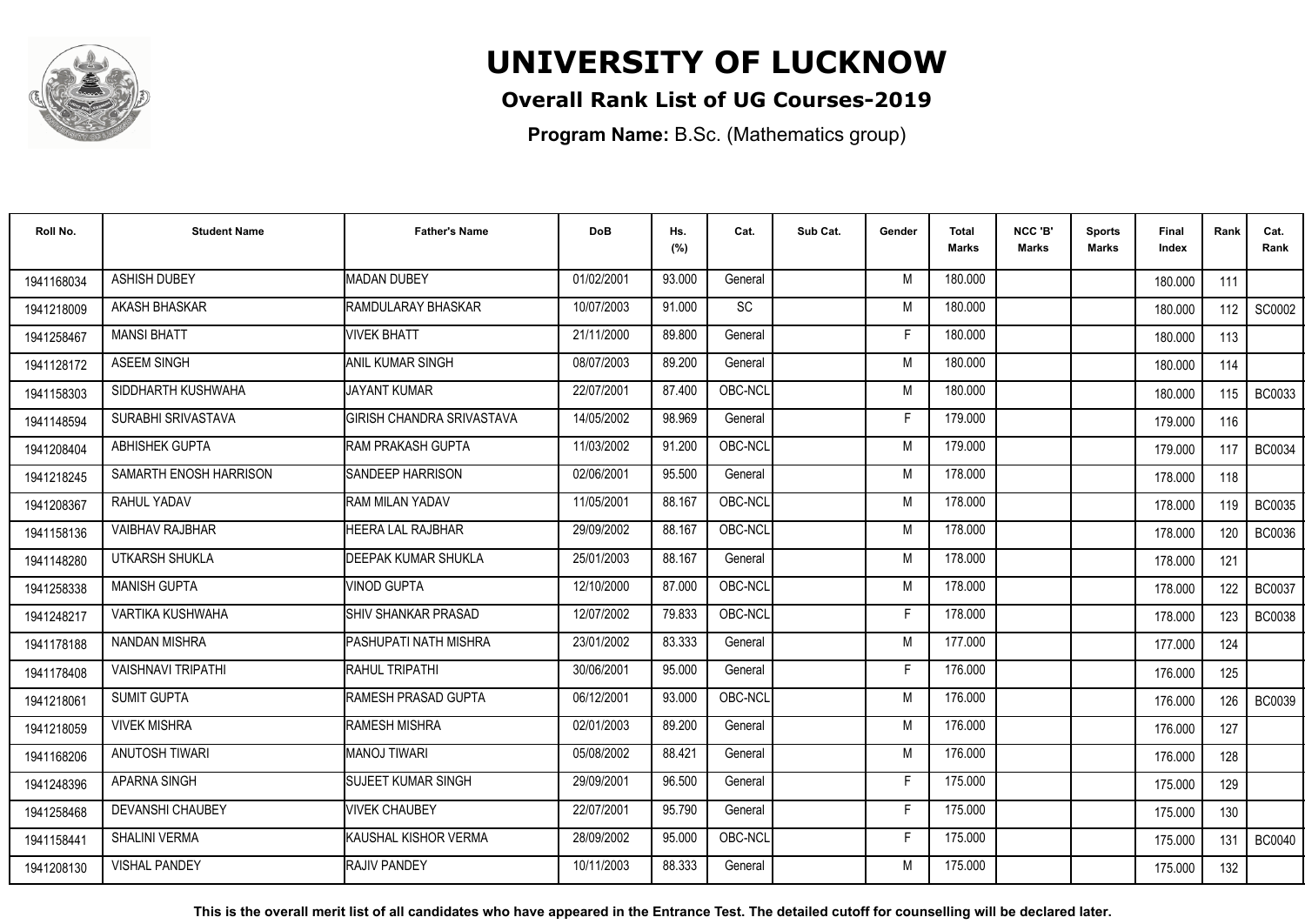# UNIVERSITY OF LUCKNOW

**Overall Rank List of UG Courses-2019**

**Program Name:** B.Sc. (Mathematics group)

| Roll No. | Student Name | Father's Name | DoB | Hs. (%) | Cat. | Sub Cat. | Gender | Total Marks | NCC 'B' Marks | Sports Marks | Final Index | Rank | Cat. Rank |
|---|---|---|---|---|---|---|---|---|---|---|---|---|---|
| 1941168034 | ASHISH DUBEY | MADAN DUBEY | 01/02/2001 | 93.000 | General | | M | 180.000 | | | 180.000 | 111 | |
| 1941218009 | AKASH BHASKAR | RAMDULARAY BHASKAR | 10/07/2003 | 91.000 | SC | | M | 180.000 | | | 180.000 | 112 | SC0002 |
| 1941258467 | MANSI BHATT | VIVEK BHATT | 21/11/2000 | 89.800 | General | | F | 180.000 | | | 180.000 | 113 | |
| 1941128172 | ASEEM SINGH | ANIL KUMAR SINGH | 08/07/2003 | 89.200 | General | | M | 180.000 | | | 180.000 | 114 | |
| 1941158303 | SIDDHARTH KUSHWAHA | JAYANT KUMAR | 22/07/2001 | 87.400 | OBC-NCL | | M | 180.000 | | | 180.000 | 115 | BC0033 |
| 1941148594 | SURABHI SRIVASTAVA | GIRISH CHANDRA SRIVASTAVA | 14/05/2002 | 98.969 | General | | F | 179.000 | | | 179.000 | 116 | |
| 1941208404 | ABHISHEK GUPTA | RAM PRAKASH GUPTA | 11/03/2002 | 91.200 | OBC-NCL | | M | 179.000 | | | 179.000 | 117 | BC0034 |
| 1941218245 | SAMARTH ENOSH HARRISON | SANDEEP HARRISON | 02/06/2001 | 95.500 | General | | M | 178.000 | | | 178.000 | 118 | |
| 1941208367 | RAHUL YADAV | RAM MILAN YADAV | 11/05/2001 | 88.167 | OBC-NCL | | M | 178.000 | | | 178.000 | 119 | BC0035 |
| 1941158136 | VAIBHAV RAJBHAR | HEERA LAL RAJBHAR | 29/09/2002 | 88.167 | OBC-NCL | | M | 178.000 | | | 178.000 | 120 | BC0036 |
| 1941148280 | UTKARSH SHUKLA | DEEPAK KUMAR SHUKLA | 25/01/2003 | 88.167 | General | | M | 178.000 | | | 178.000 | 121 | |
| 1941258338 | MANISH GUPTA | VINOD GUPTA | 12/10/2000 | 87.000 | OBC-NCL | | M | 178.000 | | | 178.000 | 122 | BC0037 |
| 1941248217 | VARTIKA KUSHWAHA | SHIV SHANKAR PRASAD | 12/07/2002 | 79.833 | OBC-NCL | | F | 178.000 | | | 178.000 | 123 | BC0038 |
| 1941178188 | NANDAN MISHRA | PASHUPATI NATH MISHRA | 23/01/2002 | 83.333 | General | | M | 177.000 | | | 177.000 | 124 | |
| 1941178408 | VAISHNAVI TRIPATHI | RAHUL TRIPATHI | 30/06/2001 | 95.000 | General | | F | 176.000 | | | 176.000 | 125 | |
| 1941218061 | SUMIT GUPTA | RAMESH PRASAD GUPTA | 06/12/2001 | 93.000 | OBC-NCL | | M | 176.000 | | | 176.000 | 126 | BC0039 |
| 1941218059 | VIVEK MISHRA | RAMESH MISHRA | 02/01/2003 | 89.200 | General | | M | 176.000 | | | 176.000 | 127 | |
| 1941168206 | ANUTOSH TIWARI | MANOJ TIWARI | 05/08/2002 | 88.421 | General | | M | 176.000 | | | 176.000 | 128 | |
| 1941248396 | APARNA SINGH | SUJEET KUMAR SINGH | 29/09/2001 | 96.500 | General | | F | 175.000 | | | 175.000 | 129 | |
| 1941258468 | DEVANSHI CHAUBEY | VIVEK CHAUBEY | 22/07/2001 | 95.790 | General | | F | 175.000 | | | 175.000 | 130 | |
| 1941158441 | SHALINI VERMA | KAUSHAL KISHOR VERMA | 28/09/2002 | 95.000 | OBC-NCL | | F | 175.000 | | | 175.000 | 131 | BC0040 |
| 1941208130 | VISHAL PANDEY | RAJIV PANDEY | 10/11/2003 | 88.333 | General | | M | 175.000 | | | 175.000 | 132 | |

**This is the overall merit list of all candidates who have appeared in the Entrance Test. The detailed cutoff for counselling will be declared later.**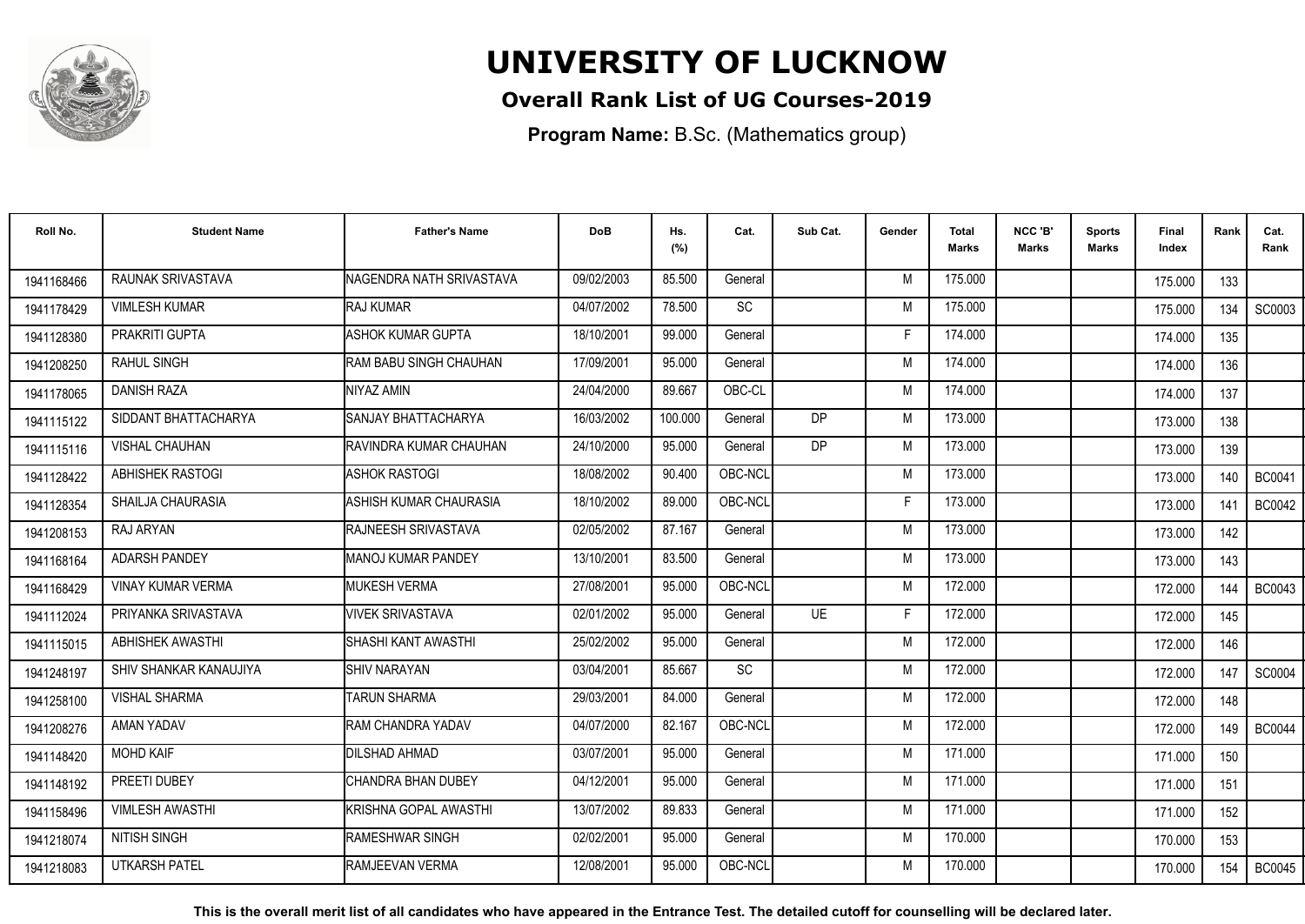# UNIVERSITY OF LUCKNOW

## Overall Rank List of UG Courses-2019

**Program Name:** B.Sc. (Mathematics group)

| Roll No. | Student Name | Father's Name | DoB | Hs. (%) | Cat. | Sub Cat. | Gender | Total Marks | NCC 'B' Marks | Sports Marks | Final Index | Rank | Cat. Rank |
|---|---|---|---|---|---|---|---|---|---|---|---|---|---|
| 1941168466 | RAUNAK SRIVASTAVA | NAGENDRA NATH SRIVASTAVA | 09/02/2003 | 85.500 | General | | M | 175.000 | | | 175.000 | 133 | |
| 1941178429 | VIMLESH KUMAR | RAJ KUMAR | 04/07/2002 | 78.500 | SC | | M | 175.000 | | | 175.000 | 134 | SC0003 |
| 1941128380 | PRAKRITI GUPTA | ASHOK KUMAR GUPTA | 18/10/2001 | 99.000 | General | | F | 174.000 | | | 174.000 | 135 | |
| 1941208250 | RAHUL SINGH | RAM BABU SINGH CHAUHAN | 17/09/2001 | 95.000 | General | | M | 174.000 | | | 174.000 | 136 | |
| 1941178065 | DANISH RAZA | NIYAZ AMIN | 24/04/2000 | 89.667 | OBC-CL | | M | 174.000 | | | 174.000 | 137 | |
| 1941115122 | SIDDANT BHATTACHARYA | SANJAY BHATTACHARYA | 16/03/2002 | 100.000 | General | DP | M | 173.000 | | | 173.000 | 138 | |
| 1941115116 | VISHAL CHAUHAN | RAVINDRA KUMAR CHAUHAN | 24/10/2000 | 95.000 | General | DP | M | 173.000 | | | 173.000 | 139 | |
| 1941128422 | ABHISHEK RASTOGI | ASHOK RASTOGI | 18/08/2002 | 90.400 | OBC-NCL | | M | 173.000 | | | 173.000 | 140 | BC0041 |
| 1941128354 | SHAILJA CHAURASIA | ASHISH KUMAR CHAURASIA | 18/10/2002 | 89.000 | OBC-NCL | | F | 173.000 | | | 173.000 | 141 | BC0042 |
| 1941208153 | RAJ ARYAN | RAJNEESH SRIVASTAVA | 02/05/2002 | 87.167 | General | | M | 173.000 | | | 173.000 | 142 | |
| 1941168164 | ADARSH PANDEY | MANOJ KUMAR PANDEY | 13/10/2001 | 83.500 | General | | M | 173.000 | | | 173.000 | 143 | |
| 1941168429 | VINAY KUMAR VERMA | MUKESH VERMA | 27/08/2001 | 95.000 | OBC-NCL | | M | 172.000 | | | 172.000 | 144 | BC0043 |
| 1941112024 | PRIYANKA SRIVASTAVA | VIVEK SRIVASTAVA | 02/01/2002 | 95.000 | General | UE | F | 172.000 | | | 172.000 | 145 | |
| 1941115015 | ABHISHEK AWASTHI | SHASHI KANT AWASTHI | 25/02/2002 | 95.000 | General | | M | 172.000 | | | 172.000 | 146 | |
| 1941248197 | SHIV SHANKAR KANAUJIYA | SHIV NARAYAN | 03/04/2001 | 85.667 | SC | | M | 172.000 | | | 172.000 | 147 | SC0004 |
| 1941258100 | VISHAL SHARMA | TARUN SHARMA | 29/03/2001 | 84.000 | General | | M | 172.000 | | | 172.000 | 148 | |
| 1941208276 | AMAN YADAV | RAM CHANDRA YADAV | 04/07/2000 | 82.167 | OBC-NCL | | M | 172.000 | | | 172.000 | 149 | BC0044 |
| 1941148420 | MOHD KAIF | DILSHAD AHMAD | 03/07/2001 | 95.000 | General | | M | 171.000 | | | 171.000 | 150 | |
| 1941148192 | PREETI DUBEY | CHANDRA BHAN DUBEY | 04/12/2001 | 95.000 | General | | M | 171.000 | | | 171.000 | 151 | |
| 1941158496 | VIMLESH AWASTHI | KRISHNA GOPAL AWASTHI | 13/07/2002 | 89.833 | General | | M | 171.000 | | | 171.000 | 152 | |
| 1941218074 | NITISH SINGH | RAMESHWAR SINGH | 02/02/2001 | 95.000 | General | | M | 170.000 | | | 170.000 | 153 | |
| 1941218083 | UTKARSH PATEL | RAMJEEVAN VERMA | 12/08/2001 | 95.000 | OBC-NCL | | M | 170.000 | | | 170.000 | 154 | BC0045 |

**This is the overall merit list of all candidates who have appeared in the Entrance Test. The detailed cutoff for counselling will be declared later.**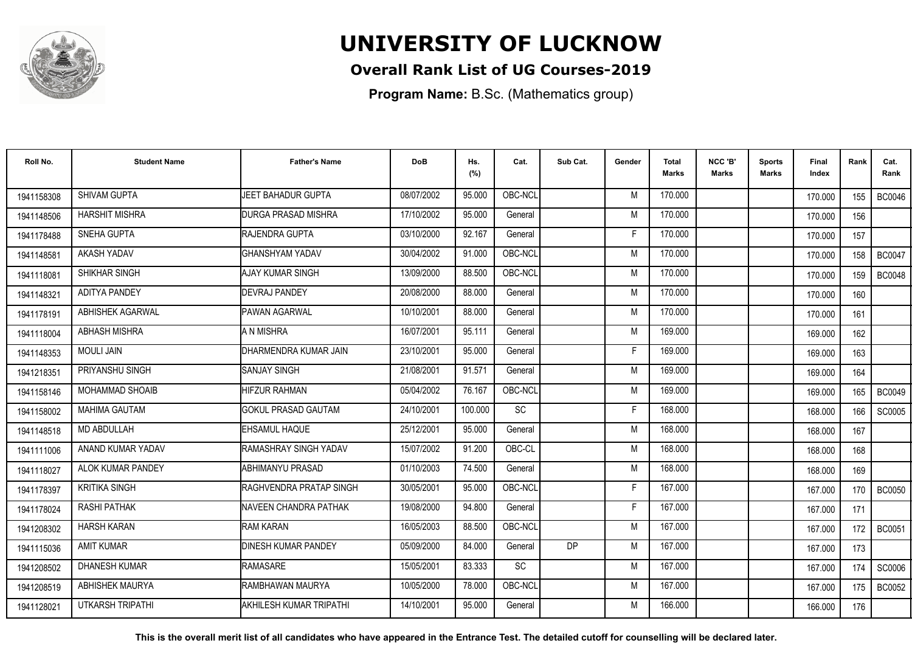# UNIVERSITY OF LUCKNOW

## Overall Rank List of UG Courses-2019

**Program Name:** B.Sc. (Mathematics group)

| Roll No. | Student Name | Father's Name | DoB | Hs. (%) | Cat. | Sub Cat. | Gender | Total Marks | NCC 'B' Marks | Sports Marks | Final Index | Rank | Cat. Rank |
|---|---|---|---|---|---|---|---|---|---|---|---|---|---|
| 1941158308 | SHIVAM GUPTA | JEET BAHADUR GUPTA | 08/07/2002 | 95.000 | OBC-NCL | | M | 170.000 | | | 170.000 | 155 | BC0046 |
| 1941148506 | HARSHIT MISHRA | DURGA PRASAD MISHRA | 17/10/2002 | 95.000 | General | | M | 170.000 | | | 170.000 | 156 | |
| 1941178488 | SNEHA GUPTA | RAJENDRA GUPTA | 03/10/2000 | 92.167 | General | | F | 170.000 | | | 170.000 | 157 | |
| 1941148581 | AKASH YADAV | GHANSHYAM YADAV | 30/04/2002 | 91.000 | OBC-NCL | | M | 170.000 | | | 170.000 | 158 | BC0047 |
| 1941118081 | SHIKHAR SINGH | AJAY KUMAR SINGH | 13/09/2000 | 88.500 | OBC-NCL | | M | 170.000 | | | 170.000 | 159 | BC0048 |
| 1941148321 | ADITYA PANDEY | DEVRAJ PANDEY | 20/08/2000 | 88.000 | General | | M | 170.000 | | | 170.000 | 160 | |
| 1941178191 | ABHISHEK AGARWAL | PAWAN AGARWAL | 10/10/2001 | 88.000 | General | | M | 170.000 | | | 170.000 | 161 | |
| 1941118004 | ABHASH MISHRA | A N MISHRA | 16/07/2001 | 95.111 | General | | M | 169.000 | | | 169.000 | 162 | |
| 1941148353 | MOULI JAIN | DHARMENDRA KUMAR JAIN | 23/10/2001 | 95.000 | General | | F | 169.000 | | | 169.000 | 163 | |
| 1941218351 | PRIYANSHU SINGH | SANJAY SINGH | 21/08/2001 | 91.571 | General | | M | 169.000 | | | 169.000 | 164 | |
| 1941158146 | MOHAMMAD SHOAIB | HIFZUR RAHMAN | 05/04/2002 | 76.167 | OBC-NCL | | M | 169.000 | | | 169.000 | 165 | BC0049 |
| 1941158002 | MAHIMA GAUTAM | GOKUL PRASAD GAUTAM | 24/10/2001 | 100.000 | SC | | F | 168.000 | | | 168.000 | 166 | SC0005 |
| 1941148518 | MD ABDULLAH | EHSAMUL HAQUE | 25/12/2001 | 95.000 | General | | M | 168.000 | | | 168.000 | 167 | |
| 1941111006 | ANAND KUMAR YADAV | RAMASHRAY SINGH YADAV | 15/07/2002 | 91.200 | OBC-CL | | M | 168.000 | | | 168.000 | 168 | |
| 1941118027 | ALOK KUMAR PANDEY | ABHIMANYU PRASAD | 01/10/2003 | 74.500 | General | | M | 168.000 | | | 168.000 | 169 | |
| 1941178397 | KRITIKA SINGH | RAGHVENDRA PRATAP SINGH | 30/05/2001 | 95.000 | OBC-NCL | | F | 167.000 | | | 167.000 | 170 | BC0050 |
| 1941178024 | RASHI PATHAK | NAVEEN CHANDRA PATHAK | 19/08/2000 | 94.800 | General | | F | 167.000 | | | 167.000 | 171 | |
| 1941208302 | HARSH KARAN | RAM KARAN | 16/05/2003 | 88.500 | OBC-NCL | | M | 167.000 | | | 167.000 | 172 | BC0051 |
| 1941115036 | AMIT KUMAR | DINESH KUMAR PANDEY | 05/09/2000 | 84.000 | General | DP | M | 167.000 | | | 167.000 | 173 | |
| 1941208502 | DHANESH KUMAR | RAMASARE | 15/05/2001 | 83.333 | SC | | M | 167.000 | | | 167.000 | 174 | SC0006 |
| 1941208519 | ABHISHEK MAURYA | RAMBHAWAN MAURYA | 10/05/2000 | 78.000 | OBC-NCL | | M | 167.000 | | | 167.000 | 175 | BC0052 |
| 1941128021 | UTKARSH TRIPATHI | AKHILESH KUMAR TRIPATHI | 14/10/2001 | 95.000 | General | | M | 166.000 | | | 166.000 | 176 | |

**This is the overall merit list of all candidates who have appeared in the Entrance Test. The detailed cutoff for counselling will be declared later.**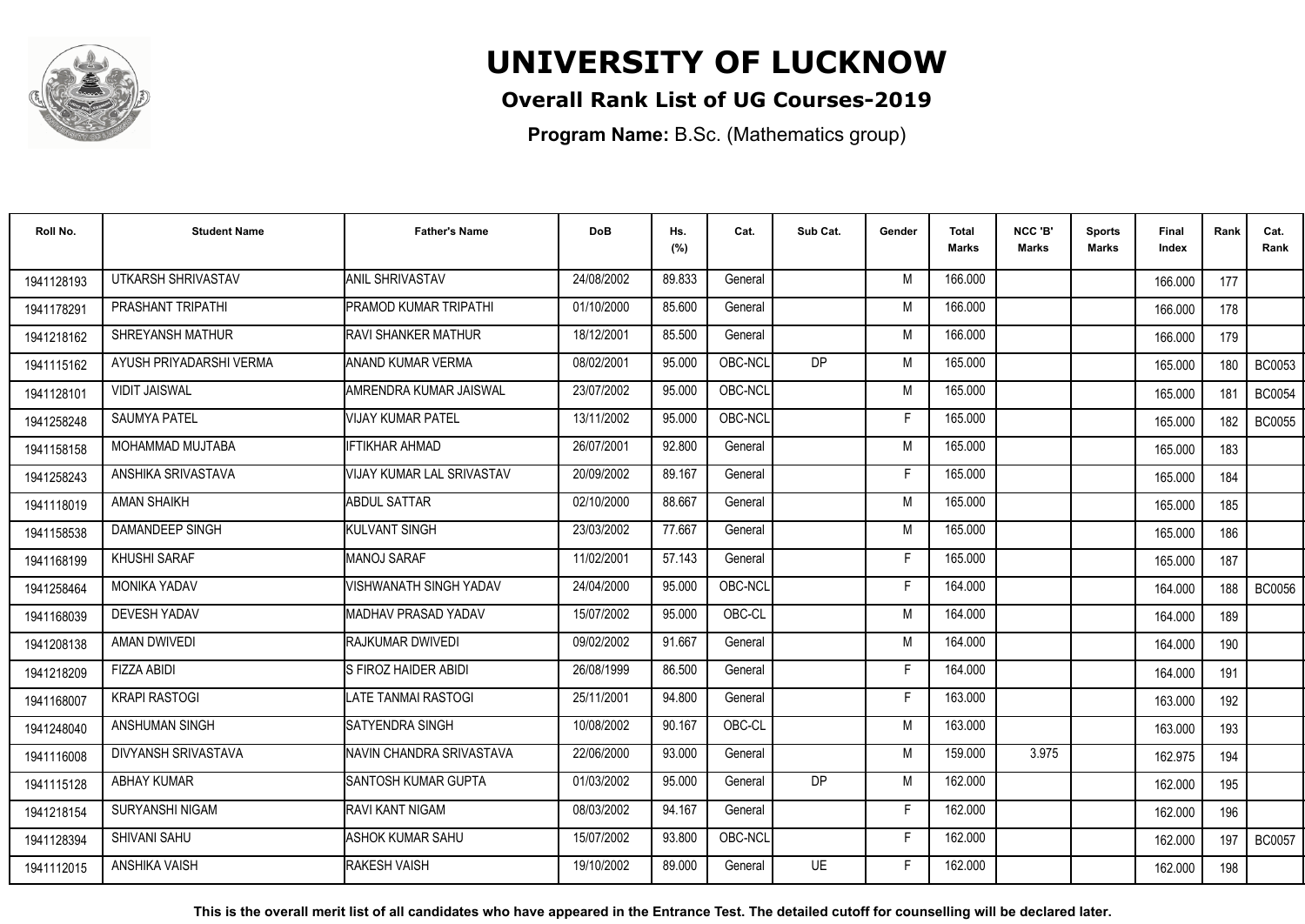# UNIVERSITY OF LUCKNOW

## Overall Rank List of UG Courses-2019

**Program Name:** B.Sc. (Mathematics group)

| Roll No. | Student Name | Father's Name | DoB | Hs. (%) | Cat. | Sub Cat. | Gender | Total Marks | NCC 'B' Marks | Sports Marks | Final Index | Rank | Cat. Rank |
|---|---|---|---|---|---|---|---|---|---|---|---|---|---|
| 1941128193 | UTKARSH SHRIVASTAV | ANIL SHRIVASTAV | 24/08/2002 | 89.833 | General | | M | 166.000 | | | 166.000 | 177 | |
| 1941178291 | PRASHANT TRIPATHI | PRAMOD KUMAR TRIPATHI | 01/10/2000 | 85.600 | General | | M | 166.000 | | | 166.000 | 178 | |
| 1941218162 | SHREYANSH MATHUR | RAVI SHANKER MATHUR | 18/12/2001 | 85.500 | General | | M | 166.000 | | | 166.000 | 179 | |
| 1941115162 | AYUSH PRIYADARSHI VERMA | ANAND KUMAR VERMA | 08/02/2001 | 95.000 | OBC-NCL | DP | M | 165.000 | | | 165.000 | 180 | BC0053 |
| 1941128101 | VIDIT JAISWAL | AMRENDRA KUMAR JAISWAL | 23/07/2002 | 95.000 | OBC-NCL | | M | 165.000 | | | 165.000 | 181 | BC0054 |
| 1941258248 | SAUMYA PATEL | VIJAY KUMAR PATEL | 13/11/2002 | 95.000 | OBC-NCL | | F | 165.000 | | | 165.000 | 182 | BC0055 |
| 1941158158 | MOHAMMAD MUJTABA | IFTIKHAR AHMAD | 26/07/2001 | 92.800 | General | | M | 165.000 | | | 165.000 | 183 | |
| 1941258243 | ANSHIKA SRIVASTAVA | VIJAY KUMAR LAL SRIVASTAV | 20/09/2002 | 89.167 | General | | F | 165.000 | | | 165.000 | 184 | |
| 1941118019 | AMAN SHAIKH | ABDUL SATTAR | 02/10/2000 | 88.667 | General | | M | 165.000 | | | 165.000 | 185 | |
| 1941158538 | DAMANDEEP SINGH | KULVANT SINGH | 23/03/2002 | 77.667 | General | | M | 165.000 | | | 165.000 | 186 | |
| 1941168199 | KHUSHI SARAF | MANOJ SARAF | 11/02/2001 | 57.143 | General | | F | 165.000 | | | 165.000 | 187 | |
| 1941258464 | MONIKA YADAV | VISHWANATH SINGH YADAV | 24/04/2000 | 95.000 | OBC-NCL | | F | 164.000 | | | 164.000 | 188 | BC0056 |
| 1941168039 | DEVESH YADAV | MADHAV PRASAD YADAV | 15/07/2002 | 95.000 | OBC-CL | | M | 164.000 | | | 164.000 | 189 | |
| 1941208138 | AMAN DWIVEDI | RAJKUMAR DWIVEDI | 09/02/2002 | 91.667 | General | | M | 164.000 | | | 164.000 | 190 | |
| 1941218209 | FIZZA ABIDI | S FIROZ HAIDER ABIDI | 26/08/1999 | 86.500 | General | | F | 164.000 | | | 164.000 | 191 | |
| 1941168007 | KRAPI RASTOGI | LATE TANMAI RASTOGI | 25/11/2001 | 94.800 | General | | F | 163.000 | | | 163.000 | 192 | |
| 1941248040 | ANSHUMAN SINGH | SATYENDRA SINGH | 10/08/2002 | 90.167 | OBC-CL | | M | 163.000 | | | 163.000 | 193 | |
| 1941116008 | DIVYANSH SRIVASTAVA | NAVIN CHANDRA SRIVASTAVA | 22/06/2000 | 93.000 | General | | M | 159.000 | 3.975 | | 162.975 | 194 | |
| 1941115128 | ABHAY KUMAR | SANTOSH KUMAR GUPTA | 01/03/2002 | 95.000 | General | DP | M | 162.000 | | | 162.000 | 195 | |
| 1941218154 | SURYANSHI NIGAM | RAVI KANT NIGAM | 08/03/2002 | 94.167 | General | | F | 162.000 | | | 162.000 | 196 | |
| 1941128394 | SHIVANI SAHU | ASHOK KUMAR SAHU | 15/07/2002 | 93.800 | OBC-NCL | | F | 162.000 | | | 162.000 | 197 | BC0057 |
| 1941112015 | ANSHIKA VAISH | RAKESH VAISH | 19/10/2002 | 89.000 | General | UE | F | 162.000 | | | 162.000 | 198 | |

**This is the overall merit list of all candidates who have appeared in the Entrance Test. The detailed cutoff for counselling will be declared later.**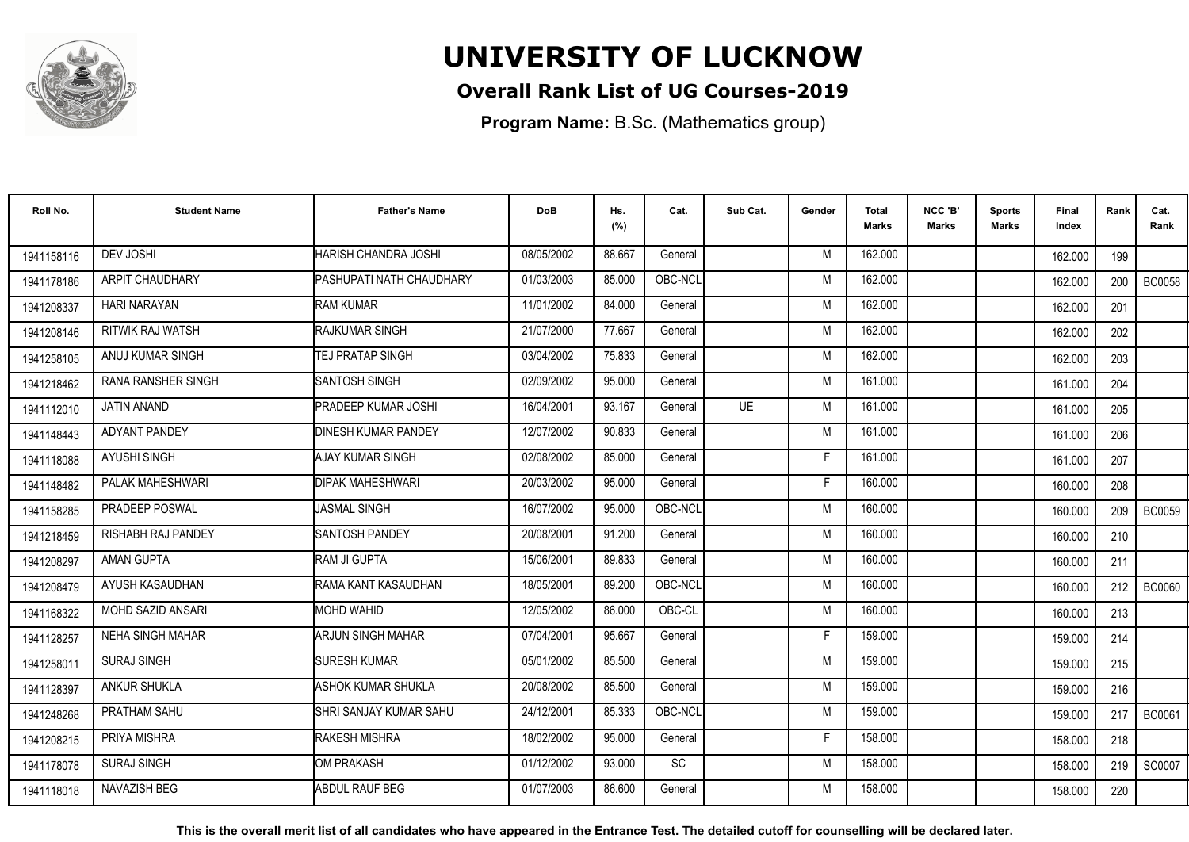# UNIVERSITY OF LUCKNOW

**Overall Rank List of UG Courses-2019**

**Program Name:** B.Sc. (Mathematics group)

| Roll No. | Student Name | Father's Name | DoB | Hs. (%) | Cat. | Sub Cat. | Gender | Total Marks | NCC 'B' Marks | Sports Marks | Final Index | Rank | Cat. Rank |
|---|---|---|---|---|---|---|---|---|---|---|---|---|---|
| 1941158116 | DEV JOSHI | HARISH CHANDRA JOSHI | 08/05/2002 | 88.667 | General | | M | 162.000 | | | 162.000 | 199 | |
| 1941178186 | ARPIT CHAUDHARY | PASHUPATI NATH CHAUDHARY | 01/03/2003 | 85.000 | OBC-NCL | | M | 162.000 | | | 162.000 | 200 | BC0058 |
| 1941208337 | HARI NARAYAN | RAM KUMAR | 11/01/2002 | 84.000 | General | | M | 162.000 | | | 162.000 | 201 | |
| 1941208146 | RITWIK RAJ WATSH | RAJKUMAR SINGH | 21/07/2000 | 77.667 | General | | M | 162.000 | | | 162.000 | 202 | |
| 1941258105 | ANUJ KUMAR SINGH | TEJ PRATAP SINGH | 03/04/2002 | 75.833 | General | | M | 162.000 | | | 162.000 | 203 | |
| 1941218462 | RANA RANSHER SINGH | SANTOSH SINGH | 02/09/2002 | 95.000 | General | | M | 161.000 | | | 161.000 | 204 | |
| 1941112010 | JATIN ANAND | PRADEEP KUMAR JOSHI | 16/04/2001 | 93.167 | General | UE | M | 161.000 | | | 161.000 | 205 | |
| 1941148443 | ADYANT PANDEY | DINESH KUMAR PANDEY | 12/07/2002 | 90.833 | General | | M | 161.000 | | | 161.000 | 206 | |
| 1941118088 | AYUSHI SINGH | AJAY KUMAR SINGH | 02/08/2002 | 85.000 | General | | F | 161.000 | | | 161.000 | 207 | |
| 1941148482 | PALAK MAHESHWARI | DIPAK MAHESHWARI | 20/03/2002 | 95.000 | General | | F | 160.000 | | | 160.000 | 208 | |
| 1941158285 | PRADEEP POSWAL | JASMAL SINGH | 16/07/2002 | 95.000 | OBC-NCL | | M | 160.000 | | | 160.000 | 209 | BC0059 |
| 1941218459 | RISHABH RAJ PANDEY | SANTOSH PANDEY | 20/08/2001 | 91.200 | General | | M | 160.000 | | | 160.000 | 210 | |
| 1941208297 | AMAN GUPTA | RAM JI GUPTA | 15/06/2001 | 89.833 | General | | M | 160.000 | | | 160.000 | 211 | |
| 1941208479 | AYUSH KASAUDHAN | RAMA KANT KASAUDHAN | 18/05/2001 | 89.200 | OBC-NCL | | M | 160.000 | | | 160.000 | 212 | BC0060 |
| 1941168322 | MOHD SAZID ANSARI | MOHD WAHID | 12/05/2002 | 86.000 | OBC-CL | | M | 160.000 | | | 160.000 | 213 | |
| 1941128257 | NEHA SINGH MAHAR | ARJUN SINGH MAHAR | 07/04/2001 | 95.667 | General | | F | 159.000 | | | 159.000 | 214 | |
| 1941258011 | SURAJ SINGH | SURESH KUMAR | 05/01/2002 | 85.500 | General | | M | 159.000 | | | 159.000 | 215 | |
| 1941128397 | ANKUR SHUKLA | ASHOK KUMAR SHUKLA | 20/08/2002 | 85.500 | General | | M | 159.000 | | | 159.000 | 216 | |
| 1941248268 | PRATHAM SAHU | SHRI SANJAY KUMAR SAHU | 24/12/2001 | 85.333 | OBC-NCL | | M | 159.000 | | | 159.000 | 217 | BC0061 |
| 1941208215 | PRIYA MISHRA | RAKESH MISHRA | 18/02/2002 | 95.000 | General | | F | 158.000 | | | 158.000 | 218 | |
| 1941178078 | SURAJ SINGH | OM PRAKASH | 01/12/2002 | 93.000 | SC | | M | 158.000 | | | 158.000 | 219 | SC0007 |
| 1941118018 | NAVAZISH BEG | ABDUL RAUF BEG | 01/07/2003 | 86.600 | General | | M | 158.000 | | | 158.000 | 220 | |

**This is the overall merit list of all candidates who have appeared in the Entrance Test. The detailed cutoff for counselling will be declared later.**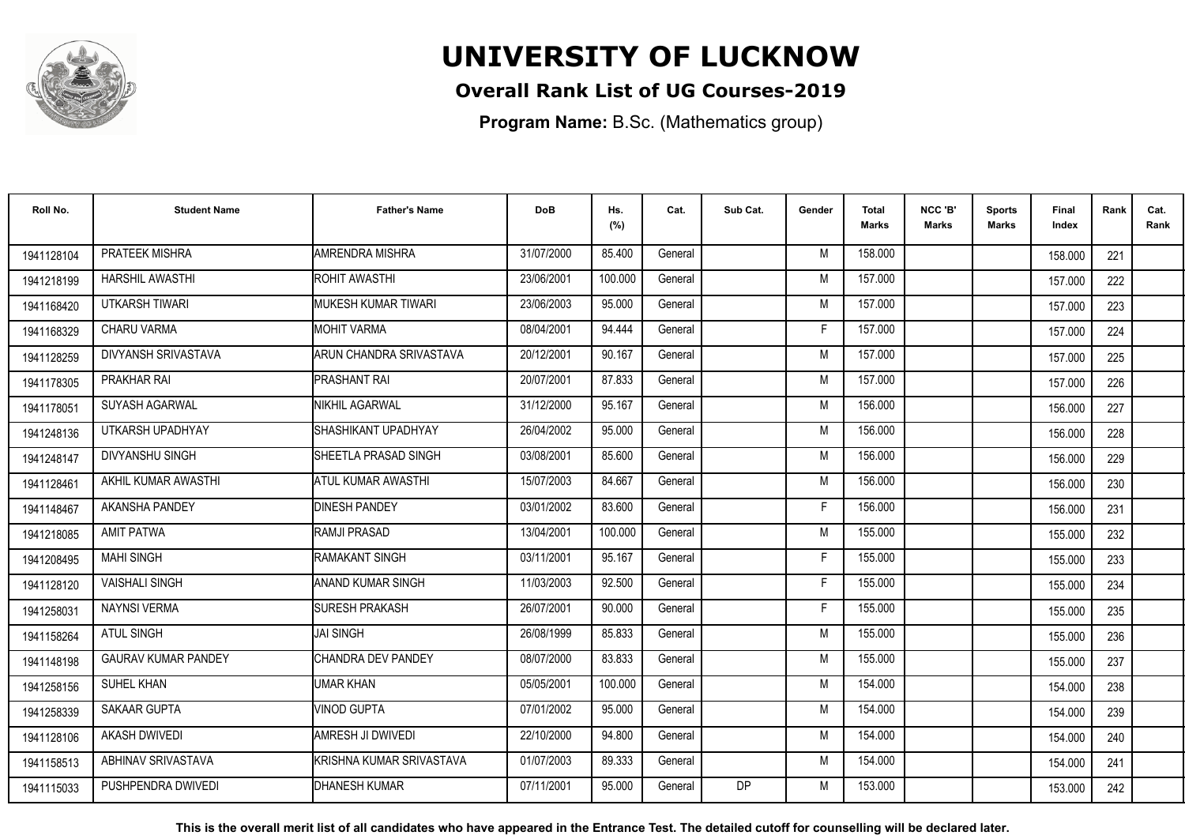# UNIVERSITY OF LUCKNOW

## Overall Rank List of UG Courses-2019

**Program Name:** B.Sc. (Mathematics group)

| Roll No. | Student Name | Father's Name | DoB | Hs. (%) | Cat. | Sub Cat. | Gender | Total Marks | NCC 'B' Marks | Sports Marks | Final Index | Rank | Cat. Rank |
|---|---|---|---|---|---|---|---|---|---|---|---|---|---|
| 1941128104 | PRATEEK MISHRA | AMRENDRA MISHRA | 31/07/2000 | 85.400 | General | | M | 158.000 | | | 158.000 | 221 | |
| 1941218199 | HARSHIL AWASTHI | ROHIT AWASTHI | 23/06/2001 | 100.000 | General | | M | 157.000 | | | 157.000 | 222 | |
| 1941168420 | UTKARSH TIWARI | MUKESH KUMAR TIWARI | 23/06/2003 | 95.000 | General | | M | 157.000 | | | 157.000 | 223 | |
| 1941168329 | CHARU VARMA | MOHIT VARMA | 08/04/2001 | 94.444 | General | | F | 157.000 | | | 157.000 | 224 | |
| 1941128259 | DIVYANSH SRIVASTAVA | ARUN CHANDRA SRIVASTAVA | 20/12/2001 | 90.167 | General | | M | 157.000 | | | 157.000 | 225 | |
| 1941178305 | PRAKHAR RAI | PRASHANT RAI | 20/07/2001 | 87.833 | General | | M | 157.000 | | | 157.000 | 226 | |
| 1941178051 | SUYASH AGARWAL | NIKHIL AGARWAL | 31/12/2000 | 95.167 | General | | M | 156.000 | | | 156.000 | 227 | |
| 1941248136 | UTKARSH UPADHYAY | SHASHIKANT UPADHYAY | 26/04/2002 | 95.000 | General | | M | 156.000 | | | 156.000 | 228 | |
| 1941248147 | DIVYANSHU SINGH | SHEETLA PRASAD SINGH | 03/08/2001 | 85.600 | General | | M | 156.000 | | | 156.000 | 229 | |
| 1941128461 | AKHIL KUMAR AWASTHI | ATUL KUMAR AWASTHI | 15/07/2003 | 84.667 | General | | M | 156.000 | | | 156.000 | 230 | |
| 1941148467 | AKANSHA PANDEY | DINESH PANDEY | 03/01/2002 | 83.600 | General | | F | 156.000 | | | 156.000 | 231 | |
| 1941218085 | AMIT PATWA | RAMJI PRASAD | 13/04/2001 | 100.000 | General | | M | 155.000 | | | 155.000 | 232 | |
| 1941208495 | MAHI SINGH | RAMAKANT SINGH | 03/11/2001 | 95.167 | General | | F | 155.000 | | | 155.000 | 233 | |
| 1941128120 | VAISHALI SINGH | ANAND KUMAR SINGH | 11/03/2003 | 92.500 | General | | F | 155.000 | | | 155.000 | 234 | |
| 1941258031 | NAYNSI VERMA | SURESH PRAKASH | 26/07/2001 | 90.000 | General | | F | 155.000 | | | 155.000 | 235 | |
| 1941158264 | ATUL SINGH | JAI SINGH | 26/08/1999 | 85.833 | General | | M | 155.000 | | | 155.000 | 236 | |
| 1941148198 | GAURAV KUMAR PANDEY | CHANDRA DEV PANDEY | 08/07/2000 | 83.833 | General | | M | 155.000 | | | 155.000 | 237 | |
| 1941258156 | SUHEL KHAN | UMAR KHAN | 05/05/2001 | 100.000 | General | | M | 154.000 | | | 154.000 | 238 | |
| 1941258339 | SAKAAR GUPTA | VINOD GUPTA | 07/01/2002 | 95.000 | General | | M | 154.000 | | | 154.000 | 239 | |
| 1941128106 | AKASH DWIVEDI | AMRESH JI DWIVEDI | 22/10/2000 | 94.800 | General | | M | 154.000 | | | 154.000 | 240 | |
| 1941158513 | ABHINAV SRIVASTAVA | KRISHNA KUMAR SRIVASTAVA | 01/07/2003 | 89.333 | General | | M | 154.000 | | | 154.000 | 241 | |
| 1941115033 | PUSHPENDRA DWIVEDI | DHANESH KUMAR | 07/11/2001 | 95.000 | General | DP | M | 153.000 | | | 153.000 | 242 | |

**This is the overall merit list of all candidates who have appeared in the Entrance Test. The detailed cutoff for counselling will be declared later.**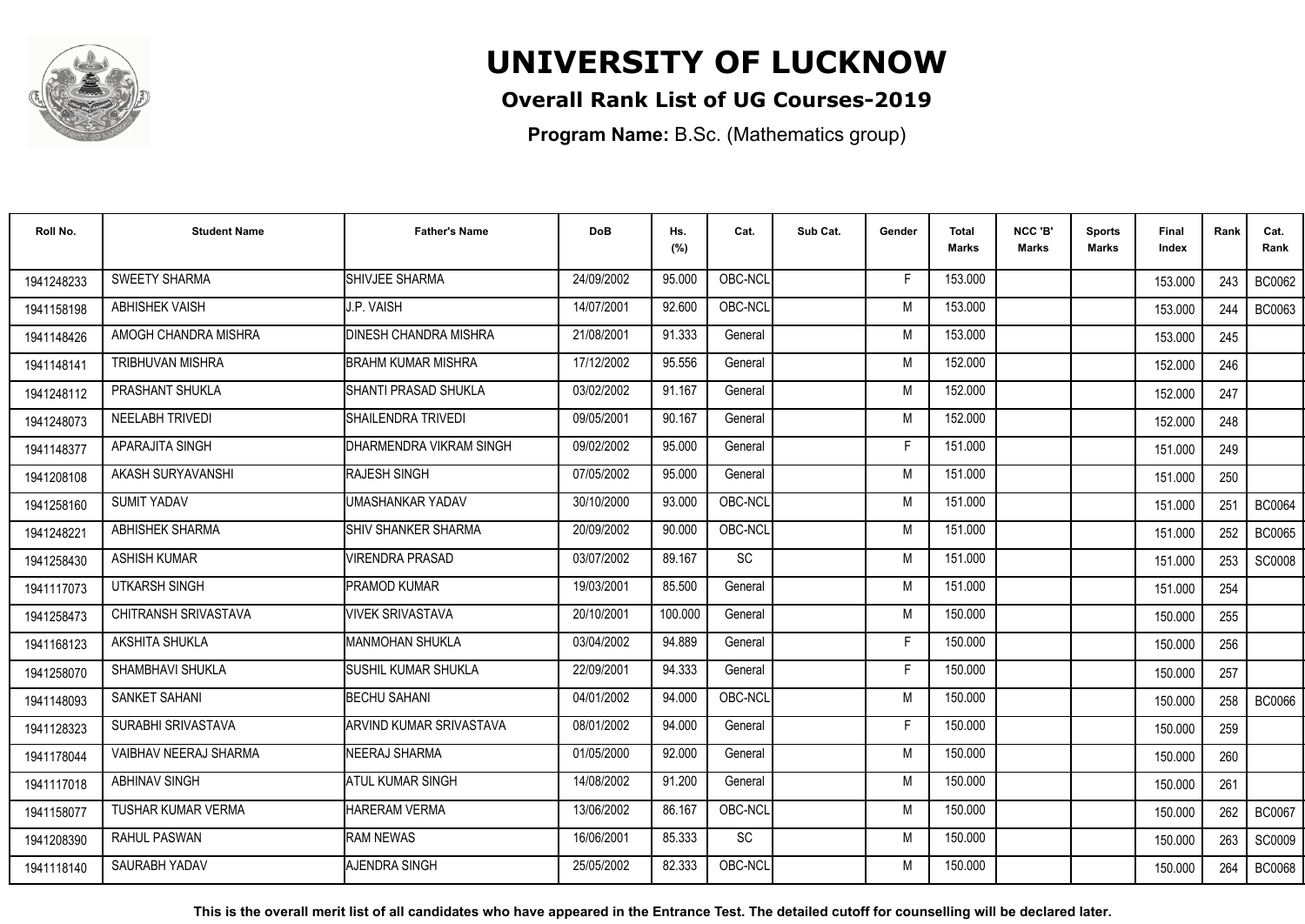# UNIVERSITY OF LUCKNOW

## Overall Rank List of UG Courses-2019

**Program Name:** B.Sc. (Mathematics group)

| Roll No. | Student Name | Father's Name | DoB | Hs. (%) | Cat. | Sub Cat. | Gender | Total Marks | NCC 'B' Marks | Sports Marks | Final Index | Rank | Cat. Rank |
|---|---|---|---|---|---|---|---|---|---|---|---|---|---|
| 1941248233 | SWEETY SHARMA | SHIVJEE SHARMA | 24/09/2002 | 95.000 | OBC-NCL | | F | 153.000 | | | 153.000 | 243 | BC0062 |
| 1941158198 | ABHISHEK VAISH | J.P. VAISH | 14/07/2001 | 92.600 | OBC-NCL | | M | 153.000 | | | 153.000 | 244 | BC0063 |
| 1941148426 | AMOGH CHANDRA MISHRA | DINESH CHANDRA MISHRA | 21/08/2001 | 91.333 | General | | M | 153.000 | | | 153.000 | 245 | |
| 1941148141 | TRIBHUVAN MISHRA | BRAHM KUMAR MISHRA | 17/12/2002 | 95.556 | General | | M | 152.000 | | | 152.000 | 246 | |
| 1941248112 | PRASHANT SHUKLA | SHANTI PRASAD SHUKLA | 03/02/2002 | 91.167 | General | | M | 152.000 | | | 152.000 | 247 | |
| 1941248073 | NEELABH TRIVEDI | SHAILENDRA TRIVEDI | 09/05/2001 | 90.167 | General | | M | 152.000 | | | 152.000 | 248 | |
| 1941148377 | APARAJITA SINGH | DHARMENDRA VIKRAM SINGH | 09/02/2002 | 95.000 | General | | F | 151.000 | | | 151.000 | 249 | |
| 1941208108 | AKASH SURYAVANSHI | RAJESH SINGH | 07/05/2002 | 95.000 | General | | M | 151.000 | | | 151.000 | 250 | |
| 1941258160 | SUMIT YADAV | UMASHANKAR YADAV | 30/10/2000 | 93.000 | OBC-NCL | | M | 151.000 | | | 151.000 | 251 | BC0064 |
| 1941248221 | ABHISHEK SHARMA | SHIV SHANKER SHARMA | 20/09/2002 | 90.000 | OBC-NCL | | M | 151.000 | | | 151.000 | 252 | BC0065 |
| 1941258430 | ASHISH KUMAR | VIRENDRA PRASAD | 03/07/2002 | 89.167 | SC | | M | 151.000 | | | 151.000 | 253 | SC0008 |
| 1941117073 | UTKARSH SINGH | PRAMOD KUMAR | 19/03/2001 | 85.500 | General | | M | 151.000 | | | 151.000 | 254 | |
| 1941258473 | CHITRANSH SRIVASTAVA | VIVEK SRIVASTAVA | 20/10/2001 | 100.000 | General | | M | 150.000 | | | 150.000 | 255 | |
| 1941168123 | AKSHITA SHUKLA | MANMOHAN SHUKLA | 03/04/2002 | 94.889 | General | | F | 150.000 | | | 150.000 | 256 | |
| 1941258070 | SHAMBHAVI SHUKLA | SUSHIL KUMAR SHUKLA | 22/09/2001 | 94.333 | General | | F | 150.000 | | | 150.000 | 257 | |
| 1941148093 | SANKET SAHANI | BECHU SAHANI | 04/01/2002 | 94.000 | OBC-NCL | | M | 150.000 | | | 150.000 | 258 | BC0066 |
| 1941128323 | SURABHI SRIVASTAVA | ARVIND KUMAR SRIVASTAVA | 08/01/2002 | 94.000 | General | | F | 150.000 | | | 150.000 | 259 | |
| 1941178044 | VAIBHAV NEERAJ SHARMA | NEERAJ SHARMA | 01/05/2000 | 92.000 | General | | M | 150.000 | | | 150.000 | 260 | |
| 1941117018 | ABHINAV SINGH | ATUL KUMAR SINGH | 14/08/2002 | 91.200 | General | | M | 150.000 | | | 150.000 | 261 | |
| 1941158077 | TUSHAR KUMAR VERMA | HARERAM VERMA | 13/06/2002 | 86.167 | OBC-NCL | | M | 150.000 | | | 150.000 | 262 | BC0067 |
| 1941208390 | RAHUL PASWAN | RAM NEWAS | 16/06/2001 | 85.333 | SC | | M | 150.000 | | | 150.000 | 263 | SC0009 |
| 1941118140 | SAURABH YADAV | AJENDRA SINGH | 25/05/2002 | 82.333 | OBC-NCL | | M | 150.000 | | | 150.000 | 264 | BC0068 |

**This is the overall merit list of all candidates who have appeared in the Entrance Test. The detailed cutoff for counselling will be declared later.**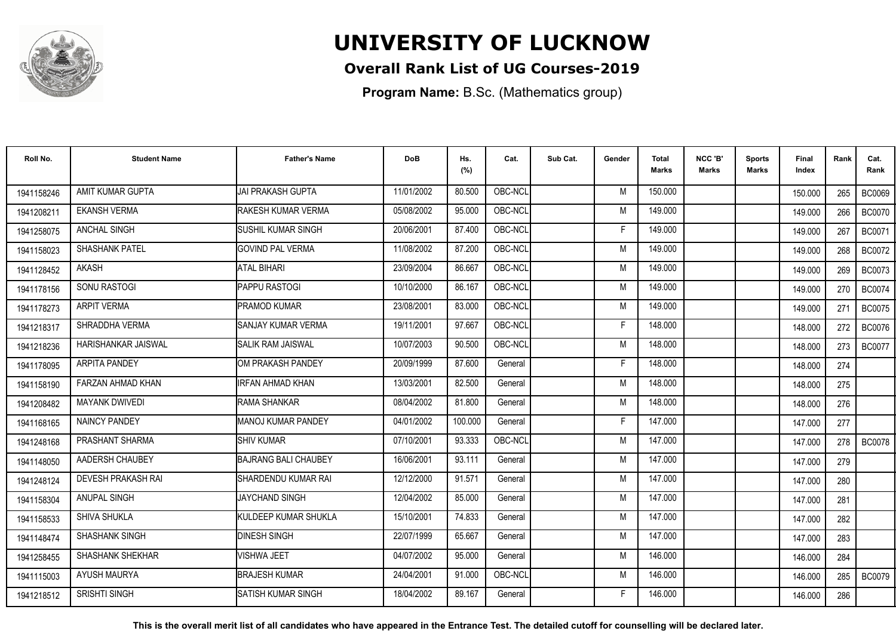# UNIVERSITY OF LUCKNOW

## Overall Rank List of UG Courses-2019

**Program Name:** B.Sc. (Mathematics group)

| Roll No. | Student Name | Father's Name | DoB | Hs. (%) | Cat. | Sub Cat. | Gender | Total Marks | NCC 'B' Marks | Sports Marks | Final Index | Rank | Cat. Rank |
|---|---|---|---|---|---|---|---|---|---|---|---|---|---|
| 1941158246 | AMIT KUMAR GUPTA | JAI PRAKASH GUPTA | 11/01/2002 | 80.500 | OBC-NCL | | M | 150.000 | | | 150.000 | 265 | BC0069 |
| 1941208211 | EKANSH VERMA | RAKESH KUMAR VERMA | 05/08/2002 | 95.000 | OBC-NCL | | M | 149.000 | | | 149.000 | 266 | BC0070 |
| 1941258075 | ANCHAL SINGH | SUSHIL KUMAR SINGH | 20/06/2001 | 87.400 | OBC-NCL | | F | 149.000 | | | 149.000 | 267 | BC0071 |
| 1941158023 | SHASHANK PATEL | GOVIND PAL VERMA | 11/08/2002 | 87.200 | OBC-NCL | | M | 149.000 | | | 149.000 | 268 | BC0072 |
| 1941128452 | AKASH | ATAL BIHARI | 23/09/2004 | 86.667 | OBC-NCL | | M | 149.000 | | | 149.000 | 269 | BC0073 |
| 1941178156 | SONU RASTOGI | PAPPU RASTOGI | 10/10/2000 | 86.167 | OBC-NCL | | M | 149.000 | | | 149.000 | 270 | BC0074 |
| 1941178273 | ARPIT VERMA | PRAMOD KUMAR | 23/08/2001 | 83.000 | OBC-NCL | | M | 149.000 | | | 149.000 | 271 | BC0075 |
| 1941218317 | SHRADDHA VERMA | SANJAY KUMAR VERMA | 19/11/2001 | 97.667 | OBC-NCL | | F | 148.000 | | | 148.000 | 272 | BC0076 |
| 1941218236 | HARISHANKAR JAISWAL | SALIK RAM JAISWAL | 10/07/2003 | 90.500 | OBC-NCL | | M | 148.000 | | | 148.000 | 273 | BC0077 |
| 1941178095 | ARPITA PANDEY | OM PRAKASH PANDEY | 20/09/1999 | 87.600 | General | | F | 148.000 | | | 148.000 | 274 | |
| 1941158190 | FARZAN AHMAD KHAN | IRFAN AHMAD KHAN | 13/03/2001 | 82.500 | General | | M | 148.000 | | | 148.000 | 275 | |
| 1941208482 | MAYANK DWIVEDI | RAMA SHANKAR | 08/04/2002 | 81.800 | General | | M | 148.000 | | | 148.000 | 276 | |
| 1941168165 | NAINCY PANDEY | MANOJ KUMAR PANDEY | 04/01/2002 | 100.000 | General | | F | 147.000 | | | 147.000 | 277 | |
| 1941248168 | PRASHANT SHARMA | SHIV KUMAR | 07/10/2001 | 93.333 | OBC-NCL | | M | 147.000 | | | 147.000 | 278 | BC0078 |
| 1941148050 | AADERSH CHAUBEY | BAJRANG BALI CHAUBEY | 16/06/2001 | 93.111 | General | | M | 147.000 | | | 147.000 | 279 | |
| 1941248124 | DEVESH PRAKASH RAI | SHARDENDU KUMAR RAI | 12/12/2000 | 91.571 | General | | M | 147.000 | | | 147.000 | 280 | |
| 1941158304 | ANUPAL SINGH | JAYCHAND SINGH | 12/04/2002 | 85.000 | General | | M | 147.000 | | | 147.000 | 281 | |
| 1941158533 | SHIVA SHUKLA | KULDEEP KUMAR SHUKLA | 15/10/2001 | 74.833 | General | | M | 147.000 | | | 147.000 | 282 | |
| 1941148474 | SHASHANK SINGH | DINESH SINGH | 22/07/1999 | 65.667 | General | | M | 147.000 | | | 147.000 | 283 | |
| 1941258455 | SHASHANK SHEKHAR | VISHWA JEET | 04/07/2002 | 95.000 | General | | M | 146.000 | | | 146.000 | 284 | |
| 1941115003 | AYUSH MAURYA | BRAJESH KUMAR | 24/04/2001 | 91.000 | OBC-NCL | | M | 146.000 | | | 146.000 | 285 | BC0079 |
| 1941218512 | SRISHTI SINGH | SATISH KUMAR SINGH | 18/04/2002 | 89.167 | General | | F | 146.000 | | | 146.000 | 286 | |

**This is the overall merit list of all candidates who have appeared in the Entrance Test. The detailed cutoff for counselling will be declared later.**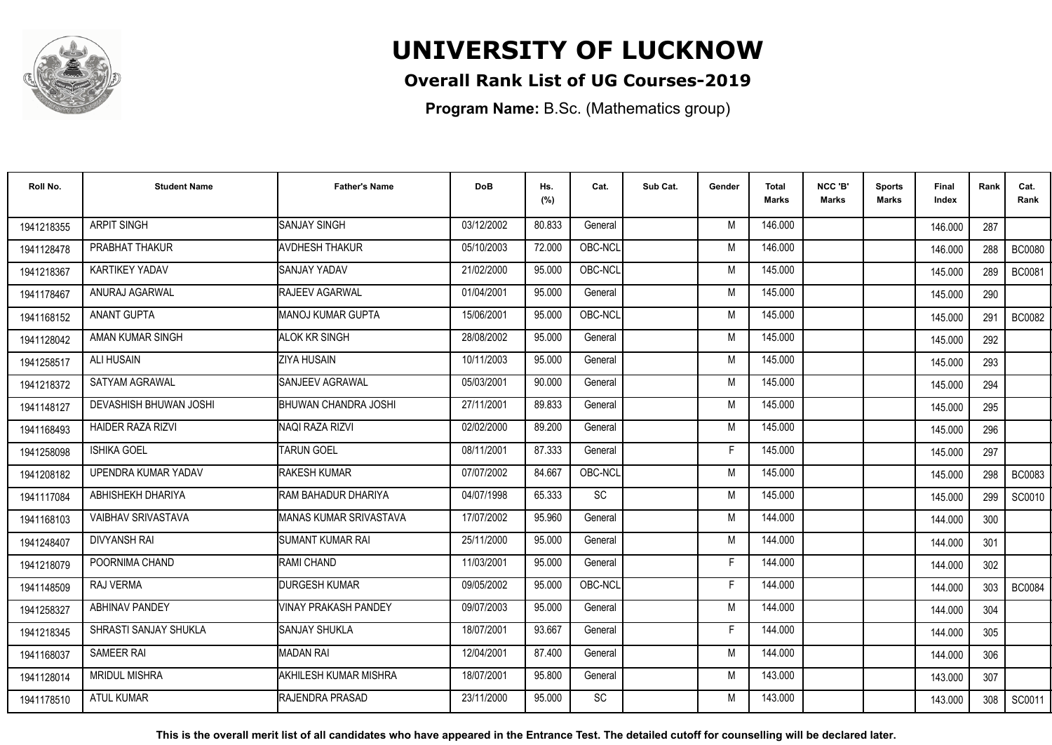# UNIVERSITY OF LUCKNOW

## Overall Rank List of UG Courses-2019

**Program Name:** B.Sc. (Mathematics group)

| Roll No. | Student Name | Father's Name | DoB | Hs. (%) | Cat. | Sub Cat. | Gender | Total Marks | NCC 'B' Marks | Sports Marks | Final Index | Rank | Cat. Rank |
|---|---|---|---|---|---|---|---|---|---|---|---|---|---|
| 1941218355 | ARPIT SINGH | SANJAY SINGH | 03/12/2002 | 80.833 | General | | M | 146.000 | | | 146.000 | 287 | |
| 1941128478 | PRABHAT THAKUR | AVDHESH THAKUR | 05/10/2003 | 72.000 | OBC-NCL | | M | 146.000 | | | 146.000 | 288 | BC0080 |
| 1941218367 | KARTIKEY YADAV | SANJAY YADAV | 21/02/2000 | 95.000 | OBC-NCL | | M | 145.000 | | | 145.000 | 289 | BC0081 |
| 1941178467 | ANURAJ AGARWAL | RAJEEV AGARWAL | 01/04/2001 | 95.000 | General | | M | 145.000 | | | 145.000 | 290 | |
| 1941168152 | ANANT GUPTA | MANOJ KUMAR GUPTA | 15/06/2001 | 95.000 | OBC-NCL | | M | 145.000 | | | 145.000 | 291 | BC0082 |
| 1941128042 | AMAN KUMAR SINGH | ALOK KR SINGH | 28/08/2002 | 95.000 | General | | M | 145.000 | | | 145.000 | 292 | |
| 1941258517 | ALI HUSAIN | ZIYA HUSAIN | 10/11/2003 | 95.000 | General | | M | 145.000 | | | 145.000 | 293 | |
| 1941218372 | SATYAM AGRAWAL | SANJEEV AGRAWAL | 05/03/2001 | 90.000 | General | | M | 145.000 | | | 145.000 | 294 | |
| 1941148127 | DEVASHISH BHUWAN JOSHI | BHUWAN CHANDRA JOSHI | 27/11/2001 | 89.833 | General | | M | 145.000 | | | 145.000 | 295 | |
| 1941168493 | HAIDER RAZA RIZVI | NAQI RAZA RIZVI | 02/02/2000 | 89.200 | General | | M | 145.000 | | | 145.000 | 296 | |
| 1941258098 | ISHIKA GOEL | TARUN GOEL | 08/11/2001 | 87.333 | General | | F | 145.000 | | | 145.000 | 297 | |
| 1941208182 | UPENDRA KUMAR YADAV | RAKESH KUMAR | 07/07/2002 | 84.667 | OBC-NCL | | M | 145.000 | | | 145.000 | 298 | BC0083 |
| 1941117084 | ABHISHEKH DHARIYA | RAM BAHADUR DHARIYA | 04/07/1998 | 65.333 | SC | | M | 145.000 | | | 145.000 | 299 | SC0010 |
| 1941168103 | VAIBHAV SRIVASTAVA | MANAS KUMAR SRIVASTAVA | 17/07/2002 | 95.960 | General | | M | 144.000 | | | 144.000 | 300 | |
| 1941248407 | DIVYANSH RAI | SUMANT KUMAR RAI | 25/11/2000 | 95.000 | General | | M | 144.000 | | | 144.000 | 301 | |
| 1941218079 | POORNIMA CHAND | RAMI CHAND | 11/03/2001 | 95.000 | General | | F | 144.000 | | | 144.000 | 302 | |
| 1941148509 | RAJ VERMA | DURGESH KUMAR | 09/05/2002 | 95.000 | OBC-NCL | | F | 144.000 | | | 144.000 | 303 | BC0084 |
| 1941258327 | ABHINAV PANDEY | VINAY PRAKASH PANDEY | 09/07/2003 | 95.000 | General | | M | 144.000 | | | 144.000 | 304 | |
| 1941218345 | SHRASTI SANJAY SHUKLA | SANJAY SHUKLA | 18/07/2001 | 93.667 | General | | F | 144.000 | | | 144.000 | 305 | |
| 1941168037 | SAMEER RAI | MADAN RAI | 12/04/2001 | 87.400 | General | | M | 144.000 | | | 144.000 | 306 | |
| 1941128014 | MRIDUL MISHRA | AKHILESH KUMAR MISHRA | 18/07/2001 | 95.800 | General | | M | 143.000 | | | 143.000 | 307 | |
| 1941178510 | ATUL KUMAR | RAJENDRA PRASAD | 23/11/2000 | 95.000 | SC | | M | 143.000 | | | 143.000 | 308 | SC0011 |

**This is the overall merit list of all candidates who have appeared in the Entrance Test. The detailed cutoff for counselling will be declared later.**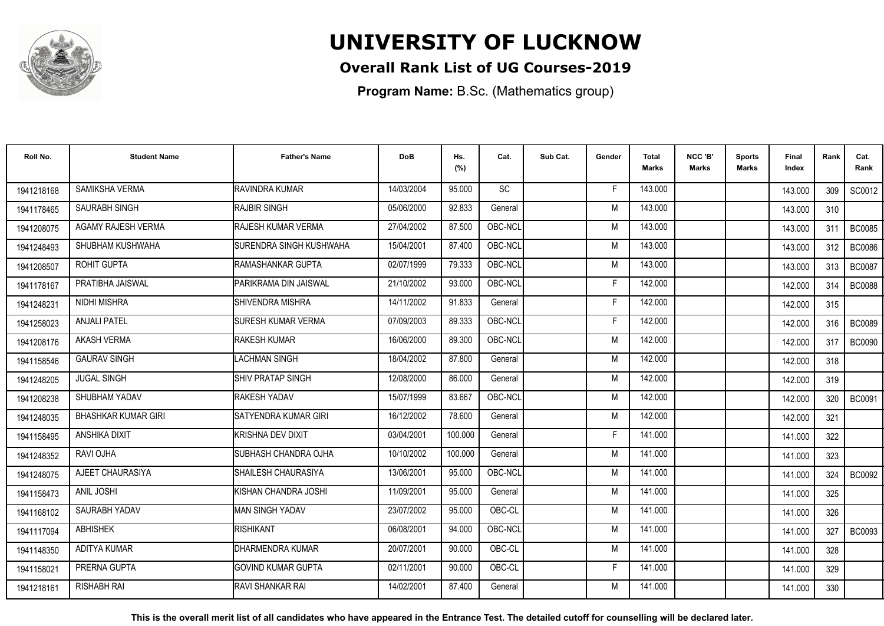# UNIVERSITY OF LUCKNOW

## Overall Rank List of UG Courses-2019

**Program Name:** B.Sc. (Mathematics group)

| Roll No. | Student Name | Father's Name | DoB | Hs. (%) | Cat. | Sub Cat. | Gender | Total Marks | NCC 'B' Marks | Sports Marks | Final Index | Rank | Cat. Rank |
|---|---|---|---|---|---|---|---|---|---|---|---|---|---|
| 1941218168 | SAMIKSHA VERMA | RAVINDRA KUMAR | 14/03/2004 | 95.000 | SC | | F | 143.000 | | | 143.000 | 309 | SC0012 |
| 1941178465 | SAURABH SINGH | RAJBIR SINGH | 05/06/2000 | 92.833 | General | | M | 143.000 | | | 143.000 | 310 | |
| 1941208075 | AGAMY RAJESH VERMA | RAJESH KUMAR VERMA | 27/04/2002 | 87.500 | OBC-NCL | | M | 143.000 | | | 143.000 | 311 | BC0085 |
| 1941248493 | SHUBHAM KUSHWAHA | SURENDRA SINGH KUSHWAHA | 15/04/2001 | 87.400 | OBC-NCL | | M | 143.000 | | | 143.000 | 312 | BC0086 |
| 1941208507 | ROHIT GUPTA | RAMASHANKAR GUPTA | 02/07/1999 | 79.333 | OBC-NCL | | M | 143.000 | | | 143.000 | 313 | BC0087 |
| 1941178167 | PRATIBHA JAISWAL | PARIKRAMA DIN JAISWAL | 21/10/2002 | 93.000 | OBC-NCL | | F | 142.000 | | | 142.000 | 314 | BC0088 |
| 1941248231 | NIDHI MISHRA | SHIVENDRA MISHRA | 14/11/2002 | 91.833 | General | | F | 142.000 | | | 142.000 | 315 | |
| 1941258023 | ANJALI PATEL | SURESH KUMAR VERMA | 07/09/2003 | 89.333 | OBC-NCL | | F | 142.000 | | | 142.000 | 316 | BC0089 |
| 1941208176 | AKASH VERMA | RAKESH KUMAR | 16/06/2000 | 89.300 | OBC-NCL | | M | 142.000 | | | 142.000 | 317 | BC0090 |
| 1941158546 | GAURAV SINGH | LACHMAN SINGH | 18/04/2002 | 87.800 | General | | M | 142.000 | | | 142.000 | 318 | |
| 1941248205 | JUGAL SINGH | SHIV PRATAP SINGH | 12/08/2000 | 86.000 | General | | M | 142.000 | | | 142.000 | 319 | |
| 1941208238 | SHUBHAM YADAV | RAKESH YADAV | 15/07/1999 | 83.667 | OBC-NCL | | M | 142.000 | | | 142.000 | 320 | BC0091 |
| 1941248035 | BHASHKAR KUMAR GIRI | SATYENDRA KUMAR GIRI | 16/12/2002 | 78.600 | General | | M | 142.000 | | | 142.000 | 321 | |
| 1941158495 | ANSHIKA DIXIT | KRISHNA DEV DIXIT | 03/04/2001 | 100.000 | General | | F | 141.000 | | | 141.000 | 322 | |
| 1941248352 | RAVI OJHA | SUBHASH CHANDRA OJHA | 10/10/2002 | 100.000 | General | | M | 141.000 | | | 141.000 | 323 | |
| 1941248075 | AJEET CHAURASIYA | SHAILESH CHAURASIYA | 13/06/2001 | 95.000 | OBC-NCL | | M | 141.000 | | | 141.000 | 324 | BC0092 |
| 1941158473 | ANIL JOSHI | KISHAN CHANDRA JOSHI | 11/09/2001 | 95.000 | General | | M | 141.000 | | | 141.000 | 325 | |
| 1941168102 | SAURABH YADAV | MAN SINGH YADAV | 23/07/2002 | 95.000 | OBC-CL | | M | 141.000 | | | 141.000 | 326 | |
| 1941117094 | ABHISHEK | RISHIKANT | 06/08/2001 | 94.000 | OBC-NCL | | M | 141.000 | | | 141.000 | 327 | BC0093 |
| 1941148350 | ADITYA KUMAR | DHARMENDRA KUMAR | 20/07/2001 | 90.000 | OBC-CL | | M | 141.000 | | | 141.000 | 328 | |
| 1941158021 | PRERNA GUPTA | GOVIND KUMAR GUPTA | 02/11/2001 | 90.000 | OBC-CL | | F | 141.000 | | | 141.000 | 329 | |
| 1941218161 | RISHABH RAI | RAVI SHANKAR RAI | 14/02/2001 | 87.400 | General | | M | 141.000 | | | 141.000 | 330 | |

**This is the overall merit list of all candidates who have appeared in the Entrance Test. The detailed cutoff for counselling will be declared later.**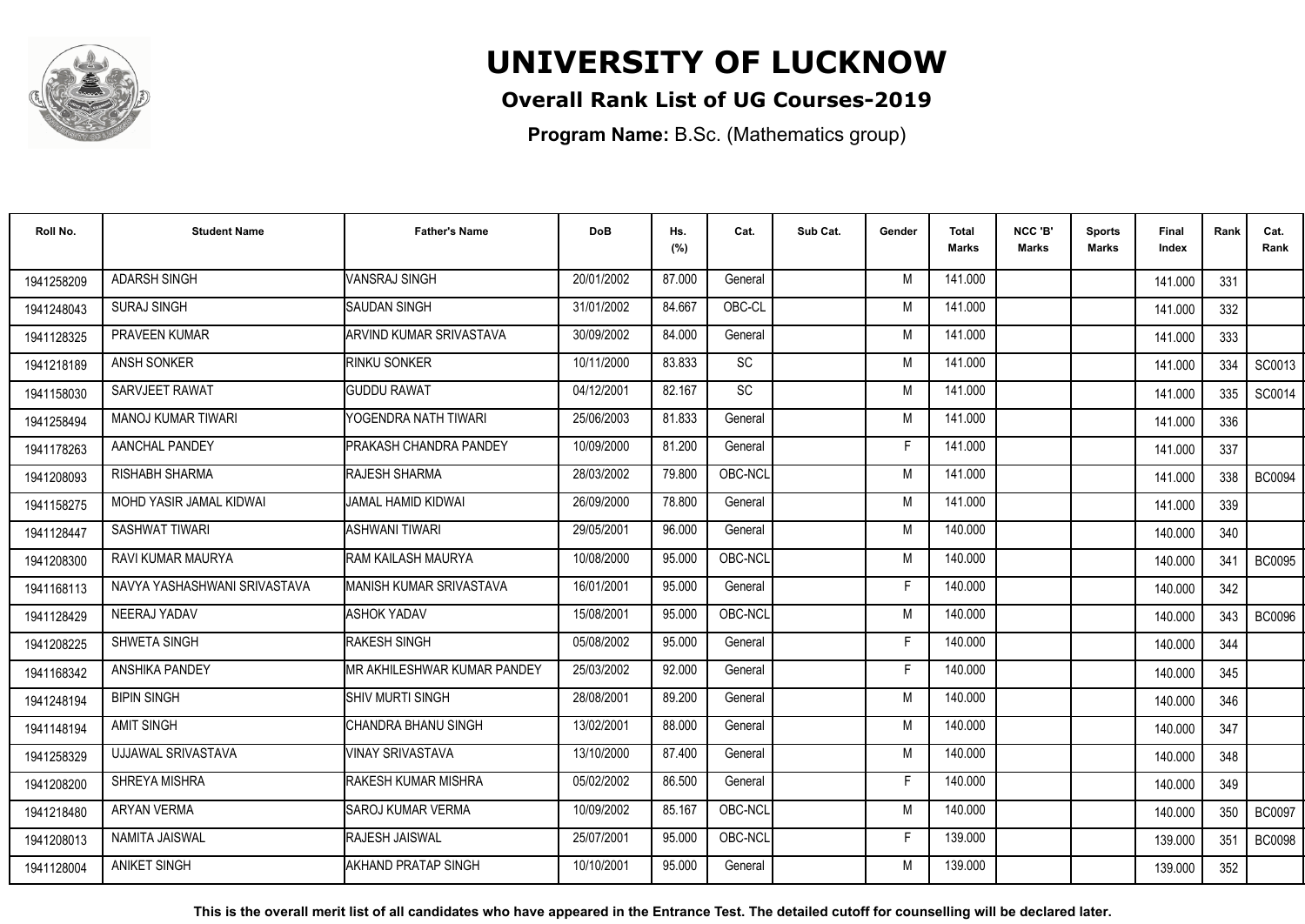# UNIVERSITY OF LUCKNOW

**Overall Rank List of UG Courses-2019**

**Program Name:** B.Sc. (Mathematics group)

| Roll No. | Student Name | Father's Name | DoB | Hs. (%) | Cat. | Sub Cat. | Gender | Total Marks | NCC 'B' Marks | Sports Marks | Final Index | Rank | Cat. Rank |
|---|---|---|---|---|---|---|---|---|---|---|---|---|---|
| 1941258209 | ADARSH SINGH | VANSRAJ SINGH | 20/01/2002 | 87.000 | General | | M | 141.000 | | | 141.000 | 331 | |
| 1941248043 | SURAJ SINGH | SAUDAN SINGH | 31/01/2002 | 84.667 | OBC-CL | | M | 141.000 | | | 141.000 | 332 | |
| 1941128325 | PRAVEEN KUMAR | ARVIND KUMAR SRIVASTAVA | 30/09/2002 | 84.000 | General | | M | 141.000 | | | 141.000 | 333 | |
| 1941218189 | ANSH SONKER | RINKU SONKER | 10/11/2000 | 83.833 | SC | | M | 141.000 | | | 141.000 | 334 | SC0013 |
| 1941158030 | SARVJEET RAWAT | GUDDU RAWAT | 04/12/2001 | 82.167 | SC | | M | 141.000 | | | 141.000 | 335 | SC0014 |
| 1941258494 | MANOJ KUMAR TIWARI | YOGENDRA NATH TIWARI | 25/06/2003 | 81.833 | General | | M | 141.000 | | | 141.000 | 336 | |
| 1941178263 | AANCHAL PANDEY | PRAKASH CHANDRA PANDEY | 10/09/2000 | 81.200 | General | | F | 141.000 | | | 141.000 | 337 | |
| 1941208093 | RISHABH SHARMA | RAJESH SHARMA | 28/03/2002 | 79.800 | OBC-NCL | | M | 141.000 | | | 141.000 | 338 | BC0094 |
| 1941158275 | MOHD YASIR JAMAL KIDWAI | JAMAL HAMID KIDWAI | 26/09/2000 | 78.800 | General | | M | 141.000 | | | 141.000 | 339 | |
| 1941128447 | SASHWAT TIWARI | ASHWANI TIWARI | 29/05/2001 | 96.000 | General | | M | 140.000 | | | 140.000 | 340 | |
| 1941208300 | RAVI KUMAR MAURYA | RAM KAILASH MAURYA | 10/08/2000 | 95.000 | OBC-NCL | | M | 140.000 | | | 140.000 | 341 | BC0095 |
| 1941168113 | NAVYA YASHASHWANI SRIVASTAVA | MANISH KUMAR SRIVASTAVA | 16/01/2001 | 95.000 | General | | F | 140.000 | | | 140.000 | 342 | |
| 1941128429 | NEERAJ YADAV | ASHOK YADAV | 15/08/2001 | 95.000 | OBC-NCL | | M | 140.000 | | | 140.000 | 343 | BC0096 |
| 1941208225 | SHWETA SINGH | RAKESH SINGH | 05/08/2002 | 95.000 | General | | F | 140.000 | | | 140.000 | 344 | |
| 1941168342 | ANSHIKA PANDEY | MR AKHILESHWAR KUMAR PANDEY | 25/03/2002 | 92.000 | General | | F | 140.000 | | | 140.000 | 345 | |
| 1941248194 | BIPIN SINGH | SHIV MURTI SINGH | 28/08/2001 | 89.200 | General | | M | 140.000 | | | 140.000 | 346 | |
| 1941148194 | AMIT SINGH | CHANDRA BHANU SINGH | 13/02/2001 | 88.000 | General | | M | 140.000 | | | 140.000 | 347 | |
| 1941258329 | UJJAWAL SRIVASTAVA | VINAY SRIVASTAVA | 13/10/2000 | 87.400 | General | | M | 140.000 | | | 140.000 | 348 | |
| 1941208200 | SHREYA MISHRA | RAKESH KUMAR MISHRA | 05/02/2002 | 86.500 | General | | F | 140.000 | | | 140.000 | 349 | |
| 1941218480 | ARYAN VERMA | SAROJ KUMAR VERMA | 10/09/2002 | 85.167 | OBC-NCL | | M | 140.000 | | | 140.000 | 350 | BC0097 |
| 1941208013 | NAMITA JAISWAL | RAJESH JAISWAL | 25/07/2001 | 95.000 | OBC-NCL | | F | 139.000 | | | 139.000 | 351 | BC0098 |
| 1941128004 | ANIKET SINGH | AKHAND PRATAP SINGH | 10/10/2001 | 95.000 | General | | M | 139.000 | | | 139.000 | 352 | |

**This is the overall merit list of all candidates who have appeared in the Entrance Test. The detailed cutoff for counselling will be declared later.**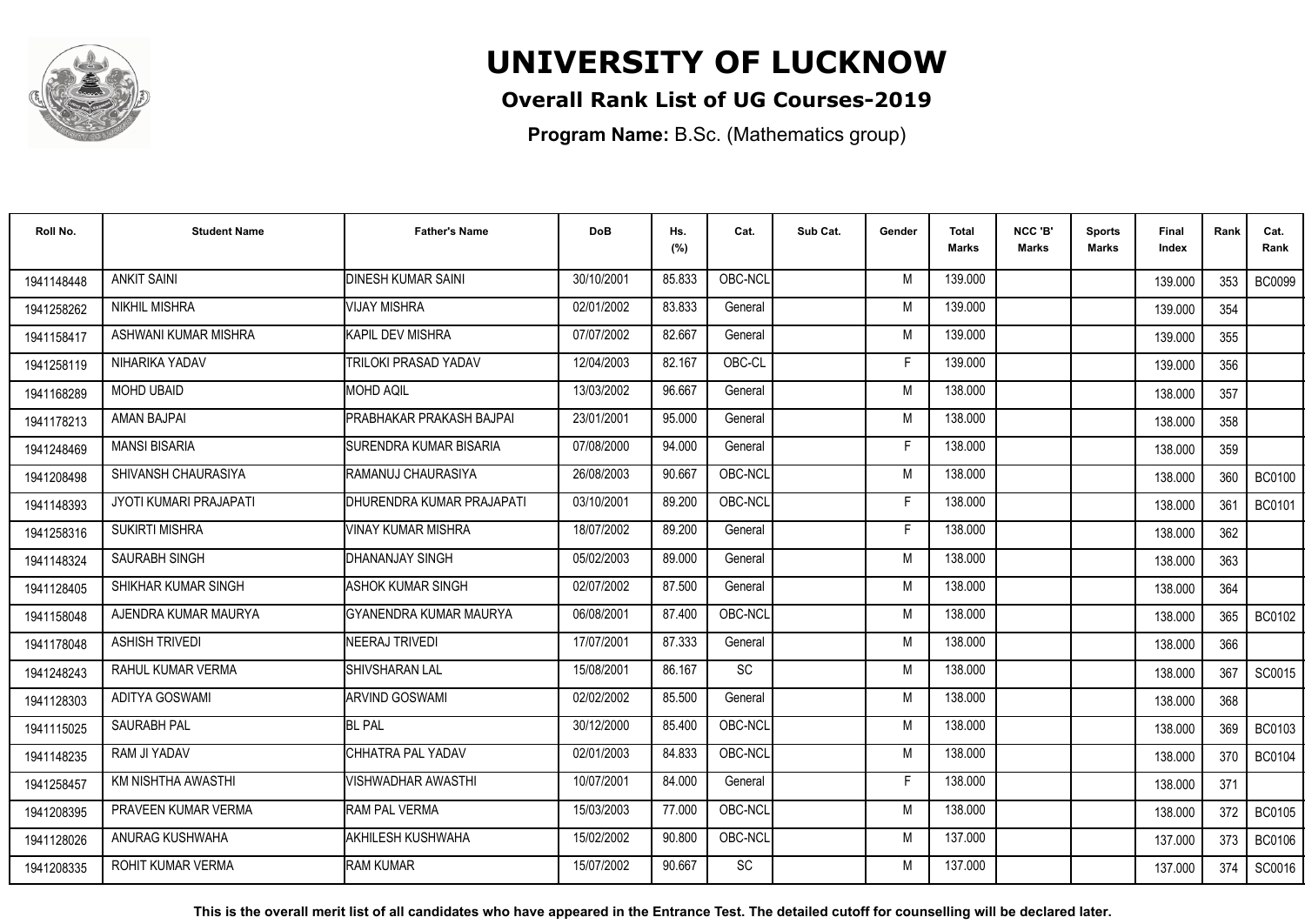# UNIVERSITY OF LUCKNOW

## Overall Rank List of UG Courses-2019

**Program Name:** B.Sc. (Mathematics group)

| Roll No. | Student Name | Father's Name | DoB | Hs. (%) | Cat. | Sub Cat. | Gender | Total Marks | NCC 'B' Marks | Sports Marks | Final Index | Rank | Cat. Rank |
|---|---|---|---|---|---|---|---|---|---|---|---|---|---|
| 1941148448 | ANKIT SAINI | DINESH KUMAR SAINI | 30/10/2001 | 85.833 | OBC-NCL | | M | 139.000 | | | 139.000 | 353 | BC0099 |
| 1941258262 | NIKHIL MISHRA | VIJAY MISHRA | 02/01/2002 | 83.833 | General | | M | 139.000 | | | 139.000 | 354 | |
| 1941158417 | ASHWANI KUMAR MISHRA | KAPIL DEV MISHRA | 07/07/2002 | 82.667 | General | | M | 139.000 | | | 139.000 | 355 | |
| 1941258119 | NIHARIKA YADAV | TRILOKI PRASAD YADAV | 12/04/2003 | 82.167 | OBC-CL | | F | 139.000 | | | 139.000 | 356 | |
| 1941168289 | MOHD UBAID | MOHD AQIL | 13/03/2002 | 96.667 | General | | M | 138.000 | | | 138.000 | 357 | |
| 1941178213 | AMAN BAJPAI | PRABHAKAR PRAKASH BAJPAI | 23/01/2001 | 95.000 | General | | M | 138.000 | | | 138.000 | 358 | |
| 1941248469 | MANSI BISARIA | SURENDRA KUMAR BISARIA | 07/08/2000 | 94.000 | General | | F | 138.000 | | | 138.000 | 359 | |
| 1941208498 | SHIVANSH CHAURASIYA | RAMANUJ CHAURASIYA | 26/08/2003 | 90.667 | OBC-NCL | | M | 138.000 | | | 138.000 | 360 | BC0100 |
| 1941148393 | JYOTI KUMARI PRAJAPATI | DHURENDRA KUMAR PRAJAPATI | 03/10/2001 | 89.200 | OBC-NCL | | F | 138.000 | | | 138.000 | 361 | BC0101 |
| 1941258316 | SUKIRTI MISHRA | VINAY KUMAR MISHRA | 18/07/2002 | 89.200 | General | | F | 138.000 | | | 138.000 | 362 | |
| 1941148324 | SAURABH SINGH | DHANANJAY SINGH | 05/02/2003 | 89.000 | General | | M | 138.000 | | | 138.000 | 363 | |
| 1941128405 | SHIKHAR KUMAR SINGH | ASHOK KUMAR SINGH | 02/07/2002 | 87.500 | General | | M | 138.000 | | | 138.000 | 364 | |
| 1941158048 | AJENDRA KUMAR MAURYA | GYANENDRA KUMAR MAURYA | 06/08/2001 | 87.400 | OBC-NCL | | M | 138.000 | | | 138.000 | 365 | BC0102 |
| 1941178048 | ASHISH TRIVEDI | NEERAJ TRIVEDI | 17/07/2001 | 87.333 | General | | M | 138.000 | | | 138.000 | 366 | |
| 1941248243 | RAHUL KUMAR VERMA | SHIVSHARAN LAL | 15/08/2001 | 86.167 | SC | | M | 138.000 | | | 138.000 | 367 | SC0015 |
| 1941128303 | ADITYA GOSWAMI | ARVIND GOSWAMI | 02/02/2002 | 85.500 | General | | M | 138.000 | | | 138.000 | 368 | |
| 1941115025 | SAURABH PAL | BL PAL | 30/12/2000 | 85.400 | OBC-NCL | | M | 138.000 | | | 138.000 | 369 | BC0103 |
| 1941148235 | RAM JI YADAV | CHHATRA PAL YADAV | 02/01/2003 | 84.833 | OBC-NCL | | M | 138.000 | | | 138.000 | 370 | BC0104 |
| 1941258457 | KM NISHTHA AWASTHI | VISHWADHAR AWASTHI | 10/07/2001 | 84.000 | General | | F | 138.000 | | | 138.000 | 371 | |
| 1941208395 | PRAVEEN KUMAR VERMA | RAM PAL VERMA | 15/03/2003 | 77.000 | OBC-NCL | | M | 138.000 | | | 138.000 | 372 | BC0105 |
| 1941128026 | ANURAG KUSHWAHA | AKHILESH KUSHWAHA | 15/02/2002 | 90.800 | OBC-NCL | | M | 137.000 | | | 137.000 | 373 | BC0106 |
| 1941208335 | ROHIT KUMAR VERMA | RAM KUMAR | 15/07/2002 | 90.667 | SC | | M | 137.000 | | | 137.000 | 374 | SC0016 |

**This is the overall merit list of all candidates who have appeared in the Entrance Test. The detailed cutoff for counselling will be declared later.**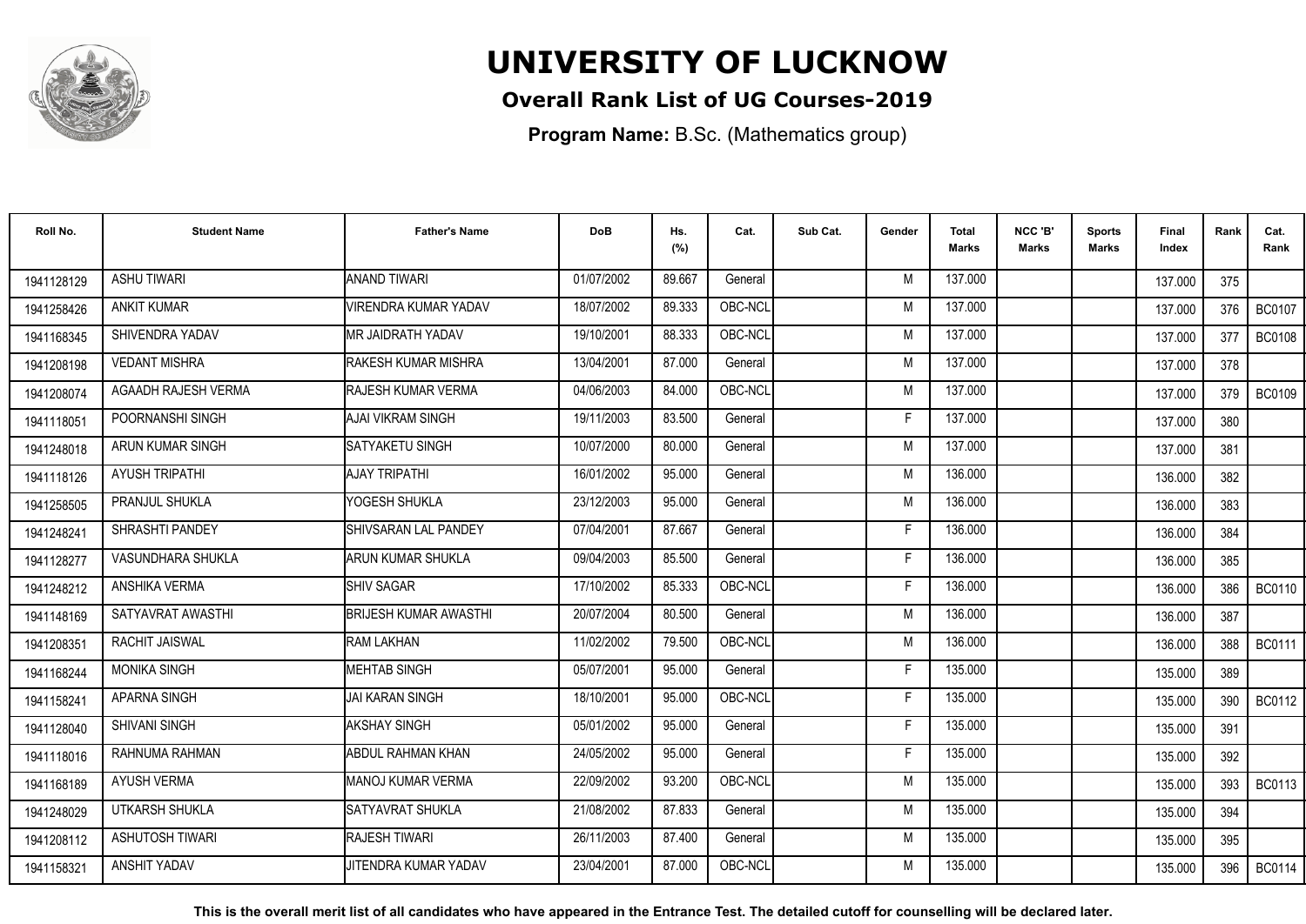# UNIVERSITY OF LUCKNOW

## Overall Rank List of UG Courses-2019

**Program Name:** B.Sc. (Mathematics group)

| Roll No. | Student Name | Father's Name | DoB | Hs. (%) | Cat. | Sub Cat. | Gender | Total Marks | NCC 'B' Marks | Sports Marks | Final Index | Rank | Cat. Rank |
|---|---|---|---|---|---|---|---|---|---|---|---|---|---|
| 1941128129 | ASHU TIWARI | ANAND TIWARI | 01/07/2002 | 89.667 | General | | M | 137.000 | | | 137.000 | 375 | |
| 1941258426 | ANKIT KUMAR | VIRENDRA KUMAR YADAV | 18/07/2002 | 89.333 | OBC-NCL | | M | 137.000 | | | 137.000 | 376 | BC0107 |
| 1941168345 | SHIVENDRA YADAV | MR JAIDRATH YADAV | 19/10/2001 | 88.333 | OBC-NCL | | M | 137.000 | | | 137.000 | 377 | BC0108 |
| 1941208198 | VEDANT MISHRA | RAKESH KUMAR MISHRA | 13/04/2001 | 87.000 | General | | M | 137.000 | | | 137.000 | 378 | |
| 1941208074 | AGAADH RAJESH VERMA | RAJESH KUMAR VERMA | 04/06/2003 | 84.000 | OBC-NCL | | M | 137.000 | | | 137.000 | 379 | BC0109 |
| 1941118051 | POORNANSHI SINGH | AJAI VIKRAM SINGH | 19/11/2003 | 83.500 | General | | F | 137.000 | | | 137.000 | 380 | |
| 1941248018 | ARUN KUMAR SINGH | SATYAKETU SINGH | 10/07/2000 | 80.000 | General | | M | 137.000 | | | 137.000 | 381 | |
| 1941118126 | AYUSH TRIPATHI | AJAY TRIPATHI | 16/01/2002 | 95.000 | General | | M | 136.000 | | | 136.000 | 382 | |
| 1941258505 | PRANJUL SHUKLA | YOGESH SHUKLA | 23/12/2003 | 95.000 | General | | M | 136.000 | | | 136.000 | 383 | |
| 1941248241 | SHRASHTI PANDEY | SHIVSARAN LAL PANDEY | 07/04/2001 | 87.667 | General | | F | 136.000 | | | 136.000 | 384 | |
| 1941128277 | VASUNDHARA SHUKLA | ARUN KUMAR SHUKLA | 09/04/2003 | 85.500 | General | | F | 136.000 | | | 136.000 | 385 | |
| 1941248212 | ANSHIKA VERMA | SHIV SAGAR | 17/10/2002 | 85.333 | OBC-NCL | | F | 136.000 | | | 136.000 | 386 | BC0110 |
| 1941148169 | SATYAVRAT AWASTHI | BRIJESH KUMAR AWASTHI | 20/07/2004 | 80.500 | General | | M | 136.000 | | | 136.000 | 387 | |
| 1941208351 | RACHIT JAISWAL | RAM LAKHAN | 11/02/2002 | 79.500 | OBC-NCL | | M | 136.000 | | | 136.000 | 388 | BC0111 |
| 1941168244 | MONIKA SINGH | MEHTAB SINGH | 05/07/2001 | 95.000 | General | | F | 135.000 | | | 135.000 | 389 | |
| 1941158241 | APARNA SINGH | JAI KARAN SINGH | 18/10/2001 | 95.000 | OBC-NCL | | F | 135.000 | | | 135.000 | 390 | BC0112 |
| 1941128040 | SHIVANI SINGH | AKSHAY SINGH | 05/01/2002 | 95.000 | General | | F | 135.000 | | | 135.000 | 391 | |
| 1941118016 | RAHNUMA RAHMAN | ABDUL RAHMAN KHAN | 24/05/2002 | 95.000 | General | | F | 135.000 | | | 135.000 | 392 | |
| 1941168189 | AYUSH VERMA | MANOJ KUMAR VERMA | 22/09/2002 | 93.200 | OBC-NCL | | M | 135.000 | | | 135.000 | 393 | BC0113 |
| 1941248029 | UTKARSH SHUKLA | SATYAVRAT SHUKLA | 21/08/2002 | 87.833 | General | | M | 135.000 | | | 135.000 | 394 | |
| 1941208112 | ASHUTOSH TIWARI | RAJESH TIWARI | 26/11/2003 | 87.400 | General | | M | 135.000 | | | 135.000 | 395 | |
| 1941158321 | ANSHIT YADAV | JITENDRA KUMAR YADAV | 23/04/2001 | 87.000 | OBC-NCL | | M | 135.000 | | | 135.000 | 396 | BC0114 |

**This is the overall merit list of all candidates who have appeared in the Entrance Test. The detailed cutoff for counselling will be declared later.**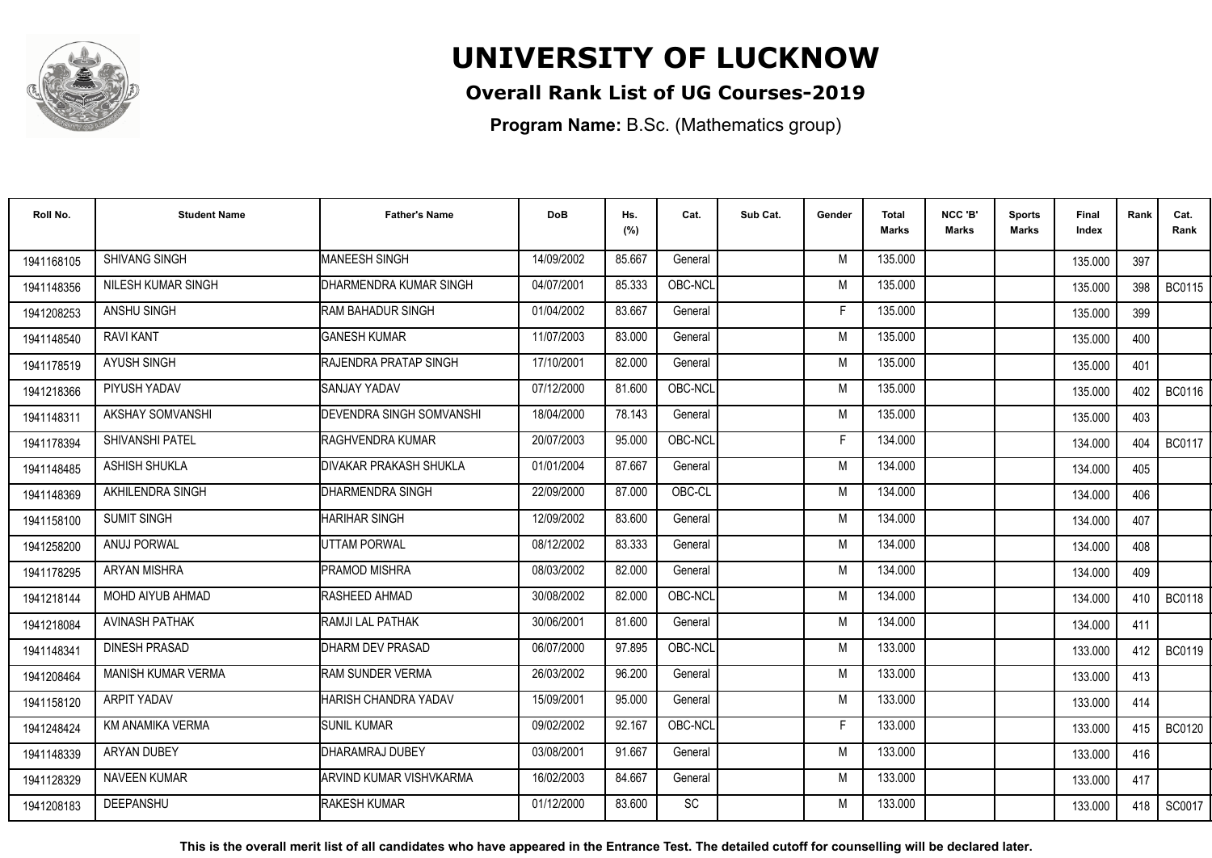# UNIVERSITY OF LUCKNOW

## Overall Rank List of UG Courses-2019

**Program Name:** B.Sc. (Mathematics group)

| Roll No. | Student Name | Father's Name | DoB | Hs. (%) | Cat. | Sub Cat. | Gender | Total Marks | NCC 'B' Marks | Sports Marks | Final Index | Rank | Cat. Rank |
|---|---|---|---|---|---|---|---|---|---|---|---|---|---|
| 1941168105 | SHIVANG SINGH | MANEESH SINGH | 14/09/2002 | 85.667 | General | | M | 135.000 | | | 135.000 | 397 | |
| 1941148356 | NILESH KUMAR SINGH | DHARMENDRA KUMAR SINGH | 04/07/2001 | 85.333 | OBC-NCL | | M | 135.000 | | | 135.000 | 398 | BC0115 |
| 1941208253 | ANSHU SINGH | RAM BAHADUR SINGH | 01/04/2002 | 83.667 | General | | F | 135.000 | | | 135.000 | 399 | |
| 1941148540 | RAVI KANT | GANESH KUMAR | 11/07/2003 | 83.000 | General | | M | 135.000 | | | 135.000 | 400 | |
| 1941178519 | AYUSH SINGH | RAJENDRA PRATAP SINGH | 17/10/2001 | 82.000 | General | | M | 135.000 | | | 135.000 | 401 | |
| 1941218366 | PIYUSH YADAV | SANJAY YADAV | 07/12/2000 | 81.600 | OBC-NCL | | M | 135.000 | | | 135.000 | 402 | BC0116 |
| 1941148311 | AKSHAY SOMVANSHI | DEVENDRA SINGH SOMVANSHI | 18/04/2000 | 78.143 | General | | M | 135.000 | | | 135.000 | 403 | |
| 1941178394 | SHIVANSHI PATEL | RAGHVENDRA KUMAR | 20/07/2003 | 95.000 | OBC-NCL | | F | 134.000 | | | 134.000 | 404 | BC0117 |
| 1941148485 | ASHISH SHUKLA | DIVAKAR PRAKASH SHUKLA | 01/01/2004 | 87.667 | General | | M | 134.000 | | | 134.000 | 405 | |
| 1941148369 | AKHILENDRA SINGH | DHARMENDRA SINGH | 22/09/2000 | 87.000 | OBC-CL | | M | 134.000 | | | 134.000 | 406 | |
| 1941158100 | SUMIT SINGH | HARIHAR SINGH | 12/09/2002 | 83.600 | General | | M | 134.000 | | | 134.000 | 407 | |
| 1941258200 | ANUJ PORWAL | UTTAM PORWAL | 08/12/2002 | 83.333 | General | | M | 134.000 | | | 134.000 | 408 | |
| 1941178295 | ARYAN MISHRA | PRAMOD MISHRA | 08/03/2002 | 82.000 | General | | M | 134.000 | | | 134.000 | 409 | |
| 1941218144 | MOHD AIYUB AHMAD | RASHEED AHMAD | 30/08/2002 | 82.000 | OBC-NCL | | M | 134.000 | | | 134.000 | 410 | BC0118 |
| 1941218084 | AVINASH PATHAK | RAMJI LAL PATHAK | 30/06/2001 | 81.600 | General | | M | 134.000 | | | 134.000 | 411 | |
| 1941148341 | DINESH PRASAD | DHARM DEV PRASAD | 06/07/2000 | 97.895 | OBC-NCL | | M | 133.000 | | | 133.000 | 412 | BC0119 |
| 1941208464 | MANISH KUMAR VERMA | RAM SUNDER VERMA | 26/03/2002 | 96.200 | General | | M | 133.000 | | | 133.000 | 413 | |
| 1941158120 | ARPIT YADAV | HARISH CHANDRA YADAV | 15/09/2001 | 95.000 | General | | M | 133.000 | | | 133.000 | 414 | |
| 1941248424 | KM ANAMIKA VERMA | SUNIL KUMAR | 09/02/2002 | 92.167 | OBC-NCL | | F | 133.000 | | | 133.000 | 415 | BC0120 |
| 1941148339 | ARYAN DUBEY | DHARAMRAJ DUBEY | 03/08/2001 | 91.667 | General | | M | 133.000 | | | 133.000 | 416 | |
| 1941128329 | NAVEEN KUMAR | ARVIND KUMAR VISHVKARMA | 16/02/2003 | 84.667 | General | | M | 133.000 | | | 133.000 | 417 | |
| 1941208183 | DEEPANSHU | RAKESH KUMAR | 01/12/2000 | 83.600 | SC | | M | 133.000 | | | 133.000 | 418 | SC0017 |

**This is the overall merit list of all candidates who have appeared in the Entrance Test. The detailed cutoff for counselling will be declared later.**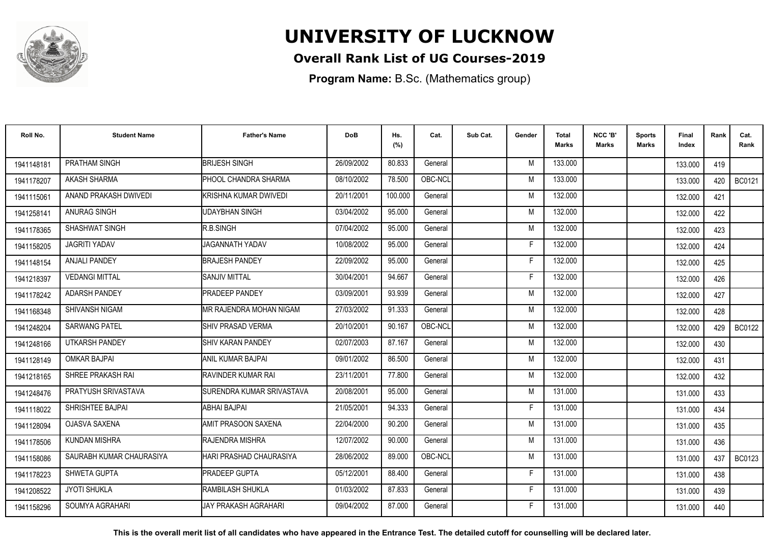# UNIVERSITY OF LUCKNOW

## Overall Rank List of UG Courses-2019

**Program Name:** B.Sc. (Mathematics group)

| Roll No. | Student Name | Father's Name | DoB | Hs. (%) | Cat. | Sub Cat. | Gender | Total Marks | NCC 'B' Marks | Sports Marks | Final Index | Rank | Cat. Rank |
|---|---|---|---|---|---|---|---|---|---|---|---|---|---|
| 1941148181 | PRATHAM SINGH | BRIJESH SINGH | 26/09/2002 | 80.833 | General | | M | 133.000 | | | 133.000 | 419 | |
| 1941178207 | AKASH SHARMA | PHOOL CHANDRA SHARMA | 08/10/2002 | 78.500 | OBC-NCL | | M | 133.000 | | | 133.000 | 420 | BC0121 |
| 1941115061 | ANAND PRAKASH DWIVEDI | KRISHNA KUMAR DWIVEDI | 20/11/2001 | 100.000 | General | | M | 132.000 | | | 132.000 | 421 | |
| 1941258141 | ANURAG SINGH | UDAYBHAN SINGH | 03/04/2002 | 95.000 | General | | M | 132.000 | | | 132.000 | 422 | |
| 1941178365 | SHASHWAT SINGH | R.B.SINGH | 07/04/2002 | 95.000 | General | | M | 132.000 | | | 132.000 | 423 | |
| 1941158205 | JAGRITI YADAV | JAGANNATH YADAV | 10/08/2002 | 95.000 | General | | F | 132.000 | | | 132.000 | 424 | |
| 1941148154 | ANJALI PANDEY | BRAJESH PANDEY | 22/09/2002 | 95.000 | General | | F | 132.000 | | | 132.000 | 425 | |
| 1942218397 | VEDANGI MITTAL | SANJIV MITTAL | 30/04/2001 | 94.667 | General | | F | 132.000 | | | 132.000 | 426 | |
| 1941178242 | ADARSH PANDEY | PRADEEP PANDEY | 03/09/2001 | 93.939 | General | | M | 132.000 | | | 132.000 | 427 | |
| 1941168348 | SHIVANSH NIGAM | MR RAJENDRA MOHAN NIGAM | 27/03/2002 | 91.333 | General | | M | 132.000 | | | 132.000 | 428 | |
| 1942248204 | SARWANG PATEL | SHIV PRASAD VERMA | 20/10/2001 | 90.167 | OBC-NCL | | M | 132.000 | | | 132.000 | 429 | BC0122 |
| 1941248166 | UTKARSH PANDEY | SHIV KARAN PANDEY | 02/07/2003 | 87.167 | General | | M | 132.000 | | | 132.000 | 430 | |
| 1941128149 | OMKAR BAJPAI | ANIL KUMAR BAJPAI | 09/01/2002 | 86.500 | General | | M | 132.000 | | | 132.000 | 431 | |
| 1942218165 | SHREE PRAKASH RAI | RAVINDER KUMAR RAI | 23/11/2001 | 77.800 | General | | M | 132.000 | | | 132.000 | 432 | |
| 1942248476 | PRATYUSH SRIVASTAVA | SURENDRA KUMAR SRIVASTAVA | 20/08/2001 | 95.000 | General | | M | 131.000 | | | 131.000 | 433 | |
| 1941118022 | SHRISHTEE BAJPAI | ABHAI BAJPAI | 21/05/2001 | 94.333 | General | | F | 131.000 | | | 131.000 | 434 | |
| 1941128094 | OJASVA SAXENA | AMIT PRASOON SAXENA | 22/04/2000 | 90.200 | General | | M | 131.000 | | | 131.000 | 435 | |
| 1941178506 | KUNDAN MISHRA | RAJENDRA MISHRA | 12/07/2002 | 90.000 | General | | M | 131.000 | | | 131.000 | 436 | |
| 1941158086 | SAURABH KUMAR CHAURASIYA | HARI PRASHAD CHAURASIYA | 28/06/2002 | 89.000 | OBC-NCL | | M | 131.000 | | | 131.000 | 437 | BC0123 |
| 1941178223 | SHWETA GUPTA | PRADEEP GUPTA | 05/12/2001 | 88.400 | General | | F | 131.000 | | | 131.000 | 438 | |
| 1941208522 | JYOTI SHUKLA | RAMBILASH SHUKLA | 01/03/2002 | 87.833 | General | | F | 131.000 | | | 131.000 | 439 | |
| 1941158296 | SOUMYA AGRAHARI | JAY PRAKASH AGRAHARI | 09/04/2002 | 87.000 | General | | F | 131.000 | | | 131.000 | 440 | |

**This is the overall merit list of all candidates who have appeared in the Entrance Test. The detailed cutoff for counselling will be declared later.**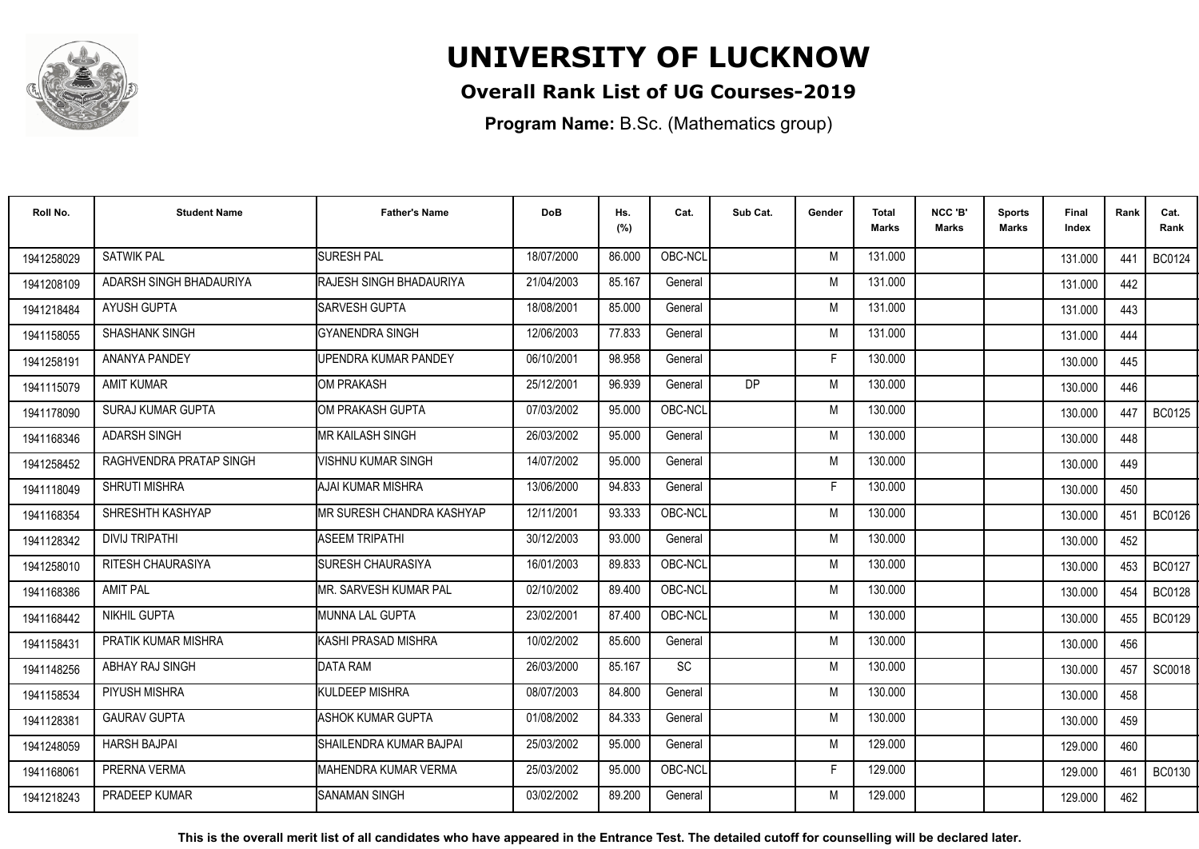# UNIVERSITY OF LUCKNOW

## Overall Rank List of UG Courses-2019

**Program Name:** B.Sc. (Mathematics group)

| Roll No. | Student Name | Father's Name | DoB | Hs. (%) | Cat. | Sub Cat. | Gender | Total Marks | NCC 'B' Marks | Sports Marks | Final Index | Rank | Cat. Rank |
|---|---|---|---|---|---|---|---|---|---|---|---|---|---|
| 1941258029 | SATWIK PAL | SURESH PAL | 18/07/2000 | 86.000 | OBC-NCL | | M | 131.000 | | | 131.000 | 441 | BC0124 |
| 1941208109 | ADARSH SINGH BHADAURIYA | RAJESH SINGH BHADAURIYA | 21/04/2003 | 85.167 | General | | M | 131.000 | | | 131.000 | 442 | |
| 1941218484 | AYUSH GUPTA | SARVESH GUPTA | 18/08/2001 | 85.000 | General | | M | 131.000 | | | 131.000 | 443 | |
| 1941158055 | SHASHANK SINGH | GYANENDRA SINGH | 12/06/2003 | 77.833 | General | | M | 131.000 | | | 131.000 | 444 | |
| 1941258191 | ANANYA PANDEY | UPENDRA KUMAR PANDEY | 06/10/2001 | 98.958 | General | | F | 130.000 | | | 130.000 | 445 | |
| 1941115079 | AMIT KUMAR | OM PRAKASH | 25/12/2001 | 96.939 | General | DP | M | 130.000 | | | 130.000 | 446 | |
| 1941178090 | SURAJ KUMAR GUPTA | OM PRAKASH GUPTA | 07/03/2002 | 95.000 | OBC-NCL | | M | 130.000 | | | 130.000 | 447 | BC0125 |
| 1941168346 | ADARSH SINGH | MR KAILASH SINGH | 26/03/2002 | 95.000 | General | | M | 130.000 | | | 130.000 | 448 | |
| 1941258452 | RAGHVENDRA PRATAP SINGH | VISHNU KUMAR SINGH | 14/07/2002 | 95.000 | General | | M | 130.000 | | | 130.000 | 449 | |
| 1941118049 | SHRUTI MISHRA | AJAI KUMAR MISHRA | 13/06/2000 | 94.833 | General | | F | 130.000 | | | 130.000 | 450 | |
| 1941168354 | SHRESHTH KASHYAP | MR SURESH CHANDRA KASHYAP | 12/11/2001 | 93.333 | OBC-NCL | | M | 130.000 | | | 130.000 | 451 | BC0126 |
| 1941128342 | DIVIJ TRIPATHI | ASEEM TRIPATHI | 30/12/2003 | 93.000 | General | | M | 130.000 | | | 130.000 | 452 | |
| 1941258010 | RITESH CHAURASIYA | SURESH CHAURASIYA | 16/01/2003 | 89.833 | OBC-NCL | | M | 130.000 | | | 130.000 | 453 | BC0127 |
| 1941168386 | AMIT PAL | MR. SARVESH KUMAR PAL | 02/10/2002 | 89.400 | OBC-NCL | | M | 130.000 | | | 130.000 | 454 | BC0128 |
| 1941168442 | NIKHIL GUPTA | MUNNA LAL GUPTA | 23/02/2001 | 87.400 | OBC-NCL | | M | 130.000 | | | 130.000 | 455 | BC0129 |
| 1941158431 | PRATIK KUMAR MISHRA | KASHI PRASAD MISHRA | 10/02/2002 | 85.600 | General | | M | 130.000 | | | 130.000 | 456 | |
| 1941148256 | ABHAY RAJ SINGH | DATA RAM | 26/03/2000 | 85.167 | SC | | M | 130.000 | | | 130.000 | 457 | SC0018 |
| 1941158534 | PIYUSH MISHRA | KULDEEP MISHRA | 08/07/2003 | 84.800 | General | | M | 130.000 | | | 130.000 | 458 | |
| 1941128381 | GAURAV GUPTA | ASHOK KUMAR GUPTA | 01/08/2002 | 84.333 | General | | M | 130.000 | | | 130.000 | 459 | |
| 1941248059 | HARSH BAJPAI | SHAILENDRA KUMAR BAJPAI | 25/03/2002 | 95.000 | General | | M | 129.000 | | | 129.000 | 460 | |
| 1941168061 | PRERNA VERMA | MAHENDRA KUMAR VERMA | 25/03/2002 | 95.000 | OBC-NCL | | F | 129.000 | | | 129.000 | 461 | BC0130 |
| 1941218243 | PRADEEP KUMAR | SANAMAN SINGH | 03/02/2002 | 89.200 | General | | M | 129.000 | | | 129.000 | 462 | |

**This is the overall merit list of all candidates who have appeared in the Entrance Test. The detailed cutoff for counselling will be declared later.**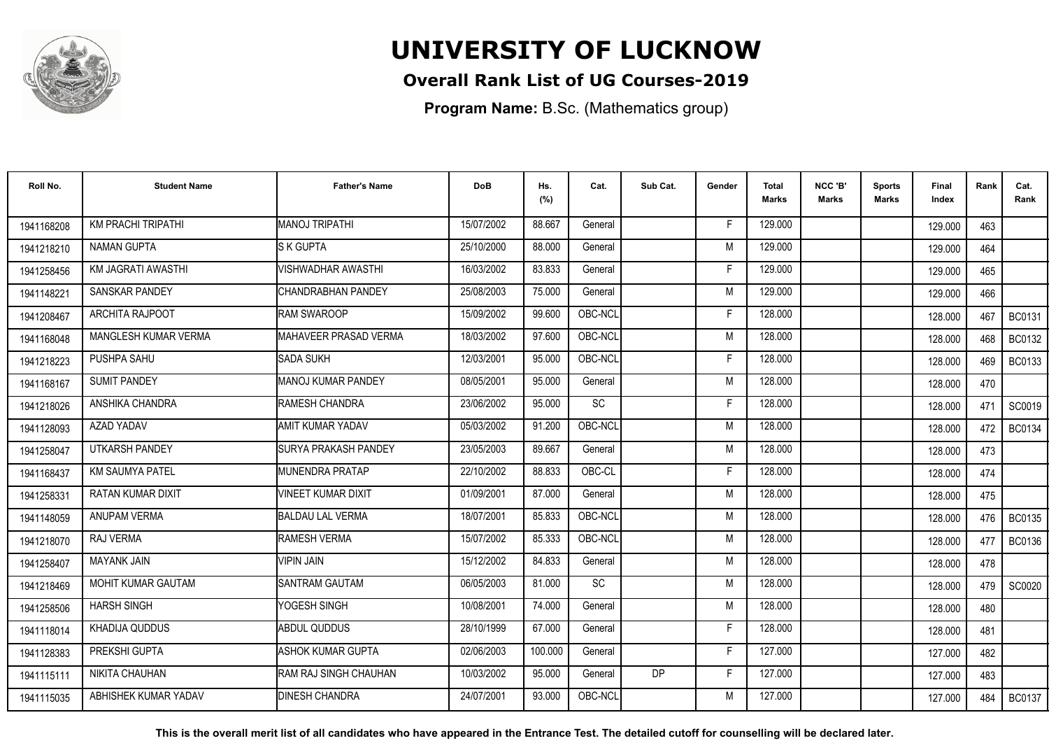# UNIVERSITY OF LUCKNOW

## Overall Rank List of UG Courses-2019

**Program Name:** B.Sc. (Mathematics group)

| Roll No. | Student Name | Father's Name | DoB | Hs. (%) | Cat. | Sub Cat. | Gender | Total Marks | NCC 'B' Marks | Sports Marks | Final Index | Rank | Cat. Rank |
|---|---|---|---|---|---|---|---|---|---|---|---|---|---|
| 1941168208 | KM PRACHI TRIPATHI | MANOJ TRIPATHI | 15/07/2002 | 88.667 | General | | F | 129.000 | | | 129.000 | 463 | |
| 1941218210 | NAMAN GUPTA | S K GUPTA | 25/10/2000 | 88.000 | General | | M | 129.000 | | | 129.000 | 464 | |
| 1941258456 | KM JAGRATI AWASTHI | VISHWADHAR AWASTHI | 16/03/2002 | 83.833 | General | | F | 129.000 | | | 129.000 | 465 | |
| 1941148221 | SANSKAR PANDEY | CHANDRABHAN PANDEY | 25/08/2003 | 75.000 | General | | M | 129.000 | | | 129.000 | 466 | |
| 1941208467 | ARCHITA RAJPOOT | RAM SWAROOP | 15/09/2002 | 99.600 | OBC-NCL | | F | 128.000 | | | 128.000 | 467 | BC0131 |
| 1941168048 | MANGLESH KUMAR VERMA | MAHAVEER PRASAD VERMA | 18/03/2002 | 97.600 | OBC-NCL | | M | 128.000 | | | 128.000 | 468 | BC0132 |
| 1941218223 | PUSHPA SAHU | SADA SUKH | 12/03/2001 | 95.000 | OBC-NCL | | F | 128.000 | | | 128.000 | 469 | BC0133 |
| 1941168167 | SUMIT PANDEY | MANOJ KUMAR PANDEY | 08/05/2001 | 95.000 | General | | M | 128.000 | | | 128.000 | 470 | |
| 1941218026 | ANSHIKA CHANDRA | RAMESH CHANDRA | 23/06/2002 | 95.000 | SC | | F | 128.000 | | | 128.000 | 471 | SC0019 |
| 1941128093 | AZAD YADAV | AMIT KUMAR YADAV | 05/03/2002 | 91.200 | OBC-NCL | | M | 128.000 | | | 128.000 | 472 | BC0134 |
| 1941258047 | UTKARSH PANDEY | SURYA PRAKASH PANDEY | 23/05/2003 | 89.667 | General | | M | 128.000 | | | 128.000 | 473 | |
| 1941168437 | KM SAUMYA PATEL | MUNENDRA PRATAP | 22/10/2002 | 88.833 | OBC-CL | | F | 128.000 | | | 128.000 | 474 | |
| 1941258331 | RATAN KUMAR DIXIT | VINEET KUMAR DIXIT | 01/09/2001 | 87.000 | General | | M | 128.000 | | | 128.000 | 475 | |
| 1941148059 | ANUPAM VERMA | BALDAU LAL VERMA | 18/07/2001 | 85.833 | OBC-NCL | | M | 128.000 | | | 128.000 | 476 | BC0135 |
| 1941218070 | RAJ VERMA | RAMESH VERMA | 15/07/2002 | 85.333 | OBC-NCL | | M | 128.000 | | | 128.000 | 477 | BC0136 |
| 1941258407 | MAYANK JAIN | VIPIN JAIN | 15/12/2002 | 84.833 | General | | M | 128.000 | | | 128.000 | 478 | |
| 1941218469 | MOHIT KUMAR GAUTAM | SANTRAM GAUTAM | 06/05/2003 | 81.000 | SC | | M | 128.000 | | | 128.000 | 479 | SC0020 |
| 1941258506 | HARSH SINGH | YOGESH SINGH | 10/08/2001 | 74.000 | General | | M | 128.000 | | | 128.000 | 480 | |
| 1941118014 | KHADIJA QUDDUS | ABDUL QUDDUS | 28/10/1999 | 67.000 | General | | F | 128.000 | | | 128.000 | 481 | |
| 1941128383 | PREKSHI GUPTA | ASHOK KUMAR GUPTA | 02/06/2003 | 100.000 | General | | F | 127.000 | | | 127.000 | 482 | |
| 1941115111 | NIKITA CHAUHAN | RAM RAJ SINGH CHAUHAN | 10/03/2002 | 95.000 | General | DP | F | 127.000 | | | 127.000 | 483 | |
| 1941115035 | ABHISHEK KUMAR YADAV | DINESH CHANDRA | 24/07/2001 | 93.000 | OBC-NCL | | M | 127.000 | | | 127.000 | 484 | BC0137 |

**This is the overall merit list of all candidates who have appeared in the Entrance Test. The detailed cutoff for counselling will be declared later.**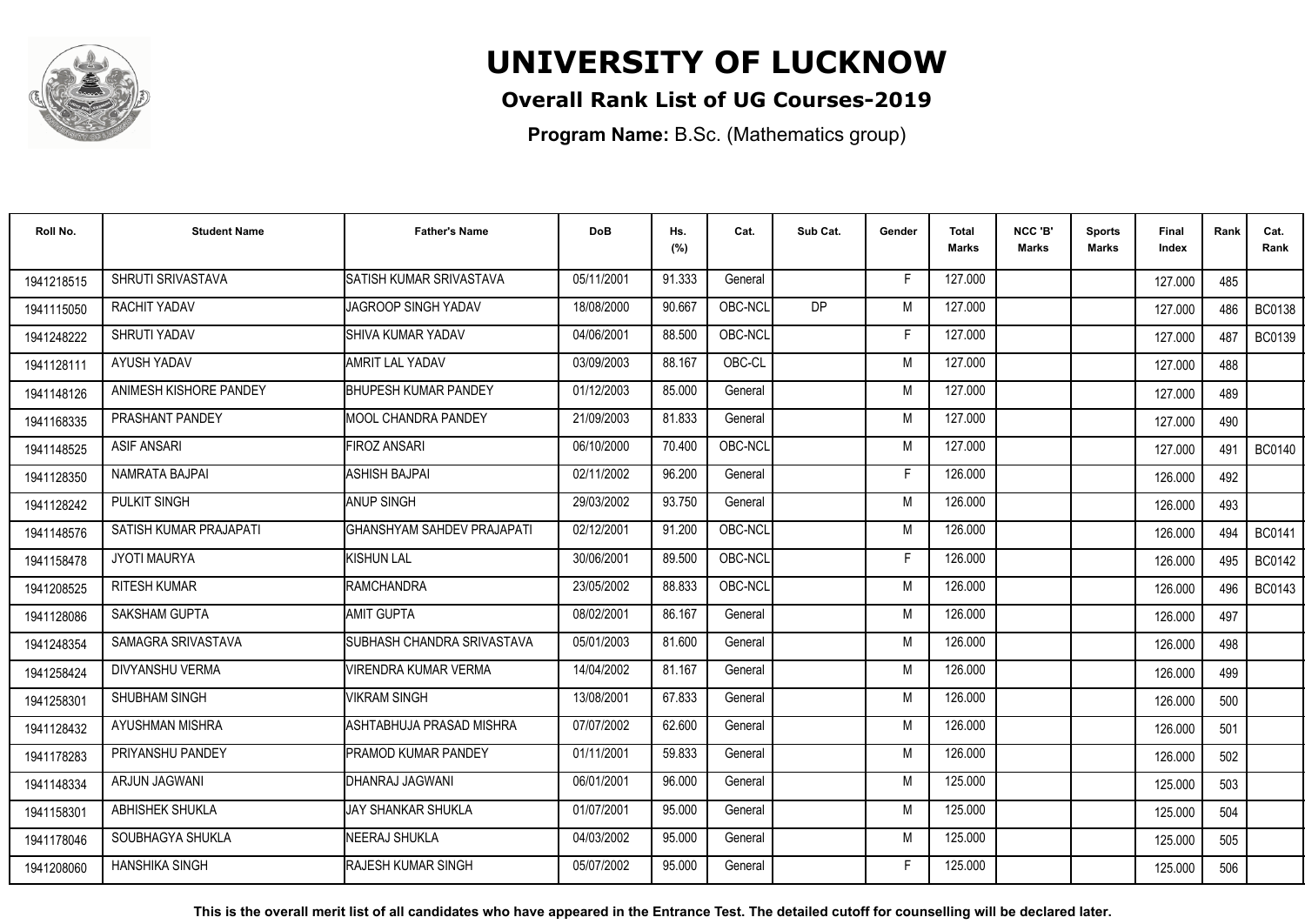# UNIVERSITY OF LUCKNOW

## Overall Rank List of UG Courses-2019

**Program Name:** B.Sc. (Mathematics group)

| Roll No. | Student Name | Father's Name | DoB | Hs. (%) | Cat. | Sub Cat. | Gender | Total Marks | NCC 'B' Marks | Sports Marks | Final Index | Rank | Cat. Rank |
|---|---|---|---|---|---|---|---|---|---|---|---|---|---|
| 1941218515 | SHRUTI SRIVASTAVA | SATISH KUMAR SRIVASTAVA | 05/11/2001 | 91.333 | General | | F | 127.000 | | | 127.000 | 485 | |
| 1941115050 | RACHIT YADAV | JAGROOP SINGH YADAV | 18/08/2000 | 90.667 | OBC-NCL | DP | M | 127.000 | | | 127.000 | 486 | BC0138 |
| 1941248222 | SHRUTI YADAV | SHIVA KUMAR YADAV | 04/06/2001 | 88.500 | OBC-NCL | | F | 127.000 | | | 127.000 | 487 | BC0139 |
| 1941128111 | AYUSH YADAV | AMRIT LAL YADAV | 03/09/2003 | 88.167 | OBC-CL | | M | 127.000 | | | 127.000 | 488 | |
| 1941148126 | ANIMESH KISHORE PANDEY | BHUPESH KUMAR PANDEY | 01/12/2003 | 85.000 | General | | M | 127.000 | | | 127.000 | 489 | |
| 1941168335 | PRASHANT PANDEY | MOOL CHANDRA PANDEY | 21/09/2003 | 81.833 | General | | M | 127.000 | | | 127.000 | 490 | |
| 1941148525 | ASIF ANSARI | FIROZ ANSARI | 06/10/2000 | 70.400 | OBC-NCL | | M | 127.000 | | | 127.000 | 491 | BC0140 |
| 1941128350 | NAMRATA BAJPAI | ASHISH BAJPAI | 02/11/2002 | 96.200 | General | | F | 126.000 | | | 126.000 | 492 | |
| 1941128242 | PULKIT SINGH | ANUP SINGH | 29/03/2002 | 93.750 | General | | M | 126.000 | | | 126.000 | 493 | |
| 1941148576 | SATISH KUMAR PRAJAPATI | GHANSHYAM SAHDEV PRAJAPATI | 02/12/2001 | 91.200 | OBC-NCL | | M | 126.000 | | | 126.000 | 494 | BC0141 |
| 1941158478 | JYOTI MAURYA | KISHUN LAL | 30/06/2001 | 89.500 | OBC-NCL | | F | 126.000 | | | 126.000 | 495 | BC0142 |
| 1941208525 | RITESH KUMAR | RAMCHANDRA | 23/05/2002 | 88.833 | OBC-NCL | | M | 126.000 | | | 126.000 | 496 | BC0143 |
| 1941128086 | SAKSHAM GUPTA | AMIT GUPTA | 08/02/2001 | 86.167 | General | | M | 126.000 | | | 126.000 | 497 | |
| 1941248354 | SAMAGRA SRIVASTAVA | SUBHASH CHANDRA SRIVASTAVA | 05/01/2003 | 81.600 | General | | M | 126.000 | | | 126.000 | 498 | |
| 1941258424 | DIVYANSHU VERMA | VIRENDRA KUMAR VERMA | 14/04/2002 | 81.167 | General | | M | 126.000 | | | 126.000 | 499 | |
| 1941258301 | SHUBHAM SINGH | VIKRAM SINGH | 13/08/2001 | 67.833 | General | | M | 126.000 | | | 126.000 | 500 | |
| 1941128432 | AYUSHMAN MISHRA | ASHTABHUJA PRASAD MISHRA | 07/07/2002 | 62.600 | General | | M | 126.000 | | | 126.000 | 501 | |
| 1941178283 | PRIYANSHU PANDEY | PRAMOD KUMAR PANDEY | 01/11/2001 | 59.833 | General | | M | 126.000 | | | 126.000 | 502 | |
| 1941148334 | ARJUN JAGWANI | DHANRAJ JAGWANI | 06/01/2001 | 96.000 | General | | M | 125.000 | | | 125.000 | 503 | |
| 1941158301 | ABHISHEK SHUKLA | JAY SHANKAR SHUKLA | 01/07/2001 | 95.000 | General | | M | 125.000 | | | 125.000 | 504 | |
| 1941178046 | SOUBHAGYA SHUKLA | NEERAJ SHUKLA | 04/03/2002 | 95.000 | General | | M | 125.000 | | | 125.000 | 505 | |
| 1941208060 | HANSHIKA SINGH | RAJESH KUMAR SINGH | 05/07/2002 | 95.000 | General | | F | 125.000 | | | 125.000 | 506 | |

**This is the overall merit list of all candidates who have appeared in the Entrance Test. The detailed cutoff for counselling will be declared later.**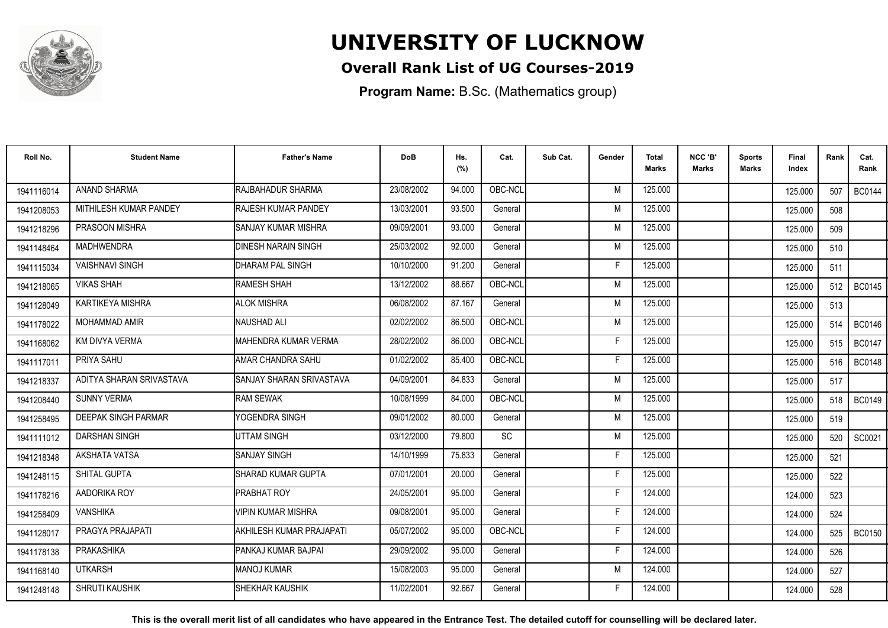# UNIVERSITY OF LUCKNOW

## Overall Rank List of UG Courses-2019

**Program Name:** B.Sc. (Mathematics group)

| Roll No. | Student Name | Father's Name | DoB | Hs. (%) | Cat. | Sub Cat. | Gender | Total Marks | NCC 'B' Marks | Sports Marks | Final Index | Rank | Cat. Rank |
|---|---|---|---|---|---|---|---|---|---|---|---|---|---|
| 1941116014 | ANAND SHARMA | RAJBAHADUR SHARMA | 23/08/2002 | 94.000 | OBC-NCL | | M | 125.000 | | | 125.000 | 507 | BC0144 |
| 1941208053 | MITHILESH KUMAR PANDEY | RAJESH KUMAR PANDEY | 13/03/2001 | 93.500 | General | | M | 125.000 | | | 125.000 | 508 | |
| 1941218296 | PRASOON MISHRA | SANJAY KUMAR MISHRA | 09/09/2001 | 93.000 | General | | M | 125.000 | | | 125.000 | 509 | |
| 1941148464 | MADHWENDRA | DINESH NARAIN SINGH | 25/03/2002 | 92.000 | General | | M | 125.000 | | | 125.000 | 510 | |
| 1941115034 | VAISHNAVI SINGH | DHARAM PAL SINGH | 10/10/2000 | 91.200 | General | | F | 125.000 | | | 125.000 | 511 | |
| 1941218065 | VIKAS SHAH | RAMESH SHAH | 13/12/2002 | 88.667 | OBC-NCL | | M | 125.000 | | | 125.000 | 512 | BC0145 |
| 1941128049 | KARTIKEYA MISHRA | ALOK MISHRA | 06/08/2002 | 87.167 | General | | M | 125.000 | | | 125.000 | 513 | |
| 1941178022 | MOHAMMAD AMIR | NAUSHAD ALI | 02/02/2002 | 86.500 | OBC-NCL | | M | 125.000 | | | 125.000 | 514 | BC0146 |
| 1941168062 | KM DIVYA VERMA | MAHENDRA KUMAR VERMA | 28/02/2002 | 86.000 | OBC-NCL | | F | 125.000 | | | 125.000 | 515 | BC0147 |
| 1941117011 | PRIYA SAHU | AMAR CHANDRA SAHU | 01/02/2002 | 85.400 | OBC-NCL | | F | 125.000 | | | 125.000 | 516 | BC0148 |
| 1941218337 | ADITYA SHARAN SRIVASTAVA | SANJAY SHARAN SRIVASTAVA | 04/09/2001 | 84.833 | General | | M | 125.000 | | | 125.000 | 517 | |
| 1941208440 | SUNNY VERMA | RAM SEWAK | 10/08/1999 | 84.000 | OBC-NCL | | M | 125.000 | | | 125.000 | 518 | BC0149 |
| 1941258495 | DEEPAK SINGH PARMAR | YOGENDRA SINGH | 09/01/2002 | 80.000 | General | | M | 125.000 | | | 125.000 | 519 | |
| 1941111012 | DARSHAN SINGH | UTTAM SINGH | 03/12/2000 | 79.800 | SC | | M | 125.000 | | | 125.000 | 520 | SC0021 |
| 1941218348 | AKSHATA VATSA | SANJAY SINGH | 14/10/1999 | 75.833 | General | | F | 125.000 | | | 125.000 | 521 | |
| 1941248115 | SHITAL GUPTA | SHARAD KUMAR GUPTA | 07/01/2001 | 20.000 | General | | F | 125.000 | | | 125.000 | 522 | |
| 1941178216 | AADORIKA ROY | PRABHAT ROY | 24/05/2001 | 95.000 | General | | F | 124.000 | | | 124.000 | 523 | |
| 1941258409 | VANSHIKA | VIPIN KUMAR MISHRA | 09/08/2001 | 95.000 | General | | F | 124.000 | | | 124.000 | 524 | |
| 1941128017 | PRAGYA PRAJAPATI | AKHILESH KUMAR PRAJAPATI | 05/07/2002 | 95.000 | OBC-NCL | | F | 124.000 | | | 124.000 | 525 | BC0150 |
| 1941178138 | PRAKASHIKA | PANKAJ KUMAR BAJPAI | 29/09/2002 | 95.000 | General | | F | 124.000 | | | 124.000 | 526 | |
| 1941168140 | UTKARSH | MANOJ KUMAR | 15/08/2003 | 95.000 | General | | M | 124.000 | | | 124.000 | 527 | |
| 1941248148 | SHRUTI KAUSHIK | SHEKHAR KAUSHIK | 11/02/2001 | 92.667 | General | | F | 124.000 | | | 124.000 | 528 | |

**This is the overall merit list of all candidates who have appeared in the Entrance Test. The detailed cutoff for counselling will be declared later.**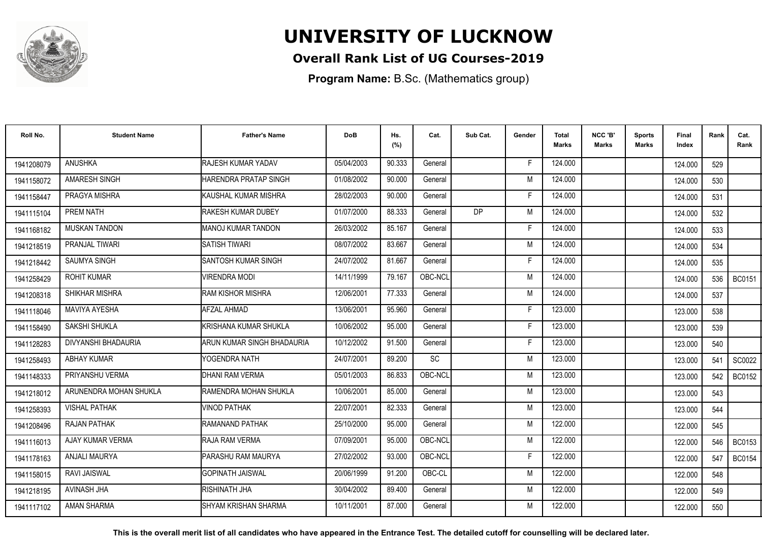# UNIVERSITY OF LUCKNOW

## Overall Rank List of UG Courses-2019

**Program Name:** B.Sc. (Mathematics group)

| Roll No. | Student Name | Father's Name | DoB | Hs. (%) | Cat. | Sub Cat. | Gender | Total Marks | NCC 'B' Marks | Sports Marks | Final Index | Rank | Cat. Rank |
|---|---|---|---|---|---|---|---|---|---|---|---|---|---|
| 1941208079 | ANUSHKA | RAJESH KUMAR YADAV | 05/04/2003 | 90.333 | General | | F | 124.000 | | | 124.000 | 529 | |
| 1941158072 | AMARESH SINGH | HARENDRA PRATAP SINGH | 01/08/2002 | 90.000 | General | | M | 124.000 | | | 124.000 | 530 | |
| 1941158447 | PRAGYA MISHRA | KAUSHAL KUMAR MISHRA | 28/02/2003 | 90.000 | General | | F | 124.000 | | | 124.000 | 531 | |
| 1941115104 | PREM NATH | RAKESH KUMAR DUBEY | 01/07/2000 | 88.333 | General | DP | M | 124.000 | | | 124.000 | 532 | |
| 1941168182 | MUSKAN TANDON | MANOJ KUMAR TANDON | 26/03/2002 | 85.167 | General | | F | 124.000 | | | 124.000 | 533 | |
| 1941218519 | PRANJAL TIWARI | SATISH TIWARI | 08/07/2002 | 83.667 | General | | M | 124.000 | | | 124.000 | 534 | |
| 1941218442 | SAUMYA SINGH | SANTOSH KUMAR SINGH | 24/07/2002 | 81.667 | General | | F | 124.000 | | | 124.000 | 535 | |
| 1941258429 | ROHIT KUMAR | VIRENDRA MODI | 14/11/1999 | 79.167 | OBC-NCL | | M | 124.000 | | | 124.000 | 536 | BC0151 |
| 1941208318 | SHIKHAR MISHRA | RAM KISHOR MISHRA | 12/06/2001 | 77.333 | General | | M | 124.000 | | | 124.000 | 537 | |
| 1941118046 | MAVIYA AYESHA | AFZAL AHMAD | 13/06/2001 | 95.960 | General | | F | 123.000 | | | 123.000 | 538 | |
| 1941158490 | SAKSHI SHUKLA | KRISHANA KUMAR SHUKLA | 10/06/2002 | 95.000 | General | | F | 123.000 | | | 123.000 | 539 | |
| 1941128283 | DIVYANSHI BHADAURIA | ARUN KUMAR SINGH BHADAURIA | 10/12/2002 | 91.500 | General | | F | 123.000 | | | 123.000 | 540 | |
| 1941258493 | ABHAY KUMAR | YOGENDRA NATH | 24/07/2001 | 89.200 | SC | | M | 123.000 | | | 123.000 | 541 | SC0022 |
| 1941148333 | PRIYANSHU VERMA | DHANI RAM VERMA | 05/01/2003 | 86.833 | OBC-NCL | | M | 123.000 | | | 123.000 | 542 | BC0152 |
| 1941218012 | ARUNENDRA MOHAN SHUKLA | RAMENDRA MOHAN SHUKLA | 10/06/2001 | 85.000 | General | | M | 123.000 | | | 123.000 | 543 | |
| 1941258393 | VISHAL PATHAK | VINOD PATHAK | 22/07/2001 | 82.333 | General | | M | 123.000 | | | 123.000 | 544 | |
| 1941208496 | RAJAN PATHAK | RAMANAND PATHAK | 25/10/2000 | 95.000 | General | | M | 122.000 | | | 122.000 | 545 | |
| 1941116013 | AJAY KUMAR VERMA | RAJA RAM VERMA | 07/09/2001 | 95.000 | OBC-NCL | | M | 122.000 | | | 122.000 | 546 | BC0153 |
| 1941178163 | ANJALI MAURYA | PARASHU RAM MAURYA | 27/02/2002 | 93.000 | OBC-NCL | | F | 122.000 | | | 122.000 | 547 | BC0154 |
| 1941158015 | RAVI JAISWAL | GOPINATH JAISWAL | 20/06/1999 | 91.200 | OBC-CL | | M | 122.000 | | | 122.000 | 548 | |
| 1941218195 | AVINASH JHA | RISHINATH JHA | 30/04/2002 | 89.400 | General | | M | 122.000 | | | 122.000 | 549 | |
| 1941117102 | AMAN SHARMA | SHYAM KRISHAN SHARMA | 10/11/2001 | 87.000 | General | | M | 122.000 | | | 122.000 | 550 | |

**This is the overall merit list of all candidates who have appeared in the Entrance Test. The detailed cutoff for counselling will be declared later.**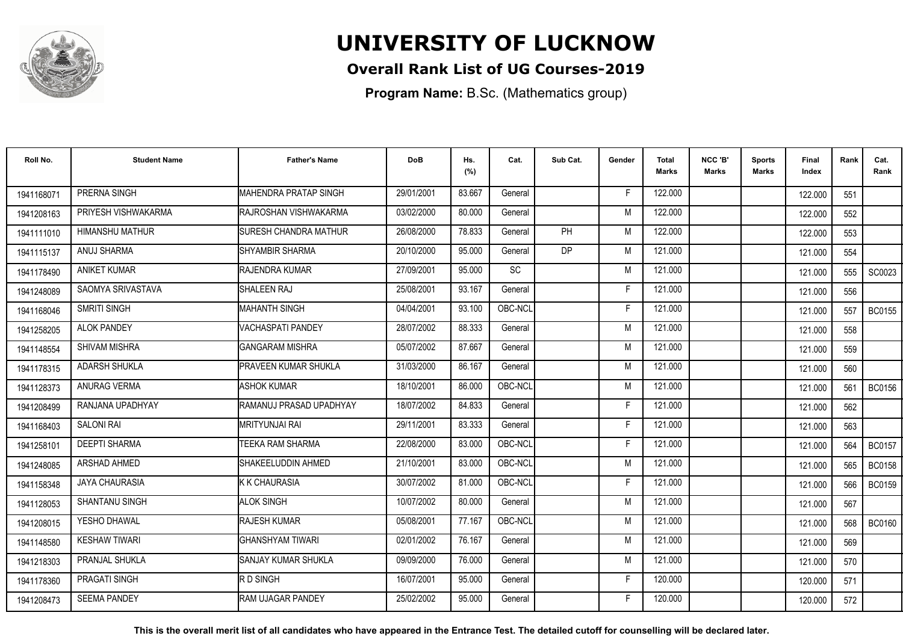# UNIVERSITY OF LUCKNOW

**Overall Rank List of UG Courses-2019**

**Program Name:** B.Sc. (Mathematics group)

| Roll No. | Student Name | Father's Name | DoB | Hs. (%) | Cat. | Sub Cat. | Gender | Total Marks | NCC 'B' Marks | Sports Marks | Final Index | Rank | Cat. Rank |
|---|---|---|---|---|---|---|---|---|---|---|---|---|---|
| 1941168071 | PRERNA SINGH | MAHENDRA PRATAP SINGH | 29/01/2001 | 83.667 | General | | F | 122.000 | | | 122.000 | 551 | |
| 1941208163 | PRIYESH VISHWAKARMA | RAJROSHAN VISHWAKARMA | 03/02/2000 | 80.000 | General | | M | 122.000 | | | 122.000 | 552 | |
| 1941111010 | HIMANSHU MATHUR | SURESH CHANDRA MATHUR | 26/08/2000 | 78.833 | General | PH | M | 122.000 | | | 122.000 | 553 | |
| 1941115137 | ANUJ SHARMA | SHYAMBIR SHARMA | 20/10/2000 | 95.000 | General | DP | M | 121.000 | | | 121.000 | 554 | |
| 1941178490 | ANIKET KUMAR | RAJENDRA KUMAR | 27/09/2001 | 95.000 | SC | | M | 121.000 | | | 121.000 | 555 | SC0023 |
| 1941248089 | SAOMYA SRIVASTAVA | SHALEEN RAJ | 25/08/2001 | 93.167 | General | | F | 121.000 | | | 121.000 | 556 | |
| 1941168046 | SMRITI SINGH | MAHANTH SINGH | 04/04/2001 | 93.100 | OBC-NCL | | F | 121.000 | | | 121.000 | 557 | BC0155 |
| 1941258205 | ALOK PANDEY | VACHASPATI PANDEY | 28/07/2002 | 88.333 | General | | M | 121.000 | | | 121.000 | 558 | |
| 1941148554 | SHIVAM MISHRA | GANGARAM MISHRA | 05/07/2002 | 87.667 | General | | M | 121.000 | | | 121.000 | 559 | |
| 1941178315 | ADARSH SHUKLA | PRAVEEN KUMAR SHUKLA | 31/03/2000 | 86.167 | General | | M | 121.000 | | | 121.000 | 560 | |
| 1941128373 | ANURAG VERMA | ASHOK KUMAR | 18/10/2001 | 86.000 | OBC-NCL | | M | 121.000 | | | 121.000 | 561 | BC0156 |
| 1941208499 | RANJANA UPADHYAY | RAMANUJ PRASAD UPADHYAY | 18/07/2002 | 84.833 | General | | F | 121.000 | | | 121.000 | 562 | |
| 1941168403 | SALONI RAI | MRITYUNJAI RAI | 29/11/2001 | 83.333 | General | | F | 121.000 | | | 121.000 | 563 | |
| 1941258101 | DEEPTI SHARMA | TEEKA RAM SHARMA | 22/08/2000 | 83.000 | OBC-NCL | | F | 121.000 | | | 121.000 | 564 | BC0157 |
| 1941248085 | ARSHAD AHMED | SHAKEELUDDIN AHMED | 21/10/2001 | 83.000 | OBC-NCL | | M | 121.000 | | | 121.000 | 565 | BC0158 |
| 1941158348 | JAYA CHAURASIA | K K CHAURASIA | 30/07/2002 | 81.000 | OBC-NCL | | F | 121.000 | | | 121.000 | 566 | BC0159 |
| 1941128053 | SHANTANU SINGH | ALOK SINGH | 10/07/2002 | 80.000 | General | | M | 121.000 | | | 121.000 | 567 | |
| 1941208015 | YESHO DHAWAL | RAJESH KUMAR | 05/08/2001 | 77.167 | OBC-NCL | | M | 121.000 | | | 121.000 | 568 | BC0160 |
| 1941148580 | KESHAW TIWARI | GHANSHYAM TIWARI | 02/01/2002 | 76.167 | General | | M | 121.000 | | | 121.000 | 569 | |
| 1941218303 | PRANJAL SHUKLA | SANJAY KUMAR SHUKLA | 09/09/2000 | 76.000 | General | | M | 121.000 | | | 121.000 | 570 | |
| 1941178360 | PRAGATI SINGH | R D SINGH | 16/07/2001 | 95.000 | General | | F | 120.000 | | | 120.000 | 571 | |
| 1941208473 | SEEMA PANDEY | RAM UJAGAR PANDEY | 25/02/2002 | 95.000 | General | | F | 120.000 | | | 120.000 | 572 | |

**This is the overall merit list of all candidates who have appeared in the Entrance Test. The detailed cutoff for counselling will be declared later.**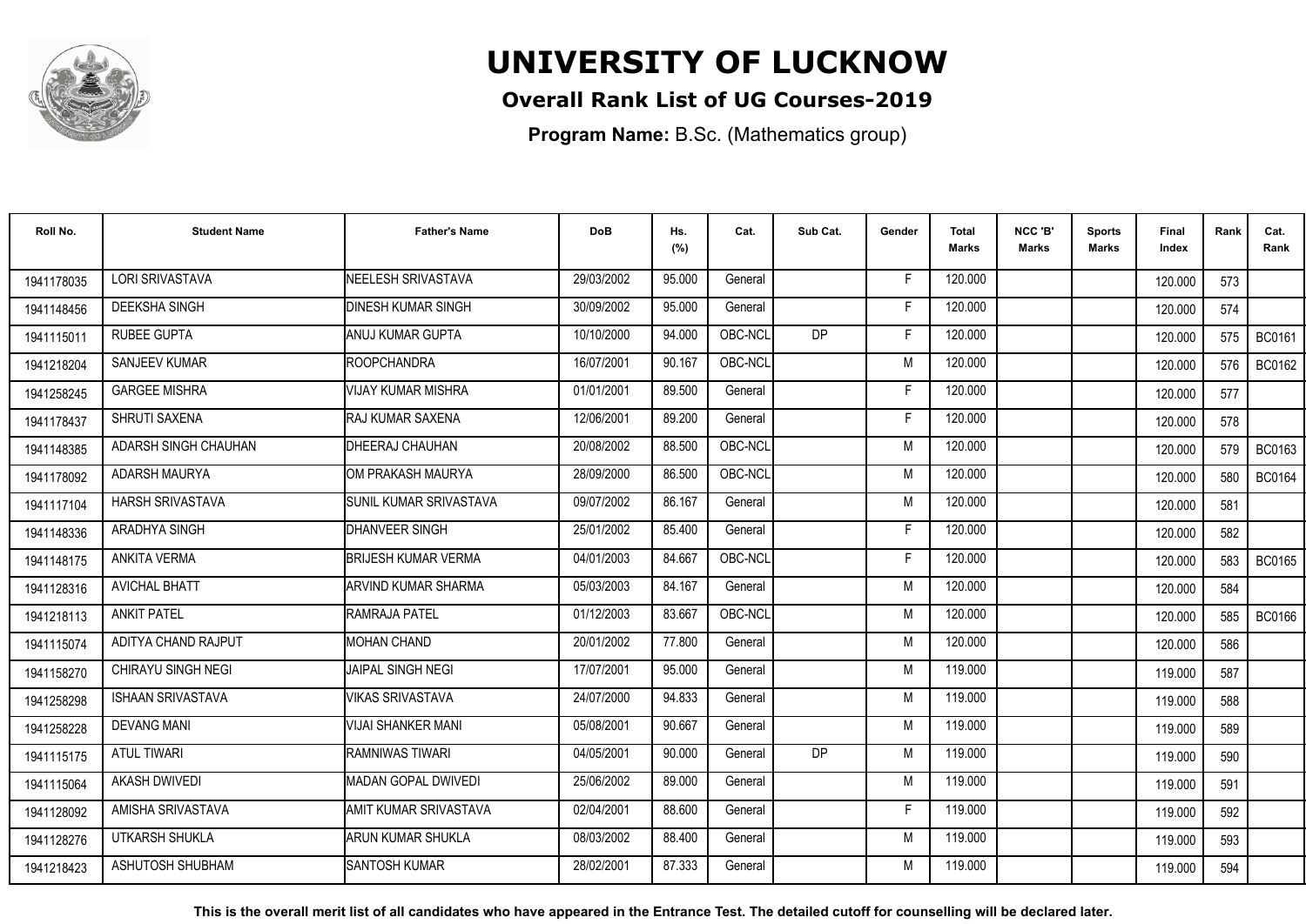# UNIVERSITY OF LUCKNOW

## Overall Rank List of UG Courses-2019

**Program Name:** B.Sc. (Mathematics group)

| Roll No. | Student Name | Father's Name | DoB | Hs. (%) | Cat. | Sub Cat. | Gender | Total Marks | NCC 'B' Marks | Sports Marks | Final Index | Rank | Cat. Rank |
|---|---|---|---|---|---|---|---|---|---|---|---|---|---|
| 1941178035 | LORI SRIVASTAVA | NEELESH SRIVASTAVA | 29/03/2002 | 95.000 | General | | F | 120.000 | | | 120.000 | 573 | |
| 1941148456 | DEEKSHA SINGH | DINESH KUMAR SINGH | 30/09/2002 | 95.000 | General | | F | 120.000 | | | 120.000 | 574 | |
| 1941115011 | RUBEE GUPTA | ANUJ KUMAR GUPTA | 10/10/2000 | 94.000 | OBC-NCL | DP | F | 120.000 | | | 120.000 | 575 | BC0161 |
| 1941218204 | SANJEEV KUMAR | ROOPCHANDRA | 16/07/2001 | 90.167 | OBC-NCL | | M | 120.000 | | | 120.000 | 576 | BC0162 |
| 1941258245 | GARGEE MISHRA | VIJAY KUMAR MISHRA | 01/01/2001 | 89.500 | General | | F | 120.000 | | | 120.000 | 577 | |
| 1941178437 | SHRUTI SAXENA | RAJ KUMAR SAXENA | 12/06/2001 | 89.200 | General | | F | 120.000 | | | 120.000 | 578 | |
| 1941148385 | ADARSH SINGH CHAUHAN | DHEERAJ CHAUHAN | 20/08/2002 | 88.500 | OBC-NCL | | M | 120.000 | | | 120.000 | 579 | BC0163 |
| 1941178092 | ADARSH MAURYA | OM PRAKASH MAURYA | 28/09/2000 | 86.500 | OBC-NCL | | M | 120.000 | | | 120.000 | 580 | BC0164 |
| 1941117104 | HARSH SRIVASTAVA | SUNIL KUMAR SRIVASTAVA | 09/07/2002 | 86.167 | General | | M | 120.000 | | | 120.000 | 581 | |
| 1941148336 | ARADHYA SINGH | DHANVEER SINGH | 25/01/2002 | 85.400 | General | | F | 120.000 | | | 120.000 | 582 | |
| 1941148175 | ANKITA VERMA | BRIJESH KUMAR VERMA | 04/01/2003 | 84.667 | OBC-NCL | | F | 120.000 | | | 120.000 | 583 | BC0165 |
| 1941128316 | AVICHAL BHATT | ARVIND KUMAR SHARMA | 05/03/2003 | 84.167 | General | | M | 120.000 | | | 120.000 | 584 | |
| 1941218113 | ANKIT PATEL | RAMRAJA PATEL | 01/12/2003 | 83.667 | OBC-NCL | | M | 120.000 | | | 120.000 | 585 | BC0166 |
| 1941115074 | ADITYA CHAND RAJPUT | MOHAN CHAND | 20/01/2002 | 77.800 | General | | M | 120.000 | | | 120.000 | 586 | |
| 1941158270 | CHIRAYU SINGH NEGI | JAIPAL SINGH NEGI | 17/07/2001 | 95.000 | General | | M | 119.000 | | | 119.000 | 587 | |
| 1941258298 | ISHAAN SRIVASTAVA | VIKAS SRIVASTAVA | 24/07/2000 | 94.833 | General | | M | 119.000 | | | 119.000 | 588 | |
| 1941258228 | DEVANG MANI | VIJAI SHANKER MANI | 05/08/2001 | 90.667 | General | | M | 119.000 | | | 119.000 | 589 | |
| 1941115175 | ATUL TIWARI | RAMNIWAS TIWARI | 04/05/2001 | 90.000 | General | DP | M | 119.000 | | | 119.000 | 590 | |
| 1941115064 | AKASH DWIVEDI | MADAN GOPAL DWIVEDI | 25/06/2002 | 89.000 | General | | M | 119.000 | | | 119.000 | 591 | |
| 1941128092 | AMISHA SRIVASTAVA | AMIT KUMAR SRIVASTAVA | 02/04/2001 | 88.600 | General | | F | 119.000 | | | 119.000 | 592 | |
| 1941128276 | UTKARSH SHUKLA | ARUN KUMAR SHUKLA | 08/03/2002 | 88.400 | General | | M | 119.000 | | | 119.000 | 593 | |
| 1941218423 | ASHUTOSH SHUBHAM | SANTOSH KUMAR | 28/02/2001 | 87.333 | General | | M | 119.000 | | | 119.000 | 594 | |

**This is the overall merit list of all candidates who have appeared in the Entrance Test. The detailed cutoff for counselling will be declared later.**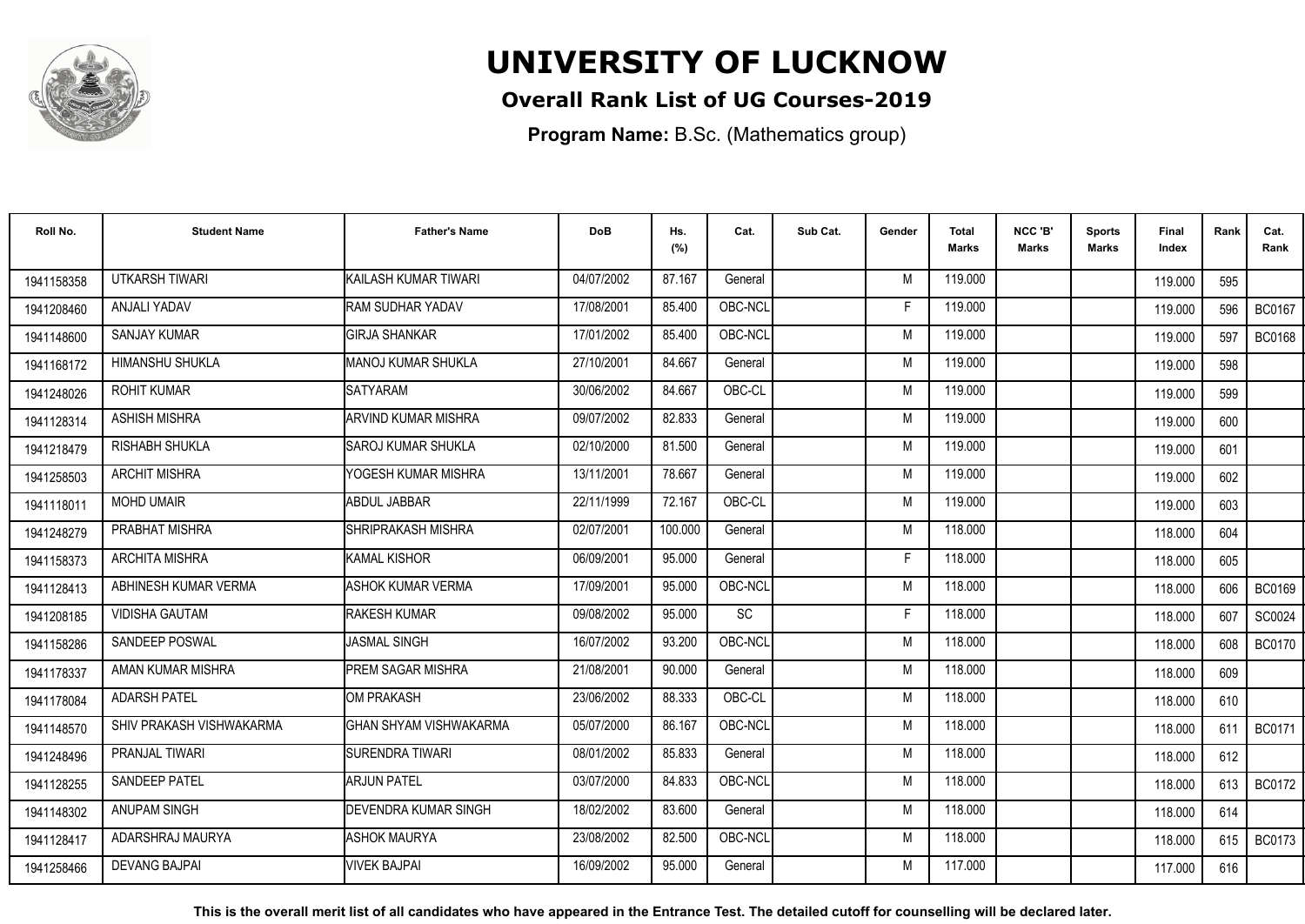# UNIVERSITY OF LUCKNOW

## Overall Rank List of UG Courses-2019

**Program Name:** B.Sc. (Mathematics group)

| Roll No. | Student Name | Father's Name | DoB | Hs. (%) | Cat. | Sub Cat. | Gender | Total Marks | NCC 'B' Marks | Sports Marks | Final Index | Rank | Cat. Rank |
|---|---|---|---|---|---|---|---|---|---|---|---|---|---|
| 1941158358 | UTKARSH TIWARI | KAILASH KUMAR TIWARI | 04/07/2002 | 87.167 | General | | M | 119.000 | | | 119.000 | 595 | |
| 1941208460 | ANJALI YADAV | RAM SUDHAR YADAV | 17/08/2001 | 85.400 | OBC-NCL | | F | 119.000 | | | 119.000 | 596 | BC0167 |
| 1941148600 | SANJAY KUMAR | GIRJA SHANKAR | 17/01/2002 | 85.400 | OBC-NCL | | M | 119.000 | | | 119.000 | 597 | BC0168 |
| 1941168172 | HIMANSHU SHUKLA | MANOJ KUMAR SHUKLA | 27/10/2001 | 84.667 | General | | M | 119.000 | | | 119.000 | 598 | |
| 1941248026 | ROHIT KUMAR | SATYARAM | 30/06/2002 | 84.667 | OBC-CL | | M | 119.000 | | | 119.000 | 599 | |
| 1941128314 | ASHISH MISHRA | ARVIND KUMAR MISHRA | 09/07/2002 | 82.833 | General | | M | 119.000 | | | 119.000 | 600 | |
| 1941218479 | RISHABH SHUKLA | SAROJ KUMAR SHUKLA | 02/10/2000 | 81.500 | General | | M | 119.000 | | | 119.000 | 601 | |
| 1941258503 | ARCHIT MISHRA | YOGESH KUMAR MISHRA | 13/11/2001 | 78.667 | General | | M | 119.000 | | | 119.000 | 602 | |
| 1941118011 | MOHD UMAIR | ABDUL JABBAR | 22/11/1999 | 72.167 | OBC-CL | | M | 119.000 | | | 119.000 | 603 | |
| 1941248279 | PRABHAT MISHRA | SHRIPRAKASH MISHRA | 02/07/2001 | 100.000 | General | | M | 118.000 | | | 118.000 | 604 | |
| 1941158373 | ARCHITA MISHRA | KAMAL KISHOR | 06/09/2001 | 95.000 | General | | F | 118.000 | | | 118.000 | 605 | |
| 1941128413 | ABHINESH KUMAR VERMA | ASHOK KUMAR VERMA | 17/09/2001 | 95.000 | OBC-NCL | | M | 118.000 | | | 118.000 | 606 | BC0169 |
| 1941208185 | VIDISHA GAUTAM | RAKESH KUMAR | 09/08/2002 | 95.000 | SC | | F | 118.000 | | | 118.000 | 607 | SC0024 |
| 1941158286 | SANDEEP POSWAL | JASMAL SINGH | 16/07/2002 | 93.200 | OBC-NCL | | M | 118.000 | | | 118.000 | 608 | BC0170 |
| 1941178337 | AMAN KUMAR MISHRA | PREM SAGAR MISHRA | 21/08/2001 | 90.000 | General | | M | 118.000 | | | 118.000 | 609 | |
| 1941178084 | ADARSH PATEL | OM PRAKASH | 23/06/2002 | 88.333 | OBC-CL | | M | 118.000 | | | 118.000 | 610 | |
| 1941148570 | SHIV PRAKASH VISHWAKARMA | GHAN SHYAM VISHWAKARMA | 05/07/2000 | 86.167 | OBC-NCL | | M | 118.000 | | | 118.000 | 611 | BC0171 |
| 1941248496 | PRANJAL TIWARI | SURENDRA TIWARI | 08/01/2002 | 85.833 | General | | M | 118.000 | | | 118.000 | 612 | |
| 1941128255 | SANDEEP PATEL | ARJUN PATEL | 03/07/2000 | 84.833 | OBC-NCL | | M | 118.000 | | | 118.000 | 613 | BC0172 |
| 1941148302 | ANUPAM SINGH | DEVENDRA KUMAR SINGH | 18/02/2002 | 83.600 | General | | M | 118.000 | | | 118.000 | 614 | |
| 1941128417 | ADARSHRAJ MAURYA | ASHOK MAURYA | 23/08/2002 | 82.500 | OBC-NCL | | M | 118.000 | | | 118.000 | 615 | BC0173 |
| 1941258466 | DEVANG BAJPAI | VIVEK BAJPAI | 16/09/2002 | 95.000 | General | | M | 117.000 | | | 117.000 | 616 | |

**This is the overall merit list of all candidates who have appeared in the Entrance Test. The detailed cutoff for counselling will be declared later.**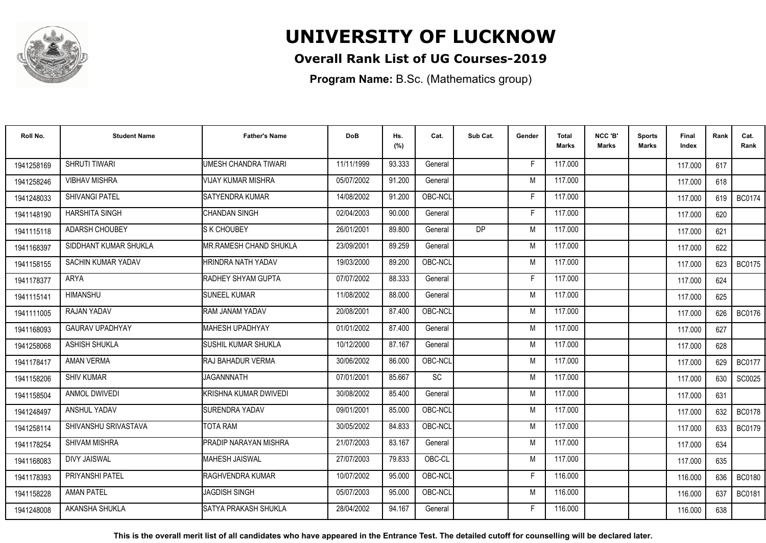# UNIVERSITY OF LUCKNOW

## Overall Rank List of UG Courses-2019

**Program Name:** B.Sc. (Mathematics group)

| Roll No. | Student Name | Father's Name | DoB | Hs. (%) | Cat. | Sub Cat. | Gender | Total Marks | NCC 'B' Marks | Sports Marks | Final Index | Rank | Cat. Rank |
|---|---|---|---|---|---|---|---|---|---|---|---|---|---|
| 1941258169 | SHRUTI TIWARI | UMESH CHANDRA TIWARI | 11/11/1999 | 93.333 | General | | F | 117.000 | | | 117.000 | 617 | |
| 1941258246 | VIBHAV MISHRA | VIJAY KUMAR MISHRA | 05/07/2002 | 91.200 | General | | M | 117.000 | | | 117.000 | 618 | |
| 1941248033 | SHIVANGI PATEL | SATYENDRA KUMAR | 14/08/2002 | 91.200 | OBC-NCL | | F | 117.000 | | | 117.000 | 619 | BC0174 |
| 1941148190 | HARSHITA SINGH | CHANDAN SINGH | 02/04/2003 | 90.000 | General | | F | 117.000 | | | 117.000 | 620 | |
| 1941115118 | ADARSH CHOUBEY | S K CHOUBEY | 26/01/2001 | 89.800 | General | DP | M | 117.000 | | | 117.000 | 621 | |
| 1941168397 | SIDDHANT KUMAR SHUKLA | MR.RAMESH CHAND SHUKLA | 23/09/2001 | 89.259 | General | | M | 117.000 | | | 117.000 | 622 | |
| 1941158155 | SACHIN KUMAR YADAV | HRINDRA NATH YADAV | 19/03/2000 | 89.200 | OBC-NCL | | M | 117.000 | | | 117.000 | 623 | BC0175 |
| 1941178377 | ARYA | RADHEY SHYAM GUPTA | 07/07/2002 | 88.333 | General | | F | 117.000 | | | 117.000 | 624 | |
| 1941115141 | HIMANSHU | SUNEEL KUMAR | 11/08/2002 | 88.000 | General | | M | 117.000 | | | 117.000 | 625 | |
| 1941111005 | RAJAN YADAV | RAM JANAM YADAV | 20/08/2001 | 87.400 | OBC-NCL | | M | 117.000 | | | 117.000 | 626 | BC0176 |
| 1941168093 | GAURAV UPADHYAY | MAHESH UPADHYAY | 01/01/2002 | 87.400 | General | | M | 117.000 | | | 117.000 | 627 | |
| 1941258068 | ASHISH SHUKLA | SUSHIL KUMAR SHUKLA | 10/12/2000 | 87.167 | General | | M | 117.000 | | | 117.000 | 628 | |
| 1941178417 | AMAN VERMA | RAJ BAHADUR VERMA | 30/06/2002 | 86.000 | OBC-NCL | | M | 117.000 | | | 117.000 | 629 | BC0177 |
| 1941158206 | SHIV KUMAR | JAGANNNATH | 07/01/2001 | 85.667 | SC | | M | 117.000 | | | 117.000 | 630 | SC0025 |
| 1941158504 | ANMOL DWIVEDI | KRISHNA KUMAR DWIVEDI | 30/08/2002 | 85.400 | General | | M | 117.000 | | | 117.000 | 631 | |
| 1941248497 | ANSHUL YADAV | SURENDRA YADAV | 09/01/2001 | 85.000 | OBC-NCL | | M | 117.000 | | | 117.000 | 632 | BC0178 |
| 1941258114 | SHIVANSHU SRIVASTAVA | TOTA RAM | 30/05/2002 | 84.833 | OBC-NCL | | M | 117.000 | | | 117.000 | 633 | BC0179 |
| 1941178254 | SHIVAM MISHRA | PRADIP NARAYAN MISHRA | 21/07/2003 | 83.167 | General | | M | 117.000 | | | 117.000 | 634 | |
| 1941168083 | DIVY JAISWAL | MAHESH JAISWAL | 27/07/2003 | 79.833 | OBC-CL | | M | 117.000 | | | 117.000 | 635 | |
| 1941178393 | PRIYANSHI PATEL | RAGHVENDRA KUMAR | 10/07/2002 | 95.000 | OBC-NCL | | F | 116.000 | | | 116.000 | 636 | BC0180 |
| 1941158228 | AMAN PATEL | JAGDISH SINGH | 05/07/2003 | 95.000 | OBC-NCL | | M | 116.000 | | | 116.000 | 637 | BC0181 |
| 1941248008 | AKANSHA SHUKLA | SATYA PRAKASH SHUKLA | 28/04/2002 | 94.167 | General | | F | 116.000 | | | 116.000 | 638 | |

**This is the overall merit list of all candidates who have appeared in the Entrance Test. The detailed cutoff for counselling will be declared later.**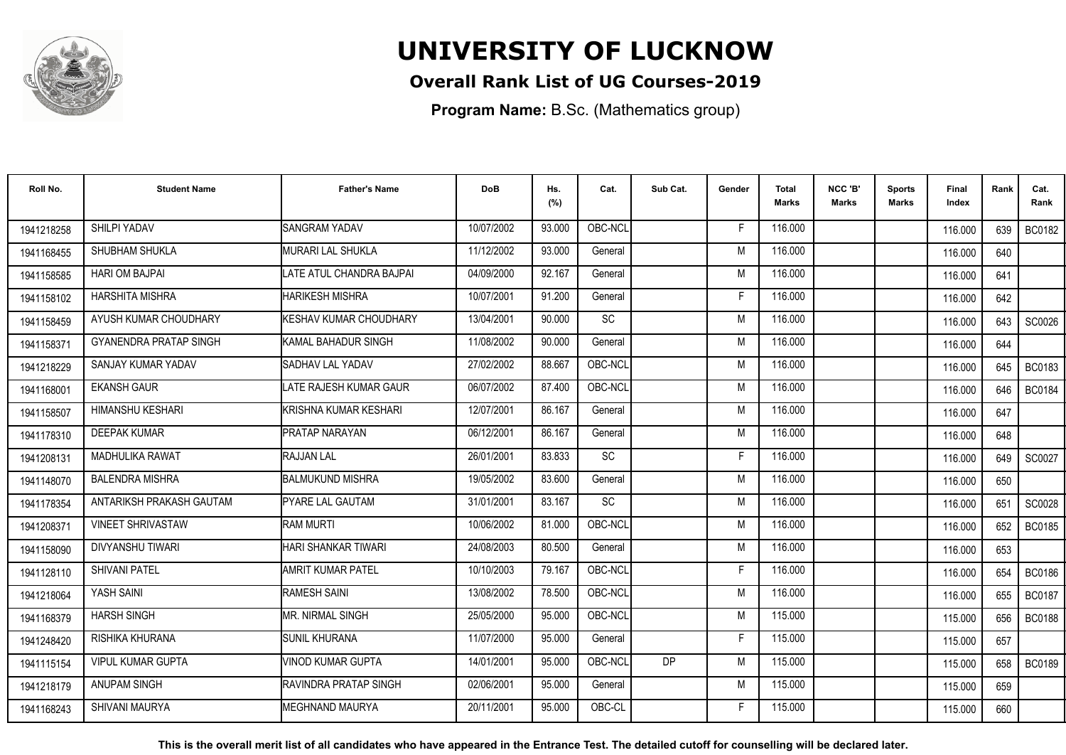# UNIVERSITY OF LUCKNOW

**Overall Rank List of UG Courses-2019**

**Program Name:** B.Sc. (Mathematics group)

| Roll No. | Student Name | Father's Name | DoB | Hs. (%) | Cat. | Sub Cat. | Gender | Total Marks | NCC 'B' Marks | Sports Marks | Final Index | Rank | Cat. Rank |
|---|---|---|---|---|---|---|---|---|---|---|---|---|---|
| 1941218258 | SHILPI YADAV | SANGRAM YADAV | 10/07/2002 | 93.000 | OBC-NCL | | F | 116.000 | | | 116.000 | 639 | BC0182 |
| 1941168455 | SHUBHAM SHUKLA | MURARI LAL SHUKLA | 11/12/2002 | 93.000 | General | | M | 116.000 | | | 116.000 | 640 | |
| 1941158585 | HARI OM BAJPAI | LATE ATUL CHANDRA BAJPAI | 04/09/2000 | 92.167 | General | | M | 116.000 | | | 116.000 | 641 | |
| 1941158102 | HARSHITA MISHRA | HARIKESH MISHRA | 10/07/2001 | 91.200 | General | | F | 116.000 | | | 116.000 | 642 | |
| 1941158459 | AYUSH KUMAR CHOUDHARY | KESHAV KUMAR CHOUDHARY | 13/04/2001 | 90.000 | SC | | M | 116.000 | | | 116.000 | 643 | SC0026 |
| 1941158371 | GYANENDRA PRATAP SINGH | KAMAL BAHADUR SINGH | 11/08/2002 | 90.000 | General | | M | 116.000 | | | 116.000 | 644 | |
| 1941218229 | SANJAY KUMAR YADAV | SADHAV LAL YADAV | 27/02/2002 | 88.667 | OBC-NCL | | M | 116.000 | | | 116.000 | 645 | BC0183 |
| 1941168001 | EKANSH GAUR | LATE RAJESH KUMAR GAUR | 06/07/2002 | 87.400 | OBC-NCL | | M | 116.000 | | | 116.000 | 646 | BC0184 |
| 1941158507 | HIMANSHU KESHARI | KRISHNA KUMAR KESHARI | 12/07/2001 | 86.167 | General | | M | 116.000 | | | 116.000 | 647 | |
| 1941178310 | DEEPAK KUMAR | PRATAP NARAYAN | 06/12/2001 | 86.167 | General | | M | 116.000 | | | 116.000 | 648 | |
| 1941208131 | MADHULIKA RAWAT | RAJJAN LAL | 26/01/2001 | 83.833 | SC | | F | 116.000 | | | 116.000 | 649 | SC0027 |
| 1941148070 | BALENDRA MISHRA | BALMUKUND MISHRA | 19/05/2002 | 83.600 | General | | M | 116.000 | | | 116.000 | 650 | |
| 1941178354 | ANTARIKSH PRAKASH GAUTAM | PYARE LAL GAUTAM | 31/01/2001 | 83.167 | SC | | M | 116.000 | | | 116.000 | 651 | SC0028 |
| 1941208371 | VINEET SHRIVASTAW | RAM MURTI | 10/06/2002 | 81.000 | OBC-NCL | | M | 116.000 | | | 116.000 | 652 | BC0185 |
| 1941158090 | DIVYANSHU TIWARI | HARI SHANKAR TIWARI | 24/08/2003 | 80.500 | General | | M | 116.000 | | | 116.000 | 653 | |
| 1941128110 | SHIVANI PATEL | AMRIT KUMAR PATEL | 10/10/2003 | 79.167 | OBC-NCL | | F | 116.000 | | | 116.000 | 654 | BC0186 |
| 1941218064 | YASH SAINI | RAMESH SAINI | 13/08/2002 | 78.500 | OBC-NCL | | M | 116.000 | | | 116.000 | 655 | BC0187 |
| 1941168379 | HARSH SINGH | MR. NIRMAL SINGH | 25/05/2000 | 95.000 | OBC-NCL | | M | 115.000 | | | 115.000 | 656 | BC0188 |
| 1941248420 | RISHIKA KHURANA | SUNIL KHURANA | 11/07/2000 | 95.000 | General | | F | 115.000 | | | 115.000 | 657 | |
| 1941115154 | VIPUL KUMAR GUPTA | VINOD KUMAR GUPTA | 14/01/2001 | 95.000 | OBC-NCL | DP | M | 115.000 | | | 115.000 | 658 | BC0189 |
| 1941218179 | ANUPAM SINGH | RAVINDRA PRATAP SINGH | 02/06/2001 | 95.000 | General | | M | 115.000 | | | 115.000 | 659 | |
| 1941168243 | SHIVANI MAURYA | MEGHNAND MAURYA | 20/11/2001 | 95.000 | OBC-CL | | F | 115.000 | | | 115.000 | 660 | |

**This is the overall merit list of all candidates who have appeared in the Entrance Test. The detailed cutoff for counselling will be declared later.**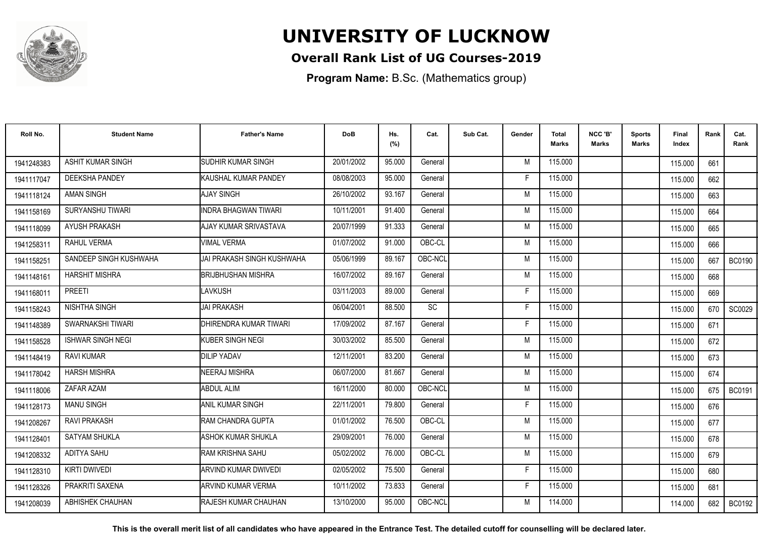# UNIVERSITY OF LUCKNOW

## Overall Rank List of UG Courses-2019

**Program Name:** B.Sc. (Mathematics group)

| Roll No. | Student Name | Father's Name | DoB | Hs. (%) | Cat. | Sub Cat. | Gender | Total Marks | NCC 'B' Marks | Sports Marks | Final Index | Rank | Cat. Rank |
|---|---|---|---|---|---|---|---|---|---|---|---|---|---|
| 1941248383 | ASHIT KUMAR SINGH | SUDHIR KUMAR SINGH | 20/01/2002 | 95.000 | General | | M | 115.000 | | | 115.000 | 661 | |
| 1941117047 | DEEKSHA PANDEY | KAUSHAL KUMAR PANDEY | 08/08/2003 | 95.000 | General | | F | 115.000 | | | 115.000 | 662 | |
| 1941118124 | AMAN SINGH | AJAY SINGH | 26/10/2002 | 93.167 | General | | M | 115.000 | | | 115.000 | 663 | |
| 1941158169 | SURYANSHU TIWARI | INDRA BHAGWAN TIWARI | 10/11/2001 | 91.400 | General | | M | 115.000 | | | 115.000 | 664 | |
| 1941118099 | AYUSH PRAKASH | AJAY KUMAR SRIVASTAVA | 20/07/1999 | 91.333 | General | | M | 115.000 | | | 115.000 | 665 | |
| 1941258311 | RAHUL VERMA | VIMAL VERMA | 01/07/2002 | 91.000 | OBC-CL | | M | 115.000 | | | 115.000 | 666 | |
| 1941158251 | SANDEEP SINGH KUSHWAHA | JAI PRAKASH SINGH KUSHWAHA | 05/06/1999 | 89.167 | OBC-NCL | | M | 115.000 | | | 115.000 | 667 | BC0190 |
| 1941148161 | HARSHIT MISHRA | BRIJBHUSHAN MISHRA | 16/07/2002 | 89.167 | General | | M | 115.000 | | | 115.000 | 668 | |
| 1941168011 | PREETI | LAVKUSH | 03/11/2003 | 89.000 | General | | F | 115.000 | | | 115.000 | 669 | |
| 1941158243 | NISHTHA SINGH | JAI PRAKASH | 06/04/2001 | 88.500 | SC | | F | 115.000 | | | 115.000 | 670 | SC0029 |
| 1941148389 | SWARNAKSHI TIWARI | DHIRENDRA KUMAR TIWARI | 17/09/2002 | 87.167 | General | | F | 115.000 | | | 115.000 | 671 | |
| 1941158528 | ISHWAR SINGH NEGI | KUBER SINGH NEGI | 30/03/2002 | 85.500 | General | | M | 115.000 | | | 115.000 | 672 | |
| 1941148419 | RAVI KUMAR | DILIP YADAV | 12/11/2001 | 83.200 | General | | M | 115.000 | | | 115.000 | 673 | |
| 1941178042 | HARSH MISHRA | NEERAJ MISHRA | 06/07/2000 | 81.667 | General | | M | 115.000 | | | 115.000 | 674 | |
| 1941118006 | ZAFAR AZAM | ABDUL ALIM | 16/11/2000 | 80.000 | OBC-NCL | | M | 115.000 | | | 115.000 | 675 | BC0191 |
| 1941128173 | MANU SINGH | ANIL KUMAR SINGH | 22/11/2001 | 79.800 | General | | F | 115.000 | | | 115.000 | 676 | |
| 1941208267 | RAVI PRAKASH | RAM CHANDRA GUPTA | 01/01/2002 | 76.500 | OBC-CL | | M | 115.000 | | | 115.000 | 677 | |
| 1941128401 | SATYAM SHUKLA | ASHOK KUMAR SHUKLA | 29/09/2001 | 76.000 | General | | M | 115.000 | | | 115.000 | 678 | |
| 1941208332 | ADITYA SAHU | RAM KRISHNA SAHU | 05/02/2002 | 76.000 | OBC-CL | | M | 115.000 | | | 115.000 | 679 | |
| 1941128310 | KIRTI DWIVEDI | ARVIND KUMAR DWIVEDI | 02/05/2002 | 75.500 | General | | F | 115.000 | | | 115.000 | 680 | |
| 1941128326 | PRAKRITI SAXENA | ARVIND KUMAR VERMA | 10/11/2002 | 73.833 | General | | F | 115.000 | | | 115.000 | 681 | |
| 1941208039 | ABHISHEK CHAUHAN | RAJESH KUMAR CHAUHAN | 13/10/2000 | 95.000 | OBC-NCL | | M | 114.000 | | | 114.000 | 682 | BC0192 |

**This is the overall merit list of all candidates who have appeared in the Entrance Test. The detailed cutoff for counselling will be declared later.**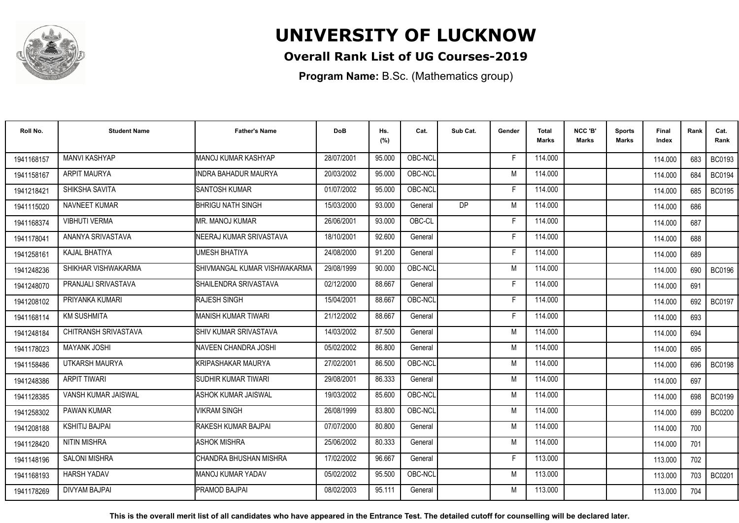# UNIVERSITY OF LUCKNOW

## Overall Rank List of UG Courses-2019

**Program Name:** B.Sc. (Mathematics group)

| Roll No. | Student Name | Father's Name | DoB | Hs. (%) | Cat. | Sub Cat. | Gender | Total Marks | NCC 'B' Marks | Sports Marks | Final Index | Rank | Cat. Rank |
|---|---|---|---|---|---|---|---|---|---|---|---|---|---|
| 1941168157 | MANVI KASHYAP | MANOJ KUMAR KASHYAP | 28/07/2001 | 95.000 | OBC-NCL | | F | 114.000 | | | 114.000 | 683 | BC0193 |
| 1941158167 | ARPIT MAURYA | INDRA BAHADUR MAURYA | 20/03/2002 | 95.000 | OBC-NCL | | M | 114.000 | | | 114.000 | 684 | BC0194 |
| 1941218421 | SHIKSHA SAVITA | SANTOSH KUMAR | 01/07/2002 | 95.000 | OBC-NCL | | F | 114.000 | | | 114.000 | 685 | BC0195 |
| 1941115020 | NAVNEET KUMAR | BHRIGU NATH SINGH | 15/03/2000 | 93.000 | General | DP | M | 114.000 | | | 114.000 | 686 | |
| 1941168374 | VIBHUTI VERMA | MR. MANOJ KUMAR | 26/06/2001 | 93.000 | OBC-CL | | F | 114.000 | | | 114.000 | 687 | |
| 1941178041 | ANANYA SRIVASTAVA | NEERAJ KUMAR SRIVASTAVA | 18/10/2001 | 92.600 | General | | F | 114.000 | | | 114.000 | 688 | |
| 1941258161 | KAJAL BHATIYA | UMESH BHATIYA | 24/08/2000 | 91.200 | General | | F | 114.000 | | | 114.000 | 689 | |
| 1941248236 | SHIKHAR VISHWAKARMA | SHIVMANGAL KUMAR VISHWAKARMA | 29/08/1999 | 90.000 | OBC-NCL | | M | 114.000 | | | 114.000 | 690 | BC0196 |
| 1941248070 | PRANJALI SRIVASTAVA | SHAILENDRA SRIVASTAVA | 02/12/2000 | 88.667 | General | | F | 114.000 | | | 114.000 | 691 | |
| 1941208102 | PRIYANKA KUMARI | RAJESH SINGH | 15/04/2001 | 88.667 | OBC-NCL | | F | 114.000 | | | 114.000 | 692 | BC0197 |
| 1941168114 | KM SUSHMITA | MANISH KUMAR TIWARI | 21/12/2002 | 88.667 | General | | F | 114.000 | | | 114.000 | 693 | |
| 1941248184 | CHITRANSH SRIVASTAVA | SHIV KUMAR SRIVASTAVA | 14/03/2002 | 87.500 | General | | M | 114.000 | | | 114.000 | 694 | |
| 1941178023 | MAYANK JOSHI | NAVEEN CHANDRA JOSHI | 05/02/2002 | 86.800 | General | | M | 114.000 | | | 114.000 | 695 | |
| 1941158486 | UTKARSH MAURYA | KRIPASHAKAR MAURYA | 27/02/2001 | 86.500 | OBC-NCL | | M | 114.000 | | | 114.000 | 696 | BC0198 |
| 1941248386 | ARPIT TIWARI | SUDHIR KUMAR TIWARI | 29/08/2001 | 86.333 | General | | M | 114.000 | | | 114.000 | 697 | |
| 1941128385 | VANSH KUMAR JAISWAL | ASHOK KUMAR JAISWAL | 19/03/2002 | 85.600 | OBC-NCL | | M | 114.000 | | | 114.000 | 698 | BC0199 |
| 1941258302 | PAWAN KUMAR | VIKRAM SINGH | 26/08/1999 | 83.800 | OBC-NCL | | M | 114.000 | | | 114.000 | 699 | BC0200 |
| 1941208188 | KSHITIJ BAJPAI | RAKESH KUMAR BAJPAI | 07/07/2000 | 80.800 | General | | M | 114.000 | | | 114.000 | 700 | |
| 1941128420 | NITIN MISHRA | ASHOK MISHRA | 25/06/2002 | 80.333 | General | | M | 114.000 | | | 114.000 | 701 | |
| 1941148196 | SALONI MISHRA | CHANDRA BHUSHAN MISHRA | 17/02/2002 | 96.667 | General | | F | 113.000 | | | 113.000 | 702 | |
| 1941168193 | HARSH YADAV | MANOJ KUMAR YADAV | 05/02/2002 | 95.500 | OBC-NCL | | M | 113.000 | | | 113.000 | 703 | BC0201 |
| 1941178269 | DIVYAM BAJPAI | PRAMOD BAJPAI | 08/02/2003 | 95.111 | General | | M | 113.000 | | | 113.000 | 704 | |

**This is the overall merit list of all candidates who have appeared in the Entrance Test. The detailed cutoff for counselling will be declared later.**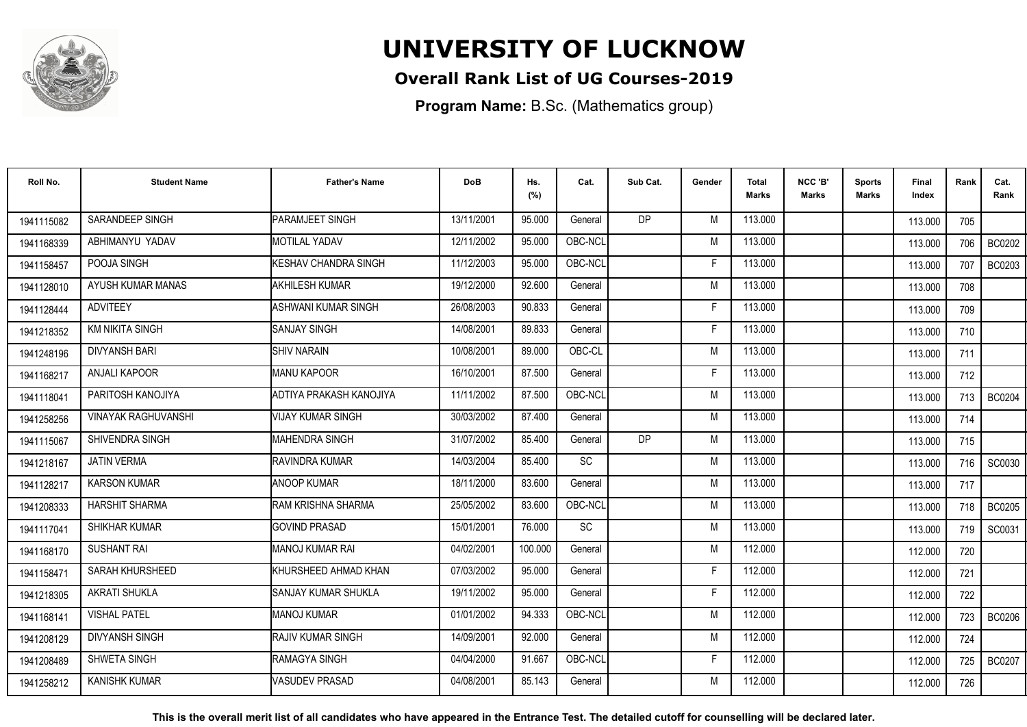# UNIVERSITY OF LUCKNOW

## Overall Rank List of UG Courses-2019

**Program Name:** B.Sc. (Mathematics group)

| Roll No. | Student Name | Father's Name | DoB | Hs. (%) | Cat. | Sub Cat. | Gender | Total Marks | NCC 'B' Marks | Sports Marks | Final Index | Rank | Cat. Rank |
|---|---|---|---|---|---|---|---|---|---|---|---|---|---|
| 1941115082 | SARANDEEP SINGH | PARAMJEET SINGH | 13/11/2001 | 95.000 | General | DP | M | 113.000 | | | 113.000 | 705 | |
| 1941168339 | ABHIMANYU YADAV | MOTILAL YADAV | 12/11/2002 | 95.000 | OBC-NCL | | M | 113.000 | | | 113.000 | 706 | BC0202 |
| 1941158457 | POOJA SINGH | KESHAV CHANDRA SINGH | 11/12/2003 | 95.000 | OBC-NCL | | F | 113.000 | | | 113.000 | 707 | BC0203 |
| 1941128010 | AYUSH KUMAR MANAS | AKHILESH KUMAR | 19/12/2000 | 92.600 | General | | M | 113.000 | | | 113.000 | 708 | |
| 1941128444 | ADVITEEY | ASHWANI KUMAR SINGH | 26/08/2003 | 90.833 | General | | F | 113.000 | | | 113.000 | 709 | |
| 1941218352 | KM NIKITA SINGH | SANJAY SINGH | 14/08/2001 | 89.833 | General | | F | 113.000 | | | 113.000 | 710 | |
| 1941248196 | DIVYANSH BARI | SHIV NARAIN | 10/08/2001 | 89.000 | OBC-CL | | M | 113.000 | | | 113.000 | 711 | |
| 1941168217 | ANJALI KAPOOR | MANU KAPOOR | 16/10/2001 | 87.500 | General | | F | 113.000 | | | 113.000 | 712 | |
| 1941118041 | PARITOSH KANOJIYA | ADTIYA PRAKASH KANOJIYA | 11/11/2002 | 87.500 | OBC-NCL | | M | 113.000 | | | 113.000 | 713 | BC0204 |
| 1941258256 | VINAYAK RAGHUVANSHI | VIJAY KUMAR SINGH | 30/03/2002 | 87.400 | General | | M | 113.000 | | | 113.000 | 714 | |
| 1941115067 | SHIVENDRA SINGH | MAHENDRA SINGH | 31/07/2002 | 85.400 | General | DP | M | 113.000 | | | 113.000 | 715 | |
| 1941218167 | JATIN VERMA | RAVINDRA KUMAR | 14/03/2004 | 85.400 | SC | | M | 113.000 | | | 113.000 | 716 | SC0030 |
| 1941128217 | KARSON KUMAR | ANOOP KUMAR | 18/11/2000 | 83.600 | General | | M | 113.000 | | | 113.000 | 717 | |
| 1941208333 | HARSHIT SHARMA | RAM KRISHNA SHARMA | 25/05/2002 | 83.600 | OBC-NCL | | M | 113.000 | | | 113.000 | 718 | BC0205 |
| 1941117041 | SHIKHAR KUMAR | GOVIND PRASAD | 15/01/2001 | 76.000 | SC | | M | 113.000 | | | 113.000 | 719 | SC0031 |
| 1941168170 | SUSHANT RAI | MANOJ KUMAR RAI | 04/02/2001 | 100.000 | General | | M | 112.000 | | | 112.000 | 720 | |
| 1941158471 | SARAH KHURSHEED | KHURSHEED AHMAD KHAN | 07/03/2002 | 95.000 | General | | F | 112.000 | | | 112.000 | 721 | |
| 1941218305 | AKRATI SHUKLA | SANJAY KUMAR SHUKLA | 19/11/2002 | 95.000 | General | | F | 112.000 | | | 112.000 | 722 | |
| 1941168141 | VISHAL PATEL | MANOJ KUMAR | 01/01/2002 | 94.333 | OBC-NCL | | M | 112.000 | | | 112.000 | 723 | BC0206 |
| 1941208129 | DIVYANSH SINGH | RAJIV KUMAR SINGH | 14/09/2001 | 92.000 | General | | M | 112.000 | | | 112.000 | 724 | |
| 1941208489 | SHWETA SINGH | RAMAGYA SINGH | 04/04/2000 | 91.667 | OBC-NCL | | F | 112.000 | | | 112.000 | 725 | BC0207 |
| 1941258212 | KANISHK KUMAR | VASUDEV PRASAD | 04/08/2001 | 85.143 | General | | M | 112.000 | | | 112.000 | 726 | |

**This is the overall merit list of all candidates who have appeared in the Entrance Test. The detailed cutoff for counselling will be declared later.**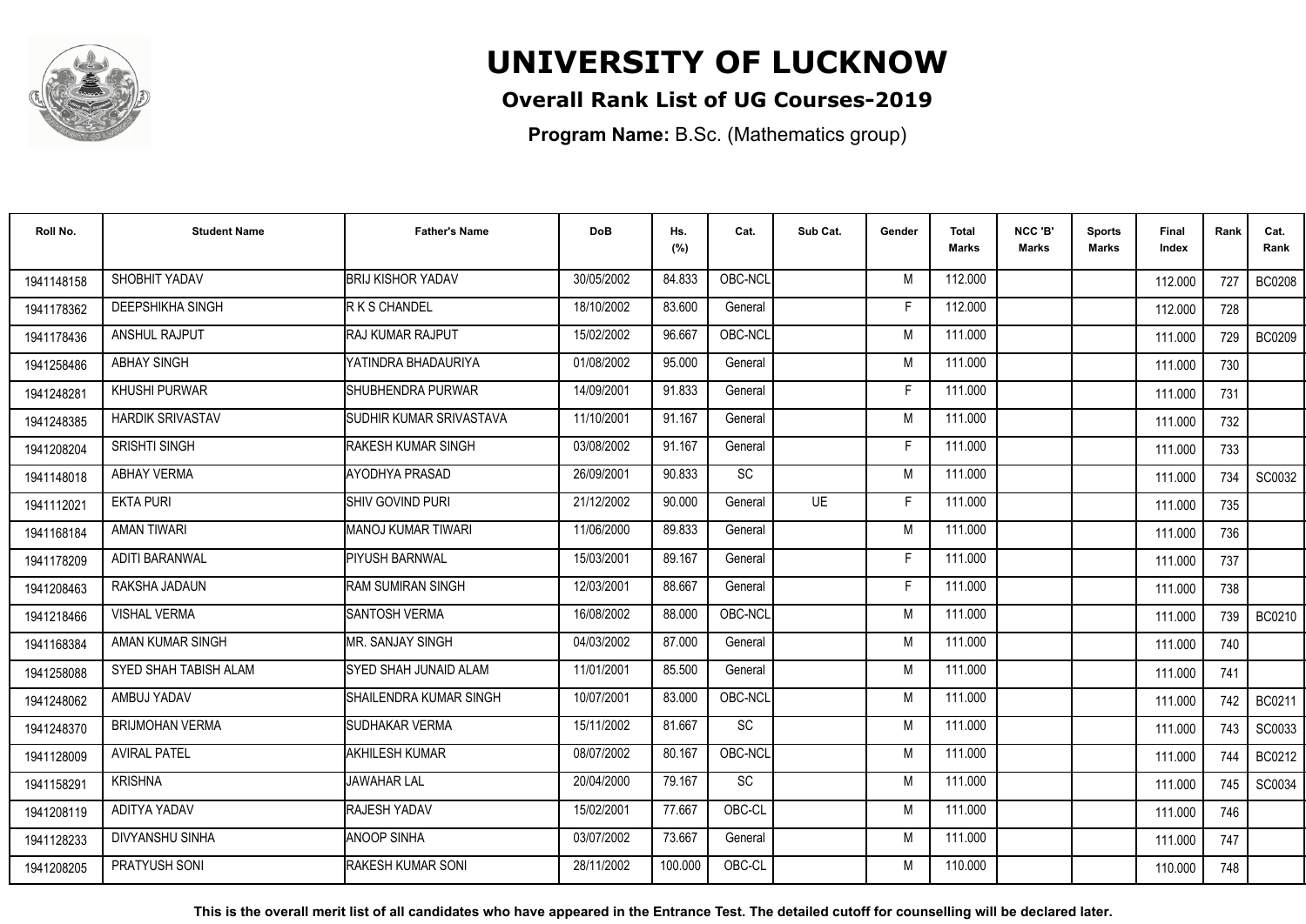# UNIVERSITY OF LUCKNOW

## Overall Rank List of UG Courses-2019

**Program Name:** B.Sc. (Mathematics group)

| Roll No. | Student Name | Father's Name | DoB | Hs. (%) | Cat. | Sub Cat. | Gender | Total Marks | NCC 'B' Marks | Sports Marks | Final Index | Rank | Cat. Rank |
|---|---|---|---|---|---|---|---|---|---|---|---|---|---|
| 1941148158 | SHOBHIT YADAV | BRIJ KISHOR YADAV | 30/05/2002 | 84.833 | OBC-NCL | | M | 112.000 | | | 112.000 | 727 | BC0208 |
| 1941178362 | DEEPSHIKHA SINGH | R K S CHANDEL | 18/10/2002 | 83.600 | General | | F | 112.000 | | | 112.000 | 728 | |
| 1941178436 | ANSHUL RAJPUT | RAJ KUMAR RAJPUT | 15/02/2002 | 96.667 | OBC-NCL | | M | 111.000 | | | 111.000 | 729 | BC0209 |
| 1941258486 | ABHAY SINGH | YATINDRA BHADAURIYA | 01/08/2002 | 95.000 | General | | M | 111.000 | | | 111.000 | 730 | |
| 1941248281 | KHUSHI PURWAR | SHUBHENDRA PURWAR | 14/09/2001 | 91.833 | General | | F | 111.000 | | | 111.000 | 731 | |
| 1941248385 | HARDIK SRIVASTAV | SUDHIR KUMAR SRIVASTAVA | 11/10/2001 | 91.167 | General | | M | 111.000 | | | 111.000 | 732 | |
| 1941208204 | SRISHTI SINGH | RAKESH KUMAR SINGH | 03/08/2002 | 91.167 | General | | F | 111.000 | | | 111.000 | 733 | |
| 1941148018 | ABHAY VERMA | AYODHYA PRASAD | 26/09/2001 | 90.833 | SC | | M | 111.000 | | | 111.000 | 734 | SC0032 |
| 1941112021 | EKTA PURI | SHIV GOVIND PURI | 21/12/2002 | 90.000 | General | UE | F | 111.000 | | | 111.000 | 735 | |
| 1941168184 | AMAN TIWARI | MANOJ KUMAR TIWARI | 11/06/2000 | 89.833 | General | | M | 111.000 | | | 111.000 | 736 | |
| 1941178209 | ADITI BARANWAL | PIYUSH BARNWAL | 15/03/2001 | 89.167 | General | | F | 111.000 | | | 111.000 | 737 | |
| 1941208463 | RAKSHA JADAUN | RAM SUMIRAN SINGH | 12/03/2001 | 88.667 | General | | F | 111.000 | | | 111.000 | 738 | |
| 1941218466 | VISHAL VERMA | SANTOSH VERMA | 16/08/2002 | 88.000 | OBC-NCL | | M | 111.000 | | | 111.000 | 739 | BC0210 |
| 1941168384 | AMAN KUMAR SINGH | MR. SANJAY SINGH | 04/03/2002 | 87.000 | General | | M | 111.000 | | | 111.000 | 740 | |
| 1941258088 | SYED SHAH TABISH ALAM | SYED SHAH JUNAID ALAM | 11/01/2001 | 85.500 | General | | M | 111.000 | | | 111.000 | 741 | |
| 1941248062 | AMBUJ YADAV | SHAILENDRA KUMAR SINGH | 10/07/2001 | 83.000 | OBC-NCL | | M | 111.000 | | | 111.000 | 742 | BC0211 |
| 1941248370 | BRIJMOHAN VERMA | SUDHAKAR VERMA | 15/11/2002 | 81.667 | SC | | M | 111.000 | | | 111.000 | 743 | SC0033 |
| 1941128009 | AVIRAL PATEL | AKHILESH KUMAR | 08/07/2002 | 80.167 | OBC-NCL | | M | 111.000 | | | 111.000 | 744 | BC0212 |
| 1941158291 | KRISHNA | JAWAHAR LAL | 20/04/2000 | 79.167 | SC | | M | 111.000 | | | 111.000 | 745 | SC0034 |
| 1941208119 | ADITYA YADAV | RAJESH YADAV | 15/02/2001 | 77.667 | OBC-CL | | M | 111.000 | | | 111.000 | 746 | |
| 1941128233 | DIVYANSHU SINHA | ANOOP SINHA | 03/07/2002 | 73.667 | General | | M | 111.000 | | | 111.000 | 747 | |
| 1941208205 | PRATYUSH SONI | RAKESH KUMAR SONI | 28/11/2002 | 100.000 | OBC-CL | | M | 110.000 | | | 110.000 | 748 | |

**This is the overall merit list of all candidates who have appeared in the Entrance Test. The detailed cutoff for counselling will be declared later.**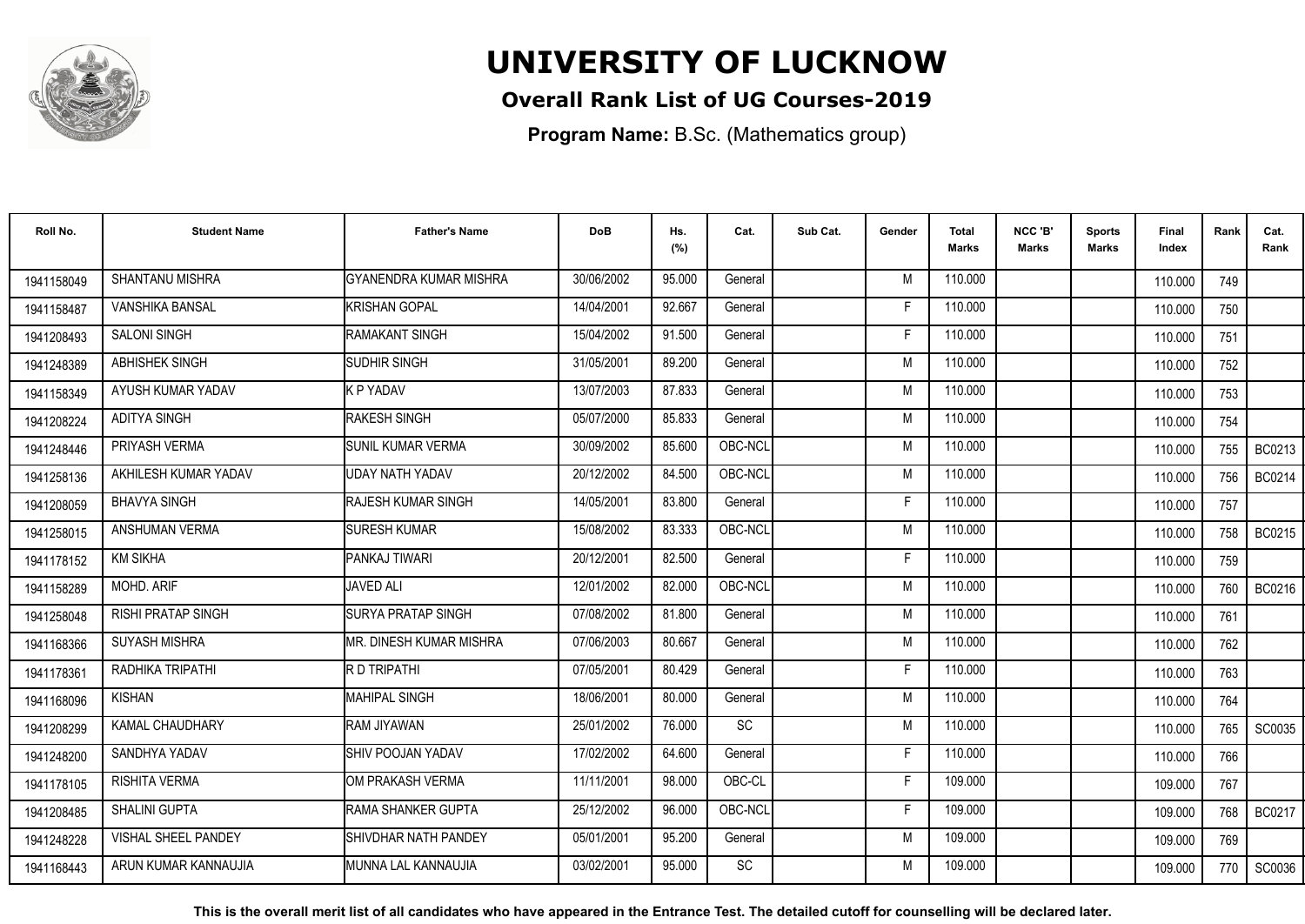# UNIVERSITY OF LUCKNOW

## Overall Rank List of UG Courses-2019

**Program Name:** B.Sc. (Mathematics group)

| Roll No. | Student Name | Father's Name | DoB | Hs. (%) | Cat. | Sub Cat. | Gender | Total Marks | NCC 'B' Marks | Sports Marks | Final Index | Rank | Cat. Rank |
|---|---|---|---|---|---|---|---|---|---|---|---|---|---|
| 1941158049 | SHANTANU MISHRA | GYANENDRA KUMAR MISHRA | 30/06/2002 | 95.000 | General | | M | 110.000 | | | 110.000 | 749 | |
| 1941158487 | VANSHIKA BANSAL | KRISHAN GOPAL | 14/04/2001 | 92.667 | General | | F | 110.000 | | | 110.000 | 750 | |
| 1941208493 | SALONI SINGH | RAMAKANT SINGH | 15/04/2002 | 91.500 | General | | F | 110.000 | | | 110.000 | 751 | |
| 1941248389 | ABHISHEK SINGH | SUDHIR SINGH | 31/05/2001 | 89.200 | General | | M | 110.000 | | | 110.000 | 752 | |
| 1941158349 | AYUSH KUMAR YADAV | K P YADAV | 13/07/2003 | 87.833 | General | | M | 110.000 | | | 110.000 | 753 | |
| 1941208224 | ADITYA SINGH | RAKESH SINGH | 05/07/2000 | 85.833 | General | | M | 110.000 | | | 110.000 | 754 | |
| 1941248446 | PRIYASH VERMA | SUNIL KUMAR VERMA | 30/09/2002 | 85.600 | OBC-NCL | | M | 110.000 | | | 110.000 | 755 | BC0213 |
| 1941258136 | AKHILESH KUMAR YADAV | UDAY NATH YADAV | 20/12/2002 | 84.500 | OBC-NCL | | M | 110.000 | | | 110.000 | 756 | BC0214 |
| 1941208059 | BHAVYA SINGH | RAJESH KUMAR SINGH | 14/05/2001 | 83.800 | General | | F | 110.000 | | | 110.000 | 757 | |
| 1941258015 | ANSHUMAN VERMA | SURESH KUMAR | 15/08/2002 | 83.333 | OBC-NCL | | M | 110.000 | | | 110.000 | 758 | BC0215 |
| 1941178152 | KM SIKHA | PANKAJ TIWARI | 20/12/2001 | 82.500 | General | | F | 110.000 | | | 110.000 | 759 | |
| 1941158289 | MOHD. ARIF | JAVED ALI | 12/01/2002 | 82.000 | OBC-NCL | | M | 110.000 | | | 110.000 | 760 | BC0216 |
| 1941258048 | RISHI PRATAP SINGH | SURYA PRATAP SINGH | 07/08/2002 | 81.800 | General | | M | 110.000 | | | 110.000 | 761 | |
| 1941168366 | SUYASH MISHRA | MR. DINESH KUMAR MISHRA | 07/06/2003 | 80.667 | General | | M | 110.000 | | | 110.000 | 762 | |
| 1941178361 | RADHIKA TRIPATHI | R D TRIPATHI | 07/05/2001 | 80.429 | General | | F | 110.000 | | | 110.000 | 763 | |
| 1941168096 | KISHAN | MAHIPAL SINGH | 18/06/2001 | 80.000 | General | | M | 110.000 | | | 110.000 | 764 | |
| 1941208299 | KAMAL CHAUDHARY | RAM JIYAWAN | 25/01/2002 | 76.000 | SC | | M | 110.000 | | | 110.000 | 765 | SC0035 |
| 1941248200 | SANDHYA YADAV | SHIV POOJAN YADAV | 17/02/2002 | 64.600 | General | | F | 110.000 | | | 110.000 | 766 | |
| 1941178105 | RISHITA VERMA | OM PRAKASH VERMA | 11/11/2001 | 98.000 | OBC-CL | | F | 109.000 | | | 109.000 | 767 | |
| 1941208485 | SHALINI GUPTA | RAMA SHANKER GUPTA | 25/12/2002 | 96.000 | OBC-NCL | | F | 109.000 | | | 109.000 | 768 | BC0217 |
| 1941248228 | VISHAL SHEEL PANDEY | SHIVDHAR NATH PANDEY | 05/01/2001 | 95.200 | General | | M | 109.000 | | | 109.000 | 769 | |
| 1941168443 | ARUN KUMAR KANNAUJIA | MUNNA LAL KANNAUJIA | 03/02/2001 | 95.000 | SC | | M | 109.000 | | | 109.000 | 770 | SC0036 |

**This is the overall merit list of all candidates who have appeared in the Entrance Test. The detailed cutoff for counselling will be declared later.**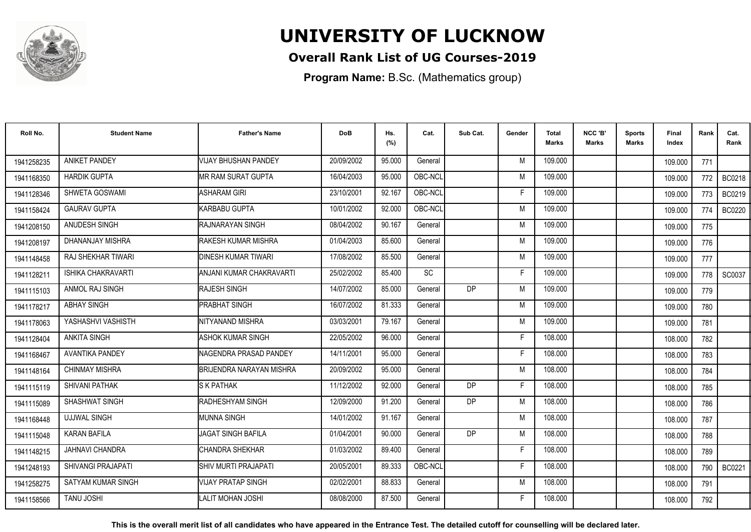# UNIVERSITY OF LUCKNOW

## Overall Rank List of UG Courses-2019

**Program Name:** B.Sc. (Mathematics group)

| Roll No. | Student Name | Father's Name | DoB | Hs. (%) | Cat. | Sub Cat. | Gender | Total Marks | NCC 'B' Marks | Sports Marks | Final Index | Rank | Cat. Rank |
|---|---|---|---|---|---|---|---|---|---|---|---|---|---|
| 1941258235 | ANIKET PANDEY | VIJAY BHUSHAN PANDEY | 20/09/2002 | 95.000 | General | | M | 109.000 | | | 109.000 | 771 | |
| 1941168350 | HARDIK GUPTA | MR RAM SURAT GUPTA | 16/04/2003 | 95.000 | OBC-NCL | | M | 109.000 | | | 109.000 | 772 | BC0218 |
| 1941128346 | SHWETA GOSWAMI | ASHARAM GIRI | 23/10/2001 | 92.167 | OBC-NCL | | F | 109.000 | | | 109.000 | 773 | BC0219 |
| 1941158424 | GAURAV GUPTA | KARBABU GUPTA | 10/01/2002 | 92.000 | OBC-NCL | | M | 109.000 | | | 109.000 | 774 | BC0220 |
| 1941208150 | ANUDESH SINGH | RAJNARAYAN SINGH | 08/04/2002 | 90.167 | General | | M | 109.000 | | | 109.000 | 775 | |
| 1941208197 | DHANANJAY MISHRA | RAKESH KUMAR MISHRA | 01/04/2003 | 85.600 | General | | M | 109.000 | | | 109.000 | 776 | |
| 1941148458 | RAJ SHEKHAR TIWARI | DINESH KUMAR TIWARI | 17/08/2002 | 85.500 | General | | M | 109.000 | | | 109.000 | 777 | |
| 1941128211 | ISHIKA CHAKRAVARTI | ANJANI KUMAR CHAKRAVARTI | 25/02/2002 | 85.400 | SC | | F | 109.000 | | | 109.000 | 778 | SC0037 |
| 1941115103 | ANMOL RAJ SINGH | RAJESH SINGH | 14/07/2002 | 85.000 | General | DP | M | 109.000 | | | 109.000 | 779 | |
| 1941178217 | ABHAY SINGH | PRABHAT SINGH | 16/07/2002 | 81.333 | General | | M | 109.000 | | | 109.000 | 780 | |
| 1941178063 | YASHASHVI VASHISTH | NITYANAND MISHRA | 03/03/2001 | 79.167 | General | | M | 109.000 | | | 109.000 | 781 | |
| 1941128404 | ANKITA SINGH | ASHOK KUMAR SINGH | 22/05/2002 | 96.000 | General | | F | 108.000 | | | 108.000 | 782 | |
| 1941168467 | AVANTIKA PANDEY | NAGENDRA PRASAD PANDEY | 14/11/2001 | 95.000 | General | | F | 108.000 | | | 108.000 | 783 | |
| 1941148164 | CHINMAY MISHRA | BRIJENDRA NARAYAN MISHRA | 20/09/2002 | 95.000 | General | | M | 108.000 | | | 108.000 | 784 | |
| 1941115119 | SHIVANI PATHAK | S K PATHAK | 11/12/2002 | 92.000 | General | DP | F | 108.000 | | | 108.000 | 785 | |
| 1941115089 | SHASHWAT SINGH | RADHESHYAM SINGH | 12/09/2000 | 91.200 | General | DP | M | 108.000 | | | 108.000 | 786 | |
| 1941168448 | UJJWAL SINGH | MUNNA SINGH | 14/01/2002 | 91.167 | General | | M | 108.000 | | | 108.000 | 787 | |
| 1941115048 | KARAN BAFILA | JAGAT SINGH BAFILA | 01/04/2001 | 90.000 | General | DP | M | 108.000 | | | 108.000 | 788 | |
| 1941148215 | JAHNAVI CHANDRA | CHANDRA SHEKHAR | 01/03/2002 | 89.400 | General | | F | 108.000 | | | 108.000 | 789 | |
| 1941248193 | SHIVANGI PRAJAPATI | SHIV MURTI PRAJAPATI | 20/05/2001 | 89.333 | OBC-NCL | | F | 108.000 | | | 108.000 | 790 | BC0221 |
| 1941258275 | SATYAM KUMAR SINGH | VIJAY PRATAP SINGH | 02/02/2001 | 88.833 | General | | M | 108.000 | | | 108.000 | 791 | |
| 1941158566 | TANU JOSHI | LALIT MOHAN JOSHI | 08/08/2000 | 87.500 | General | | F | 108.000 | | | 108.000 | 792 | |

**This is the overall merit list of all candidates who have appeared in the Entrance Test. The detailed cutoff for counselling will be declared later.**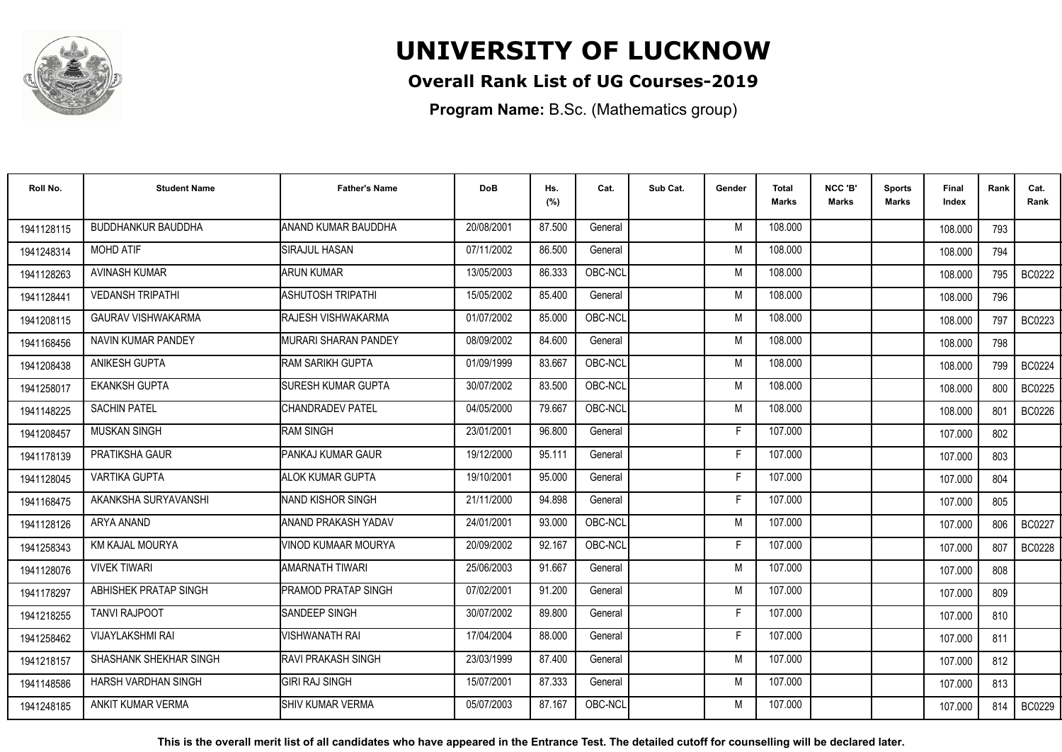# UNIVERSITY OF LUCKNOW

## Overall Rank List of UG Courses-2019

**Program Name:** B.Sc. (Mathematics group)

| Roll No. | Student Name | Father's Name | DoB | Hs. (%) | Cat. | Sub Cat. | Gender | Total Marks | NCC 'B' Marks | Sports Marks | Final Index | Rank | Cat. Rank |
|---|---|---|---|---|---|---|---|---|---|---|---|---|---|
| 1941128115 | BUDDHANKUR BAUDDHA | ANAND KUMAR BAUDDHA | 20/08/2001 | 87.500 | General | | M | 108.000 | | | 108.000 | 793 | |
| 1941248314 | MOHD ATIF | SIRAJUL HASAN | 07/11/2002 | 86.500 | General | | M | 108.000 | | | 108.000 | 794 | |
| 1941128263 | AVINASH KUMAR | ARUN KUMAR | 13/05/2003 | 86.333 | OBC-NCL | | M | 108.000 | | | 108.000 | 795 | BC0222 |
| 1941128441 | VEDANSH TRIPATHI | ASHUTOSH TRIPATHI | 15/05/2002 | 85.400 | General | | M | 108.000 | | | 108.000 | 796 | |
| 1941208115 | GAURAV VISHWAKARMA | RAJESH VISHWAKARMA | 01/07/2002 | 85.000 | OBC-NCL | | M | 108.000 | | | 108.000 | 797 | BC0223 |
| 1941168456 | NAVIN KUMAR PANDEY | MURARI SHARAN PANDEY | 08/09/2002 | 84.600 | General | | M | 108.000 | | | 108.000 | 798 | |
| 1941208438 | ANIKESH GUPTA | RAM SARIKH GUPTA | 01/09/1999 | 83.667 | OBC-NCL | | M | 108.000 | | | 108.000 | 799 | BC0224 |
| 1941258017 | EKANKSH GUPTA | SURESH KUMAR GUPTA | 30/07/2002 | 83.500 | OBC-NCL | | M | 108.000 | | | 108.000 | 800 | BC0225 |
| 1941148225 | SACHIN PATEL | CHANDRADEV PATEL | 04/05/2000 | 79.667 | OBC-NCL | | M | 108.000 | | | 108.000 | 801 | BC0226 |
| 1941208457 | MUSKAN SINGH | RAM SINGH | 23/01/2001 | 96.800 | General | | F | 107.000 | | | 107.000 | 802 | |
| 1941178139 | PRATIKSHA GAUR | PANKAJ KUMAR GAUR | 19/12/2000 | 95.111 | General | | F | 107.000 | | | 107.000 | 803 | |
| 1941128045 | VARTIKA GUPTA | ALOK KUMAR GUPTA | 19/10/2001 | 95.000 | General | | F | 107.000 | | | 107.000 | 804 | |
| 1941168475 | AKANKSHA SURYAVANSHI | NAND KISHOR SINGH | 21/11/2000 | 94.898 | General | | F | 107.000 | | | 107.000 | 805 | |
| 1941128126 | ARYA ANAND | ANAND PRAKASH YADAV | 24/01/2001 | 93.000 | OBC-NCL | | M | 107.000 | | | 107.000 | 806 | BC0227 |
| 1941258343 | KM KAJAL MOURYA | VINOD KUMAAR MOURYA | 20/09/2002 | 92.167 | OBC-NCL | | F | 107.000 | | | 107.000 | 807 | BC0228 |
| 1941128076 | VIVEK TIWARI | AMARNATH TIWARI | 25/06/2003 | 91.667 | General | | M | 107.000 | | | 107.000 | 808 | |
| 1941178297 | ABHISHEK PRATAP SINGH | PRAMOD PRATAP SINGH | 07/02/2001 | 91.200 | General | | M | 107.000 | | | 107.000 | 809 | |
| 1941218255 | TANVI RAJPOOT | SANDEEP SINGH | 30/07/2002 | 89.800 | General | | F | 107.000 | | | 107.000 | 810 | |
| 1941258462 | VIJAYLAKSHMI RAI | VISHWANATH RAI | 17/04/2004 | 88.000 | General | | F | 107.000 | | | 107.000 | 811 | |
| 1941218157 | SHASHANK SHEKHAR SINGH | RAVI PRAKASH SINGH | 23/03/1999 | 87.400 | General | | M | 107.000 | | | 107.000 | 812 | |
| 1941148586 | HARSH VARDHAN SINGH | GIRI RAJ SINGH | 15/07/2001 | 87.333 | General | | M | 107.000 | | | 107.000 | 813 | |
| 1941248185 | ANKIT KUMAR VERMA | SHIV KUMAR VERMA | 05/07/2003 | 87.167 | OBC-NCL | | M | 107.000 | | | 107.000 | 814 | BC0229 |

**This is the overall merit list of all candidates who have appeared in the Entrance Test. The detailed cutoff for counselling will be declared later.**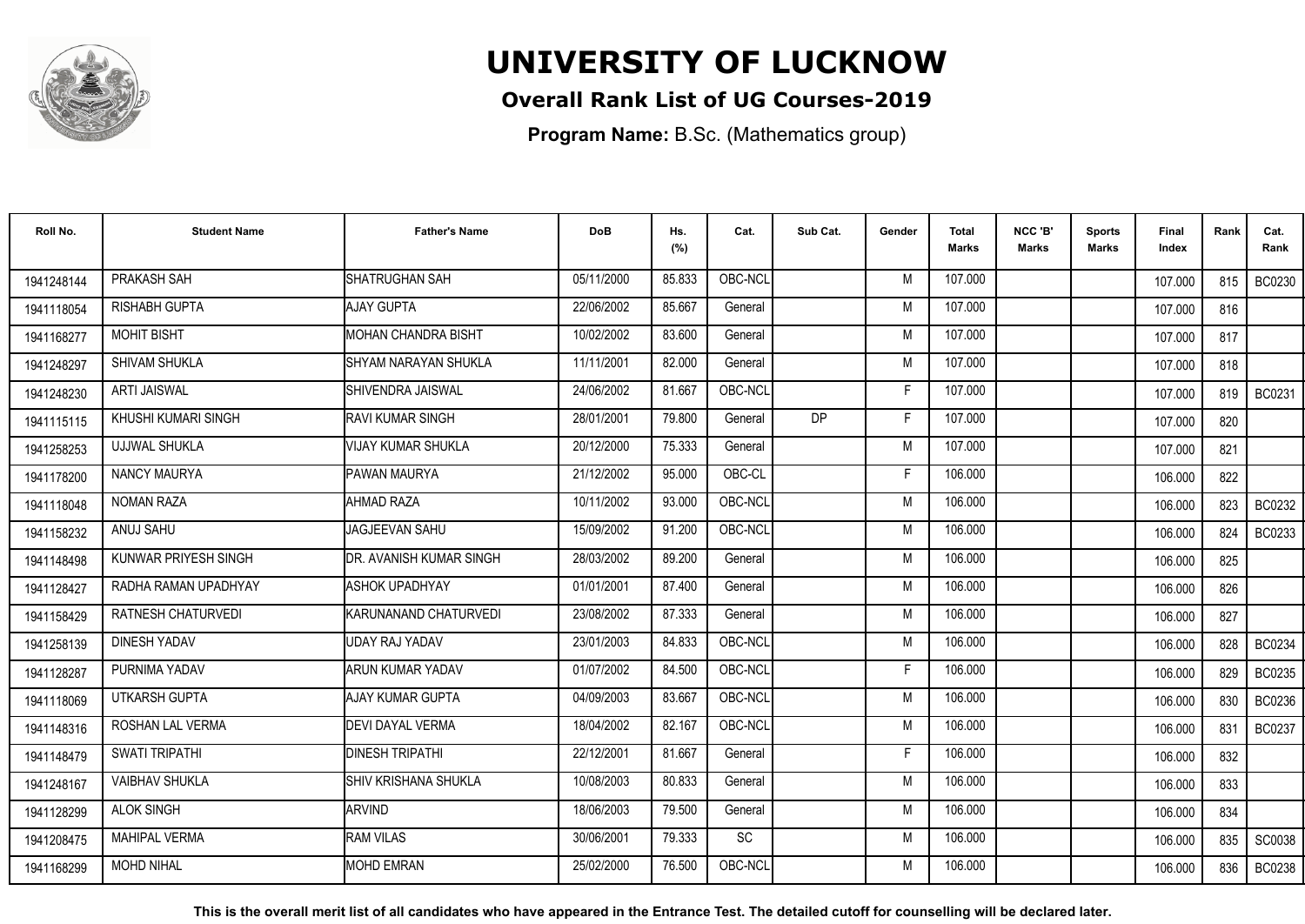# UNIVERSITY OF LUCKNOW

## Overall Rank List of UG Courses-2019

**Program Name:** B.Sc. (Mathematics group)

| Roll No. | Student Name | Father's Name | DoB | Hs. (%) | Cat. | Sub Cat. | Gender | Total Marks | NCC 'B' Marks | Sports Marks | Final Index | Rank | Cat. Rank |
|---|---|---|---|---|---|---|---|---|---|---|---|---|---|
| 1941248144 | PRAKASH SAH | SHATRUGHAN SAH | 05/11/2000 | 85.833 | OBC-NCL | | M | 107.000 | | | 107.000 | 815 | BC0230 |
| 1941118054 | RISHABH GUPTA | AJAY GUPTA | 22/06/2002 | 85.667 | General | | M | 107.000 | | | 107.000 | 816 | |
| 1941168277 | MOHIT BISHT | MOHAN CHANDRA BISHT | 10/02/2002 | 83.600 | General | | M | 107.000 | | | 107.000 | 817 | |
| 1941248297 | SHIVAM SHUKLA | SHYAM NARAYAN SHUKLA | 11/11/2001 | 82.000 | General | | M | 107.000 | | | 107.000 | 818 | |
| 1941248230 | ARTI JAISWAL | SHIVENDRA JAISWAL | 24/06/2002 | 81.667 | OBC-NCL | | F | 107.000 | | | 107.000 | 819 | BC0231 |
| 1941115115 | KHUSHI KUMARI SINGH | RAVI KUMAR SINGH | 28/01/2001 | 79.800 | General | DP | F | 107.000 | | | 107.000 | 820 | |
| 1941258253 | UJJWAL SHUKLA | VIJAY KUMAR SHUKLA | 20/12/2000 | 75.333 | General | | M | 107.000 | | | 107.000 | 821 | |
| 1941178200 | NANCY MAURYA | PAWAN MAURYA | 21/12/2002 | 95.000 | OBC-CL | | F | 106.000 | | | 106.000 | 822 | |
| 1941118048 | NOMAN RAZA | AHMAD RAZA | 10/11/2002 | 93.000 | OBC-NCL | | M | 106.000 | | | 106.000 | 823 | BC0232 |
| 1941158232 | ANUJ SAHU | JAGJEEVAN SAHU | 15/09/2002 | 91.200 | OBC-NCL | | M | 106.000 | | | 106.000 | 824 | BC0233 |
| 1941148498 | KUNWAR PRIYESH SINGH | DR. AVANISH KUMAR SINGH | 28/03/2002 | 89.200 | General | | M | 106.000 | | | 106.000 | 825 | |
| 1941128427 | RADHA RAMAN UPADHYAY | ASHOK UPADHYAY | 01/01/2001 | 87.400 | General | | M | 106.000 | | | 106.000 | 826 | |
| 1941158429 | RATNESH CHATURVEDI | KARUNANAND CHATURVEDI | 23/08/2002 | 87.333 | General | | M | 106.000 | | | 106.000 | 827 | |
| 1941258139 | DINESH YADAV | UDAY RAJ YADAV | 23/01/2003 | 84.833 | OBC-NCL | | M | 106.000 | | | 106.000 | 828 | BC0234 |
| 1941128287 | PURNIMA YADAV | ARUN KUMAR YADAV | 01/07/2002 | 84.500 | OBC-NCL | | F | 106.000 | | | 106.000 | 829 | BC0235 |
| 1941118069 | UTKARSH GUPTA | AJAY KUMAR GUPTA | 04/09/2003 | 83.667 | OBC-NCL | | M | 106.000 | | | 106.000 | 830 | BC0236 |
| 1941148316 | ROSHAN LAL VERMA | DEVI DAYAL VERMA | 18/04/2002 | 82.167 | OBC-NCL | | M | 106.000 | | | 106.000 | 831 | BC0237 |
| 1941148479 | SWATI TRIPATHI | DINESH TRIPATHI | 22/12/2001 | 81.667 | General | | F | 106.000 | | | 106.000 | 832 | |
| 1941248167 | VAIBHAV SHUKLA | SHIV KRISHANA SHUKLA | 10/08/2003 | 80.833 | General | | M | 106.000 | | | 106.000 | 833 | |
| 1941128299 | ALOK SINGH | ARVIND | 18/06/2003 | 79.500 | General | | M | 106.000 | | | 106.000 | 834 | |
| 1941208475 | MAHIPAL VERMA | RAM VILAS | 30/06/2001 | 79.333 | SC | | M | 106.000 | | | 106.000 | 835 | SC0038 |
| 1941168299 | MOHD NIHAL | MOHD EMRAN | 25/02/2000 | 76.500 | OBC-NCL | | M | 106.000 | | | 106.000 | 836 | BC0238 |

**This is the overall merit list of all candidates who have appeared in the Entrance Test. The detailed cutoff for counselling will be declared later.**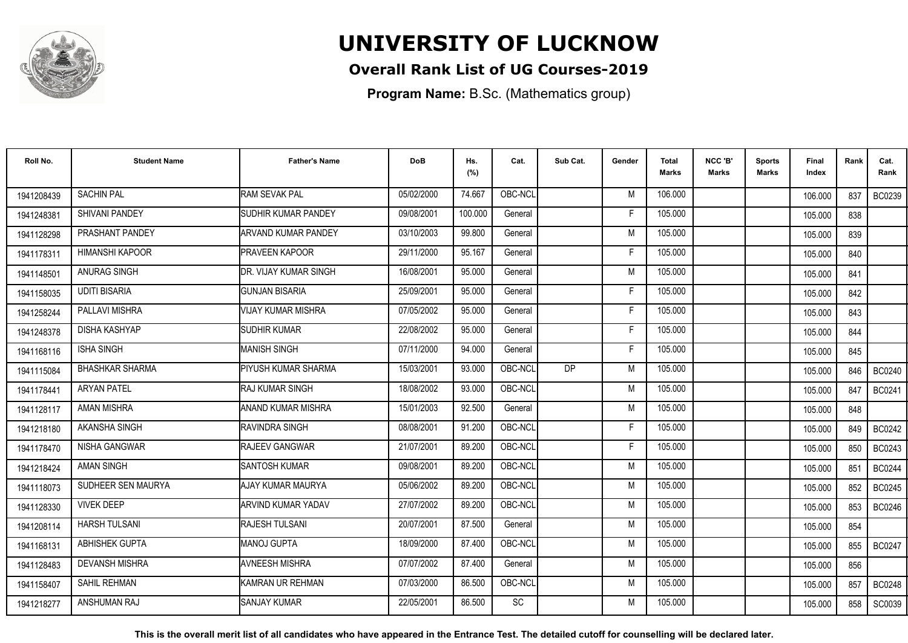# UNIVERSITY OF LUCKNOW

## Overall Rank List of UG Courses-2019

**Program Name:** B.Sc. (Mathematics group)

| Roll No. | Student Name | Father's Name | DoB | Hs. (%) | Cat. | Sub Cat. | Gender | Total Marks | NCC 'B' Marks | Sports Marks | Final Index | Rank | Cat. Rank |
|---|---|---|---|---|---|---|---|---|---|---|---|---|---|
| 1941208439 | SACHIN PAL | RAM SEVAK PAL | 05/02/2000 | 74.667 | OBC-NCL | | M | 106.000 | | | 106.000 | 837 | BC0239 |
| 1941248381 | SHIVANI PANDEY | SUDHIR KUMAR PANDEY | 09/08/2001 | 100.000 | General | | F | 105.000 | | | 105.000 | 838 | |
| 1941128298 | PRASHANT PANDEY | ARVAND KUMAR PANDEY | 03/10/2003 | 99.800 | General | | M | 105.000 | | | 105.000 | 839 | |
| 1941178311 | HIMANSHI KAPOOR | PRAVEEN KAPOOR | 29/11/2000 | 95.167 | General | | F | 105.000 | | | 105.000 | 840 | |
| 1941148501 | ANURAG SINGH | DR. VIJAY KUMAR SINGH | 16/08/2001 | 95.000 | General | | M | 105.000 | | | 105.000 | 841 | |
| 1941158035 | UDITI BISARIA | GUNJAN BISARIA | 25/09/2001 | 95.000 | General | | F | 105.000 | | | 105.000 | 842 | |
| 1941258244 | PALLAVI MISHRA | VIJAY KUMAR MISHRA | 07/05/2002 | 95.000 | General | | F | 105.000 | | | 105.000 | 843 | |
| 1941248378 | DISHA KASHYAP | SUDHIR KUMAR | 22/08/2002 | 95.000 | General | | F | 105.000 | | | 105.000 | 844 | |
| 1941168116 | ISHA SINGH | MANISH SINGH | 07/11/2000 | 94.000 | General | | F | 105.000 | | | 105.000 | 845 | |
| 1941115084 | BHASHKAR SHARMA | PIYUSH KUMAR SHARMA | 15/03/2001 | 93.000 | OBC-NCL | DP | M | 105.000 | | | 105.000 | 846 | BC0240 |
| 1941178441 | ARYAN PATEL | RAJ KUMAR SINGH | 18/08/2002 | 93.000 | OBC-NCL | | M | 105.000 | | | 105.000 | 847 | BC0241 |
| 1941128117 | AMAN MISHRA | ANAND KUMAR MISHRA | 15/01/2003 | 92.500 | General | | M | 105.000 | | | 105.000 | 848 | |
| 1941218180 | AKANSHA SINGH | RAVINDRA SINGH | 08/08/2001 | 91.200 | OBC-NCL | | F | 105.000 | | | 105.000 | 849 | BC0242 |
| 1941178470 | NISHA GANGWAR | RAJEEV GANGWAR | 21/07/2001 | 89.200 | OBC-NCL | | F | 105.000 | | | 105.000 | 850 | BC0243 |
| 1941218424 | AMAN SINGH | SANTOSH KUMAR | 09/08/2001 | 89.200 | OBC-NCL | | M | 105.000 | | | 105.000 | 851 | BC0244 |
| 1941118073 | SUDHEER SEN MAURYA | AJAY KUMAR MAURYA | 05/06/2002 | 89.200 | OBC-NCL | | M | 105.000 | | | 105.000 | 852 | BC0245 |
| 1941128330 | VIVEK DEEP | ARVIND KUMAR YADAV | 27/07/2002 | 89.200 | OBC-NCL | | M | 105.000 | | | 105.000 | 853 | BC0246 |
| 1941208114 | HARSH TULSANI | RAJESH TULSANI | 20/07/2001 | 87.500 | General | | M | 105.000 | | | 105.000 | 854 | |
| 1941168131 | ABHISHEK GUPTA | MANOJ GUPTA | 18/09/2000 | 87.400 | OBC-NCL | | M | 105.000 | | | 105.000 | 855 | BC0247 |
| 1941128483 | DEVANSH MISHRA | AVNEESH MISHRA | 07/07/2002 | 87.400 | General | | M | 105.000 | | | 105.000 | 856 | |
| 1941158407 | SAHIL REHMAN | KAMRAN UR REHMAN | 07/03/2000 | 86.500 | OBC-NCL | | M | 105.000 | | | 105.000 | 857 | BC0248 |
| 1941218277 | ANSHUMAN RAJ | SANJAY KUMAR | 22/05/2001 | 86.500 | SC | | M | 105.000 | | | 105.000 | 858 | SC0039 |

**This is the overall merit list of all candidates who have appeared in the Entrance Test. The detailed cutoff for counselling will be declared later.**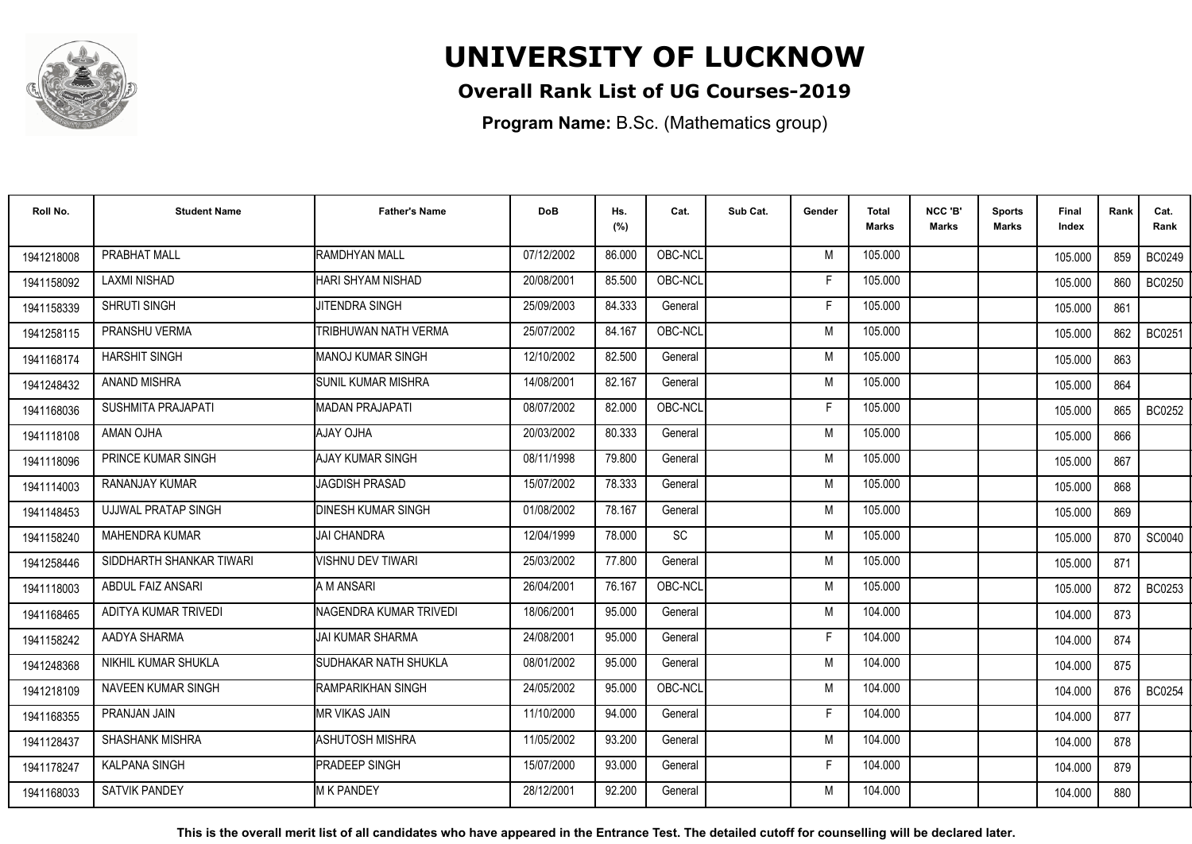# UNIVERSITY OF LUCKNOW

## Overall Rank List of UG Courses-2019

**Program Name:** B.Sc. (Mathematics group)

| Roll No. | Student Name | Father's Name | DoB | Hs. (%) | Cat. | Sub Cat. | Gender | Total Marks | NCC 'B' Marks | Sports Marks | Final Index | Rank | Cat. Rank |
|---|---|---|---|---|---|---|---|---|---|---|---|---|---|
| 1941218008 | PRABHAT MALL | RAMDHYAN MALL | 07/12/2002 | 86.000 | OBC-NCL | | M | 105.000 | | | 105.000 | 859 | BC0249 |
| 1941158092 | LAXMI NISHAD | HARI SHYAM NISHAD | 20/08/2001 | 85.500 | OBC-NCL | | F | 105.000 | | | 105.000 | 860 | BC0250 |
| 1941158339 | SHRUTI SINGH | JITENDRA SINGH | 25/09/2003 | 84.333 | General | | F | 105.000 | | | 105.000 | 861 | |
| 1941258115 | PRANSHU VERMA | TRIBHUWAN NATH VERMA | 25/07/2002 | 84.167 | OBC-NCL | | M | 105.000 | | | 105.000 | 862 | BC0251 |
| 1941168174 | HARSHIT SINGH | MANOJ KUMAR SINGH | 12/10/2002 | 82.500 | General | | M | 105.000 | | | 105.000 | 863 | |
| 1941248432 | ANAND MISHRA | SUNIL KUMAR MISHRA | 14/08/2001 | 82.167 | General | | M | 105.000 | | | 105.000 | 864 | |
| 1941168036 | SUSHMITA PRAJAPATI | MADAN PRAJAPATI | 08/07/2002 | 82.000 | OBC-NCL | | F | 105.000 | | | 105.000 | 865 | BC0252 |
| 1941118108 | AMAN OJHA | AJAY OJHA | 20/03/2002 | 80.333 | General | | M | 105.000 | | | 105.000 | 866 | |
| 1941118096 | PRINCE KUMAR SINGH | AJAY KUMAR SINGH | 08/11/1998 | 79.800 | General | | M | 105.000 | | | 105.000 | 867 | |
| 1941114003 | RANANJAY KUMAR | JAGDISH PRASAD | 15/07/2002 | 78.333 | General | | M | 105.000 | | | 105.000 | 868 | |
| 1941148453 | UJJWAL PRATAP SINGH | DINESH KUMAR SINGH | 01/08/2002 | 78.167 | General | | M | 105.000 | | | 105.000 | 869 | |
| 1941158240 | MAHENDRA KUMAR | JAI CHANDRA | 12/04/1999 | 78.000 | SC | | M | 105.000 | | | 105.000 | 870 | SC0040 |
| 1941258446 | SIDDHARTH SHANKAR TIWARI | VISHNU DEV TIWARI | 25/03/2002 | 77.800 | General | | M | 105.000 | | | 105.000 | 871 | |
| 1941118003 | ABDUL FAIZ ANSARI | A M ANSARI | 26/04/2001 | 76.167 | OBC-NCL | | M | 105.000 | | | 105.000 | 872 | BC0253 |
| 1941168465 | ADITYA KUMAR TRIVEDI | NAGENDRA KUMAR TRIVEDI | 18/06/2001 | 95.000 | General | | M | 104.000 | | | 104.000 | 873 | |
| 1941158242 | AADYA SHARMA | JAI KUMAR SHARMA | 24/08/2001 | 95.000 | General | | F | 104.000 | | | 104.000 | 874 | |
| 1941248368 | NIKHIL KUMAR SHUKLA | SUDHAKAR NATH SHUKLA | 08/01/2002 | 95.000 | General | | M | 104.000 | | | 104.000 | 875 | |
| 1941218109 | NAVEEN KUMAR SINGH | RAMPARIKHAN SINGH | 24/05/2002 | 95.000 | OBC-NCL | | M | 104.000 | | | 104.000 | 876 | BC0254 |
| 1941168355 | PRANJAN JAIN | MR VIKAS JAIN | 11/10/2000 | 94.000 | General | | F | 104.000 | | | 104.000 | 877 | |
| 1941128437 | SHASHANK MISHRA | ASHUTOSH MISHRA | 11/05/2002 | 93.200 | General | | M | 104.000 | | | 104.000 | 878 | |
| 1941178247 | KALPANA SINGH | PRADEEP SINGH | 15/07/2000 | 93.000 | General | | F | 104.000 | | | 104.000 | 879 | |
| 1941168033 | SATVIK PANDEY | M K PANDEY | 28/12/2001 | 92.200 | General | | M | 104.000 | | | 104.000 | 880 | |

**This is the overall merit list of all candidates who have appeared in the Entrance Test. The detailed cutoff for counselling will be declared later.**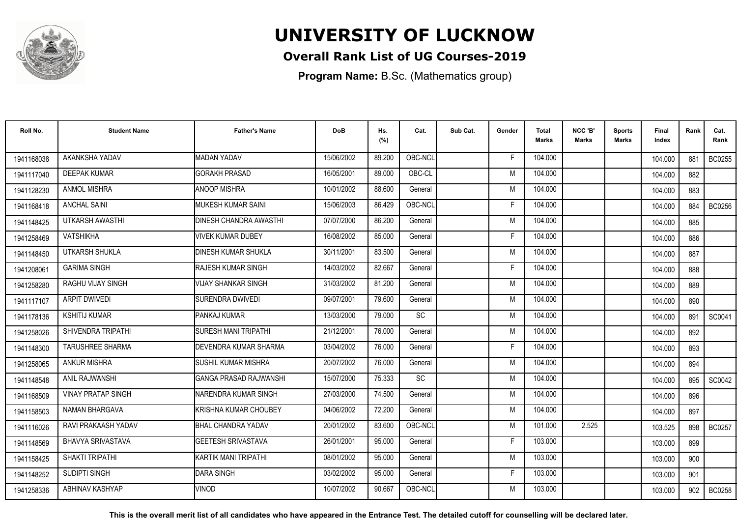# UNIVERSITY OF LUCKNOW

## Overall Rank List of UG Courses-2019

**Program Name:** B.Sc. (Mathematics group)

| Roll No. | Student Name | Father's Name | DoB | Hs. (%) | Cat. | Sub Cat. | Gender | Total Marks | NCC 'B' Marks | Sports Marks | Final Index | Rank | Cat. Rank |
|---|---|---|---|---|---|---|---|---|---|---|---|---|---|
| 1941168038 | AKANKSHA YADAV | MADAN YADAV | 15/06/2002 | 89.200 | OBC-NCL | | F | 104.000 | | | 104.000 | 881 | BC0255 |
| 1941117040 | DEEPAK KUMAR | GORAKH PRASAD | 16/05/2001 | 89.000 | OBC-CL | | M | 104.000 | | | 104.000 | 882 | |
| 1941128230 | ANMOL MISHRA | ANOOP MISHRA | 10/01/2002 | 88.600 | General | | M | 104.000 | | | 104.000 | 883 | |
| 1941168418 | ANCHAL SAINI | MUKESH KUMAR SAINI | 15/06/2003 | 86.429 | OBC-NCL | | F | 104.000 | | | 104.000 | 884 | BC0256 |
| 1941148425 | UTKARSH AWASTHI | DINESH CHANDRA AWASTHI | 07/07/2000 | 86.200 | General | | M | 104.000 | | | 104.000 | 885 | |
| 1941258469 | VATSHIKHA | VIVEK KUMAR DUBEY | 16/08/2002 | 85.000 | General | | F | 104.000 | | | 104.000 | 886 | |
| 1941148450 | UTKARSH SHUKLA | DINESH KUMAR SHUKLA | 30/11/2001 | 83.500 | General | | M | 104.000 | | | 104.000 | 887 | |
| 1941208061 | GARIMA SINGH | RAJESH KUMAR SINGH | 14/03/2002 | 82.667 | General | | F | 104.000 | | | 104.000 | 888 | |
| 1941258280 | RAGHU VIJAY SINGH | VIJAY SHANKAR SINGH | 31/03/2002 | 81.200 | General | | M | 104.000 | | | 104.000 | 889 | |
| 1941117107 | ARPIT DWIVEDI | SURENDRA DWIVEDI | 09/07/2001 | 79.600 | General | | M | 104.000 | | | 104.000 | 890 | |
| 1941178136 | KSHITIJ KUMAR | PANKAJ KUMAR | 13/03/2000 | 79.000 | SC | | M | 104.000 | | | 104.000 | 891 | SC0041 |
| 1941258026 | SHIVENDRA TRIPATHI | SURESH MANI TRIPATHI | 21/12/2001 | 76.000 | General | | M | 104.000 | | | 104.000 | 892 | |
| 1941148300 | TARUSHREE SHARMA | DEVENDRA KUMAR SHARMA | 03/04/2002 | 76.000 | General | | F | 104.000 | | | 104.000 | 893 | |
| 1941258065 | ANKUR MISHRA | SUSHIL KUMAR MISHRA | 20/07/2002 | 76.000 | General | | M | 104.000 | | | 104.000 | 894 | |
| 1941148548 | ANIL RAJWANSHI | GANGA PRASAD RAJWANSHI | 15/07/2000 | 75.333 | SC | | M | 104.000 | | | 104.000 | 895 | SC0042 |
| 1941168509 | VINAY PRATAP SINGH | NARENDRA KUMAR SINGH | 27/03/2000 | 74.500 | General | | M | 104.000 | | | 104.000 | 896 | |
| 1941158503 | NAMAN BHARGAVA | KRISHNA KUMAR CHOUBEY | 04/06/2002 | 72.200 | General | | M | 104.000 | | | 104.000 | 897 | |
| 1941116026 | RAVI PRAKAASH YADAV | BHAL CHANDRA YADAV | 20/01/2002 | 83.600 | OBC-NCL | | M | 101.000 | 2.525 | | 103.525 | 898 | BC0257 |
| 1941148569 | BHAVYA SRIVASTAVA | GEETESH SRIVASTAVA | 26/01/2001 | 95.000 | General | | F | 103.000 | | | 103.000 | 899 | |
| 1941158425 | SHAKTI TRIPATHI | KARTIK MANI TRIPATHI | 08/01/2002 | 95.000 | General | | M | 103.000 | | | 103.000 | 900 | |
| 1941148252 | SUDIPTI SINGH | DARA SINGH | 03/02/2002 | 95.000 | General | | F | 103.000 | | | 103.000 | 901 | |
| 1941258336 | ABHINAV KASHYAP | VINOD | 10/07/2002 | 90.667 | OBC-NCL | | M | 103.000 | | | 103.000 | 902 | BC0258 |

**This is the overall merit list of all candidates who have appeared in the Entrance Test. The detailed cutoff for counselling will be declared later.**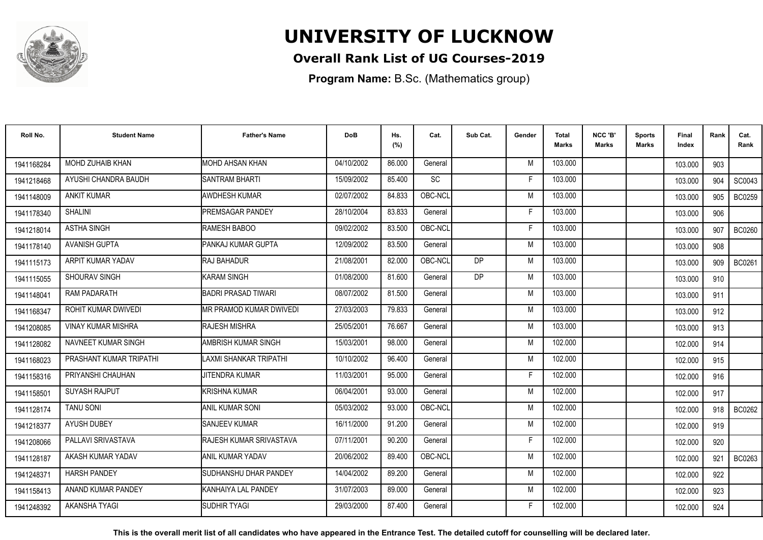# UNIVERSITY OF LUCKNOW

## Overall Rank List of UG Courses-2019

**Program Name:** B.Sc. (Mathematics group)

| Roll No. | Student Name | Father's Name | DoB | Hs. (%) | Cat. | Sub Cat. | Gender | Total Marks | NCC 'B' Marks | Sports Marks | Final Index | Rank | Cat. Rank |
|---|---|---|---|---|---|---|---|---|---|---|---|---|---|
| 1941168284 | MOHD ZUHAIB KHAN | MOHD AHSAN KHAN | 04/10/2002 | 86.000 | General | | M | 103.000 | | | 103.000 | 903 | |
| 1941218468 | AYUSHI CHANDRA BAUDH | SANTRAM BHARTI | 15/09/2002 | 85.400 | SC | | F | 103.000 | | | 103.000 | 904 | SC0043 |
| 1941148009 | ANKIT KUMAR | AWDHESH KUMAR | 02/07/2002 | 84.833 | OBC-NCL | | M | 103.000 | | | 103.000 | 905 | BC0259 |
| 1941178340 | SHALINI | PREMSAGAR PANDEY | 28/10/2004 | 83.833 | General | | F | 103.000 | | | 103.000 | 906 | |
| 1941218014 | ASTHA SINGH | RAMESH BABOO | 09/02/2002 | 83.500 | OBC-NCL | | F | 103.000 | | | 103.000 | 907 | BC0260 |
| 1941178140 | AVANISH GUPTA | PANKAJ KUMAR GUPTA | 12/09/2002 | 83.500 | General | | M | 103.000 | | | 103.000 | 908 | |
| 1941115173 | ARPIT KUMAR YADAV | RAJ BAHADUR | 21/08/2001 | 82.000 | OBC-NCL | DP | M | 103.000 | | | 103.000 | 909 | BC0261 |
| 1941115055 | SHOURAV SINGH | KARAM SINGH | 01/08/2000 | 81.600 | General | DP | M | 103.000 | | | 103.000 | 910 | |
| 1941148041 | RAM PADARATH | BADRI PRASAD TIWARI | 08/07/2002 | 81.500 | General | | M | 103.000 | | | 103.000 | 911 | |
| 1941168347 | ROHIT KUMAR DWIVEDI | MR PRAMOD KUMAR DWIVEDI | 27/03/2003 | 79.833 | General | | M | 103.000 | | | 103.000 | 912 | |
| 1941208085 | VINAY KUMAR MISHRA | RAJESH MISHRA | 25/05/2001 | 76.667 | General | | M | 103.000 | | | 103.000 | 913 | |
| 1941128082 | NAVNEET KUMAR SINGH | AMBRISH KUMAR SINGH | 15/03/2001 | 98.000 | General | | M | 102.000 | | | 102.000 | 914 | |
| 1941168023 | PRASHANT KUMAR TRIPATHI | LAXMI SHANKAR TRIPATHI | 10/10/2002 | 96.400 | General | | M | 102.000 | | | 102.000 | 915 | |
| 1941158316 | PRIYANSHI CHAUHAN | JITENDRA KUMAR | 11/03/2001 | 95.000 | General | | F | 102.000 | | | 102.000 | 916 | |
| 1941158501 | SUYASH RAJPUT | KRISHNA KUMAR | 06/04/2001 | 93.000 | General | | M | 102.000 | | | 102.000 | 917 | |
| 1941128174 | TANU SONI | ANIL KUMAR SONI | 05/03/2002 | 93.000 | OBC-NCL | | M | 102.000 | | | 102.000 | 918 | BC0262 |
| 1941218377 | AYUSH DUBEY | SANJEEV KUMAR | 16/11/2000 | 91.200 | General | | M | 102.000 | | | 102.000 | 919 | |
| 1941208066 | PALLAVI SRIVASTAVA | RAJESH KUMAR SRIVASTAVA | 07/11/2001 | 90.200 | General | | F | 102.000 | | | 102.000 | 920 | |
| 1941128187 | AKASH KUMAR YADAV | ANIL KUMAR YADAV | 20/06/2002 | 89.400 | OBC-NCL | | M | 102.000 | | | 102.000 | 921 | BC0263 |
| 1941248371 | HARSH PANDEY | SUDHANSHU DHAR PANDEY | 14/04/2002 | 89.200 | General | | M | 102.000 | | | 102.000 | 922 | |
| 1941158413 | ANAND KUMAR PANDEY | KANHAIYA LAL PANDEY | 31/07/2003 | 89.000 | General | | M | 102.000 | | | 102.000 | 923 | |
| 1941248392 | AKANSHA TYAGI | SUDHIR TYAGI | 29/03/2000 | 87.400 | General | | F | 102.000 | | | 102.000 | 924 | |

**This is the overall merit list of all candidates who have appeared in the Entrance Test. The detailed cutoff for counselling will be declared later.**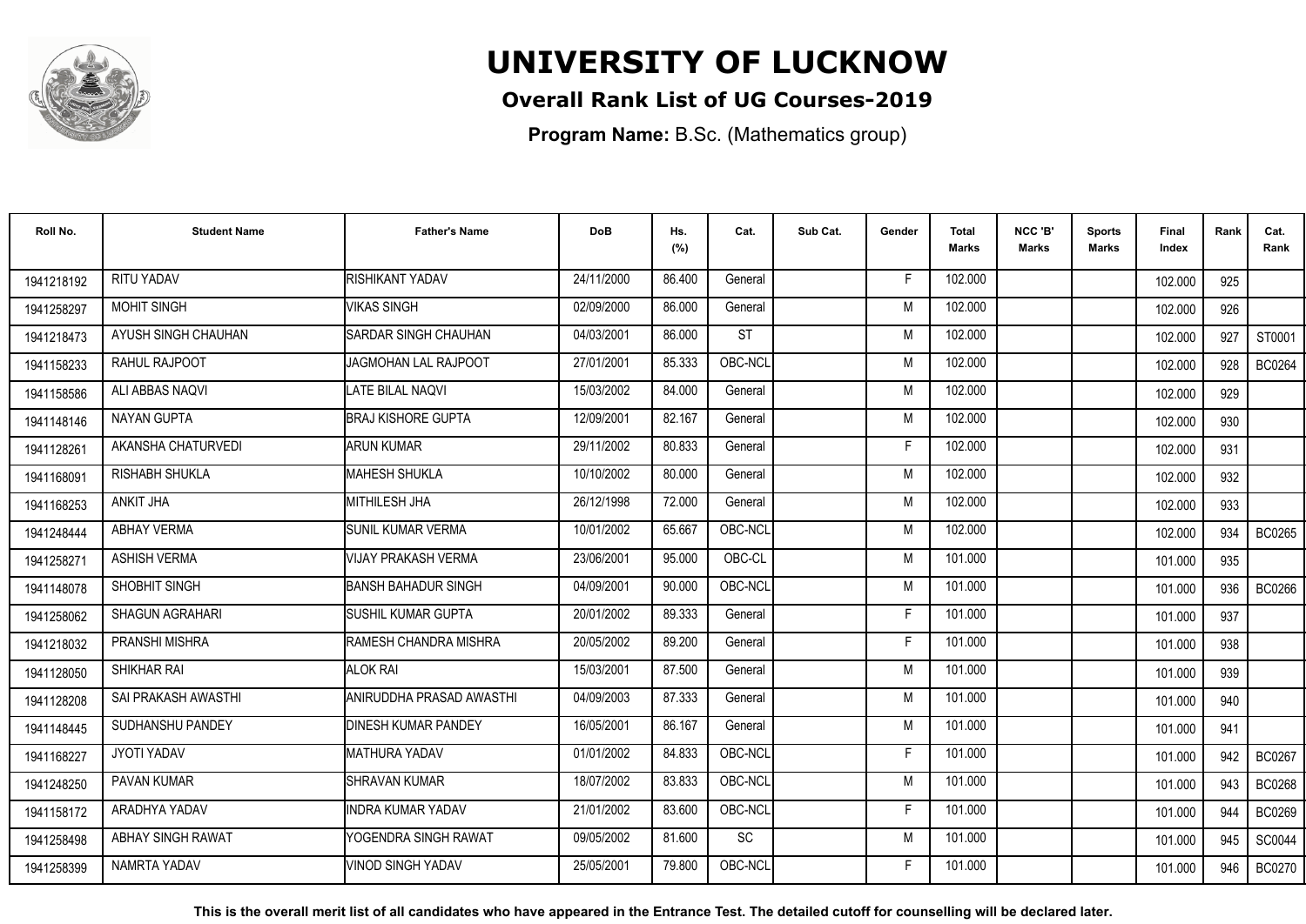# UNIVERSITY OF LUCKNOW

## Overall Rank List of UG Courses-2019

**Program Name:** B.Sc. (Mathematics group)

| Roll No. | Student Name | Father's Name | DoB | Hs. (%) | Cat. | Sub Cat. | Gender | Total Marks | NCC 'B' Marks | Sports Marks | Final Index | Rank | Cat. Rank |
|---|---|---|---|---|---|---|---|---|---|---|---|---|---|
| 1941218192 | RITU YADAV | RISHIKANT YADAV | 24/11/2000 | 86.400 | General | | F | 102.000 | | | 102.000 | 925 | |
| 1941258297 | MOHIT SINGH | VIKAS SINGH | 02/09/2000 | 86.000 | General | | M | 102.000 | | | 102.000 | 926 | |
| 1941218473 | AYUSH SINGH CHAUHAN | SARDAR SINGH CHAUHAN | 04/03/2001 | 86.000 | ST | | M | 102.000 | | | 102.000 | 927 | ST0001 |
| 1941158233 | RAHUL RAJPOOT | JAGMOHAN LAL RAJPOOT | 27/01/2001 | 85.333 | OBC-NCL | | M | 102.000 | | | 102.000 | 928 | BC0264 |
| 1941158586 | ALI ABBAS NAQVI | LATE BILAL NAQVI | 15/03/2002 | 84.000 | General | | M | 102.000 | | | 102.000 | 929 | |
| 1941148146 | NAYAN GUPTA | BRAJ KISHORE GUPTA | 12/09/2001 | 82.167 | General | | M | 102.000 | | | 102.000 | 930 | |
| 1941128261 | AKANSHA CHATURVEDI | ARUN KUMAR | 29/11/2002 | 80.833 | General | | F | 102.000 | | | 102.000 | 931 | |
| 1941168091 | RISHABH SHUKLA | MAHESH SHUKLA | 10/10/2002 | 80.000 | General | | M | 102.000 | | | 102.000 | 932 | |
| 1941168253 | ANKIT JHA | MITHILESH JHA | 26/12/1998 | 72.000 | General | | M | 102.000 | | | 102.000 | 933 | |
| 1941248444 | ABHAY VERMA | SUNIL KUMAR VERMA | 10/01/2002 | 65.667 | OBC-NCL | | M | 102.000 | | | 102.000 | 934 | BC0265 |
| 1941258271 | ASHISH VERMA | VIJAY PRAKASH VERMA | 23/06/2001 | 95.000 | OBC-CL | | M | 101.000 | | | 101.000 | 935 | |
| 1941148078 | SHOBHIT SINGH | BANSH BAHADUR SINGH | 04/09/2001 | 90.000 | OBC-NCL | | M | 101.000 | | | 101.000 | 936 | BC0266 |
| 1941258062 | SHAGUN AGRAHARI | SUSHIL KUMAR GUPTA | 20/01/2002 | 89.333 | General | | F | 101.000 | | | 101.000 | 937 | |
| 1941218032 | PRANSHI MISHRA | RAMESH CHANDRA MISHRA | 20/05/2002 | 89.200 | General | | F | 101.000 | | | 101.000 | 938 | |
| 1941128050 | SHIKHAR RAI | ALOK RAI | 15/03/2001 | 87.500 | General | | M | 101.000 | | | 101.000 | 939 | |
| 1941128208 | SAI PRAKASH AWASTHI | ANIRUDDHA PRASAD AWASTHI | 04/09/2003 | 87.333 | General | | M | 101.000 | | | 101.000 | 940 | |
| 1941148445 | SUDHANSHU PANDEY | DINESH KUMAR PANDEY | 16/05/2001 | 86.167 | General | | M | 101.000 | | | 101.000 | 941 | |
| 1941168227 | JYOTI YADAV | MATHURA YADAV | 01/01/2002 | 84.833 | OBC-NCL | | F | 101.000 | | | 101.000 | 942 | BC0267 |
| 1941248250 | PAVAN KUMAR | SHRAVAN KUMAR | 18/07/2002 | 83.833 | OBC-NCL | | M | 101.000 | | | 101.000 | 943 | BC0268 |
| 1941158172 | ARADHYA YADAV | INDRA KUMAR YADAV | 21/01/2002 | 83.600 | OBC-NCL | | F | 101.000 | | | 101.000 | 944 | BC0269 |
| 1941258498 | ABHAY SINGH RAWAT | YOGENDRA SINGH RAWAT | 09/05/2002 | 81.600 | SC | | M | 101.000 | | | 101.000 | 945 | SC0044 |
| 1941258399 | NAMRTA YADAV | VINOD SINGH YADAV | 25/05/2001 | 79.800 | OBC-NCL | | F | 101.000 | | | 101.000 | 946 | BC0270 |

**This is the overall merit list of all candidates who have appeared in the Entrance Test. The detailed cutoff for counselling will be declared later.**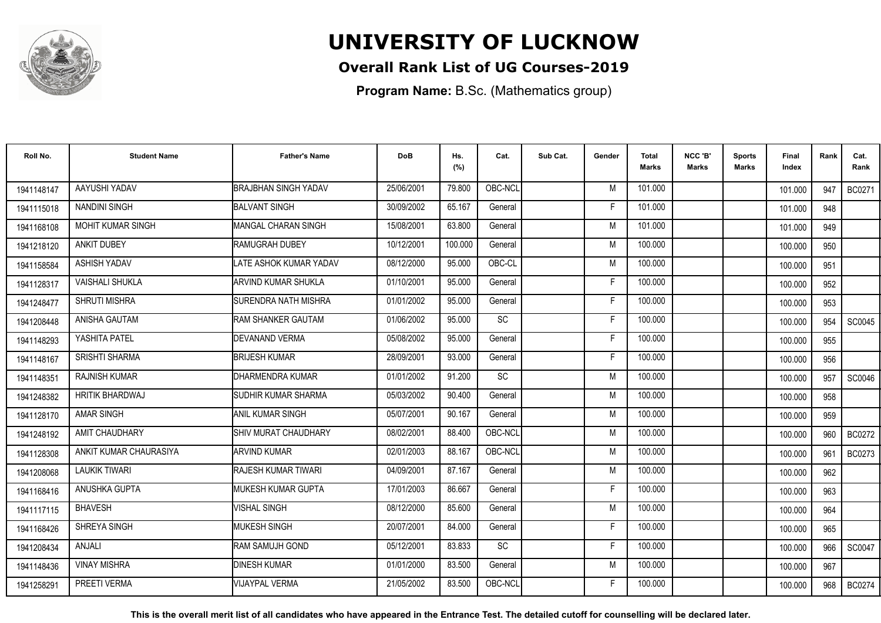# UNIVERSITY OF LUCKNOW

## Overall Rank List of UG Courses-2019

**Program Name:** B.Sc. (Mathematics group)

| Roll No. | Student Name | Father's Name | DoB | Hs. (%) | Cat. | Sub Cat. | Gender | Total Marks | NCC 'B' Marks | Sports Marks | Final Index | Rank | Cat. Rank |
|---|---|---|---|---|---|---|---|---|---|---|---|---|---|
| 1941148147 | AAYUSHI YADAV | BRAJBHAN SINGH YADAV | 25/06/2001 | 79.800 | OBC-NCL | | M | 101.000 | | | 101.000 | 947 | BC0271 |
| 1941115018 | NANDINI SINGH | BALVANT SINGH | 30/09/2002 | 65.167 | General | | F | 101.000 | | | 101.000 | 948 | |
| 1941168108 | MOHIT KUMAR SINGH | MANGAL CHARAN SINGH | 15/08/2001 | 63.800 | General | | M | 101.000 | | | 101.000 | 949 | |
| 1941218120 | ANKIT DUBEY | RAMUGRAH DUBEY | 10/12/2001 | 100.000 | General | | M | 100.000 | | | 100.000 | 950 | |
| 1941158584 | ASHISH YADAV | LATE ASHOK KUMAR YADAV | 08/12/2000 | 95.000 | OBC-CL | | M | 100.000 | | | 100.000 | 951 | |
| 1941128317 | VAISHALI SHUKLA | ARVIND KUMAR SHUKLA | 01/10/2001 | 95.000 | General | | F | 100.000 | | | 100.000 | 952 | |
| 1941248477 | SHRUTI MISHRA | SURENDRA NATH MISHRA | 01/01/2002 | 95.000 | General | | F | 100.000 | | | 100.000 | 953 | |
| 1941208448 | ANISHA GAUTAM | RAM SHANKER GAUTAM | 01/06/2002 | 95.000 | SC | | F | 100.000 | | | 100.000 | 954 | SC0045 |
| 1941148293 | YASHITA PATEL | DEVANAND VERMA | 05/08/2002 | 95.000 | General | | F | 100.000 | | | 100.000 | 955 | |
| 1941148167 | SRISHTI SHARMA | BRIJESH KUMAR | 28/09/2001 | 93.000 | General | | F | 100.000 | | | 100.000 | 956 | |
| 1941148351 | RAJNISH KUMAR | DHARMENDRA KUMAR | 01/01/2002 | 91.200 | SC | | M | 100.000 | | | 100.000 | 957 | SC0046 |
| 1941248382 | HRITIK BHARDWAJ | SUDHIR KUMAR SHARMA | 05/03/2002 | 90.400 | General | | M | 100.000 | | | 100.000 | 958 | |
| 1941128170 | AMAR SINGH | ANIL KUMAR SINGH | 05/07/2001 | 90.167 | General | | M | 100.000 | | | 100.000 | 959 | |
| 1941248192 | AMIT CHAUDHARY | SHIV MURAT CHAUDHARY | 08/02/2001 | 88.400 | OBC-NCL | | M | 100.000 | | | 100.000 | 960 | BC0272 |
| 1941128308 | ANKIT KUMAR CHAURASIYA | ARVIND KUMAR | 02/01/2003 | 88.167 | OBC-NCL | | M | 100.000 | | | 100.000 | 961 | BC0273 |
| 1941208068 | LAUKIK TIWARI | RAJESH KUMAR TIWARI | 04/09/2001 | 87.167 | General | | M | 100.000 | | | 100.000 | 962 | |
| 1941168416 | ANUSHKA GUPTA | MUKESH KUMAR GUPTA | 17/01/2003 | 86.667 | General | | F | 100.000 | | | 100.000 | 963 | |
| 1941117115 | BHAVESH | VISHAL SINGH | 08/12/2000 | 85.600 | General | | M | 100.000 | | | 100.000 | 964 | |
| 1941168426 | SHREYA SINGH | MUKESH SINGH | 20/07/2001 | 84.000 | General | | F | 100.000 | | | 100.000 | 965 | |
| 1941208434 | ANJALI | RAM SAMUJH GOND | 05/12/2001 | 83.833 | SC | | F | 100.000 | | | 100.000 | 966 | SC0047 |
| 1941148436 | VINAY MISHRA | DINESH KUMAR | 01/01/2000 | 83.500 | General | | M | 100.000 | | | 100.000 | 967 | |
| 1941258291 | PREETI VERMA | VIJAYPAL VERMA | 21/05/2002 | 83.500 | OBC-NCL | | F | 100.000 | | | 100.000 | 968 | BC0274 |

**This is the overall merit list of all candidates who have appeared in the Entrance Test. The detailed cutoff for counselling will be declared later.**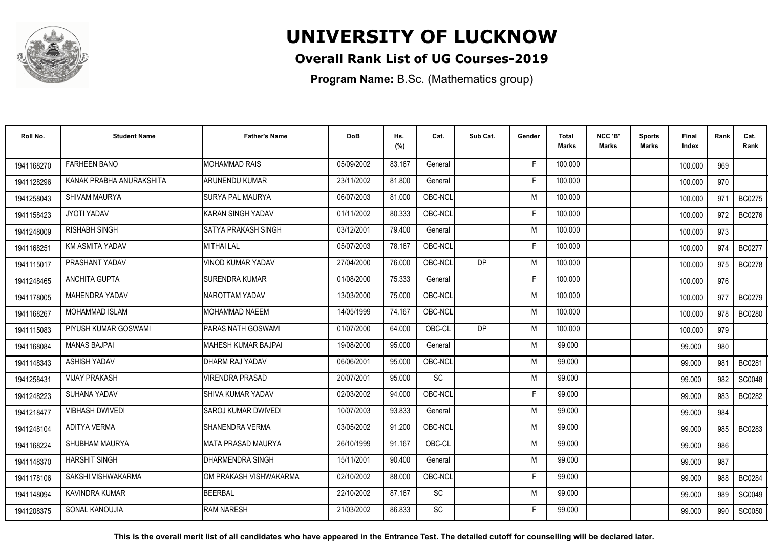# UNIVERSITY OF LUCKNOW

## Overall Rank List of UG Courses-2019

**Program Name:** B.Sc. (Mathematics group)

| Roll No. | Student Name | Father's Name | DoB | Hs. (%) | Cat. | Sub Cat. | Gender | Total Marks | NCC 'B' Marks | Sports Marks | Final Index | Rank | Cat. Rank |
|---|---|---|---|---|---|---|---|---|---|---|---|---|---|
| 1941168270 | FARHEEN BANO | MOHAMMAD RAIS | 05/09/2002 | 83.167 | General | | F | 100.000 | | | 100.000 | 969 | |
| 1941128296 | KANAK PRABHA ANURAKSHITA | ARUNENDU KUMAR | 23/11/2002 | 81.800 | General | | F | 100.000 | | | 100.000 | 970 | |
| 1941258043 | SHIVAM MAURYA | SURYA PAL MAURYA | 06/07/2003 | 81.000 | OBC-NCL | | M | 100.000 | | | 100.000 | 971 | BC0275 |
| 1941158423 | JYOTI YADAV | KARAN SINGH YADAV | 01/11/2002 | 80.333 | OBC-NCL | | F | 100.000 | | | 100.000 | 972 | BC0276 |
| 1941248009 | RISHABH SINGH | SATYA PRAKASH SINGH | 03/12/2001 | 79.400 | General | | M | 100.000 | | | 100.000 | 973 | |
| 1941168251 | KM ASMITA YADAV | MITHAI LAL | 05/07/2003 | 78.167 | OBC-NCL | | F | 100.000 | | | 100.000 | 974 | BC0277 |
| 1941115017 | PRASHANT YADAV | VINOD KUMAR YADAV | 27/04/2000 | 76.000 | OBC-NCL | DP | M | 100.000 | | | 100.000 | 975 | BC0278 |
| 1941248465 | ANCHITA GUPTA | SURENDRA KUMAR | 01/08/2000 | 75.333 | General | | F | 100.000 | | | 100.000 | 976 | |
| 1941178005 | MAHENDRA YADAV | NAROTTAM YADAV | 13/03/2000 | 75.000 | OBC-NCL | | M | 100.000 | | | 100.000 | 977 | BC0279 |
| 1941168267 | MOHAMMAD ISLAM | MOHAMMAD NAEEM | 14/05/1999 | 74.167 | OBC-NCL | | M | 100.000 | | | 100.000 | 978 | BC0280 |
| 1941115083 | PIYUSH KUMAR GOSWAMI | PARAS NATH GOSWAMI | 01/07/2000 | 64.000 | OBC-CL | DP | M | 100.000 | | | 100.000 | 979 | |
| 1941168084 | MANAS BAJPAI | MAHESH KUMAR BAJPAI | 19/08/2000 | 95.000 | General | | M | 99.000 | | | 99.000 | 980 | |
| 1941148343 | ASHISH YADAV | DHARM RAJ YADAV | 06/06/2001 | 95.000 | OBC-NCL | | M | 99.000 | | | 99.000 | 981 | BC0281 |
| 1941258431 | VIJAY PRAKASH | VIRENDRA PRASAD | 20/07/2001 | 95.000 | SC | | M | 99.000 | | | 99.000 | 982 | SC0048 |
| 1941248223 | SUHANA YADAV | SHIVA KUMAR YADAV | 02/03/2002 | 94.000 | OBC-NCL | | F | 99.000 | | | 99.000 | 983 | BC0282 |
| 1941218477 | VIBHASH DWIVEDI | SAROJ KUMAR DWIVEDI | 10/07/2003 | 93.833 | General | | M | 99.000 | | | 99.000 | 984 | |
| 1941248104 | ADITYA VERMA | SHANENDRA VERMA | 03/05/2002 | 91.200 | OBC-NCL | | M | 99.000 | | | 99.000 | 985 | BC0283 |
| 1941168224 | SHUBHAM MAURYA | MATA PRASAD MAURYA | 26/10/1999 | 91.167 | OBC-CL | | M | 99.000 | | | 99.000 | 986 | |
| 1941148370 | HARSHIT SINGH | DHARMENDRA SINGH | 15/11/2001 | 90.400 | General | | M | 99.000 | | | 99.000 | 987 | |
| 1941178106 | SAKSHI VISHWAKARMA | OM PRAKASH VISHWAKARMA | 02/10/2002 | 88.000 | OBC-NCL | | F | 99.000 | | | 99.000 | 988 | BC0284 |
| 1941148094 | KAVINDRA KUMAR | BEERBAL | 22/10/2002 | 87.167 | SC | | M | 99.000 | | | 99.000 | 989 | SC0049 |
| 1941208375 | SONAL KANOUJIA | RAM NARESH | 21/03/2002 | 86.833 | SC | | F | 99.000 | | | 99.000 | 990 | SC0050 |

**This is the overall merit list of all candidates who have appeared in the Entrance Test. The detailed cutoff for counselling will be declared later.**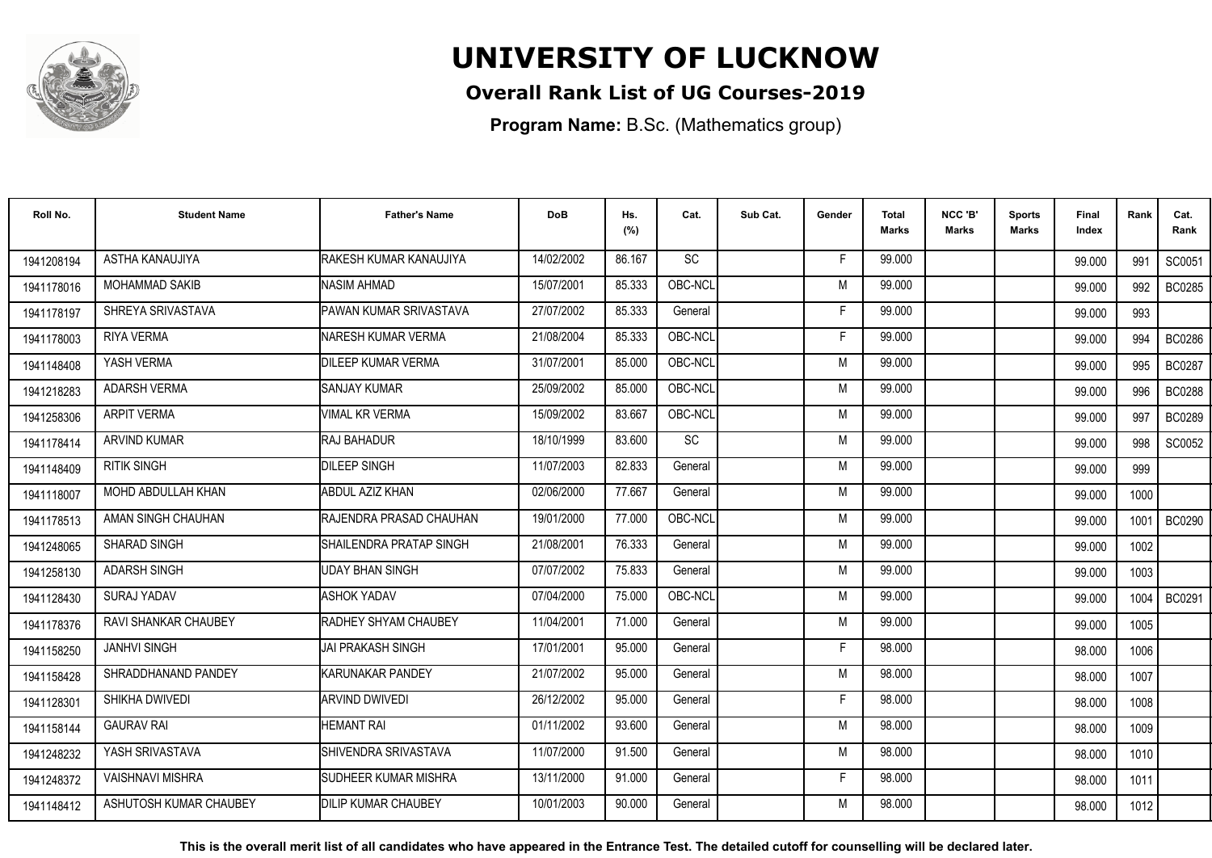# UNIVERSITY OF LUCKNOW

## Overall Rank List of UG Courses-2019

**Program Name:** B.Sc. (Mathematics group)

| Roll No. | Student Name | Father's Name | DoB | Hs. (%) | Cat. | Sub Cat. | Gender | Total Marks | NCC 'B' Marks | Sports Marks | Final Index | Rank | Cat. Rank |
|---|---|---|---|---|---|---|---|---|---|---|---|---|---|
| 1941208194 | ASTHA KANAUJIYA | RAKESH KUMAR KANAUJIYA | 14/02/2002 | 86.167 | SC | | F | 99.000 | | | 99.000 | 991 | SC0051 |
| 1941178016 | MOHAMMAD SAKIB | NASIM AHMAD | 15/07/2001 | 85.333 | OBC-NCL | | M | 99.000 | | | 99.000 | 992 | BC0285 |
| 1941178197 | SHREYA SRIVASTAVA | PAWAN KUMAR SRIVASTAVA | 27/07/2002 | 85.333 | General | | F | 99.000 | | | 99.000 | 993 | |
| 1941178003 | RIYA VERMA | NARESH KUMAR VERMA | 21/08/2004 | 85.333 | OBC-NCL | | F | 99.000 | | | 99.000 | 994 | BC0286 |
| 1941148408 | YASH VERMA | DILEEP KUMAR VERMA | 31/07/2001 | 85.000 | OBC-NCL | | M | 99.000 | | | 99.000 | 995 | BC0287 |
| 1941218283 | ADARSH VERMA | SANJAY KUMAR | 25/09/2002 | 85.000 | OBC-NCL | | M | 99.000 | | | 99.000 | 996 | BC0288 |
| 1941258306 | ARPIT VERMA | VIMAL KR VERMA | 15/09/2002 | 83.667 | OBC-NCL | | M | 99.000 | | | 99.000 | 997 | BC0289 |
| 1941178414 | ARVIND KUMAR | RAJ BAHADUR | 18/10/1999 | 83.600 | SC | | M | 99.000 | | | 99.000 | 998 | SC0052 |
| 1941148409 | RITIK SINGH | DILEEP SINGH | 11/07/2003 | 82.833 | General | | M | 99.000 | | | 99.000 | 999 | |
| 1941118007 | MOHD ABDULLAH KHAN | ABDUL AZIZ KHAN | 02/06/2000 | 77.667 | General | | M | 99.000 | | | 99.000 | 1000 | |
| 1941178513 | AMAN SINGH CHAUHAN | RAJENDRA PRASAD CHAUHAN | 19/01/2000 | 77.000 | OBC-NCL | | M | 99.000 | | | 99.000 | 1001 | BC0290 |
| 1941248065 | SHARAD SINGH | SHAILENDRA PRATAP SINGH | 21/08/2001 | 76.333 | General | | M | 99.000 | | | 99.000 | 1002 | |
| 1941258130 | ADARSH SINGH | UDAY BHAN SINGH | 07/07/2002 | 75.833 | General | | M | 99.000 | | | 99.000 | 1003 | |
| 1941128430 | SURAJ YADAV | ASHOK YADAV | 07/04/2000 | 75.000 | OBC-NCL | | M | 99.000 | | | 99.000 | 1004 | BC0291 |
| 1941178376 | RAVI SHANKAR CHAUBEY | RADHEY SHYAM CHAUBEY | 11/04/2001 | 71.000 | General | | M | 99.000 | | | 99.000 | 1005 | |
| 1941158250 | JANHVI SINGH | JAI PRAKASH SINGH | 17/01/2001 | 95.000 | General | | F | 98.000 | | | 98.000 | 1006 | |
| 1941158428 | SHRADDHANAND PANDEY | KARUNAKAR PANDEY | 21/07/2002 | 95.000 | General | | M | 98.000 | | | 98.000 | 1007 | |
| 1941128301 | SHIKHA DWIVEDI | ARVIND DWIVEDI | 26/12/2002 | 95.000 | General | | F | 98.000 | | | 98.000 | 1008 | |
| 1941158144 | GAURAV RAI | HEMANT RAI | 01/11/2002 | 93.600 | General | | M | 98.000 | | | 98.000 | 1009 | |
| 1941248232 | YASH SRIVASTAVA | SHIVENDRA SRIVASTAVA | 11/07/2000 | 91.500 | General | | M | 98.000 | | | 98.000 | 1010 | |
| 1941248372 | VAISHNAVI MISHRA | SUDHEER KUMAR MISHRA | 13/11/2000 | 91.000 | General | | F | 98.000 | | | 98.000 | 1011 | |
| 1941148412 | ASHUTOSH KUMAR CHAUBEY | DILIP KUMAR CHAUBEY | 10/01/2003 | 90.000 | General | | M | 98.000 | | | 98.000 | 1012 | |

**This is the overall merit list of all candidates who have appeared in the Entrance Test. The detailed cutoff for counselling will be declared later.**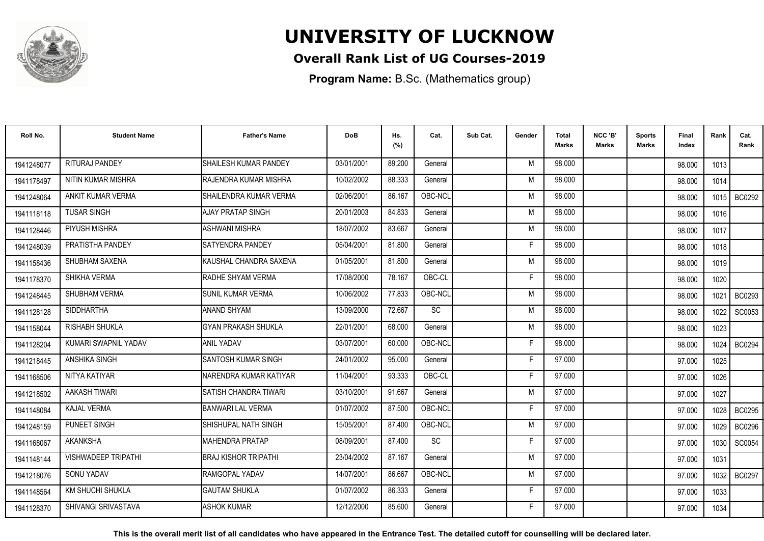# UNIVERSITY OF LUCKNOW

**Overall Rank List of UG Courses-2019**

**Program Name:** B.Sc. (Mathematics group)

| Roll No. | Student Name | Father's Name | DoB | Hs. (%) | Cat. | Sub Cat. | Gender | Total Marks | NCC 'B' Marks | Sports Marks | Final Index | Rank | Cat. Rank |
|---|---|---|---|---|---|---|---|---|---|---|---|---|---|
| 1941248077 | RITURAJ PANDEY | SHAILESH KUMAR PANDEY | 03/01/2001 | 89.200 | General | | M | 98.000 | | | 98.000 | 1013 | |
| 1941178497 | NITIN KUMAR MISHRA | RAJENDRA KUMAR MISHRA | 10/02/2002 | 88.333 | General | | M | 98.000 | | | 98.000 | 1014 | |
| 1941248064 | ANKIT KUMAR VERMA | SHAILENDRA KUMAR VERMA | 02/06/2001 | 86.167 | OBC-NCL | | M | 98.000 | | | 98.000 | 1015 | BC0292 |
| 1941118118 | TUSAR SINGH | AJAY PRATAP SINGH | 20/01/2003 | 84.833 | General | | M | 98.000 | | | 98.000 | 1016 | |
| 1941128446 | PIYUSH MISHRA | ASHWANI MISHRA | 18/07/2002 | 83.667 | General | | M | 98.000 | | | 98.000 | 1017 | |
| 1941248039 | PRATISTHA PANDEY | SATYENDRA PANDEY | 05/04/2001 | 81.800 | General | | F | 98.000 | | | 98.000 | 1018 | |
| 1941158436 | SHUBHAM SAXENA | KAUSHAL CHANDRA SAXENA | 01/05/2001 | 81.800 | General | | M | 98.000 | | | 98.000 | 1019 | |
| 1941178370 | SHIKHA VERMA | RADHE SHYAM VERMA | 17/08/2000 | 78.167 | OBC-CL | | F | 98.000 | | | 98.000 | 1020 | |
| 1941248445 | SHUBHAM VERMA | SUNIL KUMAR VERMA | 10/06/2002 | 77.833 | OBC-NCL | | M | 98.000 | | | 98.000 | 1021 | BC0293 |
| 1941128128 | SIDDHARTHA | ANAND SHYAM | 13/09/2000 | 72.667 | SC | | M | 98.000 | | | 98.000 | 1022 | SC0053 |
| 1941158044 | RISHABH SHUKLA | GYAN PRAKASH SHUKLA | 22/01/2001 | 68.000 | General | | M | 98.000 | | | 98.000 | 1023 | |
| 1941128204 | KUMARI SWAPNIL YADAV | ANIL YADAV | 03/07/2001 | 60.000 | OBC-NCL | | F | 98.000 | | | 98.000 | 1024 | BC0294 |
| 1941218445 | ANSHIKA SINGH | SANTOSH KUMAR SINGH | 24/01/2002 | 95.000 | General | | F | 97.000 | | | 97.000 | 1025 | |
| 1941168506 | NITYA KATIYAR | NARENDRA KUMAR KATIYAR | 11/04/2001 | 93.333 | OBC-CL | | F | 97.000 | | | 97.000 | 1026 | |
| 1941218502 | AAKASH TIWARI | SATISH CHANDRA TIWARI | 03/10/2001 | 91.667 | General | | M | 97.000 | | | 97.000 | 1027 | |
| 1941148084 | KAJAL VERMA | BANWARI LAL VERMA | 01/07/2002 | 87.500 | OBC-NCL | | F | 97.000 | | | 97.000 | 1028 | BC0295 |
| 1941248159 | PUNEET SINGH | SHISHUPAL NATH SINGH | 15/05/2001 | 87.400 | OBC-NCL | | M | 97.000 | | | 97.000 | 1029 | BC0296 |
| 1941168067 | AKANKSHA | MAHENDRA PRATAP | 08/09/2001 | 87.400 | SC | | F | 97.000 | | | 97.000 | 1030 | SC0054 |
| 1941148144 | VISHWADEEP TRIPATHI | BRAJ KISHOR TRIPATHI | 23/04/2002 | 87.167 | General | | M | 97.000 | | | 97.000 | 1031 | |
| 1941218076 | SONU YADAV | RAMGOPAL YADAV | 14/07/2001 | 86.667 | OBC-NCL | | M | 97.000 | | | 97.000 | 1032 | BC0297 |
| 1941148564 | KM SHUCHI SHUKLA | GAUTAM SHUKLA | 01/07/2002 | 86.333 | General | | F | 97.000 | | | 97.000 | 1033 | |
| 1941128370 | SHIVANGI SRIVASTAVA | ASHOK KUMAR | 12/12/2000 | 85.600 | General | | F | 97.000 | | | 97.000 | 1034 | |

**This is the overall merit list of all candidates who have appeared in the Entrance Test. The detailed cutoff for counselling will be declared later.**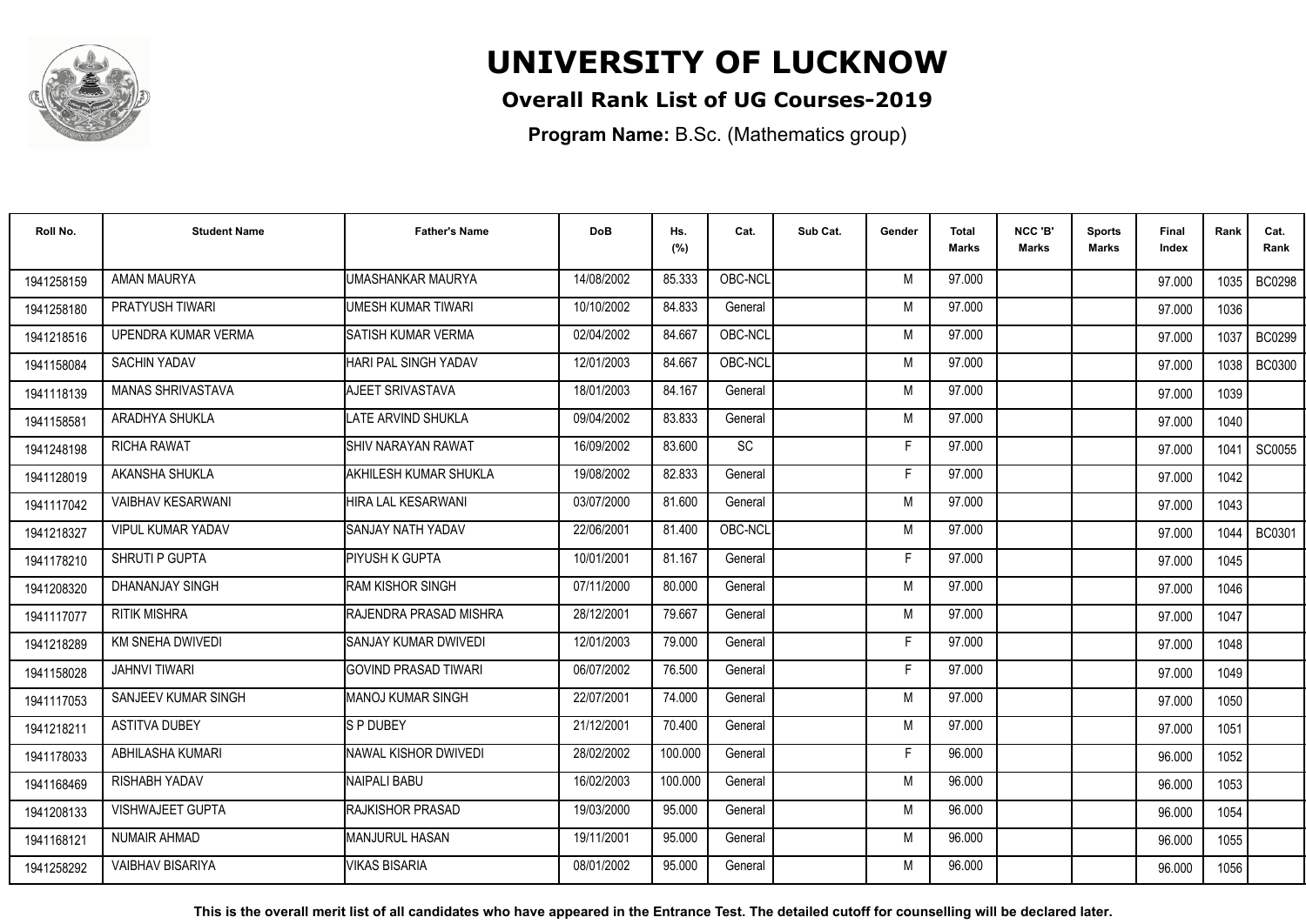# UNIVERSITY OF LUCKNOW

## Overall Rank List of UG Courses-2019

**Program Name:** B.Sc. (Mathematics group)

| Roll No. | Student Name | Father's Name | DoB | Hs. (%) | Cat. | Sub Cat. | Gender | Total Marks | NCC 'B' Marks | Sports Marks | Final Index | Rank | Cat. Rank |
|---|---|---|---|---|---|---|---|---|---|---|---|---|---|
| 1941258159 | AMAN MAURYA | UMASHANKAR MAURYA | 14/08/2002 | 85.333 | OBC-NCL | | M | 97.000 | | | 97.000 | 1035 | BC0298 |
| 1941258180 | PRATYUSH TIWARI | UMESH KUMAR TIWARI | 10/10/2002 | 84.833 | General | | M | 97.000 | | | 97.000 | 1036 | |
| 1941218516 | UPENDRA KUMAR VERMA | SATISH KUMAR VERMA | 02/04/2002 | 84.667 | OBC-NCL | | M | 97.000 | | | 97.000 | 1037 | BC0299 |
| 1941158084 | SACHIN YADAV | HARI PAL SINGH YADAV | 12/01/2003 | 84.667 | OBC-NCL | | M | 97.000 | | | 97.000 | 1038 | BC0300 |
| 1941118139 | MANAS SHRIVASTAVA | AJEET SRIVASTAVA | 18/01/2003 | 84.167 | General | | M | 97.000 | | | 97.000 | 1039 | |
| 1941158581 | ARADHYA SHUKLA | LATE ARVIND SHUKLA | 09/04/2002 | 83.833 | General | | M | 97.000 | | | 97.000 | 1040 | |
| 1941248198 | RICHA RAWAT | SHIV NARAYAN RAWAT | 16/09/2002 | 83.600 | SC | | F | 97.000 | | | 97.000 | 1041 | SC0055 |
| 1941128019 | AKANSHA SHUKLA | AKHILESH KUMAR SHUKLA | 19/08/2002 | 82.833 | General | | F | 97.000 | | | 97.000 | 1042 | |
| 1941117042 | VAIBHAV KESARWANI | HIRA LAL KESARWANI | 03/07/2000 | 81.600 | General | | M | 97.000 | | | 97.000 | 1043 | |
| 1941218327 | VIPUL KUMAR YADAV | SANJAY NATH YADAV | 22/06/2001 | 81.400 | OBC-NCL | | M | 97.000 | | | 97.000 | 1044 | BC0301 |
| 1941178210 | SHRUTI P GUPTA | PIYUSH K GUPTA | 10/01/2001 | 81.167 | General | | F | 97.000 | | | 97.000 | 1045 | |
| 1941208320 | DHANANJAY SINGH | RAM KISHOR SINGH | 07/11/2000 | 80.000 | General | | M | 97.000 | | | 97.000 | 1046 | |
| 1941117077 | RITIK MISHRA | RAJENDRA PRASAD MISHRA | 28/12/2001 | 79.667 | General | | M | 97.000 | | | 97.000 | 1047 | |
| 1941218289 | KM SNEHA DWIVEDI | SANJAY KUMAR DWIVEDI | 12/01/2003 | 79.000 | General | | F | 97.000 | | | 97.000 | 1048 | |
| 1941158028 | JAHNVI TIWARI | GOVIND PRASAD TIWARI | 06/07/2002 | 76.500 | General | | F | 97.000 | | | 97.000 | 1049 | |
| 1941117053 | SANJEEV KUMAR SINGH | MANOJ KUMAR SINGH | 22/07/2001 | 74.000 | General | | M | 97.000 | | | 97.000 | 1050 | |
| 1941218211 | ASTITVA DUBEY | S P DUBEY | 21/12/2001 | 70.400 | General | | M | 97.000 | | | 97.000 | 1051 | |
| 1941178033 | ABHILASHA KUMARI | NAWAL KISHOR DWIVEDI | 28/02/2002 | 100.000 | General | | F | 96.000 | | | 96.000 | 1052 | |
| 1941168469 | RISHABH YADAV | NAIPALI BABU | 16/02/2003 | 100.000 | General | | M | 96.000 | | | 96.000 | 1053 | |
| 1941208133 | VISHWAJEET GUPTA | RAJKISHOR PRASAD | 19/03/2000 | 95.000 | General | | M | 96.000 | | | 96.000 | 1054 | |
| 1941168121 | NUMAIR AHMAD | MANJURUL HASAN | 19/11/2001 | 95.000 | General | | M | 96.000 | | | 96.000 | 1055 | |
| 1941258292 | VAIBHAV BISARIYA | VIKAS BISARIA | 08/01/2002 | 95.000 | General | | M | 96.000 | | | 96.000 | 1056 | |

**This is the overall merit list of all candidates who have appeared in the Entrance Test. The detailed cutoff for counselling will be declared later.**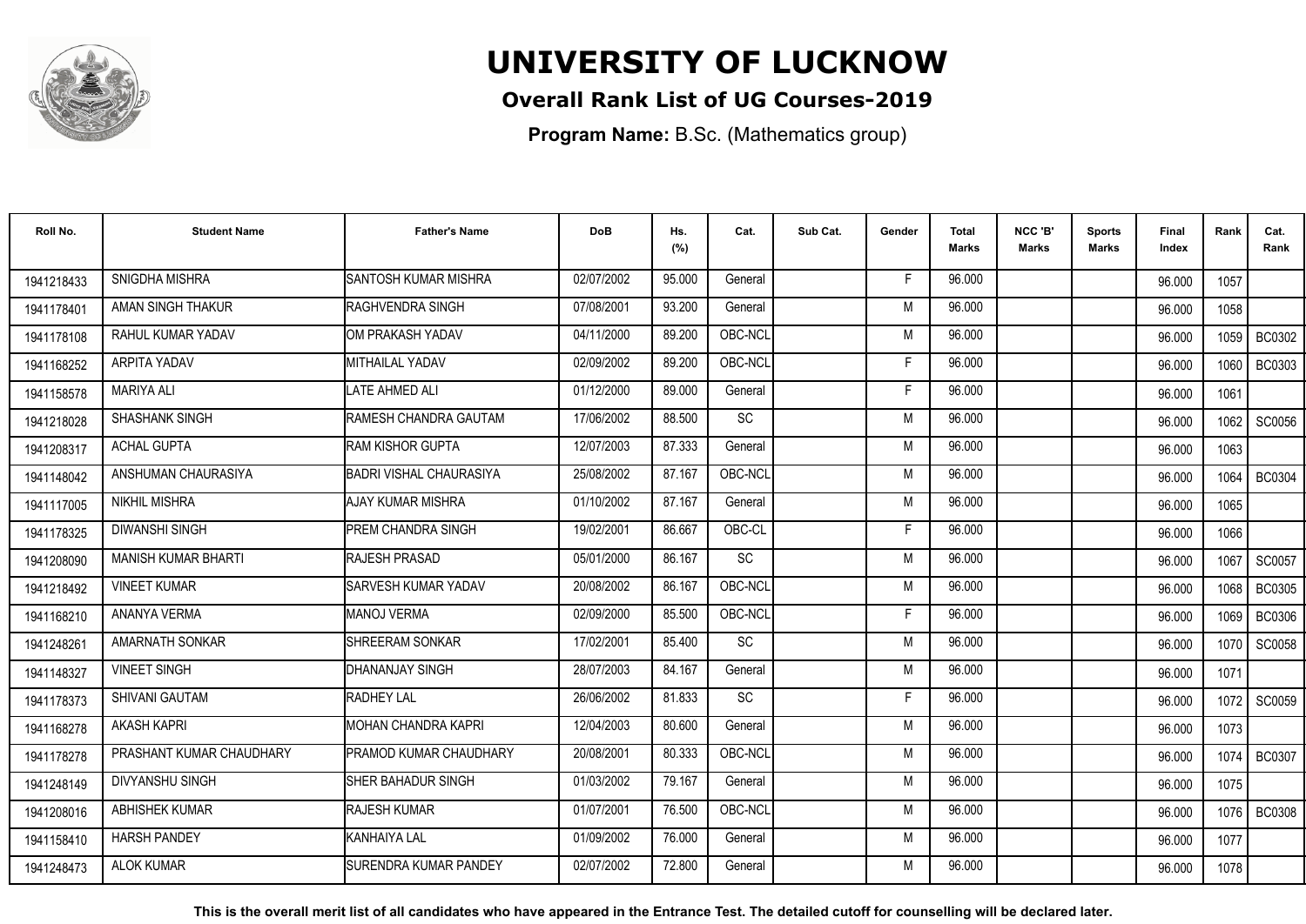# UNIVERSITY OF LUCKNOW

## Overall Rank List of UG Courses-2019

**Program Name:** B.Sc. (Mathematics group)

| Roll No. | Student Name | Father's Name | DoB | Hs. (%) | Cat. | Sub Cat. | Gender | Total Marks | NCC 'B' Marks | Sports Marks | Final Index | Rank | Cat. Rank |
|---|---|---|---|---|---|---|---|---|---|---|---|---|---|
| 1941218433 | SNIGDHA MISHRA | SANTOSH KUMAR MISHRA | 02/07/2002 | 95.000 | General | | F | 96.000 | | | 96.000 | 1057 | |
| 1941178401 | AMAN SINGH THAKUR | RAGHVENDRA SINGH | 07/08/2001 | 93.200 | General | | M | 96.000 | | | 96.000 | 1058 | |
| 1941178108 | RAHUL KUMAR YADAV | OM PRAKASH YADAV | 04/11/2000 | 89.200 | OBC-NCL | | M | 96.000 | | | 96.000 | 1059 | BC0302 |
| 1941168252 | ARPITA YADAV | MITHAILAL YADAV | 02/09/2002 | 89.200 | OBC-NCL | | F | 96.000 | | | 96.000 | 1060 | BC0303 |
| 1941158578 | MARIYA ALI | LATE AHMED ALI | 01/12/2000 | 89.000 | General | | F | 96.000 | | | 96.000 | 1061 | |
| 1941218028 | SHASHANK SINGH | RAMESH CHANDRA GAUTAM | 17/06/2002 | 88.500 | SC | | M | 96.000 | | | 96.000 | 1062 | SC0056 |
| 1941208317 | ACHAL GUPTA | RAM KISHOR GUPTA | 12/07/2003 | 87.333 | General | | M | 96.000 | | | 96.000 | 1063 | |
| 1941148042 | ANSHUMAN CHAURASIYA | BADRI VISHAL CHAURASIYA | 25/08/2002 | 87.167 | OBC-NCL | | M | 96.000 | | | 96.000 | 1064 | BC0304 |
| 1941117005 | NIKHIL MISHRA | AJAY KUMAR MISHRA | 01/10/2002 | 87.167 | General | | M | 96.000 | | | 96.000 | 1065 | |
| 1941178325 | DIWANSHI SINGH | PREM CHANDRA SINGH | 19/02/2001 | 86.667 | OBC-CL | | F | 96.000 | | | 96.000 | 1066 | |
| 1941208090 | MANISH KUMAR BHARTI | RAJESH PRASAD | 05/01/2000 | 86.167 | SC | | M | 96.000 | | | 96.000 | 1067 | SC0057 |
| 1941218492 | VINEET KUMAR | SARVESH KUMAR YADAV | 20/08/2002 | 86.167 | OBC-NCL | | M | 96.000 | | | 96.000 | 1068 | BC0305 |
| 1941168210 | ANANYA VERMA | MANOJ VERMA | 02/09/2000 | 85.500 | OBC-NCL | | F | 96.000 | | | 96.000 | 1069 | BC0306 |
| 1941248261 | AMARNATH SONKAR | SHREERAM SONKAR | 17/02/2001 | 85.400 | SC | | M | 96.000 | | | 96.000 | 1070 | SC0058 |
| 1941148327 | VINEET SINGH | DHANANJAY SINGH | 28/07/2003 | 84.167 | General | | M | 96.000 | | | 96.000 | 1071 | |
| 1941178373 | SHIVANI GAUTAM | RADHEY LAL | 26/06/2002 | 81.833 | SC | | F | 96.000 | | | 96.000 | 1072 | SC0059 |
| 1941168278 | AKASH KAPRI | MOHAN CHANDRA KAPRI | 12/04/2003 | 80.600 | General | | M | 96.000 | | | 96.000 | 1073 | |
| 1941178278 | PRASHANT KUMAR CHAUDHARY | PRAMOD KUMAR CHAUDHARY | 20/08/2001 | 80.333 | OBC-NCL | | M | 96.000 | | | 96.000 | 1074 | BC0307 |
| 1941248149 | DIVYANSHU SINGH | SHER BAHADUR SINGH | 01/03/2002 | 79.167 | General | | M | 96.000 | | | 96.000 | 1075 | |
| 1941208016 | ABHISHEK KUMAR | RAJESH KUMAR | 01/07/2001 | 76.500 | OBC-NCL | | M | 96.000 | | | 96.000 | 1076 | BC0308 |
| 1941158410 | HARSH PANDEY | KANHAIYA LAL | 01/09/2002 | 76.000 | General | | M | 96.000 | | | 96.000 | 1077 | |
| 1941248473 | ALOK KUMAR | SURENDRA KUMAR PANDEY | 02/07/2002 | 72.800 | General | | M | 96.000 | | | 96.000 | 1078 | |

**This is the overall merit list of all candidates who have appeared in the Entrance Test. The detailed cutoff for counselling will be declared later.**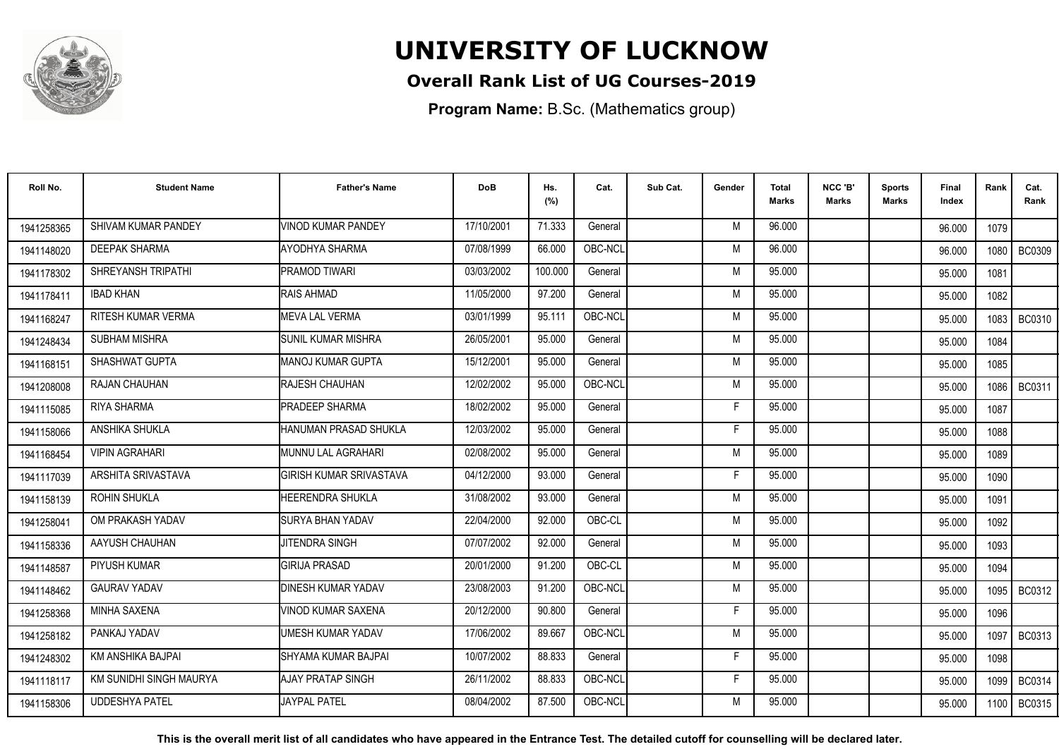# UNIVERSITY OF LUCKNOW

## Overall Rank List of UG Courses-2019

**Program Name:** B.Sc. (Mathematics group)

| Roll No. | Student Name | Father's Name | DoB | Hs. (%) | Cat. | Sub Cat. | Gender | Total Marks | NCC 'B' Marks | Sports Marks | Final Index | Rank | Cat. Rank |
|---|---|---|---|---|---|---|---|---|---|---|---|---|---|
| 1941258365 | SHIVAM KUMAR PANDEY | VINOD KUMAR PANDEY | 17/10/2001 | 71.333 | General | | M | 96.000 | | | 96.000 | 1079 | |
| 1941148020 | DEEPAK SHARMA | AYODHYA SHARMA | 07/08/1999 | 66.000 | OBC-NCL | | M | 96.000 | | | 96.000 | 1080 | BC0309 |
| 1941178302 | SHREYANSH TRIPATHI | PRAMOD TIWARI | 03/03/2002 | 100.000 | General | | M | 95.000 | | | 95.000 | 1081 | |
| 1941178411 | IBAD KHAN | RAIS AHMAD | 11/05/2000 | 97.200 | General | | M | 95.000 | | | 95.000 | 1082 | |
| 1941168247 | RITESH KUMAR VERMA | MEVA LAL VERMA | 03/01/1999 | 95.111 | OBC-NCL | | M | 95.000 | | | 95.000 | 1083 | BC0310 |
| 1941248434 | SUBHAM MISHRA | SUNIL KUMAR MISHRA | 26/05/2001 | 95.000 | General | | M | 95.000 | | | 95.000 | 1084 | |
| 1941168151 | SHASHWAT GUPTA | MANOJ KUMAR GUPTA | 15/12/2001 | 95.000 | General | | M | 95.000 | | | 95.000 | 1085 | |
| 1941208008 | RAJAN CHAUHAN | RAJESH CHAUHAN | 12/02/2002 | 95.000 | OBC-NCL | | M | 95.000 | | | 95.000 | 1086 | BC0311 |
| 1941115085 | RIYA SHARMA | PRADEEP SHARMA | 18/02/2002 | 95.000 | General | | F | 95.000 | | | 95.000 | 1087 | |
| 1941158066 | ANSHIKA SHUKLA | HANUMAN PRASAD SHUKLA | 12/03/2002 | 95.000 | General | | F | 95.000 | | | 95.000 | 1088 | |
| 1941168454 | VIPIN AGRAHARI | MUNNU LAL AGRAHARI | 02/08/2002 | 95.000 | General | | M | 95.000 | | | 95.000 | 1089 | |
| 1941117039 | ARSHITA SRIVASTAVA | GIRISH KUMAR SRIVASTAVA | 04/12/2000 | 93.000 | General | | F | 95.000 | | | 95.000 | 1090 | |
| 1941158139 | ROHIN SHUKLA | HEERENDRA SHUKLA | 31/08/2002 | 93.000 | General | | M | 95.000 | | | 95.000 | 1091 | |
| 1941258041 | OM PRAKASH YADAV | SURYA BHAN YADAV | 22/04/2000 | 92.000 | OBC-CL | | M | 95.000 | | | 95.000 | 1092 | |
| 1941158336 | AAYUSH CHAUHAN | JITENDRA SINGH | 07/07/2002 | 92.000 | General | | M | 95.000 | | | 95.000 | 1093 | |
| 1941148587 | PIYUSH KUMAR | GIRIJA PRASAD | 20/01/2000 | 91.200 | OBC-CL | | M | 95.000 | | | 95.000 | 1094 | |
| 1941148462 | GAURAV YADAV | DINESH KUMAR YADAV | 23/08/2003 | 91.200 | OBC-NCL | | M | 95.000 | | | 95.000 | 1095 | BC0312 |
| 1941258368 | MINHA SAXENA | VINOD KUMAR SAXENA | 20/12/2000 | 90.800 | General | | F | 95.000 | | | 95.000 | 1096 | |
| 1941258182 | PANKAJ YADAV | UMESH KUMAR YADAV | 17/06/2002 | 89.667 | OBC-NCL | | M | 95.000 | | | 95.000 | 1097 | BC0313 |
| 1941248302 | KM ANSHIKA BAJPAI | SHYAMA KUMAR BAJPAI | 10/07/2002 | 88.833 | General | | F | 95.000 | | | 95.000 | 1098 | |
| 1941118117 | KM SUNIDHI SINGH MAURYA | AJAY PRATAP SINGH | 26/11/2002 | 88.833 | OBC-NCL | | F | 95.000 | | | 95.000 | 1099 | BC0314 |
| 1941158306 | UDDESHYA PATEL | JAYPAL PATEL | 08/04/2002 | 87.500 | OBC-NCL | | M | 95.000 | | | 95.000 | 1100 | BC0315 |

**This is the overall merit list of all candidates who have appeared in the Entrance Test. The detailed cutoff for counselling will be declared later.**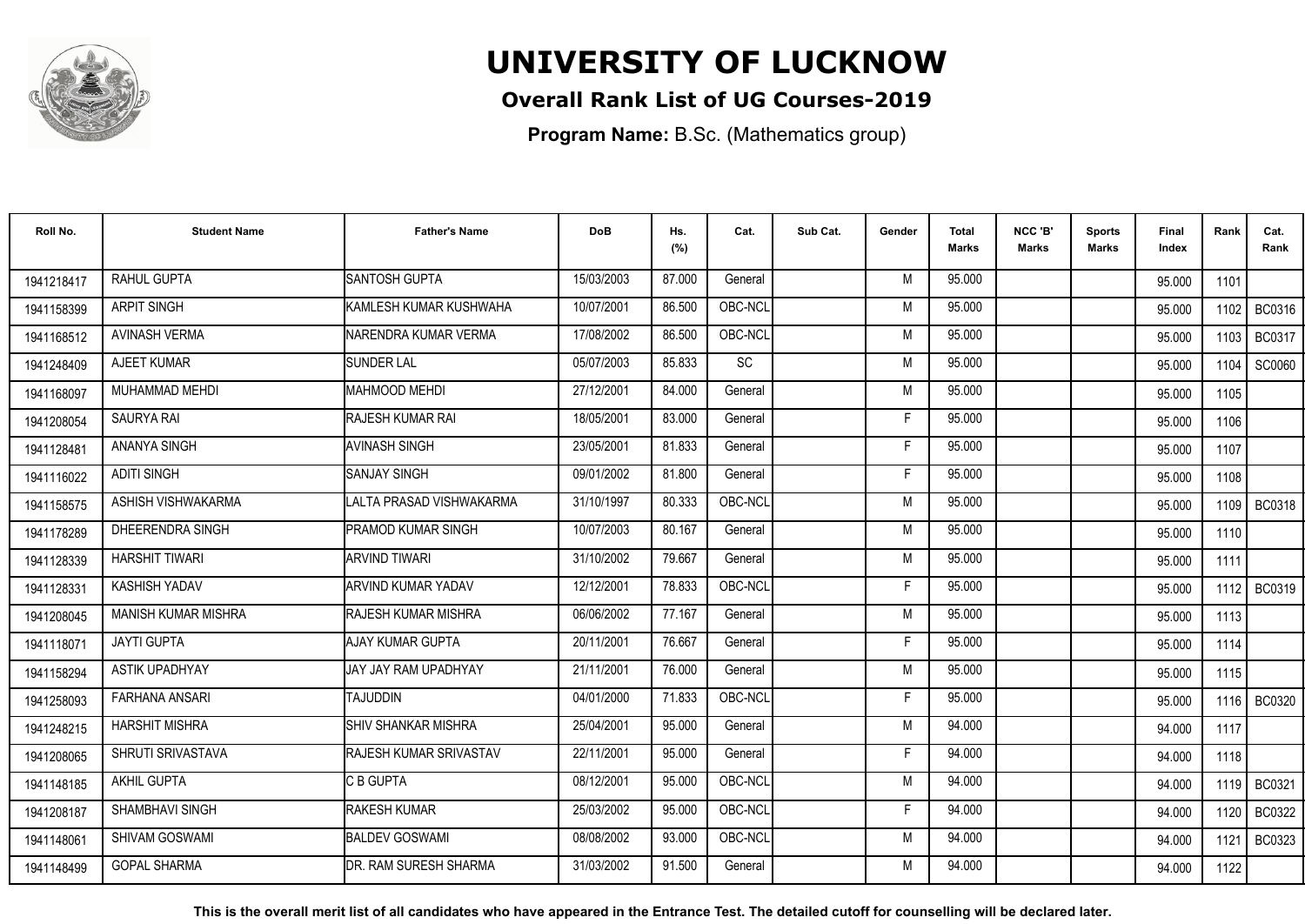# UNIVERSITY OF LUCKNOW

## Overall Rank List of UG Courses-2019

**Program Name:** B.Sc. (Mathematics group)

| Roll No. | Student Name | Father's Name | DoB | Hs. (%) | Cat. | Sub Cat. | Gender | Total Marks | NCC 'B' Marks | Sports Marks | Final Index | Rank | Cat. Rank |
|---|---|---|---|---|---|---|---|---|---|---|---|---|---|
| 1941218417 | RAHUL GUPTA | SANTOSH GUPTA | 15/03/2003 | 87.000 | General | | M | 95.000 | | | 95.000 | 1101 | |
| 1941158399 | ARPIT SINGH | KAMLESH KUMAR KUSHWAHA | 10/07/2001 | 86.500 | OBC-NCL | | M | 95.000 | | | 95.000 | 1102 | BC0316 |
| 1941168512 | AVINASH VERMA | NARENDRA KUMAR VERMA | 17/08/2002 | 86.500 | OBC-NCL | | M | 95.000 | | | 95.000 | 1103 | BC0317 |
| 1941248409 | AJEET KUMAR | SUNDER LAL | 05/07/2003 | 85.833 | SC | | M | 95.000 | | | 95.000 | 1104 | SC0060 |
| 1941168097 | MUHAMMAD MEHDI | MAHMOOD MEHDI | 27/12/2001 | 84.000 | General | | M | 95.000 | | | 95.000 | 1105 | |
| 1941208054 | SAURYA RAI | RAJESH KUMAR RAI | 18/05/2001 | 83.000 | General | | F | 95.000 | | | 95.000 | 1106 | |
| 1941128481 | ANANYA SINGH | AVINASH SINGH | 23/05/2001 | 81.833 | General | | F | 95.000 | | | 95.000 | 1107 | |
| 1941116022 | ADITI SINGH | SANJAY SINGH | 09/01/2002 | 81.800 | General | | F | 95.000 | | | 95.000 | 1108 | |
| 1941158575 | ASHISH VISHWAKARMA | LALTA PRASAD VISHWAKARMA | 31/10/1997 | 80.333 | OBC-NCL | | M | 95.000 | | | 95.000 | 1109 | BC0318 |
| 1941178289 | DHEERENDRA SINGH | PRAMOD KUMAR SINGH | 10/07/2003 | 80.167 | General | | M | 95.000 | | | 95.000 | 1110 | |
| 1941128339 | HARSHIT TIWARI | ARVIND TIWARI | 31/10/2002 | 79.667 | General | | M | 95.000 | | | 95.000 | 1111 | |
| 1941128331 | KASHISH YADAV | ARVIND KUMAR YADAV | 12/12/2001 | 78.833 | OBC-NCL | | F | 95.000 | | | 95.000 | 1112 | BC0319 |
| 1941208045 | MANISH KUMAR MISHRA | RAJESH KUMAR MISHRA | 06/06/2002 | 77.167 | General | | M | 95.000 | | | 95.000 | 1113 | |
| 1941118071 | JAYTI GUPTA | AJAY KUMAR GUPTA | 20/11/2001 | 76.667 | General | | F | 95.000 | | | 95.000 | 1114 | |
| 1941158294 | ASTIK UPADHYAY | JAY JAY RAM UPADHYAY | 21/11/2001 | 76.000 | General | | M | 95.000 | | | 95.000 | 1115 | |
| 1941258093 | FARHANA ANSARI | TAJUDDIN | 04/01/2000 | 71.833 | OBC-NCL | | F | 95.000 | | | 95.000 | 1116 | BC0320 |
| 1941248215 | HARSHIT MISHRA | SHIV SHANKAR MISHRA | 25/04/2001 | 95.000 | General | | M | 94.000 | | | 94.000 | 1117 | |
| 1941208065 | SHRUTI SRIVASTAVA | RAJESH KUMAR SRIVASTAV | 22/11/2001 | 95.000 | General | | F | 94.000 | | | 94.000 | 1118 | |
| 1941148185 | AKHIL GUPTA | C B GUPTA | 08/12/2001 | 95.000 | OBC-NCL | | M | 94.000 | | | 94.000 | 1119 | BC0321 |
| 1941208187 | SHAMBHAVI SINGH | RAKESH KUMAR | 25/03/2002 | 95.000 | OBC-NCL | | F | 94.000 | | | 94.000 | 1120 | BC0322 |
| 1941148061 | SHIVAM GOSWAMI | BALDEV GOSWAMI | 08/08/2002 | 93.000 | OBC-NCL | | M | 94.000 | | | 94.000 | 1121 | BC0323 |
| 1941148499 | GOPAL SHARMA | DR. RAM SURESH SHARMA | 31/03/2002 | 91.500 | General | | M | 94.000 | | | 94.000 | 1122 | |

**This is the overall merit list of all candidates who have appeared in the Entrance Test. The detailed cutoff for counselling will be declared later.**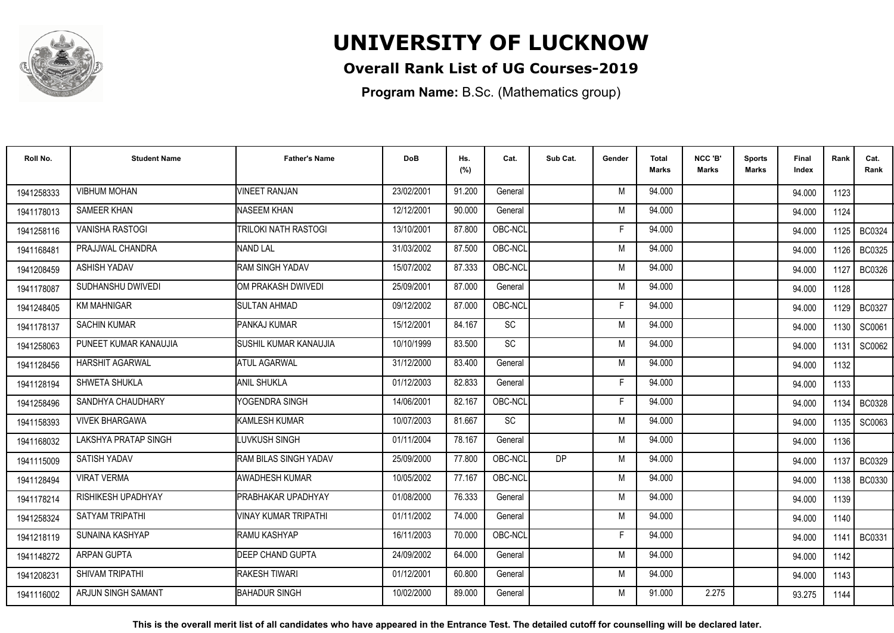# UNIVERSITY OF LUCKNOW

## Overall Rank List of UG Courses-2019

**Program Name:** B.Sc. (Mathematics group)

| Roll No. | Student Name | Father's Name | DoB | Hs. (%) | Cat. | Sub Cat. | Gender | Total Marks | NCC 'B' Marks | Sports Marks | Final Index | Rank | Cat. Rank |
|---|---|---|---|---|---|---|---|---|---|---|---|---|---|
| 1941258333 | VIBHUM MOHAN | VINEET RANJAN | 23/02/2001 | 91.200 | General | | M | 94.000 | | | 94.000 | 1123 | |
| 1941178013 | SAMEER KHAN | NASEEM KHAN | 12/12/2001 | 90.000 | General | | M | 94.000 | | | 94.000 | 1124 | |
| 1941258116 | VANISHA RASTOGI | TRILOKI NATH RASTOGI | 13/10/2001 | 87.800 | OBC-NCL | | F | 94.000 | | | 94.000 | 1125 | BC0324 |
| 1941168481 | PRAJJWAL CHANDRA | NAND LAL | 31/03/2002 | 87.500 | OBC-NCL | | M | 94.000 | | | 94.000 | 1126 | BC0325 |
| 1941208459 | ASHISH YADAV | RAM SINGH YADAV | 15/07/2002 | 87.333 | OBC-NCL | | M | 94.000 | | | 94.000 | 1127 | BC0326 |
| 1941178087 | SUDHANSHU DWIVEDI | OM PRAKASH DWIVEDI | 25/09/2001 | 87.000 | General | | M | 94.000 | | | 94.000 | 1128 | |
| 1941248405 | KM MAHNIGAR | SULTAN AHMAD | 09/12/2002 | 87.000 | OBC-NCL | | F | 94.000 | | | 94.000 | 1129 | BC0327 |
| 1941178137 | SACHIN KUMAR | PANKAJ KUMAR | 15/12/2001 | 84.167 | SC | | M | 94.000 | | | 94.000 | 1130 | SC0061 |
| 1941258063 | PUNEET KUMAR KANAUJIA | SUSHIL KUMAR KANAUJIA | 10/10/1999 | 83.500 | SC | | M | 94.000 | | | 94.000 | 1131 | SC0062 |
| 1941128456 | HARSHIT AGARWAL | ATUL AGARWAL | 31/12/2000 | 83.400 | General | | M | 94.000 | | | 94.000 | 1132 | |
| 1941128194 | SHWETA SHUKLA | ANIL SHUKLA | 01/12/2003 | 82.833 | General | | F | 94.000 | | | 94.000 | 1133 | |
| 1941258496 | SANDHYA CHAUDHARY | YOGENDRA SINGH | 14/06/2001 | 82.167 | OBC-NCL | | F | 94.000 | | | 94.000 | 1134 | BC0328 |
| 1941158393 | VIVEK BHARGAWA | KAMLESH KUMAR | 10/07/2003 | 81.667 | SC | | M | 94.000 | | | 94.000 | 1135 | SC0063 |
| 1941168032 | LAKSHYA PRATAP SINGH | LUVKUSH SINGH | 01/11/2004 | 78.167 | General | | M | 94.000 | | | 94.000 | 1136 | |
| 1941115009 | SATISH YADAV | RAM BILAS SINGH YADAV | 25/09/2000 | 77.800 | OBC-NCL | DP | M | 94.000 | | | 94.000 | 1137 | BC0329 |
| 1941128494 | VIRAT VERMA | AWADHESH KUMAR | 10/05/2002 | 77.167 | OBC-NCL | | M | 94.000 | | | 94.000 | 1138 | BC0330 |
| 1941178214 | RISHIKESH UPADHYAY | PRABHAKAR UPADHYAY | 01/08/2000 | 76.333 | General | | M | 94.000 | | | 94.000 | 1139 | |
| 1941258324 | SATYAM TRIPATHI | VINAY KUMAR TRIPATHI | 01/11/2002 | 74.000 | General | | M | 94.000 | | | 94.000 | 1140 | |
| 1941218119 | SUNAINA KASHYAP | RAMU KASHYAP | 16/11/2003 | 70.000 | OBC-NCL | | F | 94.000 | | | 94.000 | 1141 | BC0331 |
| 1941148272 | ARPAN GUPTA | DEEP CHAND GUPTA | 24/09/2002 | 64.000 | General | | M | 94.000 | | | 94.000 | 1142 | |
| 1941208231 | SHIVAM TRIPATHI | RAKESH TIWARI | 01/12/2001 | 60.800 | General | | M | 94.000 | | | 94.000 | 1143 | |
| 1941116002 | ARJUN SINGH SAMANT | BAHADUR SINGH | 10/02/2000 | 89.000 | General | | M | 91.000 | 2.275 | | 93.275 | 1144 | |

**This is the overall merit list of all candidates who have appeared in the Entrance Test. The detailed cutoff for counselling will be declared later.**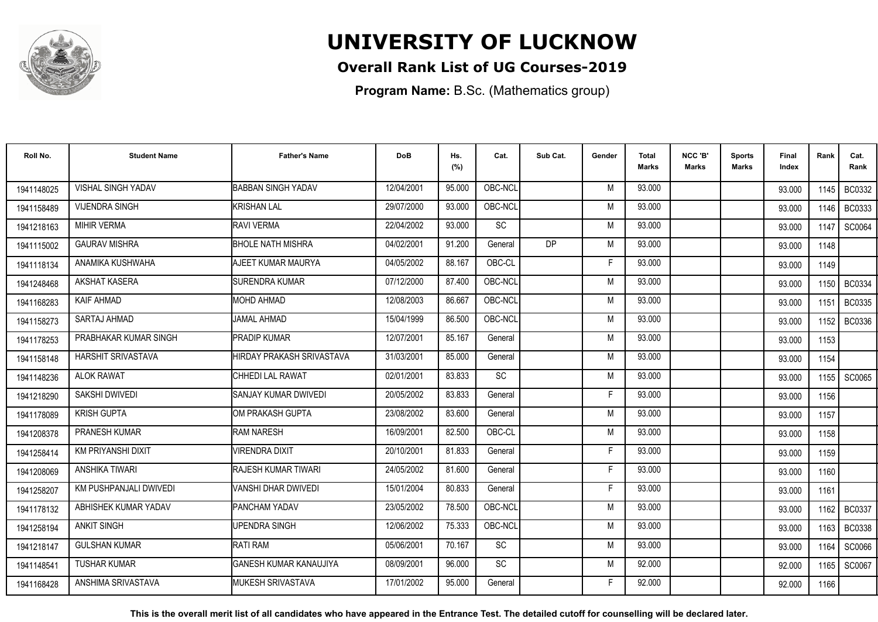# UNIVERSITY OF LUCKNOW

## Overall Rank List of UG Courses-2019

**Program Name:** B.Sc. (Mathematics group)

| Roll No. | Student Name | Father's Name | DoB | Hs. (%) | Cat. | Sub Cat. | Gender | Total Marks | NCC 'B' Marks | Sports Marks | Final Index | Rank | Cat. Rank |
|---|---|---|---|---|---|---|---|---|---|---|---|---|---|
| 1941148025 | VISHAL SINGH YADAV | BABBAN SINGH YADAV | 12/04/2001 | 95.000 | OBC-NCL | | M | 93.000 | | | 93.000 | 1145 | BC0332 |
| 1941158489 | VIJENDRA SINGH | KRISHAN LAL | 29/07/2000 | 93.000 | OBC-NCL | | M | 93.000 | | | 93.000 | 1146 | BC0333 |
| 1941218163 | MIHIR VERMA | RAVI VERMA | 22/04/2002 | 93.000 | SC | | M | 93.000 | | | 93.000 | 1147 | SC0064 |
| 1941115002 | GAURAV MISHRA | BHOLE NATH MISHRA | 04/02/2001 | 91.200 | General | DP | M | 93.000 | | | 93.000 | 1148 | |
| 1941118134 | ANAMIKA KUSHWAHA | AJEET KUMAR MAURYA | 04/05/2002 | 88.167 | OBC-CL | | F | 93.000 | | | 93.000 | 1149 | |
| 1941248468 | AKSHAT KASERA | SURENDRA KUMAR | 07/12/2000 | 87.400 | OBC-NCL | | M | 93.000 | | | 93.000 | 1150 | BC0334 |
| 1941168283 | KAIF AHMAD | MOHD AHMAD | 12/08/2003 | 86.667 | OBC-NCL | | M | 93.000 | | | 93.000 | 1151 | BC0335 |
| 1941158273 | SARTAJ AHMAD | JAMAL AHMAD | 15/04/1999 | 86.500 | OBC-NCL | | M | 93.000 | | | 93.000 | 1152 | BC0336 |
| 1941178253 | PRABHAKAR KUMAR SINGH | PRADIP KUMAR | 12/07/2001 | 85.167 | General | | M | 93.000 | | | 93.000 | 1153 | |
| 1941158148 | HARSHIT SRIVASTAVA | HIRDAY PRAKASH SRIVASTAVA | 31/03/2001 | 85.000 | General | | M | 93.000 | | | 93.000 | 1154 | |
| 1941148236 | ALOK RAWAT | CHHEDI LAL RAWAT | 02/01/2001 | 83.833 | SC | | M | 93.000 | | | 93.000 | 1155 | SC0065 |
| 1941218290 | SAKSHI DWIVEDI | SANJAY KUMAR DWIVEDI | 20/05/2002 | 83.833 | General | | F | 93.000 | | | 93.000 | 1156 | |
| 1941178089 | KRISH GUPTA | OM PRAKASH GUPTA | 23/08/2002 | 83.600 | General | | M | 93.000 | | | 93.000 | 1157 | |
| 1941208378 | PRANESH KUMAR | RAM NARESH | 16/09/2001 | 82.500 | OBC-CL | | M | 93.000 | | | 93.000 | 1158 | |
| 1941258414 | KM PRIYANSHI DIXIT | VIRENDRA DIXIT | 20/10/2001 | 81.833 | General | | F | 93.000 | | | 93.000 | 1159 | |
| 1941208069 | ANSHIKA TIWARI | RAJESH KUMAR TIWARI | 24/05/2002 | 81.600 | General | | F | 93.000 | | | 93.000 | 1160 | |
| 1941258207 | KM PUSHPANJALI DWIVEDI | VANSHI DHAR DWIVEDI | 15/01/2004 | 80.833 | General | | F | 93.000 | | | 93.000 | 1161 | |
| 1941178132 | ABHISHEK KUMAR YADAV | PANCHAM YADAV | 23/05/2002 | 78.500 | OBC-NCL | | M | 93.000 | | | 93.000 | 1162 | BC0337 |
| 1941258194 | ANKIT SINGH | UPENDRA SINGH | 12/06/2002 | 75.333 | OBC-NCL | | M | 93.000 | | | 93.000 | 1163 | BC0338 |
| 1941218147 | GULSHAN KUMAR | RATI RAM | 05/06/2001 | 70.167 | SC | | M | 93.000 | | | 93.000 | 1164 | SC0066 |
| 1941148541 | TUSHAR KUMAR | GANESH KUMAR KANAUJIYA | 08/09/2001 | 96.000 | SC | | M | 92.000 | | | 92.000 | 1165 | SC0067 |
| 1941168428 | ANSHIMA SRIVASTAVA | MUKESH SRIVASTAVA | 17/01/2002 | 95.000 | General | | F | 92.000 | | | 92.000 | 1166 | |

**This is the overall merit list of all candidates who have appeared in the Entrance Test. The detailed cutoff for counselling will be declared later.**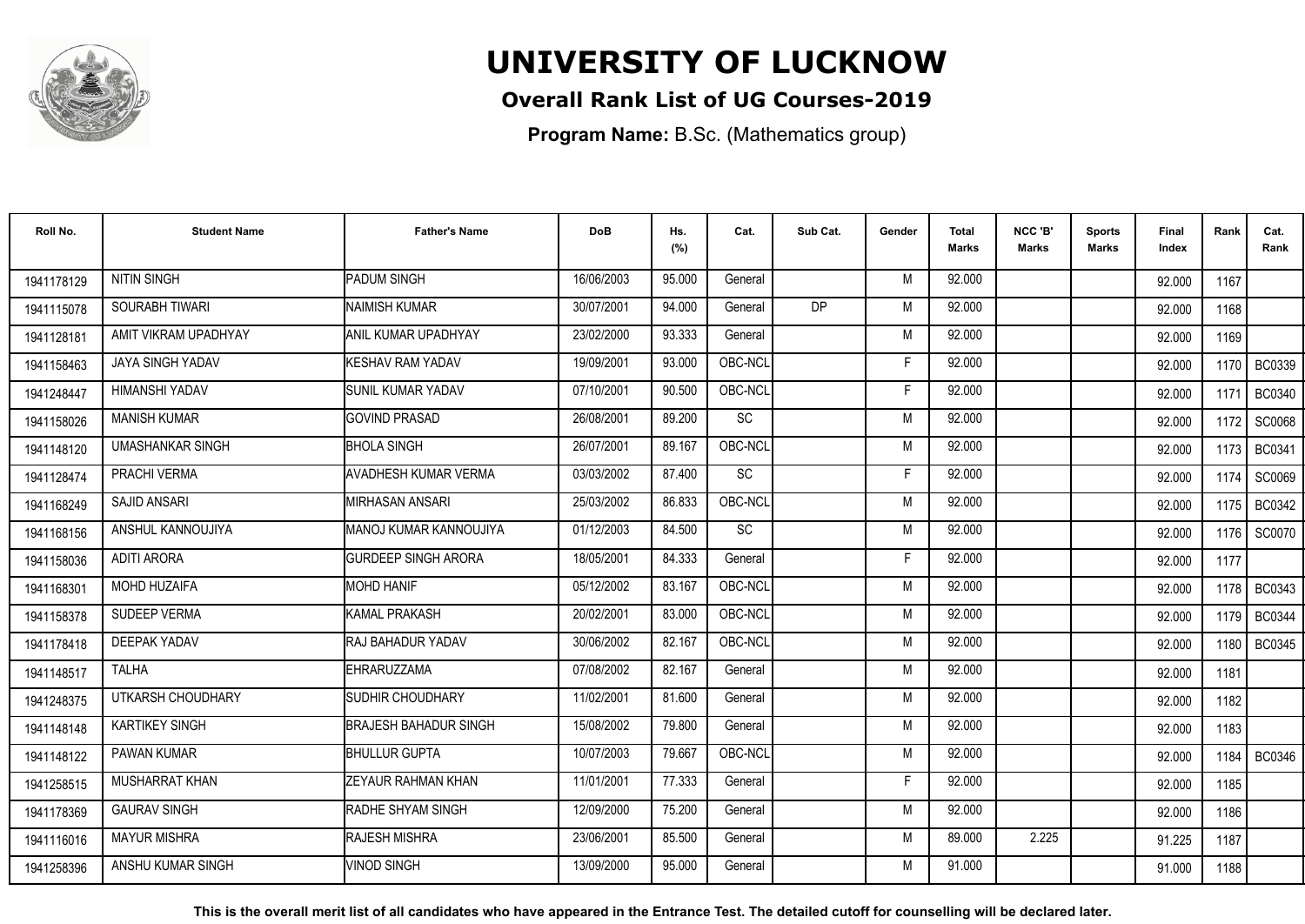# UNIVERSITY OF LUCKNOW

## Overall Rank List of UG Courses-2019

**Program Name:** B.Sc. (Mathematics group)

| Roll No. | Student Name | Father's Name | DoB | Hs. (%) | Cat. | Sub Cat. | Gender | Total Marks | NCC 'B' Marks | Sports Marks | Final Index | Rank | Cat. Rank |
|---|---|---|---|---|---|---|---|---|---|---|---|---|---|
| 1941178129 | NITIN SINGH | PADUM SINGH | 16/06/2003 | 95.000 | General | | M | 92.000 | | | 92.000 | 1167 | |
| 1941115078 | SOURABH TIWARI | NAIMISH KUMAR | 30/07/2001 | 94.000 | General | DP | M | 92.000 | | | 92.000 | 1168 | |
| 1941128181 | AMIT VIKRAM UPADHYAY | ANIL KUMAR UPADHYAY | 23/02/2000 | 93.333 | General | | M | 92.000 | | | 92.000 | 1169 | |
| 1941158463 | JAYA SINGH YADAV | KESHAV RAM YADAV | 19/09/2001 | 93.000 | OBC-NCL | | F | 92.000 | | | 92.000 | 1170 | BC0339 |
| 1941248447 | HIMANSHI YADAV | SUNIL KUMAR YADAV | 07/10/2001 | 90.500 | OBC-NCL | | F | 92.000 | | | 92.000 | 1171 | BC0340 |
| 1941158026 | MANISH KUMAR | GOVIND PRASAD | 26/08/2001 | 89.200 | SC | | M | 92.000 | | | 92.000 | 1172 | SC0068 |
| 1941148120 | UMASHANKAR SINGH | BHOLA SINGH | 26/07/2001 | 89.167 | OBC-NCL | | M | 92.000 | | | 92.000 | 1173 | BC0341 |
| 1941128474 | PRACHI VERMA | AVADHESH KUMAR VERMA | 03/03/2002 | 87.400 | SC | | F | 92.000 | | | 92.000 | 1174 | SC0069 |
| 1941168249 | SAJID ANSARI | MIRHASAN ANSARI | 25/03/2002 | 86.833 | OBC-NCL | | M | 92.000 | | | 92.000 | 1175 | BC0342 |
| 1941168156 | ANSHUL KANNOUJIYA | MANOJ KUMAR KANNOUJIYA | 01/12/2003 | 84.500 | SC | | M | 92.000 | | | 92.000 | 1176 | SC0070 |
| 1941158036 | ADITI ARORA | GURDEEP SINGH ARORA | 18/05/2001 | 84.333 | General | | F | 92.000 | | | 92.000 | 1177 | |
| 1941168301 | MOHD HUZAIFA | MOHD HANIF | 05/12/2002 | 83.167 | OBC-NCL | | M | 92.000 | | | 92.000 | 1178 | BC0343 |
| 1941158378 | SUDEEP VERMA | KAMAL PRAKASH | 20/02/2001 | 83.000 | OBC-NCL | | M | 92.000 | | | 92.000 | 1179 | BC0344 |
| 1941178418 | DEEPAK YADAV | RAJ BAHADUR YADAV | 30/06/2002 | 82.167 | OBC-NCL | | M | 92.000 | | | 92.000 | 1180 | BC0345 |
| 1941148517 | TALHA | EHRARUZZAMA | 07/08/2002 | 82.167 | General | | M | 92.000 | | | 92.000 | 1181 | |
| 1941248375 | UTKARSH CHOUDHARY | SUDHIR CHOUDHARY | 11/02/2001 | 81.600 | General | | M | 92.000 | | | 92.000 | 1182 | |
| 1941148148 | KARTIKEY SINGH | BRAJESH BAHADUR SINGH | 15/08/2002 | 79.800 | General | | M | 92.000 | | | 92.000 | 1183 | |
| 1941148122 | PAWAN KUMAR | BHULLUR GUPTA | 10/07/2003 | 79.667 | OBC-NCL | | M | 92.000 | | | 92.000 | 1184 | BC0346 |
| 1941258515 | MUSHARRAT KHAN | ZEYAUR RAHMAN KHAN | 11/01/2001 | 77.333 | General | | F | 92.000 | | | 92.000 | 1185 | |
| 1941178369 | GAURAV SINGH | RADHE SHYAM SINGH | 12/09/2000 | 75.200 | General | | M | 92.000 | | | 92.000 | 1186 | |
| 1941116016 | MAYUR MISHRA | RAJESH MISHRA | 23/06/2001 | 85.500 | General | | M | 89.000 | 2.225 | | 91.225 | 1187 | |
| 1941258396 | ANSHU KUMAR SINGH | VINOD SINGH | 13/09/2000 | 95.000 | General | | M | 91.000 | | | 91.000 | 1188 | |

**This is the overall merit list of all candidates who have appeared in the Entrance Test. The detailed cutoff for counselling will be declared later.**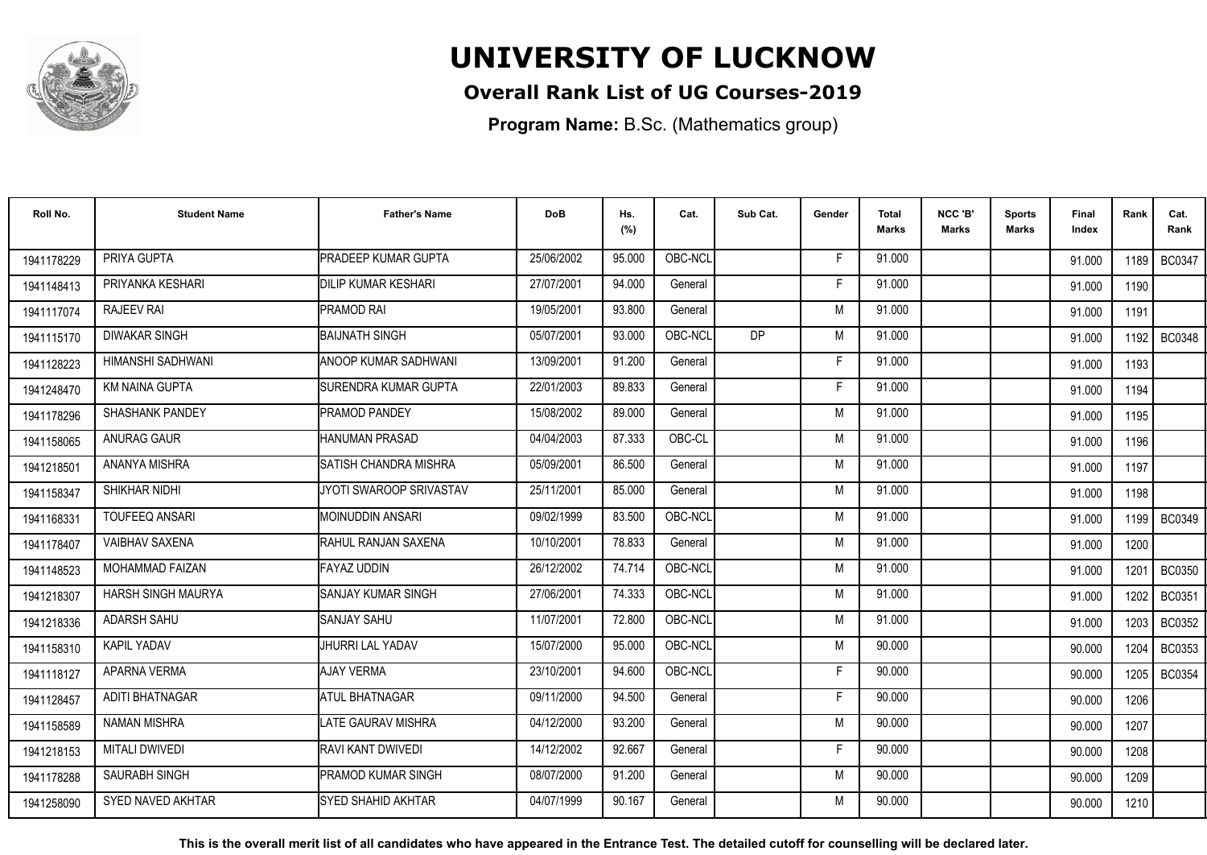# UNIVERSITY OF LUCKNOW

## Overall Rank List of UG Courses-2019

**Program Name:** B.Sc. (Mathematics group)

| Roll No. | Student Name | Father's Name | DoB | Hs. (%) | Cat. | Sub Cat. | Gender | Total Marks | NCC 'B' Marks | Sports Marks | Final Index | Rank | Cat. Rank |
|---|---|---|---|---|---|---|---|---|---|---|---|---|---|
| 1941178229 | PRIYA GUPTA | PRADEEP KUMAR GUPTA | 25/06/2002 | 95.000 | OBC-NCL | | F | 91.000 | | | 91.000 | 1189 | BC0347 |
| 1941148413 | PRIYANKA KESHARI | DILIP KUMAR KESHARI | 27/07/2001 | 94.000 | General | | F | 91.000 | | | 91.000 | 1190 | |
| 1941117074 | RAJEEV RAI | PRAMOD RAI | 19/05/2001 | 93.800 | General | | M | 91.000 | | | 91.000 | 1191 | |
| 1941115170 | DIWAKAR SINGH | BAIJNATH SINGH | 05/07/2001 | 93.000 | OBC-NCL | DP | M | 91.000 | | | 91.000 | 1192 | BC0348 |
| 1941128223 | HIMANSHI SADHWANI | ANOOP KUMAR SADHWANI | 13/09/2001 | 91.200 | General | | F | 91.000 | | | 91.000 | 1193 | |
| 1941248470 | KM NAINA GUPTA | SURENDRA KUMAR GUPTA | 22/01/2003 | 89.833 | General | | F | 91.000 | | | 91.000 | 1194 | |
| 1941178296 | SHASHANK PANDEY | PRAMOD PANDEY | 15/08/2002 | 89.000 | General | | M | 91.000 | | | 91.000 | 1195 | |
| 1941158065 | ANURAG GAUR | HANUMAN PRASAD | 04/04/2003 | 87.333 | OBC-CL | | M | 91.000 | | | 91.000 | 1196 | |
| 1942218501 | ANANYA MISHRA | SATISH CHANDRA MISHRA | 05/09/2001 | 86.500 | General | | M | 91.000 | | | 91.000 | 1197 | |
| 1941158347 | SHIKHAR NIDHI | JYOTI SWAROOP SRIVASTAV | 25/11/2001 | 85.000 | General | | M | 91.000 | | | 91.000 | 1198 | |
| 1941168331 | TOUFEEQ ANSARI | MOINUDDIN ANSARI | 09/02/1999 | 83.500 | OBC-NCL | | M | 91.000 | | | 91.000 | 1199 | BC0349 |
| 1941178407 | VAIBHAV SAXENA | RAHUL RANJAN SAXENA | 10/10/2001 | 78.833 | General | | M | 91.000 | | | 91.000 | 1200 | |
| 1941148523 | MOHAMMAD FAIZAN | FAYAZ UDDIN | 26/12/2002 | 74.714 | OBC-NCL | | M | 91.000 | | | 91.000 | 1201 | BC0350 |
| 1942218307 | HARSH SINGH MAURYA | SANJAY KUMAR SINGH | 27/06/2001 | 74.333 | OBC-NCL | | M | 91.000 | | | 91.000 | 1202 | BC0351 |
| 1942218336 | ADARSH SAHU | SANJAY SAHU | 11/07/2001 | 72.800 | OBC-NCL | | M | 91.000 | | | 91.000 | 1203 | BC0352 |
| 1941158310 | KAPIL YADAV | JHURRI LAL YADAV | 15/07/2000 | 95.000 | OBC-NCL | | M | 90.000 | | | 90.000 | 1204 | BC0353 |
| 1941118127 | APARNA VERMA | AJAY VERMA | 23/10/2001 | 94.600 | OBC-NCL | | F | 90.000 | | | 90.000 | 1205 | BC0354 |
| 1941128457 | ADITI BHATNAGAR | ATUL BHATNAGAR | 09/11/2000 | 94.500 | General | | F | 90.000 | | | 90.000 | 1206 | |
| 1941158589 | NAMAN MISHRA | LATE GAURAV MISHRA | 04/12/2000 | 93.200 | General | | M | 90.000 | | | 90.000 | 1207 | |
| 1942218153 | MITALI DWIVEDI | RAVI KANT DWIVEDI | 14/12/2002 | 92.667 | General | | F | 90.000 | | | 90.000 | 1208 | |
| 1941178288 | SAURABH SINGH | PRAMOD KUMAR SINGH | 08/07/2000 | 91.200 | General | | M | 90.000 | | | 90.000 | 1209 | |
| 1941258090 | SYED NAVED AKHTAR | SYED SHAHID AKHTAR | 04/07/1999 | 90.167 | General | | M | 90.000 | | | 90.000 | 1210 | |

**This is the overall merit list of all candidates who have appeared in the Entrance Test. The detailed cutoff for counselling will be declared later.**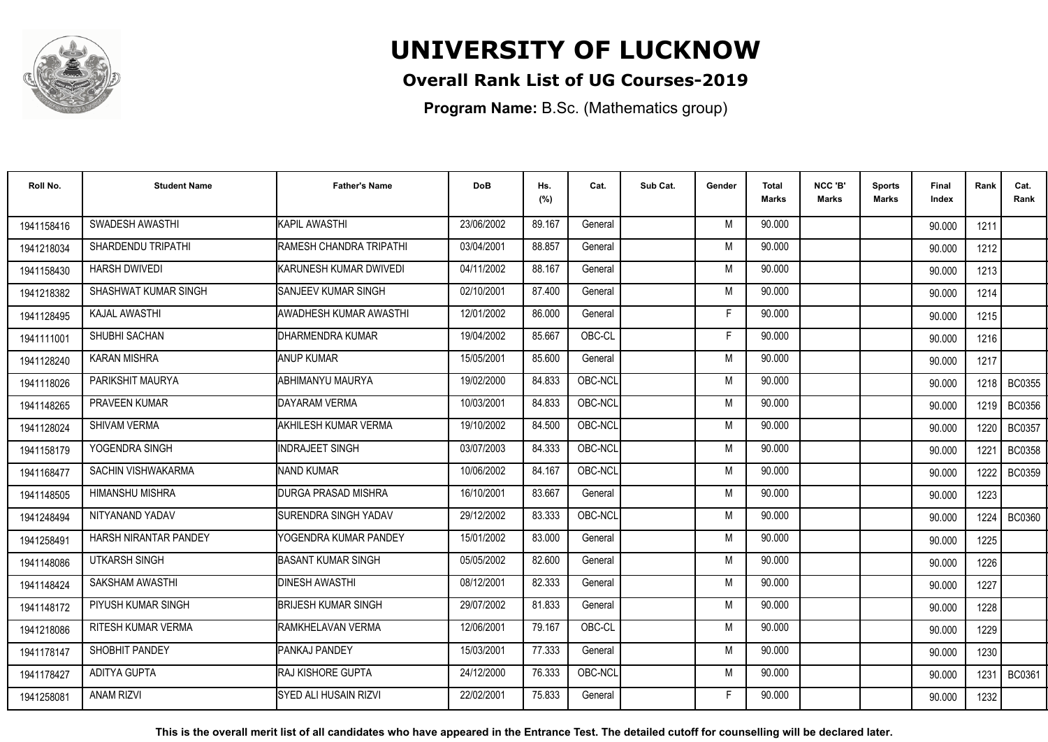# UNIVERSITY OF LUCKNOW

## Overall Rank List of UG Courses-2019

**Program Name:** B.Sc. (Mathematics group)

| Roll No. | Student Name | Father's Name | DoB | Hs. (%) | Cat. | Sub Cat. | Gender | Total Marks | NCC 'B' Marks | Sports Marks | Final Index | Rank | Cat. Rank |
|---|---|---|---|---|---|---|---|---|---|---|---|---|---|
| 1941158416 | SWADESH AWASTHI | KAPIL AWASTHI | 23/06/2002 | 89.167 | General | | M | 90.000 | | | 90.000 | 1211 | |
| 1941218034 | SHARDENDU TRIPATHI | RAMESH CHANDRA TRIPATHI | 03/04/2001 | 88.857 | General | | M | 90.000 | | | 90.000 | 1212 | |
| 1941158430 | HARSH DWIVEDI | KARUNESH KUMAR DWIVEDI | 04/11/2002 | 88.167 | General | | M | 90.000 | | | 90.000 | 1213 | |
| 1941218382 | SHASHWAT KUMAR SINGH | SANJEEV KUMAR SINGH | 02/10/2001 | 87.400 | General | | M | 90.000 | | | 90.000 | 1214 | |
| 1941128495 | KAJAL AWASTHI | AWADHESH KUMAR AWASTHI | 12/01/2002 | 86.000 | General | | F | 90.000 | | | 90.000 | 1215 | |
| 1941111001 | SHUBHI SACHAN | DHARMENDRA KUMAR | 19/04/2002 | 85.667 | OBC-CL | | F | 90.000 | | | 90.000 | 1216 | |
| 1941128240 | KARAN MISHRA | ANUP KUMAR | 15/05/2001 | 85.600 | General | | M | 90.000 | | | 90.000 | 1217 | |
| 1941118026 | PARIKSHIT MAURYA | ABHIMANYU MAURYA | 19/02/2000 | 84.833 | OBC-NCL | | M | 90.000 | | | 90.000 | 1218 | BC0355 |
| 1941148265 | PRAVEEN KUMAR | DAYARAM VERMA | 10/03/2001 | 84.833 | OBC-NCL | | M | 90.000 | | | 90.000 | 1219 | BC0356 |
| 1941128024 | SHIVAM VERMA | AKHILESH KUMAR VERMA | 19/10/2002 | 84.500 | OBC-NCL | | M | 90.000 | | | 90.000 | 1220 | BC0357 |
| 1941158179 | YOGENDRA SINGH | INDRAJEET SINGH | 03/07/2003 | 84.333 | OBC-NCL | | M | 90.000 | | | 90.000 | 1221 | BC0358 |
| 1941168477 | SACHIN VISHWAKARMA | NAND KUMAR | 10/06/2002 | 84.167 | OBC-NCL | | M | 90.000 | | | 90.000 | 1222 | BC0359 |
| 1941148505 | HIMANSHU MISHRA | DURGA PRASAD MISHRA | 16/10/2001 | 83.667 | General | | M | 90.000 | | | 90.000 | 1223 | |
| 1941248494 | NITYANAND YADAV | SURENDRA SINGH YADAV | 29/12/2002 | 83.333 | OBC-NCL | | M | 90.000 | | | 90.000 | 1224 | BC0360 |
| 1941258491 | HARSH NIRANTAR PANDEY | YOGENDRA KUMAR PANDEY | 15/01/2002 | 83.000 | General | | M | 90.000 | | | 90.000 | 1225 | |
| 1941148086 | UTKARSH SINGH | BASANT KUMAR SINGH | 05/05/2002 | 82.600 | General | | M | 90.000 | | | 90.000 | 1226 | |
| 1941148424 | SAKSHAM AWASTHI | DINESH AWASTHI | 08/12/2001 | 82.333 | General | | M | 90.000 | | | 90.000 | 1227 | |
| 1941148172 | PIYUSH KUMAR SINGH | BRIJESH KUMAR SINGH | 29/07/2002 | 81.833 | General | | M | 90.000 | | | 90.000 | 1228 | |
| 1941218086 | RITESH KUMAR VERMA | RAMKHELAVAN VERMA | 12/06/2001 | 79.167 | OBC-CL | | M | 90.000 | | | 90.000 | 1229 | |
| 1941178147 | SHOBHIT PANDEY | PANKAJ PANDEY | 15/03/2001 | 77.333 | General | | M | 90.000 | | | 90.000 | 1230 | |
| 1941178427 | ADITYA GUPTA | RAJ KISHORE GUPTA | 24/12/2000 | 76.333 | OBC-NCL | | M | 90.000 | | | 90.000 | 1231 | BC0361 |
| 1941258081 | ANAM RIZVI | SYED ALI HUSAIN RIZVI | 22/02/2001 | 75.833 | General | | F | 90.000 | | | 90.000 | 1232 | |

**This is the overall merit list of all candidates who have appeared in the Entrance Test. The detailed cutoff for counselling will be declared later.**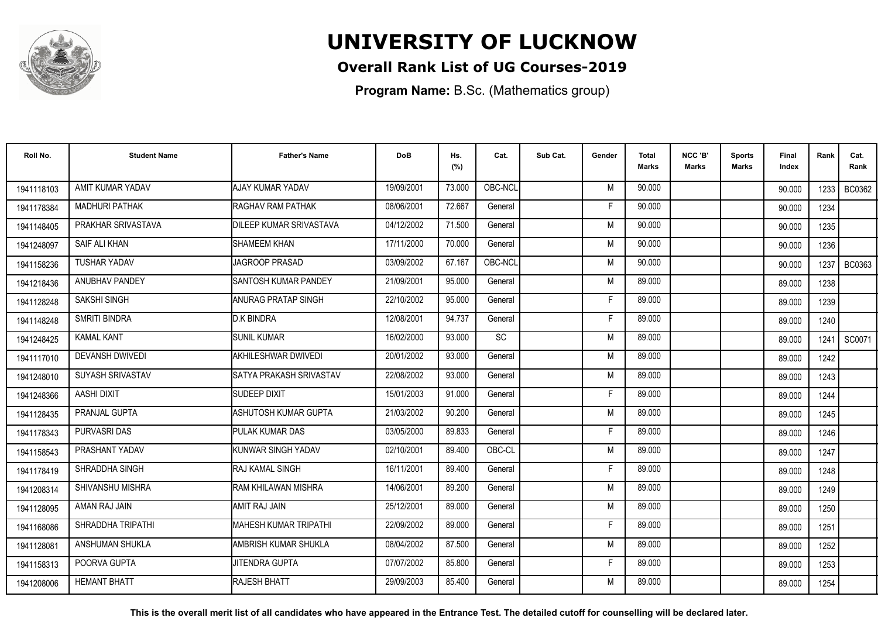# UNIVERSITY OF LUCKNOW

## Overall Rank List of UG Courses-2019

**Program Name:** B.Sc. (Mathematics group)

| Roll No. | Student Name | Father's Name | DoB | Hs. (%) | Cat. | Sub Cat. | Gender | Total Marks | NCC 'B' Marks | Sports Marks | Final Index | Rank | Cat. Rank |
|---|---|---|---|---|---|---|---|---|---|---|---|---|---|
| 1941118103 | AMIT KUMAR YADAV | AJAY KUMAR YADAV | 19/09/2001 | 73.000 | OBC-NCL | | M | 90.000 | | | 90.000 | 1233 | BC0362 |
| 1941178384 | MADHURI PATHAK | RAGHAV RAM PATHAK | 08/06/2001 | 72.667 | General | | F | 90.000 | | | 90.000 | 1234 | |
| 1941148405 | PRAKHAR SRIVASTAVA | DILEEP KUMAR SRIVASTAVA | 04/12/2002 | 71.500 | General | | M | 90.000 | | | 90.000 | 1235 | |
| 1941248097 | SAIF ALI KHAN | SHAMEEM KHAN | 17/11/2000 | 70.000 | General | | M | 90.000 | | | 90.000 | 1236 | |
| 1941158236 | TUSHAR YADAV | JAGROOP PRASAD | 03/09/2002 | 67.167 | OBC-NCL | | M | 90.000 | | | 90.000 | 1237 | BC0363 |
| 1941218436 | ANUBHAV PANDEY | SANTOSH KUMAR PANDEY | 21/09/2001 | 95.000 | General | | M | 89.000 | | | 89.000 | 1238 | |
| 1941128248 | SAKSHI SINGH | ANURAG PRATAP SINGH | 22/10/2002 | 95.000 | General | | F | 89.000 | | | 89.000 | 1239 | |
| 1941148248 | SMRITI BINDRA | D.K BINDRA | 12/08/2001 | 94.737 | General | | F | 89.000 | | | 89.000 | 1240 | |
| 1941248425 | KAMAL KANT | SUNIL KUMAR | 16/02/2000 | 93.000 | SC | | M | 89.000 | | | 89.000 | 1241 | SC0071 |
| 1941117010 | DEVANSH DWIVEDI | AKHILESHWAR DWIVEDI | 20/01/2002 | 93.000 | General | | M | 89.000 | | | 89.000 | 1242 | |
| 1941248010 | SUYASH SRIVASTAV | SATYA PRAKASH SRIVASTAV | 22/08/2002 | 93.000 | General | | M | 89.000 | | | 89.000 | 1243 | |
| 1941248366 | AASHI DIXIT | SUDEEP DIXIT | 15/01/2003 | 91.000 | General | | F | 89.000 | | | 89.000 | 1244 | |
| 1941128435 | PRANJAL GUPTA | ASHUTOSH KUMAR GUPTA | 21/03/2002 | 90.200 | General | | M | 89.000 | | | 89.000 | 1245 | |
| 1941178343 | PURVASRI DAS | PULAK KUMAR DAS | 03/05/2000 | 89.833 | General | | F | 89.000 | | | 89.000 | 1246 | |
| 1941158543 | PRASHANT YADAV | KUNWAR SINGH YADAV | 02/10/2001 | 89.400 | OBC-CL | | M | 89.000 | | | 89.000 | 1247 | |
| 1941178419 | SHRADDHA SINGH | RAJ KAMAL SINGH | 16/11/2001 | 89.400 | General | | F | 89.000 | | | 89.000 | 1248 | |
| 1941208314 | SHIVANSHU MISHRA | RAM KHILAWAN MISHRA | 14/06/2001 | 89.200 | General | | M | 89.000 | | | 89.000 | 1249 | |
| 1941128095 | AMAN RAJ JAIN | AMIT RAJ JAIN | 25/12/2001 | 89.000 | General | | M | 89.000 | | | 89.000 | 1250 | |
| 1941168086 | SHRADDHA TRIPATHI | MAHESH KUMAR TRIPATHI | 22/09/2002 | 89.000 | General | | F | 89.000 | | | 89.000 | 1251 | |
| 1941128081 | ANSHUMAN SHUKLA | AMBRISH KUMAR SHUKLA | 08/04/2002 | 87.500 | General | | M | 89.000 | | | 89.000 | 1252 | |
| 1941158313 | POORVA GUPTA | JITENDRA GUPTA | 07/07/2002 | 85.800 | General | | F | 89.000 | | | 89.000 | 1253 | |
| 1941208006 | HEMANT BHATT | RAJESH BHATT | 29/09/2003 | 85.400 | General | | M | 89.000 | | | 89.000 | 1254 | |

**This is the overall merit list of all candidates who have appeared in the Entrance Test. The detailed cutoff for counselling will be declared later.**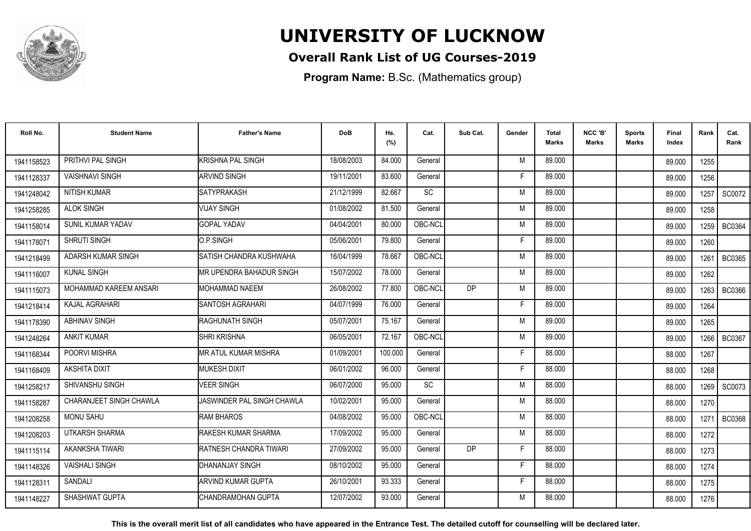# UNIVERSITY OF LUCKNOW

## Overall Rank List of UG Courses-2019

**Program Name:** B.Sc. (Mathematics group)

| Roll No. | Student Name | Father's Name | DoB | Hs. (%) | Cat. | Sub Cat. | Gender | Total Marks | NCC 'B' Marks | Sports Marks | Final Index | Rank | Cat. Rank |
|---|---|---|---|---|---|---|---|---|---|---|---|---|---|
| 1941158523 | PRITHVI PAL SINGH | KRISHNA PAL SINGH | 18/08/2003 | 84.000 | General | | M | 89.000 | | | 89.000 | 1255 | |
| 1941128337 | VAISHNAVI SINGH | ARVIND SINGH | 19/11/2001 | 83.600 | General | | F | 89.000 | | | 89.000 | 1256 | |
| 1942248042 | NITISH KUMAR | SATYPRAKASH | 21/12/1999 | 82.667 | SC | | M | 89.000 | | | 89.000 | 1257 | SC0072 |
| 1941258285 | ALOK SINGH | VIJAY SINGH | 01/08/2002 | 81.500 | General | | M | 89.000 | | | 89.000 | 1258 | |
| 1941158014 | SUNIL KUMAR YADAV | GOPAL YADAV | 04/04/2001 | 80.000 | OBC-NCL | | M | 89.000 | | | 89.000 | 1259 | BC0364 |
| 1941178071 | SHRUTI SINGH | O.P.SINGH | 05/06/2001 | 79.800 | General | | F | 89.000 | | | 89.000 | 1260 | |
| 1942218499 | ADARSH KUMAR SINGH | SATISH CHANDRA KUSHWAHA | 16/04/1999 | 78.667 | OBC-NCL | | M | 89.000 | | | 89.000 | 1261 | BC0365 |
| 1941116007 | KUNAL SINGH | MR UPENDRA BAHADUR SINGH | 15/07/2002 | 78.000 | General | | M | 89.000 | | | 89.000 | 1262 | |
| 1941115073 | MOHAMMAD KAREEM ANSARI | MOHAMMAD NAEEM | 26/08/2002 | 77.800 | OBC-NCL | DP | M | 89.000 | | | 89.000 | 1263 | BC0366 |
| 1942218414 | KAJAL AGRAHARI | SANTOSH AGRAHARI | 04/07/1999 | 76.000 | General | | F | 89.000 | | | 89.000 | 1264 | |
| 1941178390 | ABHINAV SINGH | RAGHUNATH SINGH | 05/07/2001 | 75.167 | General | | M | 89.000 | | | 89.000 | 1265 | |
| 1942248264 | ANKIT KUMAR | SHRI KRISHNA | 06/05/2001 | 72.167 | OBC-NCL | | M | 89.000 | | | 89.000 | 1266 | BC0367 |
| 1941168344 | POORVI MISHRA | MR ATUL KUMAR MISHRA | 01/09/2001 | 100.000 | General | | F | 88.000 | | | 88.000 | 1267 | |
| 1941168409 | AKSHITA DIXIT | MUKESH DIXIT | 06/01/2002 | 96.000 | General | | F | 88.000 | | | 88.000 | 1268 | |
| 1942258217 | SHIVANSHU SINGH | VEER SINGH | 06/07/2000 | 95.000 | SC | | M | 88.000 | | | 88.000 | 1269 | SC0073 |
| 1941158287 | CHARANJEET SINGH CHAWLA | JASWINDER PAL SINGH CHAWLA | 10/02/2001 | 95.000 | General | | M | 88.000 | | | 88.000 | 1270 | |
| 1941208258 | MONU SAHU | RAM BHAROS | 04/08/2002 | 95.000 | OBC-NCL | | M | 88.000 | | | 88.000 | 1271 | BC0368 |
| 1941208203 | UTKARSH SHARMA | RAKESH KUMAR SHARMA | 17/09/2002 | 95.000 | General | | M | 88.000 | | | 88.000 | 1272 | |
| 1941115114 | AKANKSHA TIWARI | RATNESH CHANDRA TIWARI | 27/09/2002 | 95.000 | General | DP | F | 88.000 | | | 88.000 | 1273 | |
| 1941148326 | VAISHALI SINGH | DHANANJAY SINGH | 08/10/2002 | 95.000 | General | | F | 88.000 | | | 88.000 | 1274 | |
| 1941128311 | SANDALI | ARVIND KUMAR GUPTA | 26/10/2001 | 93.333 | General | | F | 88.000 | | | 88.000 | 1275 | |
| 1941148227 | SHASHWAT GUPTA | CHANDRAMOHAN GUPTA | 12/07/2002 | 93.000 | General | | M | 88.000 | | | 88.000 | 1276 | |

**This is the overall merit list of all candidates who have appeared in the Entrance Test. The detailed cutoff for counselling will be declared later.**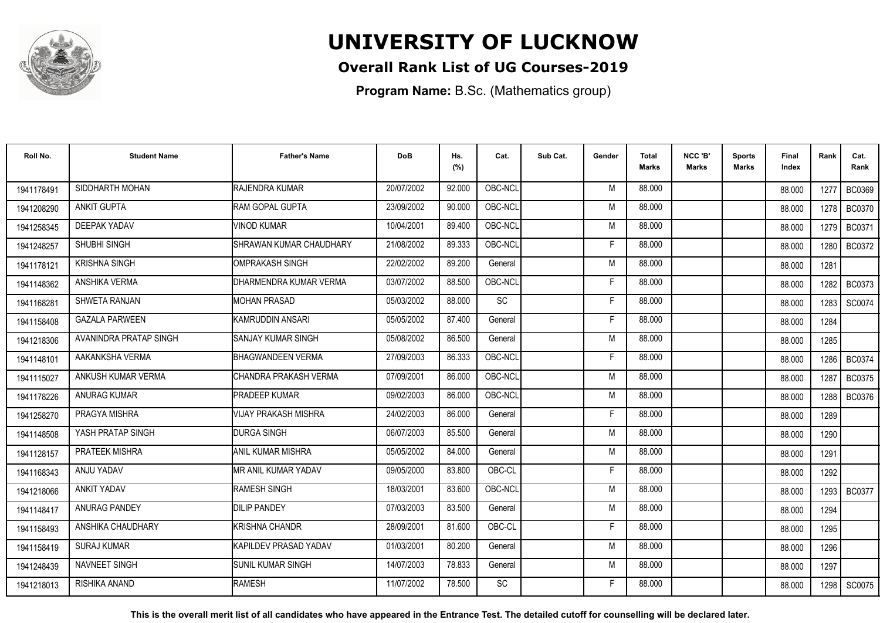# UNIVERSITY OF LUCKNOW

## Overall Rank List of UG Courses-2019

**Program Name:** B.Sc. (Mathematics group)

| Roll No. | Student Name | Father's Name | DoB | Hs. (%) | Cat. | Sub Cat. | Gender | Total Marks | NCC 'B' Marks | Sports Marks | Final Index | Rank | Cat. Rank |
|---|---|---|---|---|---|---|---|---|---|---|---|---|---|
| 1941178491 | SIDDHARTH MOHAN | RAJENDRA KUMAR | 20/07/2002 | 92.000 | OBC-NCL | | M | 88.000 | | | 88.000 | 1277 | BC0369 |
| 1941208290 | ANKIT GUPTA | RAM GOPAL GUPTA | 23/09/2002 | 90.000 | OBC-NCL | | M | 88.000 | | | 88.000 | 1278 | BC0370 |
| 1941258345 | DEEPAK YADAV | VINOD KUMAR | 10/04/2001 | 89.400 | OBC-NCL | | M | 88.000 | | | 88.000 | 1279 | BC0371 |
| 1941248257 | SHUBHI SINGH | SHRAWAN KUMAR CHAUDHARY | 21/08/2002 | 89.333 | OBC-NCL | | F | 88.000 | | | 88.000 | 1280 | BC0372 |
| 1941178121 | KRISHNA SINGH | OMPRAKASH SINGH | 22/02/2002 | 89.200 | General | | M | 88.000 | | | 88.000 | 1281 | |
| 1941148362 | ANSHIKA VERMA | DHARMENDRA KUMAR VERMA | 03/07/2002 | 88.500 | OBC-NCL | | F | 88.000 | | | 88.000 | 1282 | BC0373 |
| 1941168281 | SHWETA RANJAN | MOHAN PRASAD | 05/03/2002 | 88.000 | SC | | F | 88.000 | | | 88.000 | 1283 | SC0074 |
| 1941158408 | GAZALA PARWEEN | KAMRUDDIN ANSARI | 05/05/2002 | 87.400 | General | | F | 88.000 | | | 88.000 | 1284 | |
| 1941218306 | AVANINDRA PRATAP SINGH | SANJAY KUMAR SINGH | 05/08/2002 | 86.500 | General | | M | 88.000 | | | 88.000 | 1285 | |
| 1941148101 | AAKANKSHA VERMA | BHAGWANDEEN VERMA | 27/09/2003 | 86.333 | OBC-NCL | | F | 88.000 | | | 88.000 | 1286 | BC0374 |
| 1941115027 | ANKUSH KUMAR VERMA | CHANDRA PRAKASH VERMA | 07/09/2001 | 86.000 | OBC-NCL | | M | 88.000 | | | 88.000 | 1287 | BC0375 |
| 1941178226 | ANURAG KUMAR | PRADEEP KUMAR | 09/02/2003 | 86.000 | OBC-NCL | | M | 88.000 | | | 88.000 | 1288 | BC0376 |
| 1941258270 | PRAGYA MISHRA | VIJAY PRAKASH MISHRA | 24/02/2003 | 86.000 | General | | F | 88.000 | | | 88.000 | 1289 | |
| 1941148508 | YASH PRATAP SINGH | DURGA SINGH | 06/07/2003 | 85.500 | General | | M | 88.000 | | | 88.000 | 1290 | |
| 1941128157 | PRATEEK MISHRA | ANIL KUMAR MISHRA | 05/05/2002 | 84.000 | General | | M | 88.000 | | | 88.000 | 1291 | |
| 1941168343 | ANJU YADAV | MR ANIL KUMAR YADAV | 09/05/2000 | 83.800 | OBC-CL | | F | 88.000 | | | 88.000 | 1292 | |
| 1941218066 | ANKIT YADAV | RAMESH SINGH | 18/03/2001 | 83.600 | OBC-NCL | | M | 88.000 | | | 88.000 | 1293 | BC0377 |
| 1941148417 | ANURAG PANDEY | DILIP PANDEY | 07/03/2003 | 83.500 | General | | M | 88.000 | | | 88.000 | 1294 | |
| 1941158493 | ANSHIKA CHAUDHARY | KRISHNA CHANDR | 28/09/2001 | 81.600 | OBC-CL | | F | 88.000 | | | 88.000 | 1295 | |
| 1941158419 | SURAJ KUMAR | KAPILDEV PRASAD YADAV | 01/03/2001 | 80.200 | General | | M | 88.000 | | | 88.000 | 1296 | |
| 1941248439 | NAVNEET SINGH | SUNIL KUMAR SINGH | 14/07/2003 | 78.833 | General | | M | 88.000 | | | 88.000 | 1297 | |
| 1941218013 | RISHIKA ANAND | RAMESH | 11/07/2002 | 78.500 | SC | | F | 88.000 | | | 88.000 | 1298 | SC0075 |

**This is the overall merit list of all candidates who have appeared in the Entrance Test. The detailed cutoff for counselling will be declared later.**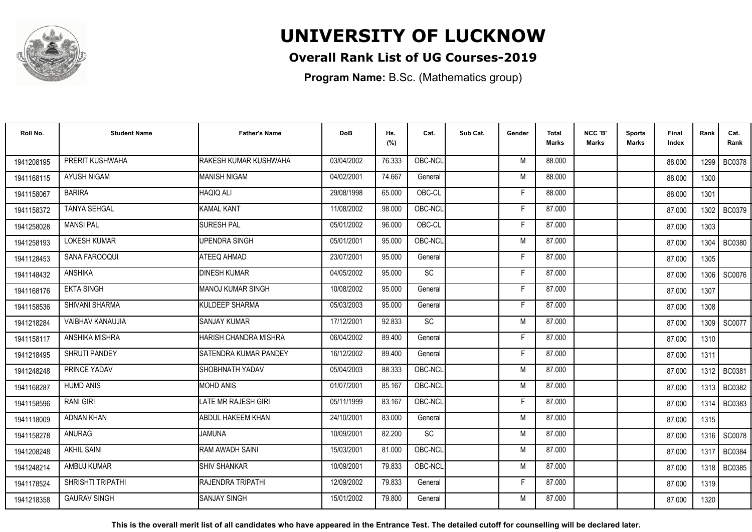# UNIVERSITY OF LUCKNOW

**Overall Rank List of UG Courses-2019**

**Program Name:** B.Sc. (Mathematics group)

| Roll No. | Student Name | Father's Name | DoB | Hs. (%) | Cat. | Sub Cat. | Gender | Total Marks | NCC 'B' Marks | Sports Marks | Final Index | Rank | Cat. Rank |
|---|---|---|---|---|---|---|---|---|---|---|---|---|---|
| 1941208195 | PRERIT KUSHWAHA | RAKESH KUMAR KUSHWAHA | 03/04/2002 | 76.333 | OBC-NCL | | M | 88.000 | | | 88.000 | 1299 | BC0378 |
| 1941168115 | AYUSH NIGAM | MANISH NIGAM | 04/02/2001 | 74.667 | General | | M | 88.000 | | | 88.000 | 1300 | |
| 1941158067 | BARIRA | HAQIQ ALI | 29/08/1998 | 65.000 | OBC-CL | | F | 88.000 | | | 88.000 | 1301 | |
| 1941158372 | TANYA SEHGAL | KAMAL KANT | 11/08/2002 | 98.000 | OBC-NCL | | F | 87.000 | | | 87.000 | 1302 | BC0379 |
| 1941258028 | MANSI PAL | SURESH PAL | 05/01/2002 | 96.000 | OBC-CL | | F | 87.000 | | | 87.000 | 1303 | |
| 1941258193 | LOKESH KUMAR | UPENDRA SINGH | 05/01/2001 | 95.000 | OBC-NCL | | M | 87.000 | | | 87.000 | 1304 | BC0380 |
| 1941128453 | SANA FAROOQUI | ATEEQ AHMAD | 23/07/2001 | 95.000 | General | | F | 87.000 | | | 87.000 | 1305 | |
| 1941148432 | ANSHIKA | DINESH KUMAR | 04/05/2002 | 95.000 | SC | | F | 87.000 | | | 87.000 | 1306 | SC0076 |
| 1941168176 | EKTA SINGH | MANOJ KUMAR SINGH | 10/08/2002 | 95.000 | General | | F | 87.000 | | | 87.000 | 1307 | |
| 1941158536 | SHIVANI SHARMA | KULDEEP SHARMA | 05/03/2003 | 95.000 | General | | F | 87.000 | | | 87.000 | 1308 | |
| 1941218284 | VAIBHAV KANAUJIA | SANJAY KUMAR | 17/12/2001 | 92.833 | SC | | M | 87.000 | | | 87.000 | 1309 | SC0077 |
| 1941158117 | ANSHIKA MISHRA | HARISH CHANDRA MISHRA | 06/04/2002 | 89.400 | General | | F | 87.000 | | | 87.000 | 1310 | |
| 1941218495 | SHRUTI PANDEY | SATENDRA KUMAR PANDEY | 16/12/2002 | 89.400 | General | | F | 87.000 | | | 87.000 | 1311 | |
| 1941248248 | PRINCE YADAV | SHOBHNATH YADAV | 05/04/2003 | 88.333 | OBC-NCL | | M | 87.000 | | | 87.000 | 1312 | BC0381 |
| 1941168287 | HUMD ANIS | MOHD ANIS | 01/07/2001 | 85.167 | OBC-NCL | | M | 87.000 | | | 87.000 | 1313 | BC0382 |
| 1941158596 | RANI GIRI | LATE MR RAJESH GIRI | 05/11/1999 | 83.167 | OBC-NCL | | F | 87.000 | | | 87.000 | 1314 | BC0383 |
| 1941118009 | ADNAN KHAN | ABDUL HAKEEM KHAN | 24/10/2001 | 83.000 | General | | M | 87.000 | | | 87.000 | 1315 | |
| 1941158278 | ANURAG | JAMUNA | 10/09/2001 | 82.200 | SC | | M | 87.000 | | | 87.000 | 1316 | SC0078 |
| 1941208248 | AKHIL SAINI | RAM AWADH SAINI | 15/03/2001 | 81.000 | OBC-NCL | | M | 87.000 | | | 87.000 | 1317 | BC0384 |
| 1941248214 | AMBUJ KUMAR | SHIV SHANKAR | 10/09/2001 | 79.833 | OBC-NCL | | M | 87.000 | | | 87.000 | 1318 | BC0385 |
| 1941178524 | SHRISHTI TRIPATHI | RAJENDRA TRIPATHI | 12/09/2002 | 79.833 | General | | F | 87.000 | | | 87.000 | 1319 | |
| 1941218358 | GAURAV SINGH | SANJAY SINGH | 15/01/2002 | 79.800 | General | | M | 87.000 | | | 87.000 | 1320 | |

**This is the overall merit list of all candidates who have appeared in the Entrance Test. The detailed cutoff for counselling will be declared later.**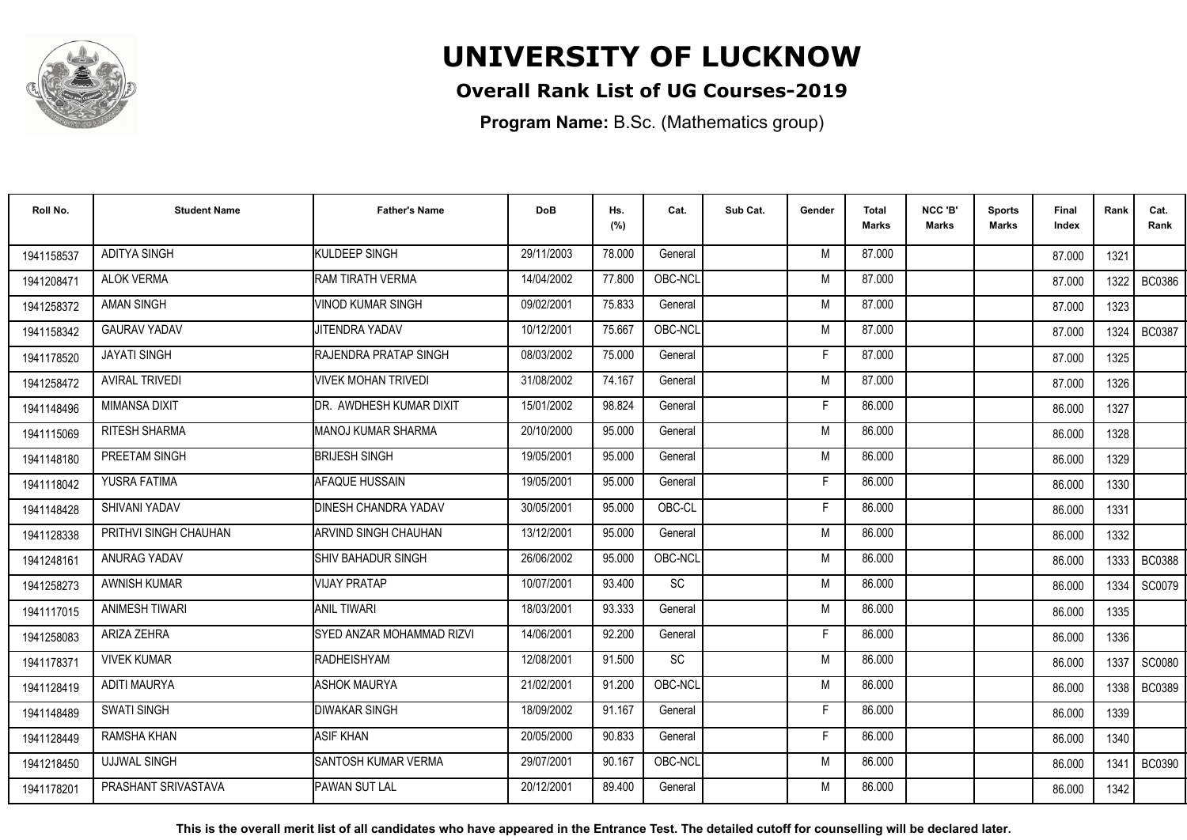# UNIVERSITY OF LUCKNOW

## Overall Rank List of UG Courses-2019

**Program Name:** B.Sc. (Mathematics group)

| Roll No. | Student Name | Father's Name | DoB | Hs. (%) | Cat. | Sub Cat. | Gender | Total Marks | NCC 'B' Marks | Sports Marks | Final Index | Rank | Cat. Rank |
|---|---|---|---|---|---|---|---|---|---|---|---|---|---|
| 1941158537 | ADITYA SINGH | KULDEEP SINGH | 29/11/2003 | 78.000 | General | | M | 87.000 | | | 87.000 | 1321 | |
| 1941208471 | ALOK VERMA | RAM TIRATH VERMA | 14/04/2002 | 77.800 | OBC-NCL | | M | 87.000 | | | 87.000 | 1322 | BC0386 |
| 1941258372 | AMAN SINGH | VINOD KUMAR SINGH | 09/02/2001 | 75.833 | General | | M | 87.000 | | | 87.000 | 1323 | |
| 1941158342 | GAURAV YADAV | JITENDRA YADAV | 10/12/2001 | 75.667 | OBC-NCL | | M | 87.000 | | | 87.000 | 1324 | BC0387 |
| 1941178520 | JAYATI SINGH | RAJENDRA PRATAP SINGH | 08/03/2002 | 75.000 | General | | F | 87.000 | | | 87.000 | 1325 | |
| 1941258472 | AVIRAL TRIVEDI | VIVEK MOHAN TRIVEDI | 31/08/2002 | 74.167 | General | | M | 87.000 | | | 87.000 | 1326 | |
| 1941148496 | MIMANSA DIXIT | DR. AWDHESH KUMAR DIXIT | 15/01/2002 | 98.824 | General | | F | 86.000 | | | 86.000 | 1327 | |
| 1941115069 | RITESH SHARMA | MANOJ KUMAR SHARMA | 20/10/2000 | 95.000 | General | | M | 86.000 | | | 86.000 | 1328 | |
| 1941148180 | PREETAM SINGH | BRIJESH SINGH | 19/05/2001 | 95.000 | General | | M | 86.000 | | | 86.000 | 1329 | |
| 1941118042 | YUSRA FATIMA | AFAQUE HUSSAIN | 19/05/2001 | 95.000 | General | | F | 86.000 | | | 86.000 | 1330 | |
| 1941148428 | SHIVANI YADAV | DINESH CHANDRA YADAV | 30/05/2001 | 95.000 | OBC-CL | | F | 86.000 | | | 86.000 | 1331 | |
| 1941128338 | PRITHVI SINGH CHAUHAN | ARVIND SINGH CHAUHAN | 13/12/2001 | 95.000 | General | | M | 86.000 | | | 86.000 | 1332 | |
| 1941248161 | ANURAG YADAV | SHIV BAHADUR SINGH | 26/06/2002 | 95.000 | OBC-NCL | | M | 86.000 | | | 86.000 | 1333 | BC0388 |
| 1941258273 | AWNISH KUMAR | VIJAY PRATAP | 10/07/2001 | 93.400 | SC | | M | 86.000 | | | 86.000 | 1334 | SC0079 |
| 1941117015 | ANIMESH TIWARI | ANIL TIWARI | 18/03/2001 | 93.333 | General | | M | 86.000 | | | 86.000 | 1335 | |
| 1941258083 | ARIZA ZEHRA | SYED ANZAR MOHAMMAD RIZVI | 14/06/2001 | 92.200 | General | | F | 86.000 | | | 86.000 | 1336 | |
| 1941178371 | VIVEK KUMAR | RADHEISHYAM | 12/08/2001 | 91.500 | SC | | M | 86.000 | | | 86.000 | 1337 | SC0080 |
| 1941128419 | ADITI MAURYA | ASHOK MAURYA | 21/02/2001 | 91.200 | OBC-NCL | | M | 86.000 | | | 86.000 | 1338 | BC0389 |
| 1941148489 | SWATI SINGH | DIWAKAR SINGH | 18/09/2002 | 91.167 | General | | F | 86.000 | | | 86.000 | 1339 | |
| 1941128449 | RAMSHA KHAN | ASIF KHAN | 20/05/2000 | 90.833 | General | | F | 86.000 | | | 86.000 | 1340 | |
| 1941218450 | UJJWAL SINGH | SANTOSH KUMAR VERMA | 29/07/2001 | 90.167 | OBC-NCL | | M | 86.000 | | | 86.000 | 1341 | BC0390 |
| 1941178201 | PRASHANT SRIVASTAVA | PAWAN SUT LAL | 20/12/2001 | 89.400 | General | | M | 86.000 | | | 86.000 | 1342 | |

**This is the overall merit list of all candidates who have appeared in the Entrance Test. The detailed cutoff for counselling will be declared later.**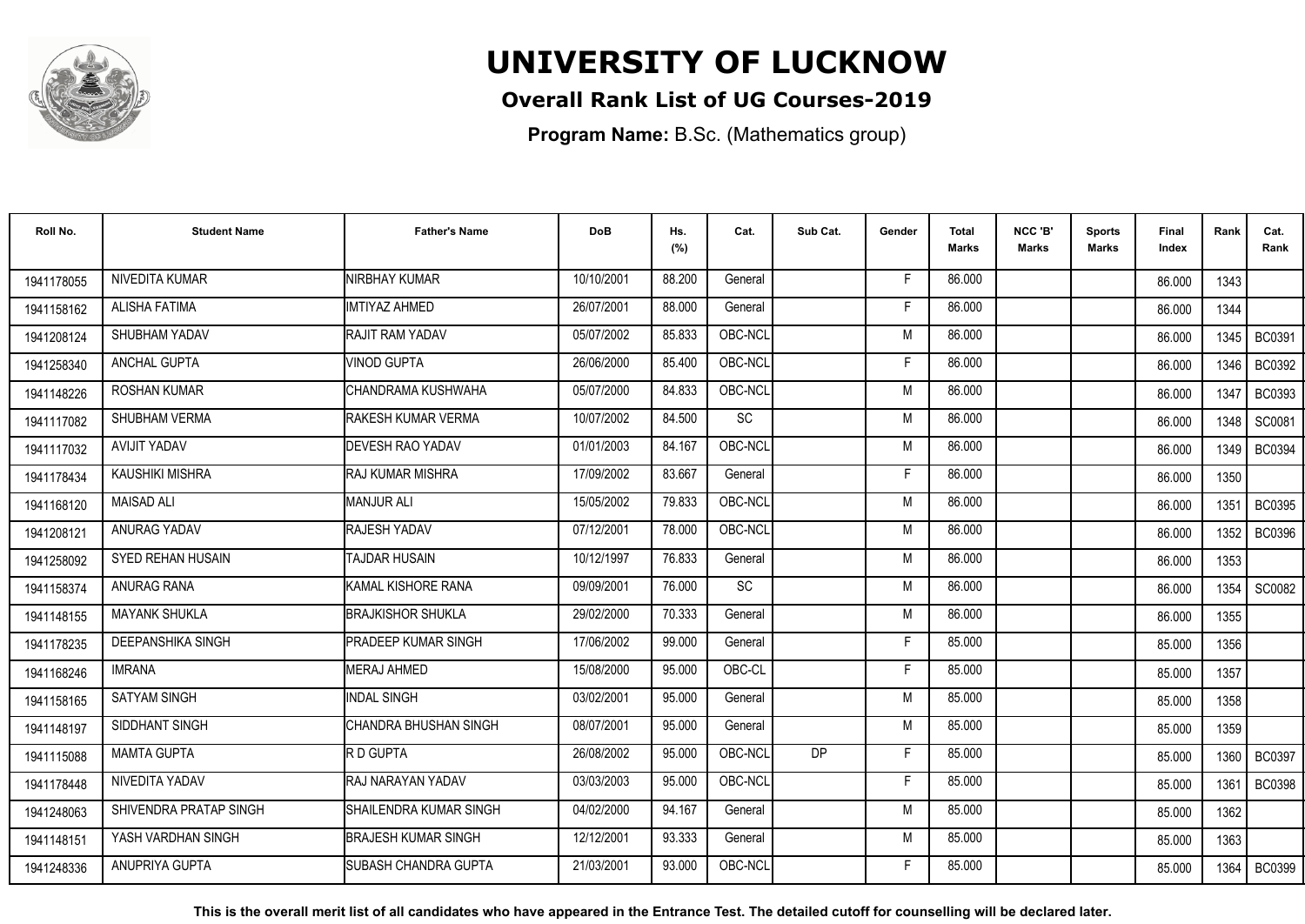# UNIVERSITY OF LUCKNOW

## Overall Rank List of UG Courses-2019

**Program Name:** B.Sc. (Mathematics group)

| Roll No. | Student Name | Father's Name | DoB | Hs. (%) | Cat. | Sub Cat. | Gender | Total Marks | NCC 'B' Marks | Sports Marks | Final Index | Rank | Cat. Rank |
|---|---|---|---|---|---|---|---|---|---|---|---|---|---|
| 1941178055 | NIVEDITA KUMAR | NIRBHAY KUMAR | 10/10/2001 | 88.200 | General | | F | 86.000 | | | 86.000 | 1343 | |
| 1941158162 | ALISHA FATIMA | IMTIYAZ AHMED | 26/07/2001 | 88.000 | General | | F | 86.000 | | | 86.000 | 1344 | |
| 1941208124 | SHUBHAM YADAV | RAJIT RAM YADAV | 05/07/2002 | 85.833 | OBC-NCL | | M | 86.000 | | | 86.000 | 1345 | BC0391 |
| 1941258340 | ANCHAL GUPTA | VINOD GUPTA | 26/06/2000 | 85.400 | OBC-NCL | | F | 86.000 | | | 86.000 | 1346 | BC0392 |
| 1941148226 | ROSHAN KUMAR | CHANDRAMA KUSHWAHA | 05/07/2000 | 84.833 | OBC-NCL | | M | 86.000 | | | 86.000 | 1347 | BC0393 |
| 1941117082 | SHUBHAM VERMA | RAKESH KUMAR VERMA | 10/07/2002 | 84.500 | SC | | M | 86.000 | | | 86.000 | 1348 | SC0081 |
| 1941117032 | AVIJIT YADAV | DEVESH RAO YADAV | 01/01/2003 | 84.167 | OBC-NCL | | M | 86.000 | | | 86.000 | 1349 | BC0394 |
| 1941178434 | KAUSHIKI MISHRA | RAJ KUMAR MISHRA | 17/09/2002 | 83.667 | General | | F | 86.000 | | | 86.000 | 1350 | |
| 1941168120 | MAISAD ALI | MANJUR ALI | 15/05/2002 | 79.833 | OBC-NCL | | M | 86.000 | | | 86.000 | 1351 | BC0395 |
| 1941208121 | ANURAG YADAV | RAJESH YADAV | 07/12/2001 | 78.000 | OBC-NCL | | M | 86.000 | | | 86.000 | 1352 | BC0396 |
| 1941258092 | SYED REHAN HUSAIN | TAJDAR HUSAIN | 10/12/1997 | 76.833 | General | | M | 86.000 | | | 86.000 | 1353 | |
| 1941158374 | ANURAG RANA | KAMAL KISHORE RANA | 09/09/2001 | 76.000 | SC | | M | 86.000 | | | 86.000 | 1354 | SC0082 |
| 1941148155 | MAYANK SHUKLA | BRAJKISHOR SHUKLA | 29/02/2000 | 70.333 | General | | M | 86.000 | | | 86.000 | 1355 | |
| 1941178235 | DEEPANSHIKA SINGH | PRADEEP KUMAR SINGH | 17/06/2002 | 99.000 | General | | F | 85.000 | | | 85.000 | 1356 | |
| 1941168246 | IMRANA | MERAJ AHMED | 15/08/2000 | 95.000 | OBC-CL | | F | 85.000 | | | 85.000 | 1357 | |
| 1941158165 | SATYAM SINGH | INDAL SINGH | 03/02/2001 | 95.000 | General | | M | 85.000 | | | 85.000 | 1358 | |
| 1941148197 | SIDDHANT SINGH | CHANDRA BHUSHAN SINGH | 08/07/2001 | 95.000 | General | | M | 85.000 | | | 85.000 | 1359 | |
| 1941115088 | MAMTA GUPTA | R D GUPTA | 26/08/2002 | 95.000 | OBC-NCL | DP | F | 85.000 | | | 85.000 | 1360 | BC0397 |
| 1941178448 | NIVEDITA YADAV | RAJ NARAYAN YADAV | 03/03/2003 | 95.000 | OBC-NCL | | F | 85.000 | | | 85.000 | 1361 | BC0398 |
| 1941248063 | SHIVENDRA PRATAP SINGH | SHAILENDRA KUMAR SINGH | 04/02/2000 | 94.167 | General | | M | 85.000 | | | 85.000 | 1362 | |
| 1941148151 | YASH VARDHAN SINGH | BRAJESH KUMAR SINGH | 12/12/2001 | 93.333 | General | | M | 85.000 | | | 85.000 | 1363 | |
| 1941248336 | ANUPRIYA GUPTA | SUBASH CHANDRA GUPTA | 21/03/2001 | 93.000 | OBC-NCL | | F | 85.000 | | | 85.000 | 1364 | BC0399 |

**This is the overall merit list of all candidates who have appeared in the Entrance Test. The detailed cutoff for counselling will be declared later.**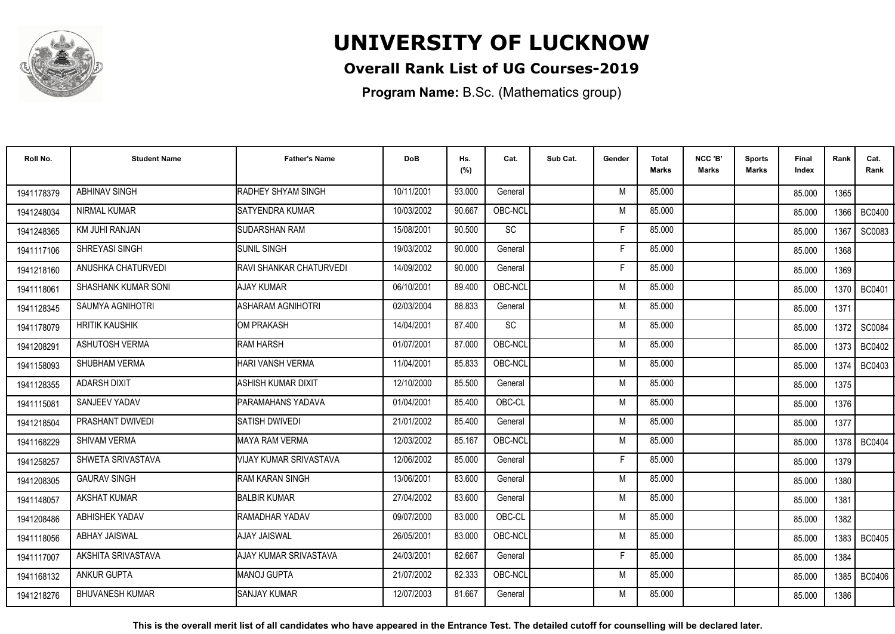# UNIVERSITY OF LUCKNOW

## Overall Rank List of UG Courses-2019

**Program Name:** B.Sc. (Mathematics group)

| Roll No. | Student Name | Father's Name | DoB | Hs. (%) | Cat. | Sub Cat. | Gender | Total Marks | NCC 'B' Marks | Sports Marks | Final Index | Rank | Cat. Rank |
|---|---|---|---|---|---|---|---|---|---|---|---|---|---|
| 1941178379 | ABHINAV SINGH | RADHEY SHYAM SINGH | 10/11/2001 | 93.000 | General | | M | 85.000 | | | 85.000 | 1365 | |
| 1941248034 | NIRMAL KUMAR | SATYENDRA KUMAR | 10/03/2002 | 90.667 | OBC-NCL | | M | 85.000 | | | 85.000 | 1366 | BC0400 |
| 1941248365 | KM JUHI RANJAN | SUDARSHAN RAM | 15/08/2001 | 90.500 | SC | | F | 85.000 | | | 85.000 | 1367 | SC0083 |
| 1941117106 | SHREYASI SINGH | SUNIL SINGH | 19/03/2002 | 90.000 | General | | F | 85.000 | | | 85.000 | 1368 | |
| 1941218160 | ANUSHKA CHATURVEDI | RAVI SHANKAR CHATURVEDI | 14/09/2002 | 90.000 | General | | F | 85.000 | | | 85.000 | 1369 | |
| 1941118061 | SHASHANK KUMAR SONI | AJAY KUMAR | 06/10/2001 | 89.400 | OBC-NCL | | M | 85.000 | | | 85.000 | 1370 | BC0401 |
| 1941128345 | SAUMYA AGNIHOTRI | ASHARAM AGNIHOTRI | 02/03/2004 | 88.833 | General | | M | 85.000 | | | 85.000 | 1371 | |
| 1941178079 | HRITIK KAUSHIK | OM PRAKASH | 14/04/2001 | 87.400 | SC | | M | 85.000 | | | 85.000 | 1372 | SC0084 |
| 1941208291 | ASHUTOSH VERMA | RAM HARSH | 01/07/2001 | 87.000 | OBC-NCL | | M | 85.000 | | | 85.000 | 1373 | BC0402 |
| 1941158093 | SHUBHAM VERMA | HARI VANSH VERMA | 11/04/2001 | 85.833 | OBC-NCL | | M | 85.000 | | | 85.000 | 1374 | BC0403 |
| 1941128355 | ADARSH DIXIT | ASHISH KUMAR DIXIT | 12/10/2000 | 85.500 | General | | M | 85.000 | | | 85.000 | 1375 | |
| 1941115081 | SANJEEV YADAV | PARAMAHANS YADAVA | 01/04/2001 | 85.400 | OBC-CL | | M | 85.000 | | | 85.000 | 1376 | |
| 1941218504 | PRASHANT DWIVEDI | SATISH DWIVEDI | 21/01/2002 | 85.400 | General | | M | 85.000 | | | 85.000 | 1377 | |
| 1941168229 | SHIVAM VERMA | MAYA RAM VERMA | 12/03/2002 | 85.167 | OBC-NCL | | M | 85.000 | | | 85.000 | 1378 | BC0404 |
| 1941258257 | SHWETA SRIVASTAVA | VIJAY KUMAR SRIVASTAVA | 12/06/2002 | 85.000 | General | | F | 85.000 | | | 85.000 | 1379 | |
| 1941208305 | GAURAV SINGH | RAM KARAN SINGH | 13/06/2001 | 83.600 | General | | M | 85.000 | | | 85.000 | 1380 | |
| 1941148057 | AKSHAT KUMAR | BALBIR KUMAR | 27/04/2002 | 83.600 | General | | M | 85.000 | | | 85.000 | 1381 | |
| 1941208486 | ABHISHEK YADAV | RAMADHAR YADAV | 09/07/2000 | 83.000 | OBC-CL | | M | 85.000 | | | 85.000 | 1382 | |
| 1941118056 | ABHAY JAISWAL | AJAY JAISWAL | 26/05/2001 | 83.000 | OBC-NCL | | M | 85.000 | | | 85.000 | 1383 | BC0405 |
| 1941117007 | AKSHITA SRIVASTAVA | AJAY KUMAR SRIVASTAVA | 24/03/2001 | 82.667 | General | | F | 85.000 | | | 85.000 | 1384 | |
| 1941168132 | ANKUR GUPTA | MANOJ GUPTA | 21/07/2002 | 82.333 | OBC-NCL | | M | 85.000 | | | 85.000 | 1385 | BC0406 |
| 1941218276 | BHUVANESH KUMAR | SANJAY KUMAR | 12/07/2003 | 81.667 | General | | M | 85.000 | | | 85.000 | 1386 | |

**This is the overall merit list of all candidates who have appeared in the Entrance Test. The detailed cutoff for counselling will be declared later.**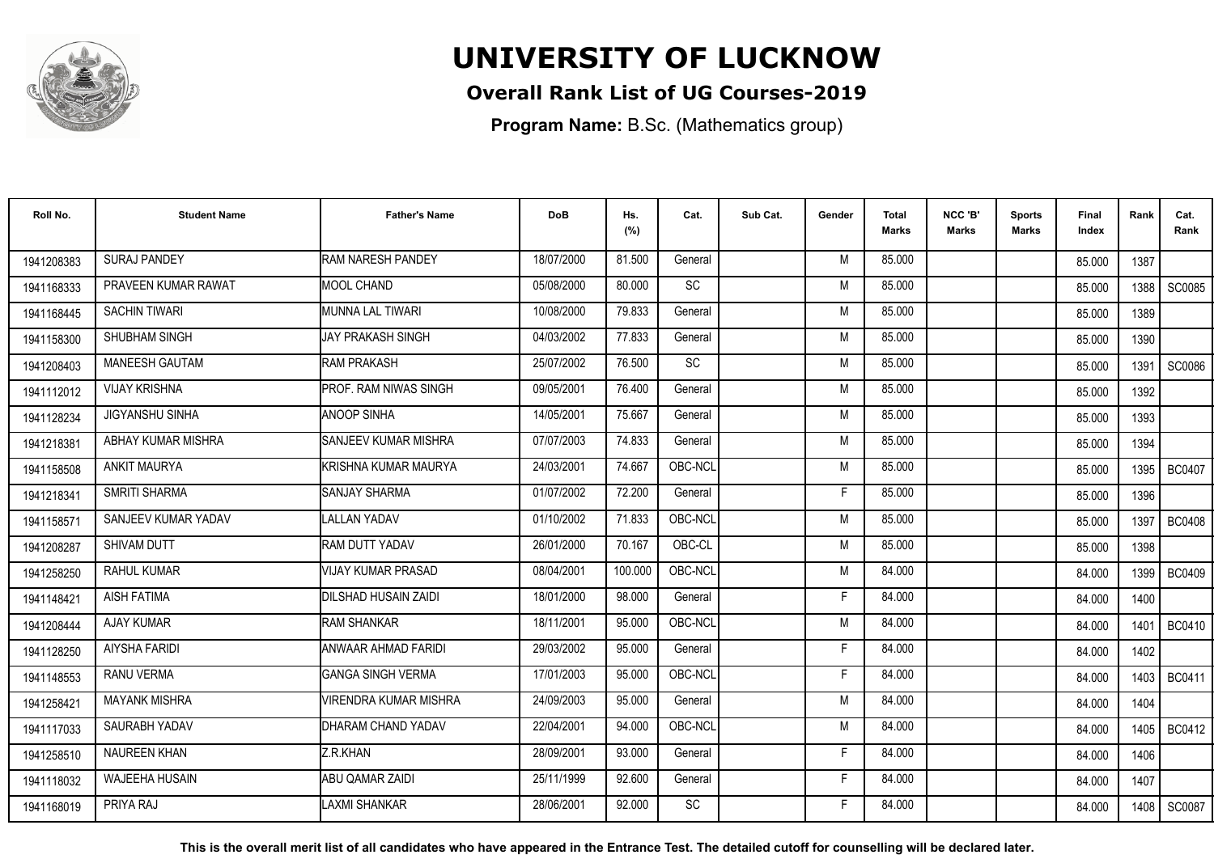# UNIVERSITY OF LUCKNOW

**Overall Rank List of UG Courses-2019**

**Program Name:** B.Sc. (Mathematics group)

| Roll No. | Student Name | Father's Name | DoB | Hs. (%) | Cat. | Sub Cat. | Gender | Total Marks | NCC 'B' Marks | Sports Marks | Final Index | Rank | Cat. Rank |
|---|---|---|---|---|---|---|---|---|---|---|---|---|---|
| 1941208383 | SURAJ PANDEY | RAM NARESH PANDEY | 18/07/2000 | 81.500 | General | | M | 85.000 | | | 85.000 | 1387 | |
| 1941168333 | PRAVEEN KUMAR RAWAT | MOOL CHAND | 05/08/2000 | 80.000 | SC | | M | 85.000 | | | 85.000 | 1388 | SC0085 |
| 1941168445 | SACHIN TIWARI | MUNNA LAL TIWARI | 10/08/2000 | 79.833 | General | | M | 85.000 | | | 85.000 | 1389 | |
| 1941158300 | SHUBHAM SINGH | JAY PRAKASH SINGH | 04/03/2002 | 77.833 | General | | M | 85.000 | | | 85.000 | 1390 | |
| 1941208403 | MANEESH GAUTAM | RAM PRAKASH | 25/07/2002 | 76.500 | SC | | M | 85.000 | | | 85.000 | 1391 | SC0086 |
| 1941112012 | VIJAY KRISHNA | PROF. RAM NIWAS SINGH | 09/05/2001 | 76.400 | General | | M | 85.000 | | | 85.000 | 1392 | |
| 1941128234 | JIGYANSHU SINHA | ANOOP SINHA | 14/05/2001 | 75.667 | General | | M | 85.000 | | | 85.000 | 1393 | |
| 1941218381 | ABHAY KUMAR MISHRA | SANJEEV KUMAR MISHRA | 07/07/2003 | 74.833 | General | | M | 85.000 | | | 85.000 | 1394 | |
| 1941158508 | ANKIT MAURYA | KRISHNA KUMAR MAURYA | 24/03/2001 | 74.667 | OBC-NCL | | M | 85.000 | | | 85.000 | 1395 | BC0407 |
| 1941218341 | SMRITI SHARMA | SANJAY SHARMA | 01/07/2002 | 72.200 | General | | F | 85.000 | | | 85.000 | 1396 | |
| 1941158571 | SANJEEV KUMAR YADAV | LALLAN YADAV | 01/10/2002 | 71.833 | OBC-NCL | | M | 85.000 | | | 85.000 | 1397 | BC0408 |
| 1941208287 | SHIVAM DUTT | RAM DUTT YADAV | 26/01/2000 | 70.167 | OBC-CL | | M | 85.000 | | | 85.000 | 1398 | |
| 1941258250 | RAHUL KUMAR | VIJAY KUMAR PRASAD | 08/04/2001 | 100.000 | OBC-NCL | | M | 84.000 | | | 84.000 | 1399 | BC0409 |
| 1941148421 | AISH FATIMA | DILSHAD HUSAIN ZAIDI | 18/01/2000 | 98.000 | General | | F | 84.000 | | | 84.000 | 1400 | |
| 1941208444 | AJAY KUMAR | RAM SHANKAR | 18/11/2001 | 95.000 | OBC-NCL | | M | 84.000 | | | 84.000 | 1401 | BC0410 |
| 1941128250 | AIYSHA FARIDI | ANWAAR AHMAD FARIDI | 29/03/2002 | 95.000 | General | | F | 84.000 | | | 84.000 | 1402 | |
| 1941148553 | RANU VERMA | GANGA SINGH VERMA | 17/01/2003 | 95.000 | OBC-NCL | | F | 84.000 | | | 84.000 | 1403 | BC0411 |
| 1941258421 | MAYANK MISHRA | VIRENDRA KUMAR MISHRA | 24/09/2003 | 95.000 | General | | M | 84.000 | | | 84.000 | 1404 | |
| 1941117033 | SAURABH YADAV | DHARAM CHAND YADAV | 22/04/2001 | 94.000 | OBC-NCL | | M | 84.000 | | | 84.000 | 1405 | BC0412 |
| 1941258510 | NAUREEN KHAN | Z.R.KHAN | 28/09/2001 | 93.000 | General | | F | 84.000 | | | 84.000 | 1406 | |
| 1941118032 | WAJEEHA HUSAIN | ABU QAMAR ZAIDI | 25/11/1999 | 92.600 | General | | F | 84.000 | | | 84.000 | 1407 | |
| 1941168019 | PRIYA RAJ | LAXMI SHANKAR | 28/06/2001 | 92.000 | SC | | F | 84.000 | | | 84.000 | 1408 | SC0087 |

**This is the overall merit list of all candidates who have appeared in the Entrance Test. The detailed cutoff for counselling will be declared later.**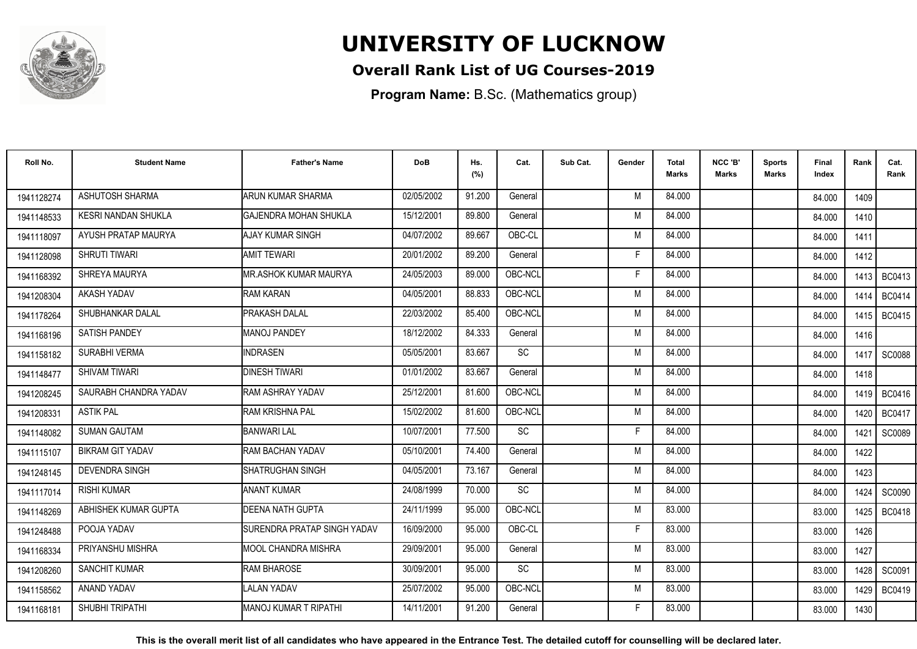# UNIVERSITY OF LUCKNOW

## Overall Rank List of UG Courses-2019

**Program Name:** B.Sc. (Mathematics group)

| Roll No. | Student Name | Father's Name | DoB | Hs. (%) | Cat. | Sub Cat. | Gender | Total Marks | NCC 'B' Marks | Sports Marks | Final Index | Rank | Cat. Rank |
|---|---|---|---|---|---|---|---|---|---|---|---|---|---|
| 1941128274 | ASHUTOSH SHARMA | ARUN KUMAR SHARMA | 02/05/2002 | 91.200 | General | | M | 84.000 | | | 84.000 | 1409 | |
| 1941148533 | KESRI NANDAN SHUKLA | GAJENDRA MOHAN SHUKLA | 15/12/2001 | 89.800 | General | | M | 84.000 | | | 84.000 | 1410 | |
| 1941118097 | AYUSH PRATAP MAURYA | AJAY KUMAR SINGH | 04/07/2002 | 89.667 | OBC-CL | | M | 84.000 | | | 84.000 | 1411 | |
| 1941128098 | SHRUTI TIWARI | AMIT TEWARI | 20/01/2002 | 89.200 | General | | F | 84.000 | | | 84.000 | 1412 | |
| 1941168392 | SHREYA MAURYA | MR.ASHOK KUMAR MAURYA | 24/05/2003 | 89.000 | OBC-NCL | | F | 84.000 | | | 84.000 | 1413 | BC0413 |
| 1941208304 | AKASH YADAV | RAM KARAN | 04/05/2001 | 88.833 | OBC-NCL | | M | 84.000 | | | 84.000 | 1414 | BC0414 |
| 1941178264 | SHUBHANKAR DALAL | PRAKASH DALAL | 22/03/2002 | 85.400 | OBC-NCL | | M | 84.000 | | | 84.000 | 1415 | BC0415 |
| 1941168196 | SATISH PANDEY | MANOJ PANDEY | 18/12/2002 | 84.333 | General | | M | 84.000 | | | 84.000 | 1416 | |
| 1941158182 | SURABHI VERMA | INDRASEN | 05/05/2001 | 83.667 | SC | | M | 84.000 | | | 84.000 | 1417 | SC0088 |
| 1941148477 | SHIVAM TIWARI | DINESH TIWARI | 01/01/2002 | 83.667 | General | | M | 84.000 | | | 84.000 | 1418 | |
| 1941208245 | SAURABH CHANDRA YADAV | RAM ASHRAY YADAV | 25/12/2001 | 81.600 | OBC-NCL | | M | 84.000 | | | 84.000 | 1419 | BC0416 |
| 1941208331 | ASTIK PAL | RAM KRISHNA PAL | 15/02/2002 | 81.600 | OBC-NCL | | M | 84.000 | | | 84.000 | 1420 | BC0417 |
| 1941148082 | SUMAN GAUTAM | BANWARI LAL | 10/07/2001 | 77.500 | SC | | F | 84.000 | | | 84.000 | 1421 | SC0089 |
| 1941115107 | BIKRAM GIT YADAV | RAM BACHAN YADAV | 05/10/2001 | 74.400 | General | | M | 84.000 | | | 84.000 | 1422 | |
| 1942248145 | DEVENDRA SINGH | SHATRUGHAN SINGH | 04/05/2001 | 73.167 | General | | M | 84.000 | | | 84.000 | 1423 | |
| 1941117014 | RISHI KUMAR | ANANT KUMAR | 24/08/1999 | 70.000 | SC | | M | 84.000 | | | 84.000 | 1424 | SC0090 |
| 1941148269 | ABHISHEK KUMAR GUPTA | DEENA NATH GUPTA | 24/11/1999 | 95.000 | OBC-NCL | | M | 83.000 | | | 83.000 | 1425 | BC0418 |
| 1941248488 | POOJA YADAV | SURENDRA PRATAP SINGH YADAV | 16/09/2000 | 95.000 | OBC-CL | | F | 83.000 | | | 83.000 | 1426 | |
| 1941168334 | PRIYANSHU MISHRA | MOOL CHANDRA MISHRA | 29/09/2001 | 95.000 | General | | M | 83.000 | | | 83.000 | 1427 | |
| 1941208260 | SANCHIT KUMAR | RAM BHAROSE | 30/09/2001 | 95.000 | SC | | M | 83.000 | | | 83.000 | 1428 | SC0091 |
| 1941158562 | ANAND YADAV | LALAN YADAV | 25/07/2002 | 95.000 | OBC-NCL | | M | 83.000 | | | 83.000 | 1429 | BC0419 |
| 1941168181 | SHUBHI TRIPATHI | MANOJ KUMAR T RIPATHI | 14/11/2001 | 91.200 | General | | F | 83.000 | | | 83.000 | 1430 | |

**This is the overall merit list of all candidates who have appeared in the Entrance Test. The detailed cutoff for counselling will be declared later.**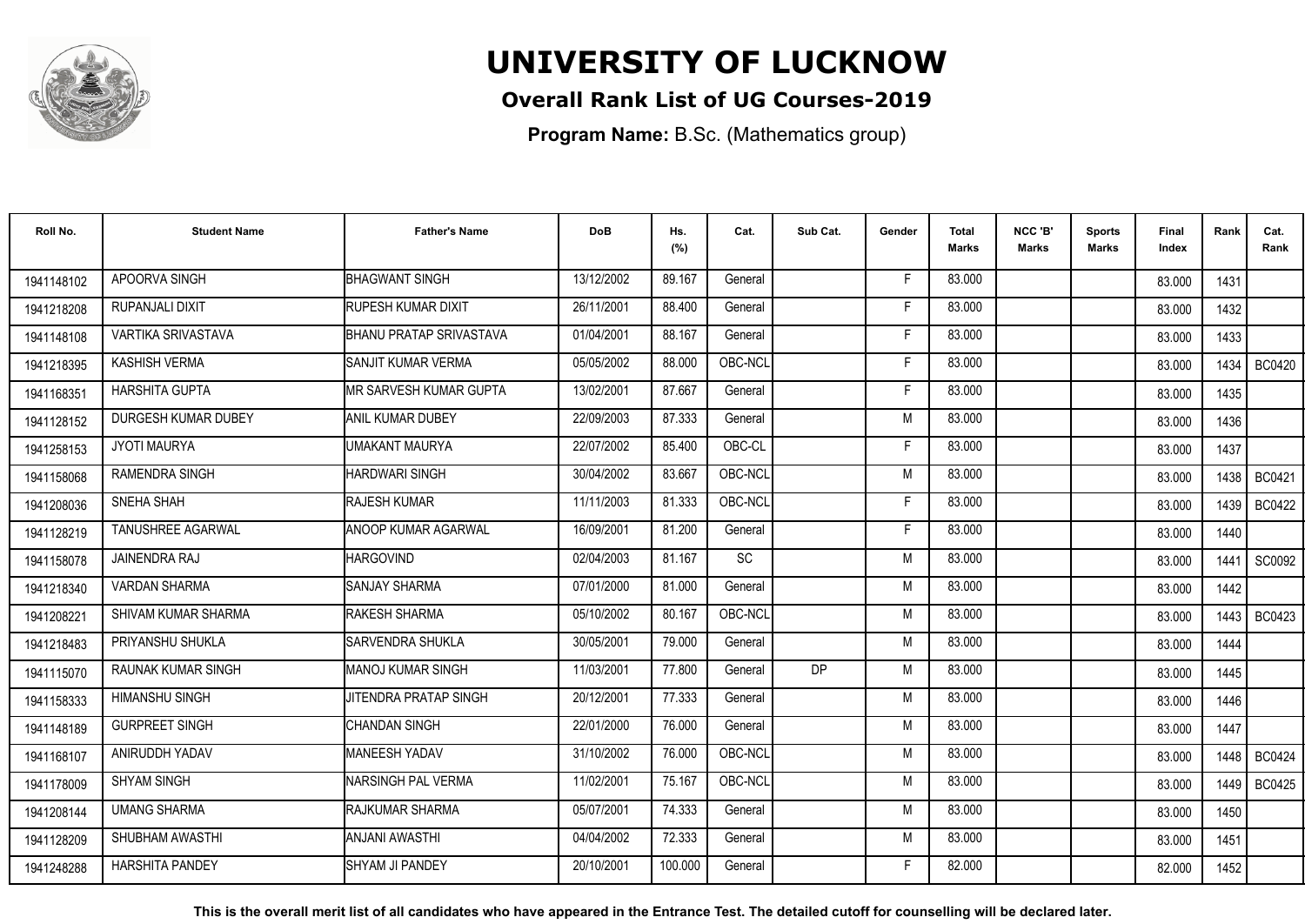# UNIVERSITY OF LUCKNOW

## Overall Rank List of UG Courses-2019

**Program Name:** B.Sc. (Mathematics group)

| Roll No. | Student Name | Father's Name | DoB | Hs. (%) | Cat. | Sub Cat. | Gender | Total Marks | NCC 'B' Marks | Sports Marks | Final Index | Rank | Cat. Rank |
|---|---|---|---|---|---|---|---|---|---|---|---|---|---|
| 1941148102 | APOORVA SINGH | BHAGWANT SINGH | 13/12/2002 | 89.167 | General | | F | 83.000 | | | 83.000 | 1431 | |
| 1941218208 | RUPANJALI DIXIT | RUPESH KUMAR DIXIT | 26/11/2001 | 88.400 | General | | F | 83.000 | | | 83.000 | 1432 | |
| 1941148108 | VARTIKA SRIVASTAVA | BHANU PRATAP SRIVASTAVA | 01/04/2001 | 88.167 | General | | F | 83.000 | | | 83.000 | 1433 | |
| 1941218395 | KASHISH VERMA | SANJIT KUMAR VERMA | 05/05/2002 | 88.000 | OBC-NCL | | F | 83.000 | | | 83.000 | 1434 | BC0420 |
| 1941168351 | HARSHITA GUPTA | MR SARVESH KUMAR GUPTA | 13/02/2001 | 87.667 | General | | F | 83.000 | | | 83.000 | 1435 | |
| 1941128152 | DURGESH KUMAR DUBEY | ANIL KUMAR DUBEY | 22/09/2003 | 87.333 | General | | M | 83.000 | | | 83.000 | 1436 | |
| 1941258153 | JYOTI MAURYA | UMAKANT MAURYA | 22/07/2002 | 85.400 | OBC-CL | | F | 83.000 | | | 83.000 | 1437 | |
| 1941158068 | RAMENDRA SINGH | HARDWARI SINGH | 30/04/2002 | 83.667 | OBC-NCL | | M | 83.000 | | | 83.000 | 1438 | BC0421 |
| 1941208036 | SNEHA SHAH | RAJESH KUMAR | 11/11/2003 | 81.333 | OBC-NCL | | F | 83.000 | | | 83.000 | 1439 | BC0422 |
| 1941128219 | TANUSHREE AGARWAL | ANOOP KUMAR AGARWAL | 16/09/2001 | 81.200 | General | | F | 83.000 | | | 83.000 | 1440 | |
| 1941158078 | JAINENDRA RAJ | HARGOVIND | 02/04/2003 | 81.167 | SC | | M | 83.000 | | | 83.000 | 1441 | SC0092 |
| 1941218340 | VARDAN SHARMA | SANJAY SHARMA | 07/01/2000 | 81.000 | General | | M | 83.000 | | | 83.000 | 1442 | |
| 1941208221 | SHIVAM KUMAR SHARMA | RAKESH SHARMA | 05/10/2002 | 80.167 | OBC-NCL | | M | 83.000 | | | 83.000 | 1443 | BC0423 |
| 1941218483 | PRIYANSHU SHUKLA | SARVENDRA SHUKLA | 30/05/2001 | 79.000 | General | | M | 83.000 | | | 83.000 | 1444 | |
| 1941115070 | RAUNAK KUMAR SINGH | MANOJ KUMAR SINGH | 11/03/2001 | 77.800 | General | DP | M | 83.000 | | | 83.000 | 1445 | |
| 1941158333 | HIMANSHU SINGH | JITENDRA PRATAP SINGH | 20/12/2001 | 77.333 | General | | M | 83.000 | | | 83.000 | 1446 | |
| 1941148189 | GURPREET SINGH | CHANDAN SINGH | 22/01/2000 | 76.000 | General | | M | 83.000 | | | 83.000 | 1447 | |
| 1941168107 | ANIRUDDH YADAV | MANEESH YADAV | 31/10/2002 | 76.000 | OBC-NCL | | M | 83.000 | | | 83.000 | 1448 | BC0424 |
| 1941178009 | SHYAM SINGH | NARSINGH PAL VERMA | 11/02/2001 | 75.167 | OBC-NCL | | M | 83.000 | | | 83.000 | 1449 | BC0425 |
| 1941208144 | UMANG SHARMA | RAJKUMAR SHARMA | 05/07/2001 | 74.333 | General | | M | 83.000 | | | 83.000 | 1450 | |
| 1941128209 | SHUBHAM AWASTHI | ANJANI AWASTHI | 04/04/2002 | 72.333 | General | | M | 83.000 | | | 83.000 | 1451 | |
| 1941248288 | HARSHITA PANDEY | SHYAM JI PANDEY | 20/10/2001 | 100.000 | General | | F | 82.000 | | | 82.000 | 1452 | |

**This is the overall merit list of all candidates who have appeared in the Entrance Test. The detailed cutoff for counselling will be declared later.**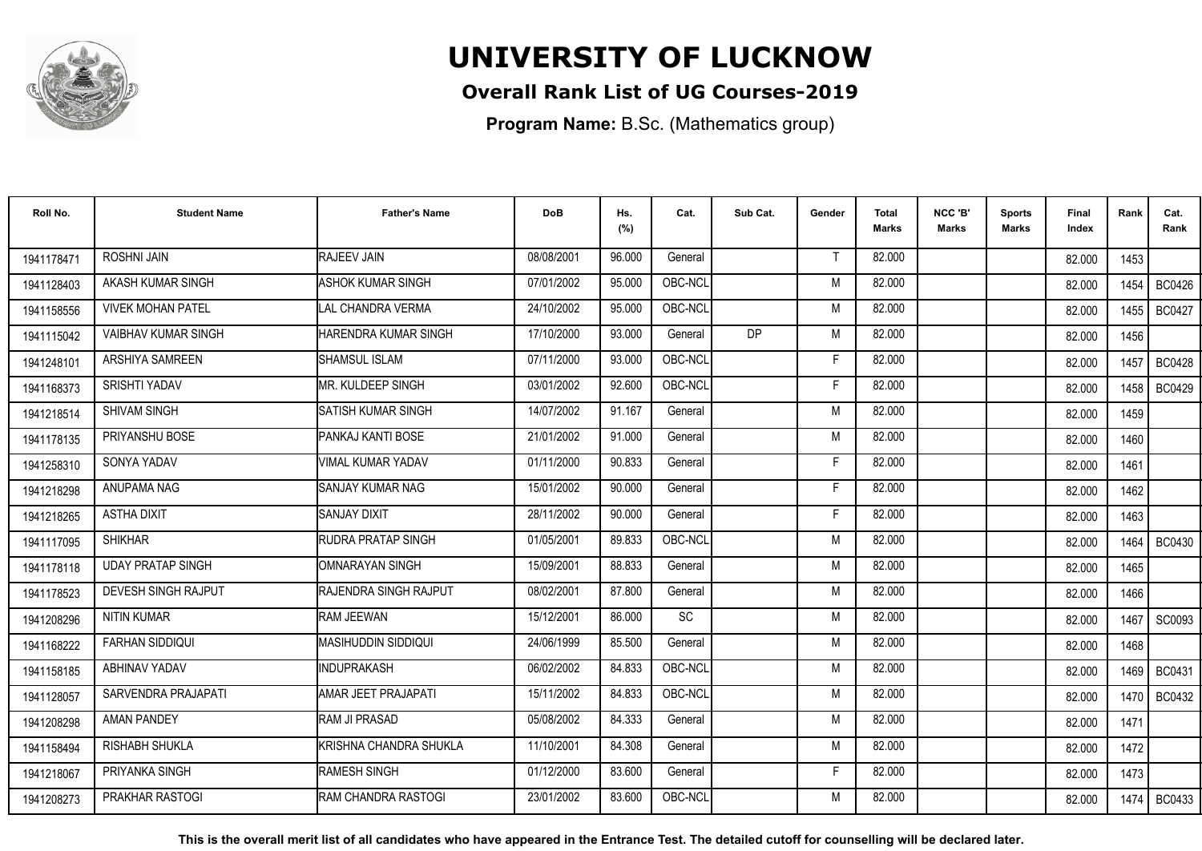# UNIVERSITY OF LUCKNOW

## Overall Rank List of UG Courses-2019

**Program Name:** B.Sc. (Mathematics group)

| Roll No. | Student Name | Father's Name | DoB | Hs. (%) | Cat. | Sub Cat. | Gender | Total Marks | NCC 'B' Marks | Sports Marks | Final Index | Rank | Cat. Rank |
|---|---|---|---|---|---|---|---|---|---|---|---|---|---|
| 1941178471 | ROSHNI JAIN | RAJEEV JAIN | 08/08/2001 | 96.000 | General | | T | 82.000 | | | 82.000 | 1453 | |
| 1941128403 | AKASH KUMAR SINGH | ASHOK KUMAR SINGH | 07/01/2002 | 95.000 | OBC-NCL | | M | 82.000 | | | 82.000 | 1454 | BC0426 |
| 1941158556 | VIVEK MOHAN PATEL | LAL CHANDRA VERMA | 24/10/2002 | 95.000 | OBC-NCL | | M | 82.000 | | | 82.000 | 1455 | BC0427 |
| 1941115042 | VAIBHAV KUMAR SINGH | HARENDRA KUMAR SINGH | 17/10/2000 | 93.000 | General | DP | M | 82.000 | | | 82.000 | 1456 | |
| 1941248101 | ARSHIYA SAMREEN | SHAMSUL ISLAM | 07/11/2000 | 93.000 | OBC-NCL | | F | 82.000 | | | 82.000 | 1457 | BC0428 |
| 1941168373 | SRISHTI YADAV | MR. KULDEEP SINGH | 03/01/2002 | 92.600 | OBC-NCL | | F | 82.000 | | | 82.000 | 1458 | BC0429 |
| 1941218514 | SHIVAM SINGH | SATISH KUMAR SINGH | 14/07/2002 | 91.167 | General | | M | 82.000 | | | 82.000 | 1459 | |
| 1941178135 | PRIYANSHU BOSE | PANKAJ KANTI BOSE | 21/01/2002 | 91.000 | General | | M | 82.000 | | | 82.000 | 1460 | |
| 1941258310 | SONYA YADAV | VIMAL KUMAR YADAV | 01/11/2000 | 90.833 | General | | F | 82.000 | | | 82.000 | 1461 | |
| 1941218298 | ANUPAMA NAG | SANJAY KUMAR NAG | 15/01/2002 | 90.000 | General | | F | 82.000 | | | 82.000 | 1462 | |
| 1941218265 | ASTHA DIXIT | SANJAY DIXIT | 28/11/2002 | 90.000 | General | | F | 82.000 | | | 82.000 | 1463 | |
| 1941117095 | SHIKHAR | RUDRA PRATAP SINGH | 01/05/2001 | 89.833 | OBC-NCL | | M | 82.000 | | | 82.000 | 1464 | BC0430 |
| 1941178118 | UDAY PRATAP SINGH | OMNARAYAN SINGH | 15/09/2001 | 88.833 | General | | M | 82.000 | | | 82.000 | 1465 | |
| 1941178523 | DEVESH SINGH RAJPUT | RAJENDRA SINGH RAJPUT | 08/02/2001 | 87.800 | General | | M | 82.000 | | | 82.000 | 1466 | |
| 1941208296 | NITIN KUMAR | RAM JEEWAN | 15/12/2001 | 86.000 | SC | | M | 82.000 | | | 82.000 | 1467 | SC0093 |
| 1941168222 | FARHAN SIDDIQUI | MASIHUDDIN SIDDIQUI | 24/06/1999 | 85.500 | General | | M | 82.000 | | | 82.000 | 1468 | |
| 1941158185 | ABHINAV YADAV | INDUPRAKASH | 06/02/2002 | 84.833 | OBC-NCL | | M | 82.000 | | | 82.000 | 1469 | BC0431 |
| 1941128057 | SARVENDRA PRAJAPATI | AMAR JEET PRAJAPATI | 15/11/2002 | 84.833 | OBC-NCL | | M | 82.000 | | | 82.000 | 1470 | BC0432 |
| 1941208298 | AMAN PANDEY | RAM JI PRASAD | 05/08/2002 | 84.333 | General | | M | 82.000 | | | 82.000 | 1471 | |
| 1941158494 | RISHABH SHUKLA | KRISHNA CHANDRA SHUKLA | 11/10/2001 | 84.308 | General | | M | 82.000 | | | 82.000 | 1472 | |
| 1941218067 | PRIYANKA SINGH | RAMESH SINGH | 01/12/2000 | 83.600 | General | | F | 82.000 | | | 82.000 | 1473 | |
| 1941208273 | PRAKHAR RASTOGI | RAM CHANDRA RASTOGI | 23/01/2002 | 83.600 | OBC-NCL | | M | 82.000 | | | 82.000 | 1474 | BC0433 |

**This is the overall merit list of all candidates who have appeared in the Entrance Test. The detailed cutoff for counselling will be declared later.**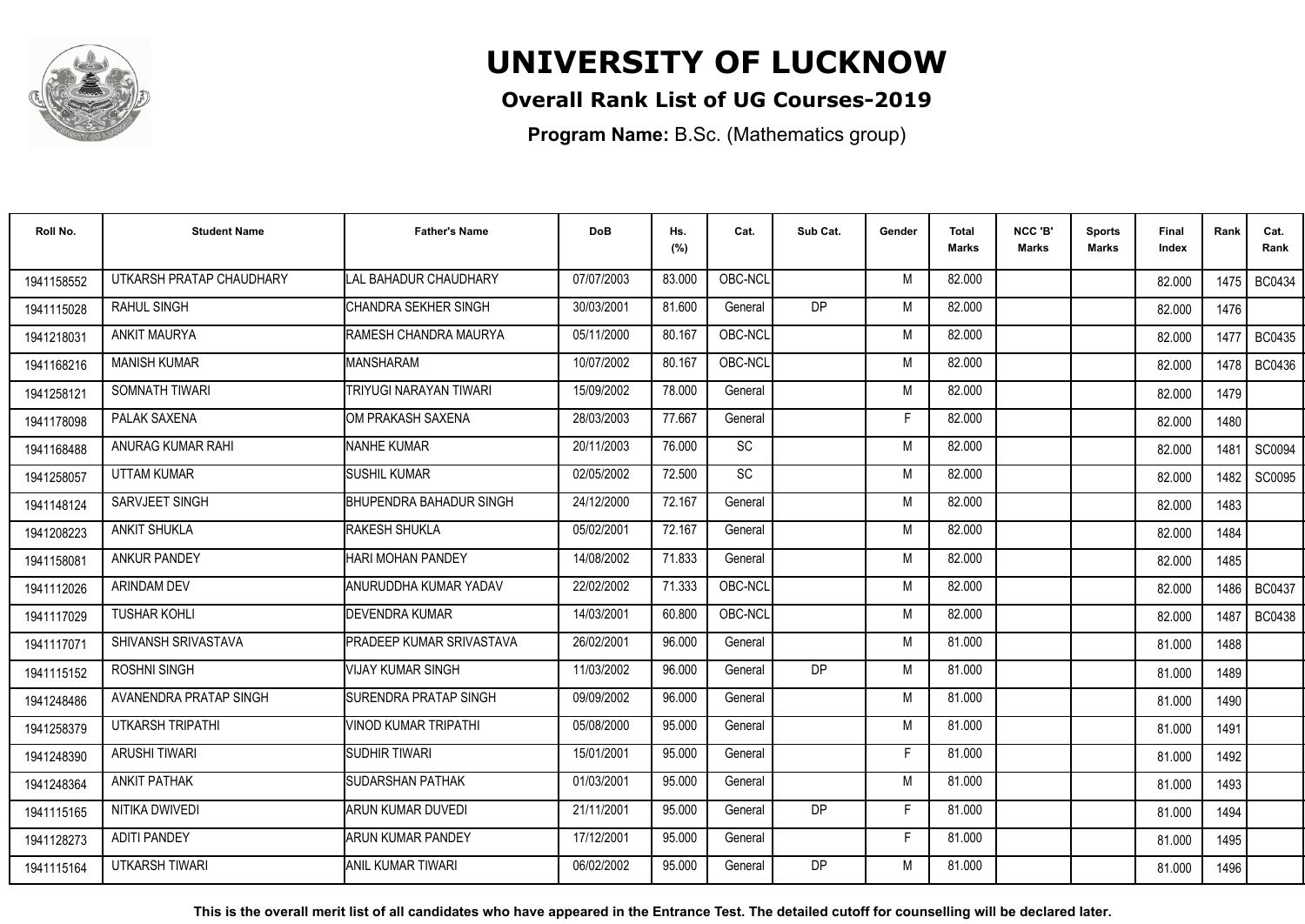# UNIVERSITY OF LUCKNOW

## Overall Rank List of UG Courses-2019

**Program Name:** B.Sc. (Mathematics group)

| Roll No. | Student Name | Father's Name | DoB | Hs. (%) | Cat. | Sub Cat. | Gender | Total Marks | NCC 'B' Marks | Sports Marks | Final Index | Rank | Cat. Rank |
|---|---|---|---|---|---|---|---|---|---|---|---|---|---|
| 1941158552 | UTKARSH PRATAP CHAUDHARY | LAL BAHADUR CHAUDHARY | 07/07/2003 | 83.000 | OBC-NCL | | M | 82.000 | | | 82.000 | 1475 | BC0434 |
| 1941115028 | RAHUL SINGH | CHANDRA SEKHER SINGH | 30/03/2001 | 81.600 | General | DP | M | 82.000 | | | 82.000 | 1476 | |
| 1942218031 | ANKIT MAURYA | RAMESH CHANDRA MAURYA | 05/11/2000 | 80.167 | OBC-NCL | | M | 82.000 | | | 82.000 | 1477 | BC0435 |
| 1941168216 | MANISH KUMAR | MANSHARAM | 10/07/2002 | 80.167 | OBC-NCL | | M | 82.000 | | | 82.000 | 1478 | BC0436 |
| 1941258121 | SOMNATH TIWARI | TRIYUGI NARAYAN TIWARI | 15/09/2002 | 78.000 | General | | M | 82.000 | | | 82.000 | 1479 | |
| 1941178098 | PALAK SAXENA | OM PRAKASH SAXENA | 28/03/2003 | 77.667 | General | | F | 82.000 | | | 82.000 | 1480 | |
| 1941168488 | ANURAG KUMAR RAHI | NANHE KUMAR | 20/11/2003 | 76.000 | SC | | M | 82.000 | | | 82.000 | 1481 | SC0094 |
| 1941258057 | UTTAM KUMAR | SUSHIL KUMAR | 02/05/2002 | 72.500 | SC | | M | 82.000 | | | 82.000 | 1482 | SC0095 |
| 1941148124 | SARVJEET SINGH | BHUPENDRA BAHADUR SINGH | 24/12/2000 | 72.167 | General | | M | 82.000 | | | 82.000 | 1483 | |
| 1941208223 | ANKIT SHUKLA | RAKESH SHUKLA | 05/02/2001 | 72.167 | General | | M | 82.000 | | | 82.000 | 1484 | |
| 1941158081 | ANKUR PANDEY | HARI MOHAN PANDEY | 14/08/2002 | 71.833 | General | | M | 82.000 | | | 82.000 | 1485 | |
| 1941112026 | ARINDAM DEV | ANURUDDHA KUMAR YADAV | 22/02/2002 | 71.333 | OBC-NCL | | M | 82.000 | | | 82.000 | 1486 | BC0437 |
| 1941117029 | TUSHAR KOHLI | DEVENDRA KUMAR | 14/03/2001 | 60.800 | OBC-NCL | | M | 82.000 | | | 82.000 | 1487 | BC0438 |
| 1941117071 | SHIVANSH SRIVASTAVA | PRADEEP KUMAR SRIVASTAVA | 26/02/2001 | 96.000 | General | | M | 81.000 | | | 81.000 | 1488 | |
| 1941115152 | ROSHNI SINGH | VIJAY KUMAR SINGH | 11/03/2002 | 96.000 | General | DP | M | 81.000 | | | 81.000 | 1489 | |
| 1942248486 | AVANENDRA PRATAP SINGH | SURENDRA PRATAP SINGH | 09/09/2002 | 96.000 | General | | M | 81.000 | | | 81.000 | 1490 | |
| 1941258379 | UTKARSH TRIPATHI | VINOD KUMAR TRIPATHI | 05/08/2000 | 95.000 | General | | M | 81.000 | | | 81.000 | 1491 | |
| 1941248390 | ARUSHI TIWARI | SUDHIR TIWARI | 15/01/2001 | 95.000 | General | | F | 81.000 | | | 81.000 | 1492 | |
| 1941248364 | ANKIT PATHAK | SUDARSHAN PATHAK | 01/03/2001 | 95.000 | General | | M | 81.000 | | | 81.000 | 1493 | |
| 1941115165 | NITIKA DWIVEDI | ARUN KUMAR DUVEDI | 21/11/2001 | 95.000 | General | DP | F | 81.000 | | | 81.000 | 1494 | |
| 1941128273 | ADITI PANDEY | ARUN KUMAR PANDEY | 17/12/2001 | 95.000 | General | | F | 81.000 | | | 81.000 | 1495 | |
| 1941115164 | UTKARSH TIWARI | ANIL KUMAR TIWARI | 06/02/2002 | 95.000 | General | DP | M | 81.000 | | | 81.000 | 1496 | |

**This is the overall merit list of all candidates who have appeared in the Entrance Test. The detailed cutoff for counselling will be declared later.**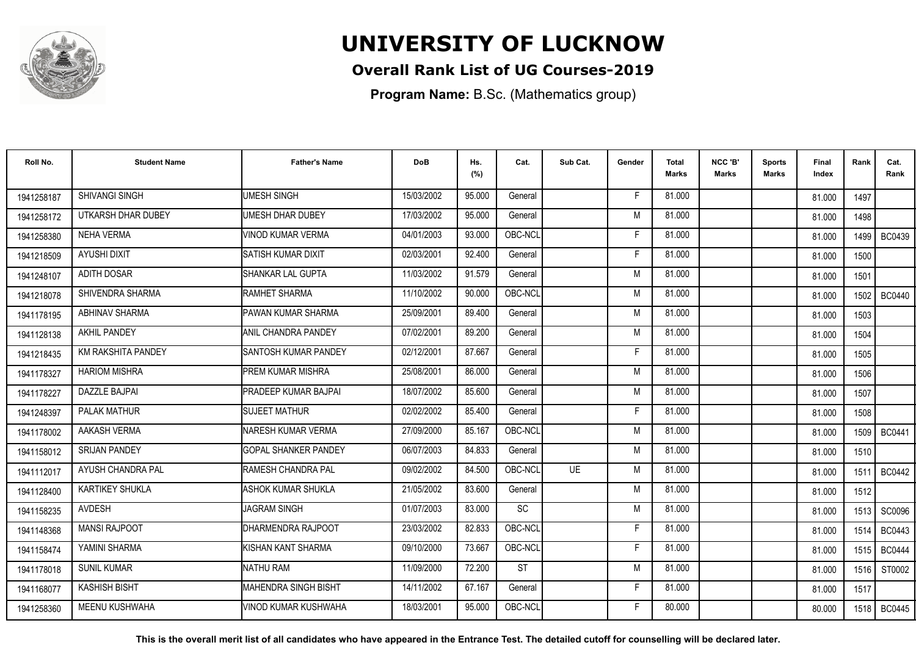# UNIVERSITY OF LUCKNOW

## Overall Rank List of UG Courses-2019

**Program Name:** B.Sc. (Mathematics group)

| Roll No. | Student Name | Father's Name | DoB | Hs. (%) | Cat. | Sub Cat. | Gender | Total Marks | NCC 'B' Marks | Sports Marks | Final Index | Rank | Cat. Rank |
|---|---|---|---|---|---|---|---|---|---|---|---|---|---|
| 1941258187 | SHIVANGI SINGH | UMESH SINGH | 15/03/2002 | 95.000 | General | | F | 81.000 | | | 81.000 | 1497 | |
| 1941258172 | UTKARSH DHAR DUBEY | UMESH DHAR DUBEY | 17/03/2002 | 95.000 | General | | M | 81.000 | | | 81.000 | 1498 | |
| 1941258380 | NEHA VERMA | VINOD KUMAR VERMA | 04/01/2003 | 93.000 | OBC-NCL | | F | 81.000 | | | 81.000 | 1499 | BC0439 |
| 1941218509 | AYUSHI DIXIT | SATISH KUMAR DIXIT | 02/03/2001 | 92.400 | General | | F | 81.000 | | | 81.000 | 1500 | |
| 1941248107 | ADITH DOSAR | SHANKAR LAL GUPTA | 11/03/2002 | 91.579 | General | | M | 81.000 | | | 81.000 | 1501 | |
| 1941218078 | SHIVENDRA SHARMA | RAMHET SHARMA | 11/10/2002 | 90.000 | OBC-NCL | | M | 81.000 | | | 81.000 | 1502 | BC0440 |
| 1941178195 | ABHINAV SHARMA | PAWAN KUMAR SHARMA | 25/09/2001 | 89.400 | General | | M | 81.000 | | | 81.000 | 1503 | |
| 1941128138 | AKHIL PANDEY | ANIL CHANDRA PANDEY | 07/02/2001 | 89.200 | General | | M | 81.000 | | | 81.000 | 1504 | |
| 1941218435 | KM RAKSHITA PANDEY | SANTOSH KUMAR PANDEY | 02/12/2001 | 87.667 | General | | F | 81.000 | | | 81.000 | 1505 | |
| 1941178327 | HARIOM MISHRA | PREM KUMAR MISHRA | 25/08/2001 | 86.000 | General | | M | 81.000 | | | 81.000 | 1506 | |
| 1941178227 | DAZZLE BAJPAI | PRADEEP KUMAR BAJPAI | 18/07/2002 | 85.600 | General | | M | 81.000 | | | 81.000 | 1507 | |
| 1941248397 | PALAK MATHUR | SUJEET MATHUR | 02/02/2002 | 85.400 | General | | F | 81.000 | | | 81.000 | 1508 | |
| 1941178002 | AAKASH VERMA | NARESH KUMAR VERMA | 27/09/2000 | 85.167 | OBC-NCL | | M | 81.000 | | | 81.000 | 1509 | BC0441 |
| 1941158012 | SRIJAN PANDEY | GOPAL SHANKER PANDEY | 06/07/2003 | 84.833 | General | | M | 81.000 | | | 81.000 | 1510 | |
| 1941112017 | AYUSH CHANDRA PAL | RAMESH CHANDRA PAL | 09/02/2002 | 84.500 | OBC-NCL | UE | M | 81.000 | | | 81.000 | 1511 | BC0442 |
| 1941128400 | KARTIKEY SHUKLA | ASHOK KUMAR SHUKLA | 21/05/2002 | 83.600 | General | | M | 81.000 | | | 81.000 | 1512 | |
| 1941158235 | AVDESH | JAGRAM SINGH | 01/07/2003 | 83.000 | SC | | M | 81.000 | | | 81.000 | 1513 | SC0096 |
| 1941148368 | MANSI RAJPOOT | DHARMENDRA RAJPOOT | 23/03/2002 | 82.833 | OBC-NCL | | F | 81.000 | | | 81.000 | 1514 | BC0443 |
| 1941158474 | YAMINI SHARMA | KISHAN KANT SHARMA | 09/10/2000 | 73.667 | OBC-NCL | | F | 81.000 | | | 81.000 | 1515 | BC0444 |
| 1941178018 | SUNIL KUMAR | NATHU RAM | 11/09/2000 | 72.200 | ST | | M | 81.000 | | | 81.000 | 1516 | ST0002 |
| 1941168077 | KASHISH BISHT | MAHENDRA SINGH BISHT | 14/11/2002 | 67.167 | General | | F | 81.000 | | | 81.000 | 1517 | |
| 1941258360 | MEENU KUSHWAHA | VINOD KUMAR KUSHWAHA | 18/03/2001 | 95.000 | OBC-NCL | | F | 80.000 | | | 80.000 | 1518 | BC0445 |

**This is the overall merit list of all candidates who have appeared in the Entrance Test. The detailed cutoff for counselling will be declared later.**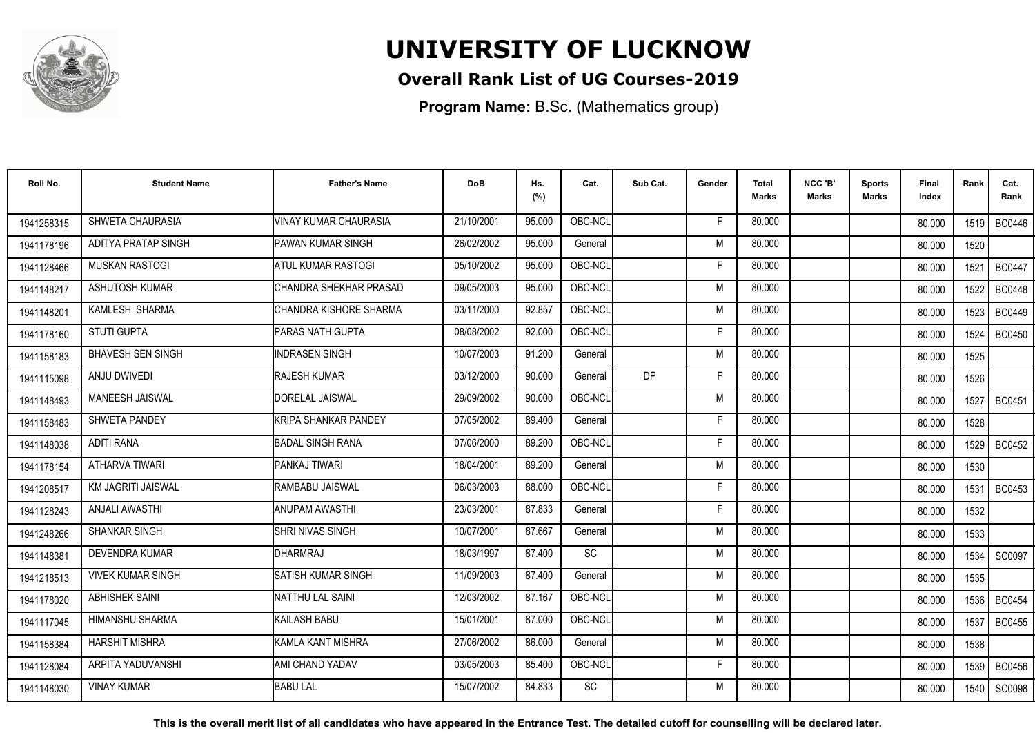# UNIVERSITY OF LUCKNOW

## Overall Rank List of UG Courses-2019

**Program Name:** B.Sc. (Mathematics group)

| Roll No. | Student Name | Father's Name | DoB | Hs. (%) | Cat. | Sub Cat. | Gender | Total Marks | NCC 'B' Marks | Sports Marks | Final Index | Rank | Cat. Rank |
|---|---|---|---|---|---|---|---|---|---|---|---|---|---|
| 1941258315 | SHWETA CHAURASIA | VINAY KUMAR CHAURASIA | 21/10/2001 | 95.000 | OBC-NCL | | F | 80.000 | | | 80.000 | 1519 | BC0446 |
| 1941178196 | ADITYA PRATAP SINGH | PAWAN KUMAR SINGH | 26/02/2002 | 95.000 | General | | M | 80.000 | | | 80.000 | 1520 | |
| 1941128466 | MUSKAN RASTOGI | ATUL KUMAR RASTOGI | 05/10/2002 | 95.000 | OBC-NCL | | F | 80.000 | | | 80.000 | 1521 | BC0447 |
| 1941148217 | ASHUTOSH KUMAR | CHANDRA SHEKHAR PRASAD | 09/05/2003 | 95.000 | OBC-NCL | | M | 80.000 | | | 80.000 | 1522 | BC0448 |
| 1941148201 | KAMLESH SHARMA | CHANDRA KISHORE SHARMA | 03/11/2000 | 92.857 | OBC-NCL | | M | 80.000 | | | 80.000 | 1523 | BC0449 |
| 1941178160 | STUTI GUPTA | PARAS NATH GUPTA | 08/08/2002 | 92.000 | OBC-NCL | | F | 80.000 | | | 80.000 | 1524 | BC0450 |
| 1941158183 | BHAVESH SEN SINGH | INDRASEN SINGH | 10/07/2003 | 91.200 | General | | M | 80.000 | | | 80.000 | 1525 | |
| 1941115098 | ANJU DWIVEDI | RAJESH KUMAR | 03/12/2000 | 90.000 | General | DP | F | 80.000 | | | 80.000 | 1526 | |
| 1941148493 | MANEESH JAISWAL | DORELAL JAISWAL | 29/09/2002 | 90.000 | OBC-NCL | | M | 80.000 | | | 80.000 | 1527 | BC0451 |
| 1941158483 | SHWETA PANDEY | KRIPA SHANKAR PANDEY | 07/05/2002 | 89.400 | General | | F | 80.000 | | | 80.000 | 1528 | |
| 1941148038 | ADITI RANA | BADAL SINGH RANA | 07/06/2000 | 89.200 | OBC-NCL | | F | 80.000 | | | 80.000 | 1529 | BC0452 |
| 1941178154 | ATHARVA TIWARI | PANKAJ TIWARI | 18/04/2001 | 89.200 | General | | M | 80.000 | | | 80.000 | 1530 | |
| 1941208517 | KM JAGRITI JAISWAL | RAMBABU JAISWAL | 06/03/2003 | 88.000 | OBC-NCL | | F | 80.000 | | | 80.000 | 1531 | BC0453 |
| 1941128243 | ANJALI AWASTHI | ANUPAM AWASTHI | 23/03/2001 | 87.833 | General | | F | 80.000 | | | 80.000 | 1532 | |
| 1941248266 | SHANKAR SINGH | SHRI NIVAS SINGH | 10/07/2001 | 87.667 | General | | M | 80.000 | | | 80.000 | 1533 | |
| 1941148381 | DEVENDRA KUMAR | DHARMRAJ | 18/03/1997 | 87.400 | SC | | M | 80.000 | | | 80.000 | 1534 | SC0097 |
| 1941218513 | VIVEK KUMAR SINGH | SATISH KUMAR SINGH | 11/09/2003 | 87.400 | General | | M | 80.000 | | | 80.000 | 1535 | |
| 1941178020 | ABHISHEK SAINI | NATTHU LAL SAINI | 12/03/2002 | 87.167 | OBC-NCL | | M | 80.000 | | | 80.000 | 1536 | BC0454 |
| 1941117045 | HIMANSHU SHARMA | KAILASH BABU | 15/01/2001 | 87.000 | OBC-NCL | | M | 80.000 | | | 80.000 | 1537 | BC0455 |
| 1941158384 | HARSHIT MISHRA | KAMLA KANT MISHRA | 27/06/2002 | 86.000 | General | | M | 80.000 | | | 80.000 | 1538 | |
| 1941128084 | ARPITA YADUVANSHI | AMI CHAND YADAV | 03/05/2003 | 85.400 | OBC-NCL | | F | 80.000 | | | 80.000 | 1539 | BC0456 |
| 1941148030 | VINAY KUMAR | BABU LAL | 15/07/2002 | 84.833 | SC | | M | 80.000 | | | 80.000 | 1540 | SC0098 |

**This is the overall merit list of all candidates who have appeared in the Entrance Test. The detailed cutoff for counselling will be declared later.**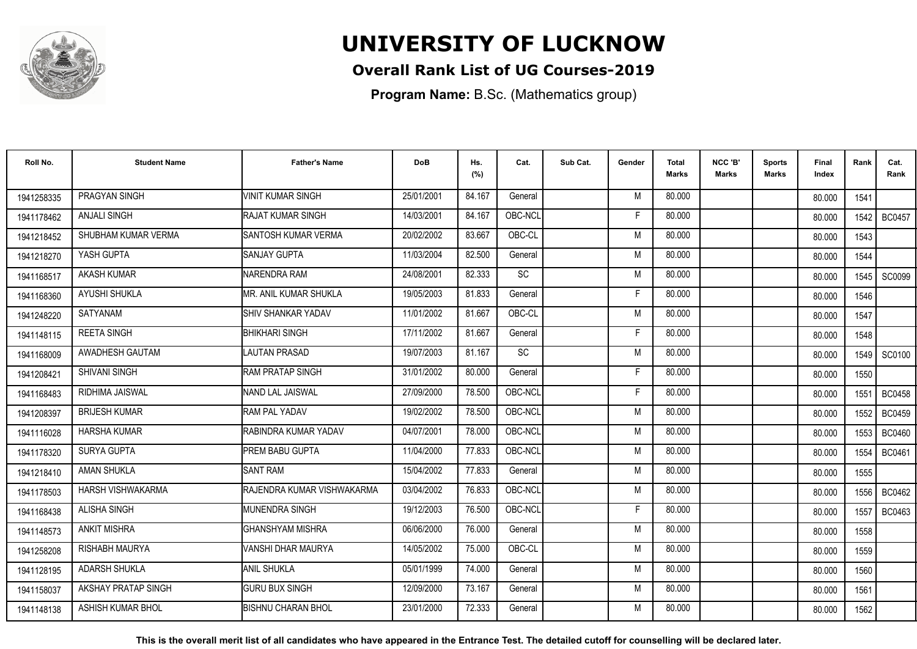# UNIVERSITY OF LUCKNOW

**Overall Rank List of UG Courses-2019**

**Program Name:** B.Sc. (Mathematics group)

| Roll No. | Student Name | Father's Name | DoB | Hs. (%) | Cat. | Sub Cat. | Gender | Total Marks | NCC 'B' Marks | Sports Marks | Final Index | Rank | Cat. Rank |
|---|---|---|---|---|---|---|---|---|---|---|---|---|---|
| 1941258335 | PRAGYAN SINGH | VINIT KUMAR SINGH | 25/01/2001 | 84.167 | General | | M | 80.000 | | | 80.000 | 1541 | |
| 1941178462 | ANJALI SINGH | RAJAT KUMAR SINGH | 14/03/2001 | 84.167 | OBC-NCL | | F | 80.000 | | | 80.000 | 1542 | BC0457 |
| 1941218452 | SHUBHAM KUMAR VERMA | SANTOSH KUMAR VERMA | 20/02/2002 | 83.667 | OBC-CL | | M | 80.000 | | | 80.000 | 1543 | |
| 1941218270 | YASH GUPTA | SANJAY GUPTA | 11/03/2004 | 82.500 | General | | M | 80.000 | | | 80.000 | 1544 | |
| 1941168517 | AKASH KUMAR | NARENDRA RAM | 24/08/2001 | 82.333 | SC | | M | 80.000 | | | 80.000 | 1545 | SC0099 |
| 1941168360 | AYUSHI SHUKLA | MR. ANIL KUMAR SHUKLA | 19/05/2003 | 81.833 | General | | F | 80.000 | | | 80.000 | 1546 | |
| 1941248220 | SATYANAM | SHIV SHANKAR YADAV | 11/01/2002 | 81.667 | OBC-CL | | M | 80.000 | | | 80.000 | 1547 | |
| 1941148115 | REETA SINGH | BHIKHARI SINGH | 17/11/2002 | 81.667 | General | | F | 80.000 | | | 80.000 | 1548 | |
| 1941168009 | AWADHESH GAUTAM | LAUTAN PRASAD | 19/07/2003 | 81.167 | SC | | M | 80.000 | | | 80.000 | 1549 | SC0100 |
| 1941208421 | SHIVANI SINGH | RAM PRATAP SINGH | 31/01/2002 | 80.000 | General | | F | 80.000 | | | 80.000 | 1550 | |
| 1941168483 | RIDHIMA JAISWAL | NAND LAL JAISWAL | 27/09/2000 | 78.500 | OBC-NCL | | F | 80.000 | | | 80.000 | 1551 | BC0458 |
| 1941208397 | BRIJESH KUMAR | RAM PAL YADAV | 19/02/2002 | 78.500 | OBC-NCL | | M | 80.000 | | | 80.000 | 1552 | BC0459 |
| 1941116028 | HARSHA KUMAR | RABINDRA KUMAR YADAV | 04/07/2001 | 78.000 | OBC-NCL | | M | 80.000 | | | 80.000 | 1553 | BC0460 |
| 1941178320 | SURYA GUPTA | PREM BABU GUPTA | 11/04/2000 | 77.833 | OBC-NCL | | M | 80.000 | | | 80.000 | 1554 | BC0461 |
| 1942218410 | AMAN SHUKLA | SANT RAM | 15/04/2002 | 77.833 | General | | M | 80.000 | | | 80.000 | 1555 | |
| 1941178503 | HARSH VISHWAKARMA | RAJENDRA KUMAR VISHWAKARMA | 03/04/2002 | 76.833 | OBC-NCL | | M | 80.000 | | | 80.000 | 1556 | BC0462 |
| 1941168438 | ALISHA SINGH | MUNENDRA SINGH | 19/12/2003 | 76.500 | OBC-NCL | | F | 80.000 | | | 80.000 | 1557 | BC0463 |
| 1941148573 | ANKIT MISHRA | GHANSHYAM MISHRA | 06/06/2000 | 76.000 | General | | M | 80.000 | | | 80.000 | 1558 | |
| 1941258208 | RISHABH MAURYA | VANSHI DHAR MAURYA | 14/05/2002 | 75.000 | OBC-CL | | M | 80.000 | | | 80.000 | 1559 | |
| 1941128195 | ADARSH SHUKLA | ANIL SHUKLA | 05/01/1999 | 74.000 | General | | M | 80.000 | | | 80.000 | 1560 | |
| 1941158037 | AKSHAY PRATAP SINGH | GURU BUX SINGH | 12/09/2000 | 73.167 | General | | M | 80.000 | | | 80.000 | 1561 | |
| 1941148138 | ASHISH KUMAR BHOL | BISHNU CHARAN BHOL | 23/01/2000 | 72.333 | General | | M | 80.000 | | | 80.000 | 1562 | |

**This is the overall merit list of all candidates who have appeared in the Entrance Test. The detailed cutoff for counselling will be declared later.**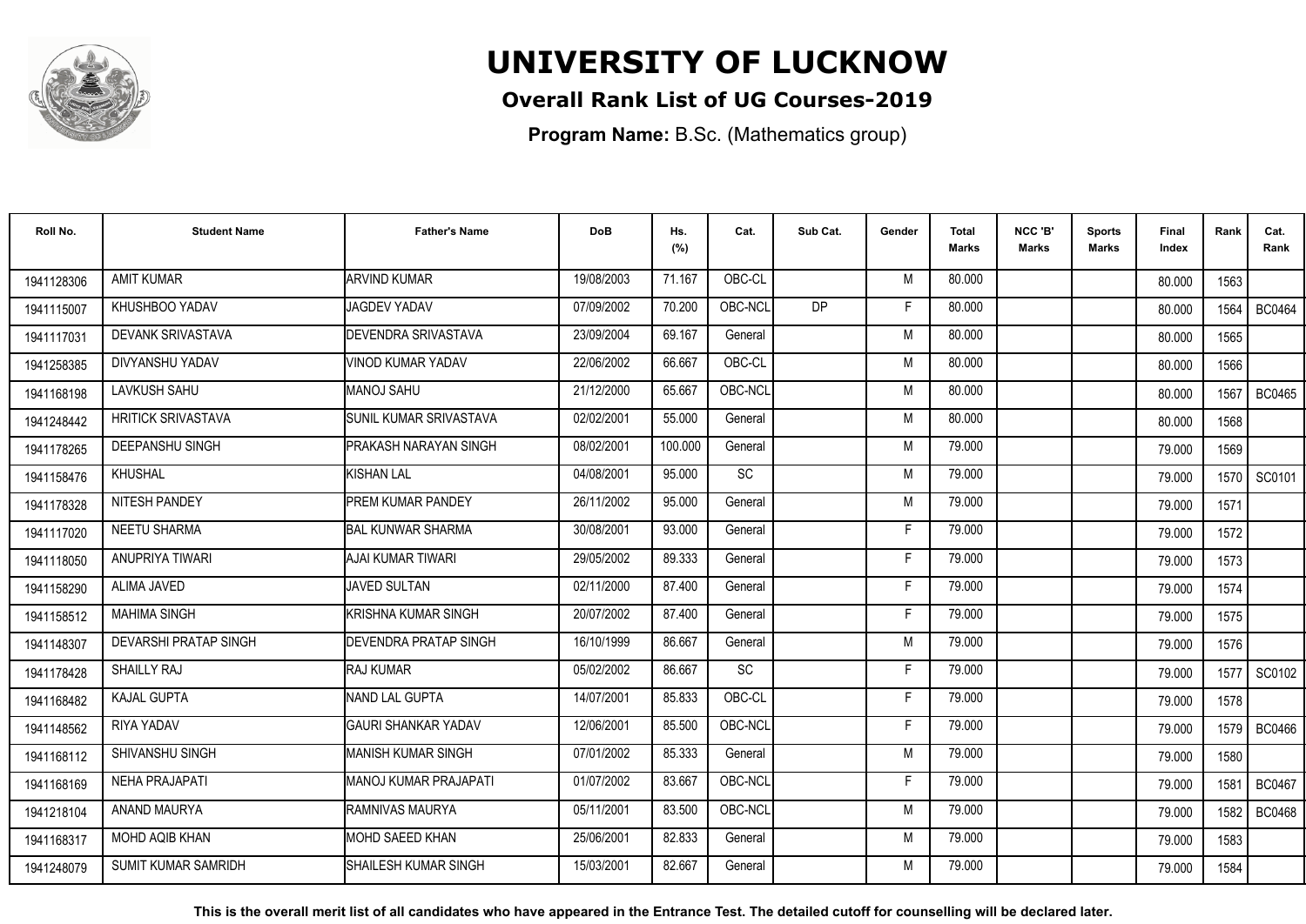# UNIVERSITY OF LUCKNOW

## Overall Rank List of UG Courses-2019

**Program Name:** B.Sc. (Mathematics group)

| Roll No. | Student Name | Father's Name | DoB | Hs. (%) | Cat. | Sub Cat. | Gender | Total Marks | NCC 'B' Marks | Sports Marks | Final Index | Rank | Cat. Rank |
|---|---|---|---|---|---|---|---|---|---|---|---|---|---|
| 1941128306 | AMIT KUMAR | ARVIND KUMAR | 19/08/2003 | 71.167 | OBC-CL | | M | 80.000 | | | 80.000 | 1563 | |
| 1941115007 | KHUSHBOO YADAV | JAGDEV YADAV | 07/09/2002 | 70.200 | OBC-NCL | DP | F | 80.000 | | | 80.000 | 1564 | BC0464 |
| 1941117031 | DEVANK SRIVASTAVA | DEVENDRA SRIVASTAVA | 23/09/2004 | 69.167 | General | | M | 80.000 | | | 80.000 | 1565 | |
| 1941258385 | DIVYANSHU YADAV | VINOD KUMAR YADAV | 22/06/2002 | 66.667 | OBC-CL | | M | 80.000 | | | 80.000 | 1566 | |
| 1941168198 | LAVKUSH SAHU | MANOJ SAHU | 21/12/2000 | 65.667 | OBC-NCL | | M | 80.000 | | | 80.000 | 1567 | BC0465 |
| 1941248442 | HRITICK SRIVASTAVA | SUNIL KUMAR SRIVASTAVA | 02/02/2001 | 55.000 | General | | M | 80.000 | | | 80.000 | 1568 | |
| 1941178265 | DEEPANSHU SINGH | PRAKASH NARAYAN SINGH | 08/02/2001 | 100.000 | General | | M | 79.000 | | | 79.000 | 1569 | |
| 1941158476 | KHUSHAL | KISHAN LAL | 04/08/2001 | 95.000 | SC | | M | 79.000 | | | 79.000 | 1570 | SC0101 |
| 1941178328 | NITESH PANDEY | PREM KUMAR PANDEY | 26/11/2002 | 95.000 | General | | M | 79.000 | | | 79.000 | 1571 | |
| 1941117020 | NEETU SHARMA | BAL KUNWAR SHARMA | 30/08/2001 | 93.000 | General | | F | 79.000 | | | 79.000 | 1572 | |
| 1941118050 | ANUPRIYA TIWARI | AJAI KUMAR TIWARI | 29/05/2002 | 89.333 | General | | F | 79.000 | | | 79.000 | 1573 | |
| 1941158290 | ALIMA JAVED | JAVED SULTAN | 02/11/2000 | 87.400 | General | | F | 79.000 | | | 79.000 | 1574 | |
| 1941158512 | MAHIMA SINGH | KRISHNA KUMAR SINGH | 20/07/2002 | 87.400 | General | | F | 79.000 | | | 79.000 | 1575 | |
| 1941148307 | DEVARSHI PRATAP SINGH | DEVENDRA PRATAP SINGH | 16/10/1999 | 86.667 | General | | M | 79.000 | | | 79.000 | 1576 | |
| 1941178428 | SHAILLY RAJ | RAJ KUMAR | 05/02/2002 | 86.667 | SC | | F | 79.000 | | | 79.000 | 1577 | SC0102 |
| 1941168482 | KAJAL GUPTA | NAND LAL GUPTA | 14/07/2001 | 85.833 | OBC-CL | | F | 79.000 | | | 79.000 | 1578 | |
| 1941148562 | RIYA YADAV | GAURI SHANKAR YADAV | 12/06/2001 | 85.500 | OBC-NCL | | F | 79.000 | | | 79.000 | 1579 | BC0466 |
| 1941168112 | SHIVANSHU SINGH | MANISH KUMAR SINGH | 07/01/2002 | 85.333 | General | | M | 79.000 | | | 79.000 | 1580 | |
| 1941168169 | NEHA PRAJAPATI | MANOJ KUMAR PRAJAPATI | 01/07/2002 | 83.667 | OBC-NCL | | F | 79.000 | | | 79.000 | 1581 | BC0467 |
| 1941218104 | ANAND MAURYA | RAMNIVAS MAURYA | 05/11/2001 | 83.500 | OBC-NCL | | M | 79.000 | | | 79.000 | 1582 | BC0468 |
| 1941168317 | MOHD AQIB KHAN | MOHD SAEED KHAN | 25/06/2001 | 82.833 | General | | M | 79.000 | | | 79.000 | 1583 | |
| 1941248079 | SUMIT KUMAR SAMRIDH | SHAILESH KUMAR SINGH | 15/03/2001 | 82.667 | General | | M | 79.000 | | | 79.000 | 1584 | |

**This is the overall merit list of all candidates who have appeared in the Entrance Test. The detailed cutoff for counselling will be declared later.**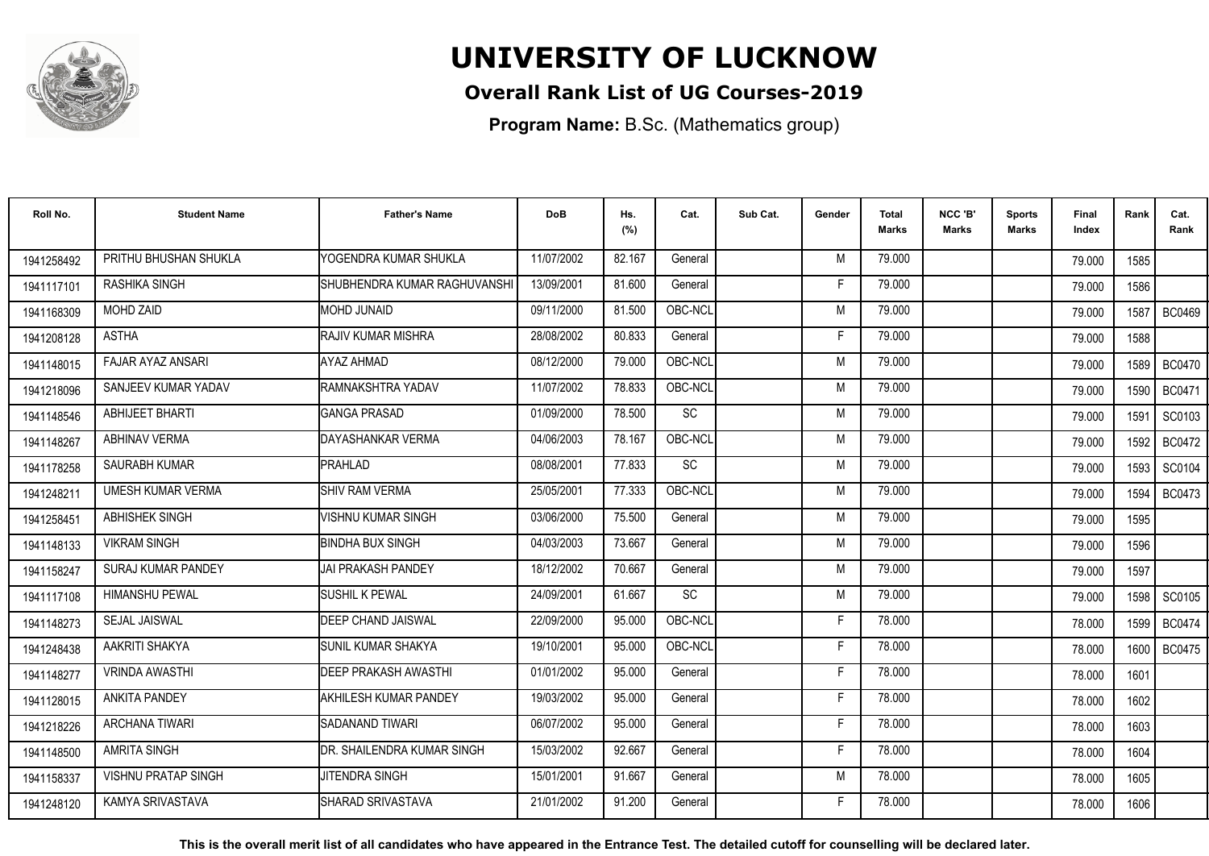# UNIVERSITY OF LUCKNOW

**Overall Rank List of UG Courses-2019**

**Program Name:** B.Sc. (Mathematics group)

| Roll No. | Student Name | Father's Name | DoB | Hs. (%) | Cat. | Sub Cat. | Gender | Total Marks | NCC 'B' Marks | Sports Marks | Final Index | Rank | Cat. Rank |
|---|---|---|---|---|---|---|---|---|---|---|---|---|---|
| 1941258492 | PRITHU BHUSHAN SHUKLA | YOGENDRA KUMAR SHUKLA | 11/07/2002 | 82.167 | General | | M | 79.000 | | | 79.000 | 1585 | |
| 1941117101 | RASHIKA SINGH | SHUBHENDRA KUMAR RAGHUVANSHI | 13/09/2001 | 81.600 | General | | F | 79.000 | | | 79.000 | 1586 | |
| 1941168309 | MOHD ZAID | MOHD JUNAID | 09/11/2000 | 81.500 | OBC-NCL | | M | 79.000 | | | 79.000 | 1587 | BC0469 |
| 1941208128 | ASTHA | RAJIV KUMAR MISHRA | 28/08/2002 | 80.833 | General | | F | 79.000 | | | 79.000 | 1588 | |
| 1941148015 | FAJAR AYAZ ANSARI | AYAZ AHMAD | 08/12/2000 | 79.000 | OBC-NCL | | M | 79.000 | | | 79.000 | 1589 | BC0470 |
| 1941218096 | SANJEEV KUMAR YADAV | RAMNAKSHTRA YADAV | 11/07/2002 | 78.833 | OBC-NCL | | M | 79.000 | | | 79.000 | 1590 | BC0471 |
| 1941148546 | ABHIJEET BHARTI | GANGA PRASAD | 01/09/2000 | 78.500 | SC | | M | 79.000 | | | 79.000 | 1591 | SC0103 |
| 1941148267 | ABHINAV VERMA | DAYASHANKAR VERMA | 04/06/2003 | 78.167 | OBC-NCL | | M | 79.000 | | | 79.000 | 1592 | BC0472 |
| 1941178258 | SAURABH KUMAR | PRAHLAD | 08/08/2001 | 77.833 | SC | | M | 79.000 | | | 79.000 | 1593 | SC0104 |
| 1941248211 | UMESH KUMAR VERMA | SHIV RAM VERMA | 25/05/2001 | 77.333 | OBC-NCL | | M | 79.000 | | | 79.000 | 1594 | BC0473 |
| 1941258451 | ABHISHEK SINGH | VISHNU KUMAR SINGH | 03/06/2000 | 75.500 | General | | M | 79.000 | | | 79.000 | 1595 | |
| 1941148133 | VIKRAM SINGH | BINDHA BUX SINGH | 04/03/2003 | 73.667 | General | | M | 79.000 | | | 79.000 | 1596 | |
| 1941158247 | SURAJ KUMAR PANDEY | JAI PRAKASH PANDEY | 18/12/2002 | 70.667 | General | | M | 79.000 | | | 79.000 | 1597 | |
| 1941117108 | HIMANSHU PEWAL | SUSHIL K PEWAL | 24/09/2001 | 61.667 | SC | | M | 79.000 | | | 79.000 | 1598 | SC0105 |
| 1941148273 | SEJAL JAISWAL | DEEP CHAND JAISWAL | 22/09/2000 | 95.000 | OBC-NCL | | F | 78.000 | | | 78.000 | 1599 | BC0474 |
| 1941248438 | AAKRITI SHAKYA | SUNIL KUMAR SHAKYA | 19/10/2001 | 95.000 | OBC-NCL | | F | 78.000 | | | 78.000 | 1600 | BC0475 |
| 1941148277 | VRINDA AWASTHI | DEEP PRAKASH AWASTHI | 01/01/2002 | 95.000 | General | | F | 78.000 | | | 78.000 | 1601 | |
| 1941128015 | ANKITA PANDEY | AKHILESH KUMAR PANDEY | 19/03/2002 | 95.000 | General | | F | 78.000 | | | 78.000 | 1602 | |
| 1941218226 | ARCHANA TIWARI | SADANAND TIWARI | 06/07/2002 | 95.000 | General | | F | 78.000 | | | 78.000 | 1603 | |
| 1941148500 | AMRITA SINGH | DR. SHAILENDRA KUMAR SINGH | 15/03/2002 | 92.667 | General | | F | 78.000 | | | 78.000 | 1604 | |
| 1941158337 | VISHNU PRATAP SINGH | JITENDRA SINGH | 15/01/2001 | 91.667 | General | | M | 78.000 | | | 78.000 | 1605 | |
| 1941248120 | KAMYA SRIVASTAVA | SHARAD SRIVASTAVA | 21/01/2002 | 91.200 | General | | F | 78.000 | | | 78.000 | 1606 | |

**This is the overall merit list of all candidates who have appeared in the Entrance Test. The detailed cutoff for counselling will be declared later.**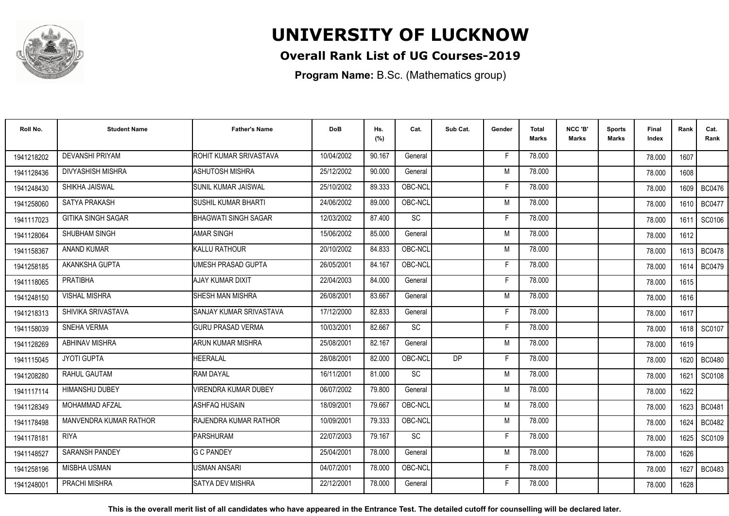# UNIVERSITY OF LUCKNOW

## Overall Rank List of UG Courses-2019

**Program Name:** B.Sc. (Mathematics group)

| Roll No. | Student Name | Father's Name | DoB | Hs. (%) | Cat. | Sub Cat. | Gender | Total Marks | NCC 'B' Marks | Sports Marks | Final Index | Rank | Cat. Rank |
|---|---|---|---|---|---|---|---|---|---|---|---|---|---|
| 1941218202 | DEVANSHI PRIYAM | ROHIT KUMAR SRIVASTAVA | 10/04/2002 | 90.167 | General | | F | 78.000 | | | 78.000 | 1607 | |
| 1941128436 | DIVYASHISH MISHRA | ASHUTOSH MISHRA | 25/12/2002 | 90.000 | General | | M | 78.000 | | | 78.000 | 1608 | |
| 1941248430 | SHIKHA JAISWAL | SUNIL KUMAR JAISWAL | 25/10/2002 | 89.333 | OBC-NCL | | F | 78.000 | | | 78.000 | 1609 | BC0476 |
| 1941258060 | SATYA PRAKASH | SUSHIL KUMAR BHARTI | 24/06/2002 | 89.000 | OBC-NCL | | M | 78.000 | | | 78.000 | 1610 | BC0477 |
| 1941117023 | GITIKA SINGH SAGAR | BHAGWATI SINGH SAGAR | 12/03/2002 | 87.400 | SC | | F | 78.000 | | | 78.000 | 1611 | SC0106 |
| 1941128064 | SHUBHAM SINGH | AMAR SINGH | 15/06/2002 | 85.000 | General | | M | 78.000 | | | 78.000 | 1612 | |
| 1941158367 | ANAND KUMAR | KALLU RATHOUR | 20/10/2002 | 84.833 | OBC-NCL | | M | 78.000 | | | 78.000 | 1613 | BC0478 |
| 1941258185 | AKANKSHA GUPTA | UMESH PRASAD GUPTA | 26/05/2001 | 84.167 | OBC-NCL | | F | 78.000 | | | 78.000 | 1614 | BC0479 |
| 1941118065 | PRATIBHA | AJAY KUMAR DIXIT | 22/04/2003 | 84.000 | General | | F | 78.000 | | | 78.000 | 1615 | |
| 1941248150 | VISHAL MISHRA | SHESH MAN MISHRA | 26/08/2001 | 83.667 | General | | M | 78.000 | | | 78.000 | 1616 | |
| 1941218313 | SHIVIKA SRIVASTAVA | SANJAY KUMAR SRIVASTAVA | 17/12/2000 | 82.833 | General | | F | 78.000 | | | 78.000 | 1617 | |
| 1941158039 | SNEHA VERMA | GURU PRASAD VERMA | 10/03/2001 | 82.667 | SC | | F | 78.000 | | | 78.000 | 1618 | SC0107 |
| 1941128269 | ABHINAV MISHRA | ARUN KUMAR MISHRA | 25/08/2001 | 82.167 | General | | M | 78.000 | | | 78.000 | 1619 | |
| 1941115045 | JYOTI GUPTA | HEERALAL | 28/08/2001 | 82.000 | OBC-NCL | DP | F | 78.000 | | | 78.000 | 1620 | BC0480 |
| 1941208280 | RAHUL GAUTAM | RAM DAYAL | 16/11/2001 | 81.000 | SC | | M | 78.000 | | | 78.000 | 1621 | SC0108 |
| 1941117114 | HIMANSHU DUBEY | VIRENDRA KUMAR DUBEY | 06/07/2002 | 79.800 | General | | M | 78.000 | | | 78.000 | 1622 | |
| 1941128349 | MOHAMMAD AFZAL | ASHFAQ HUSAIN | 18/09/2001 | 79.667 | OBC-NCL | | M | 78.000 | | | 78.000 | 1623 | BC0481 |
| 1941178498 | MANVENDRA KUMAR RATHOR | RAJENDRA KUMAR RATHOR | 10/09/2001 | 79.333 | OBC-NCL | | M | 78.000 | | | 78.000 | 1624 | BC0482 |
| 1941178181 | RIYA | PARSHURAM | 22/07/2003 | 79.167 | SC | | F | 78.000 | | | 78.000 | 1625 | SC0109 |
| 1941148527 | SARANSH PANDEY | G C PANDEY | 25/04/2001 | 78.000 | General | | M | 78.000 | | | 78.000 | 1626 | |
| 1941258196 | MISBHA USMAN | USMAN ANSARI | 04/07/2001 | 78.000 | OBC-NCL | | F | 78.000 | | | 78.000 | 1627 | BC0483 |
| 1941248001 | PRACHI MISHRA | SATYA DEV MISHRA | 22/12/2001 | 78.000 | General | | F | 78.000 | | | 78.000 | 1628 | |

**This is the overall merit list of all candidates who have appeared in the Entrance Test. The detailed cutoff for counselling will be declared later.**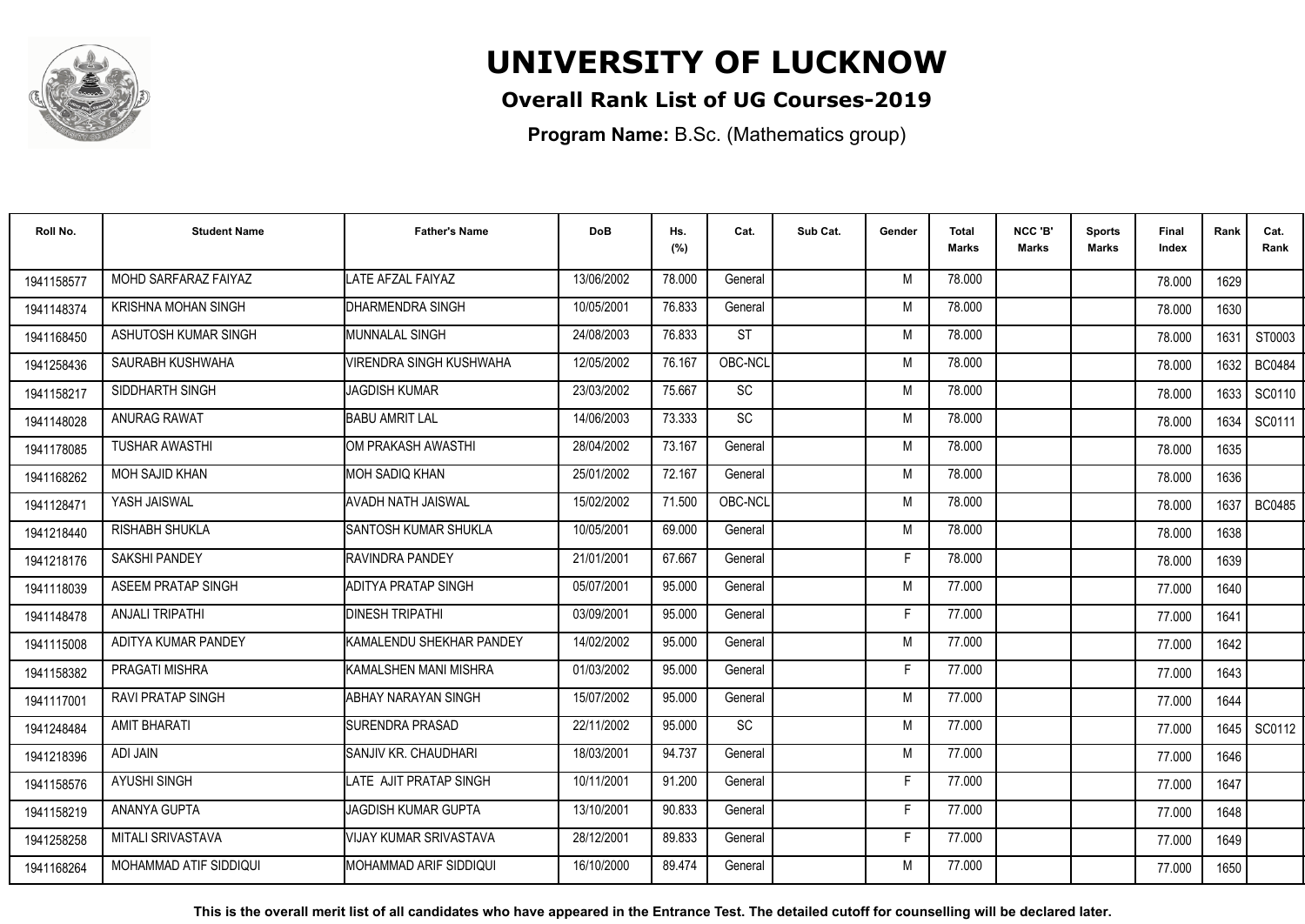# UNIVERSITY OF LUCKNOW

**Overall Rank List of UG Courses-2019**

**Program Name:** B.Sc. (Mathematics group)

| Roll No. | Student Name | Father's Name | DoB | Hs. (%) | Cat. | Sub Cat. | Gender | Total Marks | NCC 'B' Marks | Sports Marks | Final Index | Rank | Cat. Rank |
|---|---|---|---|---|---|---|---|---|---|---|---|---|---|
| 1941158577 | MOHD SARFARAZ FAIYAZ | LATE AFZAL FAIYAZ | 13/06/2002 | 78.000 | General | | M | 78.000 | | | 78.000 | 1629 | |
| 1941148374 | KRISHNA MOHAN SINGH | DHARMENDRA SINGH | 10/05/2001 | 76.833 | General | | M | 78.000 | | | 78.000 | 1630 | |
| 1941168450 | ASHUTOSH KUMAR SINGH | MUNNALAL SINGH | 24/08/2003 | 76.833 | ST | | M | 78.000 | | | 78.000 | 1631 | ST0003 |
| 1941258436 | SAURABH KUSHWAHA | VIRENDRA SINGH KUSHWAHA | 12/05/2002 | 76.167 | OBC-NCL | | M | 78.000 | | | 78.000 | 1632 | BC0484 |
| 1941158217 | SIDDHARTH SINGH | JAGDISH KUMAR | 23/03/2002 | 75.667 | SC | | M | 78.000 | | | 78.000 | 1633 | SC0110 |
| 1941148028 | ANURAG RAWAT | BABU AMRIT LAL | 14/06/2003 | 73.333 | SC | | M | 78.000 | | | 78.000 | 1634 | SC0111 |
| 1941178085 | TUSHAR AWASTHI | OM PRAKASH AWASTHI | 28/04/2002 | 73.167 | General | | M | 78.000 | | | 78.000 | 1635 | |
| 1941168262 | MOH SAJID KHAN | MOH SADIQ KHAN | 25/01/2002 | 72.167 | General | | M | 78.000 | | | 78.000 | 1636 | |
| 1941128471 | YASH JAISWAL | AVADH NATH JAISWAL | 15/02/2002 | 71.500 | OBC-NCL | | M | 78.000 | | | 78.000 | 1637 | BC0485 |
| 1941218440 | RISHABH SHUKLA | SANTOSH KUMAR SHUKLA | 10/05/2001 | 69.000 | General | | M | 78.000 | | | 78.000 | 1638 | |
| 1941218176 | SAKSHI PANDEY | RAVINDRA PANDEY | 21/01/2001 | 67.667 | General | | F | 78.000 | | | 78.000 | 1639 | |
| 1941118039 | ASEEM PRATAP SINGH | ADITYA PRATAP SINGH | 05/07/2001 | 95.000 | General | | M | 77.000 | | | 77.000 | 1640 | |
| 1941148478 | ANJALI TRIPATHI | DINESH TRIPATHI | 03/09/2001 | 95.000 | General | | F | 77.000 | | | 77.000 | 1641 | |
| 1941115008 | ADITYA KUMAR PANDEY | KAMALENDU SHEKHAR PANDEY | 14/02/2002 | 95.000 | General | | M | 77.000 | | | 77.000 | 1642 | |
| 1941158382 | PRAGATI MISHRA | KAMALSHEN MANI MISHRA | 01/03/2002 | 95.000 | General | | F | 77.000 | | | 77.000 | 1643 | |
| 1941117001 | RAVI PRATAP SINGH | ABHAY NARAYAN SINGH | 15/07/2002 | 95.000 | General | | M | 77.000 | | | 77.000 | 1644 | |
| 1941248484 | AMIT BHARATI | SURENDRA PRASAD | 22/11/2002 | 95.000 | SC | | M | 77.000 | | | 77.000 | 1645 | SC0112 |
| 1941218396 | ADI JAIN | SANJIV KR. CHAUDHARI | 18/03/2001 | 94.737 | General | | M | 77.000 | | | 77.000 | 1646 | |
| 1941158576 | AYUSHI SINGH | LATE AJIT PRATAP SINGH | 10/11/2001 | 91.200 | General | | F | 77.000 | | | 77.000 | 1647 | |
| 1941158219 | ANANYA GUPTA | JAGDISH KUMAR GUPTA | 13/10/2001 | 90.833 | General | | F | 77.000 | | | 77.000 | 1648 | |
| 1941258258 | MITALI SRIVASTAVA | VIJAY KUMAR SRIVASTAVA | 28/12/2001 | 89.833 | General | | F | 77.000 | | | 77.000 | 1649 | |
| 1941168264 | MOHAMMAD ATIF SIDDIQUI | MOHAMMAD ARIF SIDDIQUI | 16/10/2000 | 89.474 | General | | M | 77.000 | | | 77.000 | 1650 | |

**This is the overall merit list of all candidates who have appeared in the Entrance Test. The detailed cutoff for counselling will be declared later.**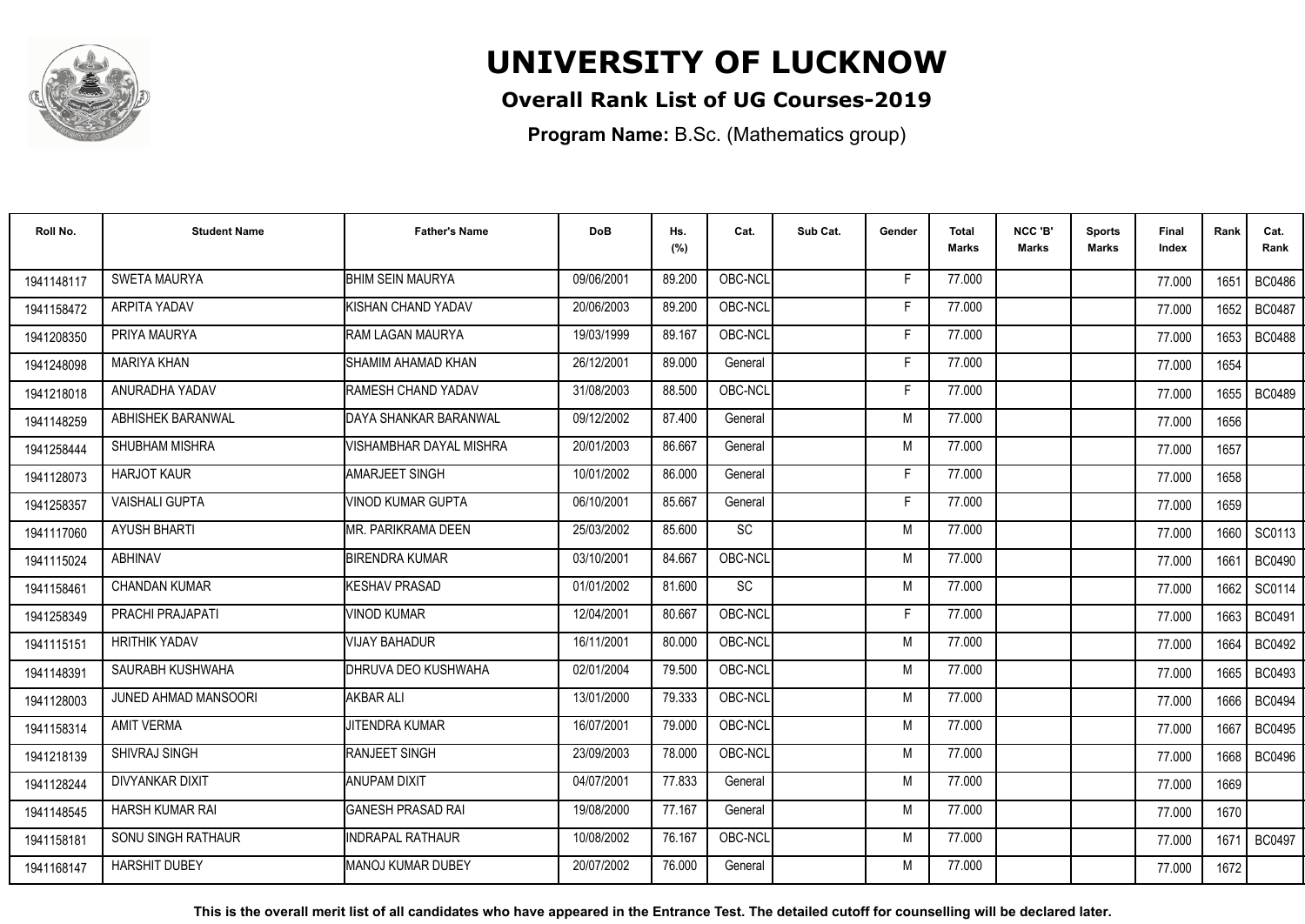# UNIVERSITY OF LUCKNOW

## Overall Rank List of UG Courses-2019

**Program Name:** B.Sc. (Mathematics group)

| Roll No. | Student Name | Father's Name | DoB | Hs. (%) | Cat. | Sub Cat. | Gender | Total Marks | NCC 'B' Marks | Sports Marks | Final Index | Rank | Cat. Rank |
|---|---|---|---|---|---|---|---|---|---|---|---|---|---|
| 1941148117 | SWETA MAURYA | BHIM SEIN MAURYA | 09/06/2001 | 89.200 | OBC-NCL | | F | 77.000 | | | 77.000 | 1651 | BC0486 |
| 1941158472 | ARPITA YADAV | KISHAN CHAND YADAV | 20/06/2003 | 89.200 | OBC-NCL | | F | 77.000 | | | 77.000 | 1652 | BC0487 |
| 1941208350 | PRIYA MAURYA | RAM LAGAN MAURYA | 19/03/1999 | 89.167 | OBC-NCL | | F | 77.000 | | | 77.000 | 1653 | BC0488 |
| 1941248098 | MARIYA KHAN | SHAMIM AHAMAD KHAN | 26/12/2001 | 89.000 | General | | F | 77.000 | | | 77.000 | 1654 | |
| 1941218018 | ANURADHA YADAV | RAMESH CHAND YADAV | 31/08/2003 | 88.500 | OBC-NCL | | F | 77.000 | | | 77.000 | 1655 | BC0489 |
| 1941148259 | ABHISHEK BARANWAL | DAYA SHANKAR BARANWAL | 09/12/2002 | 87.400 | General | | M | 77.000 | | | 77.000 | 1656 | |
| 1941258444 | SHUBHAM MISHRA | VISHAMBHAR DAYAL MISHRA | 20/01/2003 | 86.667 | General | | M | 77.000 | | | 77.000 | 1657 | |
| 1941128073 | HARJOT KAUR | AMARJEET SINGH | 10/01/2002 | 86.000 | General | | F | 77.000 | | | 77.000 | 1658 | |
| 1941258357 | VAISHALI GUPTA | VINOD KUMAR GUPTA | 06/10/2001 | 85.667 | General | | F | 77.000 | | | 77.000 | 1659 | |
| 1941117060 | AYUSH BHARTI | MR. PARIKRAMA DEEN | 25/03/2002 | 85.600 | SC | | M | 77.000 | | | 77.000 | 1660 | SC0113 |
| 1941115024 | ABHINAV | BIRENDRA KUMAR | 03/10/2001 | 84.667 | OBC-NCL | | M | 77.000 | | | 77.000 | 1661 | BC0490 |
| 1941158461 | CHANDAN KUMAR | KESHAV PRASAD | 01/01/2002 | 81.600 | SC | | M | 77.000 | | | 77.000 | 1662 | SC0114 |
| 1941258349 | PRACHI PRAJAPATI | VINOD KUMAR | 12/04/2001 | 80.667 | OBC-NCL | | F | 77.000 | | | 77.000 | 1663 | BC0491 |
| 1941115151 | HRITHIK YADAV | VIJAY BAHADUR | 16/11/2001 | 80.000 | OBC-NCL | | M | 77.000 | | | 77.000 | 1664 | BC0492 |
| 1941148391 | SAURABH KUSHWAHA | DHRUVA DEO KUSHWAHA | 02/01/2004 | 79.500 | OBC-NCL | | M | 77.000 | | | 77.000 | 1665 | BC0493 |
| 1941128003 | JUNED AHMAD MANSOORI | AKBAR ALI | 13/01/2000 | 79.333 | OBC-NCL | | M | 77.000 | | | 77.000 | 1666 | BC0494 |
| 1941158314 | AMIT VERMA | JITENDRA KUMAR | 16/07/2001 | 79.000 | OBC-NCL | | M | 77.000 | | | 77.000 | 1667 | BC0495 |
| 1941218139 | SHIVRAJ SINGH | RANJEET SINGH | 23/09/2003 | 78.000 | OBC-NCL | | M | 77.000 | | | 77.000 | 1668 | BC0496 |
| 1941128244 | DIVYANKAR DIXIT | ANUPAM DIXIT | 04/07/2001 | 77.833 | General | | M | 77.000 | | | 77.000 | 1669 | |
| 1941148545 | HARSH KUMAR RAI | GANESH PRASAD RAI | 19/08/2000 | 77.167 | General | | M | 77.000 | | | 77.000 | 1670 | |
| 1941158181 | SONU SINGH RATHAUR | INDRAPAL RATHAUR | 10/08/2002 | 76.167 | OBC-NCL | | M | 77.000 | | | 77.000 | 1671 | BC0497 |
| 1941168147 | HARSHIT DUBEY | MANOJ KUMAR DUBEY | 20/07/2002 | 76.000 | General | | M | 77.000 | | | 77.000 | 1672 | |

**This is the overall merit list of all candidates who have appeared in the Entrance Test. The detailed cutoff for counselling will be declared later.**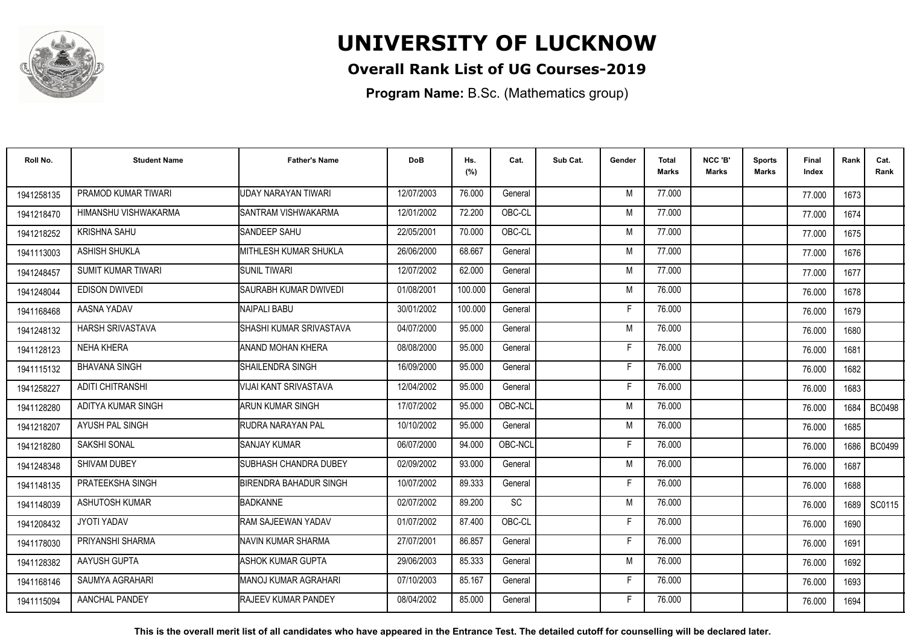# UNIVERSITY OF LUCKNOW

## Overall Rank List of UG Courses-2019

**Program Name:** B.Sc. (Mathematics group)

| Roll No. | Student Name | Father's Name | DoB | Hs. (%) | Cat. | Sub Cat. | Gender | Total Marks | NCC 'B' Marks | Sports Marks | Final Index | Rank | Cat. Rank |
|---|---|---|---|---|---|---|---|---|---|---|---|---|---|
| 1941258135 | PRAMOD KUMAR TIWARI | UDAY NARAYAN TIWARI | 12/07/2003 | 76.000 | General | | M | 77.000 | | | 77.000 | 1673 | |
| 1941218470 | HIMANSHU VISHWAKARMA | SANTRAM VISHWAKARMA | 12/01/2002 | 72.200 | OBC-CL | | M | 77.000 | | | 77.000 | 1674 | |
| 1941218252 | KRISHNA SAHU | SANDEEP SAHU | 22/05/2001 | 70.000 | OBC-CL | | M | 77.000 | | | 77.000 | 1675 | |
| 1941113003 | ASHISH SHUKLA | MITHLESH KUMAR SHUKLA | 26/06/2000 | 68.667 | General | | M | 77.000 | | | 77.000 | 1676 | |
| 1941248457 | SUMIT KUMAR TIWARI | SUNIL TIWARI | 12/07/2002 | 62.000 | General | | M | 77.000 | | | 77.000 | 1677 | |
| 1941248044 | EDISON DWIVEDI | SAURABH KUMAR DWIVEDI | 01/08/2001 | 100.000 | General | | M | 76.000 | | | 76.000 | 1678 | |
| 1941168468 | AASNA YADAV | NAIPALI BABU | 30/01/2002 | 100.000 | General | | F | 76.000 | | | 76.000 | 1679 | |
| 1941248132 | HARSH SRIVASTAVA | SHASHI KUMAR SRIVASTAVA | 04/07/2000 | 95.000 | General | | M | 76.000 | | | 76.000 | 1680 | |
| 1941128123 | NEHA KHERA | ANAND MOHAN KHERA | 08/08/2000 | 95.000 | General | | F | 76.000 | | | 76.000 | 1681 | |
| 1941115132 | BHAVANA SINGH | SHAILENDRA SINGH | 16/09/2000 | 95.000 | General | | F | 76.000 | | | 76.000 | 1682 | |
| 1941258227 | ADITI CHITRANSHI | VIJAI KANT SRIVASTAVA | 12/04/2002 | 95.000 | General | | F | 76.000 | | | 76.000 | 1683 | |
| 1941128280 | ADITYA KUMAR SINGH | ARUN KUMAR SINGH | 17/07/2002 | 95.000 | OBC-NCL | | M | 76.000 | | | 76.000 | 1684 | BC0498 |
| 1941218207 | AYUSH PAL SINGH | RUDRA NARAYAN PAL | 10/10/2002 | 95.000 | General | | M | 76.000 | | | 76.000 | 1685 | |
| 1941218280 | SAKSHI SONAL | SANJAY KUMAR | 06/07/2000 | 94.000 | OBC-NCL | | F | 76.000 | | | 76.000 | 1686 | BC0499 |
| 1941248348 | SHIVAM DUBEY | SUBHASH CHANDRA DUBEY | 02/09/2002 | 93.000 | General | | M | 76.000 | | | 76.000 | 1687 | |
| 1941148135 | PRATEEKSHA SINGH | BIRENDRA BAHADUR SINGH | 10/07/2002 | 89.333 | General | | F | 76.000 | | | 76.000 | 1688 | |
| 1941148039 | ASHUTOSH KUMAR | BADKANNE | 02/07/2002 | 89.200 | SC | | M | 76.000 | | | 76.000 | 1689 | SC0115 |
| 1941208432 | JYOTI YADAV | RAM SAJEEWAN YADAV | 01/07/2002 | 87.400 | OBC-CL | | F | 76.000 | | | 76.000 | 1690 | |
| 1941178030 | PRIYANSHI SHARMA | NAVIN KUMAR SHARMA | 27/07/2001 | 86.857 | General | | F | 76.000 | | | 76.000 | 1691 | |
| 1941128382 | AAYUSH GUPTA | ASHOK KUMAR GUPTA | 29/06/2003 | 85.333 | General | | M | 76.000 | | | 76.000 | 1692 | |
| 1941168146 | SAUMYA AGRAHARI | MANOJ KUMAR AGRAHARI | 07/10/2003 | 85.167 | General | | F | 76.000 | | | 76.000 | 1693 | |
| 1941115094 | AANCHAL PANDEY | RAJEEV KUMAR PANDEY | 08/04/2002 | 85.000 | General | | F | 76.000 | | | 76.000 | 1694 | |

**This is the overall merit list of all candidates who have appeared in the Entrance Test. The detailed cutoff for counselling will be declared later.**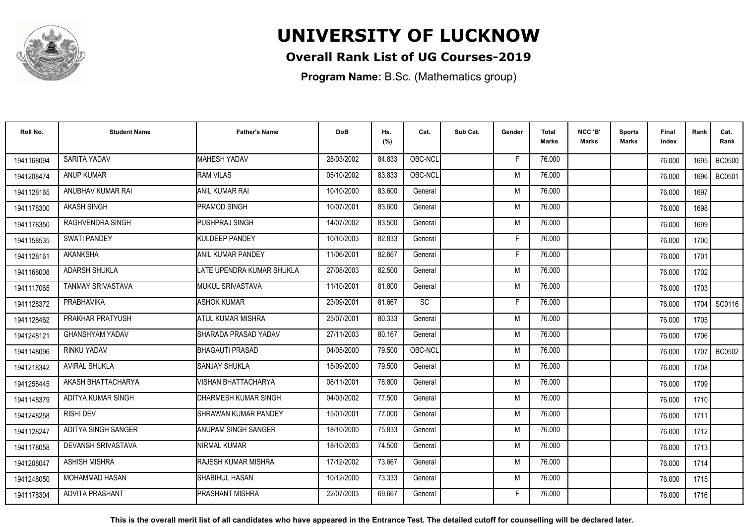# UNIVERSITY OF LUCKNOW

## Overall Rank List of UG Courses-2019

**Program Name:** B.Sc. (Mathematics group)

| Roll No. | Student Name | Father's Name | DoB | Hs. (%) | Cat. | Sub Cat. | Gender | Total Marks | NCC 'B' Marks | Sports Marks | Final Index | Rank | Cat. Rank |
|---|---|---|---|---|---|---|---|---|---|---|---|---|---|
| 1941168094 | SARITA YADAV | MAHESH YADAV | 28/03/2002 | 84.833 | OBC-NCL | | F | 76.000 | | | 76.000 | 1695 | BC0500 |
| 1941208474 | ANUP KUMAR | RAM VILAS | 05/10/2002 | 83.833 | OBC-NCL | | M | 76.000 | | | 76.000 | 1696 | BC0501 |
| 1941128165 | ANUBHAV KUMAR RAI | ANIL KUMAR RAI | 10/10/2000 | 83.600 | General | | M | 76.000 | | | 76.000 | 1697 | |
| 1941178300 | AKASH SINGH | PRAMOD SINGH | 10/07/2001 | 83.600 | General | | M | 76.000 | | | 76.000 | 1698 | |
| 1941178350 | RAGHVENDRA SINGH | PUSHPRAJ SINGH | 14/07/2002 | 83.500 | General | | M | 76.000 | | | 76.000 | 1699 | |
| 1941158535 | SWATI PANDEY | KULDEEP PANDEY | 10/10/2003 | 82.833 | General | | F | 76.000 | | | 76.000 | 1700 | |
| 1941128161 | AKANKSHA | ANIL KUMAR PANDEY | 11/06/2001 | 82.667 | General | | F | 76.000 | | | 76.000 | 1701 | |
| 1941168008 | ADARSH SHUKLA | LATE UPENDRA KUMAR SHUKLA | 27/08/2003 | 82.500 | General | | M | 76.000 | | | 76.000 | 1702 | |
| 1941117065 | TANMAY SRIVASTAVA | MUKUL SRIVASTAVA | 11/10/2001 | 81.800 | General | | M | 76.000 | | | 76.000 | 1703 | |
| 1941128372 | PRABHAVIKA | ASHOK KUMAR | 23/09/2001 | 81.667 | SC | | F | 76.000 | | | 76.000 | 1704 | SC0116 |
| 1941128462 | PRAKHAR PRATYUSH | ATUL KUMAR MISHRA | 25/07/2001 | 80.333 | General | | M | 76.000 | | | 76.000 | 1705 | |
| 1941248121 | GHANSHYAM YADAV | SHARADA PRASAD YADAV | 27/11/2003 | 80.167 | General | | M | 76.000 | | | 76.000 | 1706 | |
| 1941148096 | RINKU YADAV | BHAGAUTI PRASAD | 04/05/2000 | 79.500 | OBC-NCL | | M | 76.000 | | | 76.000 | 1707 | BC0502 |
| 1941218342 | AVIRAL SHUKLA | SANJAY SHUKLA | 15/09/2000 | 79.500 | General | | M | 76.000 | | | 76.000 | 1708 | |
| 1941258445 | AKASH BHATTACHARYA | VISHAN BHATTACHARYA | 08/11/2001 | 78.800 | General | | M | 76.000 | | | 76.000 | 1709 | |
| 1941148379 | ADITYA KUMAR SINGH | DHARMESH KUMAR SINGH | 04/03/2002 | 77.500 | General | | M | 76.000 | | | 76.000 | 1710 | |
| 1941248258 | RISHI DEV | SHRAWAN KUMAR PANDEY | 15/01/2001 | 77.000 | General | | M | 76.000 | | | 76.000 | 1711 | |
| 1941128247 | ADITYA SINGH SANGER | ANUPAM SINGH SANGER | 18/10/2000 | 75.833 | General | | M | 76.000 | | | 76.000 | 1712 | |
| 1941178058 | DEVANSH SRIVASTAVA | NIRMAL KUMAR | 18/10/2003 | 74.500 | General | | M | 76.000 | | | 76.000 | 1713 | |
| 1941208047 | ASHISH MISHRA | RAJESH KUMAR MISHRA | 17/12/2002 | 73.667 | General | | M | 76.000 | | | 76.000 | 1714 | |
| 1941248050 | MOHAMMAD HASAN | SHABIHUL HASAN | 10/12/2000 | 73.333 | General | | M | 76.000 | | | 76.000 | 1715 | |
| 1941178304 | ADVITA PRASHANT | PRASHANT MISHRA | 22/07/2003 | 69.667 | General | | F | 76.000 | | | 76.000 | 1716 | |

**This is the overall merit list of all candidates who have appeared in the Entrance Test. The detailed cutoff for counselling will be declared later.**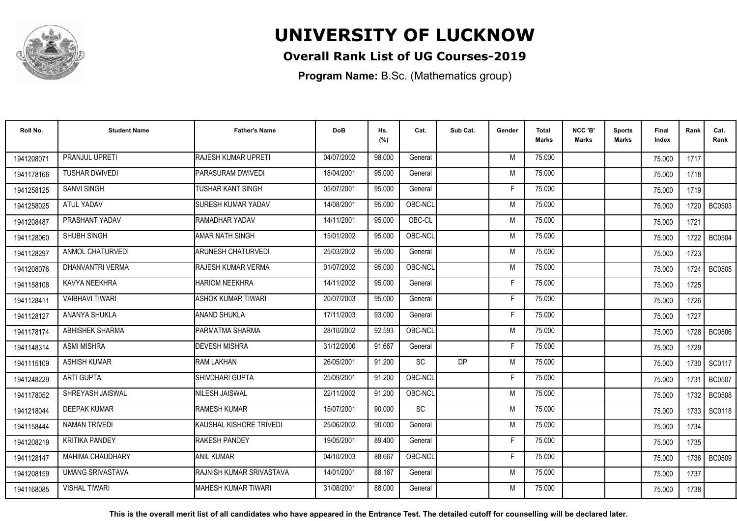# UNIVERSITY OF LUCKNOW

## Overall Rank List of UG Courses-2019

**Program Name:** B.Sc. (Mathematics group)

| Roll No. | Student Name | Father's Name | DoB | Hs. (%) | Cat. | Sub Cat. | Gender | Total Marks | NCC 'B' Marks | Sports Marks | Final Index | Rank | Cat. Rank |
|---|---|---|---|---|---|---|---|---|---|---|---|---|---|
| 1941208071 | PRANJUL UPRETI | RAJESH KUMAR UPRETI | 04/07/2002 | 98.000 | General | | M | 75.000 | | | 75.000 | 1717 | |
| 1941178166 | TUSHAR DWIVEDI | PARASURAM DWIVEDI | 18/04/2001 | 95.000 | General | | M | 75.000 | | | 75.000 | 1718 | |
| 1941258125 | SANVI SINGH | TUSHAR KANT SINGH | 05/07/2001 | 95.000 | General | | F | 75.000 | | | 75.000 | 1719 | |
| 1941258025 | ATUL YADAV | SURESH KUMAR YADAV | 14/08/2001 | 95.000 | OBC-NCL | | M | 75.000 | | | 75.000 | 1720 | BC0503 |
| 1941208487 | PRASHANT YADAV | RAMADHAR YADAV | 14/11/2001 | 95.000 | OBC-CL | | M | 75.000 | | | 75.000 | 1721 | |
| 1941128060 | SHUBH SINGH | AMAR NATH SINGH | 15/01/2002 | 95.000 | OBC-NCL | | M | 75.000 | | | 75.000 | 1722 | BC0504 |
| 1941128297 | ANMOL CHATURVEDI | ARUNESH CHATURVEDI | 25/03/2002 | 95.000 | General | | M | 75.000 | | | 75.000 | 1723 | |
| 1941208076 | DHANVANTRI VERMA | RAJESH KUMAR VERMA | 01/07/2002 | 95.000 | OBC-NCL | | M | 75.000 | | | 75.000 | 1724 | BC0505 |
| 1941158108 | KAVYA NEEKHRA | HARIOM NEEKHRA | 14/11/2002 | 95.000 | General | | F | 75.000 | | | 75.000 | 1725 | |
| 1941128411 | VAIBHAVI TIWARI | ASHOK KUMAR TIWARI | 20/07/2003 | 95.000 | General | | F | 75.000 | | | 75.000 | 1726 | |
| 1941128127 | ANANYA SHUKLA | ANAND SHUKLA | 17/11/2003 | 93.000 | General | | F | 75.000 | | | 75.000 | 1727 | |
| 1941178174 | ABHISHEK SHARMA | PARMATMA SHARMA | 28/10/2002 | 92.593 | OBC-NCL | | M | 75.000 | | | 75.000 | 1728 | BC0506 |
| 1941148314 | ASMI MISHRA | DEVESH MISHRA | 31/12/2000 | 91.667 | General | | F | 75.000 | | | 75.000 | 1729 | |
| 1941115109 | ASHISH KUMAR | RAM LAKHAN | 26/05/2001 | 91.200 | SC | DP | M | 75.000 | | | 75.000 | 1730 | SC0117 |
| 1941248229 | ARTI GUPTA | SHIVDHARI GUPTA | 25/09/2001 | 91.200 | OBC-NCL | | F | 75.000 | | | 75.000 | 1731 | BC0507 |
| 1941178052 | SHREYASH JAISWAL | NILESH JAISWAL | 22/11/2002 | 91.200 | OBC-NCL | | M | 75.000 | | | 75.000 | 1732 | BC0508 |
| 1941218044 | DEEPAK KUMAR | RAMESH KUMAR | 15/07/2001 | 90.000 | SC | | M | 75.000 | | | 75.000 | 1733 | SC0118 |
| 1941158444 | NAMAN TRIVEDI | KAUSHAL KISHORE TRIVEDI | 25/06/2002 | 90.000 | General | | M | 75.000 | | | 75.000 | 1734 | |
| 1941208219 | KRITIKA PANDEY | RAKESH PANDEY | 19/05/2001 | 89.400 | General | | F | 75.000 | | | 75.000 | 1735 | |
| 1941128147 | MAHIMA CHAUDHARY | ANIL KUMAR | 04/10/2003 | 88.667 | OBC-NCL | | F | 75.000 | | | 75.000 | 1736 | BC0509 |
| 1941208159 | UMANG SRIVASTAVA | RAJNISH KUMAR SRIVASTAVA | 14/01/2001 | 88.167 | General | | M | 75.000 | | | 75.000 | 1737 | |
| 1941168085 | VISHAL TIWARI | MAHESH KUMAR TIWARI | 31/08/2001 | 88.000 | General | | M | 75.000 | | | 75.000 | 1738 | |

**This is the overall merit list of all candidates who have appeared in the Entrance Test. The detailed cutoff for counselling will be declared later.**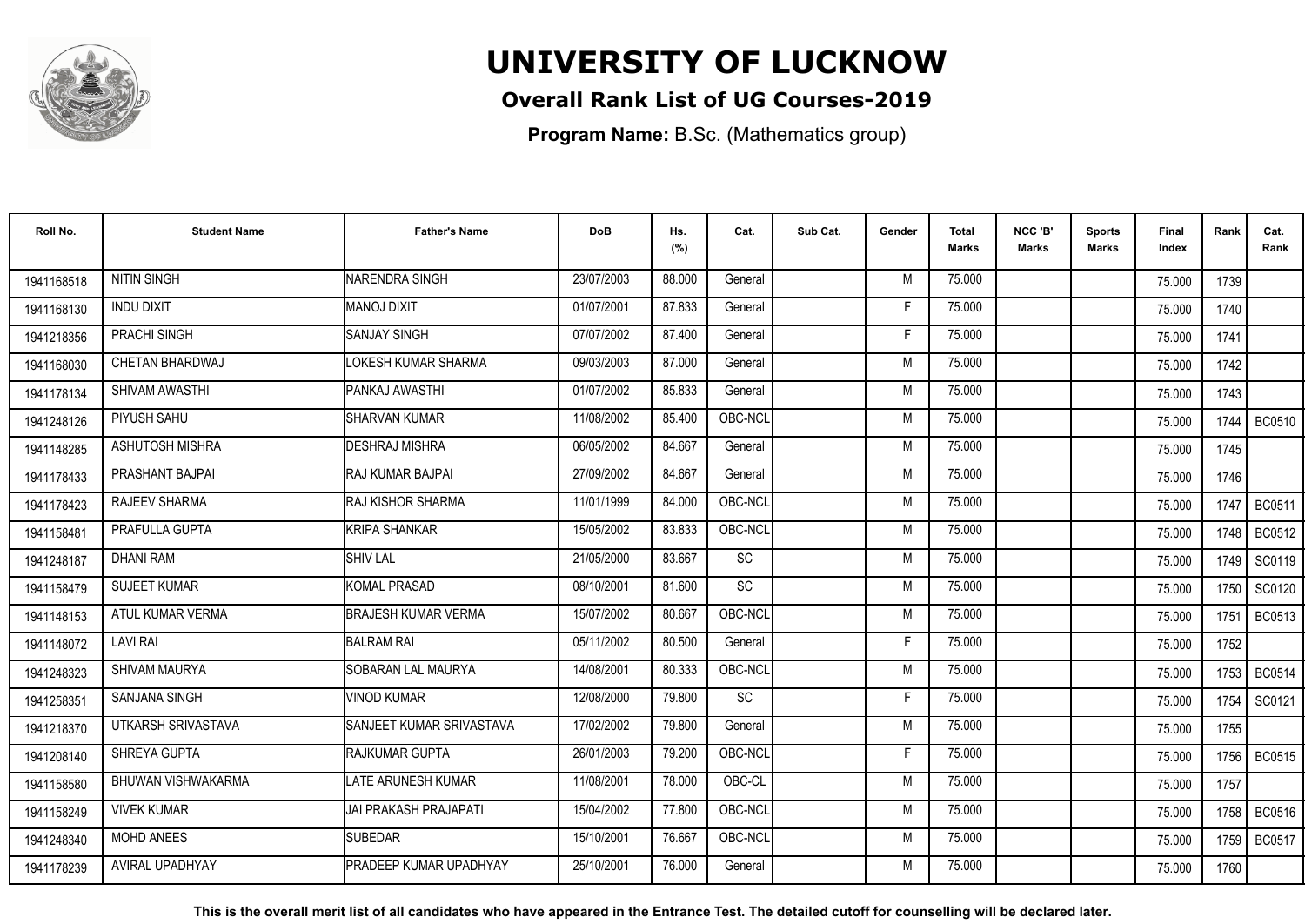# UNIVERSITY OF LUCKNOW

## Overall Rank List of UG Courses-2019

**Program Name:** B.Sc. (Mathematics group)

| Roll No. | Student Name | Father's Name | DoB | Hs. (%) | Cat. | Sub Cat. | Gender | Total Marks | NCC 'B' Marks | Sports Marks | Final Index | Rank | Cat. Rank |
|---|---|---|---|---|---|---|---|---|---|---|---|---|---|
| 1941168518 | NITIN SINGH | NARENDRA SINGH | 23/07/2003 | 88.000 | General | | M | 75.000 | | | 75.000 | 1739 | |
| 1941168130 | INDU DIXIT | MANOJ DIXIT | 01/07/2001 | 87.833 | General | | F | 75.000 | | | 75.000 | 1740 | |
| 1941218356 | PRACHI SINGH | SANJAY SINGH | 07/07/2002 | 87.400 | General | | F | 75.000 | | | 75.000 | 1741 | |
| 1941168030 | CHETAN BHARDWAJ | LOKESH KUMAR SHARMA | 09/03/2003 | 87.000 | General | | M | 75.000 | | | 75.000 | 1742 | |
| 1941178134 | SHIVAM AWASTHI | PANKAJ AWASTHI | 01/07/2002 | 85.833 | General | | M | 75.000 | | | 75.000 | 1743 | |
| 1941248126 | PIYUSH SAHU | SHARVAN KUMAR | 11/08/2002 | 85.400 | OBC-NCL | | M | 75.000 | | | 75.000 | 1744 | BC0510 |
| 1941148285 | ASHUTOSH MISHRA | DESHRAJ MISHRA | 06/05/2002 | 84.667 | General | | M | 75.000 | | | 75.000 | 1745 | |
| 1941178433 | PRASHANT BAJPAI | RAJ KUMAR BAJPAI | 27/09/2002 | 84.667 | General | | M | 75.000 | | | 75.000 | 1746 | |
| 1941178423 | RAJEEV SHARMA | RAJ KISHOR SHARMA | 11/01/1999 | 84.000 | OBC-NCL | | M | 75.000 | | | 75.000 | 1747 | BC0511 |
| 1941158481 | PRAFULLA GUPTA | KRIPA SHANKAR | 15/05/2002 | 83.833 | OBC-NCL | | M | 75.000 | | | 75.000 | 1748 | BC0512 |
| 1941248187 | DHANI RAM | SHIV LAL | 21/05/2000 | 83.667 | SC | | M | 75.000 | | | 75.000 | 1749 | SC0119 |
| 1941158479 | SUJEET KUMAR | KOMAL PRASAD | 08/10/2001 | 81.600 | SC | | M | 75.000 | | | 75.000 | 1750 | SC0120 |
| 1941148153 | ATUL KUMAR VERMA | BRAJESH KUMAR VERMA | 15/07/2002 | 80.667 | OBC-NCL | | M | 75.000 | | | 75.000 | 1751 | BC0513 |
| 1941148072 | LAVI RAI | BALRAM RAI | 05/11/2002 | 80.500 | General | | F | 75.000 | | | 75.000 | 1752 | |
| 1941248323 | SHIVAM MAURYA | SOBARAN LAL MAURYA | 14/08/2001 | 80.333 | OBC-NCL | | M | 75.000 | | | 75.000 | 1753 | BC0514 |
| 1941258351 | SANJANA SINGH | VINOD KUMAR | 12/08/2000 | 79.800 | SC | | F | 75.000 | | | 75.000 | 1754 | SC0121 |
| 1941218370 | UTKARSH SRIVASTAVA | SANJEET KUMAR SRIVASTAVA | 17/02/2002 | 79.800 | General | | M | 75.000 | | | 75.000 | 1755 | |
| 1941208140 | SHREYA GUPTA | RAJKUMAR GUPTA | 26/01/2003 | 79.200 | OBC-NCL | | F | 75.000 | | | 75.000 | 1756 | BC0515 |
| 1941158580 | BHUWAN VISHWAKARMA | LATE ARUNESH KUMAR | 11/08/2001 | 78.000 | OBC-CL | | M | 75.000 | | | 75.000 | 1757 | |
| 1941158249 | VIVEK KUMAR | JAI PRAKASH PRAJAPATI | 15/04/2002 | 77.800 | OBC-NCL | | M | 75.000 | | | 75.000 | 1758 | BC0516 |
| 1941248340 | MOHD ANEES | SUBEDAR | 15/10/2001 | 76.667 | OBC-NCL | | M | 75.000 | | | 75.000 | 1759 | BC0517 |
| 1941178239 | AVIRAL UPADHYAY | PRADEEP KUMAR UPADHYAY | 25/10/2001 | 76.000 | General | | M | 75.000 | | | 75.000 | 1760 | |

**This is the overall merit list of all candidates who have appeared in the Entrance Test. The detailed cutoff for counselling will be declared later.**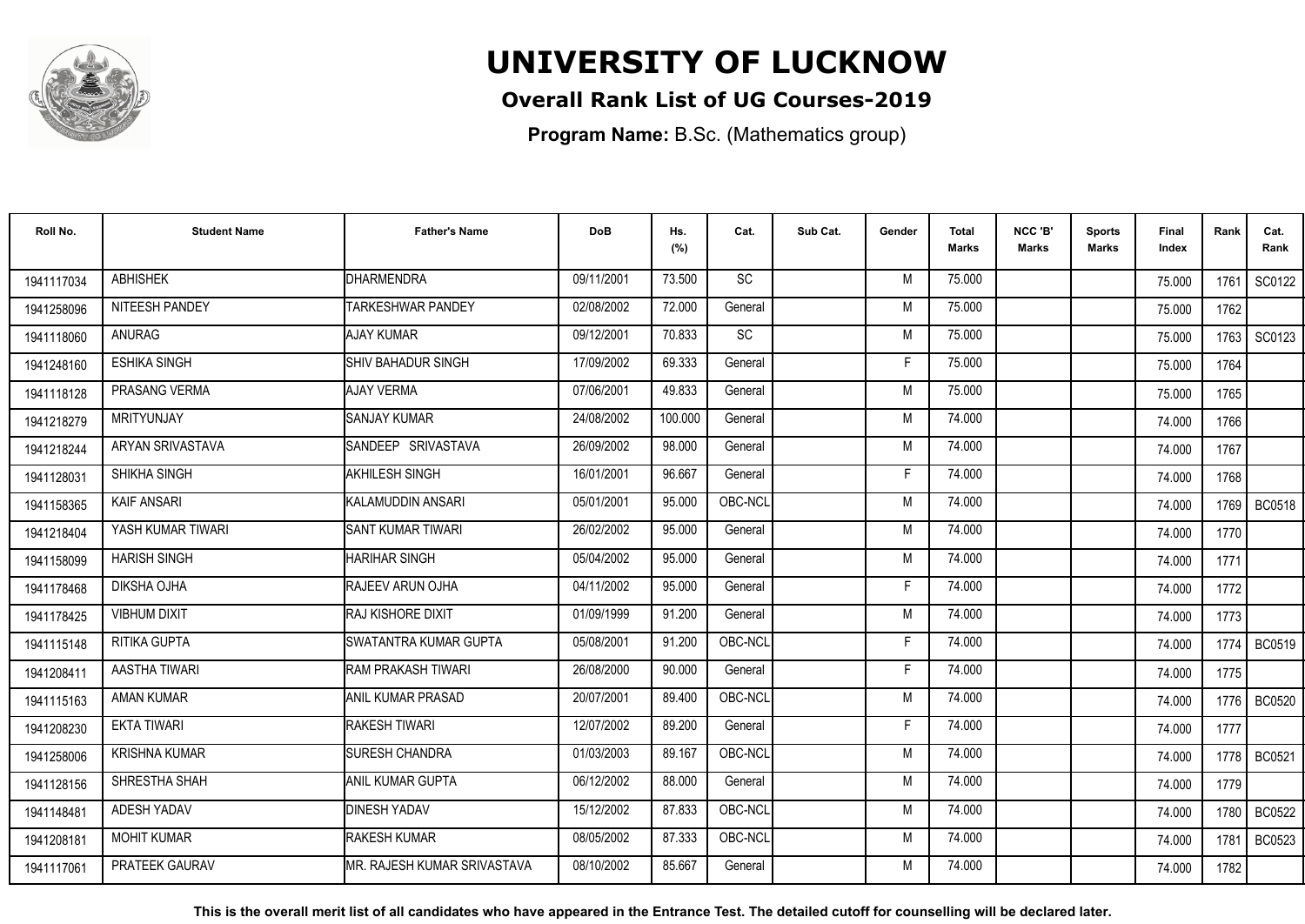# UNIVERSITY OF LUCKNOW

## Overall Rank List of UG Courses-2019

**Program Name:** B.Sc. (Mathematics group)

| Roll No. | Student Name | Father's Name | DoB | Hs. (%) | Cat. | Sub Cat. | Gender | Total Marks | NCC 'B' Marks | Sports Marks | Final Index | Rank | Cat. Rank |
|---|---|---|---|---|---|---|---|---|---|---|---|---|---|
| 1941117034 | ABHISHEK | DHARMENDRA | 09/11/2001 | 73.500 | SC | | M | 75.000 | | | 75.000 | 1761 | SC0122 |
| 1941258096 | NITEESH PANDEY | TARKESHWAR PANDEY | 02/08/2002 | 72.000 | General | | M | 75.000 | | | 75.000 | 1762 | |
| 1941118060 | ANURAG | AJAY KUMAR | 09/12/2001 | 70.833 | SC | | M | 75.000 | | | 75.000 | 1763 | SC0123 |
| 1941248160 | ESHIKA SINGH | SHIV BAHADUR SINGH | 17/09/2002 | 69.333 | General | | F | 75.000 | | | 75.000 | 1764 | |
| 1941118128 | PRASANG VERMA | AJAY VERMA | 07/06/2001 | 49.833 | General | | M | 75.000 | | | 75.000 | 1765 | |
| 1942218279 | MRITYUNJAY | SANJAY KUMAR | 24/08/2002 | 100.000 | General | | M | 74.000 | | | 74.000 | 1766 | |
| 1942218244 | ARYAN SRIVASTAVA | SANDEEP SRIVASTAVA | 26/09/2002 | 98.000 | General | | M | 74.000 | | | 74.000 | 1767 | |
| 1941128031 | SHIKHA SINGH | AKHILESH SINGH | 16/01/2001 | 96.667 | General | | F | 74.000 | | | 74.000 | 1768 | |
| 1941158365 | KAIF ANSARI | KALAMUDDIN ANSARI | 05/01/2001 | 95.000 | OBC-NCL | | M | 74.000 | | | 74.000 | 1769 | BC0518 |
| 1942218404 | YASH KUMAR TIWARI | SANT KUMAR TIWARI | 26/02/2002 | 95.000 | General | | M | 74.000 | | | 74.000 | 1770 | |
| 1941158099 | HARISH SINGH | HARIHAR SINGH | 05/04/2002 | 95.000 | General | | M | 74.000 | | | 74.000 | 1771 | |
| 1941178468 | DIKSHA OJHA | RAJEEV ARUN OJHA | 04/11/2002 | 95.000 | General | | F | 74.000 | | | 74.000 | 1772 | |
| 1941178425 | VIBHUM DIXIT | RAJ KISHORE DIXIT | 01/09/1999 | 91.200 | General | | M | 74.000 | | | 74.000 | 1773 | |
| 1941115148 | RITIKA GUPTA | SWATANTRA KUMAR GUPTA | 05/08/2001 | 91.200 | OBC-NCL | | F | 74.000 | | | 74.000 | 1774 | BC0519 |
| 1941208411 | AASTHA TIWARI | RAM PRAKASH TIWARI | 26/08/2000 | 90.000 | General | | F | 74.000 | | | 74.000 | 1775 | |
| 1941115163 | AMAN KUMAR | ANIL KUMAR PRASAD | 20/07/2001 | 89.400 | OBC-NCL | | M | 74.000 | | | 74.000 | 1776 | BC0520 |
| 1941208230 | EKTA TIWARI | RAKESH TIWARI | 12/07/2002 | 89.200 | General | | F | 74.000 | | | 74.000 | 1777 | |
| 1941258006 | KRISHNA KUMAR | SURESH CHANDRA | 01/03/2003 | 89.167 | OBC-NCL | | M | 74.000 | | | 74.000 | 1778 | BC0521 |
| 1941128156 | SHRESTHA SHAH | ANIL KUMAR GUPTA | 06/12/2002 | 88.000 | General | | M | 74.000 | | | 74.000 | 1779 | |
| 1941148481 | ADESH YADAV | DINESH YADAV | 15/12/2002 | 87.833 | OBC-NCL | | M | 74.000 | | | 74.000 | 1780 | BC0522 |
| 1941208181 | MOHIT KUMAR | RAKESH KUMAR | 08/05/2002 | 87.333 | OBC-NCL | | M | 74.000 | | | 74.000 | 1781 | BC0523 |
| 1941117061 | PRATEEK GAURAV | MR. RAJESH KUMAR SRIVASTAVA | 08/10/2002 | 85.667 | General | | M | 74.000 | | | 74.000 | 1782 | |

**This is the overall merit list of all candidates who have appeared in the Entrance Test. The detailed cutoff for counselling will be declared later.**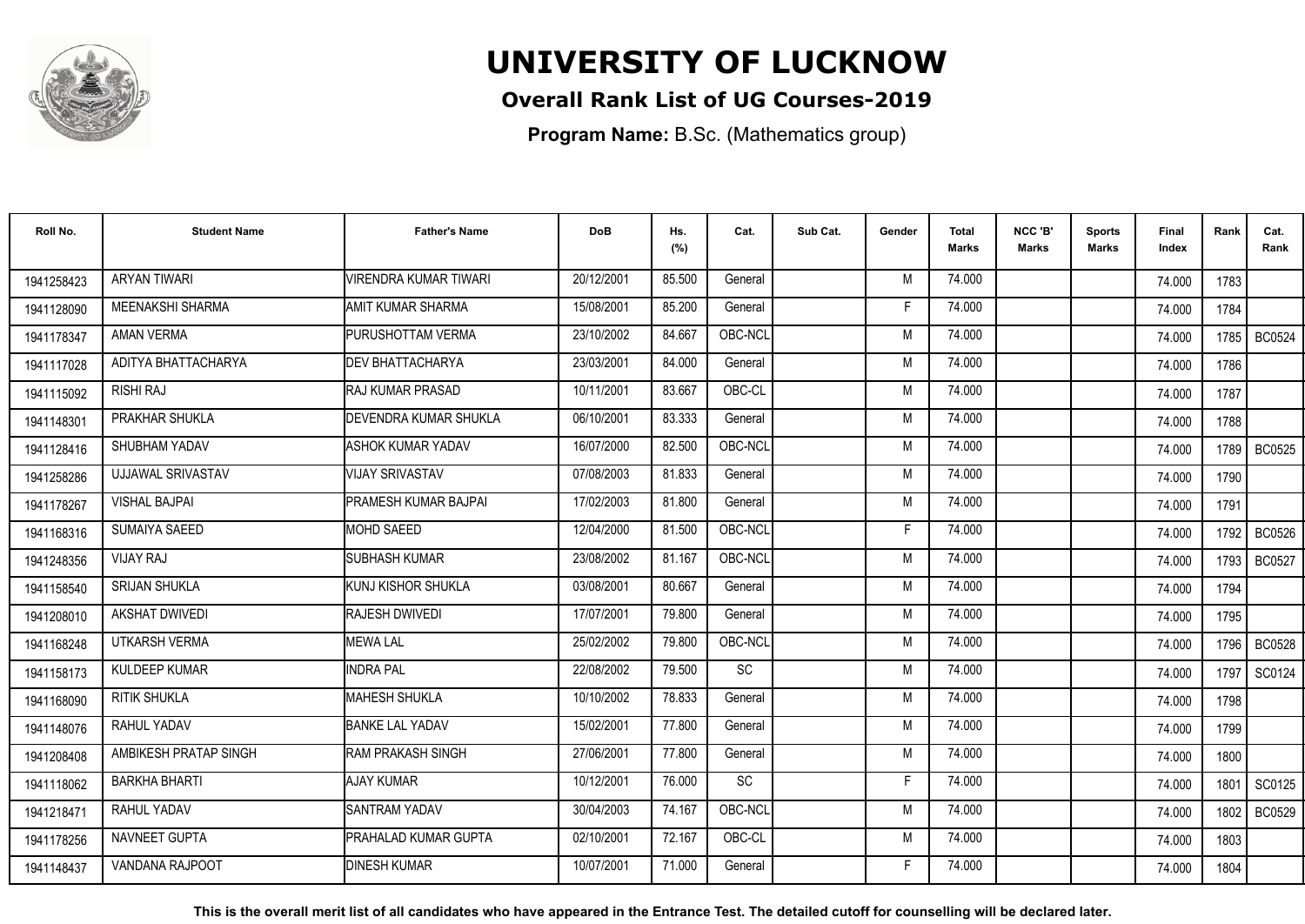# UNIVERSITY OF LUCKNOW

## Overall Rank List of UG Courses-2019

**Program Name:** B.Sc. (Mathematics group)

| Roll No. | Student Name | Father's Name | DoB | Hs. (%) | Cat. | Sub Cat. | Gender | Total Marks | NCC 'B' Marks | Sports Marks | Final Index | Rank | Cat. Rank |
|---|---|---|---|---|---|---|---|---|---|---|---|---|---|
| 1941258423 | ARYAN TIWARI | VIRENDRA KUMAR TIWARI | 20/12/2001 | 85.500 | General | | M | 74.000 | | | 74.000 | 1783 | |
| 1941128090 | MEENAKSHI SHARMA | AMIT KUMAR SHARMA | 15/08/2001 | 85.200 | General | | F | 74.000 | | | 74.000 | 1784 | |
| 1941178347 | AMAN VERMA | PURUSHOTTAM VERMA | 23/10/2002 | 84.667 | OBC-NCL | | M | 74.000 | | | 74.000 | 1785 | BC0524 |
| 1941117028 | ADITYA BHATTACHARYA | DEV BHATTACHARYA | 23/03/2001 | 84.000 | General | | M | 74.000 | | | 74.000 | 1786 | |
| 1941115092 | RISHI RAJ | RAJ KUMAR PRASAD | 10/11/2001 | 83.667 | OBC-CL | | M | 74.000 | | | 74.000 | 1787 | |
| 1941148301 | PRAKHAR SHUKLA | DEVENDRA KUMAR SHUKLA | 06/10/2001 | 83.333 | General | | M | 74.000 | | | 74.000 | 1788 | |
| 1941128416 | SHUBHAM YADAV | ASHOK KUMAR YADAV | 16/07/2000 | 82.500 | OBC-NCL | | M | 74.000 | | | 74.000 | 1789 | BC0525 |
| 1941258286 | UJJAWAL SRIVASTAV | VIJAY SRIVASTAV | 07/08/2003 | 81.833 | General | | M | 74.000 | | | 74.000 | 1790 | |
| 1941178267 | VISHAL BAJPAI | PRAMESH KUMAR BAJPAI | 17/02/2003 | 81.800 | General | | M | 74.000 | | | 74.000 | 1791 | |
| 1941168316 | SUMAIYA SAEED | MOHD SAEED | 12/04/2000 | 81.500 | OBC-NCL | | F | 74.000 | | | 74.000 | 1792 | BC0526 |
| 1941248356 | VIJAY RAJ | SUBHASH KUMAR | 23/08/2002 | 81.167 | OBC-NCL | | M | 74.000 | | | 74.000 | 1793 | BC0527 |
| 1941158540 | SRIJAN SHUKLA | KUNJ KISHOR SHUKLA | 03/08/2001 | 80.667 | General | | M | 74.000 | | | 74.000 | 1794 | |
| 1941208010 | AKSHAT DWIVEDI | RAJESH DWIVEDI | 17/07/2001 | 79.800 | General | | M | 74.000 | | | 74.000 | 1795 | |
| 1941168248 | UTKARSH VERMA | MEWA LAL | 25/02/2002 | 79.800 | OBC-NCL | | M | 74.000 | | | 74.000 | 1796 | BC0528 |
| 1941158173 | KULDEEP KUMAR | INDRA PAL | 22/08/2002 | 79.500 | SC | | M | 74.000 | | | 74.000 | 1797 | SC0124 |
| 1941168090 | RITIK SHUKLA | MAHESH SHUKLA | 10/10/2002 | 78.833 | General | | M | 74.000 | | | 74.000 | 1798 | |
| 1941148076 | RAHUL YADAV | BANKE LAL YADAV | 15/02/2001 | 77.800 | General | | M | 74.000 | | | 74.000 | 1799 | |
| 1941208408 | AMBIKESH PRATAP SINGH | RAM PRAKASH SINGH | 27/06/2001 | 77.800 | General | | M | 74.000 | | | 74.000 | 1800 | |
| 1941118062 | BARKHA BHARTI | AJAY KUMAR | 10/12/2001 | 76.000 | SC | | F | 74.000 | | | 74.000 | 1801 | SC0125 |
| 1941218471 | RAHUL YADAV | SANTRAM YADAV | 30/04/2003 | 74.167 | OBC-NCL | | M | 74.000 | | | 74.000 | 1802 | BC0529 |
| 1941178256 | NAVNEET GUPTA | PRAHALAD KUMAR GUPTA | 02/10/2001 | 72.167 | OBC-CL | | M | 74.000 | | | 74.000 | 1803 | |
| 1941148437 | VANDANA RAJPOOT | DINESH KUMAR | 10/07/2001 | 71.000 | General | | F | 74.000 | | | 74.000 | 1804 | |

**This is the overall merit list of all candidates who have appeared in the Entrance Test. The detailed cutoff for counselling will be declared later.**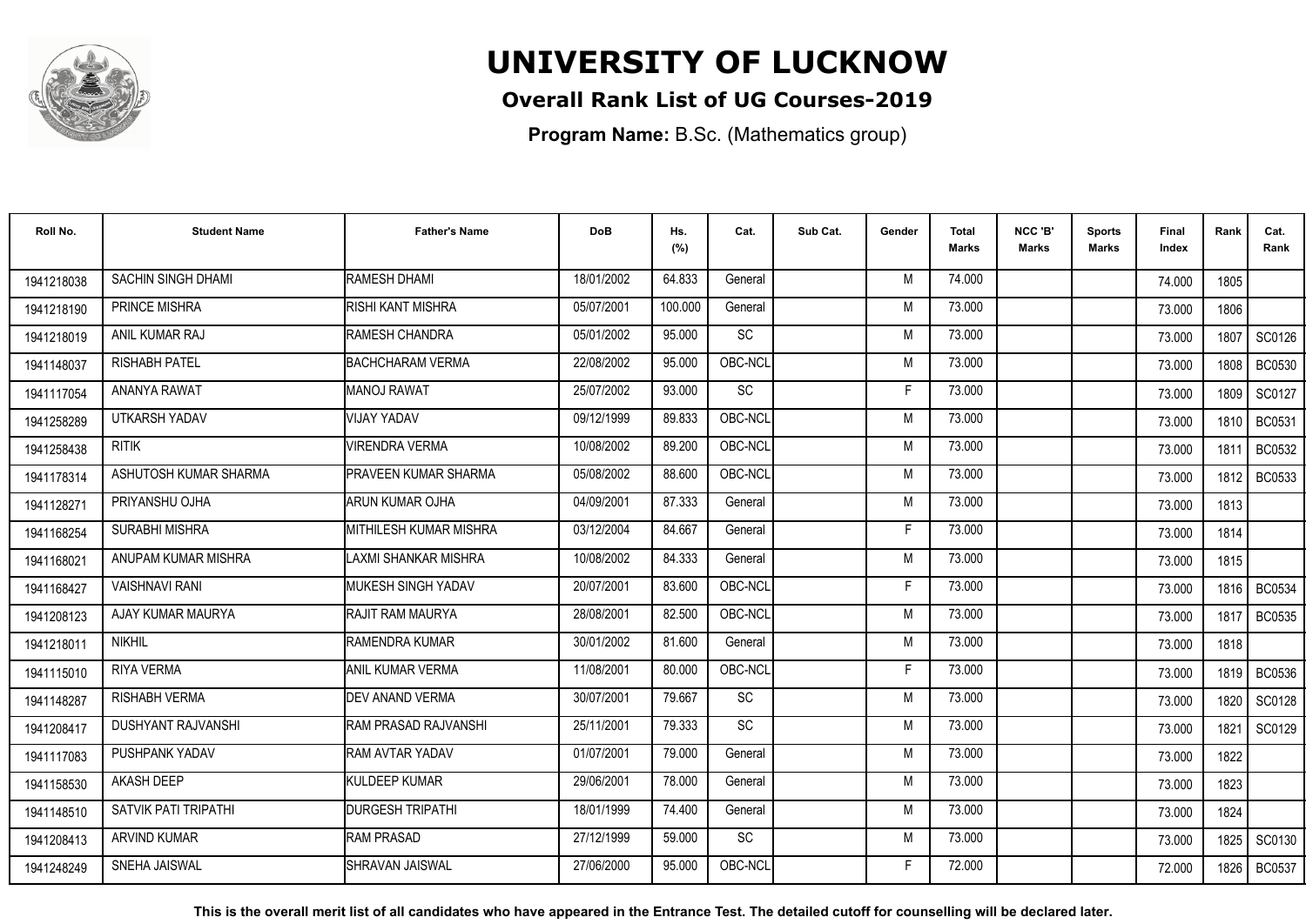# UNIVERSITY OF LUCKNOW

## Overall Rank List of UG Courses-2019

**Program Name:** B.Sc. (Mathematics group)

| Roll No. | Student Name | Father's Name | DoB | Hs. (%) | Cat. | Sub Cat. | Gender | Total Marks | NCC 'B' Marks | Sports Marks | Final Index | Rank | Cat. Rank |
|---|---|---|---|---|---|---|---|---|---|---|---|---|---|
| 1941218038 | SACHIN SINGH DHAMI | RAMESH DHAMI | 18/01/2002 | 64.833 | General | | M | 74.000 | | | 74.000 | 1805 | |
| 1941218190 | PRINCE MISHRA | RISHI KANT MISHRA | 05/07/2001 | 100.000 | General | | M | 73.000 | | | 73.000 | 1806 | |
| 1941218019 | ANIL KUMAR RAJ | RAMESH CHANDRA | 05/01/2002 | 95.000 | SC | | M | 73.000 | | | 73.000 | 1807 | SC0126 |
| 1941148037 | RISHABH PATEL | BACHCHARAM VERMA | 22/08/2002 | 95.000 | OBC-NCL | | M | 73.000 | | | 73.000 | 1808 | BC0530 |
| 1941117054 | ANANYA RAWAT | MANOJ RAWAT | 25/07/2002 | 93.000 | SC | | F | 73.000 | | | 73.000 | 1809 | SC0127 |
| 1941258289 | UTKARSH YADAV | VIJAY YADAV | 09/12/1999 | 89.833 | OBC-NCL | | M | 73.000 | | | 73.000 | 1810 | BC0531 |
| 1941258438 | RITIK | VIRENDRA VERMA | 10/08/2002 | 89.200 | OBC-NCL | | M | 73.000 | | | 73.000 | 1811 | BC0532 |
| 1941178314 | ASHUTOSH KUMAR SHARMA | PRAVEEN KUMAR SHARMA | 05/08/2002 | 88.600 | OBC-NCL | | M | 73.000 | | | 73.000 | 1812 | BC0533 |
| 1941128271 | PRIYANSHU OJHA | ARUN KUMAR OJHA | 04/09/2001 | 87.333 | General | | M | 73.000 | | | 73.000 | 1813 | |
| 1941168254 | SURABHI MISHRA | MITHILESH KUMAR MISHRA | 03/12/2004 | 84.667 | General | | F | 73.000 | | | 73.000 | 1814 | |
| 1941168021 | ANUPAM KUMAR MISHRA | LAXMI SHANKAR MISHRA | 10/08/2002 | 84.333 | General | | M | 73.000 | | | 73.000 | 1815 | |
| 1941168427 | VAISHNAVI RANI | MUKESH SINGH YADAV | 20/07/2001 | 83.600 | OBC-NCL | | F | 73.000 | | | 73.000 | 1816 | BC0534 |
| 1941208123 | AJAY KUMAR MAURYA | RAJIT RAM MAURYA | 28/08/2001 | 82.500 | OBC-NCL | | M | 73.000 | | | 73.000 | 1817 | BC0535 |
| 1941218011 | NIKHIL | RAMENDRA KUMAR | 30/01/2002 | 81.600 | General | | M | 73.000 | | | 73.000 | 1818 | |
| 1941115010 | RIYA VERMA | ANIL KUMAR VERMA | 11/08/2001 | 80.000 | OBC-NCL | | F | 73.000 | | | 73.000 | 1819 | BC0536 |
| 1941148287 | RISHABH VERMA | DEV ANAND VERMA | 30/07/2001 | 79.667 | SC | | M | 73.000 | | | 73.000 | 1820 | SC0128 |
| 1941208417 | DUSHYANT RAJVANSHI | RAM PRASAD RAJVANSHI | 25/11/2001 | 79.333 | SC | | M | 73.000 | | | 73.000 | 1821 | SC0129 |
| 1941117083 | PUSHPANK YADAV | RAM AVTAR YADAV | 01/07/2001 | 79.000 | General | | M | 73.000 | | | 73.000 | 1822 | |
| 1941158530 | AKASH DEEP | KULDEEP KUMAR | 29/06/2001 | 78.000 | General | | M | 73.000 | | | 73.000 | 1823 | |
| 1941148510 | SATVIK PATI TRIPATHI | DURGESH TRIPATHI | 18/01/1999 | 74.400 | General | | M | 73.000 | | | 73.000 | 1824 | |
| 1941208413 | ARVIND KUMAR | RAM PRASAD | 27/12/1999 | 59.000 | SC | | M | 73.000 | | | 73.000 | 1825 | SC0130 |
| 1941248249 | SNEHA JAISWAL | SHRAVAN JAISWAL | 27/06/2000 | 95.000 | OBC-NCL | | F | 72.000 | | | 72.000 | 1826 | BC0537 |

**This is the overall merit list of all candidates who have appeared in the Entrance Test. The detailed cutoff for counselling will be declared later.**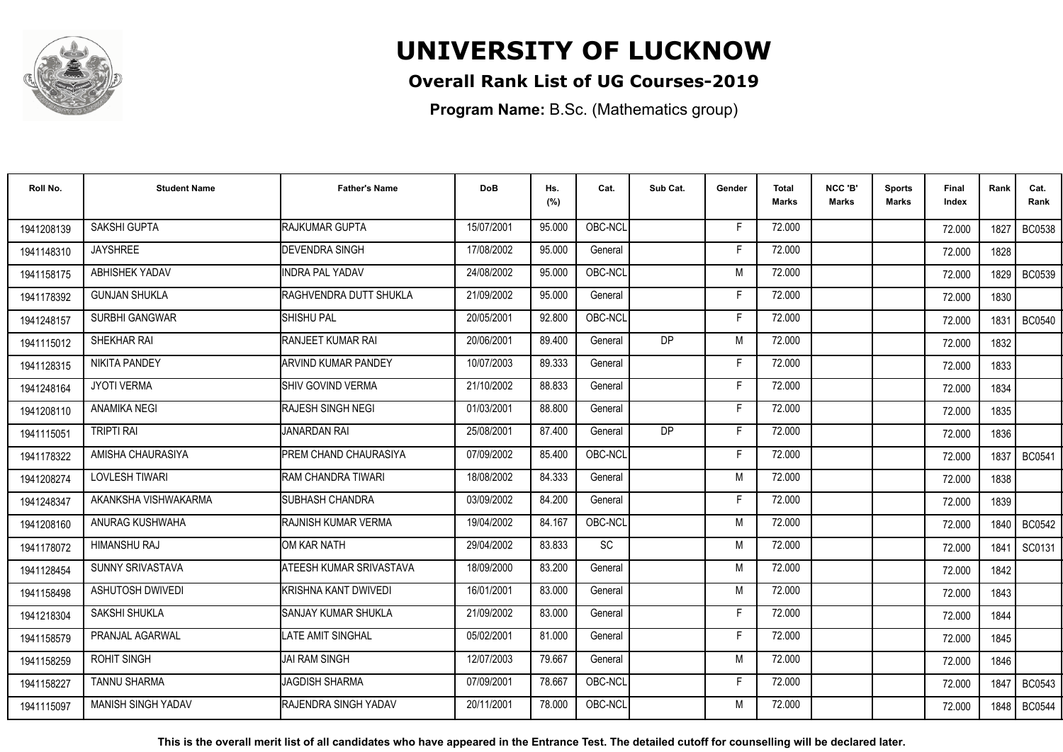# UNIVERSITY OF LUCKNOW

## Overall Rank List of UG Courses-2019

**Program Name:** B.Sc. (Mathematics group)

| Roll No. | Student Name | Father's Name | DoB | Hs. (%) | Cat. | Sub Cat. | Gender | Total Marks | NCC 'B' Marks | Sports Marks | Final Index | Rank | Cat. Rank |
|---|---|---|---|---|---|---|---|---|---|---|---|---|---|
| 1941208139 | SAKSHI GUPTA | RAJKUMAR GUPTA | 15/07/2001 | 95.000 | OBC-NCL | | F | 72.000 | | | 72.000 | 1827 | BC0538 |
| 1941148310 | JAYSHREE | DEVENDRA SINGH | 17/08/2002 | 95.000 | General | | F | 72.000 | | | 72.000 | 1828 | |
| 1941158175 | ABHISHEK YADAV | INDRA PAL YADAV | 24/08/2002 | 95.000 | OBC-NCL | | M | 72.000 | | | 72.000 | 1829 | BC0539 |
| 1941178392 | GUNJAN SHUKLA | RAGHVENDRA DUTT SHUKLA | 21/09/2002 | 95.000 | General | | F | 72.000 | | | 72.000 | 1830 | |
| 1941248157 | SURBHI GANGWAR | SHISHU PAL | 20/05/2001 | 92.800 | OBC-NCL | | F | 72.000 | | | 72.000 | 1831 | BC0540 |
| 1941115012 | SHEKHAR RAI | RANJEET KUMAR RAI | 20/06/2001 | 89.400 | General | DP | M | 72.000 | | | 72.000 | 1832 | |
| 1941128315 | NIKITA PANDEY | ARVIND KUMAR PANDEY | 10/07/2003 | 89.333 | General | | F | 72.000 | | | 72.000 | 1833 | |
| 1941248164 | JYOTI VERMA | SHIV GOVIND VERMA | 21/10/2002 | 88.833 | General | | F | 72.000 | | | 72.000 | 1834 | |
| 1941208110 | ANAMIKA NEGI | RAJESH SINGH NEGI | 01/03/2001 | 88.800 | General | | F | 72.000 | | | 72.000 | 1835 | |
| 1941115051 | TRIPTI RAI | JANARDAN RAI | 25/08/2001 | 87.400 | General | DP | F | 72.000 | | | 72.000 | 1836 | |
| 1941178322 | AMISHA CHAURASIYA | PREM CHAND CHAURASIYA | 07/09/2002 | 85.400 | OBC-NCL | | F | 72.000 | | | 72.000 | 1837 | BC0541 |
| 1941208274 | LOVLESH TIWARI | RAM CHANDRA TIWARI | 18/08/2002 | 84.333 | General | | M | 72.000 | | | 72.000 | 1838 | |
| 1941248347 | AKANKSHA VISHWAKARMA | SUBHASH CHANDRA | 03/09/2002 | 84.200 | General | | F | 72.000 | | | 72.000 | 1839 | |
| 1941208160 | ANURAG KUSHWAHA | RAJNISH KUMAR VERMA | 19/04/2002 | 84.167 | OBC-NCL | | M | 72.000 | | | 72.000 | 1840 | BC0542 |
| 1941178072 | HIMANSHU RAJ | OM KAR NATH | 29/04/2002 | 83.833 | SC | | M | 72.000 | | | 72.000 | 1841 | SC0131 |
| 1941128454 | SUNNY SRIVASTAVA | ATEESH KUMAR SRIVASTAVA | 18/09/2000 | 83.200 | General | | M | 72.000 | | | 72.000 | 1842 | |
| 1941158498 | ASHUTOSH DWIVEDI | KRISHNA KANT DWIVEDI | 16/01/2001 | 83.000 | General | | M | 72.000 | | | 72.000 | 1843 | |
| 1941218304 | SAKSHI SHUKLA | SANJAY KUMAR SHUKLA | 21/09/2002 | 83.000 | General | | F | 72.000 | | | 72.000 | 1844 | |
| 1941158579 | PRANJAL AGARWAL | LATE AMIT SINGHAL | 05/02/2001 | 81.000 | General | | F | 72.000 | | | 72.000 | 1845 | |
| 1941158259 | ROHIT SINGH | JAI RAM SINGH | 12/07/2003 | 79.667 | General | | M | 72.000 | | | 72.000 | 1846 | |
| 1941158227 | TANNU SHARMA | JAGDISH SHARMA | 07/09/2001 | 78.667 | OBC-NCL | | F | 72.000 | | | 72.000 | 1847 | BC0543 |
| 1941115097 | MANISH SINGH YADAV | RAJENDRA SINGH YADAV | 20/11/2001 | 78.000 | OBC-NCL | | M | 72.000 | | | 72.000 | 1848 | BC0544 |

**This is the overall merit list of all candidates who have appeared in the Entrance Test. The detailed cutoff for counselling will be declared later.**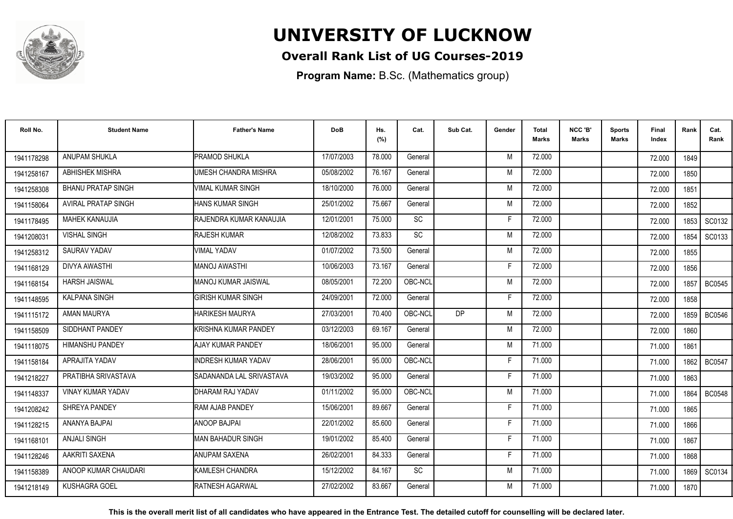# UNIVERSITY OF LUCKNOW

## Overall Rank List of UG Courses-2019

**Program Name:** B.Sc. (Mathematics group)

| Roll No. | Student Name | Father's Name | DoB | Hs. (%) | Cat. | Sub Cat. | Gender | Total Marks | NCC 'B' Marks | Sports Marks | Final Index | Rank | Cat. Rank |
|---|---|---|---|---|---|---|---|---|---|---|---|---|---|
| 1941178298 | ANUPAM SHUKLA | PRAMOD SHUKLA | 17/07/2003 | 78.000 | General | | M | 72.000 | | | 72.000 | 1849 | |
| 1941258167 | ABHISHEK MISHRA | UMESH CHANDRA MISHRA | 05/08/2002 | 76.167 | General | | M | 72.000 | | | 72.000 | 1850 | |
| 1941258308 | BHANU PRATAP SINGH | VIMAL KUMAR SINGH | 18/10/2000 | 76.000 | General | | M | 72.000 | | | 72.000 | 1851 | |
| 1941158064 | AVIRAL PRATAP SINGH | HANS KUMAR SINGH | 25/01/2002 | 75.667 | General | | M | 72.000 | | | 72.000 | 1852 | |
| 1941178495 | MAHEK KANAUJIA | RAJENDRA KUMAR KANAUJIA | 12/01/2001 | 75.000 | SC | | F | 72.000 | | | 72.000 | 1853 | SC0132 |
| 1941208031 | VISHAL SINGH | RAJESH KUMAR | 12/08/2002 | 73.833 | SC | | M | 72.000 | | | 72.000 | 1854 | SC0133 |
| 1941258312 | SAURAV YADAV | VIMAL YADAV | 01/07/2002 | 73.500 | General | | M | 72.000 | | | 72.000 | 1855 | |
| 1941168129 | DIVYA AWASTHI | MANOJ AWASTHI | 10/06/2003 | 73.167 | General | | F | 72.000 | | | 72.000 | 1856 | |
| 1941168154 | HARSH JAISWAL | MANOJ KUMAR JAISWAL | 08/05/2001 | 72.200 | OBC-NCL | | M | 72.000 | | | 72.000 | 1857 | BC0545 |
| 1941148595 | KALPANA SINGH | GIRISH KUMAR SINGH | 24/09/2001 | 72.000 | General | | F | 72.000 | | | 72.000 | 1858 | |
| 1941115172 | AMAN MAURYA | HARIKESH MAURYA | 27/03/2001 | 70.400 | OBC-NCL | DP | M | 72.000 | | | 72.000 | 1859 | BC0546 |
| 1941158509 | SIDDHANT PANDEY | KRISHNA KUMAR PANDEY | 03/12/2003 | 69.167 | General | | M | 72.000 | | | 72.000 | 1860 | |
| 1941118075 | HIMANSHU PANDEY | AJAY KUMAR PANDEY | 18/06/2001 | 95.000 | General | | M | 71.000 | | | 71.000 | 1861 | |
| 1941158184 | APRAJITA YADAV | INDRESH KUMAR YADAV | 28/06/2001 | 95.000 | OBC-NCL | | F | 71.000 | | | 71.000 | 1862 | BC0547 |
| 1941218227 | PRATIBHA SRIVASTAVA | SADANANDA LAL SRIVASTAVA | 19/03/2002 | 95.000 | General | | F | 71.000 | | | 71.000 | 1863 | |
| 1941148337 | VINAY KUMAR YADAV | DHARAM RAJ YADAV | 01/11/2002 | 95.000 | OBC-NCL | | M | 71.000 | | | 71.000 | 1864 | BC0548 |
| 1941208242 | SHREYA PANDEY | RAM AJAB PANDEY | 15/06/2001 | 89.667 | General | | F | 71.000 | | | 71.000 | 1865 | |
| 1941128215 | ANANYA BAJPAI | ANOOP BAJPAI | 22/01/2002 | 85.600 | General | | F | 71.000 | | | 71.000 | 1866 | |
| 1941168101 | ANJALI SINGH | MAN BAHADUR SINGH | 19/01/2002 | 85.400 | General | | F | 71.000 | | | 71.000 | 1867 | |
| 1941128246 | AAKRITI SAXENA | ANUPAM SAXENA | 26/02/2001 | 84.333 | General | | F | 71.000 | | | 71.000 | 1868 | |
| 1941158389 | ANOOP KUMAR CHAUDARI | KAMLESH CHANDRA | 15/12/2002 | 84.167 | SC | | M | 71.000 | | | 71.000 | 1869 | SC0134 |
| 1941218149 | KUSHAGRA GOEL | RATNESH AGARWAL | 27/02/2002 | 83.667 | General | | M | 71.000 | | | 71.000 | 1870 | |

**This is the overall merit list of all candidates who have appeared in the Entrance Test. The detailed cutoff for counselling will be declared later.**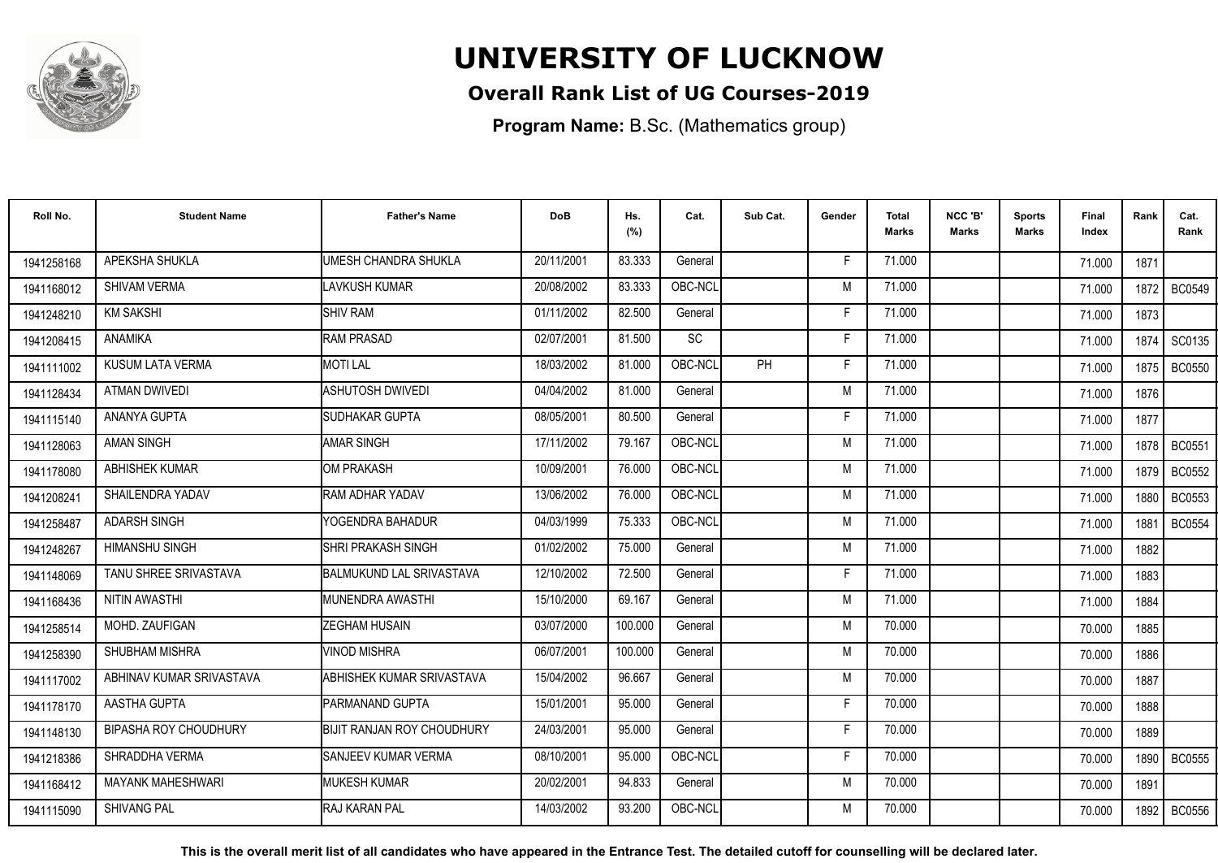# UNIVERSITY OF LUCKNOW

## Overall Rank List of UG Courses-2019

**Program Name:** B.Sc. (Mathematics group)

| Roll No. | Student Name | Father's Name | DoB | Hs. (%) | Cat. | Sub Cat. | Gender | Total Marks | NCC 'B' Marks | Sports Marks | Final Index | Rank | Cat. Rank |
|---|---|---|---|---|---|---|---|---|---|---|---|---|---|
| 1941258168 | APEKSHA SHUKLA | UMESH CHANDRA SHUKLA | 20/11/2001 | 83.333 | General | | F | 71.000 | | | 71.000 | 1871 | |
| 1941168012 | SHIVAM VERMA | LAVKUSH KUMAR | 20/08/2002 | 83.333 | OBC-NCL | | M | 71.000 | | | 71.000 | 1872 | BC0549 |
| 1941248210 | KM SAKSHI | SHIV RAM | 01/11/2002 | 82.500 | General | | F | 71.000 | | | 71.000 | 1873 | |
| 1941208415 | ANAMIKA | RAM PRASAD | 02/07/2001 | 81.500 | SC | | F | 71.000 | | | 71.000 | 1874 | SC0135 |
| 1941111002 | KUSUM LATA VERMA | MOTI LAL | 18/03/2002 | 81.000 | OBC-NCL | PH | F | 71.000 | | | 71.000 | 1875 | BC0550 |
| 1941128434 | ATMAN DWIVEDI | ASHUTOSH DWIVEDI | 04/04/2002 | 81.000 | General | | M | 71.000 | | | 71.000 | 1876 | |
| 1941115140 | ANANYA GUPTA | SUDHAKAR GUPTA | 08/05/2001 | 80.500 | General | | F | 71.000 | | | 71.000 | 1877 | |
| 1941128063 | AMAN SINGH | AMAR SINGH | 17/11/2002 | 79.167 | OBC-NCL | | M | 71.000 | | | 71.000 | 1878 | BC0551 |
| 1941178080 | ABHISHEK KUMAR | OM PRAKASH | 10/09/2001 | 76.000 | OBC-NCL | | M | 71.000 | | | 71.000 | 1879 | BC0552 |
| 1941208241 | SHAILENDRA YADAV | RAM ADHAR YADAV | 13/06/2002 | 76.000 | OBC-NCL | | M | 71.000 | | | 71.000 | 1880 | BC0553 |
| 1941258487 | ADARSH SINGH | YOGENDRA BAHADUR | 04/03/1999 | 75.333 | OBC-NCL | | M | 71.000 | | | 71.000 | 1881 | BC0554 |
| 1941248267 | HIMANSHU SINGH | SHRI PRAKASH SINGH | 01/02/2002 | 75.000 | General | | M | 71.000 | | | 71.000 | 1882 | |
| 1941148069 | TANU SHREE SRIVASTAVA | BALMUKUND LAL SRIVASTAVA | 12/10/2002 | 72.500 | General | | F | 71.000 | | | 71.000 | 1883 | |
| 1941168436 | NITIN AWASTHI | MUNENDRA AWASTHI | 15/10/2000 | 69.167 | General | | M | 71.000 | | | 71.000 | 1884 | |
| 1941258514 | MOHD. ZAUFIGAN | ZEGHAM HUSAIN | 03/07/2000 | 100.000 | General | | M | 70.000 | | | 70.000 | 1885 | |
| 1941258390 | SHUBHAM MISHRA | VINOD MISHRA | 06/07/2001 | 100.000 | General | | M | 70.000 | | | 70.000 | 1886 | |
| 1941117002 | ABHINAV KUMAR SRIVASTAVA | ABHISHEK KUMAR SRIVASTAVA | 15/04/2002 | 96.667 | General | | M | 70.000 | | | 70.000 | 1887 | |
| 1941178170 | AASTHA GUPTA | PARMANAND GUPTA | 15/01/2001 | 95.000 | General | | F | 70.000 | | | 70.000 | 1888 | |
| 1941148130 | BIPASHA ROY CHOUDHURY | BIJIT RANJAN ROY CHOUDHURY | 24/03/2001 | 95.000 | General | | F | 70.000 | | | 70.000 | 1889 | |
| 1941218386 | SHRADDHA VERMA | SANJEEV KUMAR VERMA | 08/10/2001 | 95.000 | OBC-NCL | | F | 70.000 | | | 70.000 | 1890 | BC0555 |
| 1941168412 | MAYANK MAHESHWARI | MUKESH KUMAR | 20/02/2001 | 94.833 | General | | M | 70.000 | | | 70.000 | 1891 | |
| 1941115090 | SHIVANG PAL | RAJ KARAN PAL | 14/03/2002 | 93.200 | OBC-NCL | | M | 70.000 | | | 70.000 | 1892 | BC0556 |

**This is the overall merit list of all candidates who have appeared in the Entrance Test. The detailed cutoff for counselling will be declared later.**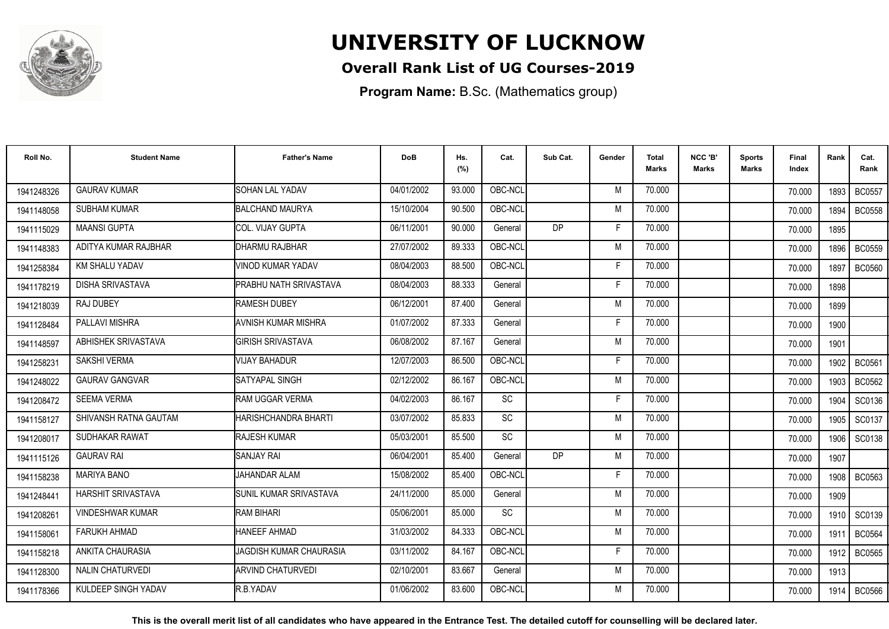# UNIVERSITY OF LUCKNOW

## Overall Rank List of UG Courses-2019

**Program Name:** B.Sc. (Mathematics group)

| Roll No. | Student Name | Father's Name | DoB | Hs. (%) | Cat. | Sub Cat. | Gender | Total Marks | NCC 'B' Marks | Sports Marks | Final Index | Rank | Cat. Rank |
|---|---|---|---|---|---|---|---|---|---|---|---|---|---|
| 1941248326 | GAURAV KUMAR | SOHAN LAL YADAV | 04/01/2002 | 93.000 | OBC-NCL | | M | 70.000 | | | 70.000 | 1893 | BC0557 |
| 1941148058 | SUBHAM KUMAR | BALCHAND MAURYA | 15/10/2004 | 90.500 | OBC-NCL | | M | 70.000 | | | 70.000 | 1894 | BC0558 |
| 1941115029 | MAANSI GUPTA | COL. VIJAY GUPTA | 06/11/2001 | 90.000 | General | DP | F | 70.000 | | | 70.000 | 1895 | |
| 1941148383 | ADITYA KUMAR RAJBHAR | DHARMU RAJBHAR | 27/07/2002 | 89.333 | OBC-NCL | | M | 70.000 | | | 70.000 | 1896 | BC0559 |
| 1941258384 | KM SHALU YADAV | VINOD KUMAR YADAV | 08/04/2003 | 88.500 | OBC-NCL | | F | 70.000 | | | 70.000 | 1897 | BC0560 |
| 1941178219 | DISHA SRIVASTAVA | PRABHU NATH SRIVASTAVA | 08/04/2003 | 88.333 | General | | F | 70.000 | | | 70.000 | 1898 | |
| 1941218039 | RAJ DUBEY | RAMESH DUBEY | 06/12/2001 | 87.400 | General | | M | 70.000 | | | 70.000 | 1899 | |
| 1941128484 | PALLAVI MISHRA | AVNISH KUMAR MISHRA | 01/07/2002 | 87.333 | General | | F | 70.000 | | | 70.000 | 1900 | |
| 1941148597 | ABHISHEK SRIVASTAVA | GIRISH SRIVASTAVA | 06/08/2002 | 87.167 | General | | M | 70.000 | | | 70.000 | 1901 | |
| 1941258231 | SAKSHI VERMA | VIJAY BAHADUR | 12/07/2003 | 86.500 | OBC-NCL | | F | 70.000 | | | 70.000 | 1902 | BC0561 |
| 1941248022 | GAURAV GANGVAR | SATYAPAL SINGH | 02/12/2002 | 86.167 | OBC-NCL | | M | 70.000 | | | 70.000 | 1903 | BC0562 |
| 1941208472 | SEEMA VERMA | RAM UGGAR VERMA | 04/02/2003 | 86.167 | SC | | F | 70.000 | | | 70.000 | 1904 | SC0136 |
| 1941158127 | SHIVANSH RATNA GAUTAM | HARISHCHANDRA BHARTI | 03/07/2002 | 85.833 | SC | | M | 70.000 | | | 70.000 | 1905 | SC0137 |
| 1941208017 | SUDHAKAR RAWAT | RAJESH KUMAR | 05/03/2001 | 85.500 | SC | | M | 70.000 | | | 70.000 | 1906 | SC0138 |
| 1941115126 | GAURAV RAI | SANJAY RAI | 06/04/2001 | 85.400 | General | DP | M | 70.000 | | | 70.000 | 1907 | |
| 1941158238 | MARIYA BANO | JAHANDAR ALAM | 15/08/2002 | 85.400 | OBC-NCL | | F | 70.000 | | | 70.000 | 1908 | BC0563 |
| 1941248441 | HARSHIT SRIVASTAVA | SUNIL KUMAR SRIVASTAVA | 24/11/2000 | 85.000 | General | | M | 70.000 | | | 70.000 | 1909 | |
| 1941208261 | VINDESHWAR KUMAR | RAM BIHARI | 05/06/2001 | 85.000 | SC | | M | 70.000 | | | 70.000 | 1910 | SC0139 |
| 1941158061 | FARUKH AHMAD | HANEEF AHMAD | 31/03/2002 | 84.333 | OBC-NCL | | M | 70.000 | | | 70.000 | 1911 | BC0564 |
| 1941158218 | ANKITA CHAURASIA | JAGDISH KUMAR CHAURASIA | 03/11/2002 | 84.167 | OBC-NCL | | F | 70.000 | | | 70.000 | 1912 | BC0565 |
| 1941128300 | NALIN CHATURVEDI | ARVIND CHATURVEDI | 02/10/2001 | 83.667 | General | | M | 70.000 | | | 70.000 | 1913 | |
| 1941178366 | KULDEEP SINGH YADAV | R.B.YADAV | 01/06/2002 | 83.600 | OBC-NCL | | M | 70.000 | | | 70.000 | 1914 | BC0566 |

**This is the overall merit list of all candidates who have appeared in the Entrance Test. The detailed cutoff for counselling will be declared later.**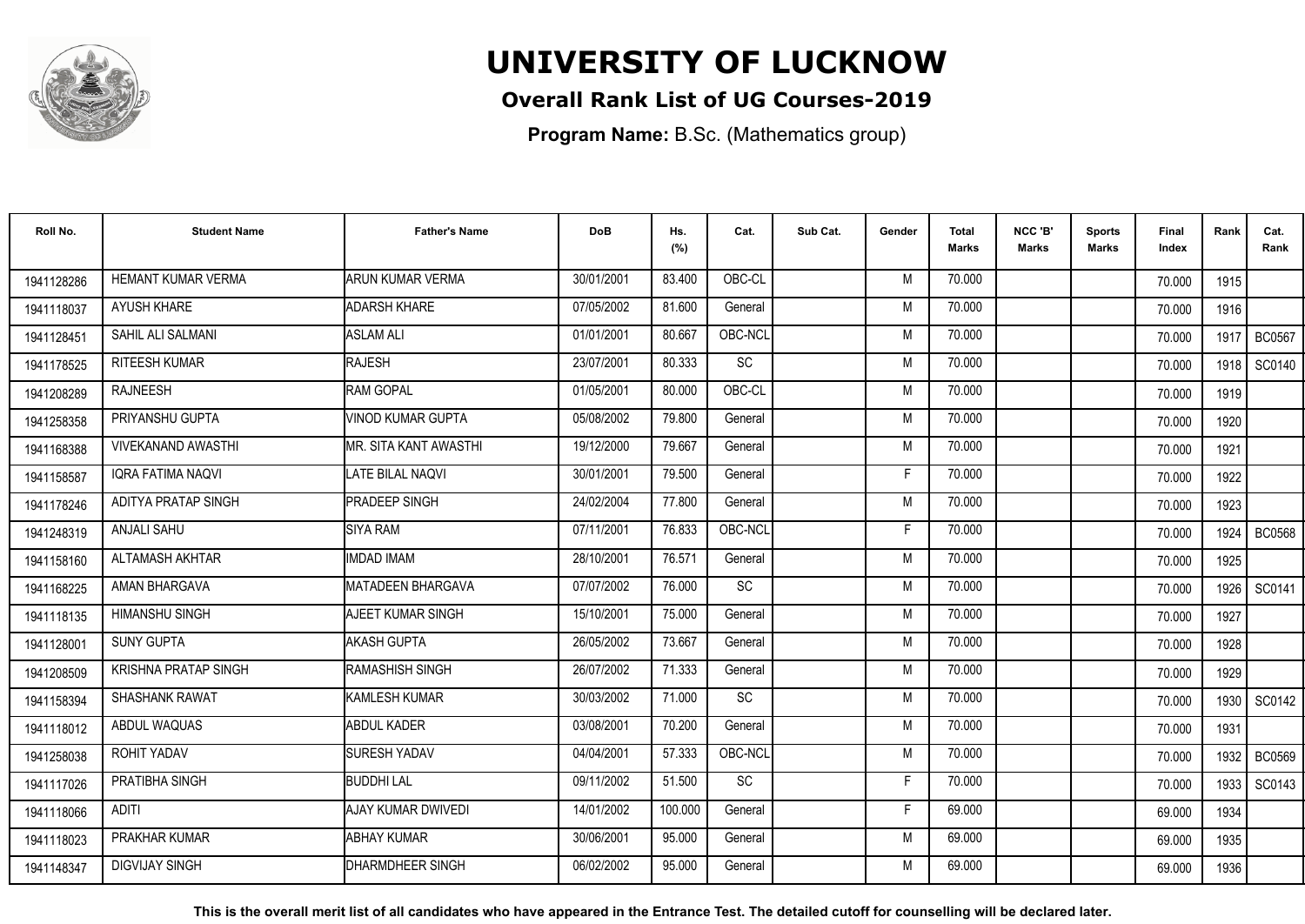# UNIVERSITY OF LUCKNOW

## Overall Rank List of UG Courses-2019

**Program Name:** B.Sc. (Mathematics group)

| Roll No. | Student Name | Father's Name | DoB | Hs. (%) | Cat. | Sub Cat. | Gender | Total Marks | NCC 'B' Marks | Sports Marks | Final Index | Rank | Cat. Rank |
|---|---|---|---|---|---|---|---|---|---|---|---|---|---|
| 1941128286 | HEMANT KUMAR VERMA | ARUN KUMAR VERMA | 30/01/2001 | 83.400 | OBC-CL | | M | 70.000 | | | 70.000 | 1915 | |
| 1941118037 | AYUSH KHARE | ADARSH KHARE | 07/05/2002 | 81.600 | General | | M | 70.000 | | | 70.000 | 1916 | |
| 1941128451 | SAHIL ALI SALMANI | ASLAM ALI | 01/01/2001 | 80.667 | OBC-NCL | | M | 70.000 | | | 70.000 | 1917 | BC0567 |
| 1941178525 | RITEESH KUMAR | RAJESH | 23/07/2001 | 80.333 | SC | | M | 70.000 | | | 70.000 | 1918 | SC0140 |
| 1941208289 | RAJNEESH | RAM GOPAL | 01/05/2001 | 80.000 | OBC-CL | | M | 70.000 | | | 70.000 | 1919 | |
| 1941258358 | PRIYANSHU GUPTA | VINOD KUMAR GUPTA | 05/08/2002 | 79.800 | General | | M | 70.000 | | | 70.000 | 1920 | |
| 1941168388 | VIVEKANAND AWASTHI | MR. SITA KANT AWASTHI | 19/12/2000 | 79.667 | General | | M | 70.000 | | | 70.000 | 1921 | |
| 1941158587 | IQRA FATIMA NAQVI | LATE BILAL NAQVI | 30/01/2001 | 79.500 | General | | F | 70.000 | | | 70.000 | 1922 | |
| 1941178246 | ADITYA PRATAP SINGH | PRADEEP SINGH | 24/02/2004 | 77.800 | General | | M | 70.000 | | | 70.000 | 1923 | |
| 1941248319 | ANJALI SAHU | SIYA RAM | 07/11/2001 | 76.833 | OBC-NCL | | F | 70.000 | | | 70.000 | 1924 | BC0568 |
| 1941158160 | ALTAMASH AKHTAR | IMDAD IMAM | 28/10/2001 | 76.571 | General | | M | 70.000 | | | 70.000 | 1925 | |
| 1941168225 | AMAN BHARGAVA | MATADEEN BHARGAVA | 07/07/2002 | 76.000 | SC | | M | 70.000 | | | 70.000 | 1926 | SC0141 |
| 1941118135 | HIMANSHU SINGH | AJEET KUMAR SINGH | 15/10/2001 | 75.000 | General | | M | 70.000 | | | 70.000 | 1927 | |
| 1941128001 | SUNY GUPTA | AKASH GUPTA | 26/05/2002 | 73.667 | General | | M | 70.000 | | | 70.000 | 1928 | |
| 1941208509 | KRISHNA PRATAP SINGH | RAMASHISH SINGH | 26/07/2002 | 71.333 | General | | M | 70.000 | | | 70.000 | 1929 | |
| 1941158394 | SHASHANK RAWAT | KAMLESH KUMAR | 30/03/2002 | 71.000 | SC | | M | 70.000 | | | 70.000 | 1930 | SC0142 |
| 1941118012 | ABDUL WAQUAS | ABDUL KADER | 03/08/2001 | 70.200 | General | | M | 70.000 | | | 70.000 | 1931 | |
| 1941258038 | ROHIT YADAV | SURESH YADAV | 04/04/2001 | 57.333 | OBC-NCL | | M | 70.000 | | | 70.000 | 1932 | BC0569 |
| 1941117026 | PRATIBHA SINGH | BUDDHI LAL | 09/11/2002 | 51.500 | SC | | F | 70.000 | | | 70.000 | 1933 | SC0143 |
| 1941118066 | ADITI | AJAY KUMAR DWIVEDI | 14/01/2002 | 100.000 | General | | F | 69.000 | | | 69.000 | 1934 | |
| 1941118023 | PRAKHAR KUMAR | ABHAY KUMAR | 30/06/2001 | 95.000 | General | | M | 69.000 | | | 69.000 | 1935 | |
| 1941148347 | DIGVIJAY SINGH | DHARMDHEER SINGH | 06/02/2002 | 95.000 | General | | M | 69.000 | | | 69.000 | 1936 | |

**This is the overall merit list of all candidates who have appeared in the Entrance Test. The detailed cutoff for counselling will be declared later.**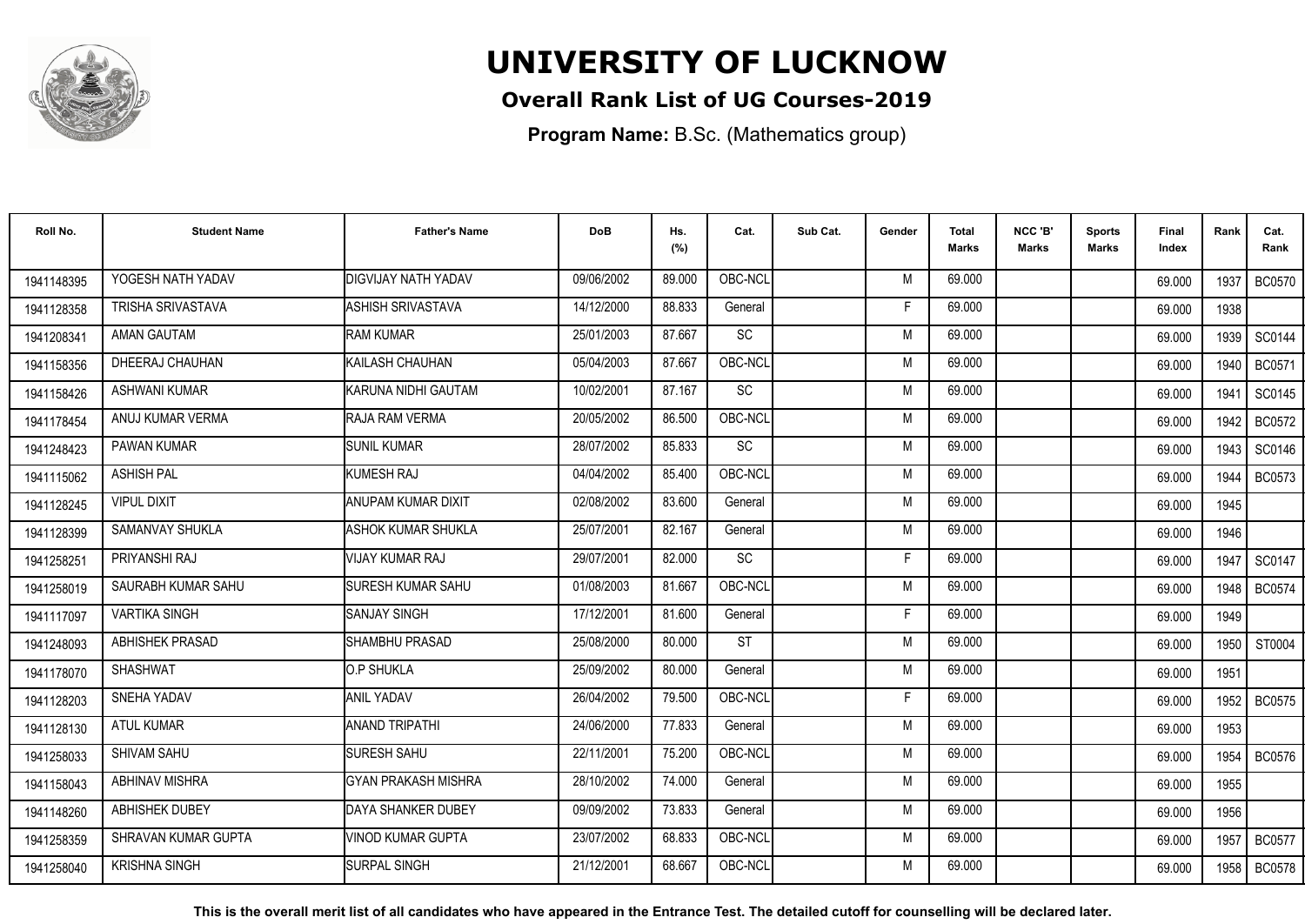# UNIVERSITY OF LUCKNOW

## Overall Rank List of UG Courses-2019

**Program Name:** B.Sc. (Mathematics group)

| Roll No. | Student Name | Father's Name | DoB | Hs. (%) | Cat. | Sub Cat. | Gender | Total Marks | NCC 'B' Marks | Sports Marks | Final Index | Rank | Cat. Rank |
|---|---|---|---|---|---|---|---|---|---|---|---|---|---|
| 1941148395 | YOGESH NATH YADAV | DIGVIJAY NATH YADAV | 09/06/2002 | 89.000 | OBC-NCL | | M | 69.000 | | | 69.000 | 1937 | BC0570 |
| 1941128358 | TRISHA SRIVASTAVA | ASHISH SRIVASTAVA | 14/12/2000 | 88.833 | General | | F | 69.000 | | | 69.000 | 1938 | |
| 1941208341 | AMAN GAUTAM | RAM KUMAR | 25/01/2003 | 87.667 | SC | | M | 69.000 | | | 69.000 | 1939 | SC0144 |
| 1941158356 | DHEERAJ CHAUHAN | KAILASH CHAUHAN | 05/04/2003 | 87.667 | OBC-NCL | | M | 69.000 | | | 69.000 | 1940 | BC0571 |
| 1941158426 | ASHWANI KUMAR | KARUNA NIDHI GAUTAM | 10/02/2001 | 87.167 | SC | | M | 69.000 | | | 69.000 | 1941 | SC0145 |
| 1941178454 | ANUJ KUMAR VERMA | RAJA RAM VERMA | 20/05/2002 | 86.500 | OBC-NCL | | M | 69.000 | | | 69.000 | 1942 | BC0572 |
| 1941248423 | PAWAN KUMAR | SUNIL KUMAR | 28/07/2002 | 85.833 | SC | | M | 69.000 | | | 69.000 | 1943 | SC0146 |
| 1941115062 | ASHISH PAL | KUMESH RAJ | 04/04/2002 | 85.400 | OBC-NCL | | M | 69.000 | | | 69.000 | 1944 | BC0573 |
| 1941128245 | VIPUL DIXIT | ANUPAM KUMAR DIXIT | 02/08/2002 | 83.600 | General | | M | 69.000 | | | 69.000 | 1945 | |
| 1941128399 | SAMANVAY SHUKLA | ASHOK KUMAR SHUKLA | 25/07/2001 | 82.167 | General | | M | 69.000 | | | 69.000 | 1946 | |
| 1941258251 | PRIYANSHI RAJ | VIJAY KUMAR RAJ | 29/07/2001 | 82.000 | SC | | F | 69.000 | | | 69.000 | 1947 | SC0147 |
| 1941258019 | SAURABH KUMAR SAHU | SURESH KUMAR SAHU | 01/08/2003 | 81.667 | OBC-NCL | | M | 69.000 | | | 69.000 | 1948 | BC0574 |
| 1941117097 | VARTIKA SINGH | SANJAY SINGH | 17/12/2001 | 81.600 | General | | F | 69.000 | | | 69.000 | 1949 | |
| 1941248093 | ABHISHEK PRASAD | SHAMBHU PRASAD | 25/08/2000 | 80.000 | ST | | M | 69.000 | | | 69.000 | 1950 | ST0004 |
| 1941178070 | SHASHWAT | O.P SHUKLA | 25/09/2002 | 80.000 | General | | M | 69.000 | | | 69.000 | 1951 | |
| 1941128203 | SNEHA YADAV | ANIL YADAV | 26/04/2002 | 79.500 | OBC-NCL | | F | 69.000 | | | 69.000 | 1952 | BC0575 |
| 1941128130 | ATUL KUMAR | ANAND TRIPATHI | 24/06/2000 | 77.833 | General | | M | 69.000 | | | 69.000 | 1953 | |
| 1941258033 | SHIVAM SAHU | SURESH SAHU | 22/11/2001 | 75.200 | OBC-NCL | | M | 69.000 | | | 69.000 | 1954 | BC0576 |
| 1941158043 | ABHINAV MISHRA | GYAN PRAKASH MISHRA | 28/10/2002 | 74.000 | General | | M | 69.000 | | | 69.000 | 1955 | |
| 1941148260 | ABHISHEK DUBEY | DAYA SHANKER DUBEY | 09/09/2002 | 73.833 | General | | M | 69.000 | | | 69.000 | 1956 | |
| 1941258359 | SHRAVAN KUMAR GUPTA | VINOD KUMAR GUPTA | 23/07/2002 | 68.833 | OBC-NCL | | M | 69.000 | | | 69.000 | 1957 | BC0577 |
| 1941258040 | KRISHNA SINGH | SURPAL SINGH | 21/12/2001 | 68.667 | OBC-NCL | | M | 69.000 | | | 69.000 | 1958 | BC0578 |

**This is the overall merit list of all candidates who have appeared in the Entrance Test. The detailed cutoff for counselling will be declared later.**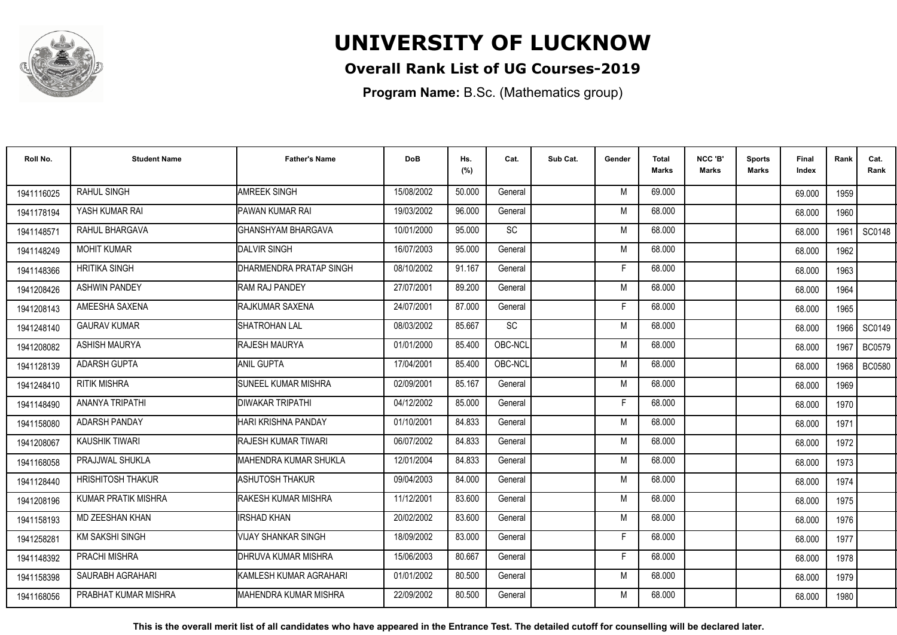# UNIVERSITY OF LUCKNOW

## Overall Rank List of UG Courses-2019

**Program Name:** B.Sc. (Mathematics group)

| Roll No. | Student Name | Father's Name | DoB | Hs. (%) | Cat. | Sub Cat. | Gender | Total Marks | NCC 'B' Marks | Sports Marks | Final Index | Rank | Cat. Rank |
|---|---|---|---|---|---|---|---|---|---|---|---|---|---|
| 1941116025 | RAHUL SINGH | AMREEK SINGH | 15/08/2002 | 50.000 | General | | M | 69.000 | | | 69.000 | 1959 | |
| 1941178194 | YASH KUMAR RAI | PAWAN KUMAR RAI | 19/03/2002 | 96.000 | General | | M | 68.000 | | | 68.000 | 1960 | |
| 1941148571 | RAHUL BHARGAVA | GHANSHYAM BHARGAVA | 10/01/2000 | 95.000 | SC | | M | 68.000 | | | 68.000 | 1961 | SC0148 |
| 1941148249 | MOHIT KUMAR | DALVIR SINGH | 16/07/2003 | 95.000 | General | | M | 68.000 | | | 68.000 | 1962 | |
| 1941148366 | HRITIKA SINGH | DHARMENDRA PRATAP SINGH | 08/10/2002 | 91.167 | General | | F | 68.000 | | | 68.000 | 1963 | |
| 1941208426 | ASHWIN PANDEY | RAM RAJ PANDEY | 27/07/2001 | 89.200 | General | | M | 68.000 | | | 68.000 | 1964 | |
| 1941208143 | AMEESHA SAXENA | RAJKUMAR SAXENA | 24/07/2001 | 87.000 | General | | F | 68.000 | | | 68.000 | 1965 | |
| 1941248140 | GAURAV KUMAR | SHATROHAN LAL | 08/03/2002 | 85.667 | SC | | M | 68.000 | | | 68.000 | 1966 | SC0149 |
| 1941208082 | ASHISH MAURYA | RAJESH MAURYA | 01/01/2000 | 85.400 | OBC-NCL | | M | 68.000 | | | 68.000 | 1967 | BC0579 |
| 1941128139 | ADARSH GUPTA | ANIL GUPTA | 17/04/2001 | 85.400 | OBC-NCL | | M | 68.000 | | | 68.000 | 1968 | BC0580 |
| 1941248410 | RITIK MISHRA | SUNEEL KUMAR MISHRA | 02/09/2001 | 85.167 | General | | M | 68.000 | | | 68.000 | 1969 | |
| 1941148490 | ANANYA TRIPATHI | DIWAKAR TRIPATHI | 04/12/2002 | 85.000 | General | | F | 68.000 | | | 68.000 | 1970 | |
| 1941158080 | ADARSH PANDAY | HARI KRISHNA PANDAY | 01/10/2001 | 84.833 | General | | M | 68.000 | | | 68.000 | 1971 | |
| 1941208067 | KAUSHIK TIWARI | RAJESH KUMAR TIWARI | 06/07/2002 | 84.833 | General | | M | 68.000 | | | 68.000 | 1972 | |
| 1941168058 | PRAJJWAL SHUKLA | MAHENDRA KUMAR SHUKLA | 12/01/2004 | 84.833 | General | | M | 68.000 | | | 68.000 | 1973 | |
| 1941128440 | HRISHITOSH THAKUR | ASHUTOSH THAKUR | 09/04/2003 | 84.000 | General | | M | 68.000 | | | 68.000 | 1974 | |
| 1941208196 | KUMAR PRATIK MISHRA | RAKESH KUMAR MISHRA | 11/12/2001 | 83.600 | General | | M | 68.000 | | | 68.000 | 1975 | |
| 1941158193 | MD ZEESHAN KHAN | IRSHAD KHAN | 20/02/2002 | 83.600 | General | | M | 68.000 | | | 68.000 | 1976 | |
| 1941258281 | KM SAKSHI SINGH | VIJAY SHANKAR SINGH | 18/09/2002 | 83.000 | General | | F | 68.000 | | | 68.000 | 1977 | |
| 1941148392 | PRACHI MISHRA | DHRUVA KUMAR MISHRA | 15/06/2003 | 80.667 | General | | F | 68.000 | | | 68.000 | 1978 | |
| 1941158398 | SAURABH AGRAHARI | KAMLESH KUMAR AGRAHARI | 01/01/2002 | 80.500 | General | | M | 68.000 | | | 68.000 | 1979 | |
| 1941168056 | PRABHAT KUMAR MISHRA | MAHENDRA KUMAR MISHRA | 22/09/2002 | 80.500 | General | | M | 68.000 | | | 68.000 | 1980 | |

**This is the overall merit list of all candidates who have appeared in the Entrance Test. The detailed cutoff for counselling will be declared later.**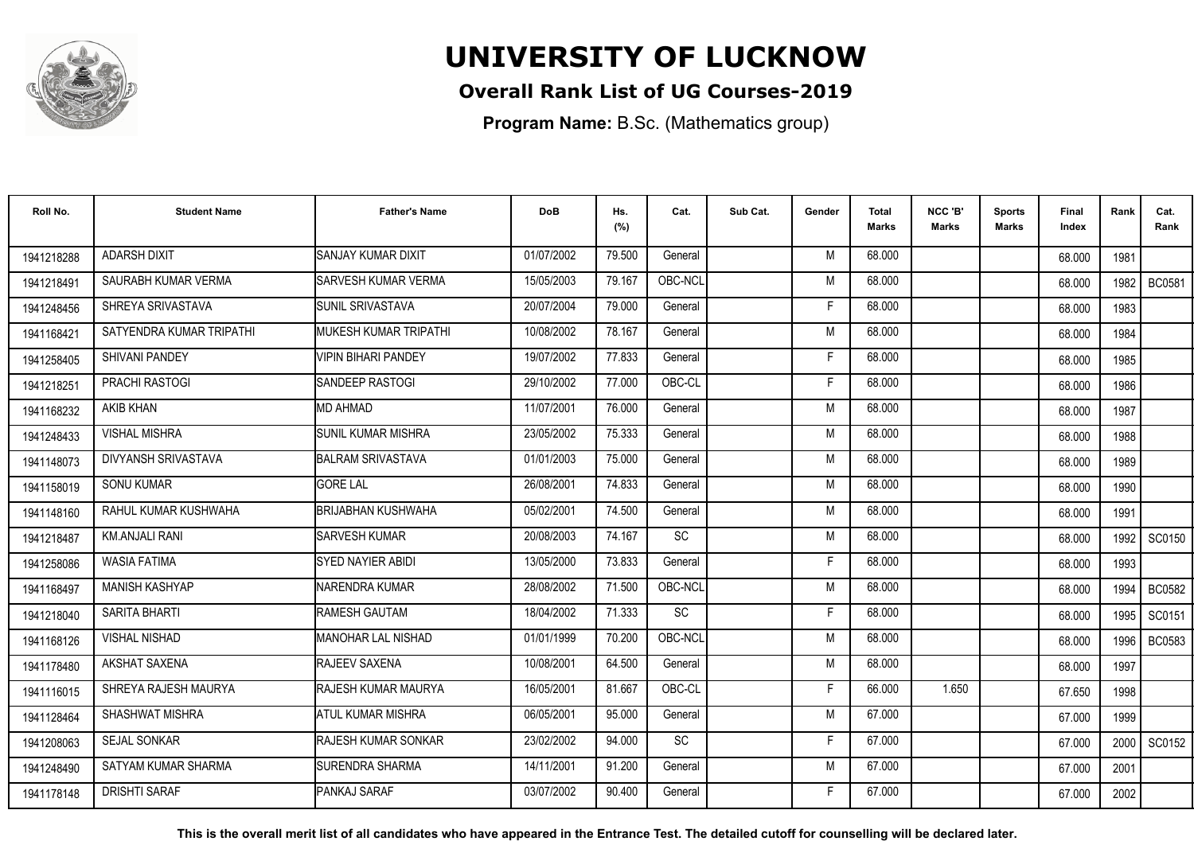# UNIVERSITY OF LUCKNOW

**Overall Rank List of UG Courses-2019**

**Program Name:** B.Sc. (Mathematics group)

| Roll No. | Student Name | Father's Name | DoB | Hs. (%) | Cat. | Sub Cat. | Gender | Total Marks | NCC 'B' Marks | Sports Marks | Final Index | Rank | Cat. Rank |
|---|---|---|---|---|---|---|---|---|---|---|---|---|---|
| 1941218288 | ADARSH DIXIT | SANJAY KUMAR DIXIT | 01/07/2002 | 79.500 | General | | M | 68.000 | | | 68.000 | 1981 | |
| 1941218491 | SAURABH KUMAR VERMA | SARVESH KUMAR VERMA | 15/05/2003 | 79.167 | OBC-NCL | | M | 68.000 | | | 68.000 | 1982 | BC0581 |
| 1941248456 | SHREYA SRIVASTAVA | SUNIL SRIVASTAVA | 20/07/2004 | 79.000 | General | | F | 68.000 | | | 68.000 | 1983 | |
| 1941168421 | SATYENDRA KUMAR TRIPATHI | MUKESH KUMAR TRIPATHI | 10/08/2002 | 78.167 | General | | M | 68.000 | | | 68.000 | 1984 | |
| 1941258405 | SHIVANI PANDEY | VIPIN BIHARI PANDEY | 19/07/2002 | 77.833 | General | | F | 68.000 | | | 68.000 | 1985 | |
| 1941218251 | PRACHI RASTOGI | SANDEEP RASTOGI | 29/10/2002 | 77.000 | OBC-CL | | F | 68.000 | | | 68.000 | 1986 | |
| 1941168232 | AKIB KHAN | MD AHMAD | 11/07/2001 | 76.000 | General | | M | 68.000 | | | 68.000 | 1987 | |
| 1941248433 | VISHAL MISHRA | SUNIL KUMAR MISHRA | 23/05/2002 | 75.333 | General | | M | 68.000 | | | 68.000 | 1988 | |
| 1941148073 | DIVYANSH SRIVASTAVA | BALRAM SRIVASTAVA | 01/01/2003 | 75.000 | General | | M | 68.000 | | | 68.000 | 1989 | |
| 1941158019 | SONU KUMAR | GORE LAL | 26/08/2001 | 74.833 | General | | M | 68.000 | | | 68.000 | 1990 | |
| 1941148160 | RAHUL KUMAR KUSHWAHA | BRIJABHAN KUSHWAHA | 05/02/2001 | 74.500 | General | | M | 68.000 | | | 68.000 | 1991 | |
| 1941218487 | KM.ANJALI RANI | SARVESH KUMAR | 20/08/2003 | 74.167 | SC | | M | 68.000 | | | 68.000 | 1992 | SC0150 |
| 1941258086 | WASIA FATIMA | SYED NAYIER ABIDI | 13/05/2000 | 73.833 | General | | F | 68.000 | | | 68.000 | 1993 | |
| 1941168497 | MANISH KASHYAP | NARENDRA KUMAR | 28/08/2002 | 71.500 | OBC-NCL | | M | 68.000 | | | 68.000 | 1994 | BC0582 |
| 1941218040 | SARITA BHARTI | RAMESH GAUTAM | 18/04/2002 | 71.333 | SC | | F | 68.000 | | | 68.000 | 1995 | SC0151 |
| 1941168126 | VISHAL NISHAD | MANOHAR LAL NISHAD | 01/01/1999 | 70.200 | OBC-NCL | | M | 68.000 | | | 68.000 | 1996 | BC0583 |
| 1941178480 | AKSHAT SAXENA | RAJEEV SAXENA | 10/08/2001 | 64.500 | General | | M | 68.000 | | | 68.000 | 1997 | |
| 1941116015 | SHREYA RAJESH MAURYA | RAJESH KUMAR MAURYA | 16/05/2001 | 81.667 | OBC-CL | | F | 66.000 | 1.650 | | 67.650 | 1998 | |
| 1941128464 | SHASHWAT MISHRA | ATUL KUMAR MISHRA | 06/05/2001 | 95.000 | General | | M | 67.000 | | | 67.000 | 1999 | |
| 1941208063 | SEJAL SONKAR | RAJESH KUMAR SONKAR | 23/02/2002 | 94.000 | SC | | F | 67.000 | | | 67.000 | 2000 | SC0152 |
| 1941248490 | SATYAM KUMAR SHARMA | SURENDRA SHARMA | 14/11/2001 | 91.200 | General | | M | 67.000 | | | 67.000 | 2001 | |
| 1941178148 | DRISHTI SARAF | PANKAJ SARAF | 03/07/2002 | 90.400 | General | | F | 67.000 | | | 67.000 | 2002 | |

**This is the overall merit list of all candidates who have appeared in the Entrance Test. The detailed cutoff for counselling will be declared later.**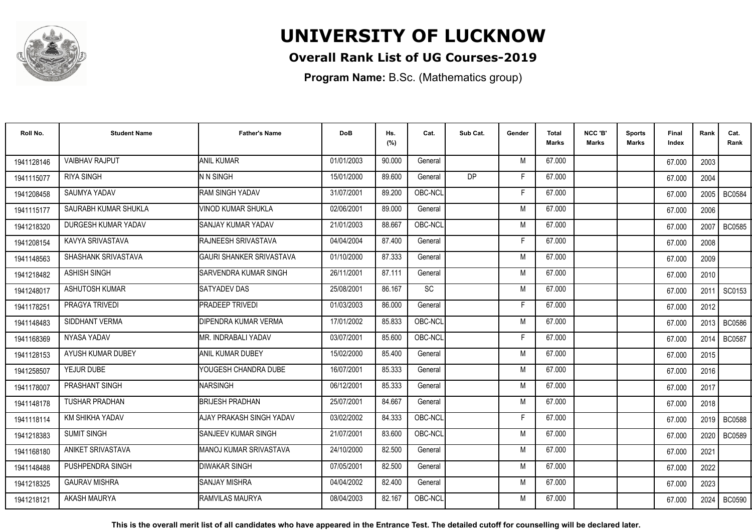# UNIVERSITY OF LUCKNOW

**Overall Rank List of UG Courses-2019**

**Program Name:** B.Sc. (Mathematics group)

| Roll No. | Student Name | Father's Name | DoB | Hs. (%) | Cat. | Sub Cat. | Gender | Total Marks | NCC 'B' Marks | Sports Marks | Final Index | Rank | Cat. Rank |
|---|---|---|---|---|---|---|---|---|---|---|---|---|---|
| 1941128146 | VAIBHAV RAJPUT | ANIL KUMAR | 01/01/2003 | 90.000 | General | | M | 67.000 | | | 67.000 | 2003 | |
| 1941115077 | RIYA SINGH | N N SINGH | 15/01/2000 | 89.600 | General | DP | F | 67.000 | | | 67.000 | 2004 | |
| 1941208458 | SAUMYA YADAV | RAM SINGH YADAV | 31/07/2001 | 89.200 | OBC-NCL | | F | 67.000 | | | 67.000 | 2005 | BC0584 |
| 1941115177 | SAURABH KUMAR SHUKLA | VINOD KUMAR SHUKLA | 02/06/2001 | 89.000 | General | | M | 67.000 | | | 67.000 | 2006 | |
| 1941218320 | DURGESH KUMAR YADAV | SANJAY KUMAR YADAV | 21/01/2003 | 88.667 | OBC-NCL | | M | 67.000 | | | 67.000 | 2007 | BC0585 |
| 1941208154 | KAVYA SRIVASTAVA | RAJNEESH SRIVASTAVA | 04/04/2004 | 87.400 | General | | F | 67.000 | | | 67.000 | 2008 | |
| 1941148563 | SHASHANK SRIVASTAVA | GAURI SHANKER SRIVASTAVA | 01/10/2000 | 87.333 | General | | M | 67.000 | | | 67.000 | 2009 | |
| 1941218482 | ASHISH SINGH | SARVENDRA KUMAR SINGH | 26/11/2001 | 87.111 | General | | M | 67.000 | | | 67.000 | 2010 | |
| 1941248017 | ASHUTOSH KUMAR | SATYADEV DAS | 25/08/2001 | 86.167 | SC | | M | 67.000 | | | 67.000 | 2011 | SC0153 |
| 1941178251 | PRAGYA TRIVEDI | PRADEEP TRIVEDI | 01/03/2003 | 86.000 | General | | F | 67.000 | | | 67.000 | 2012 | |
| 1941148483 | SIDDHANT VERMA | DIPENDRA KUMAR VERMA | 17/01/2002 | 85.833 | OBC-NCL | | M | 67.000 | | | 67.000 | 2013 | BC0586 |
| 1941168369 | NYASA YADAV | MR. INDRABALI YADAV | 03/07/2001 | 85.600 | OBC-NCL | | F | 67.000 | | | 67.000 | 2014 | BC0587 |
| 1941128153 | AYUSH KUMAR DUBEY | ANIL KUMAR DUBEY | 15/02/2000 | 85.400 | General | | M | 67.000 | | | 67.000 | 2015 | |
| 1941258507 | YEJUR DUBE | YOUGESH CHANDRA DUBE | 16/07/2001 | 85.333 | General | | M | 67.000 | | | 67.000 | 2016 | |
| 1941178007 | PRASHANT SINGH | NARSINGH | 06/12/2001 | 85.333 | General | | M | 67.000 | | | 67.000 | 2017 | |
| 1941148178 | TUSHAR PRADHAN | BRIJESH PRADHAN | 25/07/2001 | 84.667 | General | | M | 67.000 | | | 67.000 | 2018 | |
| 1941118114 | KM SHIKHA YADAV | AJAY PRAKASH SINGH YADAV | 03/02/2002 | 84.333 | OBC-NCL | | F | 67.000 | | | 67.000 | 2019 | BC0588 |
| 1941218383 | SUMIT SINGH | SANJEEV KUMAR SINGH | 21/07/2001 | 83.600 | OBC-NCL | | M | 67.000 | | | 67.000 | 2020 | BC0589 |
| 1941168180 | ANIKET SRIVASTAVA | MANOJ KUMAR SRIVASTAVA | 24/10/2000 | 82.500 | General | | M | 67.000 | | | 67.000 | 2021 | |
| 1941148488 | PUSHPENDRA SINGH | DIWAKAR SINGH | 07/05/2001 | 82.500 | General | | M | 67.000 | | | 67.000 | 2022 | |
| 1941218325 | GAURAV MISHRA | SANJAY MISHRA | 04/04/2002 | 82.400 | General | | M | 67.000 | | | 67.000 | 2023 | |
| 1941218121 | AKASH MAURYA | RAMVILAS MAURYA | 08/04/2003 | 82.167 | OBC-NCL | | M | 67.000 | | | 67.000 | 2024 | BC0590 |

**This is the overall merit list of all candidates who have appeared in the Entrance Test. The detailed cutoff for counselling will be declared later.**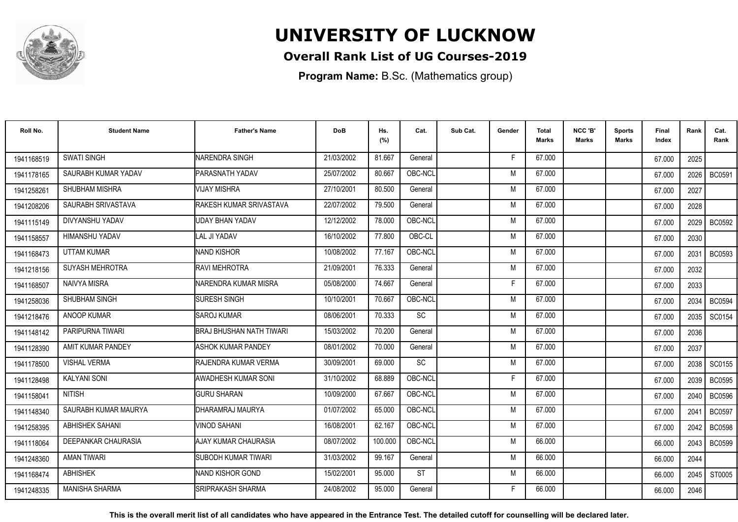# UNIVERSITY OF LUCKNOW

## Overall Rank List of UG Courses-2019

**Program Name:** B.Sc. (Mathematics group)

| Roll No. | Student Name | Father's Name | DoB | Hs. (%) | Cat. | Sub Cat. | Gender | Total Marks | NCC 'B' Marks | Sports Marks | Final Index | Rank | Cat. Rank |
|---|---|---|---|---|---|---|---|---|---|---|---|---|---|
| 1941168519 | SWATI SINGH | NARENDRA SINGH | 21/03/2002 | 81.667 | General | | F | 67.000 | | | 67.000 | 2025 | |
| 1941178165 | SAURABH KUMAR YADAV | PARASNATH YADAV | 25/07/2002 | 80.667 | OBC-NCL | | M | 67.000 | | | 67.000 | 2026 | BC0591 |
| 1941258261 | SHUBHAM MISHRA | VIJAY MISHRA | 27/10/2001 | 80.500 | General | | M | 67.000 | | | 67.000 | 2027 | |
| 1941208206 | SAURABH SRIVASTAVA | RAKESH KUMAR SRIVASTAVA | 22/07/2002 | 79.500 | General | | M | 67.000 | | | 67.000 | 2028 | |
| 1941115149 | DIVYANSHU YADAV | UDAY BHAN YADAV | 12/12/2002 | 78.000 | OBC-NCL | | M | 67.000 | | | 67.000 | 2029 | BC0592 |
| 1941158557 | HIMANSHU YADAV | LAL JI YADAV | 16/10/2002 | 77.800 | OBC-CL | | M | 67.000 | | | 67.000 | 2030 | |
| 1941168473 | UTTAM KUMAR | NAND KISHOR | 10/08/2002 | 77.167 | OBC-NCL | | M | 67.000 | | | 67.000 | 2031 | BC0593 |
| 1941218156 | SUYASH MEHROTRA | RAVI MEHROTRA | 21/09/2001 | 76.333 | General | | M | 67.000 | | | 67.000 | 2032 | |
| 1941168507 | NAIVYA MISRA | NARENDRA KUMAR MISRA | 05/08/2000 | 74.667 | General | | F | 67.000 | | | 67.000 | 2033 | |
| 1941258036 | SHUBHAM SINGH | SURESH SINGH | 10/10/2001 | 70.667 | OBC-NCL | | M | 67.000 | | | 67.000 | 2034 | BC0594 |
| 1941218476 | ANOOP KUMAR | SAROJ KUMAR | 08/06/2001 | 70.333 | SC | | M | 67.000 | | | 67.000 | 2035 | SC0154 |
| 1941148142 | PARIPURNA TIWARI | BRAJ BHUSHAN NATH TIWARI | 15/03/2002 | 70.200 | General | | M | 67.000 | | | 67.000 | 2036 | |
| 1941128390 | AMIT KUMAR PANDEY | ASHOK KUMAR PANDEY | 08/01/2002 | 70.000 | General | | M | 67.000 | | | 67.000 | 2037 | |
| 1941178500 | VISHAL VERMA | RAJENDRA KUMAR VERMA | 30/09/2001 | 69.000 | SC | | M | 67.000 | | | 67.000 | 2038 | SC0155 |
| 1941128498 | KALYANI SONI | AWADHESH KUMAR SONI | 31/10/2002 | 68.889 | OBC-NCL | | F | 67.000 | | | 67.000 | 2039 | BC0595 |
| 1941158041 | NITISH | GURU SHARAN | 10/09/2000 | 67.667 | OBC-NCL | | M | 67.000 | | | 67.000 | 2040 | BC0596 |
| 1941148340 | SAURABH KUMAR MAURYA | DHARAMRAJ MAURYA | 01/07/2002 | 65.000 | OBC-NCL | | M | 67.000 | | | 67.000 | 2041 | BC0597 |
| 1941258395 | ABHISHEK SAHANI | VINOD SAHANI | 16/08/2001 | 62.167 | OBC-NCL | | M | 67.000 | | | 67.000 | 2042 | BC0598 |
| 1941118064 | DEEPANKAR CHAURASIA | AJAY KUMAR CHAURASIA | 08/07/2002 | 100.000 | OBC-NCL | | M | 66.000 | | | 66.000 | 2043 | BC0599 |
| 1941248360 | AMAN TIWARI | SUBODH KUMAR TIWARI | 31/03/2002 | 99.167 | General | | M | 66.000 | | | 66.000 | 2044 | |
| 1941168474 | ABHISHEK | NAND KISHOR GOND | 15/02/2001 | 95.000 | ST | | M | 66.000 | | | 66.000 | 2045 | ST0005 |
| 1941248335 | MANISHA SHARMA | SRIPRAKASH SHARMA | 24/08/2002 | 95.000 | General | | F | 66.000 | | | 66.000 | 2046 | |

**This is the overall merit list of all candidates who have appeared in the Entrance Test. The detailed cutoff for counselling will be declared later.**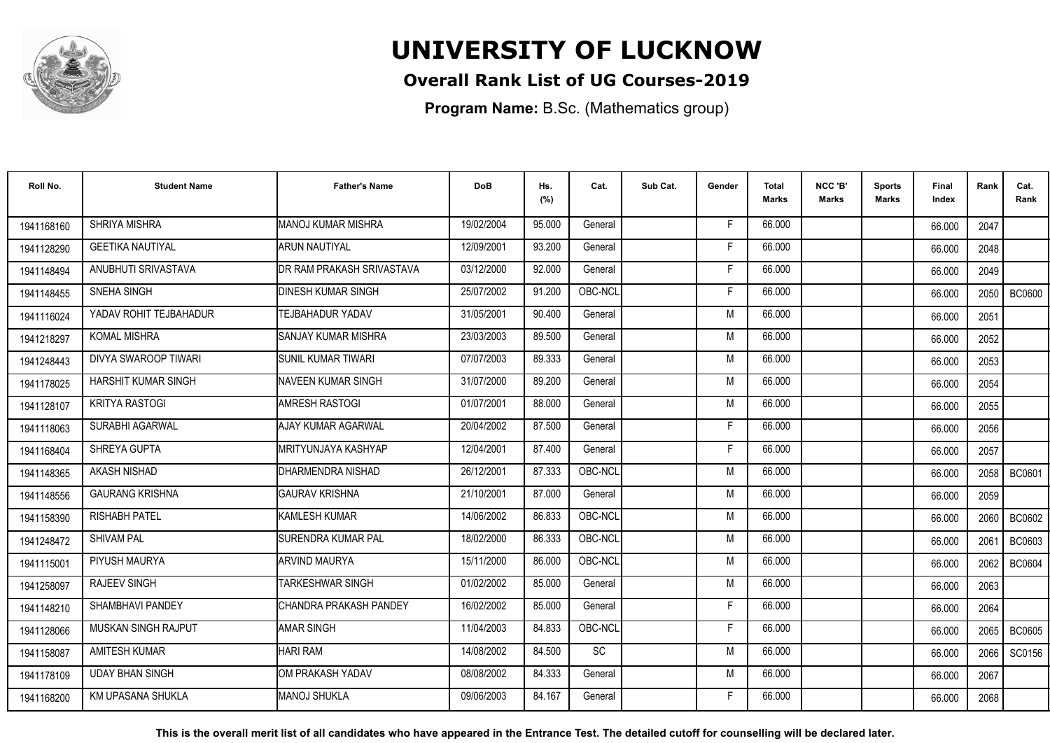# UNIVERSITY OF LUCKNOW

**Overall Rank List of UG Courses-2019**

**Program Name:** B.Sc. (Mathematics group)

| Roll No. | Student Name | Father's Name | DoB | Hs. (%) | Cat. | Sub Cat. | Gender | Total Marks | NCC 'B' Marks | Sports Marks | Final Index | Rank | Cat. Rank |
|---|---|---|---|---|---|---|---|---|---|---|---|---|---|
| 1941168160 | SHRIYA MISHRA | MANOJ KUMAR MISHRA | 19/02/2004 | 95.000 | General | | F | 66.000 | | | 66.000 | 2047 | |
| 1941128290 | GEETIKA NAUTIYAL | ARUN NAUTIYAL | 12/09/2001 | 93.200 | General | | F | 66.000 | | | 66.000 | 2048 | |
| 1941148494 | ANUBHUTI SRIVASTAVA | DR RAM PRAKASH SRIVASTAVA | 03/12/2000 | 92.000 | General | | F | 66.000 | | | 66.000 | 2049 | |
| 1941148455 | SNEHA SINGH | DINESH KUMAR SINGH | 25/07/2002 | 91.200 | OBC-NCL | | F | 66.000 | | | 66.000 | 2050 | BC0600 |
| 1941116024 | YADAV ROHIT TEJBAHADUR | TEJBAHADUR YADAV | 31/05/2001 | 90.400 | General | | M | 66.000 | | | 66.000 | 2051 | |
| 1941218297 | KOMAL MISHRA | SANJAY KUMAR MISHRA | 23/03/2003 | 89.500 | General | | M | 66.000 | | | 66.000 | 2052 | |
| 1941248443 | DIVYA SWAROOP TIWARI | SUNIL KUMAR TIWARI | 07/07/2003 | 89.333 | General | | M | 66.000 | | | 66.000 | 2053 | |
| 1941178025 | HARSHIT KUMAR SINGH | NAVEEN KUMAR SINGH | 31/07/2000 | 89.200 | General | | M | 66.000 | | | 66.000 | 2054 | |
| 1941128107 | KRITYA RASTOGI | AMRESH RASTOGI | 01/07/2001 | 88.000 | General | | M | 66.000 | | | 66.000 | 2055 | |
| 1941118063 | SURABHI AGARWAL | AJAY KUMAR AGARWAL | 20/04/2002 | 87.500 | General | | F | 66.000 | | | 66.000 | 2056 | |
| 1941168404 | SHREYA GUPTA | MRITYUNJAYA KASHYAP | 12/04/2001 | 87.400 | General | | F | 66.000 | | | 66.000 | 2057 | |
| 1941148365 | AKASH NISHAD | DHARMENDRA NISHAD | 26/12/2001 | 87.333 | OBC-NCL | | M | 66.000 | | | 66.000 | 2058 | BC0601 |
| 1941148556 | GAURANG KRISHNA | GAURAV KRISHNA | 21/10/2001 | 87.000 | General | | M | 66.000 | | | 66.000 | 2059 | |
| 1941158390 | RISHABH PATEL | KAMLESH KUMAR | 14/06/2002 | 86.833 | OBC-NCL | | M | 66.000 | | | 66.000 | 2060 | BC0602 |
| 1942248472 | SHIVAM PAL | SURENDRA KUMAR PAL | 18/02/2000 | 86.333 | OBC-NCL | | M | 66.000 | | | 66.000 | 2061 | BC0603 |
| 1941115001 | PIYUSH MAURYA | ARVIND MAURYA | 15/11/2000 | 86.000 | OBC-NCL | | M | 66.000 | | | 66.000 | 2062 | BC0604 |
| 1941258097 | RAJEEV SINGH | TARKESHWAR SINGH | 01/02/2002 | 85.000 | General | | M | 66.000 | | | 66.000 | 2063 | |
| 1941148210 | SHAMBHAVI PANDEY | CHANDRA PRAKASH PANDEY | 16/02/2002 | 85.000 | General | | F | 66.000 | | | 66.000 | 2064 | |
| 1941128066 | MUSKAN SINGH RAJPUT | AMAR SINGH | 11/04/2003 | 84.833 | OBC-NCL | | F | 66.000 | | | 66.000 | 2065 | BC0605 |
| 1941158087 | AMITESH KUMAR | HARI RAM | 14/08/2002 | 84.500 | SC | | M | 66.000 | | | 66.000 | 2066 | SC0156 |
| 1941178109 | UDAY BHAN SINGH | OM PRAKASH YADAV | 08/08/2002 | 84.333 | General | | M | 66.000 | | | 66.000 | 2067 | |
| 1941168200 | KM UPASANA SHUKLA | MANOJ SHUKLA | 09/06/2003 | 84.167 | General | | F | 66.000 | | | 66.000 | 2068 | |

**This is the overall merit list of all candidates who have appeared in the Entrance Test. The detailed cutoff for counselling will be declared later.**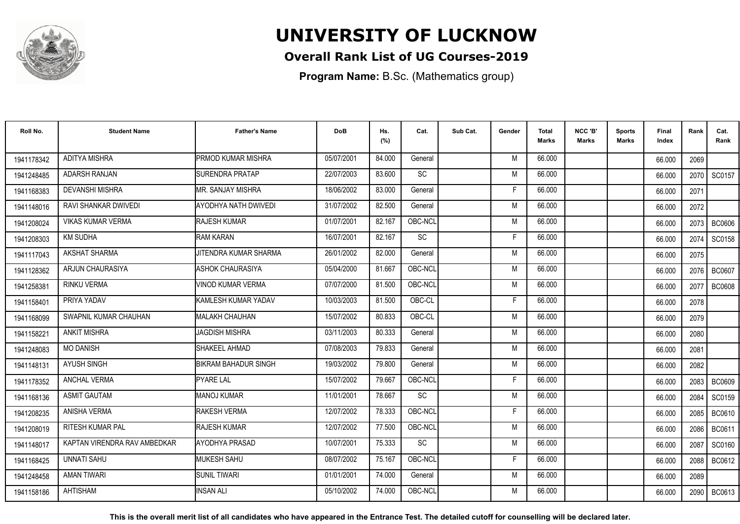# UNIVERSITY OF LUCKNOW

## Overall Rank List of UG Courses-2019

**Program Name:** B.Sc. (Mathematics group)

| Roll No. | Student Name | Father's Name | DoB | Hs. (%) | Cat. | Sub Cat. | Gender | Total Marks | NCC 'B' Marks | Sports Marks | Final Index | Rank | Cat. Rank |
|---|---|---|---|---|---|---|---|---|---|---|---|---|---|
| 1941178342 | ADITYA MISHRA | PRMOD KUMAR MISHRA | 05/07/2001 | 84.000 | General | | M | 66.000 | | | 66.000 | 2069 | |
| 1941248485 | ADARSH RANJAN | SURENDRA PRATAP | 22/07/2003 | 83.600 | SC | | M | 66.000 | | | 66.000 | 2070 | SC0157 |
| 1941168383 | DEVANSHI MISHRA | MR. SANJAY MISHRA | 18/06/2002 | 83.000 | General | | F | 66.000 | | | 66.000 | 2071 | |
| 1941148016 | RAVI SHANKAR DWIVEDI | AYODHYA NATH DWIVEDI | 31/07/2002 | 82.500 | General | | M | 66.000 | | | 66.000 | 2072 | |
| 1941208024 | VIKAS KUMAR VERMA | RAJESH KUMAR | 01/07/2001 | 82.167 | OBC-NCL | | M | 66.000 | | | 66.000 | 2073 | BC0606 |
| 1941208303 | KM SUDHA | RAM KARAN | 16/07/2001 | 82.167 | SC | | F | 66.000 | | | 66.000 | 2074 | SC0158 |
| 1941117043 | AKSHAT SHARMA | JITENDRA KUMAR SHARMA | 26/01/2002 | 82.000 | General | | M | 66.000 | | | 66.000 | 2075 | |
| 1941128362 | ARJUN CHAURASIYA | ASHOK CHAURASIYA | 05/04/2000 | 81.667 | OBC-NCL | | M | 66.000 | | | 66.000 | 2076 | BC0607 |
| 1941258381 | RINKU VERMA | VINOD KUMAR VERMA | 07/07/2000 | 81.500 | OBC-NCL | | M | 66.000 | | | 66.000 | 2077 | BC0608 |
| 1941158401 | PRIYA YADAV | KAMLESH KUMAR YADAV | 10/03/2003 | 81.500 | OBC-CL | | F | 66.000 | | | 66.000 | 2078 | |
| 1941168099 | SWAPNIL KUMAR CHAUHAN | MALAKH CHAUHAN | 15/07/2002 | 80.833 | OBC-CL | | M | 66.000 | | | 66.000 | 2079 | |
| 1941158221 | ANKIT MISHRA | JAGDISH MISHRA | 03/11/2003 | 80.333 | General | | M | 66.000 | | | 66.000 | 2080 | |
| 1941248083 | MO DANISH | SHAKEEL AHMAD | 07/08/2003 | 79.833 | General | | M | 66.000 | | | 66.000 | 2081 | |
| 1941148131 | AYUSH SINGH | BIKRAM BAHADUR SINGH | 19/03/2002 | 79.800 | General | | M | 66.000 | | | 66.000 | 2082 | |
| 1941178352 | ANCHAL VERMA | PYARE LAL | 15/07/2002 | 79.667 | OBC-NCL | | F | 66.000 | | | 66.000 | 2083 | BC0609 |
| 1941168136 | ASMIT GAUTAM | MANOJ KUMAR | 11/01/2001 | 78.667 | SC | | M | 66.000 | | | 66.000 | 2084 | SC0159 |
| 1941208235 | ANISHA VERMA | RAKESH VERMA | 12/07/2002 | 78.333 | OBC-NCL | | F | 66.000 | | | 66.000 | 2085 | BC0610 |
| 1941208019 | RITESH KUMAR PAL | RAJESH KUMAR | 12/07/2002 | 77.500 | OBC-NCL | | M | 66.000 | | | 66.000 | 2086 | BC0611 |
| 1941148017 | KAPTAN VIRENDRA RAV AMBEDKAR | AYODHYA PRASAD | 10/07/2001 | 75.333 | SC | | M | 66.000 | | | 66.000 | 2087 | SC0160 |
| 1941168425 | UNNATI SAHU | MUKESH SAHU | 08/07/2002 | 75.167 | OBC-NCL | | F | 66.000 | | | 66.000 | 2088 | BC0612 |
| 1941248458 | AMAN TIWARI | SUNIL TIWARI | 01/01/2001 | 74.000 | General | | M | 66.000 | | | 66.000 | 2089 | |
| 1941158186 | AHTISHAM | INSAN ALI | 05/10/2002 | 74.000 | OBC-NCL | | M | 66.000 | | | 66.000 | 2090 | BC0613 |

**This is the overall merit list of all candidates who have appeared in the Entrance Test. The detailed cutoff for counselling will be declared later.**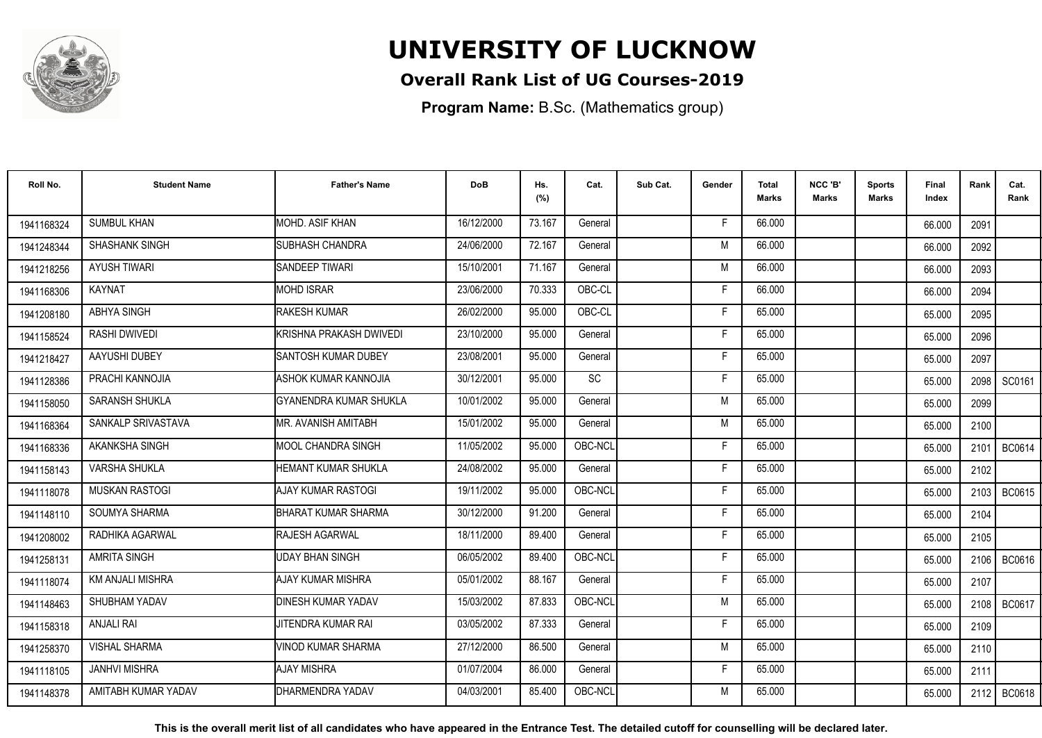# UNIVERSITY OF LUCKNOW

## Overall Rank List of UG Courses-2019

**Program Name:** B.Sc. (Mathematics group)

| Roll No. | Student Name | Father's Name | DoB | Hs. (%) | Cat. | Sub Cat. | Gender | Total Marks | NCC 'B' Marks | Sports Marks | Final Index | Rank | Cat. Rank |
|---|---|---|---|---|---|---|---|---|---|---|---|---|---|
| 1941168324 | SUMBUL KHAN | MOHD. ASIF KHAN | 16/12/2000 | 73.167 | General | | F | 66.000 | | | 66.000 | 2091 | |
| 1941248344 | SHASHANK SINGH | SUBHASH CHANDRA | 24/06/2000 | 72.167 | General | | M | 66.000 | | | 66.000 | 2092 | |
| 1941218256 | AYUSH TIWARI | SANDEEP TIWARI | 15/10/2001 | 71.167 | General | | M | 66.000 | | | 66.000 | 2093 | |
| 1941168306 | KAYNAT | MOHD ISRAR | 23/06/2000 | 70.333 | OBC-CL | | F | 66.000 | | | 66.000 | 2094 | |
| 1941208180 | ABHYA SINGH | RAKESH KUMAR | 26/02/2000 | 95.000 | OBC-CL | | F | 65.000 | | | 65.000 | 2095 | |
| 1941158524 | RASHI DWIVEDI | KRISHNA PRAKASH DWIVEDI | 23/10/2000 | 95.000 | General | | F | 65.000 | | | 65.000 | 2096 | |
| 1941218427 | AAYUSHI DUBEY | SANTOSH KUMAR DUBEY | 23/08/2001 | 95.000 | General | | F | 65.000 | | | 65.000 | 2097 | |
| 1941128386 | PRACHI KANNOJIA | ASHOK KUMAR KANNOJIA | 30/12/2001 | 95.000 | SC | | F | 65.000 | | | 65.000 | 2098 | SC0161 |
| 1941158050 | SARANSH SHUKLA | GYANENDRA KUMAR SHUKLA | 10/01/2002 | 95.000 | General | | M | 65.000 | | | 65.000 | 2099 | |
| 1941168364 | SANKALP SRIVASTAVA | MR. AVANISH AMITABH | 15/01/2002 | 95.000 | General | | M | 65.000 | | | 65.000 | 2100 | |
| 1941168336 | AKANKSHA SINGH | MOOL CHANDRA SINGH | 11/05/2002 | 95.000 | OBC-NCL | | F | 65.000 | | | 65.000 | 2101 | BC0614 |
| 1941158143 | VARSHA SHUKLA | HEMANT KUMAR SHUKLA | 24/08/2002 | 95.000 | General | | F | 65.000 | | | 65.000 | 2102 | |
| 1941118078 | MUSKAN RASTOGI | AJAY KUMAR RASTOGI | 19/11/2002 | 95.000 | OBC-NCL | | F | 65.000 | | | 65.000 | 2103 | BC0615 |
| 1941148110 | SOUMYA SHARMA | BHARAT KUMAR SHARMA | 30/12/2000 | 91.200 | General | | F | 65.000 | | | 65.000 | 2104 | |
| 1941208002 | RADHIKA AGARWAL | RAJESH AGARWAL | 18/11/2000 | 89.400 | General | | F | 65.000 | | | 65.000 | 2105 | |
| 1941258131 | AMRITA SINGH | UDAY BHAN SINGH | 06/05/2002 | 89.400 | OBC-NCL | | F | 65.000 | | | 65.000 | 2106 | BC0616 |
| 1941118074 | KM ANJALI MISHRA | AJAY KUMAR MISHRA | 05/01/2002 | 88.167 | General | | F | 65.000 | | | 65.000 | 2107 | |
| 1941148463 | SHUBHAM YADAV | DINESH KUMAR YADAV | 15/03/2002 | 87.833 | OBC-NCL | | M | 65.000 | | | 65.000 | 2108 | BC0617 |
| 1941158318 | ANJALI RAI | JITENDRA KUMAR RAI | 03/05/2002 | 87.333 | General | | F | 65.000 | | | 65.000 | 2109 | |
| 1941258370 | VISHAL SHARMA | VINOD KUMAR SHARMA | 27/12/2000 | 86.500 | General | | M | 65.000 | | | 65.000 | 2110 | |
| 1941118105 | JANHVI MISHRA | AJAY MISHRA | 01/07/2004 | 86.000 | General | | F | 65.000 | | | 65.000 | 2111 | |
| 1941148378 | AMITABH KUMAR YADAV | DHARMENDRA YADAV | 04/03/2001 | 85.400 | OBC-NCL | | M | 65.000 | | | 65.000 | 2112 | BC0618 |

**This is the overall merit list of all candidates who have appeared in the Entrance Test. The detailed cutoff for counselling will be declared later.**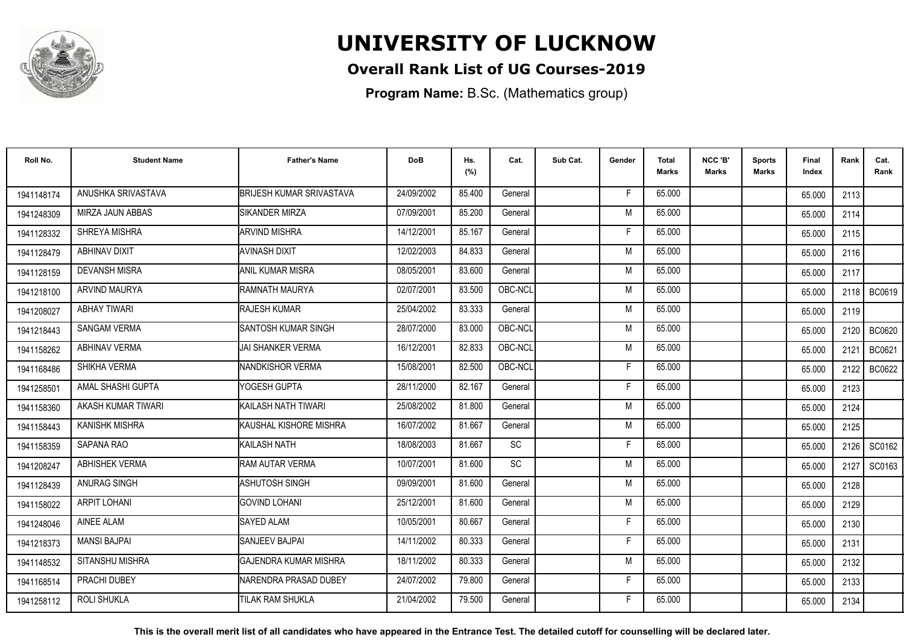# UNIVERSITY OF LUCKNOW

**Overall Rank List of UG Courses-2019**

**Program Name:** B.Sc. (Mathematics group)

| Roll No. | Student Name | Father's Name | DoB | Hs. (%) | Cat. | Sub Cat. | Gender | Total Marks | NCC 'B' Marks | Sports Marks | Final Index | Rank | Cat. Rank |
|---|---|---|---|---|---|---|---|---|---|---|---|---|---|
| 1941148174 | ANUSHKA SRIVASTAVA | BRIJESH KUMAR SRIVASTAVA | 24/09/2002 | 85.400 | General | | F | 65.000 | | | 65.000 | 2113 | |
| 1941248309 | MIRZA JAUN ABBAS | SIKANDER MIRZA | 07/09/2001 | 85.200 | General | | M | 65.000 | | | 65.000 | 2114 | |
| 1941128332 | SHREYA MISHRA | ARVIND MISHRA | 14/12/2001 | 85.167 | General | | F | 65.000 | | | 65.000 | 2115 | |
| 1941128479 | ABHINAV DIXIT | AVINASH DIXIT | 12/02/2003 | 84.833 | General | | M | 65.000 | | | 65.000 | 2116 | |
| 1941128159 | DEVANSH MISRA | ANIL KUMAR MISRA | 08/05/2001 | 83.600 | General | | M | 65.000 | | | 65.000 | 2117 | |
| 1941218100 | ARVIND MAURYA | RAMNATH MAURYA | 02/07/2001 | 83.500 | OBC-NCL | | M | 65.000 | | | 65.000 | 2118 | BC0619 |
| 1941208027 | ABHAY TIWARI | RAJESH KUMAR | 25/04/2002 | 83.333 | General | | M | 65.000 | | | 65.000 | 2119 | |
| 1941218443 | SANGAM VERMA | SANTOSH KUMAR SINGH | 28/07/2000 | 83.000 | OBC-NCL | | M | 65.000 | | | 65.000 | 2120 | BC0620 |
| 1941158262 | ABHINAV VERMA | JAI SHANKER VERMA | 16/12/2001 | 82.833 | OBC-NCL | | M | 65.000 | | | 65.000 | 2121 | BC0621 |
| 1941168486 | SHIKHA VERMA | NANDKISHOR VERMA | 15/08/2001 | 82.500 | OBC-NCL | | F | 65.000 | | | 65.000 | 2122 | BC0622 |
| 1941258501 | AMAL SHASHI GUPTA | YOGESH GUPTA | 28/11/2000 | 82.167 | General | | F | 65.000 | | | 65.000 | 2123 | |
| 1941158360 | AKASH KUMAR TIWARI | KAILASH NATH TIWARI | 25/08/2002 | 81.800 | General | | M | 65.000 | | | 65.000 | 2124 | |
| 1941158443 | KANISHK MISHRA | KAUSHAL KISHORE MISHRA | 16/07/2002 | 81.667 | General | | M | 65.000 | | | 65.000 | 2125 | |
| 1941158359 | SAPANA RAO | KAILASH NATH | 18/08/2003 | 81.667 | SC | | F | 65.000 | | | 65.000 | 2126 | SC0162 |
| 1941208247 | ABHISHEK VERMA | RAM AUTAR VERMA | 10/07/2001 | 81.600 | SC | | M | 65.000 | | | 65.000 | 2127 | SC0163 |
| 1941128439 | ANURAG SINGH | ASHUTOSH SINGH | 09/09/2001 | 81.600 | General | | M | 65.000 | | | 65.000 | 2128 | |
| 1941158022 | ARPIT LOHANI | GOVIND LOHANI | 25/12/2001 | 81.600 | General | | M | 65.000 | | | 65.000 | 2129 | |
| 1941248046 | AINEE ALAM | SAYED ALAM | 10/05/2001 | 80.667 | General | | F | 65.000 | | | 65.000 | 2130 | |
| 1941218373 | MANSI BAJPAI | SANJEEV BAJPAI | 14/11/2002 | 80.333 | General | | F | 65.000 | | | 65.000 | 2131 | |
| 1941148532 | SITANSHU MISHRA | GAJENDRA KUMAR MISHRA | 18/11/2002 | 80.333 | General | | M | 65.000 | | | 65.000 | 2132 | |
| 1941168514 | PRACHI DUBEY | NARENDRA PRASAD DUBEY | 24/07/2002 | 79.800 | General | | F | 65.000 | | | 65.000 | 2133 | |
| 1941258112 | ROLI SHUKLA | TILAK RAM SHUKLA | 21/04/2002 | 79.500 | General | | F | 65.000 | | | 65.000 | 2134 | |

**This is the overall merit list of all candidates who have appeared in the Entrance Test. The detailed cutoff for counselling will be declared later.**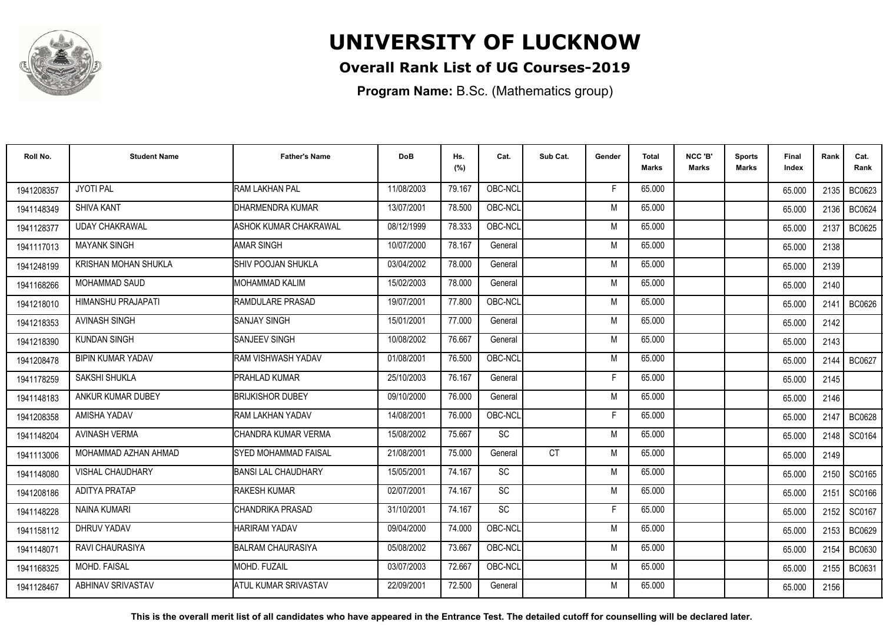# UNIVERSITY OF LUCKNOW

## Overall Rank List of UG Courses-2019

**Program Name:** B.Sc. (Mathematics group)

| Roll No. | Student Name | Father's Name | DoB | Hs. (%) | Cat. | Sub Cat. | Gender | Total Marks | NCC 'B' Marks | Sports Marks | Final Index | Rank | Cat. Rank |
|---|---|---|---|---|---|---|---|---|---|---|---|---|---|
| 1941208357 | JYOTI PAL | RAM LAKHAN PAL | 11/08/2003 | 79.167 | OBC-NCL | | F | 65.000 | | | 65.000 | 2135 | BC0623 |
| 1941148349 | SHIVA KANT | DHARMENDRA KUMAR | 13/07/2001 | 78.500 | OBC-NCL | | M | 65.000 | | | 65.000 | 2136 | BC0624 |
| 1941128377 | UDAY CHAKRAWAL | ASHOK KUMAR CHAKRAWAL | 08/12/1999 | 78.333 | OBC-NCL | | M | 65.000 | | | 65.000 | 2137 | BC0625 |
| 1941117013 | MAYANK SINGH | AMAR SINGH | 10/07/2000 | 78.167 | General | | M | 65.000 | | | 65.000 | 2138 | |
| 1941248199 | KRISHAN MOHAN SHUKLA | SHIV POOJAN SHUKLA | 03/04/2002 | 78.000 | General | | M | 65.000 | | | 65.000 | 2139 | |
| 1941168266 | MOHAMMAD SAUD | MOHAMMAD KALIM | 15/02/2003 | 78.000 | General | | M | 65.000 | | | 65.000 | 2140 | |
| 1941218010 | HIMANSHU PRAJAPATI | RAMDULARE PRASAD | 19/07/2001 | 77.800 | OBC-NCL | | M | 65.000 | | | 65.000 | 2141 | BC0626 |
| 1941218353 | AVINASH SINGH | SANJAY SINGH | 15/01/2001 | 77.000 | General | | M | 65.000 | | | 65.000 | 2142 | |
| 1941218390 | KUNDAN SINGH | SANJEEV SINGH | 10/08/2002 | 76.667 | General | | M | 65.000 | | | 65.000 | 2143 | |
| 1941208478 | BIPIN KUMAR YADAV | RAM VISHWASH YADAV | 01/08/2001 | 76.500 | OBC-NCL | | M | 65.000 | | | 65.000 | 2144 | BC0627 |
| 1941178259 | SAKSHI SHUKLA | PRAHLAD KUMAR | 25/10/2003 | 76.167 | General | | F | 65.000 | | | 65.000 | 2145 | |
| 1941148183 | ANKUR KUMAR DUBEY | BRIJKISHOR DUBEY | 09/10/2000 | 76.000 | General | | M | 65.000 | | | 65.000 | 2146 | |
| 1941208358 | AMISHA YADAV | RAM LAKHAN YADAV | 14/08/2001 | 76.000 | OBC-NCL | | F | 65.000 | | | 65.000 | 2147 | BC0628 |
| 1941148204 | AVINASH VERMA | CHANDRA KUMAR VERMA | 15/08/2002 | 75.667 | SC | | M | 65.000 | | | 65.000 | 2148 | SC0164 |
| 1941113006 | MOHAMMAD AZHAN AHMAD | SYED MOHAMMAD FAISAL | 21/08/2001 | 75.000 | General | CT | M | 65.000 | | | 65.000 | 2149 | |
| 1941148080 | VISHAL CHAUDHARY | BANSI LAL CHAUDHARY | 15/05/2001 | 74.167 | SC | | M | 65.000 | | | 65.000 | 2150 | SC0165 |
| 1941208186 | ADITYA PRATAP | RAKESH KUMAR | 02/07/2001 | 74.167 | SC | | M | 65.000 | | | 65.000 | 2151 | SC0166 |
| 1941148228 | NAINA KUMARI | CHANDRIKA PRASAD | 31/10/2001 | 74.167 | SC | | F | 65.000 | | | 65.000 | 2152 | SC0167 |
| 1941158112 | DHRUV YADAV | HARIRAM YADAV | 09/04/2000 | 74.000 | OBC-NCL | | M | 65.000 | | | 65.000 | 2153 | BC0629 |
| 1941148071 | RAVI CHAURASIYA | BALRAM CHAURASIYA | 05/08/2002 | 73.667 | OBC-NCL | | M | 65.000 | | | 65.000 | 2154 | BC0630 |
| 1941168325 | MOHD. FAISAL | MOHD. FUZAIL | 03/07/2003 | 72.667 | OBC-NCL | | M | 65.000 | | | 65.000 | 2155 | BC0631 |
| 1941128467 | ABHINAV SRIVASTAV | ATUL KUMAR SRIVASTAV | 22/09/2001 | 72.500 | General | | M | 65.000 | | | 65.000 | 2156 | |

**This is the overall merit list of all candidates who have appeared in the Entrance Test. The detailed cutoff for counselling will be declared later.**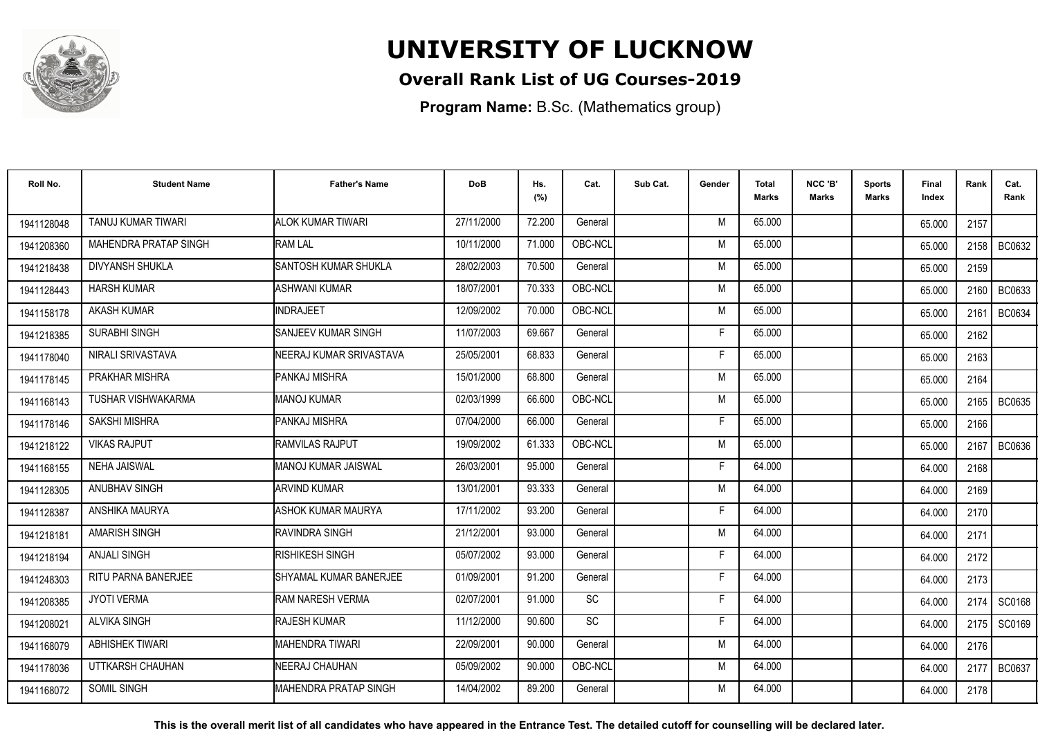# UNIVERSITY OF LUCKNOW

## Overall Rank List of UG Courses-2019

**Program Name:** B.Sc. (Mathematics group)

| Roll No. | Student Name | Father's Name | DoB | Hs. (%) | Cat. | Sub Cat. | Gender | Total Marks | NCC 'B' Marks | Sports Marks | Final Index | Rank | Cat. Rank |
|---|---|---|---|---|---|---|---|---|---|---|---|---|---|
| 1941128048 | TANUJ KUMAR TIWARI | ALOK KUMAR TIWARI | 27/11/2000 | 72.200 | General | | M | 65.000 | | | 65.000 | 2157 | |
| 1941208360 | MAHENDRA PRATAP SINGH | RAM LAL | 10/11/2000 | 71.000 | OBC-NCL | | M | 65.000 | | | 65.000 | 2158 | BC0632 |
| 1941218438 | DIVYANSH SHUKLA | SANTOSH KUMAR SHUKLA | 28/02/2003 | 70.500 | General | | M | 65.000 | | | 65.000 | 2159 | |
| 1941128443 | HARSH KUMAR | ASHWANI KUMAR | 18/07/2001 | 70.333 | OBC-NCL | | M | 65.000 | | | 65.000 | 2160 | BC0633 |
| 1941158178 | AKASH KUMAR | INDRAJEET | 12/09/2002 | 70.000 | OBC-NCL | | M | 65.000 | | | 65.000 | 2161 | BC0634 |
| 1941218385 | SURABHI SINGH | SANJEEV KUMAR SINGH | 11/07/2003 | 69.667 | General | | F | 65.000 | | | 65.000 | 2162 | |
| 1941178040 | NIRALI SRIVASTAVA | NEERAJ KUMAR SRIVASTAVA | 25/05/2001 | 68.833 | General | | F | 65.000 | | | 65.000 | 2163 | |
| 1941178145 | PRAKHAR MISHRA | PANKAJ MISHRA | 15/01/2000 | 68.800 | General | | M | 65.000 | | | 65.000 | 2164 | |
| 1941168143 | TUSHAR VISHWAKARMA | MANOJ KUMAR | 02/03/1999 | 66.600 | OBC-NCL | | M | 65.000 | | | 65.000 | 2165 | BC0635 |
| 1941178146 | SAKSHI MISHRA | PANKAJ MISHRA | 07/04/2000 | 66.000 | General | | F | 65.000 | | | 65.000 | 2166 | |
| 1941218122 | VIKAS RAJPUT | RAMVILAS RAJPUT | 19/09/2002 | 61.333 | OBC-NCL | | M | 65.000 | | | 65.000 | 2167 | BC0636 |
| 1941168155 | NEHA JAISWAL | MANOJ KUMAR JAISWAL | 26/03/2001 | 95.000 | General | | F | 64.000 | | | 64.000 | 2168 | |
| 1941128305 | ANUBHAV SINGH | ARVIND KUMAR | 13/01/2001 | 93.333 | General | | M | 64.000 | | | 64.000 | 2169 | |
| 1941128387 | ANSHIKA MAURYA | ASHOK KUMAR MAURYA | 17/11/2002 | 93.200 | General | | F | 64.000 | | | 64.000 | 2170 | |
| 1941218181 | AMARISH SINGH | RAVINDRA SINGH | 21/12/2001 | 93.000 | General | | M | 64.000 | | | 64.000 | 2171 | |
| 1941218194 | ANJALI SINGH | RISHIKESH SINGH | 05/07/2002 | 93.000 | General | | F | 64.000 | | | 64.000 | 2172 | |
| 1941248303 | RITU PARNA BANERJEE | SHYAMAL KUMAR BANERJEE | 01/09/2001 | 91.200 | General | | F | 64.000 | | | 64.000 | 2173 | |
| 1941208385 | JYOTI VERMA | RAM NARESH VERMA | 02/07/2001 | 91.000 | SC | | F | 64.000 | | | 64.000 | 2174 | SC0168 |
| 1941208021 | ALVIKA SINGH | RAJESH KUMAR | 11/12/2000 | 90.600 | SC | | F | 64.000 | | | 64.000 | 2175 | SC0169 |
| 1941168079 | ABHISHEK TIWARI | MAHENDRA TIWARI | 22/09/2001 | 90.000 | General | | M | 64.000 | | | 64.000 | 2176 | |
| 1941178036 | UTTKARSH CHAUHAN | NEERAJ CHAUHAN | 05/09/2002 | 90.000 | OBC-NCL | | M | 64.000 | | | 64.000 | 2177 | BC0637 |
| 1941168072 | SOMIL SINGH | MAHENDRA PRATAP SINGH | 14/04/2002 | 89.200 | General | | M | 64.000 | | | 64.000 | 2178 | |

**This is the overall merit list of all candidates who have appeared in the Entrance Test. The detailed cutoff for counselling will be declared later.**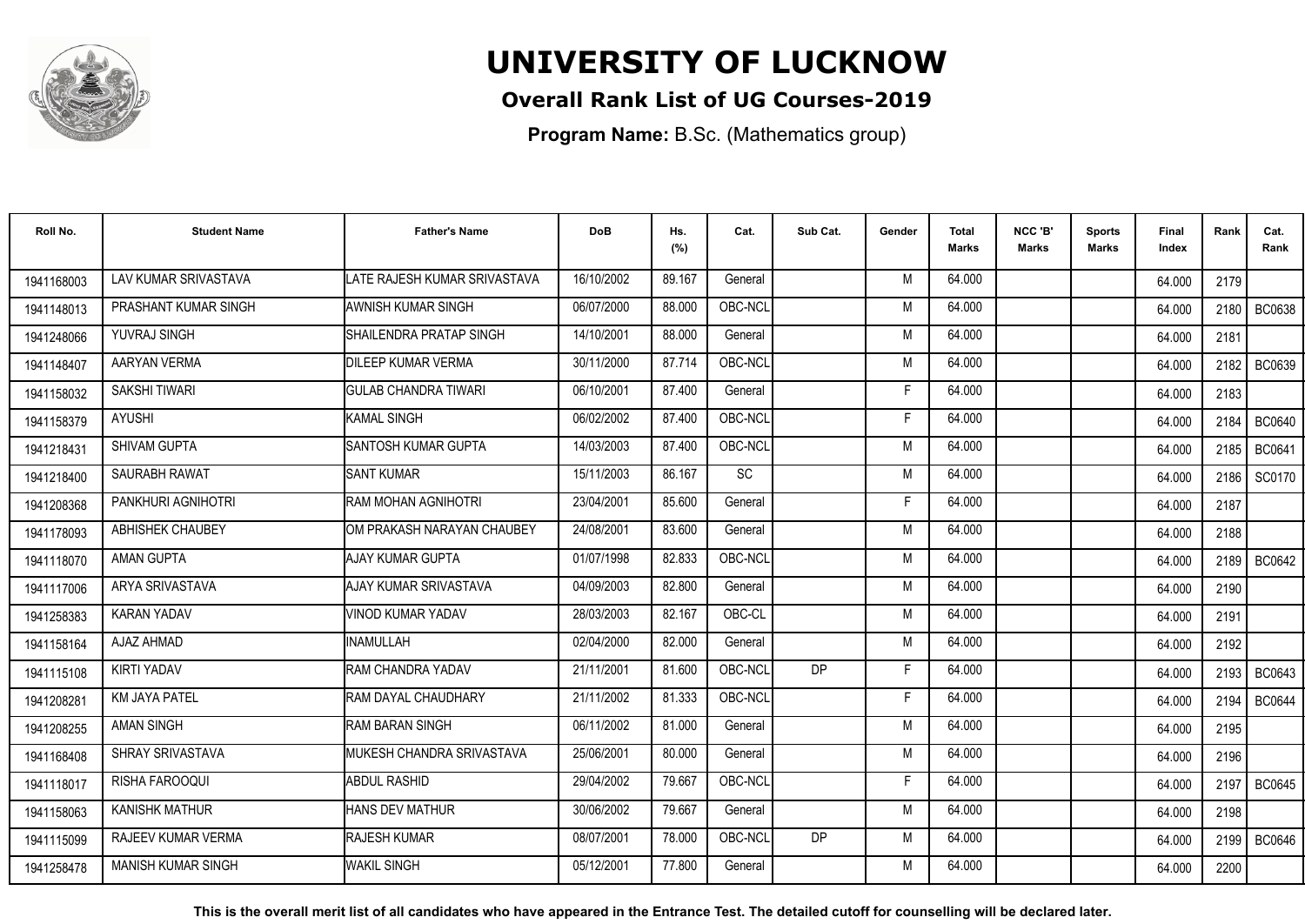# UNIVERSITY OF LUCKNOW

**Overall Rank List of UG Courses-2019**

**Program Name:** B.Sc. (Mathematics group)

| Roll No. | Student Name | Father's Name | DoB | Hs. (%) | Cat. | Sub Cat. | Gender | Total Marks | NCC 'B' Marks | Sports Marks | Final Index | Rank | Cat. Rank |
|---|---|---|---|---|---|---|---|---|---|---|---|---|---|
| 1941168003 | LAV KUMAR SRIVASTAVA | LATE RAJESH KUMAR SRIVASTAVA | 16/10/2002 | 89.167 | General | | M | 64.000 | | | 64.000 | 2179 | |
| 1941148013 | PRASHANT KUMAR SINGH | AWNISH KUMAR SINGH | 06/07/2000 | 88.000 | OBC-NCL | | M | 64.000 | | | 64.000 | 2180 | BC0638 |
| 1942248066 | YUVRAJ SINGH | SHAILENDRA PRATAP SINGH | 14/10/2001 | 88.000 | General | | M | 64.000 | | | 64.000 | 2181 | |
| 1941148407 | AARYAN VERMA | DILEEP KUMAR VERMA | 30/11/2000 | 87.714 | OBC-NCL | | M | 64.000 | | | 64.000 | 2182 | BC0639 |
| 1941158032 | SAKSHI TIWARI | GULAB CHANDRA TIWARI | 06/10/2001 | 87.400 | General | | F | 64.000 | | | 64.000 | 2183 | |
| 1941158379 | AYUSHI | KAMAL SINGH | 06/02/2002 | 87.400 | OBC-NCL | | F | 64.000 | | | 64.000 | 2184 | BC0640 |
| 1942218431 | SHIVAM GUPTA | SANTOSH KUMAR GUPTA | 14/03/2003 | 87.400 | OBC-NCL | | M | 64.000 | | | 64.000 | 2185 | BC0641 |
| 1942218400 | SAURABH RAWAT | SANT KUMAR | 15/11/2003 | 86.167 | SC | | M | 64.000 | | | 64.000 | 2186 | SC0170 |
| 1942208368 | PANKHURI AGNIHOTRI | RAM MOHAN AGNIHOTRI | 23/04/2001 | 85.600 | General | | F | 64.000 | | | 64.000 | 2187 | |
| 1941178093 | ABHISHEK CHAUBEY | OM PRAKASH NARAYAN CHAUBEY | 24/08/2001 | 83.600 | General | | M | 64.000 | | | 64.000 | 2188 | |
| 1941118070 | AMAN GUPTA | AJAY KUMAR GUPTA | 01/07/1998 | 82.833 | OBC-NCL | | M | 64.000 | | | 64.000 | 2189 | BC0642 |
| 1941117006 | ARYA SRIVASTAVA | AJAY KUMAR SRIVASTAVA | 04/09/2003 | 82.800 | General | | M | 64.000 | | | 64.000 | 2190 | |
| 1942258383 | KARAN YADAV | VINOD KUMAR YADAV | 28/03/2003 | 82.167 | OBC-CL | | M | 64.000 | | | 64.000 | 2191 | |
| 1941158164 | AJAZ AHMAD | INAMULLAH | 02/04/2000 | 82.000 | General | | M | 64.000 | | | 64.000 | 2192 | |
| 1941115108 | KIRTI YADAV | RAM CHANDRA YADAV | 21/11/2001 | 81.600 | OBC-NCL | DP | F | 64.000 | | | 64.000 | 2193 | BC0643 |
| 1942208281 | KM JAYA PATEL | RAM DAYAL CHAUDHARY | 21/11/2002 | 81.333 | OBC-NCL | | F | 64.000 | | | 64.000 | 2194 | BC0644 |
| 1942208255 | AMAN SINGH | RAM BARAN SINGH | 06/11/2002 | 81.000 | General | | M | 64.000 | | | 64.000 | 2195 | |
| 1941168408 | SHRAY SRIVASTAVA | MUKESH CHANDRA SRIVASTAVA | 25/06/2001 | 80.000 | General | | M | 64.000 | | | 64.000 | 2196 | |
| 1941118017 | RISHA FAROOQUI | ABDUL RASHID | 29/04/2002 | 79.667 | OBC-NCL | | F | 64.000 | | | 64.000 | 2197 | BC0645 |
| 1941158063 | KANISHK MATHUR | HANS DEV MATHUR | 30/06/2002 | 79.667 | General | | M | 64.000 | | | 64.000 | 2198 | |
| 1941115099 | RAJEEV KUMAR VERMA | RAJESH KUMAR | 08/07/2001 | 78.000 | OBC-NCL | DP | M | 64.000 | | | 64.000 | 2199 | BC0646 |
| 1941258478 | MANISH KUMAR SINGH | WAKIL SINGH | 05/12/2001 | 77.800 | General | | M | 64.000 | | | 64.000 | 2200 | |

**This is the overall merit list of all candidates who have appeared in the Entrance Test. The detailed cutoff for counselling will be declared later.**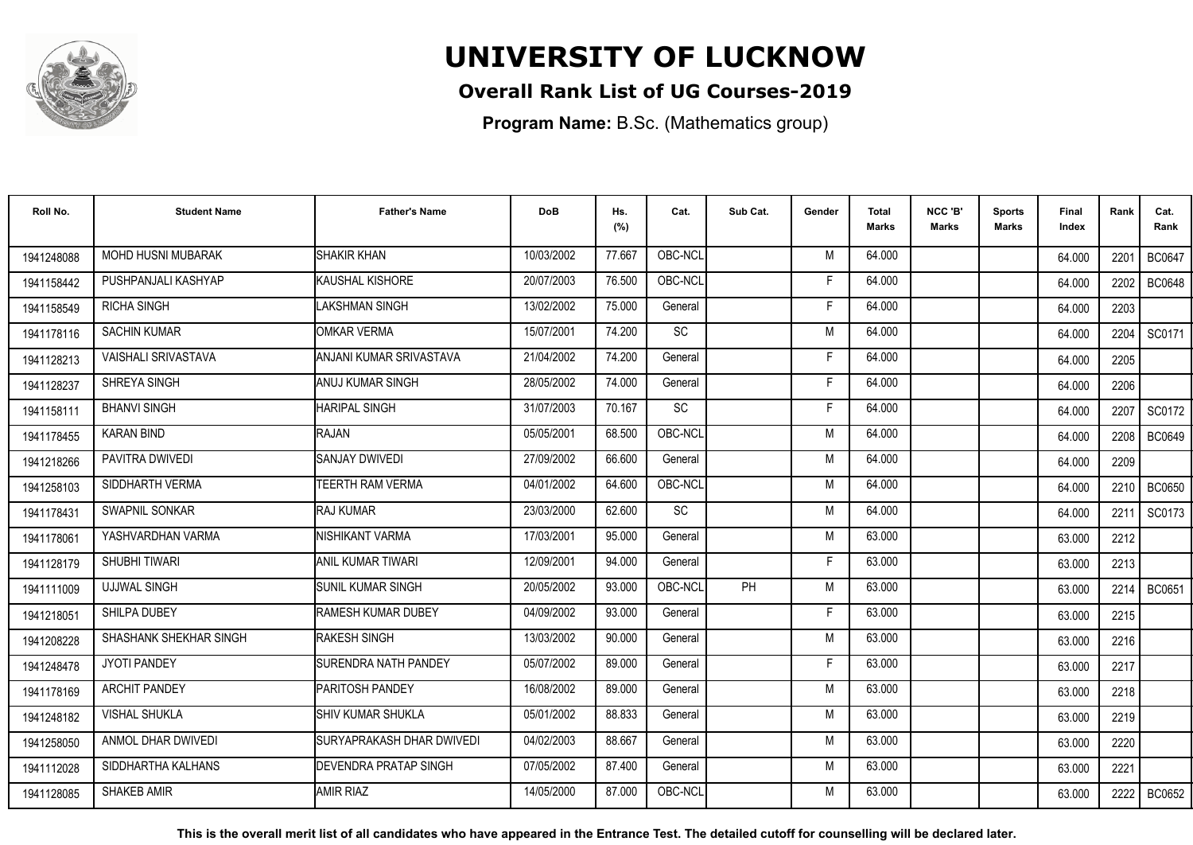# UNIVERSITY OF LUCKNOW

**Overall Rank List of UG Courses-2019**

**Program Name:** B.Sc. (Mathematics group)

| Roll No. | Student Name | Father's Name | DoB | Hs. (%) | Cat. | Sub Cat. | Gender | Total Marks | NCC 'B' Marks | Sports Marks | Final Index | Rank | Cat. Rank |
|---|---|---|---|---|---|---|---|---|---|---|---|---|---|
| 1941248088 | MOHD HUSNI MUBARAK | SHAKIR KHAN | 10/03/2002 | 77.667 | OBC-NCL | | M | 64.000 | | | 64.000 | 2201 | BC0647 |
| 1941158442 | PUSHPANJALI KASHYAP | KAUSHAL KISHORE | 20/07/2003 | 76.500 | OBC-NCL | | F | 64.000 | | | 64.000 | 2202 | BC0648 |
| 1941158549 | RICHA SINGH | LAKSHMAN SINGH | 13/02/2002 | 75.000 | General | | F | 64.000 | | | 64.000 | 2203 | |
| 1941178116 | SACHIN KUMAR | OMKAR VERMA | 15/07/2001 | 74.200 | SC | | M | 64.000 | | | 64.000 | 2204 | SC0171 |
| 1941128213 | VAISHALI SRIVASTAVA | ANJANI KUMAR SRIVASTAVA | 21/04/2002 | 74.200 | General | | F | 64.000 | | | 64.000 | 2205 | |
| 1941128237 | SHREYA SINGH | ANUJ KUMAR SINGH | 28/05/2002 | 74.000 | General | | F | 64.000 | | | 64.000 | 2206 | |
| 1941158111 | BHANVI SINGH | HARIPAL SINGH | 31/07/2003 | 70.167 | SC | | F | 64.000 | | | 64.000 | 2207 | SC0172 |
| 1941178455 | KARAN BIND | RAJAN | 05/05/2001 | 68.500 | OBC-NCL | | M | 64.000 | | | 64.000 | 2208 | BC0649 |
| 1941218266 | PAVITRA DWIVEDI | SANJAY DWIVEDI | 27/09/2002 | 66.600 | General | | M | 64.000 | | | 64.000 | 2209 | |
| 1941258103 | SIDDHARTH VERMA | TEERTH RAM VERMA | 04/01/2002 | 64.600 | OBC-NCL | | M | 64.000 | | | 64.000 | 2210 | BC0650 |
| 1941178431 | SWAPNIL SONKAR | RAJ KUMAR | 23/03/2000 | 62.600 | SC | | M | 64.000 | | | 64.000 | 2211 | SC0173 |
| 1941178061 | YASHVARDHAN VARMA | NISHIKANT VARMA | 17/03/2001 | 95.000 | General | | M | 63.000 | | | 63.000 | 2212 | |
| 1941128179 | SHUBHI TIWARI | ANIL KUMAR TIWARI | 12/09/2001 | 94.000 | General | | F | 63.000 | | | 63.000 | 2213 | |
| 1941111009 | UJJWAL SINGH | SUNIL KUMAR SINGH | 20/05/2002 | 93.000 | OBC-NCL | PH | M | 63.000 | | | 63.000 | 2214 | BC0651 |
| 1941218051 | SHILPA DUBEY | RAMESH KUMAR DUBEY | 04/09/2002 | 93.000 | General | | F | 63.000 | | | 63.000 | 2215 | |
| 1941208228 | SHASHANK SHEKHAR SINGH | RAKESH SINGH | 13/03/2002 | 90.000 | General | | M | 63.000 | | | 63.000 | 2216 | |
| 1941248478 | JYOTI PANDEY | SURENDRA NATH PANDEY | 05/07/2002 | 89.000 | General | | F | 63.000 | | | 63.000 | 2217 | |
| 1941178169 | ARCHIT PANDEY | PARITOSH PANDEY | 16/08/2002 | 89.000 | General | | M | 63.000 | | | 63.000 | 2218 | |
| 1941248182 | VISHAL SHUKLA | SHIV KUMAR SHUKLA | 05/01/2002 | 88.833 | General | | M | 63.000 | | | 63.000 | 2219 | |
| 1941258050 | ANMOL DHAR DWIVEDI | SURYAPRAKASH DHAR DWIVEDI | 04/02/2003 | 88.667 | General | | M | 63.000 | | | 63.000 | 2220 | |
| 1941112028 | SIDDHARTHA KALHANS | DEVENDRA PRATAP SINGH | 07/05/2002 | 87.400 | General | | M | 63.000 | | | 63.000 | 2221 | |
| 1941128085 | SHAKEB AMIR | AMIR RIAZ | 14/05/2000 | 87.000 | OBC-NCL | | M | 63.000 | | | 63.000 | 2222 | BC0652 |

**This is the overall merit list of all candidates who have appeared in the Entrance Test. The detailed cutoff for counselling will be declared later.**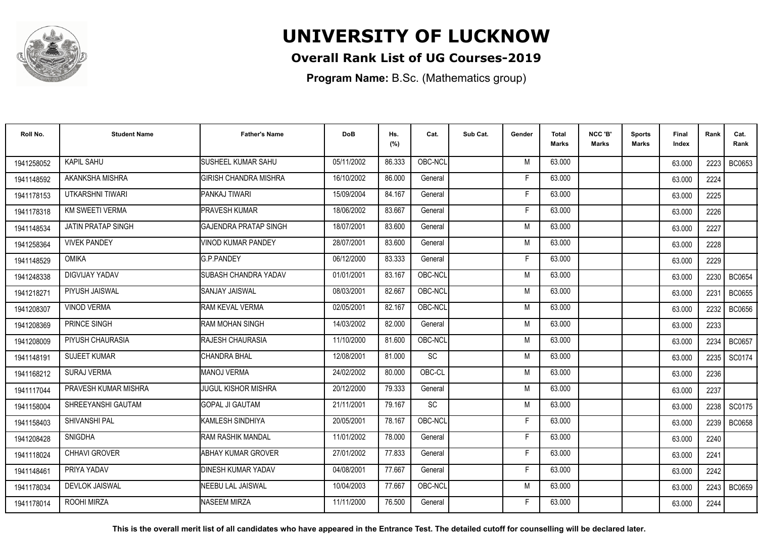# UNIVERSITY OF LUCKNOW

## Overall Rank List of UG Courses-2019

**Program Name:** B.Sc. (Mathematics group)

| Roll No. | Student Name | Father's Name | DoB | Hs. (%) | Cat. | Sub Cat. | Gender | Total Marks | NCC 'B' Marks | Sports Marks | Final Index | Rank | Cat. Rank |
|---|---|---|---|---|---|---|---|---|---|---|---|---|---|
| 1941258052 | KAPIL SAHU | SUSHEEL KUMAR SAHU | 05/11/2002 | 86.333 | OBC-NCL | | M | 63.000 | | | 63.000 | 2223 | BC0653 |
| 1941148592 | AKANKSHA MISHRA | GIRISH CHANDRA MISHRA | 16/10/2002 | 86.000 | General | | F | 63.000 | | | 63.000 | 2224 | |
| 1941178153 | UTKARSHNI TIWARI | PANKAJ TIWARI | 15/09/2004 | 84.167 | General | | F | 63.000 | | | 63.000 | 2225 | |
| 1941178318 | KM SWEETI VERMA | PRAVESH KUMAR | 18/06/2002 | 83.667 | General | | F | 63.000 | | | 63.000 | 2226 | |
| 1941148534 | JATIN PRATAP SINGH | GAJENDRA PRATAP SINGH | 18/07/2001 | 83.600 | General | | M | 63.000 | | | 63.000 | 2227 | |
| 1941258364 | VIVEK PANDEY | VINOD KUMAR PANDEY | 28/07/2001 | 83.600 | General | | M | 63.000 | | | 63.000 | 2228 | |
| 1941148529 | OMIKA | G.P.PANDEY | 06/12/2000 | 83.333 | General | | F | 63.000 | | | 63.000 | 2229 | |
| 1941248338 | DIGVIJAY YADAV | SUBASH CHANDRA YADAV | 01/01/2001 | 83.167 | OBC-NCL | | M | 63.000 | | | 63.000 | 2230 | BC0654 |
| 1941218271 | PIYUSH JAISWAL | SANJAY JAISWAL | 08/03/2001 | 82.667 | OBC-NCL | | M | 63.000 | | | 63.000 | 2231 | BC0655 |
| 1941208307 | VINOD VERMA | RAM KEVAL VERMA | 02/05/2001 | 82.167 | OBC-NCL | | M | 63.000 | | | 63.000 | 2232 | BC0656 |
| 1941208369 | PRINCE SINGH | RAM MOHAN SINGH | 14/03/2002 | 82.000 | General | | M | 63.000 | | | 63.000 | 2233 | |
| 1941208009 | PIYUSH CHAURASIA | RAJESH CHAURASIA | 11/10/2000 | 81.600 | OBC-NCL | | M | 63.000 | | | 63.000 | 2234 | BC0657 |
| 1941148191 | SUJEET KUMAR | CHANDRA BHAL | 12/08/2001 | 81.000 | SC | | M | 63.000 | | | 63.000 | 2235 | SC0174 |
| 1941168212 | SURAJ VERMA | MANOJ VERMA | 24/02/2002 | 80.000 | OBC-CL | | M | 63.000 | | | 63.000 | 2236 | |
| 1941117044 | PRAVESH KUMAR MISHRA | JUGUL KISHOR MISHRA | 20/12/2000 | 79.333 | General | | M | 63.000 | | | 63.000 | 2237 | |
| 1941158004 | SHREEYANSHI GAUTAM | GOPAL JI GAUTAM | 21/11/2001 | 79.167 | SC | | M | 63.000 | | | 63.000 | 2238 | SC0175 |
| 1941158403 | SHIVANSHI PAL | KAMLESH SINDHIYA | 20/05/2001 | 78.167 | OBC-NCL | | F | 63.000 | | | 63.000 | 2239 | BC0658 |
| 1941208428 | SNIGDHA | RAM RASHIK MANDAL | 11/01/2002 | 78.000 | General | | F | 63.000 | | | 63.000 | 2240 | |
| 1941118024 | CHHAVI GROVER | ABHAY KUMAR GROVER | 27/01/2002 | 77.833 | General | | F | 63.000 | | | 63.000 | 2241 | |
| 1941148461 | PRIYA YADAV | DINESH KUMAR YADAV | 04/08/2001 | 77.667 | General | | F | 63.000 | | | 63.000 | 2242 | |
| 1941178034 | DEVLOK JAISWAL | NEEBU LAL JAISWAL | 10/04/2003 | 77.667 | OBC-NCL | | M | 63.000 | | | 63.000 | 2243 | BC0659 |
| 1941178014 | ROOHI MIRZA | NASEEM MIRZA | 11/11/2000 | 76.500 | General | | F | 63.000 | | | 63.000 | 2244 | |

**This is the overall merit list of all candidates who have appeared in the Entrance Test. The detailed cutoff for counselling will be declared later.**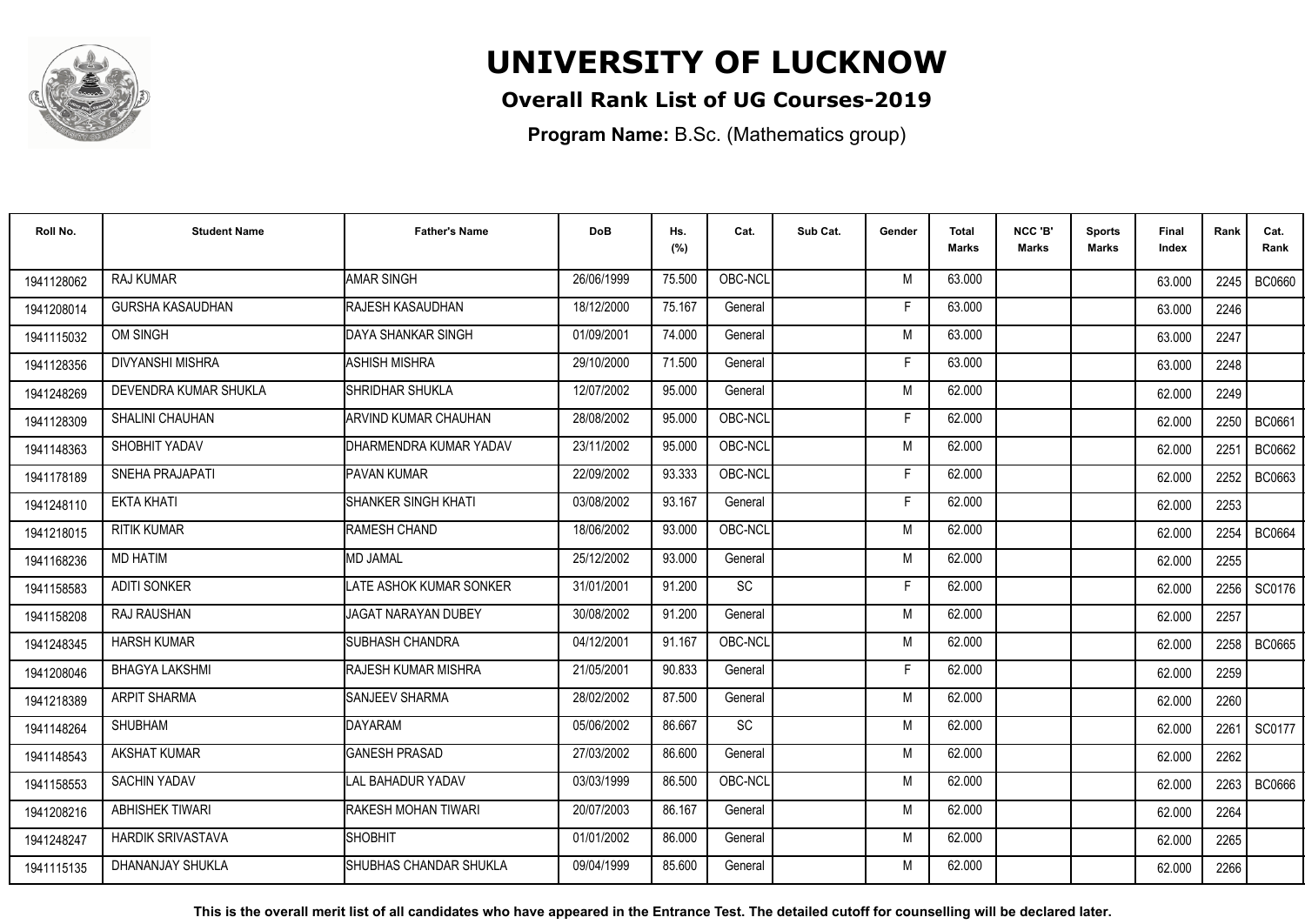# UNIVERSITY OF LUCKNOW

## Overall Rank List of UG Courses-2019

**Program Name:** B.Sc. (Mathematics group)

| Roll No. | Student Name | Father's Name | DoB | Hs. (%) | Cat. | Sub Cat. | Gender | Total Marks | NCC 'B' Marks | Sports Marks | Final Index | Rank | Cat. Rank |
|---|---|---|---|---|---|---|---|---|---|---|---|---|---|
| 1941128062 | RAJ KUMAR | AMAR SINGH | 26/06/1999 | 75.500 | OBC-NCL | | M | 63.000 | | | 63.000 | 2245 | BC0660 |
| 1941208014 | GURSHA KASAUDHAN | RAJESH KASAUDHAN | 18/12/2000 | 75.167 | General | | F | 63.000 | | | 63.000 | 2246 | |
| 1941115032 | OM SINGH | DAYA SHANKAR SINGH | 01/09/2001 | 74.000 | General | | M | 63.000 | | | 63.000 | 2247 | |
| 1941128356 | DIVYANSHI MISHRA | ASHISH MISHRA | 29/10/2000 | 71.500 | General | | F | 63.000 | | | 63.000 | 2248 | |
| 1941248269 | DEVENDRA KUMAR SHUKLA | SHRIDHAR SHUKLA | 12/07/2002 | 95.000 | General | | M | 62.000 | | | 62.000 | 2249 | |
| 1941128309 | SHALINI CHAUHAN | ARVIND KUMAR CHAUHAN | 28/08/2002 | 95.000 | OBC-NCL | | F | 62.000 | | | 62.000 | 2250 | BC0661 |
| 1941148363 | SHOBHIT YADAV | DHARMENDRA KUMAR YADAV | 23/11/2002 | 95.000 | OBC-NCL | | M | 62.000 | | | 62.000 | 2251 | BC0662 |
| 1941178189 | SNEHA PRAJAPATI | PAVAN KUMAR | 22/09/2002 | 93.333 | OBC-NCL | | F | 62.000 | | | 62.000 | 2252 | BC0663 |
| 1941248110 | EKTA KHATI | SHANKER SINGH KHATI | 03/08/2002 | 93.167 | General | | F | 62.000 | | | 62.000 | 2253 | |
| 1941218015 | RITIK KUMAR | RAMESH CHAND | 18/06/2002 | 93.000 | OBC-NCL | | M | 62.000 | | | 62.000 | 2254 | BC0664 |
| 1941168236 | MD HATIM | MD JAMAL | 25/12/2002 | 93.000 | General | | M | 62.000 | | | 62.000 | 2255 | |
| 1941158583 | ADITI SONKER | LATE ASHOK KUMAR SONKER | 31/01/2001 | 91.200 | SC | | F | 62.000 | | | 62.000 | 2256 | SC0176 |
| 1941158208 | RAJ RAUSHAN | JAGAT NARAYAN DUBEY | 30/08/2002 | 91.200 | General | | M | 62.000 | | | 62.000 | 2257 | |
| 1941248345 | HARSH KUMAR | SUBHASH CHANDRA | 04/12/2001 | 91.167 | OBC-NCL | | M | 62.000 | | | 62.000 | 2258 | BC0665 |
| 1941208046 | BHAGYA LAKSHMI | RAJESH KUMAR MISHRA | 21/05/2001 | 90.833 | General | | F | 62.000 | | | 62.000 | 2259 | |
| 1941218389 | ARPIT SHARMA | SANJEEV SHARMA | 28/02/2002 | 87.500 | General | | M | 62.000 | | | 62.000 | 2260 | |
| 1941148264 | SHUBHAM | DAYARAM | 05/06/2002 | 86.667 | SC | | M | 62.000 | | | 62.000 | 2261 | SC0177 |
| 1941148543 | AKSHAT KUMAR | GANESH PRASAD | 27/03/2002 | 86.600 | General | | M | 62.000 | | | 62.000 | 2262 | |
| 1941158553 | SACHIN YADAV | LAL BAHADUR YADAV | 03/03/1999 | 86.500 | OBC-NCL | | M | 62.000 | | | 62.000 | 2263 | BC0666 |
| 1941208216 | ABHISHEK TIWARI | RAKESH MOHAN TIWARI | 20/07/2003 | 86.167 | General | | M | 62.000 | | | 62.000 | 2264 | |
| 1941248247 | HARDIK SRIVASTAVA | SHOBHIT | 01/01/2002 | 86.000 | General | | M | 62.000 | | | 62.000 | 2265 | |
| 1941115135 | DHANANJAY SHUKLA | SHUBHAS CHANDAR SHUKLA | 09/04/1999 | 85.600 | General | | M | 62.000 | | | 62.000 | 2266 | |

**This is the overall merit list of all candidates who have appeared in the Entrance Test. The detailed cutoff for counselling will be declared later.**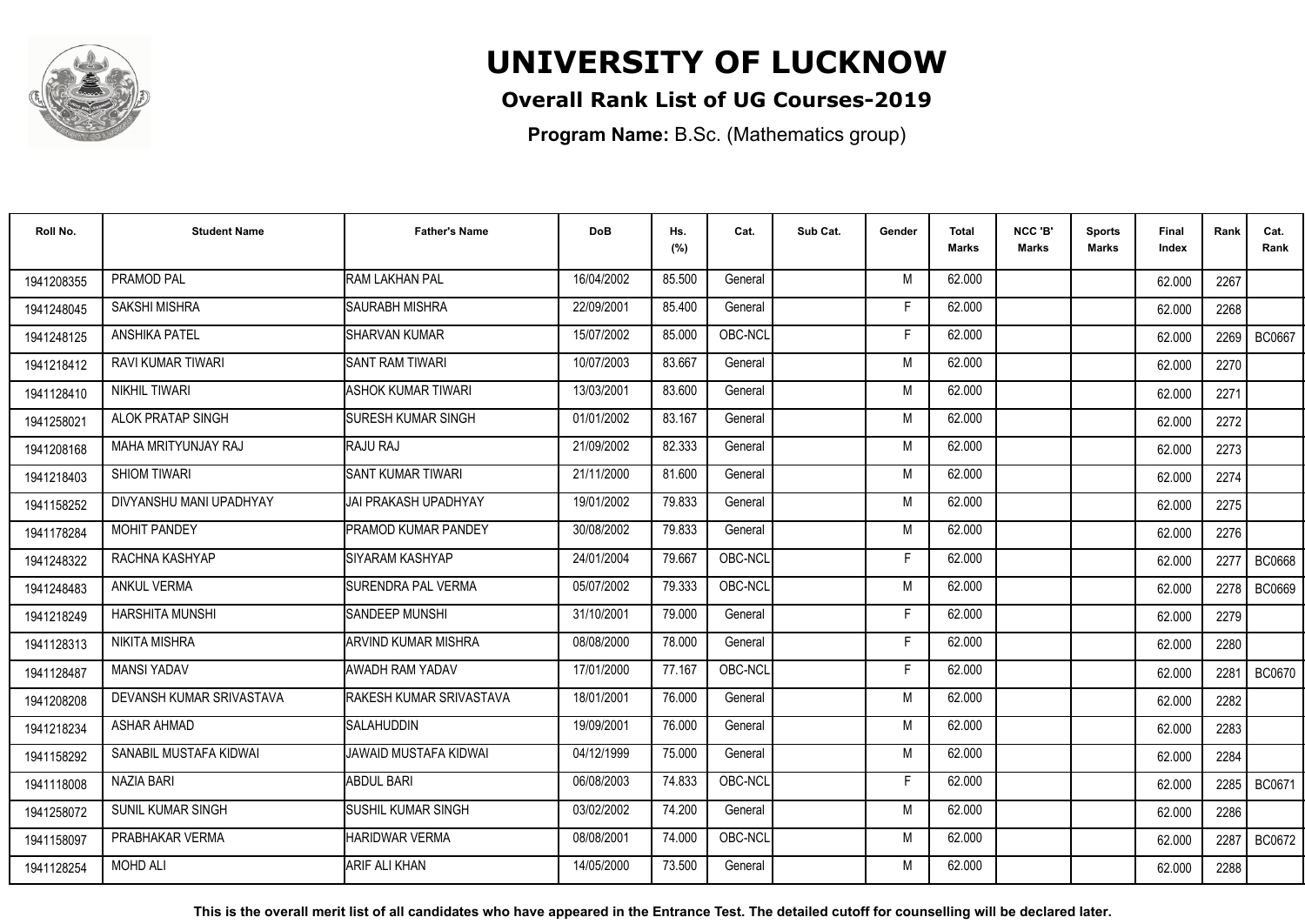# UNIVERSITY OF LUCKNOW

## Overall Rank List of UG Courses-2019

**Program Name:** B.Sc. (Mathematics group)

| Roll No. | Student Name | Father's Name | DoB | Hs. (%) | Cat. | Sub Cat. | Gender | Total Marks | NCC 'B' Marks | Sports Marks | Final Index | Rank | Cat. Rank |
|---|---|---|---|---|---|---|---|---|---|---|---|---|---|
| 1941208355 | PRAMOD PAL | RAM LAKHAN PAL | 16/04/2002 | 85.500 | General | | M | 62.000 | | | 62.000 | 2267 | |
| 1941248045 | SAKSHI MISHRA | SAURABH MISHRA | 22/09/2001 | 85.400 | General | | F | 62.000 | | | 62.000 | 2268 | |
| 1941248125 | ANSHIKA PATEL | SHARVAN KUMAR | 15/07/2002 | 85.000 | OBC-NCL | | F | 62.000 | | | 62.000 | 2269 | BC0667 |
| 1941218412 | RAVI KUMAR TIWARI | SANT RAM TIWARI | 10/07/2003 | 83.667 | General | | M | 62.000 | | | 62.000 | 2270 | |
| 1941128410 | NIKHIL TIWARI | ASHOK KUMAR TIWARI | 13/03/2001 | 83.600 | General | | M | 62.000 | | | 62.000 | 2271 | |
| 1941258021 | ALOK PRATAP SINGH | SURESH KUMAR SINGH | 01/01/2002 | 83.167 | General | | M | 62.000 | | | 62.000 | 2272 | |
| 1941208168 | MAHA MRITYUNJAY RAJ | RAJU RAJ | 21/09/2002 | 82.333 | General | | M | 62.000 | | | 62.000 | 2273 | |
| 1941218403 | SHIOM TIWARI | SANT KUMAR TIWARI | 21/11/2000 | 81.600 | General | | M | 62.000 | | | 62.000 | 2274 | |
| 1941158252 | DIVYANSHU MANI UPADHYAY | JAI PRAKASH UPADHYAY | 19/01/2002 | 79.833 | General | | M | 62.000 | | | 62.000 | 2275 | |
| 1941178284 | MOHIT PANDEY | PRAMOD KUMAR PANDEY | 30/08/2002 | 79.833 | General | | M | 62.000 | | | 62.000 | 2276 | |
| 1941248322 | RACHNA KASHYAP | SIYARAM KASHYAP | 24/01/2004 | 79.667 | OBC-NCL | | F | 62.000 | | | 62.000 | 2277 | BC0668 |
| 1941248483 | ANKUL VERMA | SURENDRA PAL VERMA | 05/07/2002 | 79.333 | OBC-NCL | | M | 62.000 | | | 62.000 | 2278 | BC0669 |
| 1941218249 | HARSHITA MUNSHI | SANDEEP MUNSHI | 31/10/2001 | 79.000 | General | | F | 62.000 | | | 62.000 | 2279 | |
| 1941128313 | NIKITA MISHRA | ARVIND KUMAR MISHRA | 08/08/2000 | 78.000 | General | | F | 62.000 | | | 62.000 | 2280 | |
| 1941128487 | MANSI YADAV | AWADH RAM YADAV | 17/01/2000 | 77.167 | OBC-NCL | | F | 62.000 | | | 62.000 | 2281 | BC0670 |
| 1941208208 | DEVANSH KUMAR SRIVASTAVA | RAKESH KUMAR SRIVASTAVA | 18/01/2001 | 76.000 | General | | M | 62.000 | | | 62.000 | 2282 | |
| 1941218234 | ASHAR AHMAD | SALAHUDDIN | 19/09/2001 | 76.000 | General | | M | 62.000 | | | 62.000 | 2283 | |
| 1941158292 | SANABIL MUSTAFA KIDWAI | JAWAID MUSTAFA KIDWAI | 04/12/1999 | 75.000 | General | | M | 62.000 | | | 62.000 | 2284 | |
| 1941118008 | NAZIA BARI | ABDUL BARI | 06/08/2003 | 74.833 | OBC-NCL | | F | 62.000 | | | 62.000 | 2285 | BC0671 |
| 1941258072 | SUNIL KUMAR SINGH | SUSHIL KUMAR SINGH | 03/02/2002 | 74.200 | General | | M | 62.000 | | | 62.000 | 2286 | |
| 1941158097 | PRABHAKAR VERMA | HARIDWAR VERMA | 08/08/2001 | 74.000 | OBC-NCL | | M | 62.000 | | | 62.000 | 2287 | BC0672 |
| 1941128254 | MOHD ALI | ARIF ALI KHAN | 14/05/2000 | 73.500 | General | | M | 62.000 | | | 62.000 | 2288 | |

**This is the overall merit list of all candidates who have appeared in the Entrance Test. The detailed cutoff for counselling will be declared later.**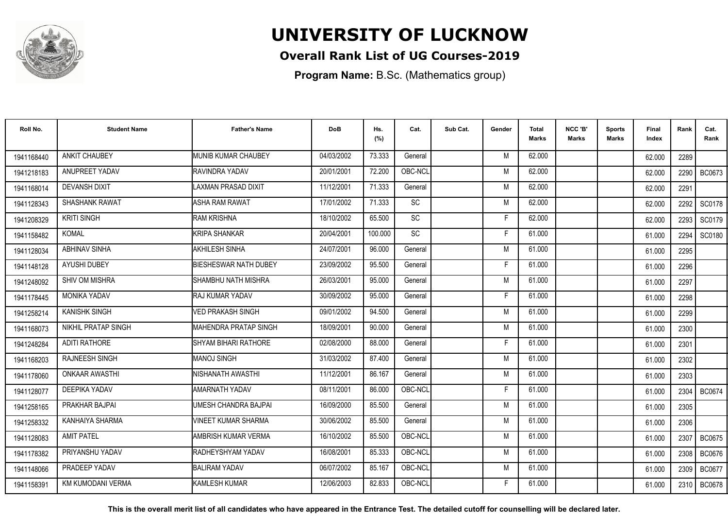# UNIVERSITY OF LUCKNOW

## Overall Rank List of UG Courses-2019

**Program Name:** B.Sc. (Mathematics group)

| Roll No. | Student Name | Father's Name | DoB | Hs. (%) | Cat. | Sub Cat. | Gender | Total Marks | NCC 'B' Marks | Sports Marks | Final Index | Rank | Cat. Rank |
|---|---|---|---|---|---|---|---|---|---|---|---|---|---|
| 1941168440 | ANKIT CHAUBEY | MUNIB KUMAR CHAUBEY | 04/03/2002 | 73.333 | General | | M | 62.000 | | | 62.000 | 2289 | |
| 1941218183 | ANUPREET YADAV | RAVINDRA YADAV | 20/01/2001 | 72.200 | OBC-NCL | | M | 62.000 | | | 62.000 | 2290 | BC0673 |
| 1941168014 | DEVANSH DIXIT | LAXMAN PRASAD DIXIT | 11/12/2001 | 71.333 | General | | M | 62.000 | | | 62.000 | 2291 | |
| 1941128343 | SHASHANK RAWAT | ASHA RAM RAWAT | 17/01/2002 | 71.333 | SC | | M | 62.000 | | | 62.000 | 2292 | SC0178 |
| 1941208329 | KRITI SINGH | RAM KRISHNA | 18/10/2002 | 65.500 | SC | | F | 62.000 | | | 62.000 | 2293 | SC0179 |
| 1941158482 | KOMAL | KRIPA SHANKAR | 20/04/2001 | 100.000 | SC | | F | 61.000 | | | 61.000 | 2294 | SC0180 |
| 1941128034 | ABHINAV SINHA | AKHILESH SINHA | 24/07/2001 | 96.000 | General | | M | 61.000 | | | 61.000 | 2295 | |
| 1941148128 | AYUSHI DUBEY | BIESHESWAR NATH DUBEY | 23/09/2002 | 95.500 | General | | F | 61.000 | | | 61.000 | 2296 | |
| 1941248092 | SHIV OM MISHRA | SHAMBHU NATH MISHRA | 26/03/2001 | 95.000 | General | | M | 61.000 | | | 61.000 | 2297 | |
| 1941178445 | MONIKA YADAV | RAJ KUMAR YADAV | 30/09/2002 | 95.000 | General | | F | 61.000 | | | 61.000 | 2298 | |
| 1941258214 | KANISHK SINGH | VED PRAKASH SINGH | 09/01/2002 | 94.500 | General | | M | 61.000 | | | 61.000 | 2299 | |
| 1941168073 | NIKHIL PRATAP SINGH | MAHENDRA PRATAP SINGH | 18/09/2001 | 90.000 | General | | M | 61.000 | | | 61.000 | 2300 | |
| 1941248284 | ADITI RATHORE | SHYAM BIHARI RATHORE | 02/08/2000 | 88.000 | General | | F | 61.000 | | | 61.000 | 2301 | |
| 1941168203 | RAJNEESH SINGH | MANOJ SINGH | 31/03/2002 | 87.400 | General | | M | 61.000 | | | 61.000 | 2302 | |
| 1941178060 | ONKAAR AWASTHI | NISHANATH AWASTHI | 11/12/2001 | 86.167 | General | | M | 61.000 | | | 61.000 | 2303 | |
| 1941128077 | DEEPIKA YADAV | AMARNATH YADAV | 08/11/2001 | 86.000 | OBC-NCL | | F | 61.000 | | | 61.000 | 2304 | BC0674 |
| 1941258165 | PRAKHAR BAJPAI | UMESH CHANDRA BAJPAI | 16/09/2000 | 85.500 | General | | M | 61.000 | | | 61.000 | 2305 | |
| 1941258332 | KANHAIYA SHARMA | VINEET KUMAR SHARMA | 30/06/2002 | 85.500 | General | | M | 61.000 | | | 61.000 | 2306 | |
| 1941128083 | AMIT PATEL | AMBRISH KUMAR VERMA | 16/10/2002 | 85.500 | OBC-NCL | | M | 61.000 | | | 61.000 | 2307 | BC0675 |
| 1941178382 | PRIYANSHU YADAV | RADHEYSHYAM YADAV | 16/08/2001 | 85.333 | OBC-NCL | | M | 61.000 | | | 61.000 | 2308 | BC0676 |
| 1941148066 | PRADEEP YADAV | BALIRAM YADAV | 06/07/2002 | 85.167 | OBC-NCL | | M | 61.000 | | | 61.000 | 2309 | BC0677 |
| 1941158391 | KM KUMODANI VERMA | KAMLESH KUMAR | 12/06/2003 | 82.833 | OBC-NCL | | F | 61.000 | | | 61.000 | 2310 | BC0678 |

**This is the overall merit list of all candidates who have appeared in the Entrance Test. The detailed cutoff for counselling will be declared later.**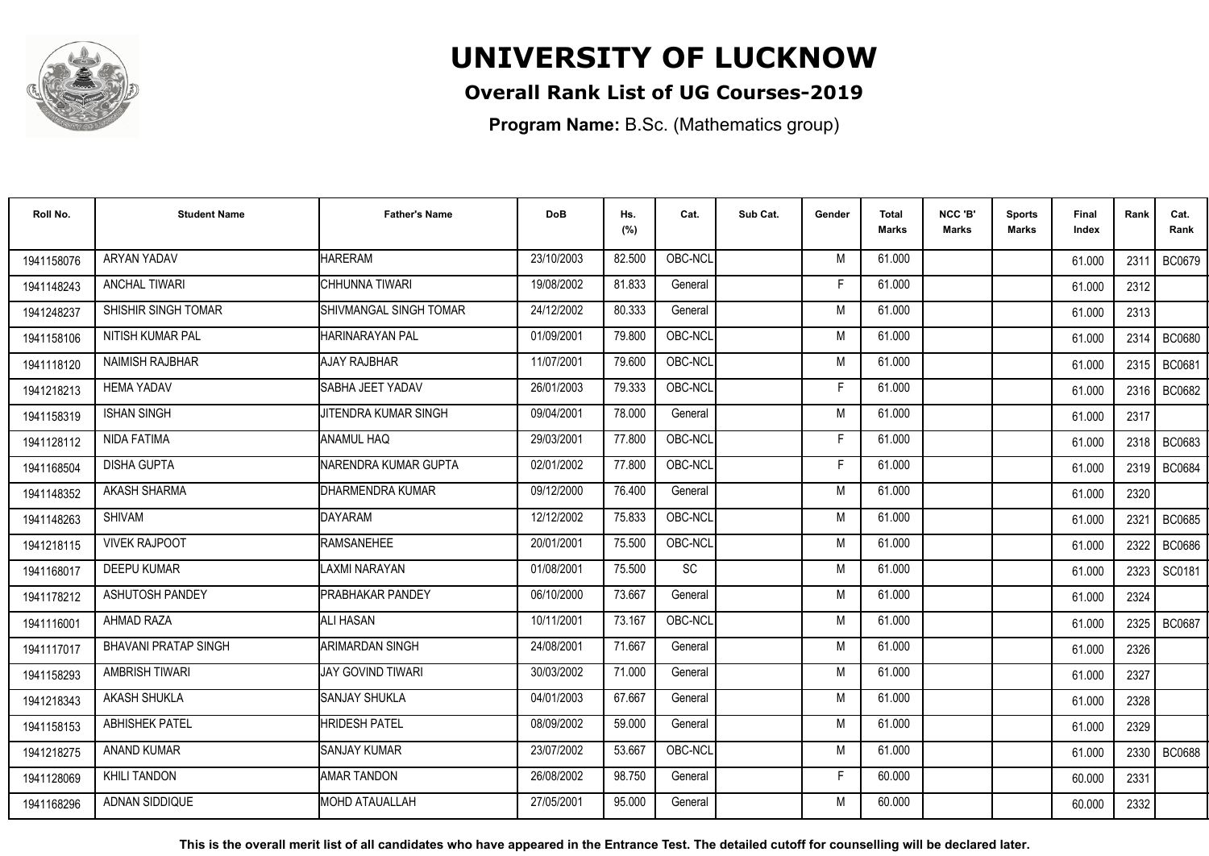# UNIVERSITY OF LUCKNOW

## Overall Rank List of UG Courses-2019

**Program Name:** B.Sc. (Mathematics group)

| Roll No. | Student Name | Father's Name | DoB | Hs. (%) | Cat. | Sub Cat. | Gender | Total Marks | NCC 'B' Marks | Sports Marks | Final Index | Rank | Cat. Rank |
|---|---|---|---|---|---|---|---|---|---|---|---|---|---|
| 1941158076 | ARYAN YADAV | HARERAM | 23/10/2003 | 82.500 | OBC-NCL | | M | 61.000 | | | 61.000 | 2311 | BC0679 |
| 1941148243 | ANCHAL TIWARI | CHHUNNA TIWARI | 19/08/2002 | 81.833 | General | | F | 61.000 | | | 61.000 | 2312 | |
| 1942248237 | SHISHIR SINGH TOMAR | SHIVMANGAL SINGH TOMAR | 24/12/2002 | 80.333 | General | | M | 61.000 | | | 61.000 | 2313 | |
| 1941158106 | NITISH KUMAR PAL | HARINARAYAN PAL | 01/09/2001 | 79.800 | OBC-NCL | | M | 61.000 | | | 61.000 | 2314 | BC0680 |
| 1941118120 | NAIMISH RAJBHAR | AJAY RAJBHAR | 11/07/2001 | 79.600 | OBC-NCL | | M | 61.000 | | | 61.000 | 2315 | BC0681 |
| 1942218213 | HEMA YADAV | SABHA JEET YADAV | 26/01/2003 | 79.333 | OBC-NCL | | F | 61.000 | | | 61.000 | 2316 | BC0682 |
| 1941158319 | ISHAN SINGH | JITENDRA KUMAR SINGH | 09/04/2001 | 78.000 | General | | M | 61.000 | | | 61.000 | 2317 | |
| 1941128112 | NIDA FATIMA | ANAMUL HAQ | 29/03/2001 | 77.800 | OBC-NCL | | F | 61.000 | | | 61.000 | 2318 | BC0683 |
| 1941168504 | DISHA GUPTA | NARENDRA KUMAR GUPTA | 02/01/2002 | 77.800 | OBC-NCL | | F | 61.000 | | | 61.000 | 2319 | BC0684 |
| 1941148352 | AKASH SHARMA | DHARMENDRA KUMAR | 09/12/2000 | 76.400 | General | | M | 61.000 | | | 61.000 | 2320 | |
| 1941148263 | SHIVAM | DAYARAM | 12/12/2002 | 75.833 | OBC-NCL | | M | 61.000 | | | 61.000 | 2321 | BC0685 |
| 1942218115 | VIVEK RAJPOOT | RAMSANEHEE | 20/01/2001 | 75.500 | OBC-NCL | | M | 61.000 | | | 61.000 | 2322 | BC0686 |
| 1941168017 | DEEPU KUMAR | LAXMI NARAYAN | 01/08/2001 | 75.500 | SC | | M | 61.000 | | | 61.000 | 2323 | SC0181 |
| 1941178212 | ASHUTOSH PANDEY | PRABHAKAR PANDEY | 06/10/2000 | 73.667 | General | | M | 61.000 | | | 61.000 | 2324 | |
| 1941116001 | AHMAD RAZA | ALI HASAN | 10/11/2001 | 73.167 | OBC-NCL | | M | 61.000 | | | 61.000 | 2325 | BC0687 |
| 1941117017 | BHAVANI PRATAP SINGH | ARIMARDAN SINGH | 24/08/2001 | 71.667 | General | | M | 61.000 | | | 61.000 | 2326 | |
| 1941158293 | AMBRISH TIWARI | JAY GOVIND TIWARI | 30/03/2002 | 71.000 | General | | M | 61.000 | | | 61.000 | 2327 | |
| 1942218343 | AKASH SHUKLA | SANJAY SHUKLA | 04/01/2003 | 67.667 | General | | M | 61.000 | | | 61.000 | 2328 | |
| 1941158153 | ABHISHEK PATEL | HRIDESH PATEL | 08/09/2002 | 59.000 | General | | M | 61.000 | | | 61.000 | 2329 | |
| 1942218275 | ANAND KUMAR | SANJAY KUMAR | 23/07/2002 | 53.667 | OBC-NCL | | M | 61.000 | | | 61.000 | 2330 | BC0688 |
| 1941128069 | KHILI TANDON | AMAR TANDON | 26/08/2002 | 98.750 | General | | F | 60.000 | | | 60.000 | 2331 | |
| 1941168296 | ADNAN SIDDIQUE | MOHD ATAUALLAH | 27/05/2001 | 95.000 | General | | M | 60.000 | | | 60.000 | 2332 | |

**This is the overall merit list of all candidates who have appeared in the Entrance Test. The detailed cutoff for counselling will be declared later.**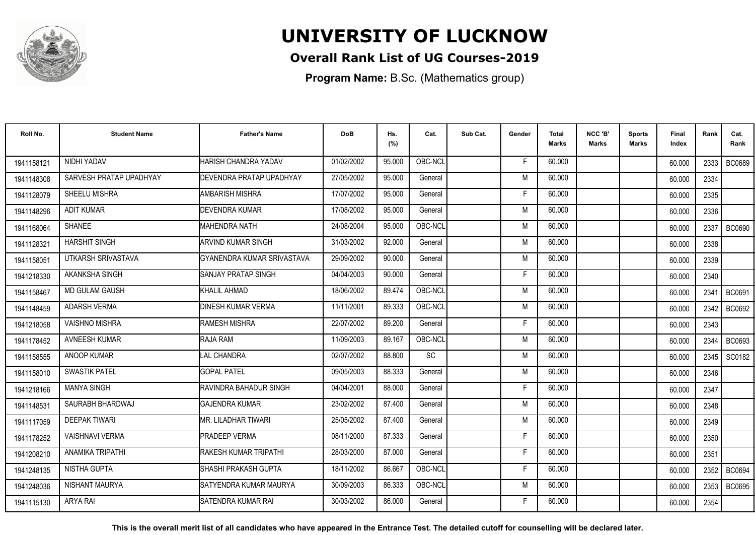# UNIVERSITY OF LUCKNOW

## Overall Rank List of UG Courses-2019

**Program Name:** B.Sc. (Mathematics group)

| Roll No. | Student Name | Father's Name | DoB | Hs. (%) | Cat. | Sub Cat. | Gender | Total Marks | NCC 'B' Marks | Sports Marks | Final Index | Rank | Cat. Rank |
|---|---|---|---|---|---|---|---|---|---|---|---|---|---|
| 1941158121 | NIDHI YADAV | HARISH CHANDRA YADAV | 01/02/2002 | 95.000 | OBC-NCL | | F | 60.000 | | | 60.000 | 2333 | BC0689 |
| 1941148308 | SARVESH PRATAP UPADHYAY | DEVENDRA PRATAP UPADHYAY | 27/05/2002 | 95.000 | General | | M | 60.000 | | | 60.000 | 2334 | |
| 1941128079 | SHEELU MISHRA | AMBARISH MISHRA | 17/07/2002 | 95.000 | General | | F | 60.000 | | | 60.000 | 2335 | |
| 1941148296 | ADIT KUMAR | DEVENDRA KUMAR | 17/08/2002 | 95.000 | General | | M | 60.000 | | | 60.000 | 2336 | |
| 1941168064 | SHANEE | MAHENDRA NATH | 24/08/2004 | 95.000 | OBC-NCL | | M | 60.000 | | | 60.000 | 2337 | BC0690 |
| 1941128321 | HARSHIT SINGH | ARVIND KUMAR SINGH | 31/03/2002 | 92.000 | General | | M | 60.000 | | | 60.000 | 2338 | |
| 1941158051 | UTKARSH SRIVASTAVA | GYANENDRA KUMAR SRIVASTAVA | 29/09/2002 | 90.000 | General | | M | 60.000 | | | 60.000 | 2339 | |
| 1942218330 | AKANKSHA SINGH | SANJAY PRATAP SINGH | 04/04/2003 | 90.000 | General | | F | 60.000 | | | 60.000 | 2340 | |
| 1941158467 | MD GULAM GAUSH | KHALIL AHMAD | 18/06/2002 | 89.474 | OBC-NCL | | M | 60.000 | | | 60.000 | 2341 | BC0691 |
| 1941148459 | ADARSH VERMA | DINESH KUMAR VERMA | 11/11/2001 | 89.333 | OBC-NCL | | M | 60.000 | | | 60.000 | 2342 | BC0692 |
| 1942218058 | VAISHNO MISHRA | RAMESH MISHRA | 22/07/2002 | 89.200 | General | | F | 60.000 | | | 60.000 | 2343 | |
| 1941178452 | AVNEESH KUMAR | RAJA RAM | 11/09/2003 | 89.167 | OBC-NCL | | M | 60.000 | | | 60.000 | 2344 | BC0693 |
| 1941158555 | ANOOP KUMAR | LAL CHANDRA | 02/07/2002 | 88.800 | SC | | M | 60.000 | | | 60.000 | 2345 | SC0182 |
| 1941158010 | SWASTIK PATEL | GOPAL PATEL | 09/05/2003 | 88.333 | General | | M | 60.000 | | | 60.000 | 2346 | |
| 1942218166 | MANYA SINGH | RAVINDRA BAHADUR SINGH | 04/04/2001 | 88.000 | General | | F | 60.000 | | | 60.000 | 2347 | |
| 1941148531 | SAURABH BHARDWAJ | GAJENDRA KUMAR | 23/02/2002 | 87.400 | General | | M | 60.000 | | | 60.000 | 2348 | |
| 1941117059 | DEEPAK TIWARI | MR. LILADHAR TIWARI | 25/05/2002 | 87.400 | General | | M | 60.000 | | | 60.000 | 2349 | |
| 1941178252 | VAISHNAVI VERMA | PRADEEP VERMA | 08/11/2000 | 87.333 | General | | F | 60.000 | | | 60.000 | 2350 | |
| 1941208210 | ANAMIKA TRIPATHI | RAKESH KUMAR TRIPATHI | 28/03/2000 | 87.000 | General | | F | 60.000 | | | 60.000 | 2351 | |
| 1941248135 | NISTHA GUPTA | SHASHI PRAKASH GUPTA | 18/11/2002 | 86.667 | OBC-NCL | | F | 60.000 | | | 60.000 | 2352 | BC0694 |
| 1941248036 | NISHANT MAURYA | SATYENDRA KUMAR MAURYA | 30/09/2003 | 86.333 | OBC-NCL | | M | 60.000 | | | 60.000 | 2353 | BC0695 |
| 1941115130 | ARYA RAI | SATENDRA KUMAR RAI | 30/03/2002 | 86.000 | General | | F | 60.000 | | | 60.000 | 2354 | |

**This is the overall merit list of all candidates who have appeared in the Entrance Test. The detailed cutoff for counselling will be declared later.**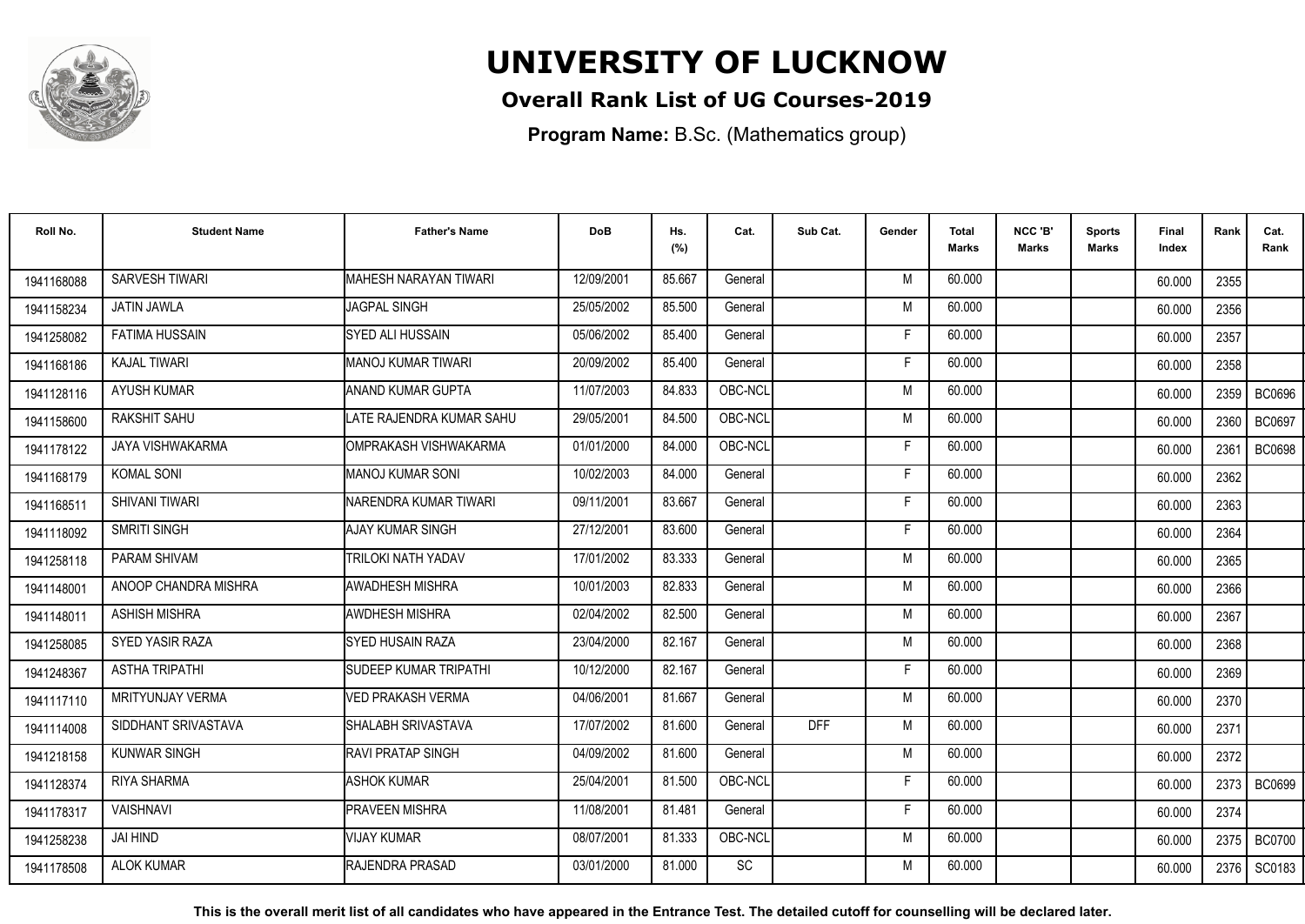# UNIVERSITY OF LUCKNOW

## Overall Rank List of UG Courses-2019

**Program Name:** B.Sc. (Mathematics group)

| Roll No. | Student Name | Father's Name | DoB | Hs. (%) | Cat. | Sub Cat. | Gender | Total Marks | NCC 'B' Marks | Sports Marks | Final Index | Rank | Cat. Rank |
|---|---|---|---|---|---|---|---|---|---|---|---|---|---|
| 1941168088 | SARVESH TIWARI | MAHESH NARAYAN TIWARI | 12/09/2001 | 85.667 | General | | M | 60.000 | | | 60.000 | 2355 | |
| 1941158234 | JATIN JAWLA | JAGPAL SINGH | 25/05/2002 | 85.500 | General | | M | 60.000 | | | 60.000 | 2356 | |
| 1941258082 | FATIMA HUSSAIN | SYED ALI HUSSAIN | 05/06/2002 | 85.400 | General | | F | 60.000 | | | 60.000 | 2357 | |
| 1941168186 | KAJAL TIWARI | MANOJ KUMAR TIWARI | 20/09/2002 | 85.400 | General | | F | 60.000 | | | 60.000 | 2358 | |
| 1941128116 | AYUSH KUMAR | ANAND KUMAR GUPTA | 11/07/2003 | 84.833 | OBC-NCL | | M | 60.000 | | | 60.000 | 2359 | BC0696 |
| 1941158600 | RAKSHIT SAHU | LATE RAJENDRA KUMAR SAHU | 29/05/2001 | 84.500 | OBC-NCL | | M | 60.000 | | | 60.000 | 2360 | BC0697 |
| 1941178122 | JAYA VISHWAKARMA | OMPRAKASH VISHWAKARMA | 01/01/2000 | 84.000 | OBC-NCL | | F | 60.000 | | | 60.000 | 2361 | BC0698 |
| 1941168179 | KOMAL SONI | MANOJ KUMAR SONI | 10/02/2003 | 84.000 | General | | F | 60.000 | | | 60.000 | 2362 | |
| 1941168511 | SHIVANI TIWARI | NARENDRA KUMAR TIWARI | 09/11/2001 | 83.667 | General | | F | 60.000 | | | 60.000 | 2363 | |
| 1941118092 | SMRITI SINGH | AJAY KUMAR SINGH | 27/12/2001 | 83.600 | General | | F | 60.000 | | | 60.000 | 2364 | |
| 1941258118 | PARAM SHIVAM | TRILOKI NATH YADAV | 17/01/2002 | 83.333 | General | | M | 60.000 | | | 60.000 | 2365 | |
| 1941148001 | ANOOP CHANDRA MISHRA | AWADHESH MISHRA | 10/01/2003 | 82.833 | General | | M | 60.000 | | | 60.000 | 2366 | |
| 1941148011 | ASHISH MISHRA | AWDHESH MISHRA | 02/04/2002 | 82.500 | General | | M | 60.000 | | | 60.000 | 2367 | |
| 1941258085 | SYED YASIR RAZA | SYED HUSAIN RAZA | 23/04/2000 | 82.167 | General | | M | 60.000 | | | 60.000 | 2368 | |
| 1941248367 | ASTHA TRIPATHI | SUDEEP KUMAR TRIPATHI | 10/12/2000 | 82.167 | General | | F | 60.000 | | | 60.000 | 2369 | |
| 1941117110 | MRITYUNJAY VERMA | VED PRAKASH VERMA | 04/06/2001 | 81.667 | General | | M | 60.000 | | | 60.000 | 2370 | |
| 1941114008 | SIDDHANT SRIVASTAVA | SHALABH SRIVASTAVA | 17/07/2002 | 81.600 | General | DFF | M | 60.000 | | | 60.000 | 2371 | |
| 1941218158 | KUNWAR SINGH | RAVI PRATAP SINGH | 04/09/2002 | 81.600 | General | | M | 60.000 | | | 60.000 | 2372 | |
| 1941128374 | RIYA SHARMA | ASHOK KUMAR | 25/04/2001 | 81.500 | OBC-NCL | | F | 60.000 | | | 60.000 | 2373 | BC0699 |
| 1941178317 | VAISHNAVI | PRAVEEN MISHRA | 11/08/2001 | 81.481 | General | | F | 60.000 | | | 60.000 | 2374 | |
| 1941258238 | JAI HIND | VIJAY KUMAR | 08/07/2001 | 81.333 | OBC-NCL | | M | 60.000 | | | 60.000 | 2375 | BC0700 |
| 1941178508 | ALOK KUMAR | RAJENDRA PRASAD | 03/01/2000 | 81.000 | SC | | M | 60.000 | | | 60.000 | 2376 | SC0183 |

**This is the overall merit list of all candidates who have appeared in the Entrance Test. The detailed cutoff for counselling will be declared later.**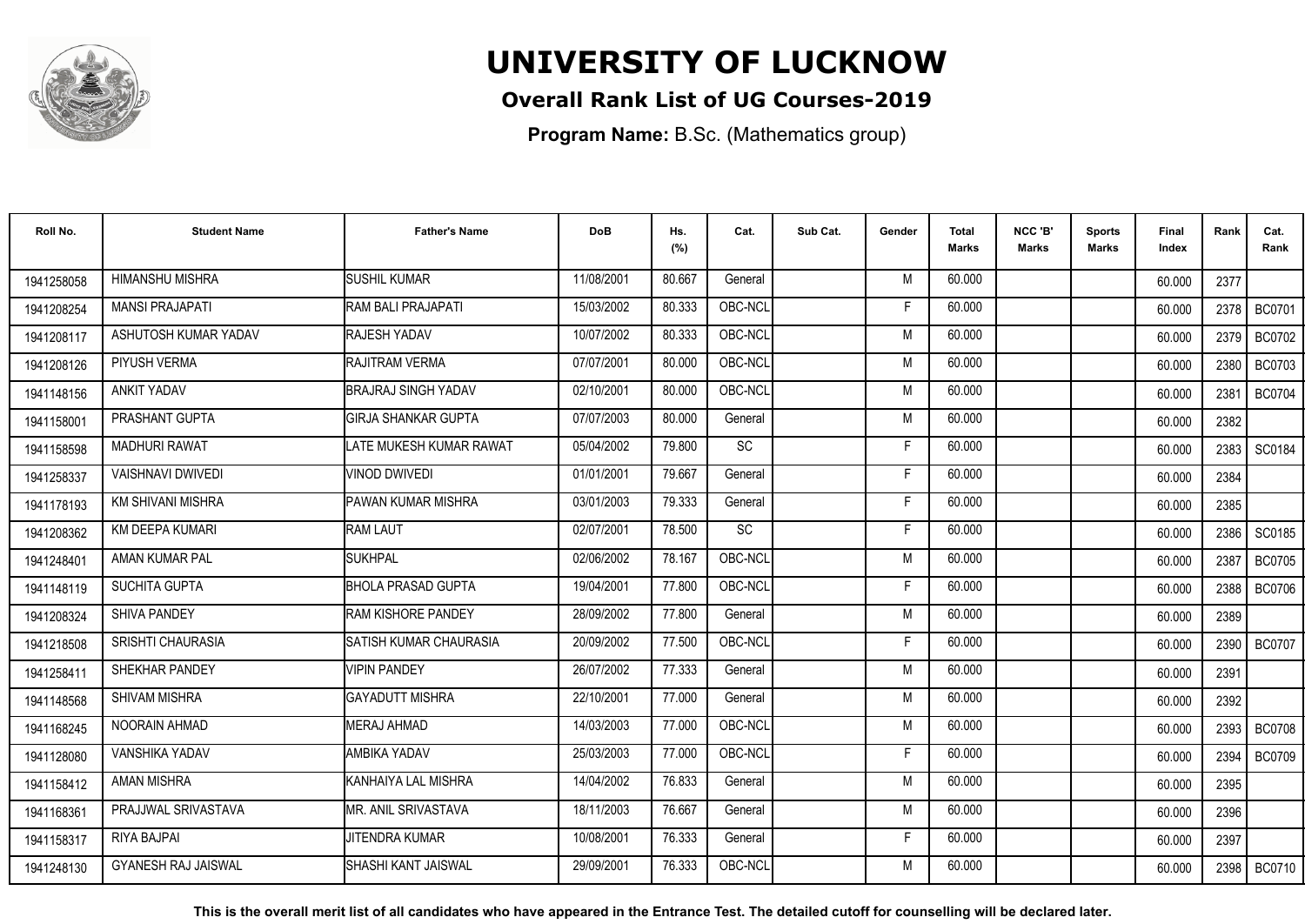# UNIVERSITY OF LUCKNOW

## Overall Rank List of UG Courses-2019

**Program Name:** B.Sc. (Mathematics group)

| Roll No. | Student Name | Father's Name | DoB | Hs. (%) | Cat. | Sub Cat. | Gender | Total Marks | NCC 'B' Marks | Sports Marks | Final Index | Rank | Cat. Rank |
|---|---|---|---|---|---|---|---|---|---|---|---|---|---|
| 1941258058 | HIMANSHU MISHRA | SUSHIL KUMAR | 11/08/2001 | 80.667 | General | | M | 60.000 | | | 60.000 | 2377 | |
| 1941208254 | MANSI PRAJAPATI | RAM BALI PRAJAPATI | 15/03/2002 | 80.333 | OBC-NCL | | F | 60.000 | | | 60.000 | 2378 | BC0701 |
| 1941208117 | ASHUTOSH KUMAR YADAV | RAJESH YADAV | 10/07/2002 | 80.333 | OBC-NCL | | M | 60.000 | | | 60.000 | 2379 | BC0702 |
| 1941208126 | PIYUSH VERMA | RAJITRAM VERMA | 07/07/2001 | 80.000 | OBC-NCL | | M | 60.000 | | | 60.000 | 2380 | BC0703 |
| 1941148156 | ANKIT YADAV | BRAJRAJ SINGH YADAV | 02/10/2001 | 80.000 | OBC-NCL | | M | 60.000 | | | 60.000 | 2381 | BC0704 |
| 1941158001 | PRASHANT GUPTA | GIRJA SHANKAR GUPTA | 07/07/2003 | 80.000 | General | | M | 60.000 | | | 60.000 | 2382 | |
| 1941158598 | MADHURI RAWAT | LATE MUKESH KUMAR RAWAT | 05/04/2002 | 79.800 | SC | | F | 60.000 | | | 60.000 | 2383 | SC0184 |
| 1941258337 | VAISHNAVI DWIVEDI | VINOD DWIVEDI | 01/01/2001 | 79.667 | General | | F | 60.000 | | | 60.000 | 2384 | |
| 1941178193 | KM SHIVANI MISHRA | PAWAN KUMAR MISHRA | 03/01/2003 | 79.333 | General | | F | 60.000 | | | 60.000 | 2385 | |
| 1941208362 | KM DEEPA KUMARI | RAM LAUT | 02/07/2001 | 78.500 | SC | | F | 60.000 | | | 60.000 | 2386 | SC0185 |
| 1941248401 | AMAN KUMAR PAL | SUKHPAL | 02/06/2002 | 78.167 | OBC-NCL | | M | 60.000 | | | 60.000 | 2387 | BC0705 |
| 1941148119 | SUCHITA GUPTA | BHOLA PRASAD GUPTA | 19/04/2001 | 77.800 | OBC-NCL | | F | 60.000 | | | 60.000 | 2388 | BC0706 |
| 1941208324 | SHIVA PANDEY | RAM KISHORE PANDEY | 28/09/2002 | 77.800 | General | | M | 60.000 | | | 60.000 | 2389 | |
| 1941218508 | SRISHTI CHAURASIA | SATISH KUMAR CHAURASIA | 20/09/2002 | 77.500 | OBC-NCL | | F | 60.000 | | | 60.000 | 2390 | BC0707 |
| 1941258411 | SHEKHAR PANDEY | VIPIN PANDEY | 26/07/2002 | 77.333 | General | | M | 60.000 | | | 60.000 | 2391 | |
| 1941148568 | SHIVAM MISHRA | GAYADUTT MISHRA | 22/10/2001 | 77.000 | General | | M | 60.000 | | | 60.000 | 2392 | |
| 1941168245 | NOORAIN AHMAD | MERAJ AHMAD | 14/03/2003 | 77.000 | OBC-NCL | | M | 60.000 | | | 60.000 | 2393 | BC0708 |
| 1941128080 | VANSHIKA YADAV | AMBIKA YADAV | 25/03/2003 | 77.000 | OBC-NCL | | F | 60.000 | | | 60.000 | 2394 | BC0709 |
| 1941158412 | AMAN MISHRA | KANHAIYA LAL MISHRA | 14/04/2002 | 76.833 | General | | M | 60.000 | | | 60.000 | 2395 | |
| 1941168361 | PRAJJWAL SRIVASTAVA | MR. ANIL SRIVASTAVA | 18/11/2003 | 76.667 | General | | M | 60.000 | | | 60.000 | 2396 | |
| 1941158317 | RIYA BAJPAI | JITENDRA KUMAR | 10/08/2001 | 76.333 | General | | F | 60.000 | | | 60.000 | 2397 | |
| 1941248130 | GYANESH RAJ JAISWAL | SHASHI KANT JAISWAL | 29/09/2001 | 76.333 | OBC-NCL | | M | 60.000 | | | 60.000 | 2398 | BC0710 |

**This is the overall merit list of all candidates who have appeared in the Entrance Test. The detailed cutoff for counselling will be declared later.**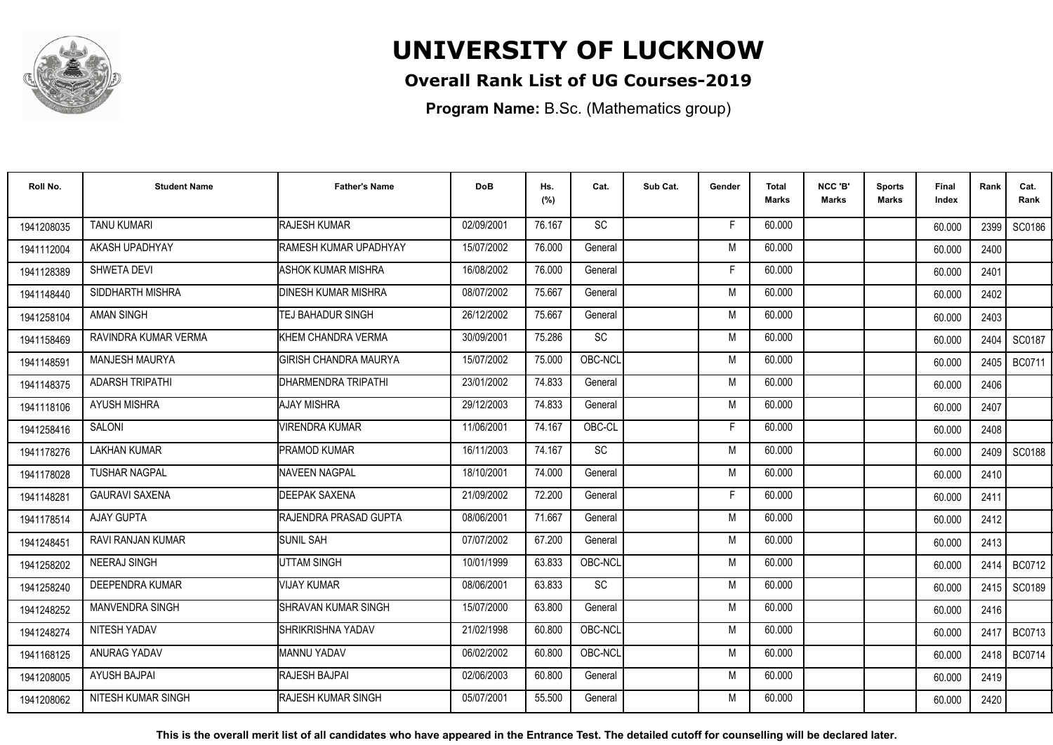# UNIVERSITY OF LUCKNOW

**Overall Rank List of UG Courses-2019**

**Program Name:** B.Sc. (Mathematics group)

| Roll No. | Student Name | Father's Name | DoB | Hs. (%) | Cat. | Sub Cat. | Gender | Total Marks | NCC 'B' Marks | Sports Marks | Final Index | Rank | Cat. Rank |
|---|---|---|---|---|---|---|---|---|---|---|---|---|---|
| 1941208035 | TANU KUMARI | RAJESH KUMAR | 02/09/2001 | 76.167 | SC | | F | 60.000 | | | 60.000 | 2399 | SC0186 |
| 1941112004 | AKASH UPADHYAY | RAMESH KUMAR UPADHYAY | 15/07/2002 | 76.000 | General | | M | 60.000 | | | 60.000 | 2400 | |
| 1941128389 | SHWETA DEVI | ASHOK KUMAR MISHRA | 16/08/2002 | 76.000 | General | | F | 60.000 | | | 60.000 | 2401 | |
| 1941148440 | SIDDHARTH MISHRA | DINESH KUMAR MISHRA | 08/07/2002 | 75.667 | General | | M | 60.000 | | | 60.000 | 2402 | |
| 1941258104 | AMAN SINGH | TEJ BAHADUR SINGH | 26/12/2002 | 75.667 | General | | M | 60.000 | | | 60.000 | 2403 | |
| 1941158469 | RAVINDRA KUMAR VERMA | KHEM CHANDRA VERMA | 30/09/2001 | 75.286 | SC | | M | 60.000 | | | 60.000 | 2404 | SC0187 |
| 1941148591 | MANJESH MAURYA | GIRISH CHANDRA MAURYA | 15/07/2002 | 75.000 | OBC-NCL | | M | 60.000 | | | 60.000 | 2405 | BC0711 |
| 1941148375 | ADARSH TRIPATHI | DHARMENDRA TRIPATHI | 23/01/2002 | 74.833 | General | | M | 60.000 | | | 60.000 | 2406 | |
| 1941118106 | AYUSH MISHRA | AJAY MISHRA | 29/12/2003 | 74.833 | General | | M | 60.000 | | | 60.000 | 2407 | |
| 1941258416 | SALONI | VIRENDRA KUMAR | 11/06/2001 | 74.167 | OBC-CL | | F | 60.000 | | | 60.000 | 2408 | |
| 1941178276 | LAKHAN KUMAR | PRAMOD KUMAR | 16/11/2003 | 74.167 | SC | | M | 60.000 | | | 60.000 | 2409 | SC0188 |
| 1941178028 | TUSHAR NAGPAL | NAVEEN NAGPAL | 18/10/2001 | 74.000 | General | | M | 60.000 | | | 60.000 | 2410 | |
| 1941148281 | GAURAVI SAXENA | DEEPAK SAXENA | 21/09/2002 | 72.200 | General | | F | 60.000 | | | 60.000 | 2411 | |
| 1941178514 | AJAY GUPTA | RAJENDRA PRASAD GUPTA | 08/06/2001 | 71.667 | General | | M | 60.000 | | | 60.000 | 2412 | |
| 1941248451 | RAVI RANJAN KUMAR | SUNIL SAH | 07/07/2002 | 67.200 | General | | M | 60.000 | | | 60.000 | 2413 | |
| 1941258202 | NEERAJ SINGH | UTTAM SINGH | 10/01/1999 | 63.833 | OBC-NCL | | M | 60.000 | | | 60.000 | 2414 | BC0712 |
| 1941258240 | DEEPENDRA KUMAR | VIJAY KUMAR | 08/06/2001 | 63.833 | SC | | M | 60.000 | | | 60.000 | 2415 | SC0189 |
| 1941248252 | MANVENDRA SINGH | SHRAVAN KUMAR SINGH | 15/07/2000 | 63.800 | General | | M | 60.000 | | | 60.000 | 2416 | |
| 1941248274 | NITESH YADAV | SHRIKRISHNA YADAV | 21/02/1998 | 60.800 | OBC-NCL | | M | 60.000 | | | 60.000 | 2417 | BC0713 |
| 1941168125 | ANURAG YADAV | MANNU YADAV | 06/02/2002 | 60.800 | OBC-NCL | | M | 60.000 | | | 60.000 | 2418 | BC0714 |
| 1941208005 | AYUSH BAJPAI | RAJESH BAJPAI | 02/06/2003 | 60.800 | General | | M | 60.000 | | | 60.000 | 2419 | |
| 1941208062 | NITESH KUMAR SINGH | RAJESH KUMAR SINGH | 05/07/2001 | 55.500 | General | | M | 60.000 | | | 60.000 | 2420 | |

**This is the overall merit list of all candidates who have appeared in the Entrance Test. The detailed cutoff for counselling will be declared later.**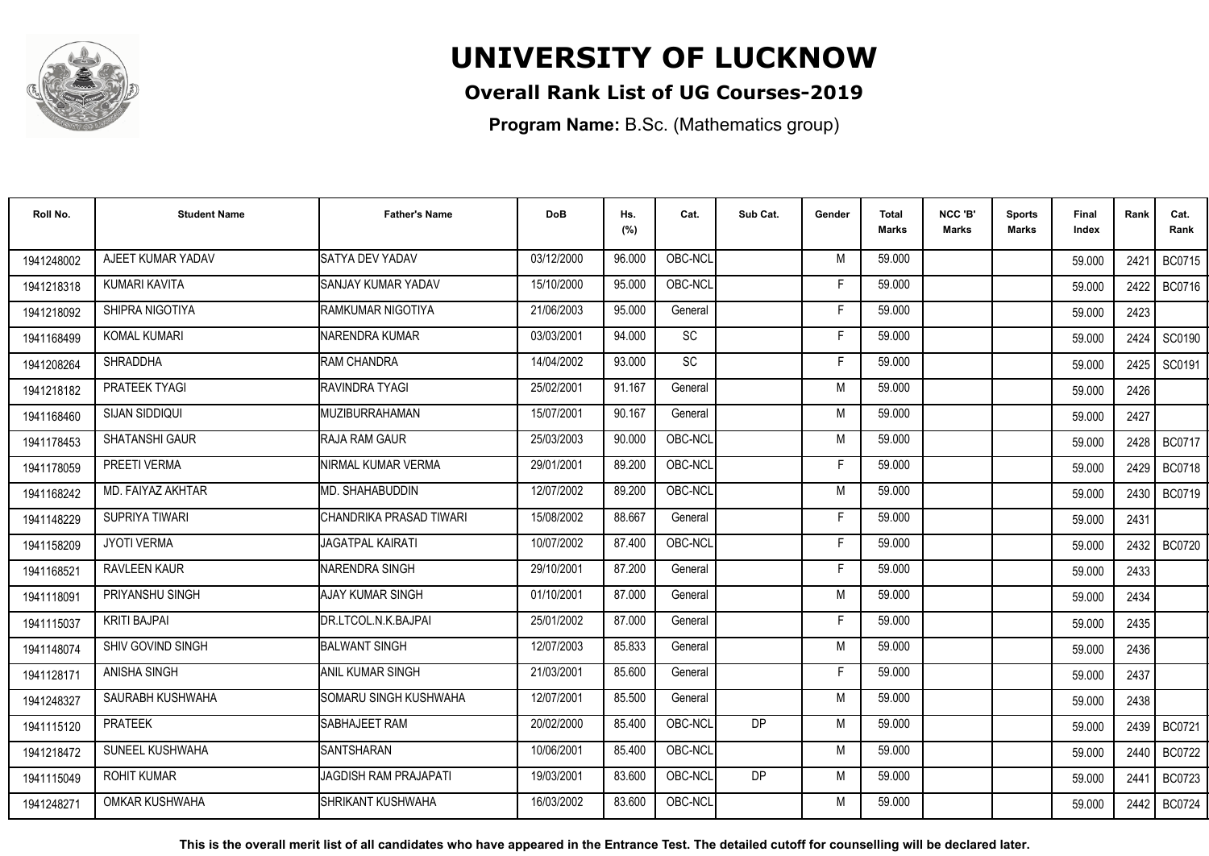# UNIVERSITY OF LUCKNOW

## Overall Rank List of UG Courses-2019

**Program Name:** B.Sc. (Mathematics group)

| Roll No. | Student Name | Father's Name | DoB | Hs. (%) | Cat. | Sub Cat. | Gender | Total Marks | NCC 'B' Marks | Sports Marks | Final Index | Rank | Cat. Rank |
|---|---|---|---|---|---|---|---|---|---|---|---|---|---|
| 1941248002 | AJEET KUMAR YADAV | SATYA DEV YADAV | 03/12/2000 | 96.000 | OBC-NCL | | M | 59.000 | | | 59.000 | 2421 | BC0715 |
| 1941218318 | KUMARI KAVITA | SANJAY KUMAR YADAV | 15/10/2000 | 95.000 | OBC-NCL | | F | 59.000 | | | 59.000 | 2422 | BC0716 |
| 1941218092 | SHIPRA NIGOTIYA | RAMKUMAR NIGOTIYA | 21/06/2003 | 95.000 | General | | F | 59.000 | | | 59.000 | 2423 | |
| 1941168499 | KOMAL KUMARI | NARENDRA KUMAR | 03/03/2001 | 94.000 | SC | | F | 59.000 | | | 59.000 | 2424 | SC0190 |
| 1941208264 | SHRADDHA | RAM CHANDRA | 14/04/2002 | 93.000 | SC | | F | 59.000 | | | 59.000 | 2425 | SC0191 |
| 1941218182 | PRATEEK TYAGI | RAVINDRA TYAGI | 25/02/2001 | 91.167 | General | | M | 59.000 | | | 59.000 | 2426 | |
| 1941168460 | SIJAN SIDDIQUI | MUZIBURRAHAMAN | 15/07/2001 | 90.167 | General | | M | 59.000 | | | 59.000 | 2427 | |
| 1941178453 | SHATANSHI GAUR | RAJA RAM GAUR | 25/03/2003 | 90.000 | OBC-NCL | | M | 59.000 | | | 59.000 | 2428 | BC0717 |
| 1941178059 | PREETI VERMA | NIRMAL KUMAR VERMA | 29/01/2001 | 89.200 | OBC-NCL | | F | 59.000 | | | 59.000 | 2429 | BC0718 |
| 1941168242 | MD. FAIYAZ AKHTAR | MD. SHAHABUDDIN | 12/07/2002 | 89.200 | OBC-NCL | | M | 59.000 | | | 59.000 | 2430 | BC0719 |
| 1941148229 | SUPRIYA TIWARI | CHANDRIKA PRASAD TIWARI | 15/08/2002 | 88.667 | General | | F | 59.000 | | | 59.000 | 2431 | |
| 1941158209 | JYOTI VERMA | JAGATPAL KAIRATI | 10/07/2002 | 87.400 | OBC-NCL | | F | 59.000 | | | 59.000 | 2432 | BC0720 |
| 1941168521 | RAVLEEN KAUR | NARENDRA SINGH | 29/10/2001 | 87.200 | General | | F | 59.000 | | | 59.000 | 2433 | |
| 1941118091 | PRIYANSHU SINGH | AJAY KUMAR SINGH | 01/10/2001 | 87.000 | General | | M | 59.000 | | | 59.000 | 2434 | |
| 1941115037 | KRITI BAJPAI | DR.LTCOL.N.K.BAJPAI | 25/01/2002 | 87.000 | General | | F | 59.000 | | | 59.000 | 2435 | |
| 1941148074 | SHIV GOVIND SINGH | BALWANT SINGH | 12/07/2003 | 85.833 | General | | M | 59.000 | | | 59.000 | 2436 | |
| 1941128171 | ANISHA SINGH | ANIL KUMAR SINGH | 21/03/2001 | 85.600 | General | | F | 59.000 | | | 59.000 | 2437 | |
| 1941248327 | SAURABH KUSHWAHA | SOMARU SINGH KUSHWAHA | 12/07/2001 | 85.500 | General | | M | 59.000 | | | 59.000 | 2438 | |
| 1941115120 | PRATEEK | SABHAJEET RAM | 20/02/2000 | 85.400 | OBC-NCL | DP | M | 59.000 | | | 59.000 | 2439 | BC0721 |
| 1941218472 | SUNEEL KUSHWAHA | SANTSHARAN | 10/06/2001 | 85.400 | OBC-NCL | | M | 59.000 | | | 59.000 | 2440 | BC0722 |
| 1941115049 | ROHIT KUMAR | JAGDISH RAM PRAJAPATI | 19/03/2001 | 83.600 | OBC-NCL | DP | M | 59.000 | | | 59.000 | 2441 | BC0723 |
| 1941248271 | OMKAR KUSHWAHA | SHRIKANT KUSHWAHA | 16/03/2002 | 83.600 | OBC-NCL | | M | 59.000 | | | 59.000 | 2442 | BC0724 |

**This is the overall merit list of all candidates who have appeared in the Entrance Test. The detailed cutoff for counselling will be declared later.**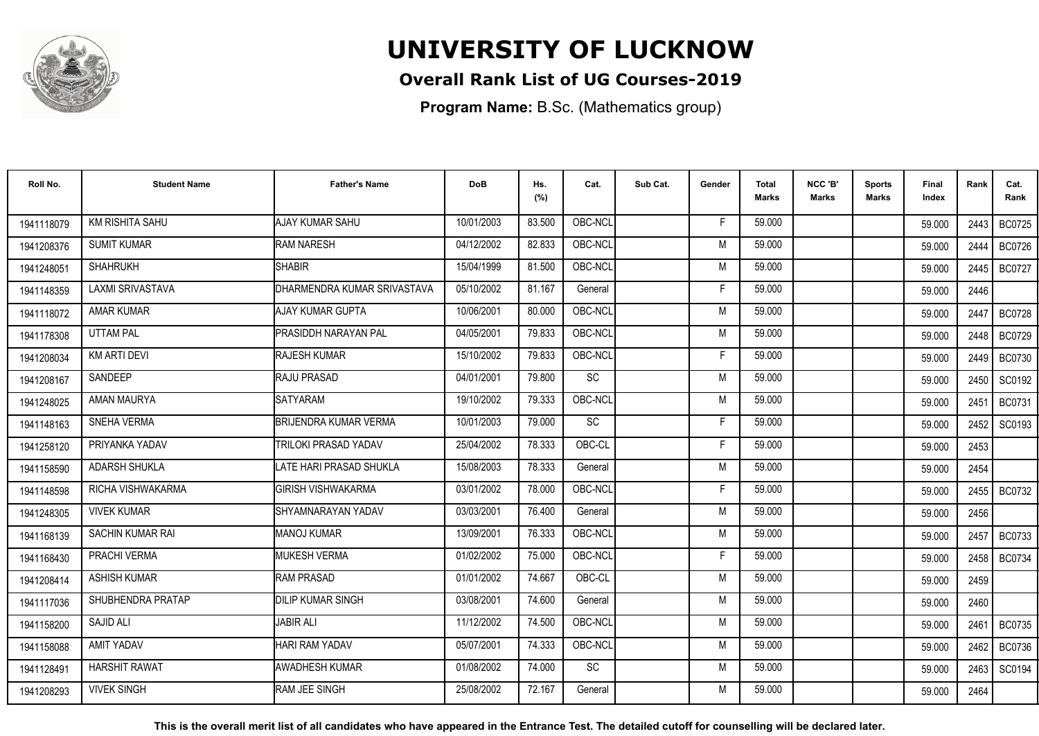# UNIVERSITY OF LUCKNOW

## Overall Rank List of UG Courses-2019

**Program Name:** B.Sc. (Mathematics group)

| Roll No. | Student Name | Father's Name | DoB | Hs. (%) | Cat. | Sub Cat. | Gender | Total Marks | NCC 'B' Marks | Sports Marks | Final Index | Rank | Cat. Rank |
|---|---|---|---|---|---|---|---|---|---|---|---|---|---|
| 1941118079 | KM RISHITA SAHU | AJAY KUMAR SAHU | 10/01/2003 | 83.500 | OBC-NCL | | F | 59.000 | | | 59.000 | 2443 | BC0725 |
| 1941208376 | SUMIT KUMAR | RAM NARESH | 04/12/2002 | 82.833 | OBC-NCL | | M | 59.000 | | | 59.000 | 2444 | BC0726 |
| 1941248051 | SHAHRUKH | SHABIR | 15/04/1999 | 81.500 | OBC-NCL | | M | 59.000 | | | 59.000 | 2445 | BC0727 |
| 1941148359 | LAXMI SRIVASTAVA | DHARMENDRA KUMAR SRIVASTAVA | 05/10/2002 | 81.167 | General | | F | 59.000 | | | 59.000 | 2446 | |
| 1941118072 | AMAR KUMAR | AJAY KUMAR GUPTA | 10/06/2001 | 80.000 | OBC-NCL | | M | 59.000 | | | 59.000 | 2447 | BC0728 |
| 1941178308 | UTTAM PAL | PRASIDDH NARAYAN PAL | 04/05/2001 | 79.833 | OBC-NCL | | M | 59.000 | | | 59.000 | 2448 | BC0729 |
| 1941208034 | KM ARTI DEVI | RAJESH KUMAR | 15/10/2002 | 79.833 | OBC-NCL | | F | 59.000 | | | 59.000 | 2449 | BC0730 |
| 1941208167 | SANDEEP | RAJU PRASAD | 04/01/2001 | 79.800 | SC | | M | 59.000 | | | 59.000 | 2450 | SC0192 |
| 1941248025 | AMAN MAURYA | SATYARAM | 19/10/2002 | 79.333 | OBC-NCL | | M | 59.000 | | | 59.000 | 2451 | BC0731 |
| 1941148163 | SNEHA VERMA | BRIJENDRA KUMAR VERMA | 10/01/2003 | 79.000 | SC | | F | 59.000 | | | 59.000 | 2452 | SC0193 |
| 1941258120 | PRIYANKA YADAV | TRILOKI PRASAD YADAV | 25/04/2002 | 78.333 | OBC-CL | | F | 59.000 | | | 59.000 | 2453 | |
| 1941158590 | ADARSH SHUKLA | LATE HARI PRASAD SHUKLA | 15/08/2003 | 78.333 | General | | M | 59.000 | | | 59.000 | 2454 | |
| 1941148598 | RICHA VISHWAKARMA | GIRISH VISHWAKARMA | 03/01/2002 | 78.000 | OBC-NCL | | F | 59.000 | | | 59.000 | 2455 | BC0732 |
| 1941248305 | VIVEK KUMAR | SHYAMNARAYAN YADAV | 03/03/2001 | 76.400 | General | | M | 59.000 | | | 59.000 | 2456 | |
| 1941168139 | SACHIN KUMAR RAI | MANOJ KUMAR | 13/09/2001 | 76.333 | OBC-NCL | | M | 59.000 | | | 59.000 | 2457 | BC0733 |
| 1941168430 | PRACHI VERMA | MUKESH VERMA | 01/02/2002 | 75.000 | OBC-NCL | | F | 59.000 | | | 59.000 | 2458 | BC0734 |
| 1941208414 | ASHISH KUMAR | RAM PRASAD | 01/01/2002 | 74.667 | OBC-CL | | M | 59.000 | | | 59.000 | 2459 | |
| 1941117036 | SHUBHENDRA PRATAP | DILIP KUMAR SINGH | 03/08/2001 | 74.600 | General | | M | 59.000 | | | 59.000 | 2460 | |
| 1941158200 | SAJID ALI | JABIR ALI | 11/12/2002 | 74.500 | OBC-NCL | | M | 59.000 | | | 59.000 | 2461 | BC0735 |
| 1941158088 | AMIT YADAV | HARI RAM YADAV | 05/07/2001 | 74.333 | OBC-NCL | | M | 59.000 | | | 59.000 | 2462 | BC0736 |
| 1941128491 | HARSHIT RAWAT | AWADHESH KUMAR | 01/08/2002 | 74.000 | SC | | M | 59.000 | | | 59.000 | 2463 | SC0194 |
| 1941208293 | VIVEK SINGH | RAM JEE SINGH | 25/08/2002 | 72.167 | General | | M | 59.000 | | | 59.000 | 2464 | |

**This is the overall merit list of all candidates who have appeared in the Entrance Test. The detailed cutoff for counselling will be declared later.**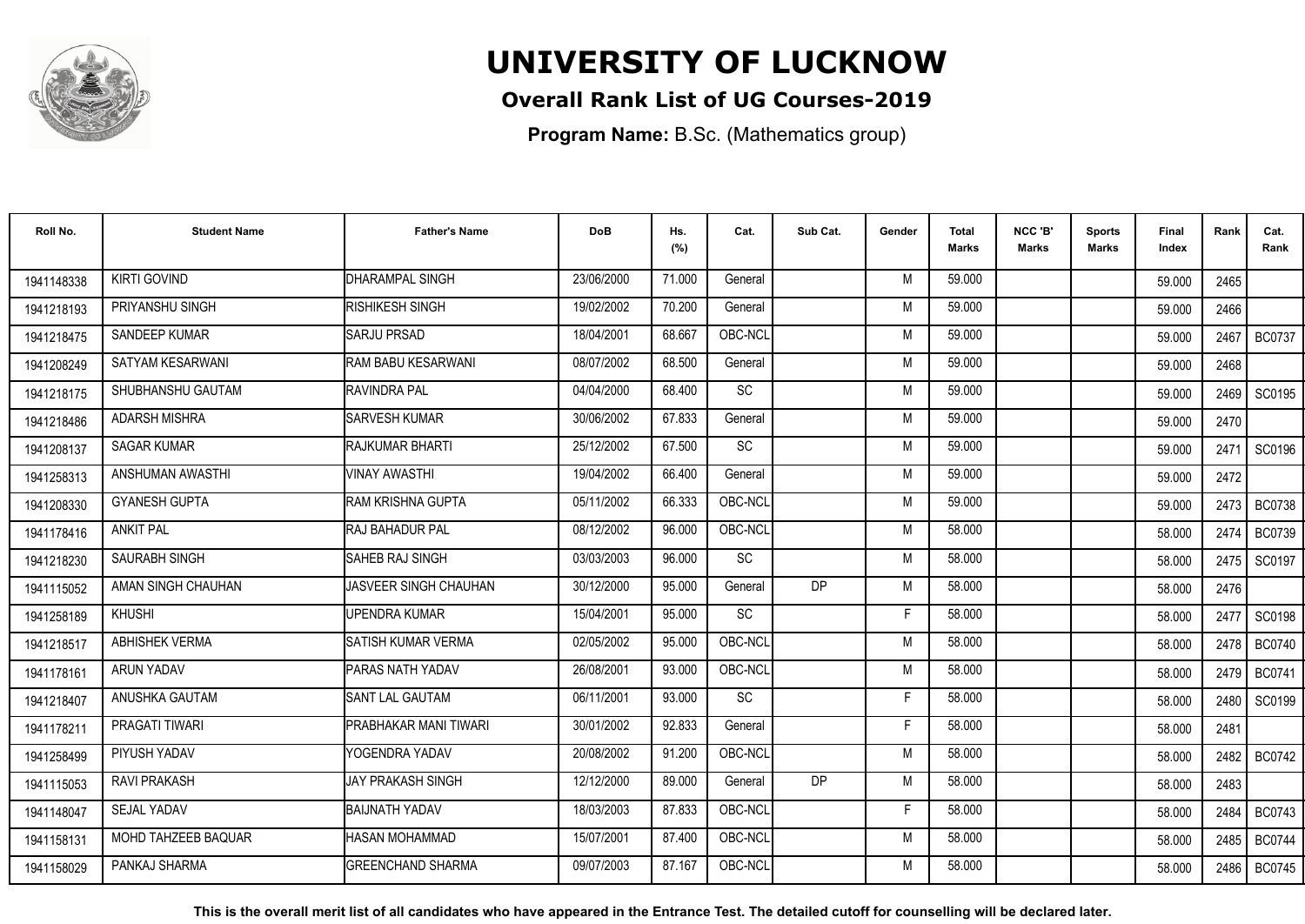# UNIVERSITY OF LUCKNOW

## Overall Rank List of UG Courses-2019

**Program Name:** B.Sc. (Mathematics group)

| Roll No. | Student Name | Father's Name | DoB | Hs. (%) | Cat. | Sub Cat. | Gender | Total Marks | NCC 'B' Marks | Sports Marks | Final Index | Rank | Cat. Rank |
|---|---|---|---|---|---|---|---|---|---|---|---|---|---|
| 1941148338 | KIRTI GOVIND | DHARAMPAL SINGH | 23/06/2000 | 71.000 | General | | M | 59.000 | | | 59.000 | 2465 | |
| 1941218193 | PRIYANSHU SINGH | RISHIKESH SINGH | 19/02/2002 | 70.200 | General | | M | 59.000 | | | 59.000 | 2466 | |
| 1941218475 | SANDEEP KUMAR | SARJU PRSAD | 18/04/2001 | 68.667 | OBC-NCL | | M | 59.000 | | | 59.000 | 2467 | BC0737 |
| 1941208249 | SATYAM KESARWANI | RAM BABU KESARWANI | 08/07/2002 | 68.500 | General | | M | 59.000 | | | 59.000 | 2468 | |
| 1941218175 | SHUBHANSHU GAUTAM | RAVINDRA PAL | 04/04/2000 | 68.400 | SC | | M | 59.000 | | | 59.000 | 2469 | SC0195 |
| 1941218486 | ADARSH MISHRA | SARVESH KUMAR | 30/06/2002 | 67.833 | General | | M | 59.000 | | | 59.000 | 2470 | |
| 1941208137 | SAGAR KUMAR | RAJKUMAR BHARTI | 25/12/2002 | 67.500 | SC | | M | 59.000 | | | 59.000 | 2471 | SC0196 |
| 1941258313 | ANSHUMAN AWASTHI | VINAY AWASTHI | 19/04/2002 | 66.400 | General | | M | 59.000 | | | 59.000 | 2472 | |
| 1941208330 | GYANESH GUPTA | RAM KRISHNA GUPTA | 05/11/2002 | 66.333 | OBC-NCL | | M | 59.000 | | | 59.000 | 2473 | BC0738 |
| 1941178416 | ANKIT PAL | RAJ BAHADUR PAL | 08/12/2002 | 96.000 | OBC-NCL | | M | 58.000 | | | 58.000 | 2474 | BC0739 |
| 1941218230 | SAURABH SINGH | SAHEB RAJ SINGH | 03/03/2003 | 96.000 | SC | | M | 58.000 | | | 58.000 | 2475 | SC0197 |
| 1941115052 | AMAN SINGH CHAUHAN | JASVEER SINGH CHAUHAN | 30/12/2000 | 95.000 | General | DP | M | 58.000 | | | 58.000 | 2476 | |
| 1941258189 | KHUSHI | UPENDRA KUMAR | 15/04/2001 | 95.000 | SC | | F | 58.000 | | | 58.000 | 2477 | SC0198 |
| 1941218517 | ABHISHEK VERMA | SATISH KUMAR VERMA | 02/05/2002 | 95.000 | OBC-NCL | | M | 58.000 | | | 58.000 | 2478 | BC0740 |
| 1941178161 | ARUN YADAV | PARAS NATH YADAV | 26/08/2001 | 93.000 | OBC-NCL | | M | 58.000 | | | 58.000 | 2479 | BC0741 |
| 1941218407 | ANUSHKA GAUTAM | SANT LAL GAUTAM | 06/11/2001 | 93.000 | SC | | F | 58.000 | | | 58.000 | 2480 | SC0199 |
| 1941178211 | PRAGATI TIWARI | PRABHAKAR MANI TIWARI | 30/01/2002 | 92.833 | General | | F | 58.000 | | | 58.000 | 2481 | |
| 1941258499 | PIYUSH YADAV | YOGENDRA YADAV | 20/08/2002 | 91.200 | OBC-NCL | | M | 58.000 | | | 58.000 | 2482 | BC0742 |
| 1941115053 | RAVI PRAKASH | JAY PRAKASH SINGH | 12/12/2000 | 89.000 | General | DP | M | 58.000 | | | 58.000 | 2483 | |
| 1941148047 | SEJAL YADAV | BAIJNATH YADAV | 18/03/2003 | 87.833 | OBC-NCL | | F | 58.000 | | | 58.000 | 2484 | BC0743 |
| 1941158131 | MOHD TAHZEEB BAQUAR | HASAN MOHAMMAD | 15/07/2001 | 87.400 | OBC-NCL | | M | 58.000 | | | 58.000 | 2485 | BC0744 |
| 1941158029 | PANKAJ SHARMA | GREENCHAND SHARMA | 09/07/2003 | 87.167 | OBC-NCL | | M | 58.000 | | | 58.000 | 2486 | BC0745 |

**This is the overall merit list of all candidates who have appeared in the Entrance Test. The detailed cutoff for counselling will be declared later.**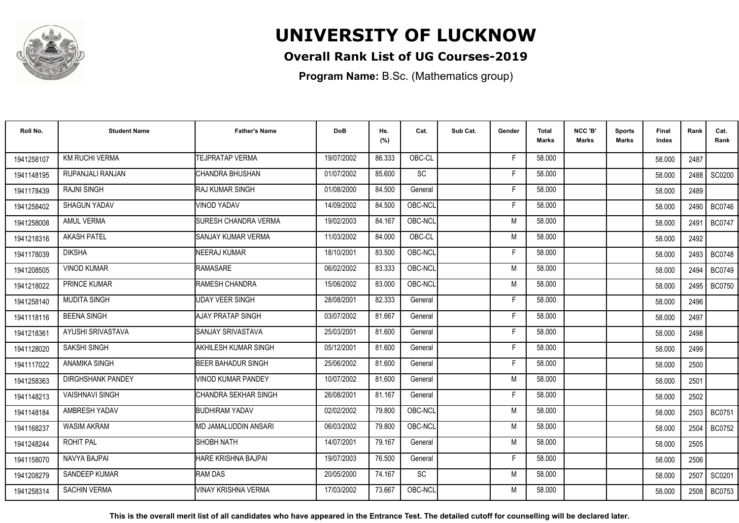# UNIVERSITY OF LUCKNOW

## Overall Rank List of UG Courses-2019

**Program Name:** B.Sc. (Mathematics group)

| Roll No. | Student Name | Father's Name | DoB | Hs. (%) | Cat. | Sub Cat. | Gender | Total Marks | NCC 'B' Marks | Sports Marks | Final Index | Rank | Cat. Rank |
|---|---|---|---|---|---|---|---|---|---|---|---|---|---|
| 1941258107 | KM RUCHI VERMA | TEJPRATAP VERMA | 19/07/2002 | 86.333 | OBC-CL | | F | 58.000 | | | 58.000 | 2487 | |
| 1941148195 | RUPANJALI RANJAN | CHANDRA BHUSHAN | 01/07/2002 | 85.600 | SC | | F | 58.000 | | | 58.000 | 2488 | SC0200 |
| 1941178439 | RAJNI SINGH | RAJ KUMAR SINGH | 01/08/2000 | 84.500 | General | | F | 58.000 | | | 58.000 | 2489 | |
| 1941258402 | SHAGUN YADAV | VINOD YADAV | 14/09/2002 | 84.500 | OBC-NCL | | F | 58.000 | | | 58.000 | 2490 | BC0746 |
| 1941258008 | AMUL VERMA | SURESH CHANDRA VERMA | 19/02/2003 | 84.167 | OBC-NCL | | M | 58.000 | | | 58.000 | 2491 | BC0747 |
| 1941218316 | AKASH PATEL | SANJAY KUMAR VERMA | 11/03/2002 | 84.000 | OBC-CL | | M | 58.000 | | | 58.000 | 2492 | |
| 1941178039 | DIKSHA | NEERAJ KUMAR | 18/10/2001 | 83.500 | OBC-NCL | | F | 58.000 | | | 58.000 | 2493 | BC0748 |
| 1941208505 | VINOD KUMAR | RAMASARE | 06/02/2002 | 83.333 | OBC-NCL | | M | 58.000 | | | 58.000 | 2494 | BC0749 |
| 1941218022 | PRINCE KUMAR | RAMESH CHANDRA | 15/06/2002 | 83.000 | OBC-NCL | | M | 58.000 | | | 58.000 | 2495 | BC0750 |
| 1941258140 | MUDITA SINGH | UDAY VEER SINGH | 28/08/2001 | 82.333 | General | | F | 58.000 | | | 58.000 | 2496 | |
| 1941118116 | BEENA SINGH | AJAY PRATAP SINGH | 03/07/2002 | 81.667 | General | | F | 58.000 | | | 58.000 | 2497 | |
| 1941218361 | AYUSHI SRIVASTAVA | SANJAY SRIVASTAVA | 25/03/2001 | 81.600 | General | | F | 58.000 | | | 58.000 | 2498 | |
| 1941128020 | SAKSHI SINGH | AKHILESH KUMAR SINGH | 05/12/2001 | 81.600 | General | | F | 58.000 | | | 58.000 | 2499 | |
| 1941117022 | ANAMIKA SINGH | BEER BAHADUR SINGH | 25/06/2002 | 81.600 | General | | F | 58.000 | | | 58.000 | 2500 | |
| 1941258363 | DIRGHSHANK PANDEY | VINOD KUMAR PANDEY | 10/07/2002 | 81.600 | General | | M | 58.000 | | | 58.000 | 2501 | |
| 1941148213 | VAISHNAVI SINGH | CHANDRA SEKHAR SINGH | 26/08/2001 | 81.167 | General | | F | 58.000 | | | 58.000 | 2502 | |
| 1941148184 | AMBRESH YADAV | BUDHIRAM YADAV | 02/02/2002 | 79.800 | OBC-NCL | | M | 58.000 | | | 58.000 | 2503 | BC0751 |
| 1941168237 | WASIM AKRAM | MD JAMALUDDIN ANSARI | 06/03/2002 | 79.800 | OBC-NCL | | M | 58.000 | | | 58.000 | 2504 | BC0752 |
| 1941248244 | ROHIT PAL | SHOBH NATH | 14/07/2001 | 79.167 | General | | M | 58.000 | | | 58.000 | 2505 | |
| 1941158070 | NAVYA BAJPAI | HARE KRISHNA BAJPAI | 19/07/2003 | 76.500 | General | | F | 58.000 | | | 58.000 | 2506 | |
| 1941208279 | SANDEEP KUMAR | RAM DAS | 20/05/2000 | 74.167 | SC | | M | 58.000 | | | 58.000 | 2507 | SC0201 |
| 1941258314 | SACHIN VERMA | VINAY KRISHNA VERMA | 17/03/2002 | 73.667 | OBC-NCL | | M | 58.000 | | | 58.000 | 2508 | BC0753 |

**This is the overall merit list of all candidates who have appeared in the Entrance Test. The detailed cutoff for counselling will be declared later.**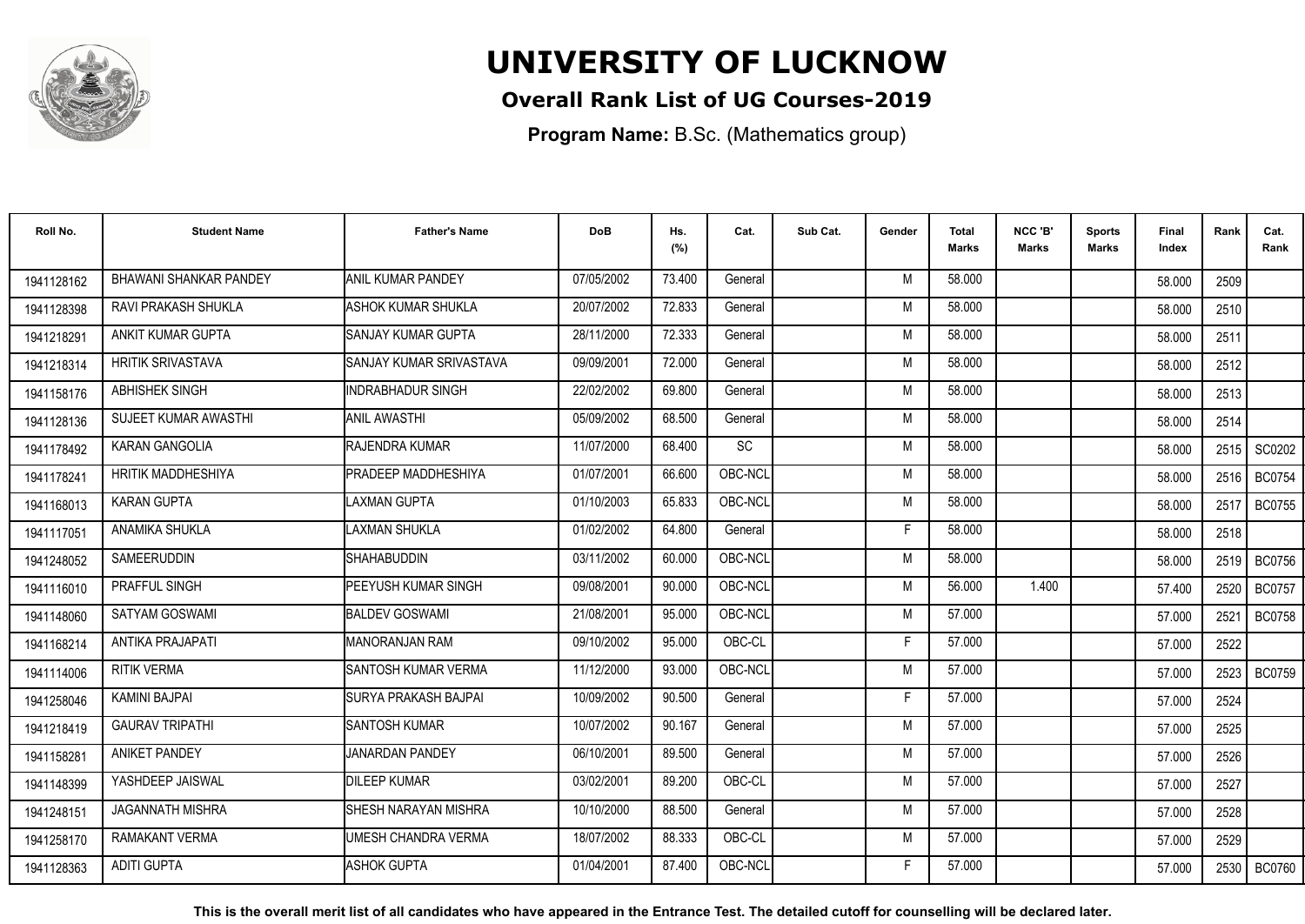# UNIVERSITY OF LUCKNOW

**Overall Rank List of UG Courses-2019**

**Program Name:** B.Sc. (Mathematics group)

| Roll No. | Student Name | Father's Name | DoB | Hs. (%) | Cat. | Sub Cat. | Gender | Total Marks | NCC 'B' Marks | Sports Marks | Final Index | Rank | Cat. Rank |
|---|---|---|---|---|---|---|---|---|---|---|---|---|---|
| 1941128162 | BHAWANI SHANKAR PANDEY | ANIL KUMAR PANDEY | 07/05/2002 | 73.400 | General | | M | 58.000 | | | 58.000 | 2509 | |
| 1941128398 | RAVI PRAKASH SHUKLA | ASHOK KUMAR SHUKLA | 20/07/2002 | 72.833 | General | | M | 58.000 | | | 58.000 | 2510 | |
| 1941218291 | ANKIT KUMAR GUPTA | SANJAY KUMAR GUPTA | 28/11/2000 | 72.333 | General | | M | 58.000 | | | 58.000 | 2511 | |
| 1941218314 | HRITIK SRIVASTAVA | SANJAY KUMAR SRIVASTAVA | 09/09/2001 | 72.000 | General | | M | 58.000 | | | 58.000 | 2512 | |
| 1941158176 | ABHISHEK SINGH | INDRABHADUR SINGH | 22/02/2002 | 69.800 | General | | M | 58.000 | | | 58.000 | 2513 | |
| 1941128136 | SUJEET KUMAR AWASTHI | ANIL AWASTHI | 05/09/2002 | 68.500 | General | | M | 58.000 | | | 58.000 | 2514 | |
| 1941178492 | KARAN GANGOLIA | RAJENDRA KUMAR | 11/07/2000 | 68.400 | SC | | M | 58.000 | | | 58.000 | 2515 | SC0202 |
| 1941178241 | HRITIK MADDHESHIYA | PRADEEP MADDHESHIYA | 01/07/2001 | 66.600 | OBC-NCL | | M | 58.000 | | | 58.000 | 2516 | BC0754 |
| 1941168013 | KARAN GUPTA | LAXMAN GUPTA | 01/10/2003 | 65.833 | OBC-NCL | | M | 58.000 | | | 58.000 | 2517 | BC0755 |
| 1941117051 | ANAMIKA SHUKLA | LAXMAN SHUKLA | 01/02/2002 | 64.800 | General | | F | 58.000 | | | 58.000 | 2518 | |
| 1941248052 | SAMEERUDDIN | SHAHABUDDIN | 03/11/2002 | 60.000 | OBC-NCL | | M | 58.000 | | | 58.000 | 2519 | BC0756 |
| 1941116010 | PRAFFUL SINGH | PEEYUSH KUMAR SINGH | 09/08/2001 | 90.000 | OBC-NCL | | M | 56.000 | 1.400 | | 57.400 | 2520 | BC0757 |
| 1941148060 | SATYAM GOSWAMI | BALDEV GOSWAMI | 21/08/2001 | 95.000 | OBC-NCL | | M | 57.000 | | | 57.000 | 2521 | BC0758 |
| 1941168214 | ANTIKA PRAJAPATI | MANORANJAN RAM | 09/10/2002 | 95.000 | OBC-CL | | F | 57.000 | | | 57.000 | 2522 | |
| 1941114006 | RITIK VERMA | SANTOSH KUMAR VERMA | 11/12/2000 | 93.000 | OBC-NCL | | M | 57.000 | | | 57.000 | 2523 | BC0759 |
| 1941258046 | KAMINI BAJPAI | SURYA PRAKASH BAJPAI | 10/09/2002 | 90.500 | General | | F | 57.000 | | | 57.000 | 2524 | |
| 1941218419 | GAURAV TRIPATHI | SANTOSH KUMAR | 10/07/2002 | 90.167 | General | | M | 57.000 | | | 57.000 | 2525 | |
| 1941158281 | ANIKET PANDEY | JANARDAN PANDEY | 06/10/2001 | 89.500 | General | | M | 57.000 | | | 57.000 | 2526 | |
| 1941148399 | YASHDEEP JAISWAL | DILEEP KUMAR | 03/02/2001 | 89.200 | OBC-CL | | M | 57.000 | | | 57.000 | 2527 | |
| 1941248151 | JAGANNATH MISHRA | SHESH NARAYAN MISHRA | 10/10/2000 | 88.500 | General | | M | 57.000 | | | 57.000 | 2528 | |
| 1941258170 | RAMAKANT VERMA | UMESH CHANDRA VERMA | 18/07/2002 | 88.333 | OBC-CL | | M | 57.000 | | | 57.000 | 2529 | |
| 1941128363 | ADITI GUPTA | ASHOK GUPTA | 01/04/2001 | 87.400 | OBC-NCL | | F | 57.000 | | | 57.000 | 2530 | BC0760 |

**This is the overall merit list of all candidates who have appeared in the Entrance Test. The detailed cutoff for counselling will be declared later.**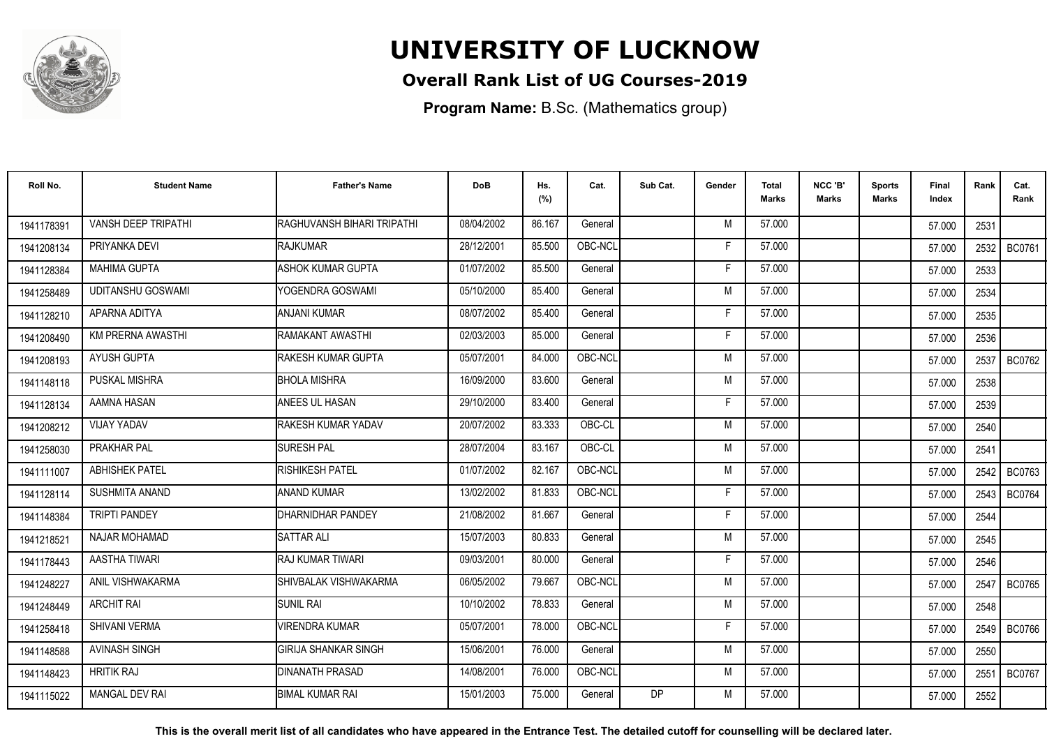# UNIVERSITY OF LUCKNOW

## Overall Rank List of UG Courses-2019

**Program Name:** B.Sc. (Mathematics group)

| Roll No. | Student Name | Father's Name | DoB | Hs. (%) | Cat. | Sub Cat. | Gender | Total Marks | NCC 'B' Marks | Sports Marks | Final Index | Rank | Cat. Rank |
|---|---|---|---|---|---|---|---|---|---|---|---|---|---|
| 1941178391 | VANSH DEEP TRIPATHI | RAGHUVANSH BIHARI TRIPATHI | 08/04/2002 | 86.167 | General | | M | 57.000 | | | 57.000 | 2531 | |
| 1941208134 | PRIYANKA DEVI | RAJKUMAR | 28/12/2001 | 85.500 | OBC-NCL | | F | 57.000 | | | 57.000 | 2532 | BC0761 |
| 1941128384 | MAHIMA GUPTA | ASHOK KUMAR GUPTA | 01/07/2002 | 85.500 | General | | F | 57.000 | | | 57.000 | 2533 | |
| 1941258489 | UDITANSHU GOSWAMI | YOGENDRA GOSWAMI | 05/10/2000 | 85.400 | General | | M | 57.000 | | | 57.000 | 2534 | |
| 1941128210 | APARNA ADITYA | ANJANI KUMAR | 08/07/2002 | 85.400 | General | | F | 57.000 | | | 57.000 | 2535 | |
| 1941208490 | KM PRERNA AWASTHI | RAMAKANT AWASTHI | 02/03/2003 | 85.000 | General | | F | 57.000 | | | 57.000 | 2536 | |
| 1941208193 | AYUSH GUPTA | RAKESH KUMAR GUPTA | 05/07/2001 | 84.000 | OBC-NCL | | M | 57.000 | | | 57.000 | 2537 | BC0762 |
| 1941148118 | PUSKAL MISHRA | BHOLA MISHRA | 16/09/2000 | 83.600 | General | | M | 57.000 | | | 57.000 | 2538 | |
| 1941128134 | AAMNA HASAN | ANEES UL HASAN | 29/10/2000 | 83.400 | General | | F | 57.000 | | | 57.000 | 2539 | |
| 1941208212 | VIJAY YADAV | RAKESH KUMAR YADAV | 20/07/2002 | 83.333 | OBC-CL | | M | 57.000 | | | 57.000 | 2540 | |
| 1941258030 | PRAKHAR PAL | SURESH PAL | 28/07/2004 | 83.167 | OBC-CL | | M | 57.000 | | | 57.000 | 2541 | |
| 1941111007 | ABHISHEK PATEL | RISHIKESH PATEL | 01/07/2002 | 82.167 | OBC-NCL | | M | 57.000 | | | 57.000 | 2542 | BC0763 |
| 1941128114 | SUSHMITA ANAND | ANAND KUMAR | 13/02/2002 | 81.833 | OBC-NCL | | F | 57.000 | | | 57.000 | 2543 | BC0764 |
| 1941148384 | TRIPTI PANDEY | DHARNIDHAR PANDEY | 21/08/2002 | 81.667 | General | | F | 57.000 | | | 57.000 | 2544 | |
| 1941218521 | NAJAR MOHAMAD | SATTAR ALI | 15/07/2003 | 80.833 | General | | M | 57.000 | | | 57.000 | 2545 | |
| 1941178443 | AASTHA TIWARI | RAJ KUMAR TIWARI | 09/03/2001 | 80.000 | General | | F | 57.000 | | | 57.000 | 2546 | |
| 1941248227 | ANIL VISHWAKARMA | SHIVBALAK VISHWAKARMA | 06/05/2002 | 79.667 | OBC-NCL | | M | 57.000 | | | 57.000 | 2547 | BC0765 |
| 1941248449 | ARCHIT RAI | SUNIL RAI | 10/10/2002 | 78.833 | General | | M | 57.000 | | | 57.000 | 2548 | |
| 1941258418 | SHIVANI VERMA | VIRENDRA KUMAR | 05/07/2001 | 78.000 | OBC-NCL | | F | 57.000 | | | 57.000 | 2549 | BC0766 |
| 1941148588 | AVINASH SINGH | GIRIJA SHANKAR SINGH | 15/06/2001 | 76.000 | General | | M | 57.000 | | | 57.000 | 2550 | |
| 1941148423 | HRITIK RAJ | DINANATH PRASAD | 14/08/2001 | 76.000 | OBC-NCL | | M | 57.000 | | | 57.000 | 2551 | BC0767 |
| 1941115022 | MANGAL DEV RAI | BIMAL KUMAR RAI | 15/01/2003 | 75.000 | General | DP | M | 57.000 | | | 57.000 | 2552 | |

**This is the overall merit list of all candidates who have appeared in the Entrance Test. The detailed cutoff for counselling will be declared later.**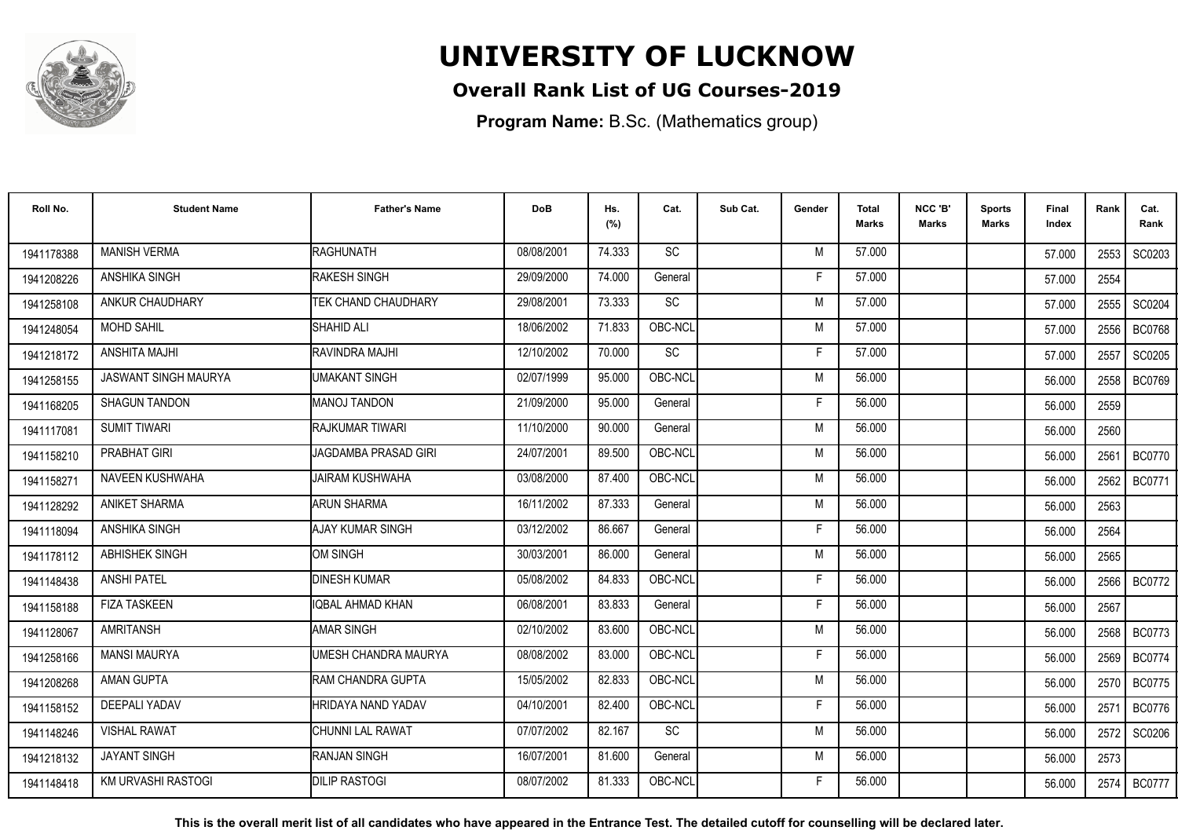# UNIVERSITY OF LUCKNOW

## Overall Rank List of UG Courses-2019

**Program Name:** B.Sc. (Mathematics group)

| Roll No. | Student Name | Father's Name | DoB | Hs. (%) | Cat. | Sub Cat. | Gender | Total Marks | NCC 'B' Marks | Sports Marks | Final Index | Rank | Cat. Rank |
|---|---|---|---|---|---|---|---|---|---|---|---|---|---|
| 1941178388 | MANISH VERMA | RAGHUNATH | 08/08/2001 | 74.333 | SC | | M | 57.000 | | | 57.000 | 2553 | SC0203 |
| 1941208226 | ANSHIKA SINGH | RAKESH SINGH | 29/09/2000 | 74.000 | General | | F | 57.000 | | | 57.000 | 2554 | |
| 1941258108 | ANKUR CHAUDHARY | TEK CHAND CHAUDHARY | 29/08/2001 | 73.333 | SC | | M | 57.000 | | | 57.000 | 2555 | SC0204 |
| 1941248054 | MOHD SAHIL | SHAHID ALI | 18/06/2002 | 71.833 | OBC-NCL | | M | 57.000 | | | 57.000 | 2556 | BC0768 |
| 1941218172 | ANSHITA MAJHI | RAVINDRA MAJHI | 12/10/2002 | 70.000 | SC | | F | 57.000 | | | 57.000 | 2557 | SC0205 |
| 1941258155 | JASWANT SINGH MAURYA | UMAKANT SINGH | 02/07/1999 | 95.000 | OBC-NCL | | M | 56.000 | | | 56.000 | 2558 | BC0769 |
| 1941168205 | SHAGUN TANDON | MANOJ TANDON | 21/09/2000 | 95.000 | General | | F | 56.000 | | | 56.000 | 2559 | |
| 1941117081 | SUMIT TIWARI | RAJKUMAR TIWARI | 11/10/2000 | 90.000 | General | | M | 56.000 | | | 56.000 | 2560 | |
| 1941158210 | PRABHAT GIRI | JAGDAMBA PRASAD GIRI | 24/07/2001 | 89.500 | OBC-NCL | | M | 56.000 | | | 56.000 | 2561 | BC0770 |
| 1941158271 | NAVEEN KUSHWAHA | JAIRAM KUSHWAHA | 03/08/2000 | 87.400 | OBC-NCL | | M | 56.000 | | | 56.000 | 2562 | BC0771 |
| 1941128292 | ANIKET SHARMA | ARUN SHARMA | 16/11/2002 | 87.333 | General | | M | 56.000 | | | 56.000 | 2563 | |
| 1941118094 | ANSHIKA SINGH | AJAY KUMAR SINGH | 03/12/2002 | 86.667 | General | | F | 56.000 | | | 56.000 | 2564 | |
| 1941178112 | ABHISHEK SINGH | OM SINGH | 30/03/2001 | 86.000 | General | | M | 56.000 | | | 56.000 | 2565 | |
| 1941148438 | ANSHI PATEL | DINESH KUMAR | 05/08/2002 | 84.833 | OBC-NCL | | F | 56.000 | | | 56.000 | 2566 | BC0772 |
| 1941158188 | FIZA TASKEEN | IQBAL AHMAD KHAN | 06/08/2001 | 83.833 | General | | F | 56.000 | | | 56.000 | 2567 | |
| 1941128067 | AMRITANSH | AMAR SINGH | 02/10/2002 | 83.600 | OBC-NCL | | M | 56.000 | | | 56.000 | 2568 | BC0773 |
| 1941258166 | MANSI MAURYA | UMESH CHANDRA MAURYA | 08/08/2002 | 83.000 | OBC-NCL | | F | 56.000 | | | 56.000 | 2569 | BC0774 |
| 1941208268 | AMAN GUPTA | RAM CHANDRA GUPTA | 15/05/2002 | 82.833 | OBC-NCL | | M | 56.000 | | | 56.000 | 2570 | BC0775 |
| 1941158152 | DEEPALI YADAV | HRIDAYA NAND YADAV | 04/10/2001 | 82.400 | OBC-NCL | | F | 56.000 | | | 56.000 | 2571 | BC0776 |
| 1941148246 | VISHAL RAWAT | CHUNNI LAL RAWAT | 07/07/2002 | 82.167 | SC | | M | 56.000 | | | 56.000 | 2572 | SC0206 |
| 1941218132 | JAYANT SINGH | RANJAN SINGH | 16/07/2001 | 81.600 | General | | M | 56.000 | | | 56.000 | 2573 | |
| 1941148418 | KM URVASHI RASTOGI | DILIP RASTOGI | 08/07/2002 | 81.333 | OBC-NCL | | F | 56.000 | | | 56.000 | 2574 | BC0777 |

**This is the overall merit list of all candidates who have appeared in the Entrance Test. The detailed cutoff for counselling will be declared later.**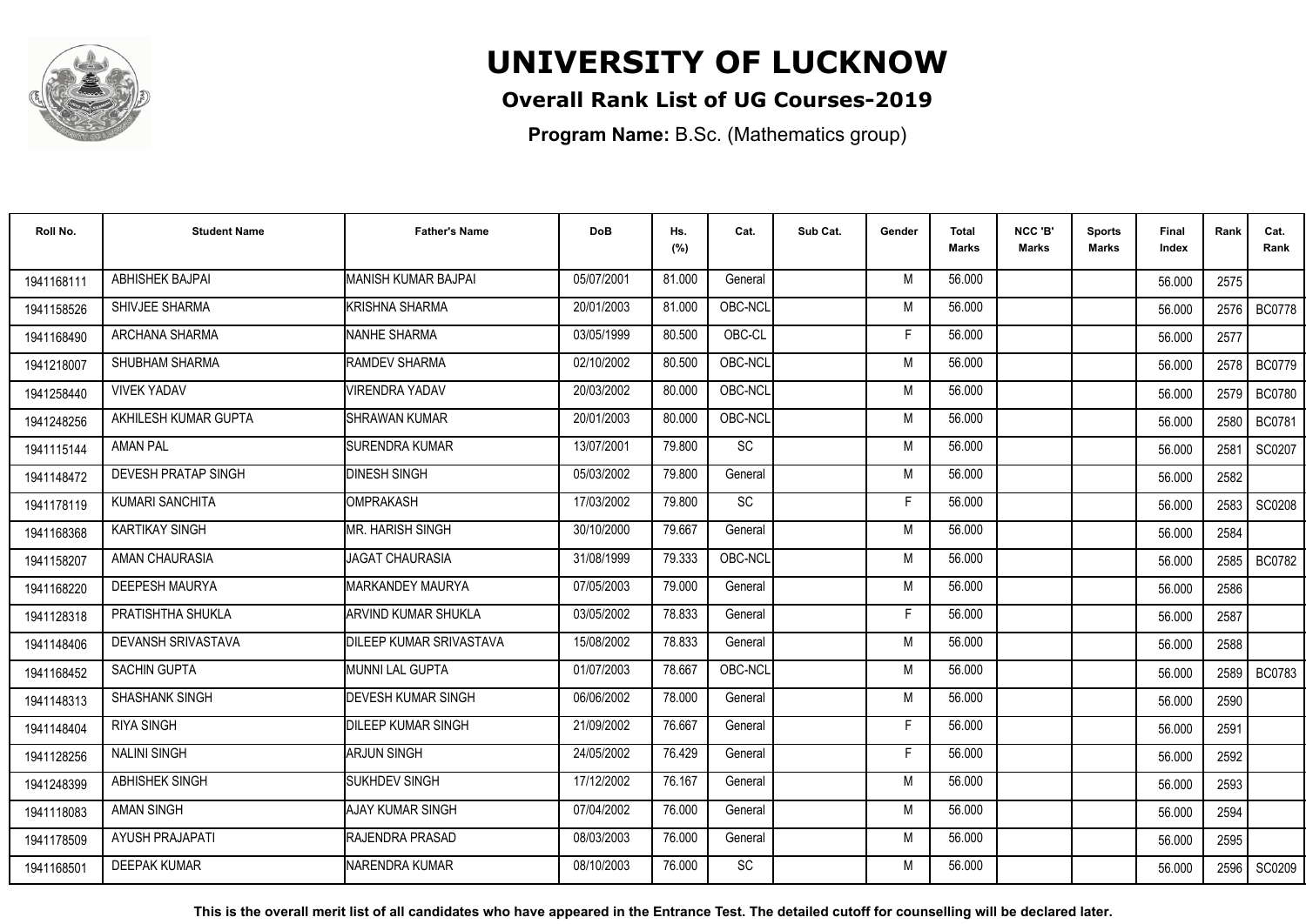# UNIVERSITY OF LUCKNOW

## Overall Rank List of UG Courses-2019

**Program Name:** B.Sc. (Mathematics group)

| Roll No. | Student Name | Father's Name | DoB | Hs. (%) | Cat. | Sub Cat. | Gender | Total Marks | NCC 'B' Marks | Sports Marks | Final Index | Rank | Cat. Rank |
|---|---|---|---|---|---|---|---|---|---|---|---|---|---|
| 1941168111 | ABHISHEK BAJPAI | MANISH KUMAR BAJPAI | 05/07/2001 | 81.000 | General | | M | 56.000 | | | 56.000 | 2575 | |
| 1941158526 | SHIVJEE SHARMA | KRISHNA SHARMA | 20/01/2003 | 81.000 | OBC-NCL | | M | 56.000 | | | 56.000 | 2576 | BC0778 |
| 1941168490 | ARCHANA SHARMA | NANHE SHARMA | 03/05/1999 | 80.500 | OBC-CL | | F | 56.000 | | | 56.000 | 2577 | |
| 1941218007 | SHUBHAM SHARMA | RAMDEV SHARMA | 02/10/2002 | 80.500 | OBC-NCL | | M | 56.000 | | | 56.000 | 2578 | BC0779 |
| 1941258440 | VIVEK YADAV | VIRENDRA YADAV | 20/03/2002 | 80.000 | OBC-NCL | | M | 56.000 | | | 56.000 | 2579 | BC0780 |
| 1941248256 | AKHILESH KUMAR GUPTA | SHRAWAN KUMAR | 20/01/2003 | 80.000 | OBC-NCL | | M | 56.000 | | | 56.000 | 2580 | BC0781 |
| 1941115144 | AMAN PAL | SURENDRA KUMAR | 13/07/2001 | 79.800 | SC | | M | 56.000 | | | 56.000 | 2581 | SC0207 |
| 1941148472 | DEVESH PRATAP SINGH | DINESH SINGH | 05/03/2002 | 79.800 | General | | M | 56.000 | | | 56.000 | 2582 | |
| 1941178119 | KUMARI SANCHITA | OMPRAKASH | 17/03/2002 | 79.800 | SC | | F | 56.000 | | | 56.000 | 2583 | SC0208 |
| 1941168368 | KARTIKAY SINGH | MR. HARISH SINGH | 30/10/2000 | 79.667 | General | | M | 56.000 | | | 56.000 | 2584 | |
| 1941158207 | AMAN CHAURASIA | JAGAT CHAURASIA | 31/08/1999 | 79.333 | OBC-NCL | | M | 56.000 | | | 56.000 | 2585 | BC0782 |
| 1941168220 | DEEPESH MAURYA | MARKANDEY MAURYA | 07/05/2003 | 79.000 | General | | M | 56.000 | | | 56.000 | 2586 | |
| 1941128318 | PRATISHTHA SHUKLA | ARVIND KUMAR SHUKLA | 03/05/2002 | 78.833 | General | | F | 56.000 | | | 56.000 | 2587 | |
| 1941148406 | DEVANSH SRIVASTAVA | DILEEP KUMAR SRIVASTAVA | 15/08/2002 | 78.833 | General | | M | 56.000 | | | 56.000 | 2588 | |
| 1941168452 | SACHIN GUPTA | MUNNI LAL GUPTA | 01/07/2003 | 78.667 | OBC-NCL | | M | 56.000 | | | 56.000 | 2589 | BC0783 |
| 1941148313 | SHASHANK SINGH | DEVESH KUMAR SINGH | 06/06/2002 | 78.000 | General | | M | 56.000 | | | 56.000 | 2590 | |
| 1941148404 | RIYA SINGH | DILEEP KUMAR SINGH | 21/09/2002 | 76.667 | General | | F | 56.000 | | | 56.000 | 2591 | |
| 1941128256 | NALINI SINGH | ARJUN SINGH | 24/05/2002 | 76.429 | General | | F | 56.000 | | | 56.000 | 2592 | |
| 1941248399 | ABHISHEK SINGH | SUKHDEV SINGH | 17/12/2002 | 76.167 | General | | M | 56.000 | | | 56.000 | 2593 | |
| 1941118083 | AMAN SINGH | AJAY KUMAR SINGH | 07/04/2002 | 76.000 | General | | M | 56.000 | | | 56.000 | 2594 | |
| 1941178509 | AYUSH PRAJAPATI | RAJENDRA PRASAD | 08/03/2003 | 76.000 | General | | M | 56.000 | | | 56.000 | 2595 | |
| 1941168501 | DEEPAK KUMAR | NARENDRA KUMAR | 08/10/2003 | 76.000 | SC | | M | 56.000 | | | 56.000 | 2596 | SC0209 |

**This is the overall merit list of all candidates who have appeared in the Entrance Test. The detailed cutoff for counselling will be declared later.**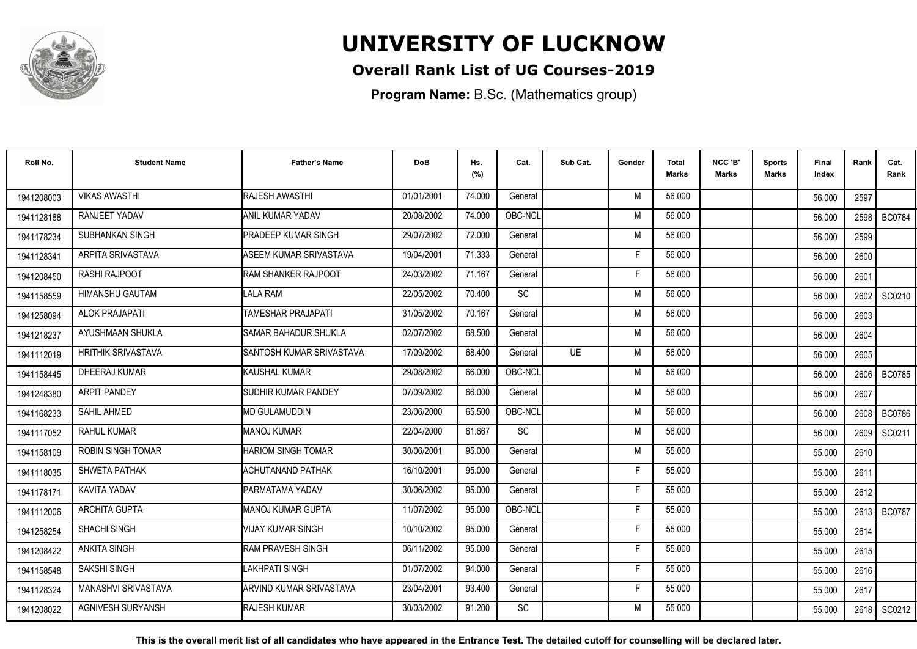# UNIVERSITY OF LUCKNOW

## Overall Rank List of UG Courses-2019

**Program Name:** B.Sc. (Mathematics group)

| Roll No. | Student Name | Father's Name | DoB | Hs. (%) | Cat. | Sub Cat. | Gender | Total Marks | NCC 'B' Marks | Sports Marks | Final Index | Rank | Cat. Rank |
|---|---|---|---|---|---|---|---|---|---|---|---|---|---|
| 1941208003 | VIKAS AWASTHI | RAJESH AWASTHI | 01/01/2001 | 74.000 | General | | M | 56.000 | | | 56.000 | 2597 | |
| 1941128188 | RANJEET YADAV | ANIL KUMAR YADAV | 20/08/2002 | 74.000 | OBC-NCL | | M | 56.000 | | | 56.000 | 2598 | BC0784 |
| 1941178234 | SUBHANKAN SINGH | PRADEEP KUMAR SINGH | 29/07/2002 | 72.000 | General | | M | 56.000 | | | 56.000 | 2599 | |
| 1941128341 | ARPITA SRIVASTAVA | ASEEM KUMAR SRIVASTAVA | 19/04/2001 | 71.333 | General | | F | 56.000 | | | 56.000 | 2600 | |
| 1941208450 | RASHI RAJPOOT | RAM SHANKER RAJPOOT | 24/03/2002 | 71.167 | General | | F | 56.000 | | | 56.000 | 2601 | |
| 1941158559 | HIMANSHU GAUTAM | LALA RAM | 22/05/2002 | 70.400 | SC | | M | 56.000 | | | 56.000 | 2602 | SC0210 |
| 1941258094 | ALOK PRAJAPATI | TAMESHAR PRAJAPATI | 31/05/2002 | 70.167 | General | | M | 56.000 | | | 56.000 | 2603 | |
| 1941218237 | AYUSHMAAN SHUKLA | SAMAR BAHADUR SHUKLA | 02/07/2002 | 68.500 | General | | M | 56.000 | | | 56.000 | 2604 | |
| 1941112019 | HRITHIK SRIVASTAVA | SANTOSH KUMAR SRIVASTAVA | 17/09/2002 | 68.400 | General | UE | M | 56.000 | | | 56.000 | 2605 | |
| 1941158445 | DHEERAJ KUMAR | KAUSHAL KUMAR | 29/08/2002 | 66.000 | OBC-NCL | | M | 56.000 | | | 56.000 | 2606 | BC0785 |
| 1941248380 | ARPIT PANDEY | SUDHIR KUMAR PANDEY | 07/09/2002 | 66.000 | General | | M | 56.000 | | | 56.000 | 2607 | |
| 1941168233 | SAHIL AHMED | MD GULAMUDDIN | 23/06/2000 | 65.500 | OBC-NCL | | M | 56.000 | | | 56.000 | 2608 | BC0786 |
| 1941117052 | RAHUL KUMAR | MANOJ KUMAR | 22/04/2000 | 61.667 | SC | | M | 56.000 | | | 56.000 | 2609 | SC0211 |
| 1941158109 | ROBIN SINGH TOMAR | HARIOM SINGH TOMAR | 30/06/2001 | 95.000 | General | | M | 55.000 | | | 55.000 | 2610 | |
| 1941118035 | SHWETA PATHAK | ACHUTANAND PATHAK | 16/10/2001 | 95.000 | General | | F | 55.000 | | | 55.000 | 2611 | |
| 1941178171 | KAVITA YADAV | PARMATAMA YADAV | 30/06/2002 | 95.000 | General | | F | 55.000 | | | 55.000 | 2612 | |
| 1941112006 | ARCHITA GUPTA | MANOJ KUMAR GUPTA | 11/07/2002 | 95.000 | OBC-NCL | | F | 55.000 | | | 55.000 | 2613 | BC0787 |
| 1941258254 | SHACHI SINGH | VIJAY KUMAR SINGH | 10/10/2002 | 95.000 | General | | F | 55.000 | | | 55.000 | 2614 | |
| 1941208422 | ANKITA SINGH | RAM PRAVESH SINGH | 06/11/2002 | 95.000 | General | | F | 55.000 | | | 55.000 | 2615 | |
| 1941158548 | SAKSHI SINGH | LAKHPATI SINGH | 01/07/2002 | 94.000 | General | | F | 55.000 | | | 55.000 | 2616 | |
| 1941128324 | MANASHVI SRIVASTAVA | ARVIND KUMAR SRIVASTAVA | 23/04/2001 | 93.400 | General | | F | 55.000 | | | 55.000 | 2617 | |
| 1941208022 | AGNIVESH SURYANSH | RAJESH KUMAR | 30/03/2002 | 91.200 | SC | | M | 55.000 | | | 55.000 | 2618 | SC0212 |

**This is the overall merit list of all candidates who have appeared in the Entrance Test. The detailed cutoff for counselling will be declared later.**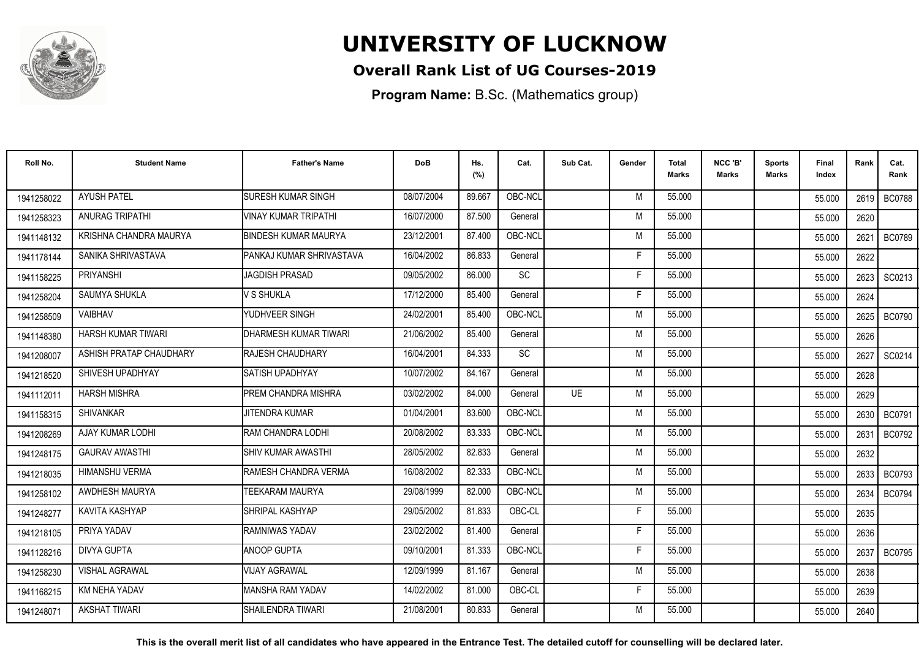# UNIVERSITY OF LUCKNOW

## Overall Rank List of UG Courses-2019

**Program Name:** B.Sc. (Mathematics group)

| Roll No. | Student Name | Father's Name | DoB | Hs. (%) | Cat. | Sub Cat. | Gender | Total Marks | NCC 'B' Marks | Sports Marks | Final Index | Rank | Cat. Rank |
|---|---|---|---|---|---|---|---|---|---|---|---|---|---|
| 1941258022 | AYUSH PATEL | SURESH KUMAR SINGH | 08/07/2004 | 89.667 | OBC-NCL | | M | 55.000 | | | 55.000 | 2619 | BC0788 |
| 1941258323 | ANURAG TRIPATHI | VINAY KUMAR TRIPATHI | 16/07/2000 | 87.500 | General | | M | 55.000 | | | 55.000 | 2620 | |
| 1941148132 | KRISHNA CHANDRA MAURYA | BINDESH KUMAR MAURYA | 23/12/2001 | 87.400 | OBC-NCL | | M | 55.000 | | | 55.000 | 2621 | BC0789 |
| 1941178144 | SANIKA SHRIVASTAVA | PANKAJ KUMAR SHRIVASTAVA | 16/04/2002 | 86.833 | General | | F | 55.000 | | | 55.000 | 2622 | |
| 1941158225 | PRIYANSHI | JAGDISH PRASAD | 09/05/2002 | 86.000 | SC | | F | 55.000 | | | 55.000 | 2623 | SC0213 |
| 1941258204 | SAUMYA SHUKLA | V S SHUKLA | 17/12/2000 | 85.400 | General | | F | 55.000 | | | 55.000 | 2624 | |
| 1941258509 | VAIBHAV | YUDHVEER SINGH | 24/02/2001 | 85.400 | OBC-NCL | | M | 55.000 | | | 55.000 | 2625 | BC0790 |
| 1941148380 | HARSH KUMAR TIWARI | DHARMESH KUMAR TIWARI | 21/06/2002 | 85.400 | General | | M | 55.000 | | | 55.000 | 2626 | |
| 1941208007 | ASHISH PRATAP CHAUDHARY | RAJESH CHAUDHARY | 16/04/2001 | 84.333 | SC | | M | 55.000 | | | 55.000 | 2627 | SC0214 |
| 1941218520 | SHIVESH UPADHYAY | SATISH UPADHYAY | 10/07/2002 | 84.167 | General | | M | 55.000 | | | 55.000 | 2628 | |
| 1941112011 | HARSH MISHRA | PREM CHANDRA MISHRA | 03/02/2002 | 84.000 | General | UE | M | 55.000 | | | 55.000 | 2629 | |
| 1941158315 | SHIVANKAR | JITENDRA KUMAR | 01/04/2001 | 83.600 | OBC-NCL | | M | 55.000 | | | 55.000 | 2630 | BC0791 |
| 1941208269 | AJAY KUMAR LODHI | RAM CHANDRA LODHI | 20/08/2002 | 83.333 | OBC-NCL | | M | 55.000 | | | 55.000 | 2631 | BC0792 |
| 1941248175 | GAURAV AWASTHI | SHIV KUMAR AWASTHI | 28/05/2002 | 82.833 | General | | M | 55.000 | | | 55.000 | 2632 | |
| 1941218035 | HIMANSHU VERMA | RAMESH CHANDRA VERMA | 16/08/2002 | 82.333 | OBC-NCL | | M | 55.000 | | | 55.000 | 2633 | BC0793 |
| 1941258102 | AWDHESH MAURYA | TEEKARAM MAURYA | 29/08/1999 | 82.000 | OBC-NCL | | M | 55.000 | | | 55.000 | 2634 | BC0794 |
| 1941248277 | KAVITA KASHYAP | SHRIPAL KASHYAP | 29/05/2002 | 81.833 | OBC-CL | | F | 55.000 | | | 55.000 | 2635 | |
| 1941218105 | PRIYA YADAV | RAMNIWAS YADAV | 23/02/2002 | 81.400 | General | | F | 55.000 | | | 55.000 | 2636 | |
| 1941128216 | DIVYA GUPTA | ANOOP GUPTA | 09/10/2001 | 81.333 | OBC-NCL | | F | 55.000 | | | 55.000 | 2637 | BC0795 |
| 1941258230 | VISHAL AGRAWAL | VIJAY AGRAWAL | 12/09/1999 | 81.167 | General | | M | 55.000 | | | 55.000 | 2638 | |
| 1941168215 | KM NEHA YADAV | MANSHA RAM YADAV | 14/02/2002 | 81.000 | OBC-CL | | F | 55.000 | | | 55.000 | 2639 | |
| 1941248071 | AKSHAT TIWARI | SHAILENDRA TIWARI | 21/08/2001 | 80.833 | General | | M | 55.000 | | | 55.000 | 2640 | |

**This is the overall merit list of all candidates who have appeared in the Entrance Test. The detailed cutoff for counselling will be declared later.**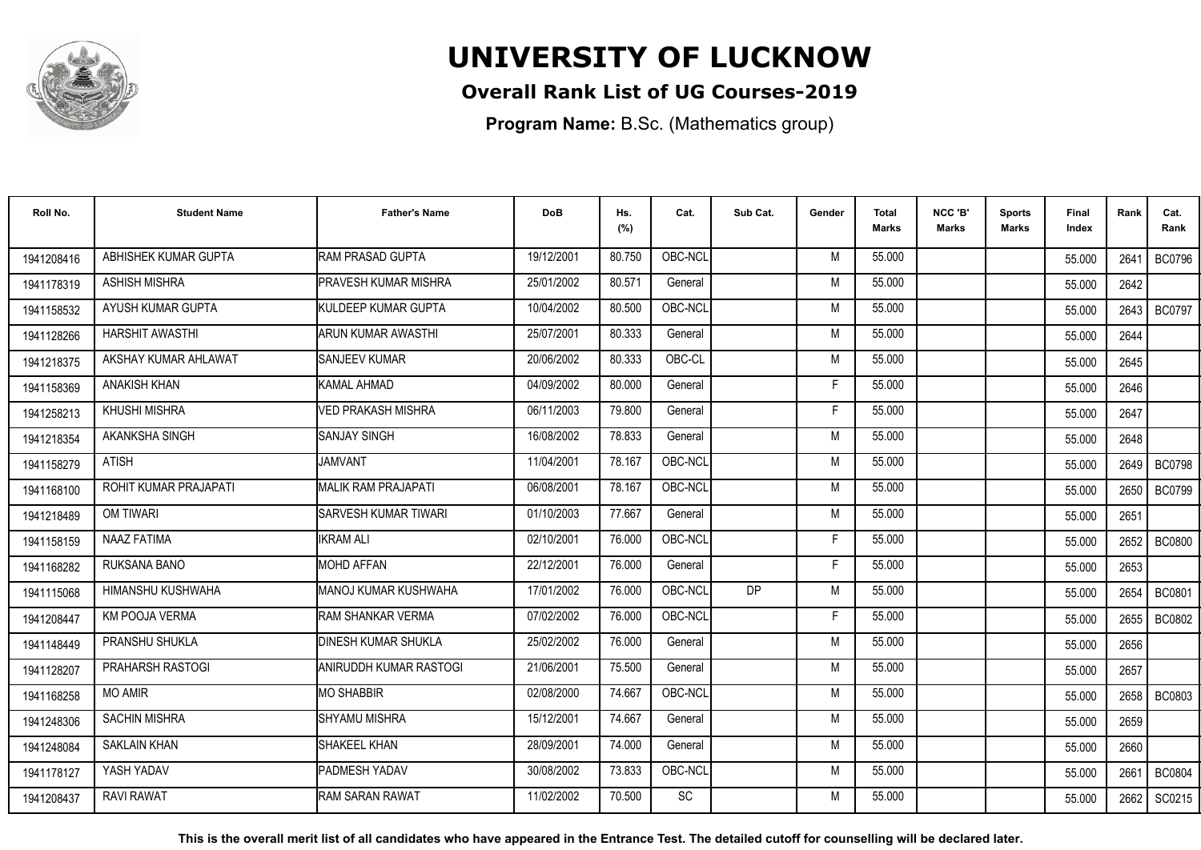# UNIVERSITY OF LUCKNOW

## Overall Rank List of UG Courses-2019

**Program Name:** B.Sc. (Mathematics group)

| Roll No. | Student Name | Father's Name | DoB | Hs. (%) | Cat. | Sub Cat. | Gender | Total Marks | NCC 'B' Marks | Sports Marks | Final Index | Rank | Cat. Rank |
|---|---|---|---|---|---|---|---|---|---|---|---|---|---|
| 1941208416 | ABHISHEK KUMAR GUPTA | RAM PRASAD GUPTA | 19/12/2001 | 80.750 | OBC-NCL | | M | 55.000 | | | 55.000 | 2641 | BC0796 |
| 1941178319 | ASHISH MISHRA | PRAVESH KUMAR MISHRA | 25/01/2002 | 80.571 | General | | M | 55.000 | | | 55.000 | 2642 | |
| 1941158532 | AYUSH KUMAR GUPTA | KULDEEP KUMAR GUPTA | 10/04/2002 | 80.500 | OBC-NCL | | M | 55.000 | | | 55.000 | 2643 | BC0797 |
| 1941128266 | HARSHIT AWASTHI | ARUN KUMAR AWASTHI | 25/07/2001 | 80.333 | General | | M | 55.000 | | | 55.000 | 2644 | |
| 1941218375 | AKSHAY KUMAR AHLAWAT | SANJEEV KUMAR | 20/06/2002 | 80.333 | OBC-CL | | M | 55.000 | | | 55.000 | 2645 | |
| 1941158369 | ANAKISH KHAN | KAMAL AHMAD | 04/09/2002 | 80.000 | General | | F | 55.000 | | | 55.000 | 2646 | |
| 1941258213 | KHUSHI MISHRA | VED PRAKASH MISHRA | 06/11/2003 | 79.800 | General | | F | 55.000 | | | 55.000 | 2647 | |
| 1941218354 | AKANKSHA SINGH | SANJAY SINGH | 16/08/2002 | 78.833 | General | | M | 55.000 | | | 55.000 | 2648 | |
| 1941158279 | ATISH | JAMVANT | 11/04/2001 | 78.167 | OBC-NCL | | M | 55.000 | | | 55.000 | 2649 | BC0798 |
| 1941168100 | ROHIT KUMAR PRAJAPATI | MALIK RAM PRAJAPATI | 06/08/2001 | 78.167 | OBC-NCL | | M | 55.000 | | | 55.000 | 2650 | BC0799 |
| 1941218489 | OM TIWARI | SARVESH KUMAR TIWARI | 01/10/2003 | 77.667 | General | | M | 55.000 | | | 55.000 | 2651 | |
| 1941158159 | NAAZ FATIMA | IKRAM ALI | 02/10/2001 | 76.000 | OBC-NCL | | F | 55.000 | | | 55.000 | 2652 | BC0800 |
| 1941168282 | RUKSANA BANO | MOHD AFFAN | 22/12/2001 | 76.000 | General | | F | 55.000 | | | 55.000 | 2653 | |
| 1941115068 | HIMANSHU KUSHWAHA | MANOJ KUMAR KUSHWAHA | 17/01/2002 | 76.000 | OBC-NCL | DP | M | 55.000 | | | 55.000 | 2654 | BC0801 |
| 1941208447 | KM POOJA VERMA | RAM SHANKAR VERMA | 07/02/2002 | 76.000 | OBC-NCL | | F | 55.000 | | | 55.000 | 2655 | BC0802 |
| 1941148449 | PRANSHU SHUKLA | DINESH KUMAR SHUKLA | 25/02/2002 | 76.000 | General | | M | 55.000 | | | 55.000 | 2656 | |
| 1941128207 | PRAHARSH RASTOGI | ANIRUDDH KUMAR RASTOGI | 21/06/2001 | 75.500 | General | | M | 55.000 | | | 55.000 | 2657 | |
| 1941168258 | MO AMIR | MO SHABBIR | 02/08/2000 | 74.667 | OBC-NCL | | M | 55.000 | | | 55.000 | 2658 | BC0803 |
| 1941248306 | SACHIN MISHRA | SHYAMU MISHRA | 15/12/2001 | 74.667 | General | | M | 55.000 | | | 55.000 | 2659 | |
| 1941248084 | SAKLAIN KHAN | SHAKEEL KHAN | 28/09/2001 | 74.000 | General | | M | 55.000 | | | 55.000 | 2660 | |
| 1941178127 | YASH YADAV | PADMESH YADAV | 30/08/2002 | 73.833 | OBC-NCL | | M | 55.000 | | | 55.000 | 2661 | BC0804 |
| 1941208437 | RAVI RAWAT | RAM SARAN RAWAT | 11/02/2002 | 70.500 | SC | | M | 55.000 | | | 55.000 | 2662 | SC0215 |

**This is the overall merit list of all candidates who have appeared in the Entrance Test. The detailed cutoff for counselling will be declared later.**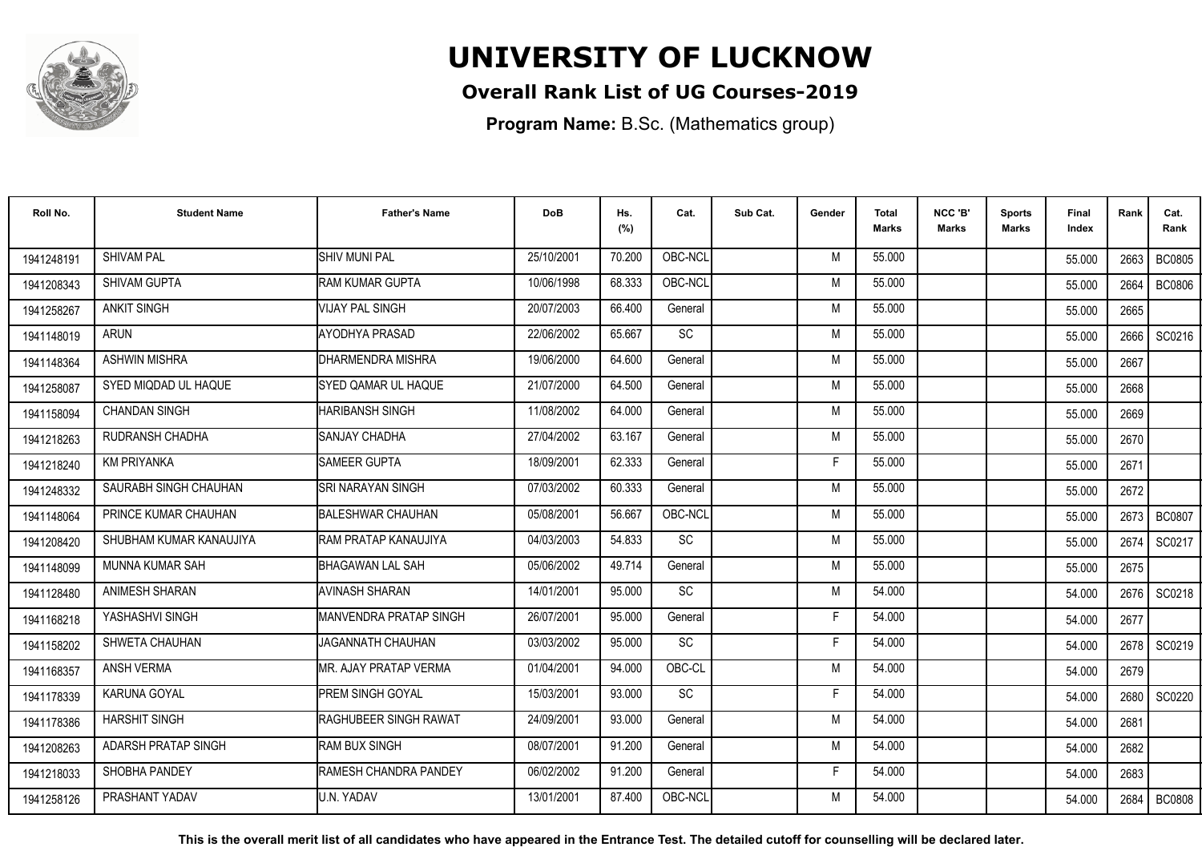# UNIVERSITY OF LUCKNOW

## Overall Rank List of UG Courses-2019

**Program Name:** B.Sc. (Mathematics group)

| Roll No. | Student Name | Father's Name | DoB | Hs. (%) | Cat. | Sub Cat. | Gender | Total Marks | NCC 'B' Marks | Sports Marks | Final Index | Rank | Cat. Rank |
|---|---|---|---|---|---|---|---|---|---|---|---|---|---|
| 1941248191 | SHIVAM PAL | SHIV MUNI PAL | 25/10/2001 | 70.200 | OBC-NCL | | M | 55.000 | | | 55.000 | 2663 | BC0805 |
| 1941208343 | SHIVAM GUPTA | RAM KUMAR GUPTA | 10/06/1998 | 68.333 | OBC-NCL | | M | 55.000 | | | 55.000 | 2664 | BC0806 |
| 1941258267 | ANKIT SINGH | VIJAY PAL SINGH | 20/07/2003 | 66.400 | General | | M | 55.000 | | | 55.000 | 2665 | |
| 1941148019 | ARUN | AYODHYA PRASAD | 22/06/2002 | 65.667 | SC | | M | 55.000 | | | 55.000 | 2666 | SC0216 |
| 1941148364 | ASHWIN MISHRA | DHARMENDRA MISHRA | 19/06/2000 | 64.600 | General | | M | 55.000 | | | 55.000 | 2667 | |
| 1941258087 | SYED MIQDAD UL HAQUE | SYED QAMAR UL HAQUE | 21/07/2000 | 64.500 | General | | M | 55.000 | | | 55.000 | 2668 | |
| 1941158094 | CHANDAN SINGH | HARIBANSH SINGH | 11/08/2002 | 64.000 | General | | M | 55.000 | | | 55.000 | 2669 | |
| 1941218263 | RUDRANSH CHADHA | SANJAY CHADHA | 27/04/2002 | 63.167 | General | | M | 55.000 | | | 55.000 | 2670 | |
| 1941218240 | KM PRIYANKA | SAMEER GUPTA | 18/09/2001 | 62.333 | General | | F | 55.000 | | | 55.000 | 2671 | |
| 1941248332 | SAURABH SINGH CHAUHAN | SRI NARAYAN SINGH | 07/03/2002 | 60.333 | General | | M | 55.000 | | | 55.000 | 2672 | |
| 1941148064 | PRINCE KUMAR CHAUHAN | BALESHWAR CHAUHAN | 05/08/2001 | 56.667 | OBC-NCL | | M | 55.000 | | | 55.000 | 2673 | BC0807 |
| 1941208420 | SHUBHAM KUMAR KANAUJIYA | RAM PRATAP KANAUJIYA | 04/03/2003 | 54.833 | SC | | M | 55.000 | | | 55.000 | 2674 | SC0217 |
| 1941148099 | MUNNA KUMAR SAH | BHAGAWAN LAL SAH | 05/06/2002 | 49.714 | General | | M | 55.000 | | | 55.000 | 2675 | |
| 1941128480 | ANIMESH SHARAN | AVINASH SHARAN | 14/01/2001 | 95.000 | SC | | M | 54.000 | | | 54.000 | 2676 | SC0218 |
| 1941168218 | YASHASHVI SINGH | MANVENDRA PRATAP SINGH | 26/07/2001 | 95.000 | General | | F | 54.000 | | | 54.000 | 2677 | |
| 1941158202 | SHWETA CHAUHAN | JAGANNATH CHAUHAN | 03/03/2002 | 95.000 | SC | | F | 54.000 | | | 54.000 | 2678 | SC0219 |
| 1941168357 | ANSH VERMA | MR. AJAY PRATAP VERMA | 01/04/2001 | 94.000 | OBC-CL | | M | 54.000 | | | 54.000 | 2679 | |
| 1941178339 | KARUNA GOYAL | PREM SINGH GOYAL | 15/03/2001 | 93.000 | SC | | F | 54.000 | | | 54.000 | 2680 | SC0220 |
| 1941178386 | HARSHIT SINGH | RAGHUBEER SINGH RAWAT | 24/09/2001 | 93.000 | General | | M | 54.000 | | | 54.000 | 2681 | |
| 1941208263 | ADARSH PRATAP SINGH | RAM BUX SINGH | 08/07/2001 | 91.200 | General | | M | 54.000 | | | 54.000 | 2682 | |
| 1941218033 | SHOBHA PANDEY | RAMESH CHANDRA PANDEY | 06/02/2002 | 91.200 | General | | F | 54.000 | | | 54.000 | 2683 | |
| 1941258126 | PRASHANT YADAV | U.N. YADAV | 13/01/2001 | 87.400 | OBC-NCL | | M | 54.000 | | | 54.000 | 2684 | BC0808 |

**This is the overall merit list of all candidates who have appeared in the Entrance Test. The detailed cutoff for counselling will be declared later.**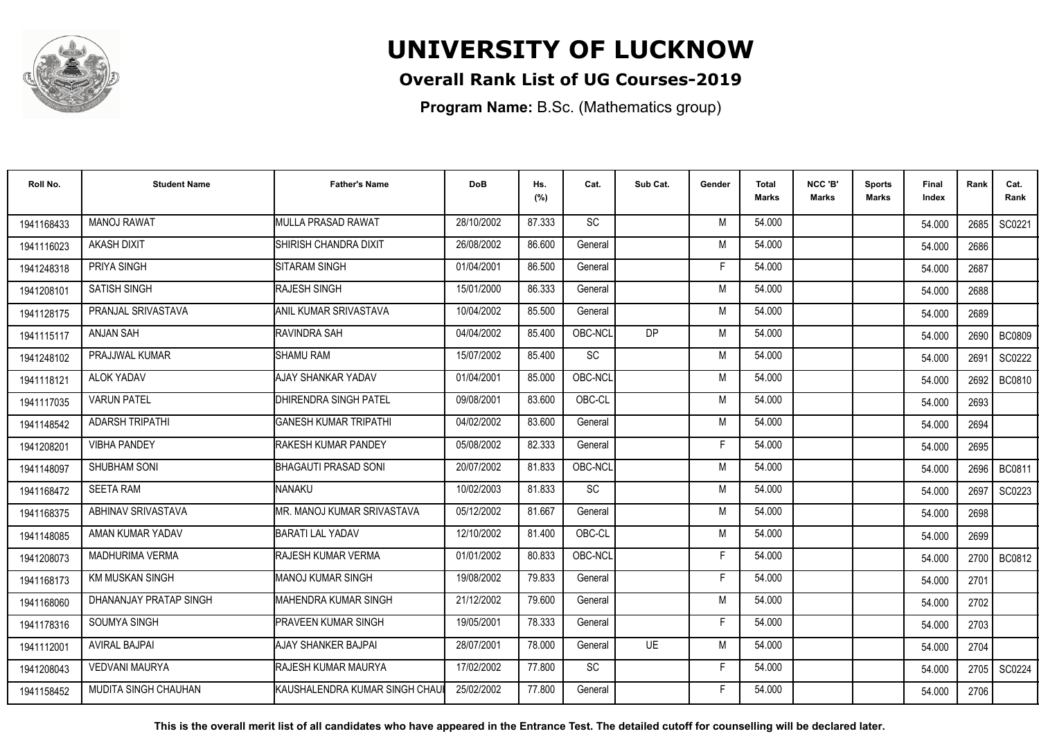# UNIVERSITY OF LUCKNOW

## Overall Rank List of UG Courses-2019

**Program Name:** B.Sc. (Mathematics group)

| Roll No. | Student Name | Father's Name | DoB | Hs. (%) | Cat. | Sub Cat. | Gender | Total Marks | NCC 'B' Marks | Sports Marks | Final Index | Rank | Cat. Rank |
|---|---|---|---|---|---|---|---|---|---|---|---|---|---|
| 1941168433 | MANOJ RAWAT | MULLA PRASAD RAWAT | 28/10/2002 | 87.333 | SC | | M | 54.000 | | | 54.000 | 2685 | SC0221 |
| 1941116023 | AKASH DIXIT | SHIRISH CHANDRA DIXIT | 26/08/2002 | 86.600 | General | | M | 54.000 | | | 54.000 | 2686 | |
| 1941248318 | PRIYA SINGH | SITARAM SINGH | 01/04/2001 | 86.500 | General | | F | 54.000 | | | 54.000 | 2687 | |
| 1941208101 | SATISH SINGH | RAJESH SINGH | 15/01/2000 | 86.333 | General | | M | 54.000 | | | 54.000 | 2688 | |
| 1941128175 | PRANJAL SRIVASTAVA | ANIL KUMAR SRIVASTAVA | 10/04/2002 | 85.500 | General | | M | 54.000 | | | 54.000 | 2689 | |
| 1941115117 | ANJAN SAH | RAVINDRA SAH | 04/04/2002 | 85.400 | OBC-NCL | DP | M | 54.000 | | | 54.000 | 2690 | BC0809 |
| 1941248102 | PRAJJWAL KUMAR | SHAMU RAM | 15/07/2002 | 85.400 | SC | | M | 54.000 | | | 54.000 | 2691 | SC0222 |
| 1941118121 | ALOK YADAV | AJAY SHANKAR YADAV | 01/04/2001 | 85.000 | OBC-NCL | | M | 54.000 | | | 54.000 | 2692 | BC0810 |
| 1941117035 | VARUN PATEL | DHIRENDRA SINGH PATEL | 09/08/2001 | 83.600 | OBC-CL | | M | 54.000 | | | 54.000 | 2693 | |
| 1941148542 | ADARSH TRIPATHI | GANESH KUMAR TRIPATHI | 04/02/2002 | 83.600 | General | | M | 54.000 | | | 54.000 | 2694 | |
| 1941208201 | VIBHA PANDEY | RAKESH KUMAR PANDEY | 05/08/2002 | 82.333 | General | | F | 54.000 | | | 54.000 | 2695 | |
| 1941148097 | SHUBHAM SONI | BHAGAUTI PRASAD SONI | 20/07/2002 | 81.833 | OBC-NCL | | M | 54.000 | | | 54.000 | 2696 | BC0811 |
| 1941168472 | SEETA RAM | NANAKU | 10/02/2003 | 81.833 | SC | | M | 54.000 | | | 54.000 | 2697 | SC0223 |
| 1941168375 | ABHINAV SRIVASTAVA | MR. MANOJ KUMAR SRIVASTAVA | 05/12/2002 | 81.667 | General | | M | 54.000 | | | 54.000 | 2698 | |
| 1941148085 | AMAN KUMAR YADAV | BARATI LAL YADAV | 12/10/2002 | 81.400 | OBC-CL | | M | 54.000 | | | 54.000 | 2699 | |
| 1941208073 | MADHURIMA VERMA | RAJESH KUMAR VERMA | 01/01/2002 | 80.833 | OBC-NCL | | F | 54.000 | | | 54.000 | 2700 | BC0812 |
| 1941168173 | KM MUSKAN SINGH | MANOJ KUMAR SINGH | 19/08/2002 | 79.833 | General | | F | 54.000 | | | 54.000 | 2701 | |
| 1941168060 | DHANANJAY PRATAP SINGH | MAHENDRA KUMAR SINGH | 21/12/2002 | 79.600 | General | | M | 54.000 | | | 54.000 | 2702 | |
| 1941178316 | SOUMYA SINGH | PRAVEEN KUMAR SINGH | 19/05/2001 | 78.333 | General | | F | 54.000 | | | 54.000 | 2703 | |
| 1941112001 | AVIRAL BAJPAI | AJAY SHANKER BAJPAI | 28/07/2001 | 78.000 | General | UE | M | 54.000 | | | 54.000 | 2704 | |
| 1941208043 | VEDVANI MAURYA | RAJESH KUMAR MAURYA | 17/02/2002 | 77.800 | SC | | F | 54.000 | | | 54.000 | 2705 | SC0224 |
| 1941158452 | MUDITA SINGH CHAUHAN | KAUSHALENDRA KUMAR SINGH CHAU | 25/02/2002 | 77.800 | General | | F | 54.000 | | | 54.000 | 2706 | |

**This is the overall merit list of all candidates who have appeared in the Entrance Test. The detailed cutoff for counselling will be declared later.**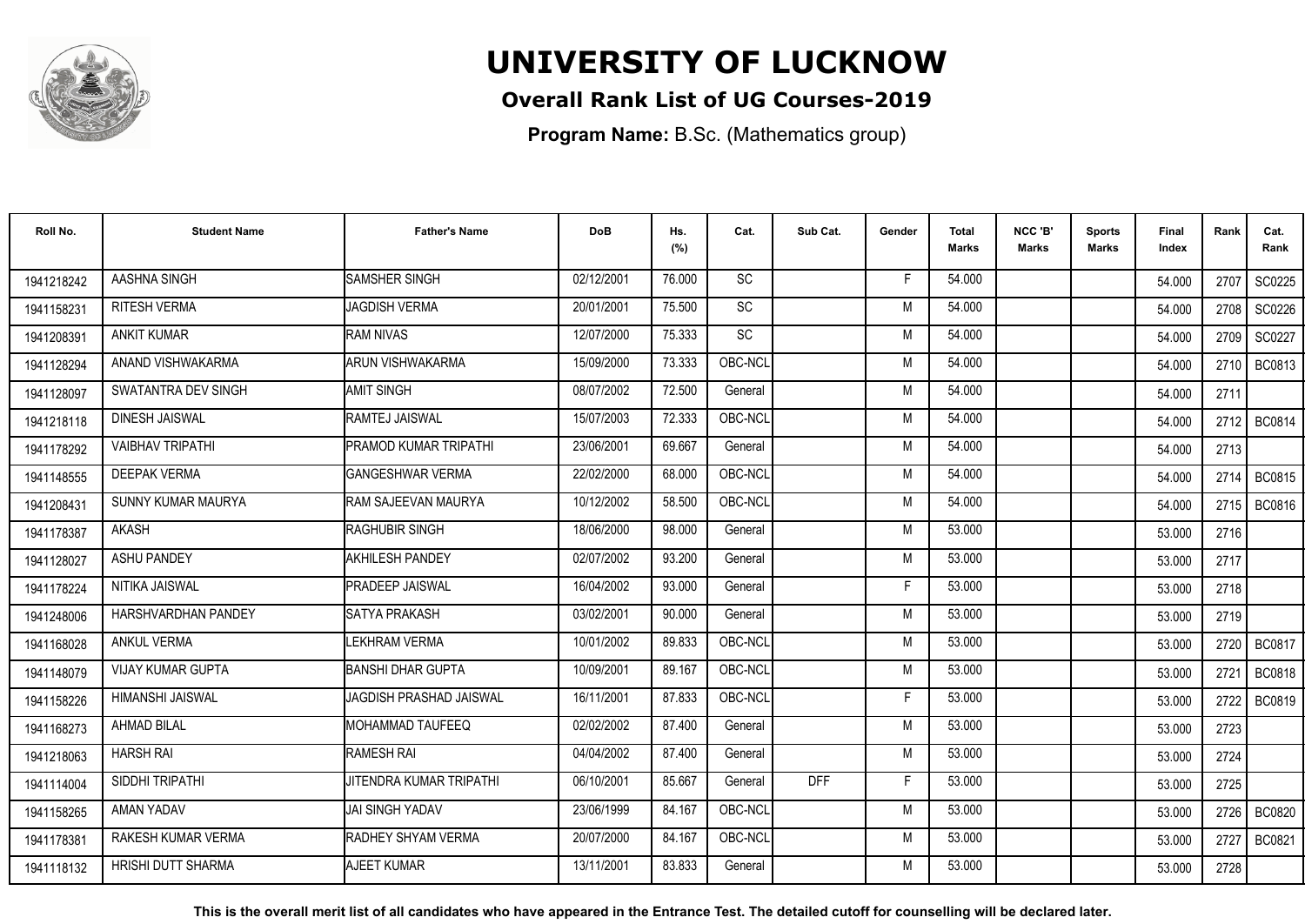# UNIVERSITY OF LUCKNOW

## Overall Rank List of UG Courses-2019

**Program Name:** B.Sc. (Mathematics group)

| Roll No. | Student Name | Father's Name | DoB | Hs. (%) | Cat. | Sub Cat. | Gender | Total Marks | NCC 'B' Marks | Sports Marks | Final Index | Rank | Cat. Rank |
|---|---|---|---|---|---|---|---|---|---|---|---|---|---|
| 1941218242 | AASHNA SINGH | SAMSHER SINGH | 02/12/2001 | 76.000 | SC | | F | 54.000 | | | 54.000 | 2707 | SC0225 |
| 1941158231 | RITESH VERMA | JAGDISH VERMA | 20/01/2001 | 75.500 | SC | | M | 54.000 | | | 54.000 | 2708 | SC0226 |
| 1941208391 | ANKIT KUMAR | RAM NIVAS | 12/07/2000 | 75.333 | SC | | M | 54.000 | | | 54.000 | 2709 | SC0227 |
| 1941128294 | ANAND VISHWAKARMA | ARUN VISHWAKARMA | 15/09/2000 | 73.333 | OBC-NCL | | M | 54.000 | | | 54.000 | 2710 | BC0813 |
| 1941128097 | SWATANTRA DEV SINGH | AMIT SINGH | 08/07/2002 | 72.500 | General | | M | 54.000 | | | 54.000 | 2711 | |
| 1941218118 | DINESH JAISWAL | RAMTEJ JAISWAL | 15/07/2003 | 72.333 | OBC-NCL | | M | 54.000 | | | 54.000 | 2712 | BC0814 |
| 1941178292 | VAIBHAV TRIPATHI | PRAMOD KUMAR TRIPATHI | 23/06/2001 | 69.667 | General | | M | 54.000 | | | 54.000 | 2713 | |
| 1941148555 | DEEPAK VERMA | GANGESHWAR VERMA | 22/02/2000 | 68.000 | OBC-NCL | | M | 54.000 | | | 54.000 | 2714 | BC0815 |
| 1941208431 | SUNNY KUMAR MAURYA | RAM SAJEEVAN MAURYA | 10/12/2002 | 58.500 | OBC-NCL | | M | 54.000 | | | 54.000 | 2715 | BC0816 |
| 1941178387 | AKASH | RAGHUBIR SINGH | 18/06/2000 | 98.000 | General | | M | 53.000 | | | 53.000 | 2716 | |
| 1941128027 | ASHU PANDEY | AKHILESH PANDEY | 02/07/2002 | 93.200 | General | | M | 53.000 | | | 53.000 | 2717 | |
| 1941178224 | NITIKA JAISWAL | PRADEEP JAISWAL | 16/04/2002 | 93.000 | General | | F | 53.000 | | | 53.000 | 2718 | |
| 1941248006 | HARSHVARDHAN PANDEY | SATYA PRAKASH | 03/02/2001 | 90.000 | General | | M | 53.000 | | | 53.000 | 2719 | |
| 1941168028 | ANKUL VERMA | LEKHRAM VERMA | 10/01/2002 | 89.833 | OBC-NCL | | M | 53.000 | | | 53.000 | 2720 | BC0817 |
| 1941148079 | VIJAY KUMAR GUPTA | BANSHI DHAR GUPTA | 10/09/2001 | 89.167 | OBC-NCL | | M | 53.000 | | | 53.000 | 2721 | BC0818 |
| 1941158226 | HIMANSHI JAISWAL | JAGDISH PRASHAD JAISWAL | 16/11/2001 | 87.833 | OBC-NCL | | F | 53.000 | | | 53.000 | 2722 | BC0819 |
| 1941168273 | AHMAD BILAL | MOHAMMAD TAUFEEQ | 02/02/2002 | 87.400 | General | | M | 53.000 | | | 53.000 | 2723 | |
| 1941218063 | HARSH RAI | RAMESH RAI | 04/04/2002 | 87.400 | General | | M | 53.000 | | | 53.000 | 2724 | |
| 1941114004 | SIDDHI TRIPATHI | JITENDRA KUMAR TRIPATHI | 06/10/2001 | 85.667 | General | DFF | F | 53.000 | | | 53.000 | 2725 | |
| 1941158265 | AMAN YADAV | JAI SINGH YADAV | 23/06/1999 | 84.167 | OBC-NCL | | M | 53.000 | | | 53.000 | 2726 | BC0820 |
| 1941178381 | RAKESH KUMAR VERMA | RADHEY SHYAM VERMA | 20/07/2000 | 84.167 | OBC-NCL | | M | 53.000 | | | 53.000 | 2727 | BC0821 |
| 1941118132 | HRISHI DUTT SHARMA | AJEET KUMAR | 13/11/2001 | 83.833 | General | | M | 53.000 | | | 53.000 | 2728 | |

**This is the overall merit list of all candidates who have appeared in the Entrance Test. The detailed cutoff for counselling will be declared later.**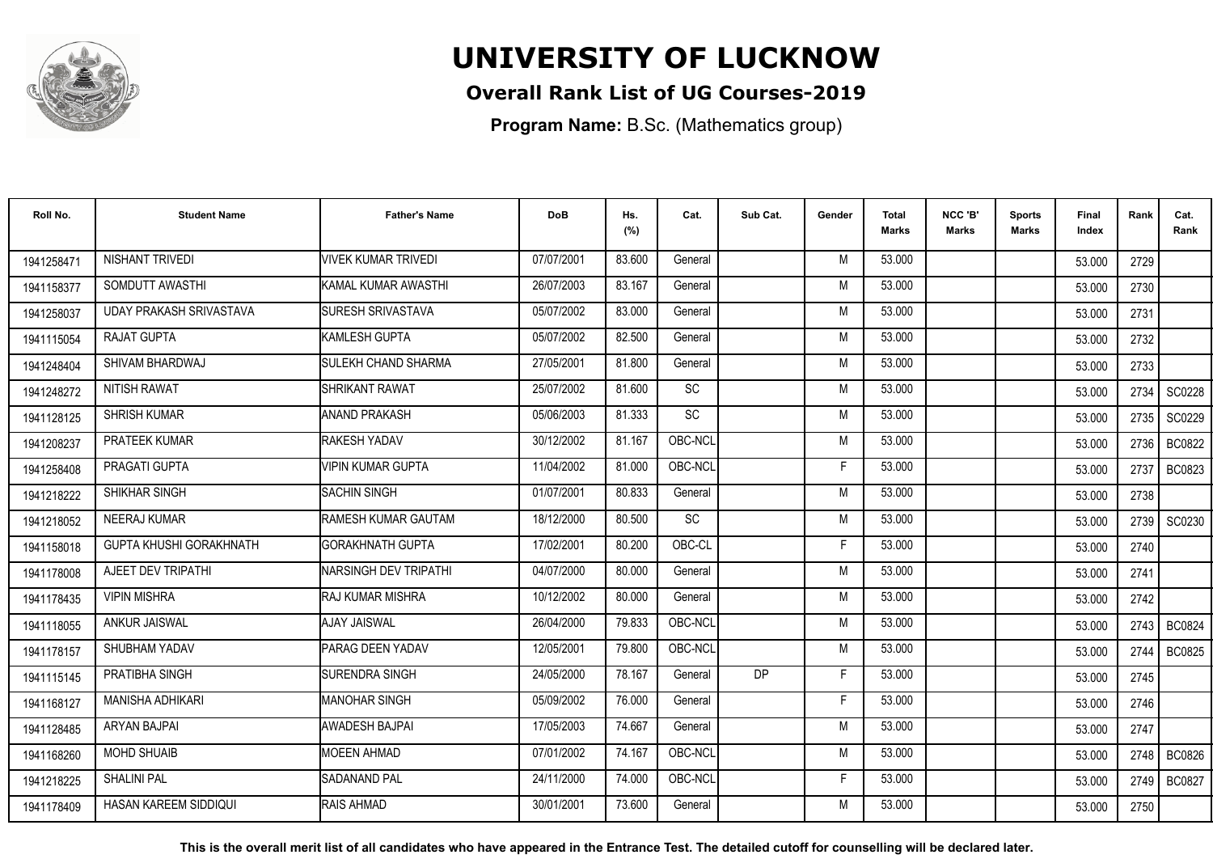# UNIVERSITY OF LUCKNOW

## Overall Rank List of UG Courses-2019

**Program Name:** B.Sc. (Mathematics group)

| Roll No. | Student Name | Father's Name | DoB | Hs. (%) | Cat. | Sub Cat. | Gender | Total Marks | NCC 'B' Marks | Sports Marks | Final Index | Rank | Cat. Rank |
|---|---|---|---|---|---|---|---|---|---|---|---|---|---|
| 1941258471 | NISHANT TRIVEDI | VIVEK KUMAR TRIVEDI | 07/07/2001 | 83.600 | General | | M | 53.000 | | | 53.000 | 2729 | |
| 1941158377 | SOMDUTT AWASTHI | KAMAL KUMAR AWASTHI | 26/07/2003 | 83.167 | General | | M | 53.000 | | | 53.000 | 2730 | |
| 1941258037 | UDAY PRAKASH SRIVASTAVA | SURESH SRIVASTAVA | 05/07/2002 | 83.000 | General | | M | 53.000 | | | 53.000 | 2731 | |
| 1941115054 | RAJAT GUPTA | KAMLESH GUPTA | 05/07/2002 | 82.500 | General | | M | 53.000 | | | 53.000 | 2732 | |
| 1941248404 | SHIVAM BHARDWAJ | SULEKH CHAND SHARMA | 27/05/2001 | 81.800 | General | | M | 53.000 | | | 53.000 | 2733 | |
| 1941248272 | NITISH RAWAT | SHRIKANT RAWAT | 25/07/2002 | 81.600 | SC | | M | 53.000 | | | 53.000 | 2734 | SC0228 |
| 1941128125 | SHRISH KUMAR | ANAND PRAKASH | 05/06/2003 | 81.333 | SC | | M | 53.000 | | | 53.000 | 2735 | SC0229 |
| 1941208237 | PRATEEK KUMAR | RAKESH YADAV | 30/12/2002 | 81.167 | OBC-NCL | | M | 53.000 | | | 53.000 | 2736 | BC0822 |
| 1941258408 | PRAGATI GUPTA | VIPIN KUMAR GUPTA | 11/04/2002 | 81.000 | OBC-NCL | | F | 53.000 | | | 53.000 | 2737 | BC0823 |
| 1941218222 | SHIKHAR SINGH | SACHIN SINGH | 01/07/2001 | 80.833 | General | | M | 53.000 | | | 53.000 | 2738 | |
| 1941218052 | NEERAJ KUMAR | RAMESH KUMAR GAUTAM | 18/12/2000 | 80.500 | SC | | M | 53.000 | | | 53.000 | 2739 | SC0230 |
| 1941158018 | GUPTA KHUSHI GORAKHNATH | GORAKHNATH GUPTA | 17/02/2001 | 80.200 | OBC-CL | | F | 53.000 | | | 53.000 | 2740 | |
| 1941178008 | AJEET DEV TRIPATHI | NARSINGH DEV TRIPATHI | 04/07/2000 | 80.000 | General | | M | 53.000 | | | 53.000 | 2741 | |
| 1941178435 | VIPIN MISHRA | RAJ KUMAR MISHRA | 10/12/2002 | 80.000 | General | | M | 53.000 | | | 53.000 | 2742 | |
| 1941118055 | ANKUR JAISWAL | AJAY JAISWAL | 26/04/2000 | 79.833 | OBC-NCL | | M | 53.000 | | | 53.000 | 2743 | BC0824 |
| 1941178157 | SHUBHAM YADAV | PARAG DEEN YADAV | 12/05/2001 | 79.800 | OBC-NCL | | M | 53.000 | | | 53.000 | 2744 | BC0825 |
| 1941115145 | PRATIBHA SINGH | SURENDRA SINGH | 24/05/2000 | 78.167 | General | DP | F | 53.000 | | | 53.000 | 2745 | |
| 1941168127 | MANISHA ADHIKARI | MANOHAR SINGH | 05/09/2002 | 76.000 | General | | F | 53.000 | | | 53.000 | 2746 | |
| 1941128485 | ARYAN BAJPAI | AWADESH BAJPAI | 17/05/2003 | 74.667 | General | | M | 53.000 | | | 53.000 | 2747 | |
| 1941168260 | MOHD SHUAIB | MOEEN AHMAD | 07/01/2002 | 74.167 | OBC-NCL | | M | 53.000 | | | 53.000 | 2748 | BC0826 |
| 1941218225 | SHALINI PAL | SADANAND PAL | 24/11/2000 | 74.000 | OBC-NCL | | F | 53.000 | | | 53.000 | 2749 | BC0827 |
| 1941178409 | HASAN KAREEM SIDDIQUI | RAIS AHMAD | 30/01/2001 | 73.600 | General | | M | 53.000 | | | 53.000 | 2750 | |

**This is the overall merit list of all candidates who have appeared in the Entrance Test. The detailed cutoff for counselling will be declared later.**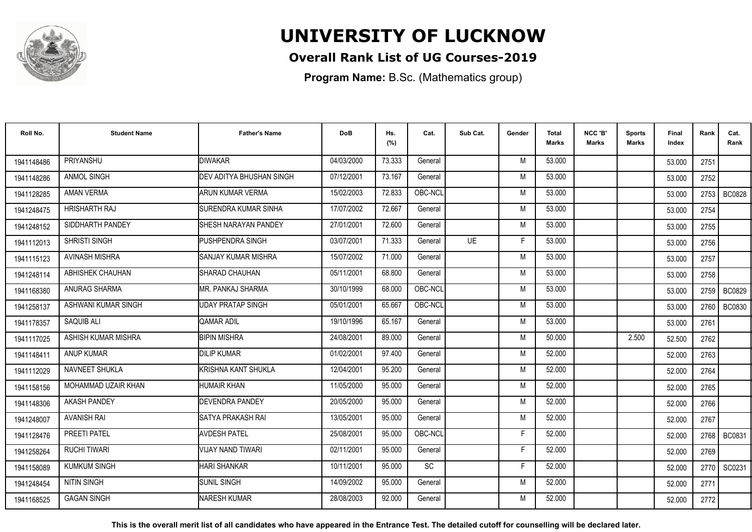# UNIVERSITY OF LUCKNOW

## Overall Rank List of UG Courses-2019

**Program Name:** B.Sc. (Mathematics group)

| Roll No. | Student Name | Father's Name | DoB | Hs. (%) | Cat. | Sub Cat. | Gender | Total Marks | NCC 'B' Marks | Sports Marks | Final Index | Rank | Cat. Rank |
|---|---|---|---|---|---|---|---|---|---|---|---|---|---|
| 1941148486 | PRIYANSHU | DIWAKAR | 04/03/2000 | 73.333 | General | | M | 53.000 | | | 53.000 | 2751 | |
| 1941148286 | ANMOL SINGH | DEV ADITYA BHUSHAN SINGH | 07/12/2001 | 73.167 | General | | M | 53.000 | | | 53.000 | 2752 | |
| 1941128285 | AMAN VERMA | ARUN KUMAR VERMA | 15/02/2003 | 72.833 | OBC-NCL | | M | 53.000 | | | 53.000 | 2753 | BC0828 |
| 1941248475 | HRISHARTH RAJ | SURENDRA KUMAR SINHA | 17/07/2002 | 72.667 | General | | M | 53.000 | | | 53.000 | 2754 | |
| 1941248152 | SIDDHARTH PANDEY | SHESH NARAYAN PANDEY | 27/01/2001 | 72.600 | General | | M | 53.000 | | | 53.000 | 2755 | |
| 1941112013 | SHRISTI SINGH | PUSHPENDRA SINGH | 03/07/2001 | 71.333 | General | UE | F | 53.000 | | | 53.000 | 2756 | |
| 1941115123 | AVINASH MISHRA | SANJAY KUMAR MISHRA | 15/07/2002 | 71.000 | General | | M | 53.000 | | | 53.000 | 2757 | |
| 1941248114 | ABHISHEK CHAUHAN | SHARAD CHAUHAN | 05/11/2001 | 68.800 | General | | M | 53.000 | | | 53.000 | 2758 | |
| 1941168380 | ANURAG SHARMA | MR. PANKAJ SHARMA | 30/10/1999 | 68.000 | OBC-NCL | | M | 53.000 | | | 53.000 | 2759 | BC0829 |
| 1941258137 | ASHWANI KUMAR SINGH | UDAY PRATAP SINGH | 05/01/2001 | 65.667 | OBC-NCL | | M | 53.000 | | | 53.000 | 2760 | BC0830 |
| 1941178357 | SAQUIB ALI | QAMAR ADIL | 19/10/1996 | 65.167 | General | | M | 53.000 | | | 53.000 | 2761 | |
| 1941117025 | ASHISH KUMAR MISHRA | BIPIN MISHRA | 24/08/2001 | 89.000 | General | | M | 50.000 | | 2.500 | 52.500 | 2762 | |
| 1941148411 | ANUP KUMAR | DILIP KUMAR | 01/02/2001 | 97.400 | General | | M | 52.000 | | | 52.000 | 2763 | |
| 1941112029 | NAVNEET SHUKLA | KRISHNA KANT SHUKLA | 12/04/2001 | 95.200 | General | | M | 52.000 | | | 52.000 | 2764 | |
| 1941158156 | MOHAMMAD UZAIR KHAN | HUMAIR KHAN | 11/05/2000 | 95.000 | General | | M | 52.000 | | | 52.000 | 2765 | |
| 1941148306 | AKASH PANDEY | DEVENDRA PANDEY | 20/05/2000 | 95.000 | General | | M | 52.000 | | | 52.000 | 2766 | |
| 1941248007 | AVANISH RAI | SATYA PRAKASH RAI | 13/05/2001 | 95.000 | General | | M | 52.000 | | | 52.000 | 2767 | |
| 1941128476 | PREETI PATEL | AVDESH PATEL | 25/08/2001 | 95.000 | OBC-NCL | | F | 52.000 | | | 52.000 | 2768 | BC0831 |
| 1941258264 | RUCHI TIWARI | VIJAY NAND TIWARI | 02/11/2001 | 95.000 | General | | F | 52.000 | | | 52.000 | 2769 | |
| 1941158089 | KUMKUM SINGH | HARI SHANKAR | 10/11/2001 | 95.000 | SC | | F | 52.000 | | | 52.000 | 2770 | SC0231 |
| 1941248454 | NITIN SINGH | SUNIL SINGH | 14/09/2002 | 95.000 | General | | M | 52.000 | | | 52.000 | 2771 | |
| 1941168525 | GAGAN SINGH | NARESH KUMAR | 28/08/2003 | 92.000 | General | | M | 52.000 | | | 52.000 | 2772 | |

**This is the overall merit list of all candidates who have appeared in the Entrance Test. The detailed cutoff for counselling will be declared later.**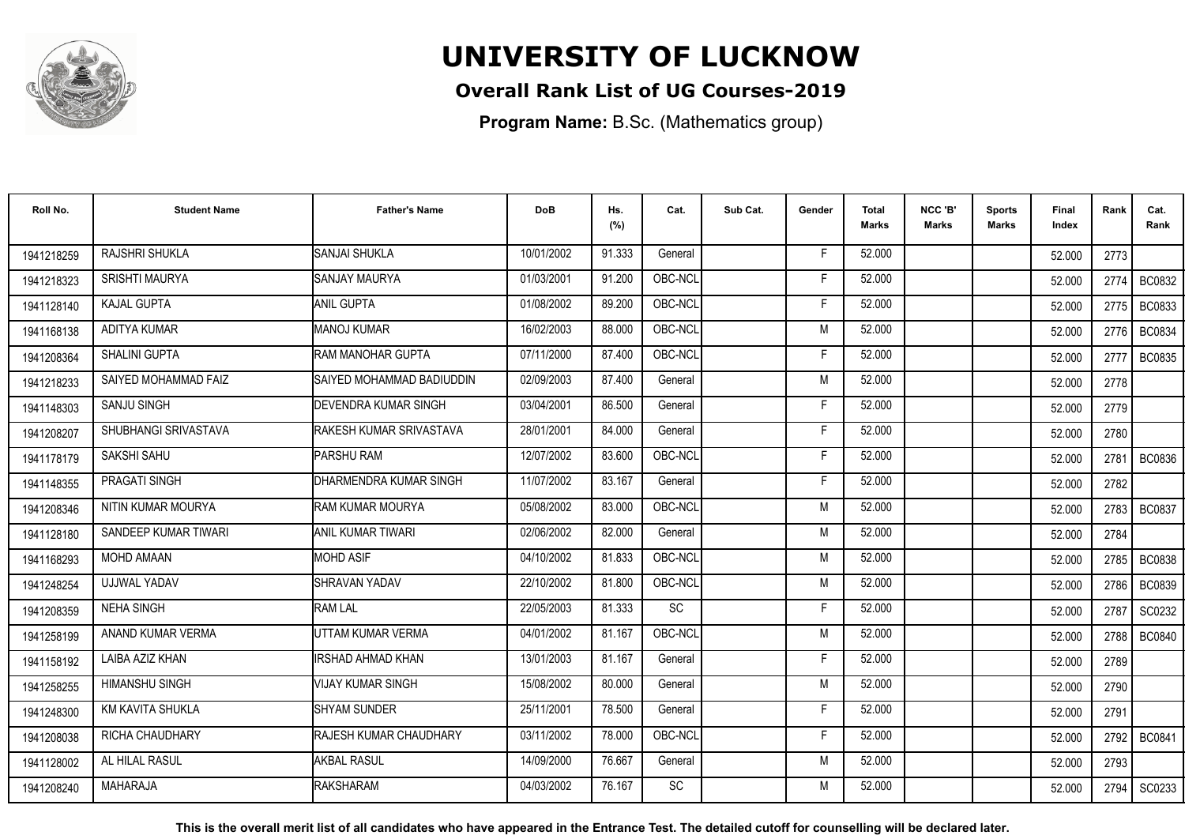# UNIVERSITY OF LUCKNOW

## Overall Rank List of UG Courses-2019

**Program Name:** B.Sc. (Mathematics group)

| Roll No. | Student Name | Father's Name | DoB | Hs. (%) | Cat. | Sub Cat. | Gender | Total Marks | NCC 'B' Marks | Sports Marks | Final Index | Rank | Cat. Rank |
|---|---|---|---|---|---|---|---|---|---|---|---|---|---|
| 1941218259 | RAJSHRI SHUKLA | SANJAI SHUKLA | 10/01/2002 | 91.333 | General | | F | 52.000 | | | 52.000 | 2773 | |
| 1941218323 | SRISHTI MAURYA | SANJAY MAURYA | 01/03/2001 | 91.200 | OBC-NCL | | F | 52.000 | | | 52.000 | 2774 | BC0832 |
| 1941128140 | KAJAL GUPTA | ANIL GUPTA | 01/08/2002 | 89.200 | OBC-NCL | | F | 52.000 | | | 52.000 | 2775 | BC0833 |
| 1941168138 | ADITYA KUMAR | MANOJ KUMAR | 16/02/2003 | 88.000 | OBC-NCL | | M | 52.000 | | | 52.000 | 2776 | BC0834 |
| 1941208364 | SHALINI GUPTA | RAM MANOHAR GUPTA | 07/11/2000 | 87.400 | OBC-NCL | | F | 52.000 | | | 52.000 | 2777 | BC0835 |
| 1941218233 | SAIYED MOHAMMAD FAIZ | SAIYED MOHAMMAD BADIUDDIN | 02/09/2003 | 87.400 | General | | M | 52.000 | | | 52.000 | 2778 | |
| 1941148303 | SANJU SINGH | DEVENDRA KUMAR SINGH | 03/04/2001 | 86.500 | General | | F | 52.000 | | | 52.000 | 2779 | |
| 1941208207 | SHUBHANGI SRIVASTAVA | RAKESH KUMAR SRIVASTAVA | 28/01/2001 | 84.000 | General | | F | 52.000 | | | 52.000 | 2780 | |
| 1941178179 | SAKSHI SAHU | PARSHU RAM | 12/07/2002 | 83.600 | OBC-NCL | | F | 52.000 | | | 52.000 | 2781 | BC0836 |
| 1941148355 | PRAGATI SINGH | DHARMENDRA KUMAR SINGH | 11/07/2002 | 83.167 | General | | F | 52.000 | | | 52.000 | 2782 | |
| 1941208346 | NITIN KUMAR MOURYA | RAM KUMAR MOURYA | 05/08/2002 | 83.000 | OBC-NCL | | M | 52.000 | | | 52.000 | 2783 | BC0837 |
| 1941128180 | SANDEEP KUMAR TIWARI | ANIL KUMAR TIWARI | 02/06/2002 | 82.000 | General | | M | 52.000 | | | 52.000 | 2784 | |
| 1941168293 | MOHD AMAAN | MOHD ASIF | 04/10/2002 | 81.833 | OBC-NCL | | M | 52.000 | | | 52.000 | 2785 | BC0838 |
| 1941248254 | UJJWAL YADAV | SHRAVAN YADAV | 22/10/2002 | 81.800 | OBC-NCL | | M | 52.000 | | | 52.000 | 2786 | BC0839 |
| 1941208359 | NEHA SINGH | RAM LAL | 22/05/2003 | 81.333 | SC | | F | 52.000 | | | 52.000 | 2787 | SC0232 |
| 1941258199 | ANAND KUMAR VERMA | UTTAM KUMAR VERMA | 04/01/2002 | 81.167 | OBC-NCL | | M | 52.000 | | | 52.000 | 2788 | BC0840 |
| 1941158192 | LAIBA AZIZ KHAN | IRSHAD AHMAD KHAN | 13/01/2003 | 81.167 | General | | F | 52.000 | | | 52.000 | 2789 | |
| 1941258255 | HIMANSHU SINGH | VIJAY KUMAR SINGH | 15/08/2002 | 80.000 | General | | M | 52.000 | | | 52.000 | 2790 | |
| 1941248300 | KM KAVITA SHUKLA | SHYAM SUNDER | 25/11/2001 | 78.500 | General | | F | 52.000 | | | 52.000 | 2791 | |
| 1941208038 | RICHA CHAUDHARY | RAJESH KUMAR CHAUDHARY | 03/11/2002 | 78.000 | OBC-NCL | | F | 52.000 | | | 52.000 | 2792 | BC0841 |
| 1941128002 | AL HILAL RASUL | AKBAL RASUL | 14/09/2000 | 76.667 | General | | M | 52.000 | | | 52.000 | 2793 | |
| 1941208240 | MAHARAJA | RAKSHARAM | 04/03/2002 | 76.167 | SC | | M | 52.000 | | | 52.000 | 2794 | SC0233 |

**This is the overall merit list of all candidates who have appeared in the Entrance Test. The detailed cutoff for counselling will be declared later.**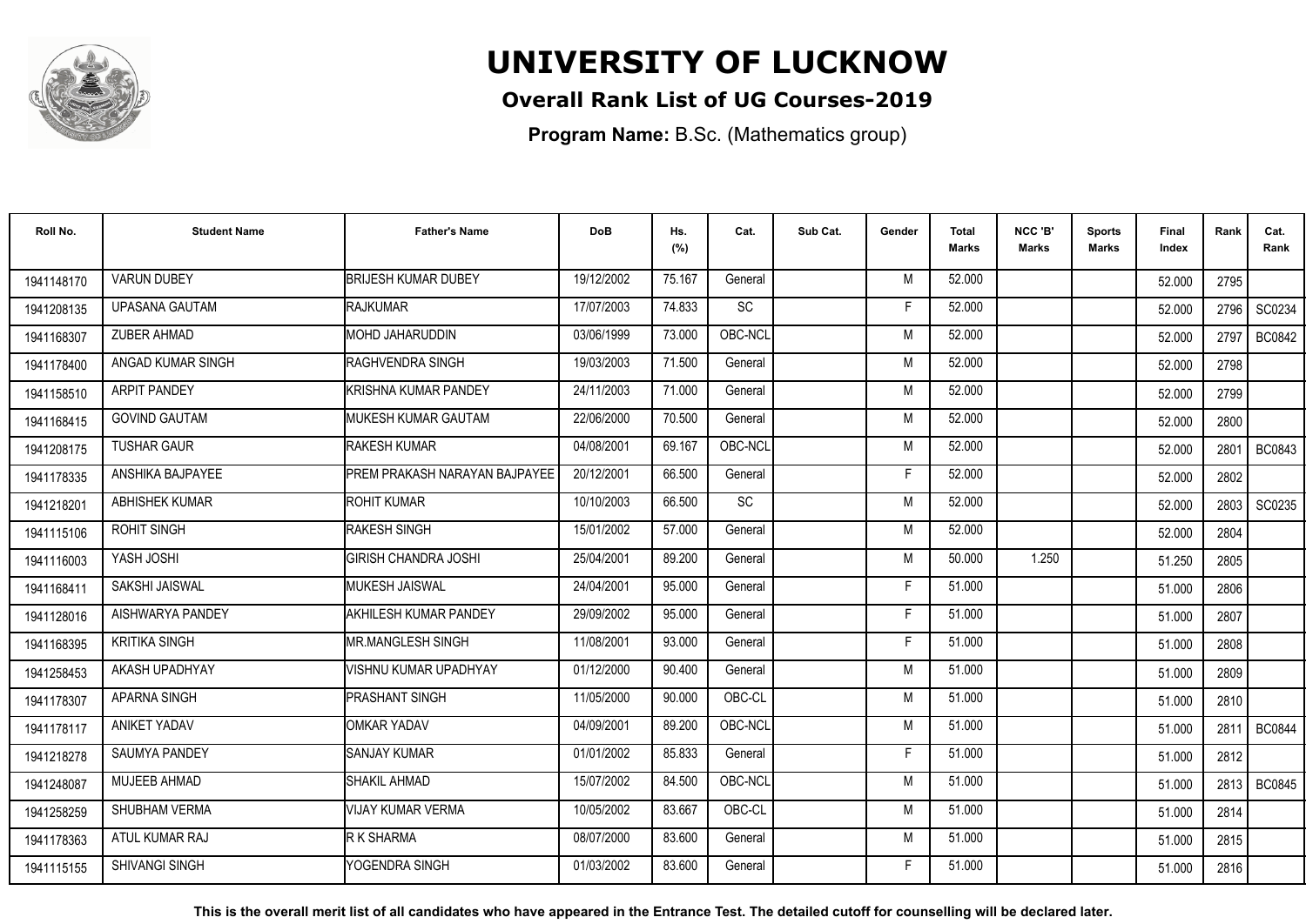# UNIVERSITY OF LUCKNOW

## Overall Rank List of UG Courses-2019

**Program Name:** B.Sc. (Mathematics group)

| Roll No. | Student Name | Father's Name | DoB | Hs. (%) | Cat. | Sub Cat. | Gender | Total Marks | NCC 'B' Marks | Sports Marks | Final Index | Rank | Cat. Rank |
|---|---|---|---|---|---|---|---|---|---|---|---|---|---|
| 1941148170 | VARUN DUBEY | BRIJESH KUMAR DUBEY | 19/12/2002 | 75.167 | General | | M | 52.000 | | | 52.000 | 2795 | |
| 1941208135 | UPASANA GAUTAM | RAJKUMAR | 17/07/2003 | 74.833 | SC | | F | 52.000 | | | 52.000 | 2796 | SC0234 |
| 1941168307 | ZUBER AHMAD | MOHD JAHARUDDIN | 03/06/1999 | 73.000 | OBC-NCL | | M | 52.000 | | | 52.000 | 2797 | BC0842 |
| 1941178400 | ANGAD KUMAR SINGH | RAGHVENDRA SINGH | 19/03/2003 | 71.500 | General | | M | 52.000 | | | 52.000 | 2798 | |
| 1941158510 | ARPIT PANDEY | KRISHNA KUMAR PANDEY | 24/11/2003 | 71.000 | General | | M | 52.000 | | | 52.000 | 2799 | |
| 1941168415 | GOVIND GAUTAM | MUKESH KUMAR GAUTAM | 22/06/2000 | 70.500 | General | | M | 52.000 | | | 52.000 | 2800 | |
| 1941208175 | TUSHAR GAUR | RAKESH KUMAR | 04/08/2001 | 69.167 | OBC-NCL | | M | 52.000 | | | 52.000 | 2801 | BC0843 |
| 1941178335 | ANSHIKA BAJPAYEE | PREM PRAKASH NARAYAN BAJPAYEE | 20/12/2001 | 66.500 | General | | F | 52.000 | | | 52.000 | 2802 | |
| 1941218201 | ABHISHEK KUMAR | ROHIT KUMAR | 10/10/2003 | 66.500 | SC | | M | 52.000 | | | 52.000 | 2803 | SC0235 |
| 1941115106 | ROHIT SINGH | RAKESH SINGH | 15/01/2002 | 57.000 | General | | M | 52.000 | | | 52.000 | 2804 | |
| 1941116003 | YASH JOSHI | GIRISH CHANDRA JOSHI | 25/04/2001 | 89.200 | General | | M | 50.000 | 1.250 | | 51.250 | 2805 | |
| 1941168411 | SAKSHI JAISWAL | MUKESH JAISWAL | 24/04/2001 | 95.000 | General | | F | 51.000 | | | 51.000 | 2806 | |
| 1941128016 | AISHWARYA PANDEY | AKHILESH KUMAR PANDEY | 29/09/2002 | 95.000 | General | | F | 51.000 | | | 51.000 | 2807 | |
| 1941168395 | KRITIKA SINGH | MR.MANGLESH SINGH | 11/08/2001 | 93.000 | General | | F | 51.000 | | | 51.000 | 2808 | |
| 1941258453 | AKASH UPADHYAY | VISHNU KUMAR UPADHYAY | 01/12/2000 | 90.400 | General | | M | 51.000 | | | 51.000 | 2809 | |
| 1941178307 | APARNA SINGH | PRASHANT SINGH | 11/05/2000 | 90.000 | OBC-CL | | M | 51.000 | | | 51.000 | 2810 | |
| 1941178117 | ANIKET YADAV | OMKAR YADAV | 04/09/2001 | 89.200 | OBC-NCL | | M | 51.000 | | | 51.000 | 2811 | BC0844 |
| 1941218278 | SAUMYA PANDEY | SANJAY KUMAR | 01/01/2002 | 85.833 | General | | F | 51.000 | | | 51.000 | 2812 | |
| 1941248087 | MUJEEB AHMAD | SHAKIL AHMAD | 15/07/2002 | 84.500 | OBC-NCL | | M | 51.000 | | | 51.000 | 2813 | BC0845 |
| 1941258259 | SHUBHAM VERMA | VIJAY KUMAR VERMA | 10/05/2002 | 83.667 | OBC-CL | | M | 51.000 | | | 51.000 | 2814 | |
| 1941178363 | ATUL KUMAR RAJ | R K SHARMA | 08/07/2000 | 83.600 | General | | M | 51.000 | | | 51.000 | 2815 | |
| 1941115155 | SHIVANGI SINGH | YOGENDRA SINGH | 01/03/2002 | 83.600 | General | | F | 51.000 | | | 51.000 | 2816 | |

**This is the overall merit list of all candidates who have appeared in the Entrance Test. The detailed cutoff for counselling will be declared later.**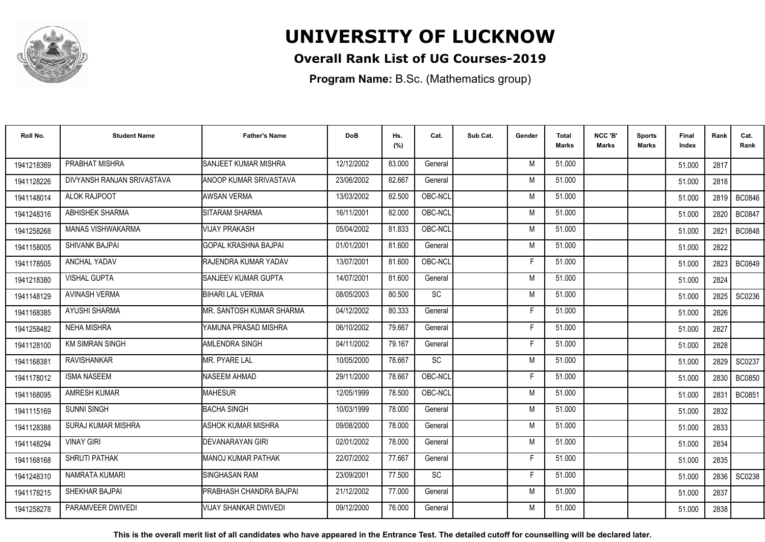# UNIVERSITY OF LUCKNOW

## Overall Rank List of UG Courses-2019

**Program Name:** B.Sc. (Mathematics group)

| Roll No. | Student Name | Father's Name | DoB | Hs. (%) | Cat. | Sub Cat. | Gender | Total Marks | NCC 'B' Marks | Sports Marks | Final Index | Rank | Cat. Rank |
|---|---|---|---|---|---|---|---|---|---|---|---|---|---|
| 1941218369 | PRABHAT MISHRA | SANJEET KUMAR MISHRA | 12/12/2002 | 83.000 | General | | M | 51.000 | | | 51.000 | 2817 | |
| 1941128226 | DIVYANSH RANJAN SRIVASTAVA | ANOOP KUMAR SRIVASTAVA | 23/06/2002 | 82.667 | General | | M | 51.000 | | | 51.000 | 2818 | |
| 1941148014 | ALOK RAJPOOT | AWSAN VERMA | 13/03/2002 | 82.500 | OBC-NCL | | M | 51.000 | | | 51.000 | 2819 | BC0846 |
| 1941248316 | ABHISHEK SHARMA | SITARAM SHARMA | 16/11/2001 | 82.000 | OBC-NCL | | M | 51.000 | | | 51.000 | 2820 | BC0847 |
| 1941258268 | MANAS VISHWAKARMA | VIJAY PRAKASH | 05/04/2002 | 81.833 | OBC-NCL | | M | 51.000 | | | 51.000 | 2821 | BC0848 |
| 1941158005 | SHIVANK BAJPAI | GOPAL KRASHNA BAJPAI | 01/01/2001 | 81.600 | General | | M | 51.000 | | | 51.000 | 2822 | |
| 1941178505 | ANCHAL YADAV | RAJENDRA KUMAR YADAV | 13/07/2001 | 81.600 | OBC-NCL | | F | 51.000 | | | 51.000 | 2823 | BC0849 |
| 1941218380 | VISHAL GUPTA | SANJEEV KUMAR GUPTA | 14/07/2001 | 81.600 | General | | M | 51.000 | | | 51.000 | 2824 | |
| 1941148129 | AVINASH VERMA | BIHARI LAL VERMA | 08/05/2003 | 80.500 | SC | | M | 51.000 | | | 51.000 | 2825 | SC0236 |
| 1941168385 | AYUSHI SHARMA | MR. SANTOSH KUMAR SHARMA | 04/12/2002 | 80.333 | General | | F | 51.000 | | | 51.000 | 2826 | |
| 1941258482 | NEHA MISHRA | YAMUNA PRASAD MISHRA | 06/10/2002 | 79.667 | General | | F | 51.000 | | | 51.000 | 2827 | |
| 1941128100 | KM SIMRAN SINGH | AMLENDRA SINGH | 04/11/2002 | 79.167 | General | | F | 51.000 | | | 51.000 | 2828 | |
| 1941168381 | RAVISHANKAR | MR. PYARE LAL | 10/05/2000 | 78.667 | SC | | M | 51.000 | | | 51.000 | 2829 | SC0237 |
| 1941178012 | ISMA NASEEM | NASEEM AHMAD | 29/11/2000 | 78.667 | OBC-NCL | | F | 51.000 | | | 51.000 | 2830 | BC0850 |
| 1941168095 | AMRESH KUMAR | MAHESUR | 12/05/1999 | 78.500 | OBC-NCL | | M | 51.000 | | | 51.000 | 2831 | BC0851 |
| 1941115169 | SUNNI SINGH | BACHA SINGH | 10/03/1999 | 78.000 | General | | M | 51.000 | | | 51.000 | 2832 | |
| 1941128388 | SURAJ KUMAR MISHRA | ASHOK KUMAR MISHRA | 09/08/2000 | 78.000 | General | | M | 51.000 | | | 51.000 | 2833 | |
| 1941148294 | VINAY GIRI | DEVANARAYAN GIRI | 02/01/2002 | 78.000 | General | | M | 51.000 | | | 51.000 | 2834 | |
| 1941168168 | SHRUTI PATHAK | MANOJ KUMAR PATHAK | 22/07/2002 | 77.667 | General | | F | 51.000 | | | 51.000 | 2835 | |
| 1941248310 | NAMRATA KUMARI | SINGHASAN RAM | 23/09/2001 | 77.500 | SC | | F | 51.000 | | | 51.000 | 2836 | SC0238 |
| 1941178215 | SHEKHAR BAJPAI | PRABHASH CHANDRA BAJPAI | 21/12/2002 | 77.000 | General | | M | 51.000 | | | 51.000 | 2837 | |
| 1941258278 | PARAMVEER DWIVEDI | VIJAY SHANKAR DWIVEDI | 09/12/2000 | 76.000 | General | | M | 51.000 | | | 51.000 | 2838 | |

**This is the overall merit list of all candidates who have appeared in the Entrance Test. The detailed cutoff for counselling will be declared later.**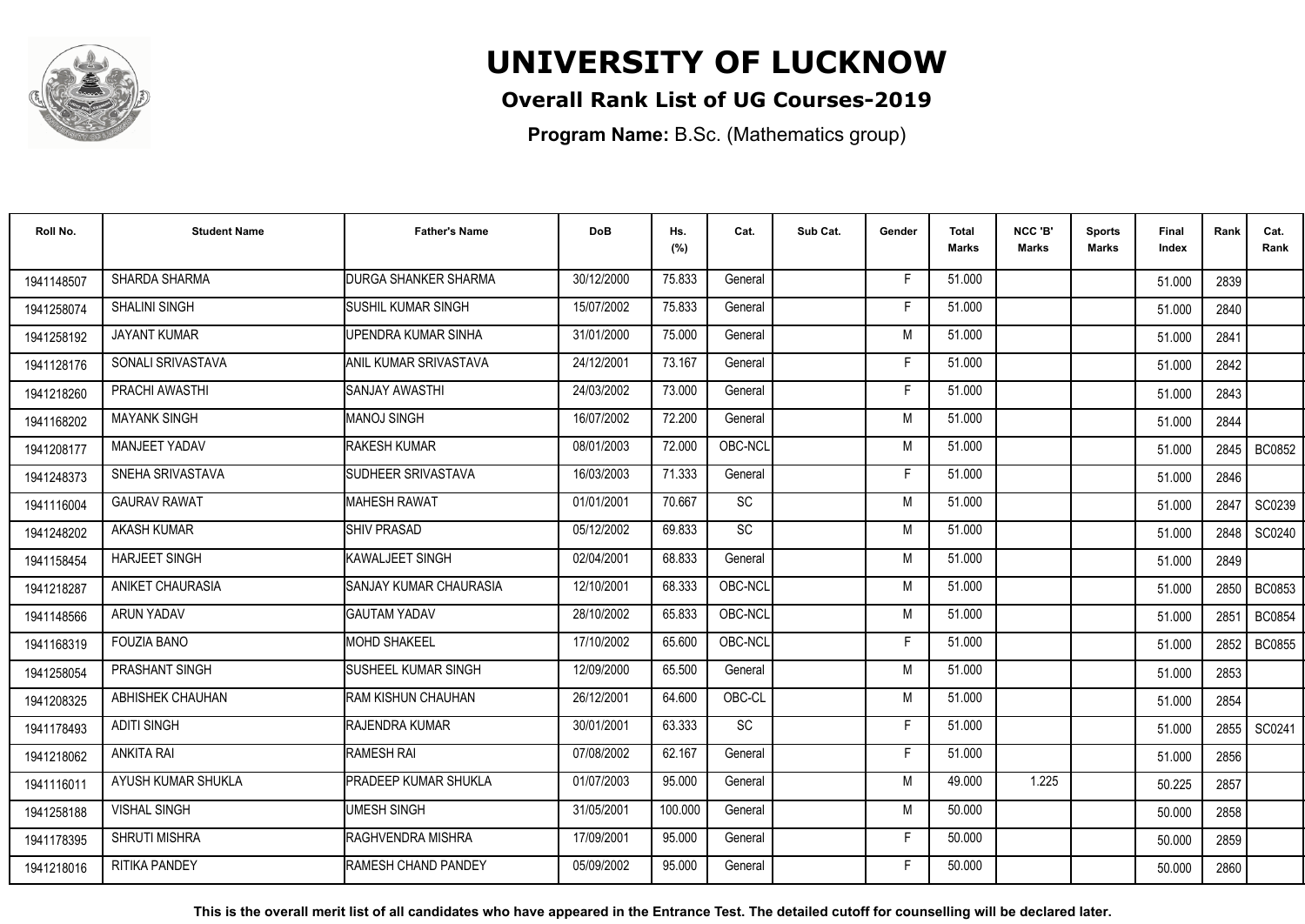# UNIVERSITY OF LUCKNOW

## Overall Rank List of UG Courses-2019

**Program Name:** B.Sc. (Mathematics group)

| Roll No. | Student Name | Father's Name | DoB | Hs. (%) | Cat. | Sub Cat. | Gender | Total Marks | NCC 'B' Marks | Sports Marks | Final Index | Rank | Cat. Rank |
|---|---|---|---|---|---|---|---|---|---|---|---|---|---|
| 1941148507 | SHARDA SHARMA | DURGA SHANKER SHARMA | 30/12/2000 | 75.833 | General | | F | 51.000 | | | 51.000 | 2839 | |
| 1941258074 | SHALINI SINGH | SUSHIL KUMAR SINGH | 15/07/2002 | 75.833 | General | | F | 51.000 | | | 51.000 | 2840 | |
| 1941258192 | JAYANT KUMAR | UPENDRA KUMAR SINHA | 31/01/2000 | 75.000 | General | | M | 51.000 | | | 51.000 | 2841 | |
| 1941128176 | SONALI SRIVASTAVA | ANIL KUMAR SRIVASTAVA | 24/12/2001 | 73.167 | General | | F | 51.000 | | | 51.000 | 2842 | |
| 1941218260 | PRACHI AWASTHI | SANJAY AWASTHI | 24/03/2002 | 73.000 | General | | F | 51.000 | | | 51.000 | 2843 | |
| 1941168202 | MAYANK SINGH | MANOJ SINGH | 16/07/2002 | 72.200 | General | | M | 51.000 | | | 51.000 | 2844 | |
| 1941208177 | MANJEET YADAV | RAKESH KUMAR | 08/01/2003 | 72.000 | OBC-NCL | | M | 51.000 | | | 51.000 | 2845 | BC0852 |
| 1941248373 | SNEHA SRIVASTAVA | SUDHEER SRIVASTAVA | 16/03/2003 | 71.333 | General | | F | 51.000 | | | 51.000 | 2846 | |
| 1941116004 | GAURAV RAWAT | MAHESH RAWAT | 01/01/2001 | 70.667 | SC | | M | 51.000 | | | 51.000 | 2847 | SC0239 |
| 1941248202 | AKASH KUMAR | SHIV PRASAD | 05/12/2002 | 69.833 | SC | | M | 51.000 | | | 51.000 | 2848 | SC0240 |
| 1941158454 | HARJEET SINGH | KAWALJEET SINGH | 02/04/2001 | 68.833 | General | | M | 51.000 | | | 51.000 | 2849 | |
| 1941218287 | ANIKET CHAURASIA | SANJAY KUMAR CHAURASIA | 12/10/2001 | 68.333 | OBC-NCL | | M | 51.000 | | | 51.000 | 2850 | BC0853 |
| 1941148566 | ARUN YADAV | GAUTAM YADAV | 28/10/2002 | 65.833 | OBC-NCL | | M | 51.000 | | | 51.000 | 2851 | BC0854 |
| 1941168319 | FOUZIA BANO | MOHD SHAKEEL | 17/10/2002 | 65.600 | OBC-NCL | | F | 51.000 | | | 51.000 | 2852 | BC0855 |
| 1941258054 | PRASHANT SINGH | SUSHEEL KUMAR SINGH | 12/09/2000 | 65.500 | General | | M | 51.000 | | | 51.000 | 2853 | |
| 1941208325 | ABHISHEK CHAUHAN | RAM KISHUN CHAUHAN | 26/12/2001 | 64.600 | OBC-CL | | M | 51.000 | | | 51.000 | 2854 | |
| 1941178493 | ADITI SINGH | RAJENDRA KUMAR | 30/01/2001 | 63.333 | SC | | F | 51.000 | | | 51.000 | 2855 | SC0241 |
| 1941218062 | ANKITA RAI | RAMESH RAI | 07/08/2002 | 62.167 | General | | F | 51.000 | | | 51.000 | 2856 | |
| 1941116011 | AYUSH KUMAR SHUKLA | PRADEEP KUMAR SHUKLA | 01/07/2003 | 95.000 | General | | M | 49.000 | 1.225 | | 50.225 | 2857 | |
| 1941258188 | VISHAL SINGH | UMESH SINGH | 31/05/2001 | 100.000 | General | | M | 50.000 | | | 50.000 | 2858 | |
| 1941178395 | SHRUTI MISHRA | RAGHVENDRA MISHRA | 17/09/2001 | 95.000 | General | | F | 50.000 | | | 50.000 | 2859 | |
| 1941218016 | RITIKA PANDEY | RAMESH CHAND PANDEY | 05/09/2002 | 95.000 | General | | F | 50.000 | | | 50.000 | 2860 | |

**This is the overall merit list of all candidates who have appeared in the Entrance Test. The detailed cutoff for counselling will be declared later.**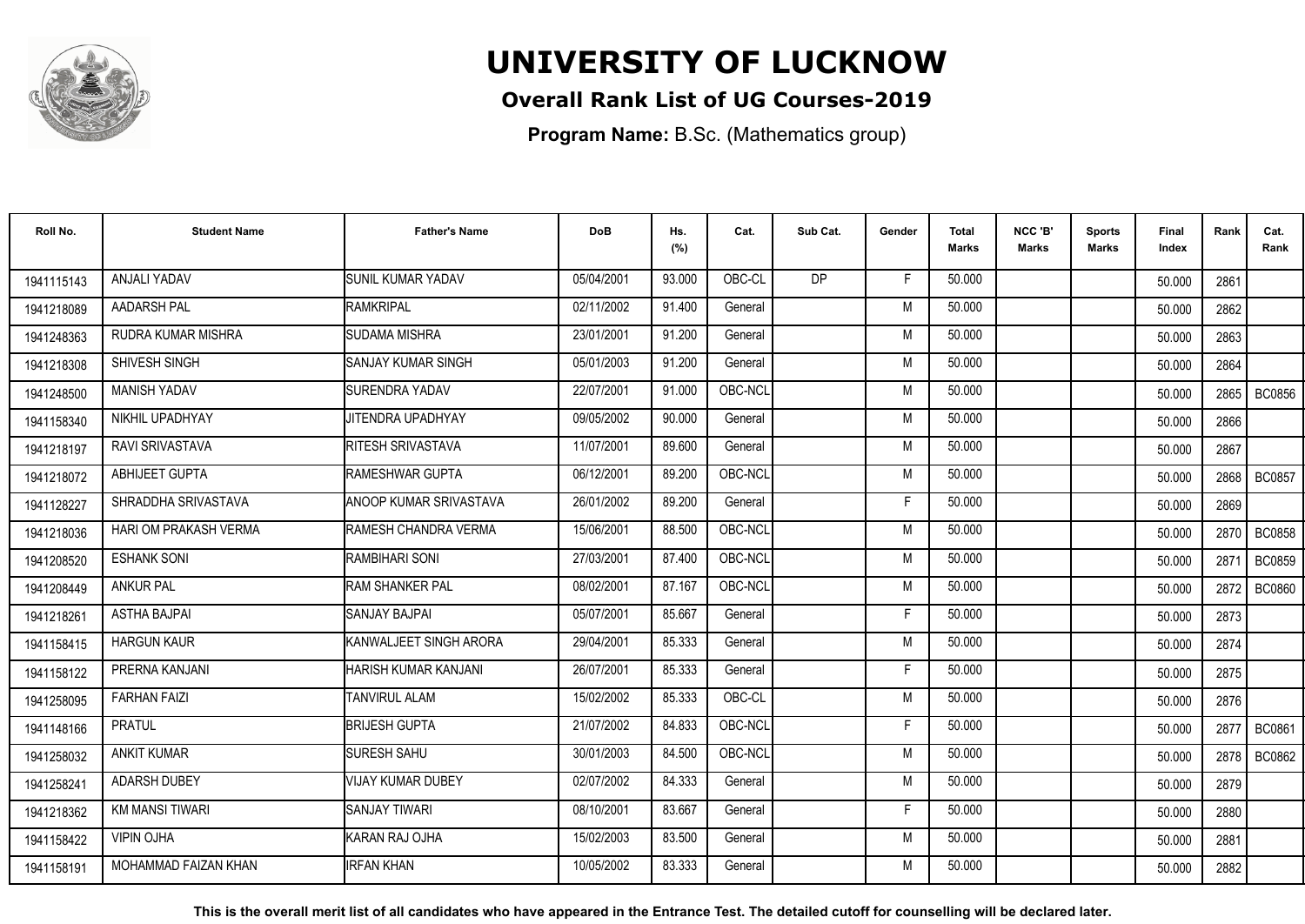# UNIVERSITY OF LUCKNOW

## Overall Rank List of UG Courses-2019

**Program Name:** B.Sc. (Mathematics group)

| Roll No. | Student Name | Father's Name | DoB | Hs. (%) | Cat. | Sub Cat. | Gender | Total Marks | NCC 'B' Marks | Sports Marks | Final Index | Rank | Cat. Rank |
|---|---|---|---|---|---|---|---|---|---|---|---|---|---|
| 1941115143 | ANJALI YADAV | SUNIL KUMAR YADAV | 05/04/2001 | 93.000 | OBC-CL | DP | F | 50.000 | | | 50.000 | 2861 | |
| 1941218089 | AADARSH PAL | RAMKRIPAL | 02/11/2002 | 91.400 | General | | M | 50.000 | | | 50.000 | 2862 | |
| 1941248363 | RUDRA KUMAR MISHRA | SUDAMA MISHRA | 23/01/2001 | 91.200 | General | | M | 50.000 | | | 50.000 | 2863 | |
| 1941218308 | SHIVESH SINGH | SANJAY KUMAR SINGH | 05/01/2003 | 91.200 | General | | M | 50.000 | | | 50.000 | 2864 | |
| 1941248500 | MANISH YADAV | SURENDRA YADAV | 22/07/2001 | 91.000 | OBC-NCL | | M | 50.000 | | | 50.000 | 2865 | BC0856 |
| 1941158340 | NIKHIL UPADHYAY | JITENDRA UPADHYAY | 09/05/2002 | 90.000 | General | | M | 50.000 | | | 50.000 | 2866 | |
| 1941218197 | RAVI SRIVASTAVA | RITESH SRIVASTAVA | 11/07/2001 | 89.600 | General | | M | 50.000 | | | 50.000 | 2867 | |
| 1941218072 | ABHIJEET GUPTA | RAMESHWAR GUPTA | 06/12/2001 | 89.200 | OBC-NCL | | M | 50.000 | | | 50.000 | 2868 | BC0857 |
| 1941128227 | SHRADDHA SRIVASTAVA | ANOOP KUMAR SRIVASTAVA | 26/01/2002 | 89.200 | General | | F | 50.000 | | | 50.000 | 2869 | |
| 1941218036 | HARI OM PRAKASH VERMA | RAMESH CHANDRA VERMA | 15/06/2001 | 88.500 | OBC-NCL | | M | 50.000 | | | 50.000 | 2870 | BC0858 |
| 1941208520 | ESHANK SONI | RAMBIHARI SONI | 27/03/2001 | 87.400 | OBC-NCL | | M | 50.000 | | | 50.000 | 2871 | BC0859 |
| 1941208449 | ANKUR PAL | RAM SHANKER PAL | 08/02/2001 | 87.167 | OBC-NCL | | M | 50.000 | | | 50.000 | 2872 | BC0860 |
| 1941218261 | ASTHA BAJPAI | SANJAY BAJPAI | 05/07/2001 | 85.667 | General | | F | 50.000 | | | 50.000 | 2873 | |
| 1941158415 | HARGUN KAUR | KANWALJEET SINGH ARORA | 29/04/2001 | 85.333 | General | | M | 50.000 | | | 50.000 | 2874 | |
| 1941158122 | PRERNA KANJANI | HARISH KUMAR KANJANI | 26/07/2001 | 85.333 | General | | F | 50.000 | | | 50.000 | 2875 | |
| 1941258095 | FARHAN FAIZI | TANVIRUL ALAM | 15/02/2002 | 85.333 | OBC-CL | | M | 50.000 | | | 50.000 | 2876 | |
| 1941148166 | PRATUL | BRIJESH GUPTA | 21/07/2002 | 84.833 | OBC-NCL | | F | 50.000 | | | 50.000 | 2877 | BC0861 |
| 1941258032 | ANKIT KUMAR | SURESH SAHU | 30/01/2003 | 84.500 | OBC-NCL | | M | 50.000 | | | 50.000 | 2878 | BC0862 |
| 1941258241 | ADARSH DUBEY | VIJAY KUMAR DUBEY | 02/07/2002 | 84.333 | General | | M | 50.000 | | | 50.000 | 2879 | |
| 1941218362 | KM MANSI TIWARI | SANJAY TIWARI | 08/10/2001 | 83.667 | General | | F | 50.000 | | | 50.000 | 2880 | |
| 1941158422 | VIPIN OJHA | KARAN RAJ OJHA | 15/02/2003 | 83.500 | General | | M | 50.000 | | | 50.000 | 2881 | |
| 1941158191 | MOHAMMAD FAIZAN KHAN | IRFAN KHAN | 10/05/2002 | 83.333 | General | | M | 50.000 | | | 50.000 | 2882 | |

**This is the overall merit list of all candidates who have appeared in the Entrance Test. The detailed cutoff for counselling will be declared later.**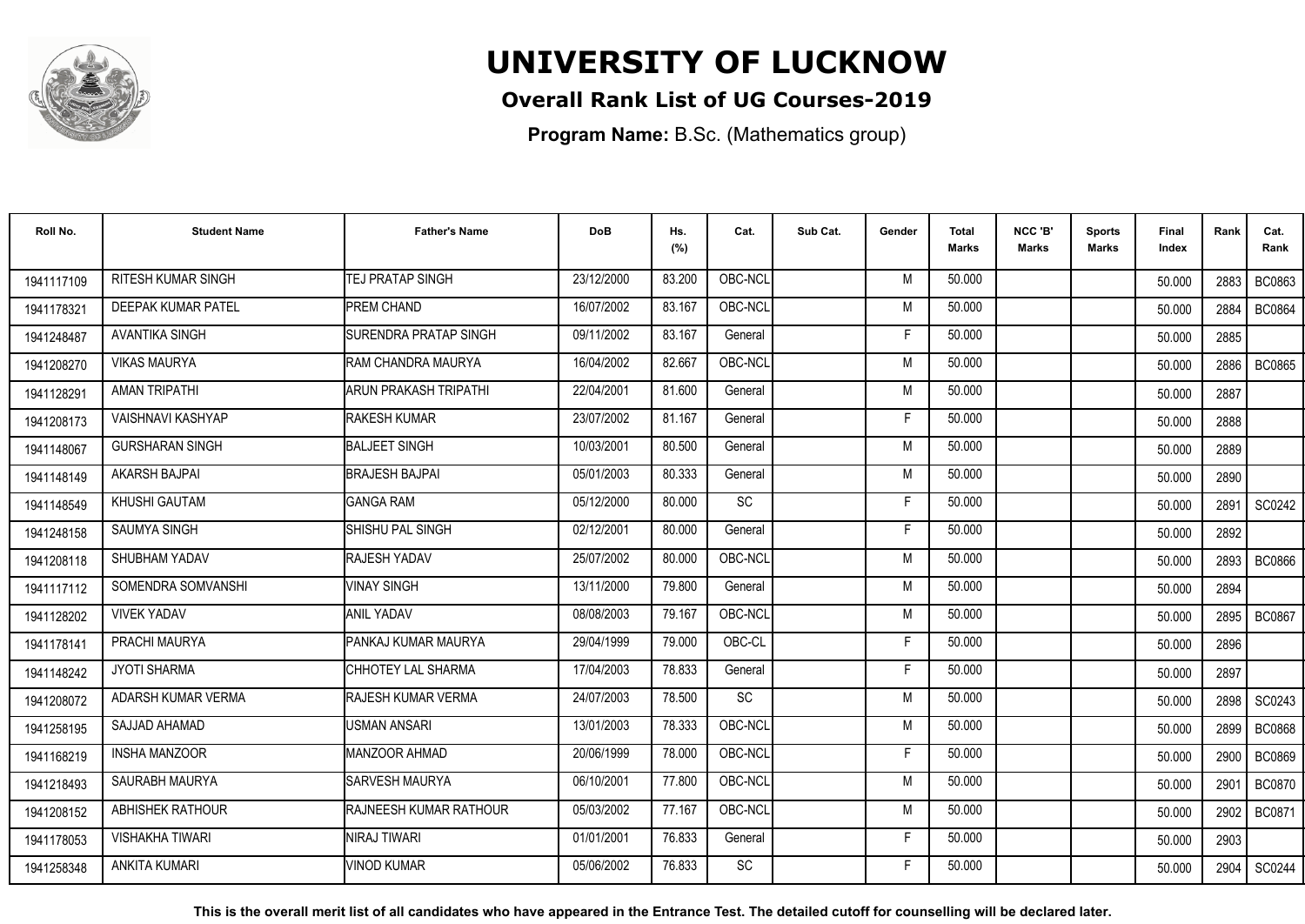# UNIVERSITY OF LUCKNOW

## Overall Rank List of UG Courses-2019

**Program Name:** B.Sc. (Mathematics group)

| Roll No. | Student Name | Father's Name | DoB | Hs. (%) | Cat. | Sub Cat. | Gender | Total Marks | NCC 'B' Marks | Sports Marks | Final Index | Rank | Cat. Rank |
|---|---|---|---|---|---|---|---|---|---|---|---|---|---|
| 1941117109 | RITESH KUMAR SINGH | TEJ PRATAP SINGH | 23/12/2000 | 83.200 | OBC-NCL | | M | 50.000 | | | 50.000 | 2883 | BC0863 |
| 1941178321 | DEEPAK KUMAR PATEL | PREM CHAND | 16/07/2002 | 83.167 | OBC-NCL | | M | 50.000 | | | 50.000 | 2884 | BC0864 |
| 1941248487 | AVANTIKA SINGH | SURENDRA PRATAP SINGH | 09/11/2002 | 83.167 | General | | F | 50.000 | | | 50.000 | 2885 | |
| 1941208270 | VIKAS MAURYA | RAM CHANDRA MAURYA | 16/04/2002 | 82.667 | OBC-NCL | | M | 50.000 | | | 50.000 | 2886 | BC0865 |
| 1941128291 | AMAN TRIPATHI | ARUN PRAKASH TRIPATHI | 22/04/2001 | 81.600 | General | | M | 50.000 | | | 50.000 | 2887 | |
| 1941208173 | VAISHNAVI KASHYAP | RAKESH KUMAR | 23/07/2002 | 81.167 | General | | F | 50.000 | | | 50.000 | 2888 | |
| 1941148067 | GURSHARAN SINGH | BALJEET SINGH | 10/03/2001 | 80.500 | General | | M | 50.000 | | | 50.000 | 2889 | |
| 1941148149 | AKARSH BAJPAI | BRAJESH BAJPAI | 05/01/2003 | 80.333 | General | | M | 50.000 | | | 50.000 | 2890 | |
| 1941148549 | KHUSHI GAUTAM | GANGA RAM | 05/12/2000 | 80.000 | SC | | F | 50.000 | | | 50.000 | 2891 | SC0242 |
| 1941248158 | SAUMYA SINGH | SHISHU PAL SINGH | 02/12/2001 | 80.000 | General | | F | 50.000 | | | 50.000 | 2892 | |
| 1941208118 | SHUBHAM YADAV | RAJESH YADAV | 25/07/2002 | 80.000 | OBC-NCL | | M | 50.000 | | | 50.000 | 2893 | BC0866 |
| 1941117112 | SOMENDRA SOMVANSHI | VINAY SINGH | 13/11/2000 | 79.800 | General | | M | 50.000 | | | 50.000 | 2894 | |
| 1941128202 | VIVEK YADAV | ANIL YADAV | 08/08/2003 | 79.167 | OBC-NCL | | M | 50.000 | | | 50.000 | 2895 | BC0867 |
| 1941178141 | PRACHI MAURYA | PANKAJ KUMAR MAURYA | 29/04/1999 | 79.000 | OBC-CL | | F | 50.000 | | | 50.000 | 2896 | |
| 1941148242 | JYOTI SHARMA | CHHOTEY LAL SHARMA | 17/04/2003 | 78.833 | General | | F | 50.000 | | | 50.000 | 2897 | |
| 1941208072 | ADARSH KUMAR VERMA | RAJESH KUMAR VERMA | 24/07/2003 | 78.500 | SC | | M | 50.000 | | | 50.000 | 2898 | SC0243 |
| 1941258195 | SAJJAD AHAMAD | USMAN ANSARI | 13/01/2003 | 78.333 | OBC-NCL | | M | 50.000 | | | 50.000 | 2899 | BC0868 |
| 1941168219 | INSHA MANZOOR | MANZOOR AHMAD | 20/06/1999 | 78.000 | OBC-NCL | | F | 50.000 | | | 50.000 | 2900 | BC0869 |
| 1941218493 | SAURABH MAURYA | SARVESH MAURYA | 06/10/2001 | 77.800 | OBC-NCL | | M | 50.000 | | | 50.000 | 2901 | BC0870 |
| 1941208152 | ABHISHEK RATHOUR | RAJNEESH KUMAR RATHOUR | 05/03/2002 | 77.167 | OBC-NCL | | M | 50.000 | | | 50.000 | 2902 | BC0871 |
| 1941178053 | VISHAKHA TIWARI | NIRAJ TIWARI | 01/01/2001 | 76.833 | General | | F | 50.000 | | | 50.000 | 2903 | |
| 1941258348 | ANKITA KUMARI | VINOD KUMAR | 05/06/2002 | 76.833 | SC | | F | 50.000 | | | 50.000 | 2904 | SC0244 |

**This is the overall merit list of all candidates who have appeared in the Entrance Test. The detailed cutoff for counselling will be declared later.**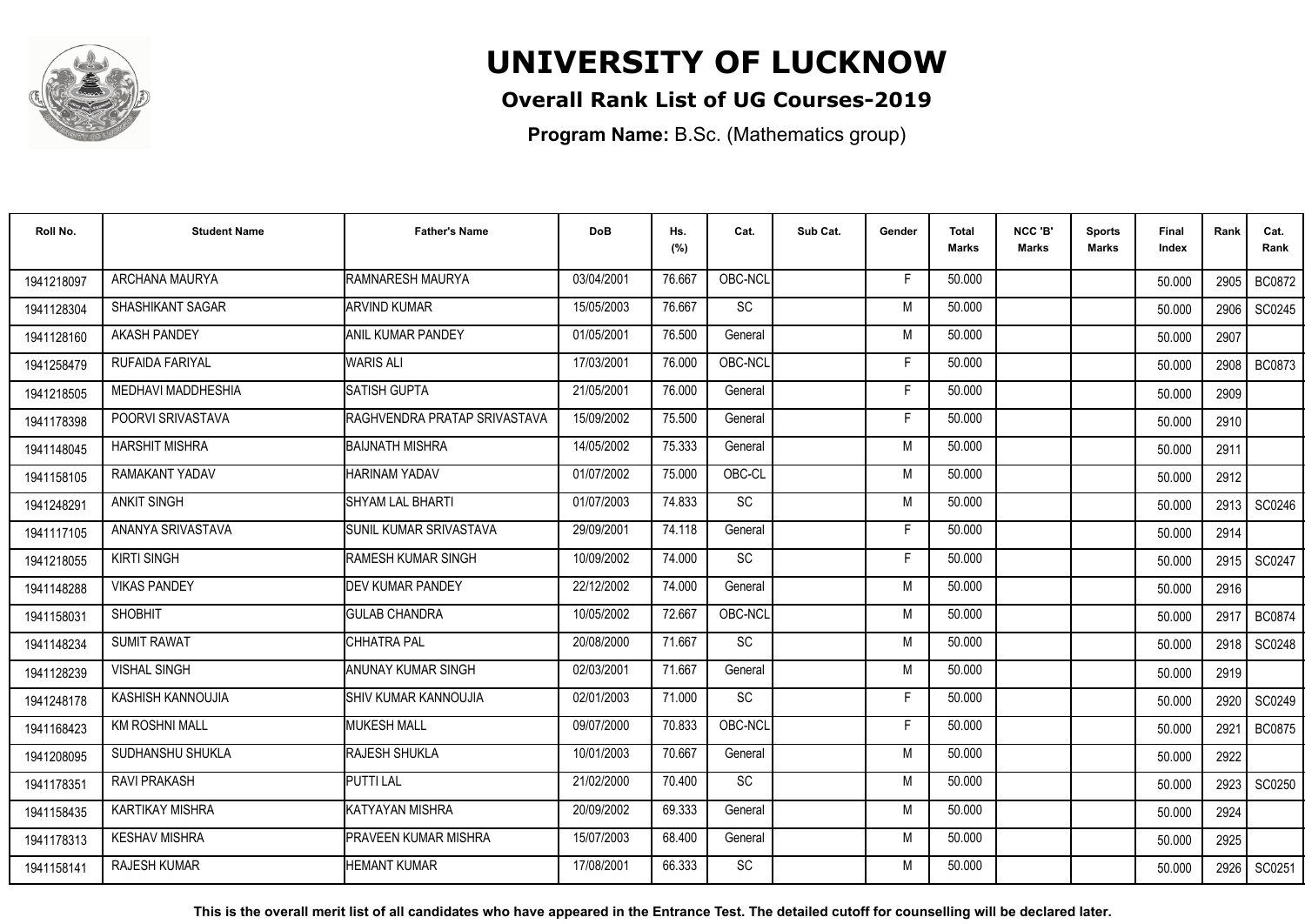# UNIVERSITY OF LUCKNOW

## Overall Rank List of UG Courses-2019

**Program Name:** B.Sc. (Mathematics group)

| Roll No. | Student Name | Father's Name | DoB | Hs. (%) | Cat. | Sub Cat. | Gender | Total Marks | NCC 'B' Marks | Sports Marks | Final Index | Rank | Cat. Rank |
|---|---|---|---|---|---|---|---|---|---|---|---|---|---|
| 1941218097 | ARCHANA MAURYA | RAMNARESH MAURYA | 03/04/2001 | 76.667 | OBC-NCL | | F | 50.000 | | | 50.000 | 2905 | BC0872 |
| 1941128304 | SHASHIKANT SAGAR | ARVIND KUMAR | 15/05/2003 | 76.667 | SC | | M | 50.000 | | | 50.000 | 2906 | SC0245 |
| 1941128160 | AKASH PANDEY | ANIL KUMAR PANDEY | 01/05/2001 | 76.500 | General | | M | 50.000 | | | 50.000 | 2907 | |
| 1941258479 | RUFAIDA FARIYAL | WARIS ALI | 17/03/2001 | 76.000 | OBC-NCL | | F | 50.000 | | | 50.000 | 2908 | BC0873 |
| 1941218505 | MEDHAVI MADDHESHIA | SATISH GUPTA | 21/05/2001 | 76.000 | General | | F | 50.000 | | | 50.000 | 2909 | |
| 1941178398 | POORVI SRIVASTAVA | RAGHVENDRA PRATAP SRIVASTAVA | 15/09/2002 | 75.500 | General | | F | 50.000 | | | 50.000 | 2910 | |
| 1941148045 | HARSHIT MISHRA | BAIJNATH MISHRA | 14/05/2002 | 75.333 | General | | M | 50.000 | | | 50.000 | 2911 | |
| 1941158105 | RAMAKANT YADAV | HARINAM YADAV | 01/07/2002 | 75.000 | OBC-CL | | M | 50.000 | | | 50.000 | 2912 | |
| 1941248291 | ANKIT SINGH | SHYAM LAL BHARTI | 01/07/2003 | 74.833 | SC | | M | 50.000 | | | 50.000 | 2913 | SC0246 |
| 1941117105 | ANANYA SRIVASTAVA | SUNIL KUMAR SRIVASTAVA | 29/09/2001 | 74.118 | General | | F | 50.000 | | | 50.000 | 2914 | |
| 1941218055 | KIRTI SINGH | RAMESH KUMAR SINGH | 10/09/2002 | 74.000 | SC | | F | 50.000 | | | 50.000 | 2915 | SC0247 |
| 1941148288 | VIKAS PANDEY | DEV KUMAR PANDEY | 22/12/2002 | 74.000 | General | | M | 50.000 | | | 50.000 | 2916 | |
| 1941158031 | SHOBHIT | GULAB CHANDRA | 10/05/2002 | 72.667 | OBC-NCL | | M | 50.000 | | | 50.000 | 2917 | BC0874 |
| 1941148234 | SUMIT RAWAT | CHHATRA PAL | 20/08/2000 | 71.667 | SC | | M | 50.000 | | | 50.000 | 2918 | SC0248 |
| 1941128239 | VISHAL SINGH | ANUNAY KUMAR SINGH | 02/03/2001 | 71.667 | General | | M | 50.000 | | | 50.000 | 2919 | |
| 1941248178 | KASHISH KANNOUJIA | SHIV KUMAR KANNOUJIA | 02/01/2003 | 71.000 | SC | | F | 50.000 | | | 50.000 | 2920 | SC0249 |
| 1941168423 | KM ROSHNI MALL | MUKESH MALL | 09/07/2000 | 70.833 | OBC-NCL | | F | 50.000 | | | 50.000 | 2921 | BC0875 |
| 1941208095 | SUDHANSHU SHUKLA | RAJESH SHUKLA | 10/01/2003 | 70.667 | General | | M | 50.000 | | | 50.000 | 2922 | |
| 1941178351 | RAVI PRAKASH | PUTTI LAL | 21/02/2000 | 70.400 | SC | | M | 50.000 | | | 50.000 | 2923 | SC0250 |
| 1941158435 | KARTIKAY MISHRA | KATYAYAN MISHRA | 20/09/2002 | 69.333 | General | | M | 50.000 | | | 50.000 | 2924 | |
| 1941178313 | KESHAV MISHRA | PRAVEEN KUMAR MISHRA | 15/07/2003 | 68.400 | General | | M | 50.000 | | | 50.000 | 2925 | |
| 1941158141 | RAJESH KUMAR | HEMANT KUMAR | 17/08/2001 | 66.333 | SC | | M | 50.000 | | | 50.000 | 2926 | SC0251 |

**This is the overall merit list of all candidates who have appeared in the Entrance Test. The detailed cutoff for counselling will be declared later.**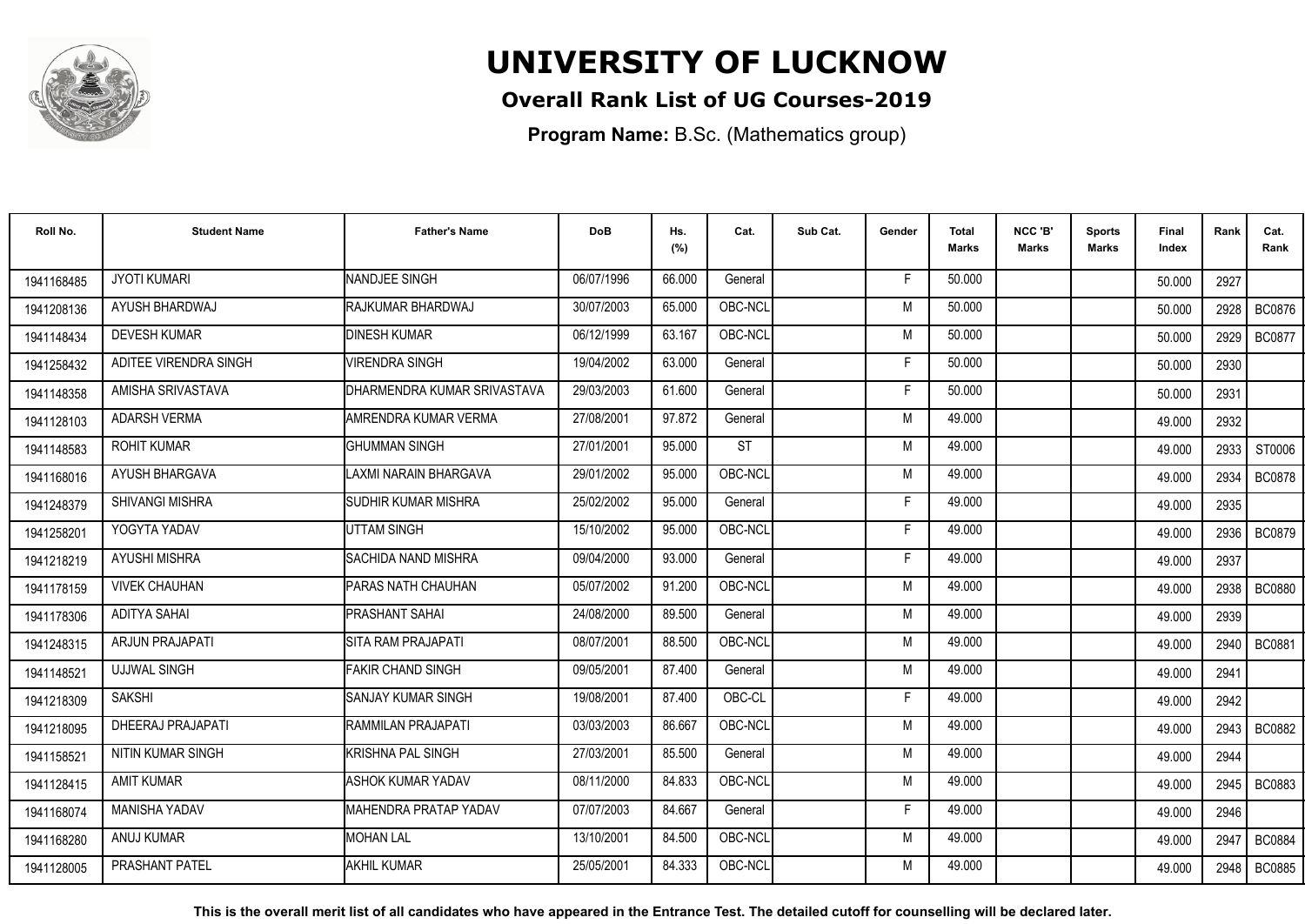# UNIVERSITY OF LUCKNOW

## Overall Rank List of UG Courses-2019

**Program Name:** B.Sc. (Mathematics group)

| Roll No. | Student Name | Father's Name | DoB | Hs. (%) | Cat. | Sub Cat. | Gender | Total Marks | NCC 'B' Marks | Sports Marks | Final Index | Rank | Cat. Rank |
|---|---|---|---|---|---|---|---|---|---|---|---|---|---|
| 1941168485 | JYOTI KUMARI | NANDJEE SINGH | 06/07/1996 | 66.000 | General | | F | 50.000 | | | 50.000 | 2927 | |
| 1941208136 | AYUSH BHARDWAJ | RAJKUMAR BHARDWAJ | 30/07/2003 | 65.000 | OBC-NCL | | M | 50.000 | | | 50.000 | 2928 | BC0876 |
| 1941148434 | DEVESH KUMAR | DINESH KUMAR | 06/12/1999 | 63.167 | OBC-NCL | | M | 50.000 | | | 50.000 | 2929 | BC0877 |
| 1941258432 | ADITEE VIRENDRA SINGH | VIRENDRA SINGH | 19/04/2002 | 63.000 | General | | F | 50.000 | | | 50.000 | 2930 | |
| 1941148358 | AMISHA SRIVASTAVA | DHARMENDRA KUMAR SRIVASTAVA | 29/03/2003 | 61.600 | General | | F | 50.000 | | | 50.000 | 2931 | |
| 1941128103 | ADARSH VERMA | AMRENDRA KUMAR VERMA | 27/08/2001 | 97.872 | General | | M | 49.000 | | | 49.000 | 2932 | |
| 1941148583 | ROHIT KUMAR | GHUMMAN SINGH | 27/01/2001 | 95.000 | ST | | M | 49.000 | | | 49.000 | 2933 | ST0006 |
| 1941168016 | AYUSH BHARGAVA | LAXMI NARAIN BHARGAVA | 29/01/2002 | 95.000 | OBC-NCL | | M | 49.000 | | | 49.000 | 2934 | BC0878 |
| 1941248379 | SHIVANGI MISHRA | SUDHIR KUMAR MISHRA | 25/02/2002 | 95.000 | General | | F | 49.000 | | | 49.000 | 2935 | |
| 1941258201 | YOGYTA YADAV | UTTAM SINGH | 15/10/2002 | 95.000 | OBC-NCL | | F | 49.000 | | | 49.000 | 2936 | BC0879 |
| 1941218219 | AYUSHI MISHRA | SACHIDA NAND MISHRA | 09/04/2000 | 93.000 | General | | F | 49.000 | | | 49.000 | 2937 | |
| 1941178159 | VIVEK CHAUHAN | PARAS NATH CHAUHAN | 05/07/2002 | 91.200 | OBC-NCL | | M | 49.000 | | | 49.000 | 2938 | BC0880 |
| 1941178306 | ADITYA SAHAI | PRASHANT SAHAI | 24/08/2000 | 89.500 | General | | M | 49.000 | | | 49.000 | 2939 | |
| 1941248315 | ARJUN PRAJAPATI | SITA RAM PRAJAPATI | 08/07/2001 | 88.500 | OBC-NCL | | M | 49.000 | | | 49.000 | 2940 | BC0881 |
| 1941148521 | UJJWAL SINGH | FAKIR CHAND SINGH | 09/05/2001 | 87.400 | General | | M | 49.000 | | | 49.000 | 2941 | |
| 1941218309 | SAKSHI | SANJAY KUMAR SINGH | 19/08/2001 | 87.400 | OBC-CL | | F | 49.000 | | | 49.000 | 2942 | |
| 1941218095 | DHEERAJ PRAJAPATI | RAMMILAN PRAJAPATI | 03/03/2003 | 86.667 | OBC-NCL | | M | 49.000 | | | 49.000 | 2943 | BC0882 |
| 1941158521 | NITIN KUMAR SINGH | KRISHNA PAL SINGH | 27/03/2001 | 85.500 | General | | M | 49.000 | | | 49.000 | 2944 | |
| 1941128415 | AMIT KUMAR | ASHOK KUMAR YADAV | 08/11/2000 | 84.833 | OBC-NCL | | M | 49.000 | | | 49.000 | 2945 | BC0883 |
| 1941168074 | MANISHA YADAV | MAHENDRA PRATAP YADAV | 07/07/2003 | 84.667 | General | | F | 49.000 | | | 49.000 | 2946 | |
| 1941168280 | ANUJ KUMAR | MOHAN LAL | 13/10/2001 | 84.500 | OBC-NCL | | M | 49.000 | | | 49.000 | 2947 | BC0884 |
| 1941128005 | PRASHANT PATEL | AKHIL KUMAR | 25/05/2001 | 84.333 | OBC-NCL | | M | 49.000 | | | 49.000 | 2948 | BC0885 |

**This is the overall merit list of all candidates who have appeared in the Entrance Test. The detailed cutoff for counselling will be declared later.**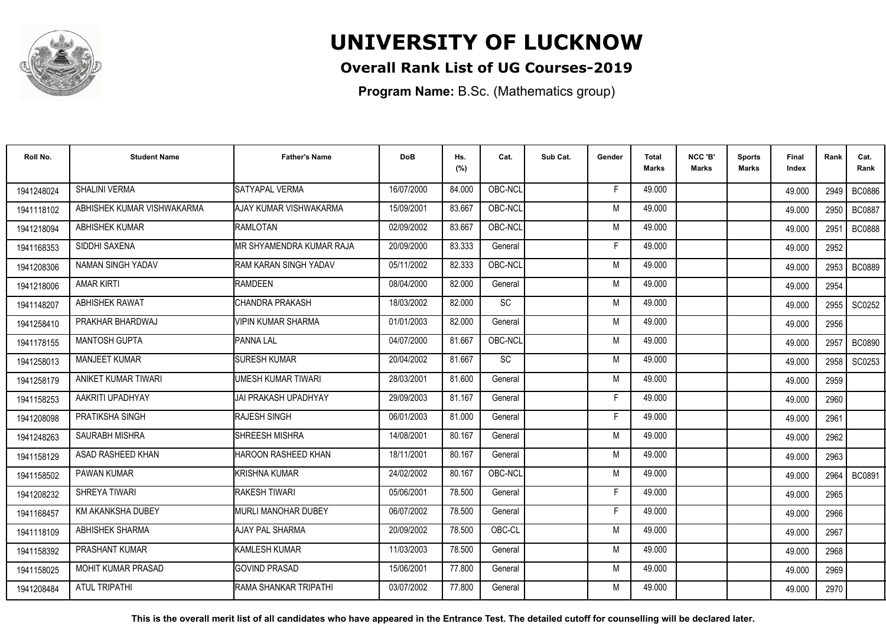# UNIVERSITY OF LUCKNOW

## Overall Rank List of UG Courses-2019

**Program Name:** B.Sc. (Mathematics group)

| Roll No. | Student Name | Father's Name | DoB | Hs. (%) | Cat. | Sub Cat. | Gender | Total Marks | NCC 'B' Marks | Sports Marks | Final Index | Rank | Cat. Rank |
|---|---|---|---|---|---|---|---|---|---|---|---|---|---|
| 1941248024 | SHALINI VERMA | SATYAPAL VERMA | 16/07/2000 | 84.000 | OBC-NCL | | F | 49.000 | | | 49.000 | 2949 | BC0886 |
| 1941118102 | ABHISHEK KUMAR VISHWAKARMA | AJAY KUMAR VISHWAKARMA | 15/09/2001 | 83.667 | OBC-NCL | | M | 49.000 | | | 49.000 | 2950 | BC0887 |
| 1941218094 | ABHISHEK KUMAR | RAMLOTAN | 02/09/2002 | 83.667 | OBC-NCL | | M | 49.000 | | | 49.000 | 2951 | BC0888 |
| 1941168353 | SIDDHI SAXENA | MR SHYAMENDRA KUMAR RAJA | 20/09/2000 | 83.333 | General | | F | 49.000 | | | 49.000 | 2952 | |
| 1941208306 | NAMAN SINGH YADAV | RAM KARAN SINGH YADAV | 05/11/2002 | 82.333 | OBC-NCL | | M | 49.000 | | | 49.000 | 2953 | BC0889 |
| 1941218006 | AMAR KIRTI | RAMDEEN | 08/04/2000 | 82.000 | General | | M | 49.000 | | | 49.000 | 2954 | |
| 1941148207 | ABHISHEK RAWAT | CHANDRA PRAKASH | 18/03/2002 | 82.000 | SC | | M | 49.000 | | | 49.000 | 2955 | SC0252 |
| 1941258410 | PRAKHAR BHARDWAJ | VIPIN KUMAR SHARMA | 01/01/2003 | 82.000 | General | | M | 49.000 | | | 49.000 | 2956 | |
| 1941178155 | MANTOSH GUPTA | PANNA LAL | 04/07/2000 | 81.667 | OBC-NCL | | M | 49.000 | | | 49.000 | 2957 | BC0890 |
| 1941258013 | MANJEET KUMAR | SURESH KUMAR | 20/04/2002 | 81.667 | SC | | M | 49.000 | | | 49.000 | 2958 | SC0253 |
| 1941258179 | ANIKET KUMAR TIWARI | UMESH KUMAR TIWARI | 28/03/2001 | 81.600 | General | | M | 49.000 | | | 49.000 | 2959 | |
| 1941158253 | AAKRITI UPADHYAY | JAI PRAKASH UPADHYAY | 29/09/2003 | 81.167 | General | | F | 49.000 | | | 49.000 | 2960 | |
| 1941208098 | PRATIKSHA SINGH | RAJESH SINGH | 06/01/2003 | 81.000 | General | | F | 49.000 | | | 49.000 | 2961 | |
| 1941248263 | SAURABH MISHRA | SHREESH MISHRA | 14/08/2001 | 80.167 | General | | M | 49.000 | | | 49.000 | 2962 | |
| 1941158129 | ASAD RASHEED KHAN | HAROON RASHEED KHAN | 18/11/2001 | 80.167 | General | | M | 49.000 | | | 49.000 | 2963 | |
| 1941158502 | PAWAN KUMAR | KRISHNA KUMAR | 24/02/2002 | 80.167 | OBC-NCL | | M | 49.000 | | | 49.000 | 2964 | BC0891 |
| 1941208232 | SHREYA TIWARI | RAKESH TIWARI | 05/06/2001 | 78.500 | General | | F | 49.000 | | | 49.000 | 2965 | |
| 1941168457 | KM AKANKSHA DUBEY | MURLI MANOHAR DUBEY | 06/07/2002 | 78.500 | General | | F | 49.000 | | | 49.000 | 2966 | |
| 1941118109 | ABHISHEK SHARMA | AJAY PAL SHARMA | 20/09/2002 | 78.500 | OBC-CL | | M | 49.000 | | | 49.000 | 2967 | |
| 1941158392 | PRASHANT KUMAR | KAMLESH KUMAR | 11/03/2003 | 78.500 | General | | M | 49.000 | | | 49.000 | 2968 | |
| 1941158025 | MOHIT KUMAR PRASAD | GOVIND PRASAD | 15/06/2001 | 77.800 | General | | M | 49.000 | | | 49.000 | 2969 | |
| 1941208484 | ATUL TRIPATHI | RAMA SHANKAR TRIPATHI | 03/07/2002 | 77.800 | General | | M | 49.000 | | | 49.000 | 2970 | |

**This is the overall merit list of all candidates who have appeared in the Entrance Test. The detailed cutoff for counselling will be declared later.**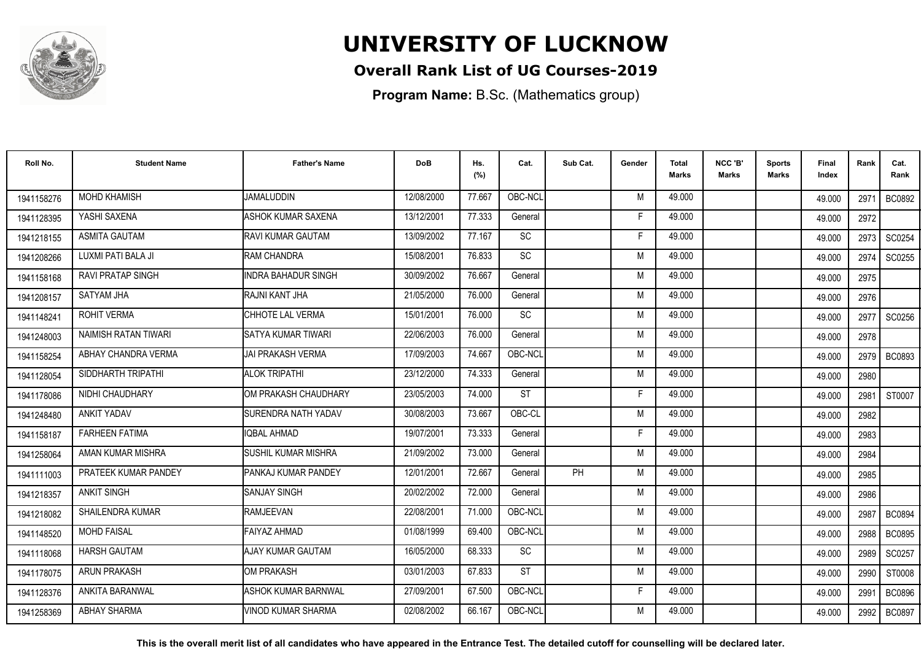# UNIVERSITY OF LUCKNOW

## Overall Rank List of UG Courses-2019

**Program Name:** B.Sc. (Mathematics group)

| Roll No. | Student Name | Father's Name | DoB | Hs. (%) | Cat. | Sub Cat. | Gender | Total Marks | NCC 'B' Marks | Sports Marks | Final Index | Rank | Cat. Rank |
|---|---|---|---|---|---|---|---|---|---|---|---|---|---|
| 1941158276 | MOHD KHAMISH | JAMALUDDIN | 12/08/2000 | 77.667 | OBC-NCL | | M | 49.000 | | | 49.000 | 2971 | BC0892 |
| 1941128395 | YASHI SAXENA | ASHOK KUMAR SAXENA | 13/12/2001 | 77.333 | General | | F | 49.000 | | | 49.000 | 2972 | |
| 1941218155 | ASMITA GAUTAM | RAVI KUMAR GAUTAM | 13/09/2002 | 77.167 | SC | | F | 49.000 | | | 49.000 | 2973 | SC0254 |
| 1941208266 | LUXMI PATI BALA JI | RAM CHANDRA | 15/08/2001 | 76.833 | SC | | M | 49.000 | | | 49.000 | 2974 | SC0255 |
| 1941158168 | RAVI PRATAP SINGH | INDRA BAHADUR SINGH | 30/09/2002 | 76.667 | General | | M | 49.000 | | | 49.000 | 2975 | |
| 1941208157 | SATYAM JHA | RAJNI KANT JHA | 21/05/2000 | 76.000 | General | | M | 49.000 | | | 49.000 | 2976 | |
| 1941148241 | ROHIT VERMA | CHHOTE LAL VERMA | 15/01/2001 | 76.000 | SC | | M | 49.000 | | | 49.000 | 2977 | SC0256 |
| 1941248003 | NAIMISH RATAN TIWARI | SATYA KUMAR TIWARI | 22/06/2003 | 76.000 | General | | M | 49.000 | | | 49.000 | 2978 | |
| 1941158254 | ABHAY CHANDRA VERMA | JAI PRAKASH VERMA | 17/09/2003 | 74.667 | OBC-NCL | | M | 49.000 | | | 49.000 | 2979 | BC0893 |
| 1941128054 | SIDDHARTH TRIPATHI | ALOK TRIPATHI | 23/12/2000 | 74.333 | General | | M | 49.000 | | | 49.000 | 2980 | |
| 1941178086 | NIDHI CHAUDHARY | OM PRAKASH CHAUDHARY | 23/05/2003 | 74.000 | ST | | F | 49.000 | | | 49.000 | 2981 | ST0007 |
| 1941248480 | ANKIT YADAV | SURENDRA NATH YADAV | 30/08/2003 | 73.667 | OBC-CL | | M | 49.000 | | | 49.000 | 2982 | |
| 1941158187 | FARHEEN FATIMA | IQBAL AHMAD | 19/07/2001 | 73.333 | General | | F | 49.000 | | | 49.000 | 2983 | |
| 1941258064 | AMAN KUMAR MISHRA | SUSHIL KUMAR MISHRA | 21/09/2002 | 73.000 | General | | M | 49.000 | | | 49.000 | 2984 | |
| 1941111003 | PRATEEK KUMAR PANDEY | PANKAJ KUMAR PANDEY | 12/01/2001 | 72.667 | General | PH | M | 49.000 | | | 49.000 | 2985 | |
| 1941218357 | ANKIT SINGH | SANJAY SINGH | 20/02/2002 | 72.000 | General | | M | 49.000 | | | 49.000 | 2986 | |
| 1941218082 | SHAILENDRA KUMAR | RAMJEEVAN | 22/08/2001 | 71.000 | OBC-NCL | | M | 49.000 | | | 49.000 | 2987 | BC0894 |
| 1941148520 | MOHD FAISAL | FAIYAZ AHMAD | 01/08/1999 | 69.400 | OBC-NCL | | M | 49.000 | | | 49.000 | 2988 | BC0895 |
| 1941118068 | HARSH GAUTAM | AJAY KUMAR GAUTAM | 16/05/2000 | 68.333 | SC | | M | 49.000 | | | 49.000 | 2989 | SC0257 |
| 1941178075 | ARUN PRAKASH | OM PRAKASH | 03/01/2003 | 67.833 | ST | | M | 49.000 | | | 49.000 | 2990 | ST0008 |
| 1941128376 | ANKITA BARANWAL | ASHOK KUMAR BARNWAL | 27/09/2001 | 67.500 | OBC-NCL | | F | 49.000 | | | 49.000 | 2991 | BC0896 |
| 1941258369 | ABHAY SHARMA | VINOD KUMAR SHARMA | 02/08/2002 | 66.167 | OBC-NCL | | M | 49.000 | | | 49.000 | 2992 | BC0897 |

**This is the overall merit list of all candidates who have appeared in the Entrance Test. The detailed cutoff for counselling will be declared later.**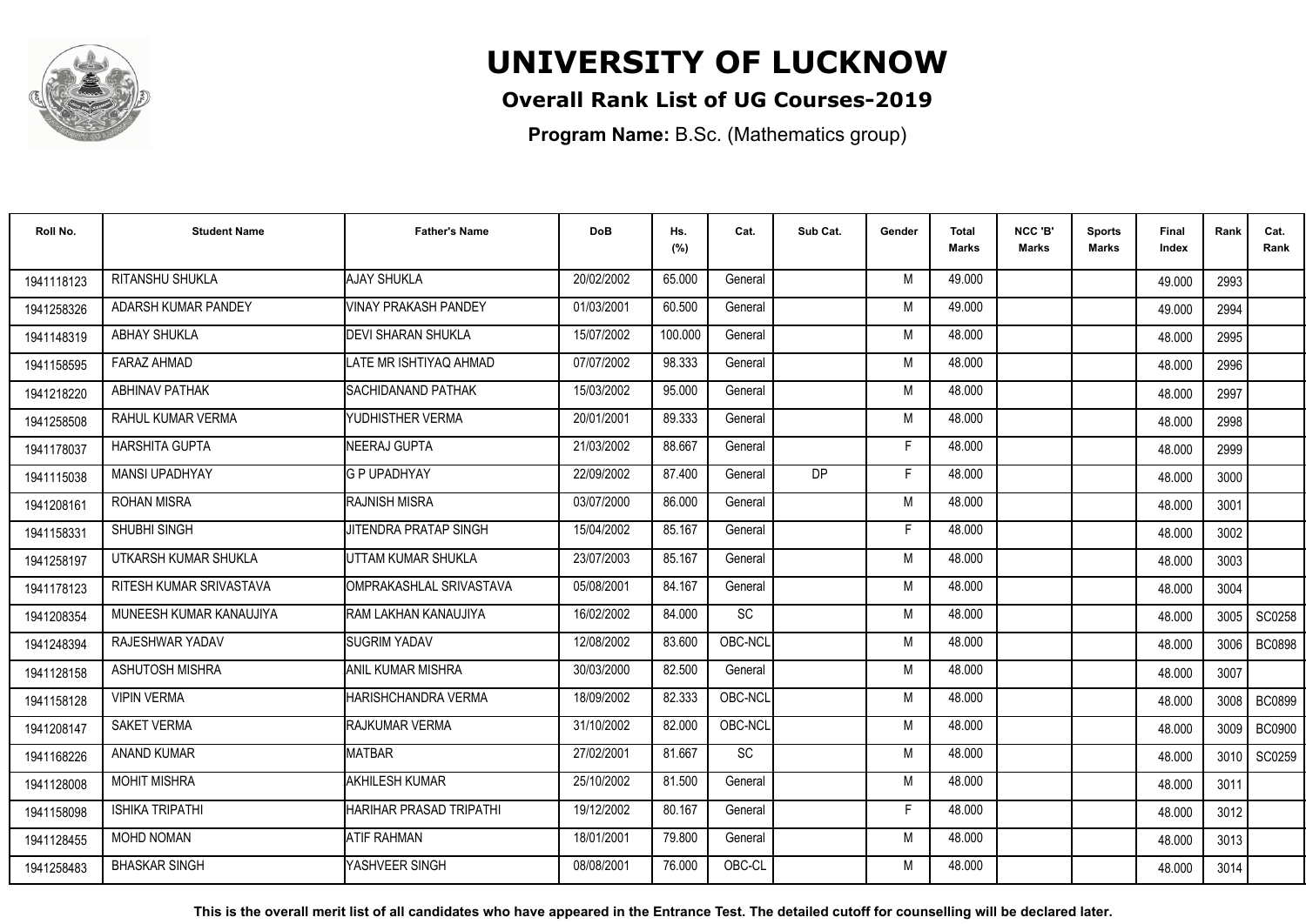# UNIVERSITY OF LUCKNOW

**Overall Rank List of UG Courses-2019**

**Program Name:** B.Sc. (Mathematics group)

| Roll No. | Student Name | Father's Name | DoB | Hs. (%) | Cat. | Sub Cat. | Gender | Total Marks | NCC 'B' Marks | Sports Marks | Final Index | Rank | Cat. Rank |
|---|---|---|---|---|---|---|---|---|---|---|---|---|---|
| 1941118123 | RITANSHU SHUKLA | AJAY SHUKLA | 20/02/2002 | 65.000 | General | | M | 49.000 | | | 49.000 | 2993 | |
| 1941258326 | ADARSH KUMAR PANDEY | VINAY PRAKASH PANDEY | 01/03/2001 | 60.500 | General | | M | 49.000 | | | 49.000 | 2994 | |
| 1941148319 | ABHAY SHUKLA | DEVI SHARAN SHUKLA | 15/07/2002 | 100.000 | General | | M | 48.000 | | | 48.000 | 2995 | |
| 1941158595 | FARAZ AHMAD | LATE MR ISHTIYAQ AHMAD | 07/07/2002 | 98.333 | General | | M | 48.000 | | | 48.000 | 2996 | |
| 1941218220 | ABHINAV PATHAK | SACHIDANAND PATHAK | 15/03/2002 | 95.000 | General | | M | 48.000 | | | 48.000 | 2997 | |
| 1941258508 | RAHUL KUMAR VERMA | YUDHISTHER VERMA | 20/01/2001 | 89.333 | General | | M | 48.000 | | | 48.000 | 2998 | |
| 1941178037 | HARSHITA GUPTA | NEERAJ GUPTA | 21/03/2002 | 88.667 | General | | F | 48.000 | | | 48.000 | 2999 | |
| 1941115038 | MANSI UPADHYAY | G P UPADHYAY | 22/09/2002 | 87.400 | General | DP | F | 48.000 | | | 48.000 | 3000 | |
| 1941208161 | ROHAN MISRA | RAJNISH MISRA | 03/07/2000 | 86.000 | General | | M | 48.000 | | | 48.000 | 3001 | |
| 1941158331 | SHUBHI SINGH | JITENDRA PRATAP SINGH | 15/04/2002 | 85.167 | General | | F | 48.000 | | | 48.000 | 3002 | |
| 1941258197 | UTKARSH KUMAR SHUKLA | UTTAM KUMAR SHUKLA | 23/07/2003 | 85.167 | General | | M | 48.000 | | | 48.000 | 3003 | |
| 1941178123 | RITESH KUMAR SRIVASTAVA | OMPRAKASHLAL SRIVASTAVA | 05/08/2001 | 84.167 | General | | M | 48.000 | | | 48.000 | 3004 | |
| 1941208354 | MUNEESH KUMAR KANAUJIYA | RAM LAKHAN KANAUJIYA | 16/02/2002 | 84.000 | SC | | M | 48.000 | | | 48.000 | 3005 | SC0258 |
| 1941248394 | RAJESHWAR YADAV | SUGRIM YADAV | 12/08/2002 | 83.600 | OBC-NCL | | M | 48.000 | | | 48.000 | 3006 | BC0898 |
| 1941128158 | ASHUTOSH MISHRA | ANIL KUMAR MISHRA | 30/03/2000 | 82.500 | General | | M | 48.000 | | | 48.000 | 3007 | |
| 1941158128 | VIPIN VERMA | HARISHCHANDRA VERMA | 18/09/2002 | 82.333 | OBC-NCL | | M | 48.000 | | | 48.000 | 3008 | BC0899 |
| 1941208147 | SAKET VERMA | RAJKUMAR VERMA | 31/10/2002 | 82.000 | OBC-NCL | | M | 48.000 | | | 48.000 | 3009 | BC0900 |
| 1941168226 | ANAND KUMAR | MATBAR | 27/02/2001 | 81.667 | SC | | M | 48.000 | | | 48.000 | 3010 | SC0259 |
| 1941128008 | MOHIT MISHRA | AKHILESH KUMAR | 25/10/2002 | 81.500 | General | | M | 48.000 | | | 48.000 | 3011 | |
| 1941158098 | ISHIKA TRIPATHI | HARIHAR PRASAD TRIPATHI | 19/12/2002 | 80.167 | General | | F | 48.000 | | | 48.000 | 3012 | |
| 1941128455 | MOHD NOMAN | ATIF RAHMAN | 18/01/2001 | 79.800 | General | | M | 48.000 | | | 48.000 | 3013 | |
| 1941258483 | BHASKAR SINGH | YASHVEER SINGH | 08/08/2001 | 76.000 | OBC-CL | | M | 48.000 | | | 48.000 | 3014 | |

**This is the overall merit list of all candidates who have appeared in the Entrance Test. The detailed cutoff for counselling will be declared later.**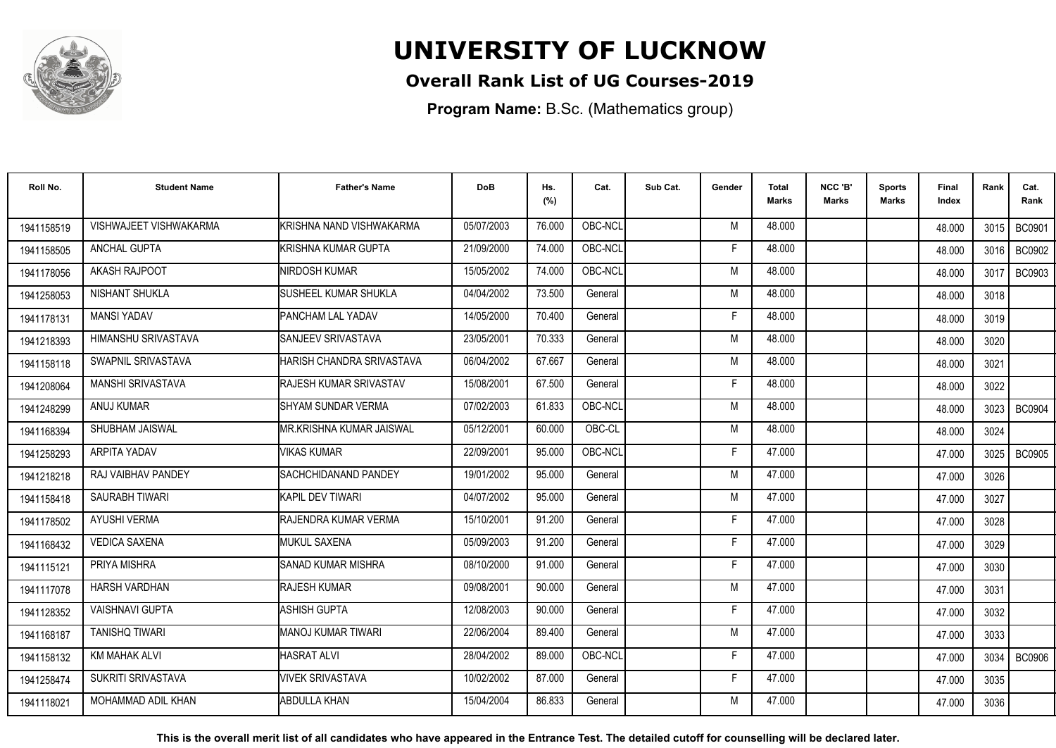# UNIVERSITY OF LUCKNOW

## Overall Rank List of UG Courses-2019

**Program Name:** B.Sc. (Mathematics group)

| Roll No. | Student Name | Father's Name | DoB | Hs. (%) | Cat. | Sub Cat. | Gender | Total Marks | NCC 'B' Marks | Sports Marks | Final Index | Rank | Cat. Rank |
|---|---|---|---|---|---|---|---|---|---|---|---|---|---|
| 1941158519 | VISHWAJEET VISHWAKARMA | KRISHNA NAND VISHWAKARMA | 05/07/2003 | 76.000 | OBC-NCL | | M | 48.000 | | | 48.000 | 3015 | BC0901 |
| 1941158505 | ANCHAL GUPTA | KRISHNA KUMAR GUPTA | 21/09/2000 | 74.000 | OBC-NCL | | F | 48.000 | | | 48.000 | 3016 | BC0902 |
| 1941178056 | AKASH RAJPOOT | NIRDOSH KUMAR | 15/05/2002 | 74.000 | OBC-NCL | | M | 48.000 | | | 48.000 | 3017 | BC0903 |
| 1941258053 | NISHANT SHUKLA | SUSHEEL KUMAR SHUKLA | 04/04/2002 | 73.500 | General | | M | 48.000 | | | 48.000 | 3018 | |
| 1941178131 | MANSI YADAV | PANCHAM LAL YADAV | 14/05/2000 | 70.400 | General | | F | 48.000 | | | 48.000 | 3019 | |
| 1941218393 | HIMANSHU SRIVASTAVA | SANJEEV SRIVASTAVA | 23/05/2001 | 70.333 | General | | M | 48.000 | | | 48.000 | 3020 | |
| 1941158118 | SWAPNIL SRIVASTAVA | HARISH CHANDRA SRIVASTAVA | 06/04/2002 | 67.667 | General | | M | 48.000 | | | 48.000 | 3021 | |
| 1941208064 | MANSHI SRIVASTAVA | RAJESH KUMAR SRIVASTAV | 15/08/2001 | 67.500 | General | | F | 48.000 | | | 48.000 | 3022 | |
| 1941248299 | ANUJ KUMAR | SHYAM SUNDAR VERMA | 07/02/2003 | 61.833 | OBC-NCL | | M | 48.000 | | | 48.000 | 3023 | BC0904 |
| 1941168394 | SHUBHAM JAISWAL | MR.KRISHNA KUMAR JAISWAL | 05/12/2001 | 60.000 | OBC-CL | | M | 48.000 | | | 48.000 | 3024 | |
| 1941258293 | ARPITA YADAV | VIKAS KUMAR | 22/09/2001 | 95.000 | OBC-NCL | | F | 47.000 | | | 47.000 | 3025 | BC0905 |
| 1941218218 | RAJ VAIBHAV PANDEY | SACHCHIDANAND PANDEY | 19/01/2002 | 95.000 | General | | M | 47.000 | | | 47.000 | 3026 | |
| 1941158418 | SAURABH TIWARI | KAPIL DEV TIWARI | 04/07/2002 | 95.000 | General | | M | 47.000 | | | 47.000 | 3027 | |
| 1941178502 | AYUSHI VERMA | RAJENDRA KUMAR VERMA | 15/10/2001 | 91.200 | General | | F | 47.000 | | | 47.000 | 3028 | |
| 1941168432 | VEDICA SAXENA | MUKUL SAXENA | 05/09/2003 | 91.200 | General | | F | 47.000 | | | 47.000 | 3029 | |
| 1941115121 | PRIYA MISHRA | SANAD KUMAR MISHRA | 08/10/2000 | 91.000 | General | | F | 47.000 | | | 47.000 | 3030 | |
| 1941117078 | HARSH VARDHAN | RAJESH KUMAR | 09/08/2001 | 90.000 | General | | M | 47.000 | | | 47.000 | 3031 | |
| 1941128352 | VAISHNAVI GUPTA | ASHISH GUPTA | 12/08/2003 | 90.000 | General | | F | 47.000 | | | 47.000 | 3032 | |
| 1941168187 | TANISHQ TIWARI | MANOJ KUMAR TIWARI | 22/06/2004 | 89.400 | General | | M | 47.000 | | | 47.000 | 3033 | |
| 1941158132 | KM MAHAK ALVI | HASRAT ALVI | 28/04/2002 | 89.000 | OBC-NCL | | F | 47.000 | | | 47.000 | 3034 | BC0906 |
| 1941258474 | SUKRITI SRIVASTAVA | VIVEK SRIVASTAVA | 10/02/2002 | 87.000 | General | | F | 47.000 | | | 47.000 | 3035 | |
| 1941118021 | MOHAMMAD ADIL KHAN | ABDULLA KHAN | 15/04/2004 | 86.833 | General | | M | 47.000 | | | 47.000 | 3036 | |

**This is the overall merit list of all candidates who have appeared in the Entrance Test. The detailed cutoff for counselling will be declared later.**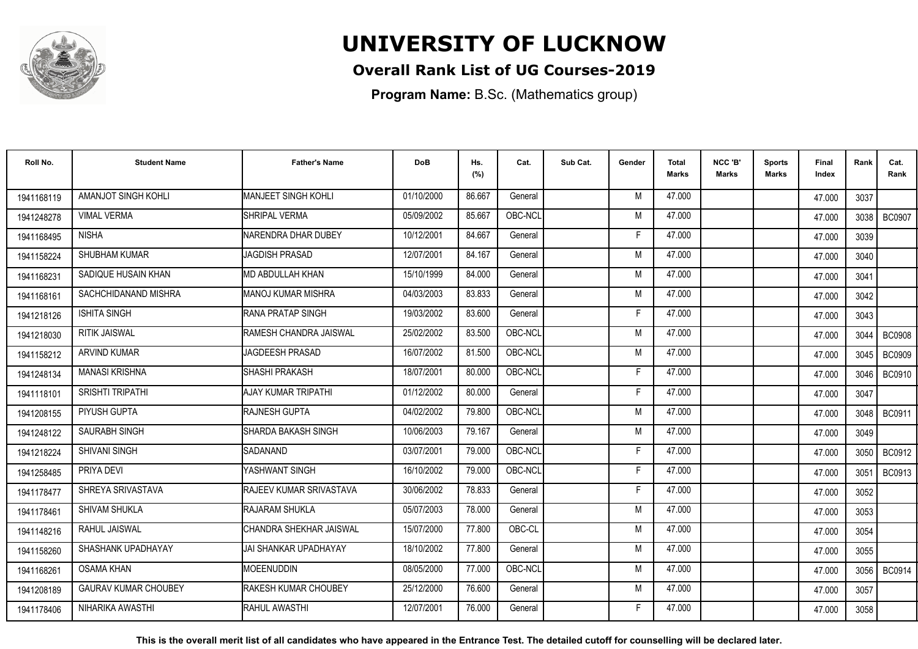# UNIVERSITY OF LUCKNOW

## Overall Rank List of UG Courses-2019

**Program Name:** B.Sc. (Mathematics group)

| Roll No. | Student Name | Father's Name | DoB | Hs. (%) | Cat. | Sub Cat. | Gender | Total Marks | NCC 'B' Marks | Sports Marks | Final Index | Rank | Cat. Rank |
|---|---|---|---|---|---|---|---|---|---|---|---|---|---|
| 1941168119 | AMANJOT SINGH KOHLI | MANJEET SINGH KOHLI | 01/10/2000 | 86.667 | General | | M | 47.000 | | | 47.000 | 3037 | |
| 1941248278 | VIMAL VERMA | SHRIPAL VERMA | 05/09/2002 | 85.667 | OBC-NCL | | M | 47.000 | | | 47.000 | 3038 | BC0907 |
| 1941168495 | NISHA | NARENDRA DHAR DUBEY | 10/12/2001 | 84.667 | General | | F | 47.000 | | | 47.000 | 3039 | |
| 1941158224 | SHUBHAM KUMAR | JAGDISH PRASAD | 12/07/2001 | 84.167 | General | | M | 47.000 | | | 47.000 | 3040 | |
| 1941168231 | SADIQUE HUSAIN KHAN | MD ABDULLAH KHAN | 15/10/1999 | 84.000 | General | | M | 47.000 | | | 47.000 | 3041 | |
| 1941168161 | SACHCHIDANAND MISHRA | MANOJ KUMAR MISHRA | 04/03/2003 | 83.833 | General | | M | 47.000 | | | 47.000 | 3042 | |
| 1941218126 | ISHITA SINGH | RANA PRATAP SINGH | 19/03/2002 | 83.600 | General | | F | 47.000 | | | 47.000 | 3043 | |
| 1941218030 | RITIK JAISWAL | RAMESH CHANDRA JAISWAL | 25/02/2002 | 83.500 | OBC-NCL | | M | 47.000 | | | 47.000 | 3044 | BC0908 |
| 1941158212 | ARVIND KUMAR | JAGDEESH PRASAD | 16/07/2002 | 81.500 | OBC-NCL | | M | 47.000 | | | 47.000 | 3045 | BC0909 |
| 1941248134 | MANASI KRISHNA | SHASHI PRAKASH | 18/07/2001 | 80.000 | OBC-NCL | | F | 47.000 | | | 47.000 | 3046 | BC0910 |
| 1941118101 | SRISHTI TRIPATHI | AJAY KUMAR TRIPATHI | 01/12/2002 | 80.000 | General | | F | 47.000 | | | 47.000 | 3047 | |
| 1941208155 | PIYUSH GUPTA | RAJNESH GUPTA | 04/02/2002 | 79.800 | OBC-NCL | | M | 47.000 | | | 47.000 | 3048 | BC0911 |
| 1941248122 | SAURABH SINGH | SHARDA BAKASH SINGH | 10/06/2003 | 79.167 | General | | M | 47.000 | | | 47.000 | 3049 | |
| 1941218224 | SHIVANI SINGH | SADANAND | 03/07/2001 | 79.000 | OBC-NCL | | F | 47.000 | | | 47.000 | 3050 | BC0912 |
| 1941258485 | PRIYA DEVI | YASHWANT SINGH | 16/10/2002 | 79.000 | OBC-NCL | | F | 47.000 | | | 47.000 | 3051 | BC0913 |
| 1941178477 | SHREYA SRIVASTAVA | RAJEEV KUMAR SRIVASTAVA | 30/06/2002 | 78.833 | General | | F | 47.000 | | | 47.000 | 3052 | |
| 1941178461 | SHIVAM SHUKLA | RAJARAM SHUKLA | 05/07/2003 | 78.000 | General | | M | 47.000 | | | 47.000 | 3053 | |
| 1941148216 | RAHUL JAISWAL | CHANDRA SHEKHAR JAISWAL | 15/07/2000 | 77.800 | OBC-CL | | M | 47.000 | | | 47.000 | 3054 | |
| 1941158260 | SHASHANK UPADHAYAY | JAI SHANKAR UPADHAYAY | 18/10/2002 | 77.800 | General | | M | 47.000 | | | 47.000 | 3055 | |
| 1941168261 | OSAMA KHAN | MOEENUDDIN | 08/05/2000 | 77.000 | OBC-NCL | | M | 47.000 | | | 47.000 | 3056 | BC0914 |
| 1941208189 | GAURAV KUMAR CHOUBEY | RAKESH KUMAR CHOUBEY | 25/12/2000 | 76.600 | General | | M | 47.000 | | | 47.000 | 3057 | |
| 1941178406 | NIHARIKA AWASTHI | RAHUL AWASTHI | 12/07/2001 | 76.000 | General | | F | 47.000 | | | 47.000 | 3058 | |

**This is the overall merit list of all candidates who have appeared in the Entrance Test. The detailed cutoff for counselling will be declared later.**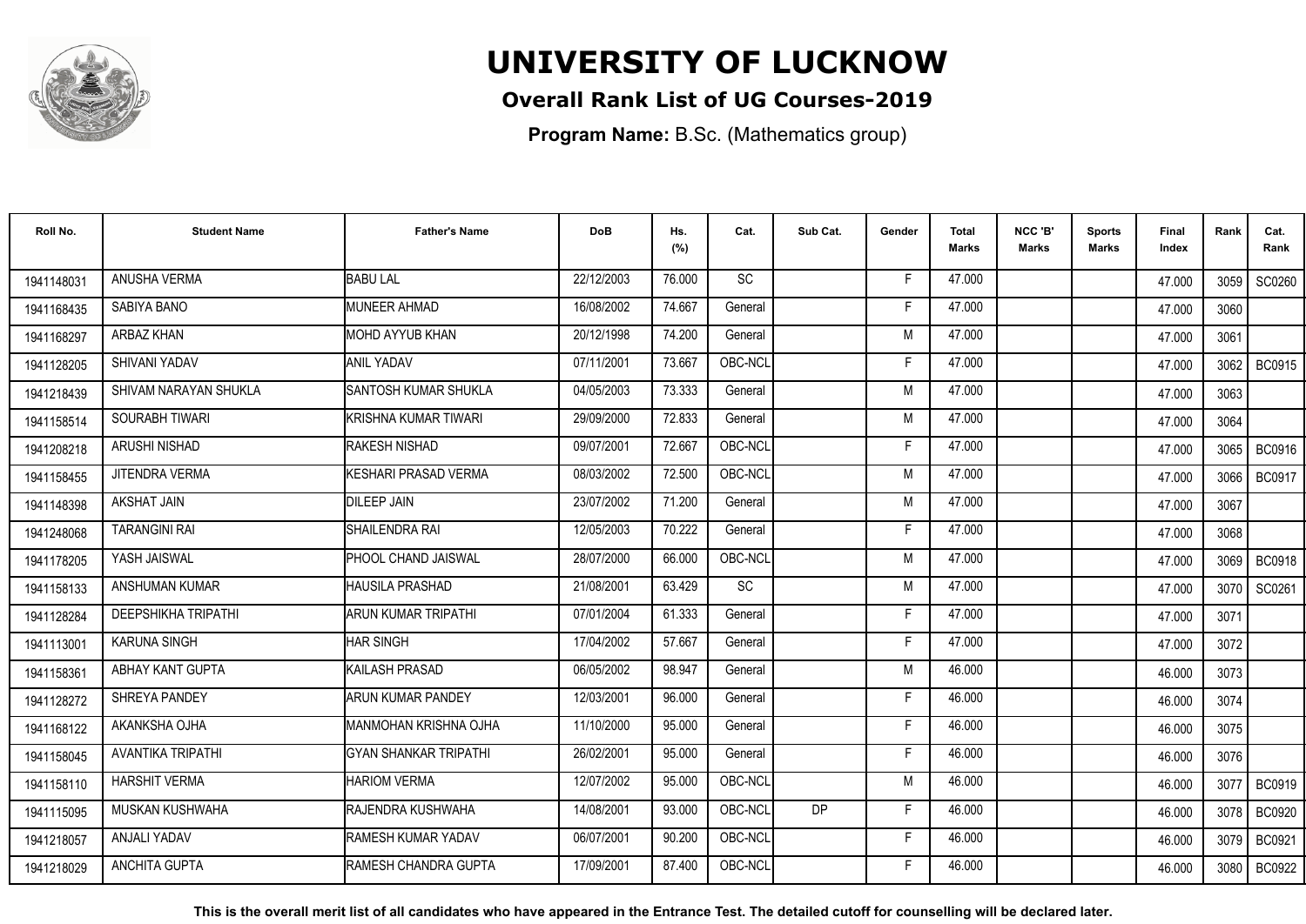# UNIVERSITY OF LUCKNOW

## Overall Rank List of UG Courses-2019

**Program Name:** B.Sc. (Mathematics group)

| Roll No. | Student Name | Father's Name | DoB | Hs. (%) | Cat. | Sub Cat. | Gender | Total Marks | NCC 'B' Marks | Sports Marks | Final Index | Rank | Cat. Rank |
|---|---|---|---|---|---|---|---|---|---|---|---|---|---|
| 1941148031 | ANUSHA VERMA | BABU LAL | 22/12/2003 | 76.000 | SC | | F | 47.000 | | | 47.000 | 3059 | SC0260 |
| 1941168435 | SABIYA BANO | MUNEER AHMAD | 16/08/2002 | 74.667 | General | | F | 47.000 | | | 47.000 | 3060 | |
| 1941168297 | ARBAZ KHAN | MOHD AYYUB KHAN | 20/12/1998 | 74.200 | General | | M | 47.000 | | | 47.000 | 3061 | |
| 1941128205 | SHIVANI YADAV | ANIL YADAV | 07/11/2001 | 73.667 | OBC-NCL | | F | 47.000 | | | 47.000 | 3062 | BC0915 |
| 1941218439 | SHIVAM NARAYAN SHUKLA | SANTOSH KUMAR SHUKLA | 04/05/2003 | 73.333 | General | | M | 47.000 | | | 47.000 | 3063 | |
| 1941158514 | SOURABH TIWARI | KRISHNA KUMAR TIWARI | 29/09/2000 | 72.833 | General | | M | 47.000 | | | 47.000 | 3064 | |
| 1941208218 | ARUSHI NISHAD | RAKESH NISHAD | 09/07/2001 | 72.667 | OBC-NCL | | F | 47.000 | | | 47.000 | 3065 | BC0916 |
| 1941158455 | JITENDRA VERMA | KESHARI PRASAD VERMA | 08/03/2002 | 72.500 | OBC-NCL | | M | 47.000 | | | 47.000 | 3066 | BC0917 |
| 1941148398 | AKSHAT JAIN | DILEEP JAIN | 23/07/2002 | 71.200 | General | | M | 47.000 | | | 47.000 | 3067 | |
| 1941248068 | TARANGINI RAI | SHAILENDRA RAI | 12/05/2003 | 70.222 | General | | F | 47.000 | | | 47.000 | 3068 | |
| 1941178205 | YASH JAISWAL | PHOOL CHAND JAISWAL | 28/07/2000 | 66.000 | OBC-NCL | | M | 47.000 | | | 47.000 | 3069 | BC0918 |
| 1941158133 | ANSHUMAN KUMAR | HAUSILA PRASHAD | 21/08/2001 | 63.429 | SC | | M | 47.000 | | | 47.000 | 3070 | SC0261 |
| 1941128284 | DEEPSHIKHA TRIPATHI | ARUN KUMAR TRIPATHI | 07/01/2004 | 61.333 | General | | F | 47.000 | | | 47.000 | 3071 | |
| 1941113001 | KARUNA SINGH | HAR SINGH | 17/04/2002 | 57.667 | General | | F | 47.000 | | | 47.000 | 3072 | |
| 1941158361 | ABHAY KANT GUPTA | KAILASH PRASAD | 06/05/2002 | 98.947 | General | | M | 46.000 | | | 46.000 | 3073 | |
| 1941128272 | SHREYA PANDEY | ARUN KUMAR PANDEY | 12/03/2001 | 96.000 | General | | F | 46.000 | | | 46.000 | 3074 | |
| 1941168122 | AKANKSHA OJHA | MANMOHAN KRISHNA OJHA | 11/10/2000 | 95.000 | General | | F | 46.000 | | | 46.000 | 3075 | |
| 1941158045 | AVANTIKA TRIPATHI | GYAN SHANKAR TRIPATHI | 26/02/2001 | 95.000 | General | | F | 46.000 | | | 46.000 | 3076 | |
| 1941158110 | HARSHIT VERMA | HARIOM VERMA | 12/07/2002 | 95.000 | OBC-NCL | | M | 46.000 | | | 46.000 | 3077 | BC0919 |
| 1941115095 | MUSKAN KUSHWAHA | RAJENDRA KUSHWAHA | 14/08/2001 | 93.000 | OBC-NCL | DP | F | 46.000 | | | 46.000 | 3078 | BC0920 |
| 1941218057 | ANJALI YADAV | RAMESH KUMAR YADAV | 06/07/2001 | 90.200 | OBC-NCL | | F | 46.000 | | | 46.000 | 3079 | BC0921 |
| 1941218029 | ANCHITA GUPTA | RAMESH CHANDRA GUPTA | 17/09/2001 | 87.400 | OBC-NCL | | F | 46.000 | | | 46.000 | 3080 | BC0922 |

**This is the overall merit list of all candidates who have appeared in the Entrance Test. The detailed cutoff for counselling will be declared later.**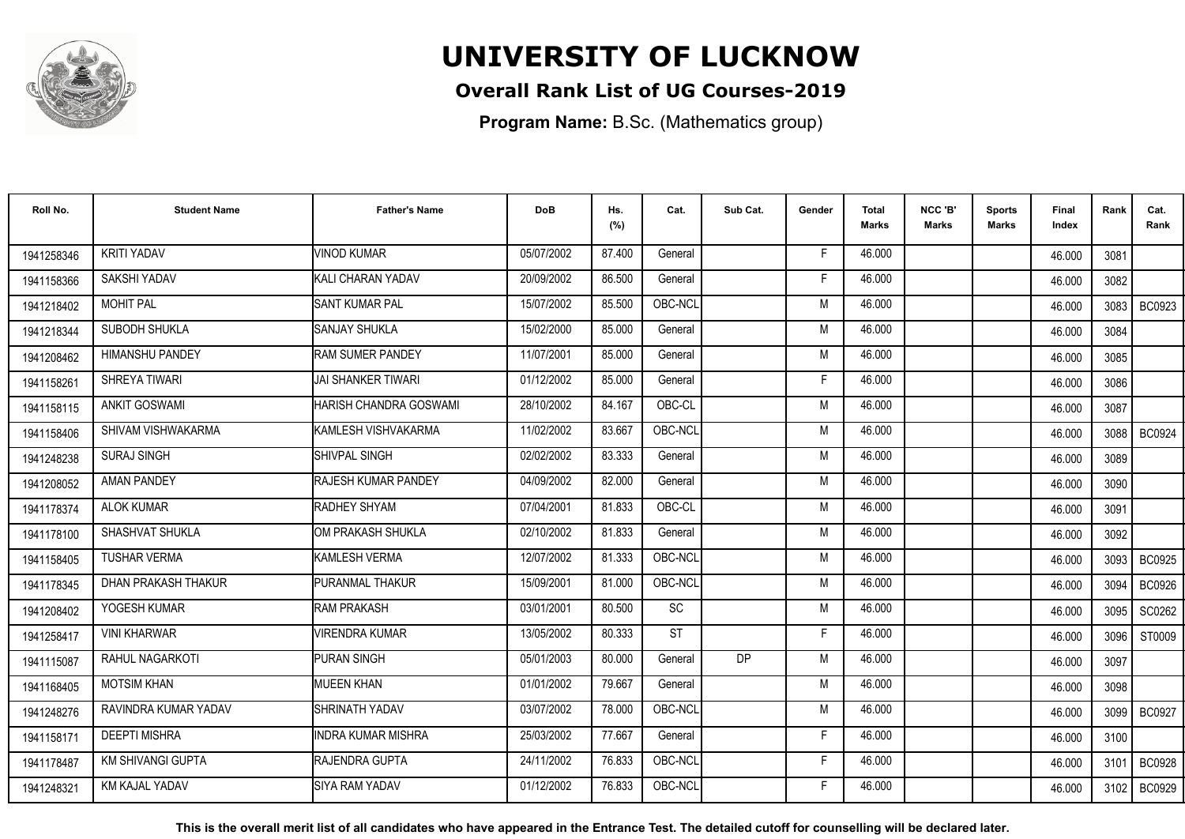# UNIVERSITY OF LUCKNOW

## Overall Rank List of UG Courses-2019

**Program Name:** B.Sc. (Mathematics group)

| Roll No. | Student Name | Father's Name | DoB | Hs. (%) | Cat. | Sub Cat. | Gender | Total Marks | NCC 'B' Marks | Sports Marks | Final Index | Rank | Cat. Rank |
|---|---|---|---|---|---|---|---|---|---|---|---|---|---|
| 1941258346 | KRITI YADAV | VINOD KUMAR | 05/07/2002 | 87.400 | General | | F | 46.000 | | | 46.000 | 3081 | |
| 1941158366 | SAKSHI YADAV | KALI CHARAN YADAV | 20/09/2002 | 86.500 | General | | F | 46.000 | | | 46.000 | 3082 | |
| 1941218402 | MOHIT PAL | SANT KUMAR PAL | 15/07/2002 | 85.500 | OBC-NCL | | M | 46.000 | | | 46.000 | 3083 | BC0923 |
| 1941218344 | SUBODH SHUKLA | SANJAY SHUKLA | 15/02/2000 | 85.000 | General | | M | 46.000 | | | 46.000 | 3084 | |
| 1941208462 | HIMANSHU PANDEY | RAM SUMER PANDEY | 11/07/2001 | 85.000 | General | | M | 46.000 | | | 46.000 | 3085 | |
| 1941158261 | SHREYA TIWARI | JAI SHANKER TIWARI | 01/12/2002 | 85.000 | General | | F | 46.000 | | | 46.000 | 3086 | |
| 1941158115 | ANKIT GOSWAMI | HARISH CHANDRA GOSWAMI | 28/10/2002 | 84.167 | OBC-CL | | M | 46.000 | | | 46.000 | 3087 | |
| 1941158406 | SHIVAM VISHWAKARMA | KAMLESH VISHVAKARMA | 11/02/2002 | 83.667 | OBC-NCL | | M | 46.000 | | | 46.000 | 3088 | BC0924 |
| 1941248238 | SURAJ SINGH | SHIVPAL SINGH | 02/02/2002 | 83.333 | General | | M | 46.000 | | | 46.000 | 3089 | |
| 1941208052 | AMAN PANDEY | RAJESH KUMAR PANDEY | 04/09/2002 | 82.000 | General | | M | 46.000 | | | 46.000 | 3090 | |
| 1941178374 | ALOK KUMAR | RADHEY SHYAM | 07/04/2001 | 81.833 | OBC-CL | | M | 46.000 | | | 46.000 | 3091 | |
| 1941178100 | SHASHVAT SHUKLA | OM PRAKASH SHUKLA | 02/10/2002 | 81.833 | General | | M | 46.000 | | | 46.000 | 3092 | |
| 1941158405 | TUSHAR VERMA | KAMLESH VERMA | 12/07/2002 | 81.333 | OBC-NCL | | M | 46.000 | | | 46.000 | 3093 | BC0925 |
| 1941178345 | DHAN PRAKASH THAKUR | PURANMAL THAKUR | 15/09/2001 | 81.000 | OBC-NCL | | M | 46.000 | | | 46.000 | 3094 | BC0926 |
| 1941208402 | YOGESH KUMAR | RAM PRAKASH | 03/01/2001 | 80.500 | SC | | M | 46.000 | | | 46.000 | 3095 | SC0262 |
| 1941258417 | VINI KHARWAR | VIRENDRA KUMAR | 13/05/2002 | 80.333 | ST | | F | 46.000 | | | 46.000 | 3096 | ST0009 |
| 1941115087 | RAHUL NAGARKOTI | PURAN SINGH | 05/01/2003 | 80.000 | General | DP | M | 46.000 | | | 46.000 | 3097 | |
| 1941168405 | MOTSIM KHAN | MUEEN KHAN | 01/01/2002 | 79.667 | General | | M | 46.000 | | | 46.000 | 3098 | |
| 1941248276 | RAVINDRA KUMAR YADAV | SHRINATH YADAV | 03/07/2002 | 78.000 | OBC-NCL | | M | 46.000 | | | 46.000 | 3099 | BC0927 |
| 1941158171 | DEEPTI MISHRA | INDRA KUMAR MISHRA | 25/03/2002 | 77.667 | General | | F | 46.000 | | | 46.000 | 3100 | |
| 1941178487 | KM SHIVANGI GUPTA | RAJENDRA GUPTA | 24/11/2002 | 76.833 | OBC-NCL | | F | 46.000 | | | 46.000 | 3101 | BC0928 |
| 1941248321 | KM KAJAL YADAV | SIYA RAM YADAV | 01/12/2002 | 76.833 | OBC-NCL | | F | 46.000 | | | 46.000 | 3102 | BC0929 |

**This is the overall merit list of all candidates who have appeared in the Entrance Test. The detailed cutoff for counselling will be declared later.**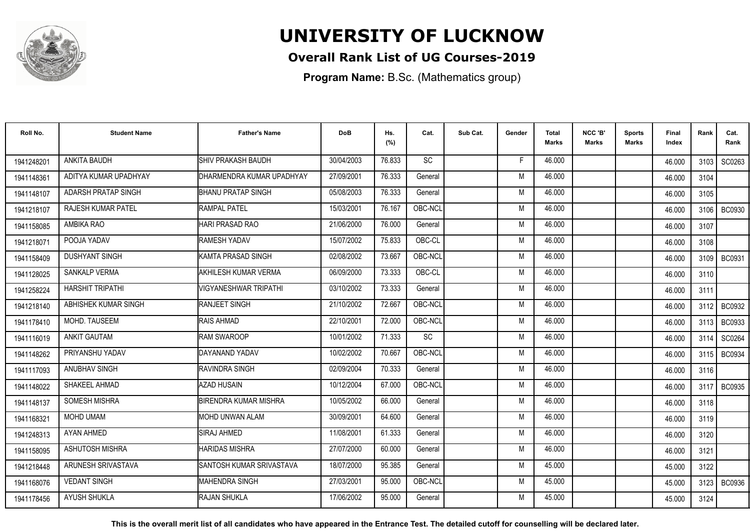# UNIVERSITY OF LUCKNOW

## Overall Rank List of UG Courses-2019

**Program Name:** B.Sc. (Mathematics group)

| Roll No. | Student Name | Father's Name | DoB | Hs. (%) | Cat. | Sub Cat. | Gender | Total Marks | NCC 'B' Marks | Sports Marks | Final Index | Rank | Cat. Rank |
|---|---|---|---|---|---|---|---|---|---|---|---|---|---|
| 1941248201 | ANKITA BAUDH | SHIV PRAKASH BAUDH | 30/04/2003 | 76.833 | SC | | F | 46.000 | | | 46.000 | 3103 | SC0263 |
| 1941148361 | ADITYA KUMAR UPADHYAY | DHARMENDRA KUMAR UPADHYAY | 27/09/2001 | 76.333 | General | | M | 46.000 | | | 46.000 | 3104 | |
| 1941148107 | ADARSH PRATAP SINGH | BHANU PRATAP SINGH | 05/08/2003 | 76.333 | General | | M | 46.000 | | | 46.000 | 3105 | |
| 1941218107 | RAJESH KUMAR PATEL | RAMPAL PATEL | 15/03/2001 | 76.167 | OBC-NCL | | M | 46.000 | | | 46.000 | 3106 | BC0930 |
| 1941158085 | AMBIKA RAO | HARI PRASAD RAO | 21/06/2000 | 76.000 | General | | M | 46.000 | | | 46.000 | 3107 | |
| 1941218071 | POOJA YADAV | RAMESH YADAV | 15/07/2002 | 75.833 | OBC-CL | | M | 46.000 | | | 46.000 | 3108 | |
| 1941158409 | DUSHYANT SINGH | KAMTA PRASAD SINGH | 02/08/2002 | 73.667 | OBC-NCL | | M | 46.000 | | | 46.000 | 3109 | BC0931 |
| 1941128025 | SANKALP VERMA | AKHILESH KUMAR VERMA | 06/09/2000 | 73.333 | OBC-CL | | M | 46.000 | | | 46.000 | 3110 | |
| 1941258224 | HARSHIT TRIPATHI | VIGYANESHWAR TRIPATHI | 03/10/2002 | 73.333 | General | | M | 46.000 | | | 46.000 | 3111 | |
| 1941218140 | ABHISHEK KUMAR SINGH | RANJEET SINGH | 21/10/2002 | 72.667 | OBC-NCL | | M | 46.000 | | | 46.000 | 3112 | BC0932 |
| 1941178410 | MOHD. TAUSEEM | RAIS AHMAD | 22/10/2001 | 72.000 | OBC-NCL | | M | 46.000 | | | 46.000 | 3113 | BC0933 |
| 1941116019 | ANKIT GAUTAM | RAM SWAROOP | 10/01/2002 | 71.333 | SC | | M | 46.000 | | | 46.000 | 3114 | SC0264 |
| 1941148262 | PRIYANSHU YADAV | DAYANAND YADAV | 10/02/2002 | 70.667 | OBC-NCL | | M | 46.000 | | | 46.000 | 3115 | BC0934 |
| 1941117093 | ANUBHAV SINGH | RAVINDRA SINGH | 02/09/2004 | 70.333 | General | | M | 46.000 | | | 46.000 | 3116 | |
| 1941148022 | SHAKEEL AHMAD | AZAD HUSAIN | 10/12/2004 | 67.000 | OBC-NCL | | M | 46.000 | | | 46.000 | 3117 | BC0935 |
| 1941148137 | SOMESH MISHRA | BIRENDRA KUMAR MISHRA | 10/05/2002 | 66.000 | General | | M | 46.000 | | | 46.000 | 3118 | |
| 1941168321 | MOHD UMAM | MOHD UNWAN ALAM | 30/09/2001 | 64.600 | General | | M | 46.000 | | | 46.000 | 3119 | |
| 1941248313 | AYAN AHMED | SIRAJ AHMED | 11/08/2001 | 61.333 | General | | M | 46.000 | | | 46.000 | 3120 | |
| 1941158095 | ASHUTOSH MISHRA | HARIDAS MISHRA | 27/07/2000 | 60.000 | General | | M | 46.000 | | | 46.000 | 3121 | |
| 1941218448 | ARUNESH SRIVASTAVA | SANTOSH KUMAR SRIVASTAVA | 18/07/2000 | 95.385 | General | | M | 45.000 | | | 45.000 | 3122 | |
| 1941168076 | VEDANT SINGH | MAHENDRA SINGH | 27/03/2001 | 95.000 | OBC-NCL | | M | 45.000 | | | 45.000 | 3123 | BC0936 |
| 1941178456 | AYUSH SHUKLA | RAJAN SHUKLA | 17/06/2002 | 95.000 | General | | M | 45.000 | | | 45.000 | 3124 | |

**This is the overall merit list of all candidates who have appeared in the Entrance Test. The detailed cutoff for counselling will be declared later.**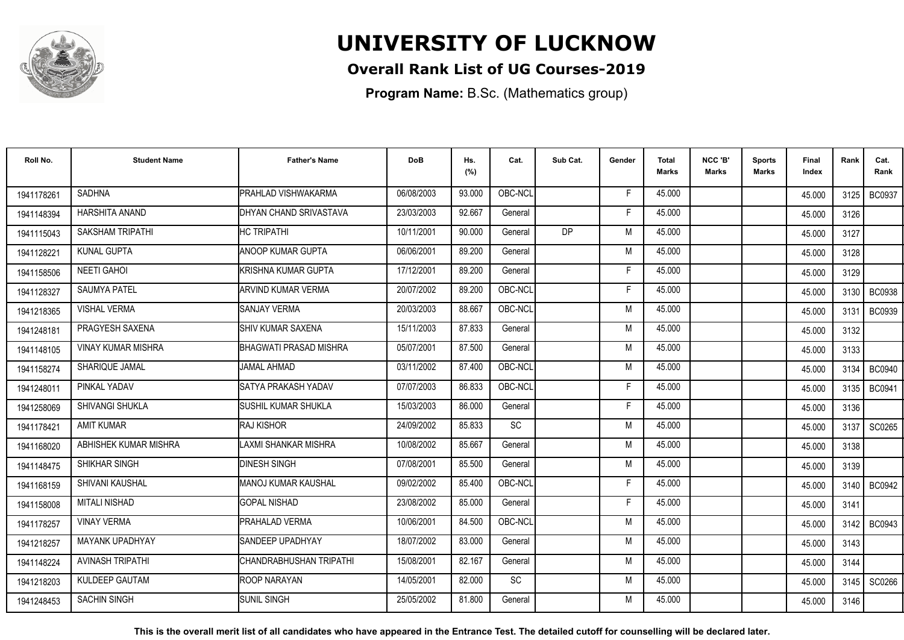# UNIVERSITY OF LUCKNOW

## Overall Rank List of UG Courses-2019

**Program Name:** B.Sc. (Mathematics group)

| Roll No. | Student Name | Father's Name | DoB | Hs. (%) | Cat. | Sub Cat. | Gender | Total Marks | NCC 'B' Marks | Sports Marks | Final Index | Rank | Cat. Rank |
|---|---|---|---|---|---|---|---|---|---|---|---|---|---|
| 1941178261 | SADHNA | PRAHLAD VISHWAKARMA | 06/08/2003 | 93.000 | OBC-NCL | | F | 45.000 | | | 45.000 | 3125 | BC0937 |
| 1941148394 | HARSHITA ANAND | DHYAN CHAND SRIVASTAVA | 23/03/2003 | 92.667 | General | | F | 45.000 | | | 45.000 | 3126 | |
| 1941115043 | SAKSHAM TRIPATHI | HC TRIPATHI | 10/11/2001 | 90.000 | General | DP | M | 45.000 | | | 45.000 | 3127 | |
| 1941128221 | KUNAL GUPTA | ANOOP KUMAR GUPTA | 06/06/2001 | 89.200 | General | | M | 45.000 | | | 45.000 | 3128 | |
| 1941158506 | NEETI GAHOI | KRISHNA KUMAR GUPTA | 17/12/2001 | 89.200 | General | | F | 45.000 | | | 45.000 | 3129 | |
| 1941128327 | SAUMYA PATEL | ARVIND KUMAR VERMA | 20/07/2002 | 89.200 | OBC-NCL | | F | 45.000 | | | 45.000 | 3130 | BC0938 |
| 1941218365 | VISHAL VERMA | SANJAY VERMA | 20/03/2003 | 88.667 | OBC-NCL | | M | 45.000 | | | 45.000 | 3131 | BC0939 |
| 1941248181 | PRAGYESH SAXENA | SHIV KUMAR SAXENA | 15/11/2003 | 87.833 | General | | M | 45.000 | | | 45.000 | 3132 | |
| 1941148105 | VINAY KUMAR MISHRA | BHAGWATI PRASAD MISHRA | 05/07/2001 | 87.500 | General | | M | 45.000 | | | 45.000 | 3133 | |
| 1941158274 | SHARIQUE JAMAL | JAMAL AHMAD | 03/11/2002 | 87.400 | OBC-NCL | | M | 45.000 | | | 45.000 | 3134 | BC0940 |
| 1941248011 | PINKAL YADAV | SATYA PRAKASH YADAV | 07/07/2003 | 86.833 | OBC-NCL | | F | 45.000 | | | 45.000 | 3135 | BC0941 |
| 1941258069 | SHIVANGI SHUKLA | SUSHIL KUMAR SHUKLA | 15/03/2003 | 86.000 | General | | F | 45.000 | | | 45.000 | 3136 | |
| 1941178421 | AMIT KUMAR | RAJ KISHOR | 24/09/2002 | 85.833 | SC | | M | 45.000 | | | 45.000 | 3137 | SC0265 |
| 1941168020 | ABHISHEK KUMAR MISHRA | LAXMI SHANKAR MISHRA | 10/08/2002 | 85.667 | General | | M | 45.000 | | | 45.000 | 3138 | |
| 1941148475 | SHIKHAR SINGH | DINESH SINGH | 07/08/2001 | 85.500 | General | | M | 45.000 | | | 45.000 | 3139 | |
| 1941168159 | SHIVANI KAUSHAL | MANOJ KUMAR KAUSHAL | 09/02/2002 | 85.400 | OBC-NCL | | F | 45.000 | | | 45.000 | 3140 | BC0942 |
| 1941158008 | MITALI NISHAD | GOPAL NISHAD | 23/08/2002 | 85.000 | General | | F | 45.000 | | | 45.000 | 3141 | |
| 1941178257 | VINAY VERMA | PRAHALAD VERMA | 10/06/2001 | 84.500 | OBC-NCL | | M | 45.000 | | | 45.000 | 3142 | BC0943 |
| 1941218257 | MAYANK UPADHYAY | SANDEEP UPADHYAY | 18/07/2002 | 83.000 | General | | M | 45.000 | | | 45.000 | 3143 | |
| 1941148224 | AVINASH TRIPATHI | CHANDRABHUSHAN TRIPATHI | 15/08/2001 | 82.167 | General | | M | 45.000 | | | 45.000 | 3144 | |
| 1941218203 | KULDEEP GAUTAM | ROOP NARAYAN | 14/05/2001 | 82.000 | SC | | M | 45.000 | | | 45.000 | 3145 | SC0266 |
| 1941248453 | SACHIN SINGH | SUNIL SINGH | 25/05/2002 | 81.800 | General | | M | 45.000 | | | 45.000 | 3146 | |

**This is the overall merit list of all candidates who have appeared in the Entrance Test. The detailed cutoff for counselling will be declared later.**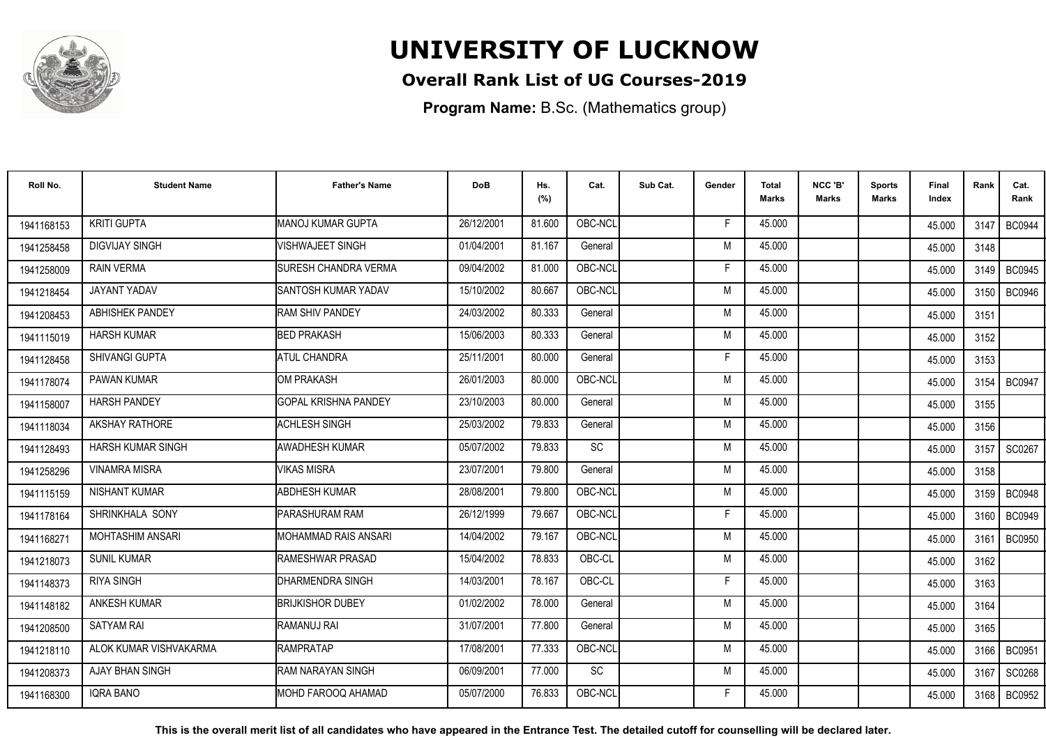# UNIVERSITY OF LUCKNOW

## Overall Rank List of UG Courses-2019

**Program Name:** B.Sc. (Mathematics group)

| Roll No. | Student Name | Father's Name | DoB | Hs. (%) | Cat. | Sub Cat. | Gender | Total Marks | NCC 'B' Marks | Sports Marks | Final Index | Rank | Cat. Rank |
|---|---|---|---|---|---|---|---|---|---|---|---|---|---|
| 1941168153 | KRITI GUPTA | MANOJ KUMAR GUPTA | 26/12/2001 | 81.600 | OBC-NCL | | F | 45.000 | | | 45.000 | 3147 | BC0944 |
| 1941258458 | DIGVIJAY SINGH | VISHWAJEET SINGH | 01/04/2001 | 81.167 | General | | M | 45.000 | | | 45.000 | 3148 | |
| 1941258009 | RAIN VERMA | SURESH CHANDRA VERMA | 09/04/2002 | 81.000 | OBC-NCL | | F | 45.000 | | | 45.000 | 3149 | BC0945 |
| 1941218454 | JAYANT YADAV | SANTOSH KUMAR YADAV | 15/10/2002 | 80.667 | OBC-NCL | | M | 45.000 | | | 45.000 | 3150 | BC0946 |
| 1941208453 | ABHISHEK PANDEY | RAM SHIV PANDEY | 24/03/2002 | 80.333 | General | | M | 45.000 | | | 45.000 | 3151 | |
| 1941115019 | HARSH KUMAR | BED PRAKASH | 15/06/2003 | 80.333 | General | | M | 45.000 | | | 45.000 | 3152 | |
| 1941128458 | SHIVANGI GUPTA | ATUL CHANDRA | 25/11/2001 | 80.000 | General | | F | 45.000 | | | 45.000 | 3153 | |
| 1941178074 | PAWAN KUMAR | OM PRAKASH | 26/01/2003 | 80.000 | OBC-NCL | | M | 45.000 | | | 45.000 | 3154 | BC0947 |
| 1941158007 | HARSH PANDEY | GOPAL KRISHNA PANDEY | 23/10/2003 | 80.000 | General | | M | 45.000 | | | 45.000 | 3155 | |
| 1941118034 | AKSHAY RATHORE | ACHLESH SINGH | 25/03/2002 | 79.833 | General | | M | 45.000 | | | 45.000 | 3156 | |
| 1941128493 | HARSH KUMAR SINGH | AWADHESH KUMAR | 05/07/2002 | 79.833 | SC | | M | 45.000 | | | 45.000 | 3157 | SC0267 |
| 1941258296 | VINAMRA MISRA | VIKAS MISRA | 23/07/2001 | 79.800 | General | | M | 45.000 | | | 45.000 | 3158 | |
| 1941115159 | NISHANT KUMAR | ABDHESH KUMAR | 28/08/2001 | 79.800 | OBC-NCL | | M | 45.000 | | | 45.000 | 3159 | BC0948 |
| 1941178164 | SHRINKHALA SONY | PARASHURAM RAM | 26/12/1999 | 79.667 | OBC-NCL | | F | 45.000 | | | 45.000 | 3160 | BC0949 |
| 1941168271 | MOHTASHIM ANSARI | MOHAMMAD RAIS ANSARI | 14/04/2002 | 79.167 | OBC-NCL | | M | 45.000 | | | 45.000 | 3161 | BC0950 |
| 1942218073 | SUNIL KUMAR | RAMESHWAR PRASAD | 15/04/2002 | 78.833 | OBC-CL | | M | 45.000 | | | 45.000 | 3162 | |
| 1941148373 | RIYA SINGH | DHARMENDRA SINGH | 14/03/2001 | 78.167 | OBC-CL | | F | 45.000 | | | 45.000 | 3163 | |
| 1941148182 | ANKESH KUMAR | BRIJKISHOR DUBEY | 01/02/2002 | 78.000 | General | | M | 45.000 | | | 45.000 | 3164 | |
| 1941208500 | SATYAM RAI | RAMANUJ RAI | 31/07/2001 | 77.800 | General | | M | 45.000 | | | 45.000 | 3165 | |
| 1941218110 | ALOK KUMAR VISHVAKARMA | RAMPRATAP | 17/08/2001 | 77.333 | OBC-NCL | | M | 45.000 | | | 45.000 | 3166 | BC0951 |
| 1941208373 | AJAY BHAN SINGH | RAM NARAYAN SINGH | 06/09/2001 | 77.000 | SC | | M | 45.000 | | | 45.000 | 3167 | SC0268 |
| 1941168300 | IQRA BANO | MOHD FAROOQ AHAMAD | 05/07/2000 | 76.833 | OBC-NCL | | F | 45.000 | | | 45.000 | 3168 | BC0952 |

**This is the overall merit list of all candidates who have appeared in the Entrance Test. The detailed cutoff for counselling will be declared later.**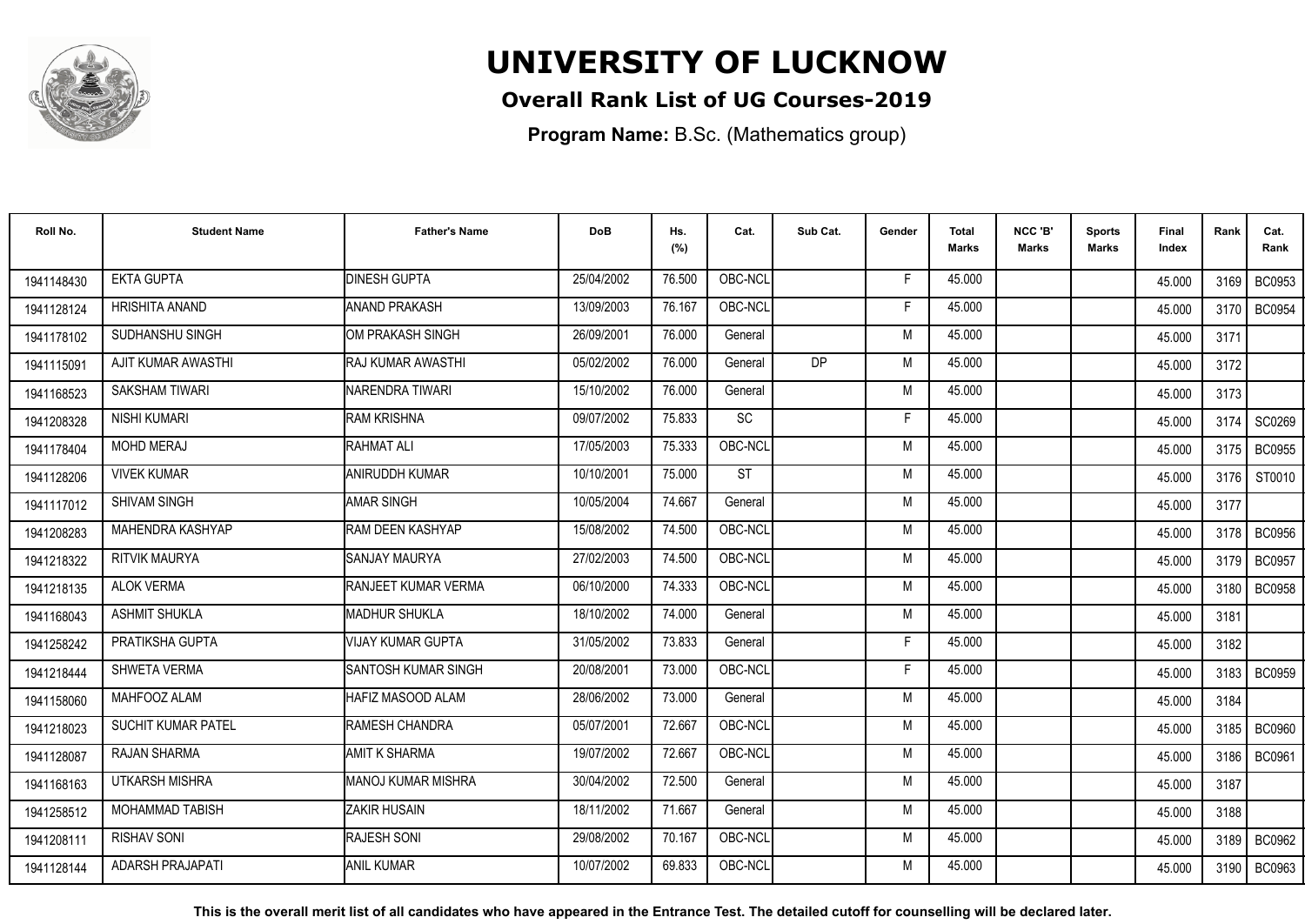# UNIVERSITY OF LUCKNOW

## Overall Rank List of UG Courses-2019

**Program Name:** B.Sc. (Mathematics group)

| Roll No. | Student Name | Father's Name | DoB | Hs. (%) | Cat. | Sub Cat. | Gender | Total Marks | NCC 'B' Marks | Sports Marks | Final Index | Rank | Cat. Rank |
|---|---|---|---|---|---|---|---|---|---|---|---|---|---|
| 1941148430 | EKTA GUPTA | DINESH GUPTA | 25/04/2002 | 76.500 | OBC-NCL | | F | 45.000 | | | 45.000 | 3169 | BC0953 |
| 1941128124 | HRISHITA ANAND | ANAND PRAKASH | 13/09/2003 | 76.167 | OBC-NCL | | F | 45.000 | | | 45.000 | 3170 | BC0954 |
| 1941178102 | SUDHANSHU SINGH | OM PRAKASH SINGH | 26/09/2001 | 76.000 | General | | M | 45.000 | | | 45.000 | 3171 | |
| 1941115091 | AJIT KUMAR AWASTHI | RAJ KUMAR AWASTHI | 05/02/2002 | 76.000 | General | DP | M | 45.000 | | | 45.000 | 3172 | |
| 1941168523 | SAKSHAM TIWARI | NARENDRA TIWARI | 15/10/2002 | 76.000 | General | | M | 45.000 | | | 45.000 | 3173 | |
| 1941208328 | NISHI KUMARI | RAM KRISHNA | 09/07/2002 | 75.833 | SC | | F | 45.000 | | | 45.000 | 3174 | SC0269 |
| 1941178404 | MOHD MERAJ | RAHMAT ALI | 17/05/2003 | 75.333 | OBC-NCL | | M | 45.000 | | | 45.000 | 3175 | BC0955 |
| 1941128206 | VIVEK KUMAR | ANIRUDDH KUMAR | 10/10/2001 | 75.000 | ST | | M | 45.000 | | | 45.000 | 3176 | ST0010 |
| 1941117012 | SHIVAM SINGH | AMAR SINGH | 10/05/2004 | 74.667 | General | | M | 45.000 | | | 45.000 | 3177 | |
| 1941208283 | MAHENDRA KASHYAP | RAM DEEN KASHYAP | 15/08/2002 | 74.500 | OBC-NCL | | M | 45.000 | | | 45.000 | 3178 | BC0956 |
| 1941218322 | RITVIK MAURYA | SANJAY MAURYA | 27/02/2003 | 74.500 | OBC-NCL | | M | 45.000 | | | 45.000 | 3179 | BC0957 |
| 1941218135 | ALOK VERMA | RANJEET KUMAR VERMA | 06/10/2000 | 74.333 | OBC-NCL | | M | 45.000 | | | 45.000 | 3180 | BC0958 |
| 1941168043 | ASHMIT SHUKLA | MADHUR SHUKLA | 18/10/2002 | 74.000 | General | | M | 45.000 | | | 45.000 | 3181 | |
| 1941258242 | PRATIKSHA GUPTA | VIJAY KUMAR GUPTA | 31/05/2002 | 73.833 | General | | F | 45.000 | | | 45.000 | 3182 | |
| 1941218444 | SHWETA VERMA | SANTOSH KUMAR SINGH | 20/08/2001 | 73.000 | OBC-NCL | | F | 45.000 | | | 45.000 | 3183 | BC0959 |
| 1941158060 | MAHFOOZ ALAM | HAFIZ MASOOD ALAM | 28/06/2002 | 73.000 | General | | M | 45.000 | | | 45.000 | 3184 | |
| 1941218023 | SUCHIT KUMAR PATEL | RAMESH CHANDRA | 05/07/2001 | 72.667 | OBC-NCL | | M | 45.000 | | | 45.000 | 3185 | BC0960 |
| 1941128087 | RAJAN SHARMA | AMIT K SHARMA | 19/07/2002 | 72.667 | OBC-NCL | | M | 45.000 | | | 45.000 | 3186 | BC0961 |
| 1941168163 | UTKARSH MISHRA | MANOJ KUMAR MISHRA | 30/04/2002 | 72.500 | General | | M | 45.000 | | | 45.000 | 3187 | |
| 1941258512 | MOHAMMAD TABISH | ZAKIR HUSAIN | 18/11/2002 | 71.667 | General | | M | 45.000 | | | 45.000 | 3188 | |
| 1941208111 | RISHAV SONI | RAJESH SONI | 29/08/2002 | 70.167 | OBC-NCL | | M | 45.000 | | | 45.000 | 3189 | BC0962 |
| 1941128144 | ADARSH PRAJAPATI | ANIL KUMAR | 10/07/2002 | 69.833 | OBC-NCL | | M | 45.000 | | | 45.000 | 3190 | BC0963 |

**This is the overall merit list of all candidates who have appeared in the Entrance Test. The detailed cutoff for counselling will be declared later.**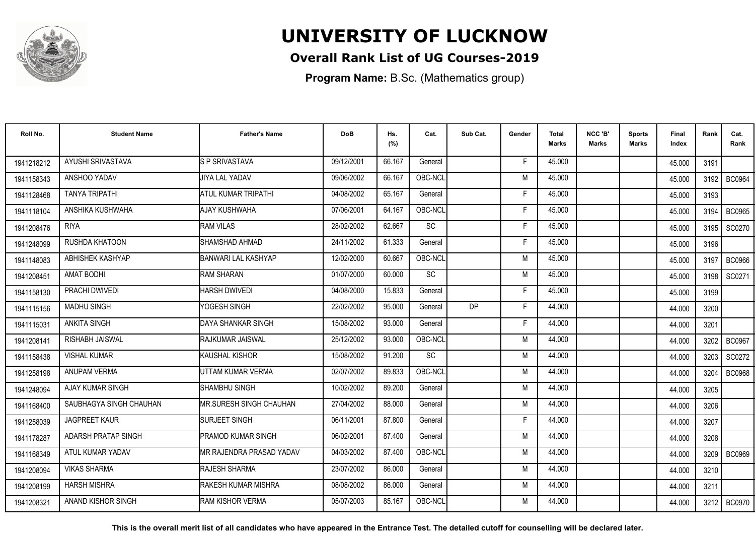# UNIVERSITY OF LUCKNOW

## Overall Rank List of UG Courses-2019

**Program Name:** B.Sc. (Mathematics group)

| Roll No. | Student Name | Father's Name | DoB | Hs. (%) | Cat. | Sub Cat. | Gender | Total Marks | NCC 'B' Marks | Sports Marks | Final Index | Rank | Cat. Rank |
|---|---|---|---|---|---|---|---|---|---|---|---|---|---|
| 1941218212 | AYUSHI SRIVASTAVA | S P SRIVASTAVA | 09/12/2001 | 66.167 | General | | F | 45.000 | | | 45.000 | 3191 | |
| 1941158343 | ANSHOO YADAV | JIYA LAL YADAV | 09/06/2002 | 66.167 | OBC-NCL | | M | 45.000 | | | 45.000 | 3192 | BC0964 |
| 1941128468 | TANYA TRIPATHI | ATUL KUMAR TRIPATHI | 04/08/2002 | 65.167 | General | | F | 45.000 | | | 45.000 | 3193 | |
| 1941118104 | ANSHIKA KUSHWAHA | AJAY KUSHWAHA | 07/06/2001 | 64.167 | OBC-NCL | | F | 45.000 | | | 45.000 | 3194 | BC0965 |
| 1941208476 | RIYA | RAM VILAS | 28/02/2002 | 62.667 | SC | | F | 45.000 | | | 45.000 | 3195 | SC0270 |
| 1941248099 | RUSHDA KHATOON | SHAMSHAD AHMAD | 24/11/2002 | 61.333 | General | | F | 45.000 | | | 45.000 | 3196 | |
| 1941148083 | ABHISHEK KASHYAP | BANWARI LAL KASHYAP | 12/02/2000 | 60.667 | OBC-NCL | | M | 45.000 | | | 45.000 | 3197 | BC0966 |
| 1941208451 | AMAT BODHI | RAM SHARAN | 01/07/2000 | 60.000 | SC | | M | 45.000 | | | 45.000 | 3198 | SC0271 |
| 1941158130 | PRACHI DWIVEDI | HARSH DWIVEDI | 04/08/2000 | 15.833 | General | | F | 45.000 | | | 45.000 | 3199 | |
| 1941115156 | MADHU SINGH | YOGESH SINGH | 22/02/2002 | 95.000 | General | DP | F | 44.000 | | | 44.000 | 3200 | |
| 1941115031 | ANKITA SINGH | DAYA SHANKAR SINGH | 15/08/2002 | 93.000 | General | | F | 44.000 | | | 44.000 | 3201 | |
| 1941208141 | RISHABH JAISWAL | RAJKUMAR JAISWAL | 25/12/2002 | 93.000 | OBC-NCL | | M | 44.000 | | | 44.000 | 3202 | BC0967 |
| 1941158438 | VISHAL KUMAR | KAUSHAL KISHOR | 15/08/2002 | 91.200 | SC | | M | 44.000 | | | 44.000 | 3203 | SC0272 |
| 1941258198 | ANUPAM VERMA | UTTAM KUMAR VERMA | 02/07/2002 | 89.833 | OBC-NCL | | M | 44.000 | | | 44.000 | 3204 | BC0968 |
| 1941248094 | AJAY KUMAR SINGH | SHAMBHU SINGH | 10/02/2002 | 89.200 | General | | M | 44.000 | | | 44.000 | 3205 | |
| 1941168400 | SAUBHAGYA SINGH CHAUHAN | MR.SURESH SINGH CHAUHAN | 27/04/2002 | 88.000 | General | | M | 44.000 | | | 44.000 | 3206 | |
| 1941258039 | JAGPREET KAUR | SURJEET SINGH | 06/11/2001 | 87.800 | General | | F | 44.000 | | | 44.000 | 3207 | |
| 1941178287 | ADARSH PRATAP SINGH | PRAMOD KUMAR SINGH | 06/02/2001 | 87.400 | General | | M | 44.000 | | | 44.000 | 3208 | |
| 1941168349 | ATUL KUMAR YADAV | MR RAJENDRA PRASAD YADAV | 04/03/2002 | 87.400 | OBC-NCL | | M | 44.000 | | | 44.000 | 3209 | BC0969 |
| 1941208094 | VIKAS SHARMA | RAJESH SHARMA | 23/07/2002 | 86.000 | General | | M | 44.000 | | | 44.000 | 3210 | |
| 1941208199 | HARSH MISHRA | RAKESH KUMAR MISHRA | 08/08/2002 | 86.000 | General | | M | 44.000 | | | 44.000 | 3211 | |
| 1941208321 | ANAND KISHOR SINGH | RAM KISHOR VERMA | 05/07/2003 | 85.167 | OBC-NCL | | M | 44.000 | | | 44.000 | 3212 | BC0970 |

**This is the overall merit list of all candidates who have appeared in the Entrance Test. The detailed cutoff for counselling will be declared later.**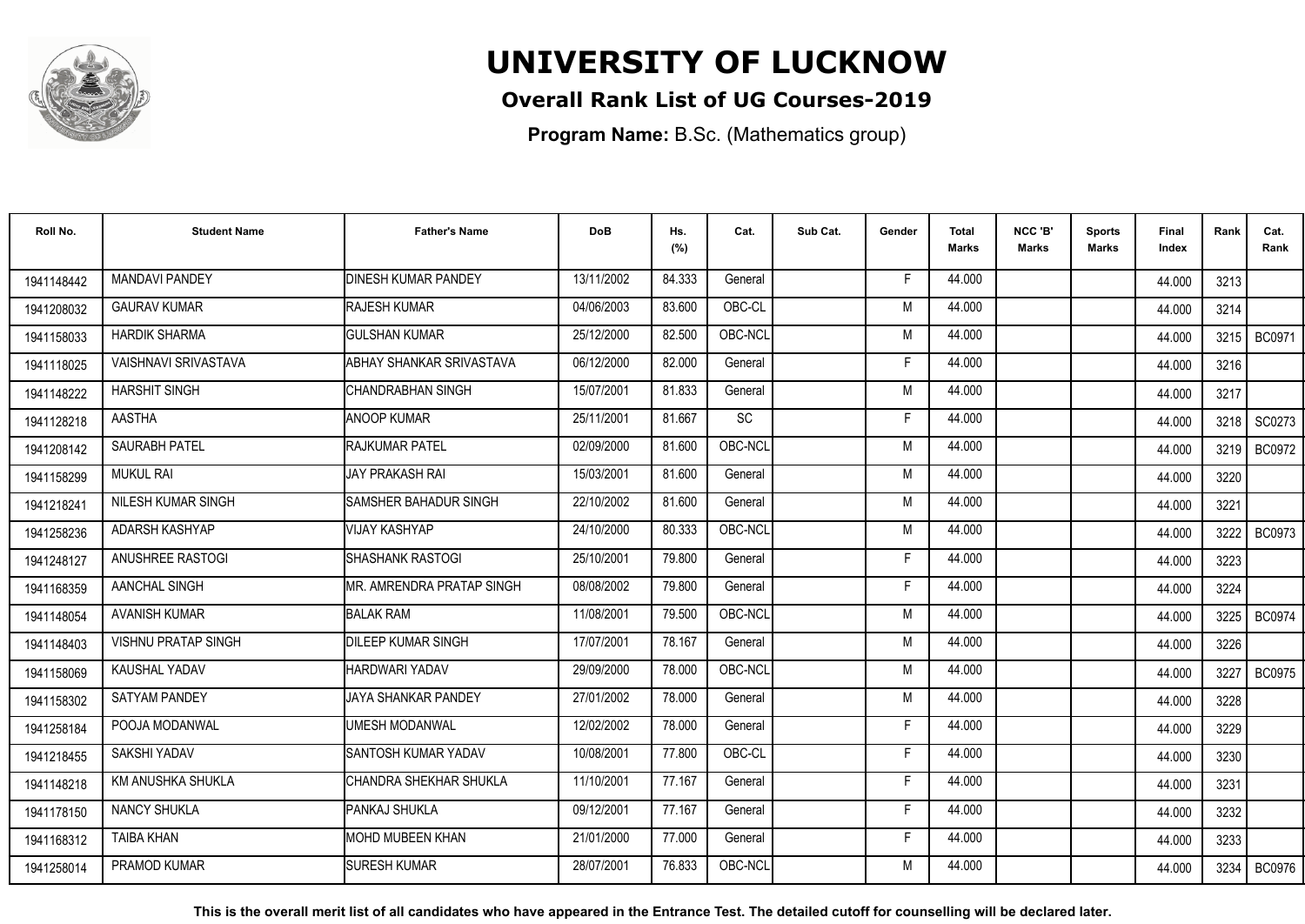# UNIVERSITY OF LUCKNOW

**Overall Rank List of UG Courses-2019**

**Program Name:** B.Sc. (Mathematics group)

| Roll No. | Student Name | Father's Name | DoB | Hs. (%) | Cat. | Sub Cat. | Gender | Total Marks | NCC 'B' Marks | Sports Marks | Final Index | Rank | Cat. Rank |
|---|---|---|---|---|---|---|---|---|---|---|---|---|---|
| 1941148442 | MANDAVI PANDEY | DINESH KUMAR PANDEY | 13/11/2002 | 84.333 | General | | F | 44.000 | | | 44.000 | 3213 | |
| 1941208032 | GAURAV KUMAR | RAJESH KUMAR | 04/06/2003 | 83.600 | OBC-CL | | M | 44.000 | | | 44.000 | 3214 | |
| 1941158033 | HARDIK SHARMA | GULSHAN KUMAR | 25/12/2000 | 82.500 | OBC-NCL | | M | 44.000 | | | 44.000 | 3215 | BC0971 |
| 1941118025 | VAISHNAVI SRIVASTAVA | ABHAY SHANKAR SRIVASTAVA | 06/12/2000 | 82.000 | General | | F | 44.000 | | | 44.000 | 3216 | |
| 1941148222 | HARSHIT SINGH | CHANDRABHAN SINGH | 15/07/2001 | 81.833 | General | | M | 44.000 | | | 44.000 | 3217 | |
| 1941128218 | AASTHA | ANOOP KUMAR | 25/11/2001 | 81.667 | SC | | F | 44.000 | | | 44.000 | 3218 | SC0273 |
| 1941208142 | SAURABH PATEL | RAJKUMAR PATEL | 02/09/2000 | 81.600 | OBC-NCL | | M | 44.000 | | | 44.000 | 3219 | BC0972 |
| 1941158299 | MUKUL RAI | JAY PRAKASH RAI | 15/03/2001 | 81.600 | General | | M | 44.000 | | | 44.000 | 3220 | |
| 1941218241 | NILESH KUMAR SINGH | SAMSHER BAHADUR SINGH | 22/10/2002 | 81.600 | General | | M | 44.000 | | | 44.000 | 3221 | |
| 1941258236 | ADARSH KASHYAP | VIJAY KASHYAP | 24/10/2000 | 80.333 | OBC-NCL | | M | 44.000 | | | 44.000 | 3222 | BC0973 |
| 1941248127 | ANUSHREE RASTOGI | SHASHANK RASTOGI | 25/10/2001 | 79.800 | General | | F | 44.000 | | | 44.000 | 3223 | |
| 1941168359 | AANCHAL SINGH | MR. AMRENDRA PRATAP SINGH | 08/08/2002 | 79.800 | General | | F | 44.000 | | | 44.000 | 3224 | |
| 1941148054 | AVANISH KUMAR | BALAK RAM | 11/08/2001 | 79.500 | OBC-NCL | | M | 44.000 | | | 44.000 | 3225 | BC0974 |
| 1941148403 | VISHNU PRATAP SINGH | DILEEP KUMAR SINGH | 17/07/2001 | 78.167 | General | | M | 44.000 | | | 44.000 | 3226 | |
| 1941158069 | KAUSHAL YADAV | HARDWARI YADAV | 29/09/2000 | 78.000 | OBC-NCL | | M | 44.000 | | | 44.000 | 3227 | BC0975 |
| 1941158302 | SATYAM PANDEY | JAYA SHANKAR PANDEY | 27/01/2002 | 78.000 | General | | M | 44.000 | | | 44.000 | 3228 | |
| 1941258184 | POOJA MODANWAL | UMESH MODANWAL | 12/02/2002 | 78.000 | General | | F | 44.000 | | | 44.000 | 3229 | |
| 1941218455 | SAKSHI YADAV | SANTOSH KUMAR YADAV | 10/08/2001 | 77.800 | OBC-CL | | F | 44.000 | | | 44.000 | 3230 | |
| 1941148218 | KM ANUSHKA SHUKLA | CHANDRA SHEKHAR SHUKLA | 11/10/2001 | 77.167 | General | | F | 44.000 | | | 44.000 | 3231 | |
| 1941178150 | NANCY SHUKLA | PANKAJ SHUKLA | 09/12/2001 | 77.167 | General | | F | 44.000 | | | 44.000 | 3232 | |
| 1941168312 | TAIBA KHAN | MOHD MUBEEN KHAN | 21/01/2000 | 77.000 | General | | F | 44.000 | | | 44.000 | 3233 | |
| 1941258014 | PRAMOD KUMAR | SURESH KUMAR | 28/07/2001 | 76.833 | OBC-NCL | | M | 44.000 | | | 44.000 | 3234 | BC0976 |

**This is the overall merit list of all candidates who have appeared in the Entrance Test. The detailed cutoff for counselling will be declared later.**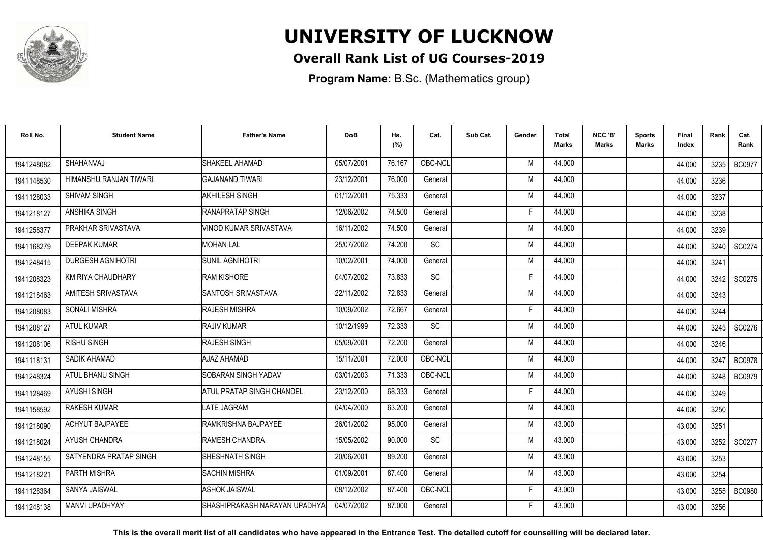# UNIVERSITY OF LUCKNOW

## Overall Rank List of UG Courses-2019

**Program Name:** B.Sc. (Mathematics group)

| Roll No. | Student Name | Father's Name | DoB | Hs. (%) | Cat. | Sub Cat. | Gender | Total Marks | NCC 'B' Marks | Sports Marks | Final Index | Rank | Cat. Rank |
|---|---|---|---|---|---|---|---|---|---|---|---|---|---|
| 1941248082 | SHAHANVAJ | SHAKEEL AHAMAD | 05/07/2001 | 76.167 | OBC-NCL | | M | 44.000 | | | 44.000 | 3235 | BC0977 |
| 1941148530 | HIMANSHU RANJAN TIWARI | GAJANAND TIWARI | 23/12/2001 | 76.000 | General | | M | 44.000 | | | 44.000 | 3236 | |
| 1941128033 | SHIVAM SINGH | AKHILESH SINGH | 01/12/2001 | 75.333 | General | | M | 44.000 | | | 44.000 | 3237 | |
| 1941218127 | ANSHIKA SINGH | RANAPRATAP SINGH | 12/06/2002 | 74.500 | General | | F | 44.000 | | | 44.000 | 3238 | |
| 1941258377 | PRAKHAR SRIVASTAVA | VINOD KUMAR SRIVASTAVA | 16/11/2002 | 74.500 | General | | M | 44.000 | | | 44.000 | 3239 | |
| 1941168279 | DEEPAK KUMAR | MOHAN LAL | 25/07/2002 | 74.200 | SC | | M | 44.000 | | | 44.000 | 3240 | SC0274 |
| 1941248415 | DURGESH AGNIHOTRI | SUNIL AGNIHOTRI | 10/02/2001 | 74.000 | General | | M | 44.000 | | | 44.000 | 3241 | |
| 1941208323 | KM RIYA CHAUDHARY | RAM KISHORE | 04/07/2002 | 73.833 | SC | | F | 44.000 | | | 44.000 | 3242 | SC0275 |
| 1941218463 | AMITESH SRIVASTAVA | SANTOSH SRIVASTAVA | 22/11/2002 | 72.833 | General | | M | 44.000 | | | 44.000 | 3243 | |
| 1941208083 | SONALI MISHRA | RAJESH MISHRA | 10/09/2002 | 72.667 | General | | F | 44.000 | | | 44.000 | 3244 | |
| 1941208127 | ATUL KUMAR | RAJIV KUMAR | 10/12/1999 | 72.333 | SC | | M | 44.000 | | | 44.000 | 3245 | SC0276 |
| 1941208106 | RISHU SINGH | RAJESH SINGH | 05/09/2001 | 72.200 | General | | M | 44.000 | | | 44.000 | 3246 | |
| 1941118131 | SADIK AHAMAD | AJAZ AHAMAD | 15/11/2001 | 72.000 | OBC-NCL | | M | 44.000 | | | 44.000 | 3247 | BC0978 |
| 1941248324 | ATUL BHANU SINGH | SOBARAN SINGH YADAV | 03/01/2003 | 71.333 | OBC-NCL | | M | 44.000 | | | 44.000 | 3248 | BC0979 |
| 1941128469 | AYUSHI SINGH | ATUL PRATAP SINGH CHANDEL | 23/12/2000 | 68.333 | General | | F | 44.000 | | | 44.000 | 3249 | |
| 1941158592 | RAKESH KUMAR | LATE JAGRAM | 04/04/2000 | 63.200 | General | | M | 44.000 | | | 44.000 | 3250 | |
| 1941218090 | ACHYUT BAJPAYEE | RAMKRISHNA BAJPAYEE | 26/01/2002 | 95.000 | General | | M | 43.000 | | | 43.000 | 3251 | |
| 1941218024 | AYUSH CHANDRA | RAMESH CHANDRA | 15/05/2002 | 90.000 | SC | | M | 43.000 | | | 43.000 | 3252 | SC0277 |
| 1941248155 | SATYENDRA PRATAP SINGH | SHESHNATH SINGH | 20/06/2001 | 89.200 | General | | M | 43.000 | | | 43.000 | 3253 | |
| 1941218221 | PARTH MISHRA | SACHIN MISHRA | 01/09/2001 | 87.400 | General | | M | 43.000 | | | 43.000 | 3254 | |
| 1941128364 | SANYA JAISWAL | ASHOK JAISWAL | 08/12/2002 | 87.400 | OBC-NCL | | F | 43.000 | | | 43.000 | 3255 | BC0980 |
| 1941248138 | MANVI UPADHYAY | SHASHIPRAKASH NARAYAN UPADHYA | 04/07/2002 | 87.000 | General | | F | 43.000 | | | 43.000 | 3256 | |

**This is the overall merit list of all candidates who have appeared in the Entrance Test. The detailed cutoff for counselling will be declared later.**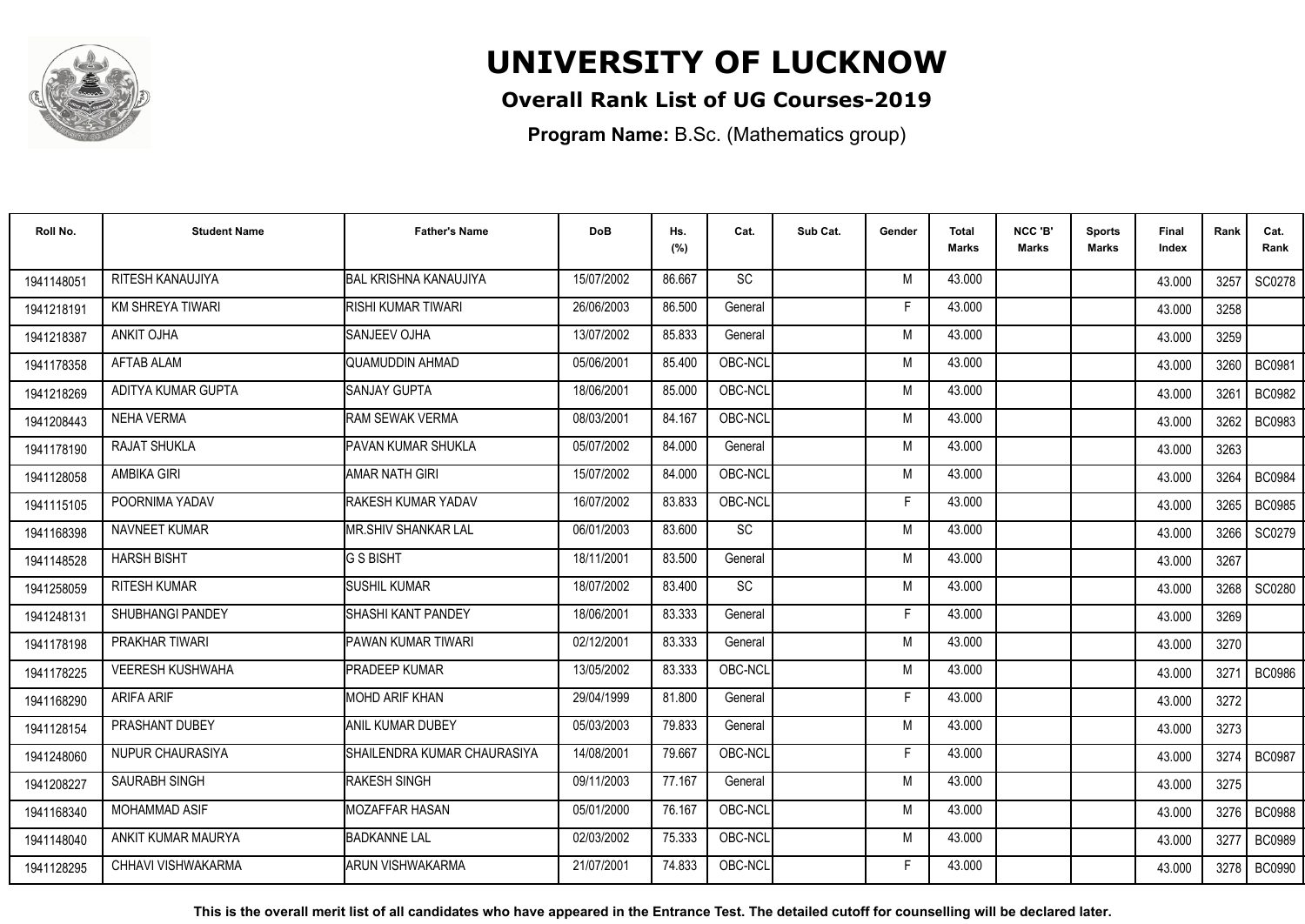# UNIVERSITY OF LUCKNOW

## Overall Rank List of UG Courses-2019

**Program Name:** B.Sc. (Mathematics group)

| Roll No. | Student Name | Father's Name | DoB | Hs. (%) | Cat. | Sub Cat. | Gender | Total Marks | NCC 'B' Marks | Sports Marks | Final Index | Rank | Cat. Rank |
|---|---|---|---|---|---|---|---|---|---|---|---|---|---|
| 1941148051 | RITESH KANAUJIYA | BAL KRISHNA KANAUJIYA | 15/07/2002 | 86.667 | SC | | M | 43.000 | | | 43.000 | 3257 | SC0278 |
| 1941218191 | KM SHREYA TIWARI | RISHI KUMAR TIWARI | 26/06/2003 | 86.500 | General | | F | 43.000 | | | 43.000 | 3258 | |
| 1941218387 | ANKIT OJHA | SANJEEV OJHA | 13/07/2002 | 85.833 | General | | M | 43.000 | | | 43.000 | 3259 | |
| 1941178358 | AFTAB ALAM | QUAMUDDIN AHMAD | 05/06/2001 | 85.400 | OBC-NCL | | M | 43.000 | | | 43.000 | 3260 | BC0981 |
| 1941218269 | ADITYA KUMAR GUPTA | SANJAY GUPTA | 18/06/2001 | 85.000 | OBC-NCL | | M | 43.000 | | | 43.000 | 3261 | BC0982 |
| 1941208443 | NEHA VERMA | RAM SEWAK VERMA | 08/03/2001 | 84.167 | OBC-NCL | | M | 43.000 | | | 43.000 | 3262 | BC0983 |
| 1941178190 | RAJAT SHUKLA | PAVAN KUMAR SHUKLA | 05/07/2002 | 84.000 | General | | M | 43.000 | | | 43.000 | 3263 | |
| 1941128058 | AMBIKA GIRI | AMAR NATH GIRI | 15/07/2002 | 84.000 | OBC-NCL | | M | 43.000 | | | 43.000 | 3264 | BC0984 |
| 1941115105 | POORNIMA YADAV | RAKESH KUMAR YADAV | 16/07/2002 | 83.833 | OBC-NCL | | F | 43.000 | | | 43.000 | 3265 | BC0985 |
| 1941168398 | NAVNEET KUMAR | MR.SHIV SHANKAR LAL | 06/01/2003 | 83.600 | SC | | M | 43.000 | | | 43.000 | 3266 | SC0279 |
| 1941148528 | HARSH BISHT | G S BISHT | 18/11/2001 | 83.500 | General | | M | 43.000 | | | 43.000 | 3267 | |
| 1941258059 | RITESH KUMAR | SUSHIL KUMAR | 18/07/2002 | 83.400 | SC | | M | 43.000 | | | 43.000 | 3268 | SC0280 |
| 1941248131 | SHUBHANGI PANDEY | SHASHI KANT PANDEY | 18/06/2001 | 83.333 | General | | F | 43.000 | | | 43.000 | 3269 | |
| 1941178198 | PRAKHAR TIWARI | PAWAN KUMAR TIWARI | 02/12/2001 | 83.333 | General | | M | 43.000 | | | 43.000 | 3270 | |
| 1941178225 | VEERESH KUSHWAHA | PRADEEP KUMAR | 13/05/2002 | 83.333 | OBC-NCL | | M | 43.000 | | | 43.000 | 3271 | BC0986 |
| 1941168290 | ARIFA ARIF | MOHD ARIF KHAN | 29/04/1999 | 81.800 | General | | F | 43.000 | | | 43.000 | 3272 | |
| 1941128154 | PRASHANT DUBEY | ANIL KUMAR DUBEY | 05/03/2003 | 79.833 | General | | M | 43.000 | | | 43.000 | 3273 | |
| 1941248060 | NUPUR CHAURASIYA | SHAILENDRA KUMAR CHAURASIYA | 14/08/2001 | 79.667 | OBC-NCL | | F | 43.000 | | | 43.000 | 3274 | BC0987 |
| 1941208227 | SAURABH SINGH | RAKESH SINGH | 09/11/2003 | 77.167 | General | | M | 43.000 | | | 43.000 | 3275 | |
| 1941168340 | MOHAMMAD ASIF | MOZAFFAR HASAN | 05/01/2000 | 76.167 | OBC-NCL | | M | 43.000 | | | 43.000 | 3276 | BC0988 |
| 1941148040 | ANKIT KUMAR MAURYA | BADKANNE LAL | 02/03/2002 | 75.333 | OBC-NCL | | M | 43.000 | | | 43.000 | 3277 | BC0989 |
| 1941128295 | CHHAVI VISHWAKARMA | ARUN VISHWAKARMA | 21/07/2001 | 74.833 | OBC-NCL | | F | 43.000 | | | 43.000 | 3278 | BC0990 |

**This is the overall merit list of all candidates who have appeared in the Entrance Test. The detailed cutoff for counselling will be declared later.**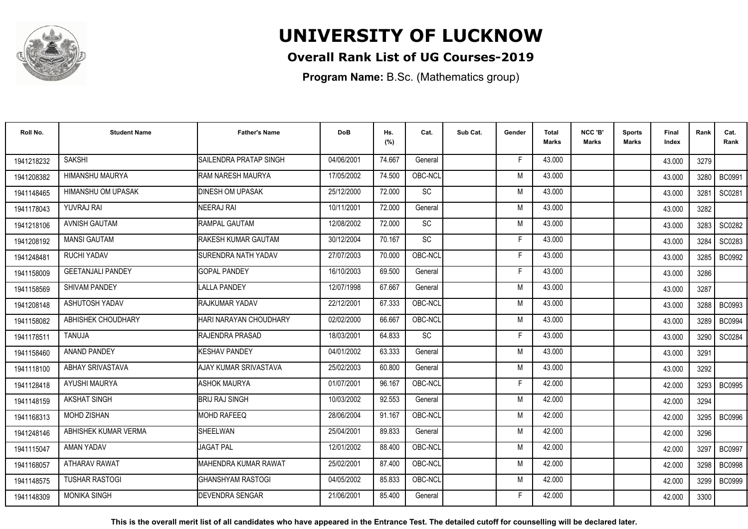# UNIVERSITY OF LUCKNOW

## Overall Rank List of UG Courses-2019

**Program Name:** B.Sc. (Mathematics group)

| Roll No. | Student Name | Father's Name | DoB | Hs. (%) | Cat. | Sub Cat. | Gender | Total Marks | NCC 'B' Marks | Sports Marks | Final Index | Rank | Cat. Rank |
|---|---|---|---|---|---|---|---|---|---|---|---|---|---|
| 1941218232 | SAKSHI | SAILENDRA PRATAP SINGH | 04/06/2001 | 74.667 | General | | F | 43.000 | | | 43.000 | 3279 | |
| 1941208382 | HIMANSHU MAURYA | RAM NARESH MAURYA | 17/05/2002 | 74.500 | OBC-NCL | | M | 43.000 | | | 43.000 | 3280 | BC0991 |
| 1941148465 | HIMANSHU OM UPASAK | DINESH OM UPASAK | 25/12/2000 | 72.000 | SC | | M | 43.000 | | | 43.000 | 3281 | SC0281 |
| 1941178043 | YUVRAJ RAI | NEERAJ RAI | 10/11/2001 | 72.000 | General | | M | 43.000 | | | 43.000 | 3282 | |
| 1941218106 | AVNISH GAUTAM | RAMPAL GAUTAM | 12/08/2002 | 72.000 | SC | | M | 43.000 | | | 43.000 | 3283 | SC0282 |
| 1941208192 | MANSI GAUTAM | RAKESH KUMAR GAUTAM | 30/12/2004 | 70.167 | SC | | F | 43.000 | | | 43.000 | 3284 | SC0283 |
| 1941248481 | RUCHI YADAV | SURENDRA NATH YADAV | 27/07/2003 | 70.000 | OBC-NCL | | F | 43.000 | | | 43.000 | 3285 | BC0992 |
| 1941158009 | GEETANJALI PANDEY | GOPAL PANDEY | 16/10/2003 | 69.500 | General | | F | 43.000 | | | 43.000 | 3286 | |
| 1941158569 | SHIVAM PANDEY | LALLA PANDEY | 12/07/1998 | 67.667 | General | | M | 43.000 | | | 43.000 | 3287 | |
| 1941208148 | ASHUTOSH YADAV | RAJKUMAR YADAV | 22/12/2001 | 67.333 | OBC-NCL | | M | 43.000 | | | 43.000 | 3288 | BC0993 |
| 1941158082 | ABHISHEK CHOUDHARY | HARI NARAYAN CHOUDHARY | 02/02/2000 | 66.667 | OBC-NCL | | M | 43.000 | | | 43.000 | 3289 | BC0994 |
| 1941178511 | TANUJA | RAJENDRA PRASAD | 18/03/2001 | 64.833 | SC | | F | 43.000 | | | 43.000 | 3290 | SC0284 |
| 1941158460 | ANAND PANDEY | KESHAV PANDEY | 04/01/2002 | 63.333 | General | | M | 43.000 | | | 43.000 | 3291 | |
| 1941118100 | ABHAY SRIVASTAVA | AJAY KUMAR SRIVASTAVA | 25/02/2003 | 60.800 | General | | M | 43.000 | | | 43.000 | 3292 | |
| 1941128418 | AYUSHI MAURYA | ASHOK MAURYA | 01/07/2001 | 96.167 | OBC-NCL | | F | 42.000 | | | 42.000 | 3293 | BC0995 |
| 1941148159 | AKSHAT SINGH | BRIJ RAJ SINGH | 10/03/2002 | 92.553 | General | | M | 42.000 | | | 42.000 | 3294 | |
| 1941168313 | MOHD ZISHAN | MOHD RAFEEQ | 28/06/2004 | 91.167 | OBC-NCL | | M | 42.000 | | | 42.000 | 3295 | BC0996 |
| 1941248146 | ABHISHEK KUMAR VERMA | SHEELWAN | 25/04/2001 | 89.833 | General | | M | 42.000 | | | 42.000 | 3296 | |
| 1941115047 | AMAN YADAV | JAGAT PAL | 12/01/2002 | 88.400 | OBC-NCL | | M | 42.000 | | | 42.000 | 3297 | BC0997 |
| 1941168057 | ATHARAV RAWAT | MAHENDRA KUMAR RAWAT | 25/02/2001 | 87.400 | OBC-NCL | | M | 42.000 | | | 42.000 | 3298 | BC0998 |
| 1941148575 | TUSHAR RASTOGI | GHANSHYAM RASTOGI | 04/05/2002 | 85.833 | OBC-NCL | | M | 42.000 | | | 42.000 | 3299 | BC0999 |
| 1941148309 | MONIKA SINGH | DEVENDRA SENGAR | 21/06/2001 | 85.400 | General | | F | 42.000 | | | 42.000 | 3300 | |

**This is the overall merit list of all candidates who have appeared in the Entrance Test. The detailed cutoff for counselling will be declared later.**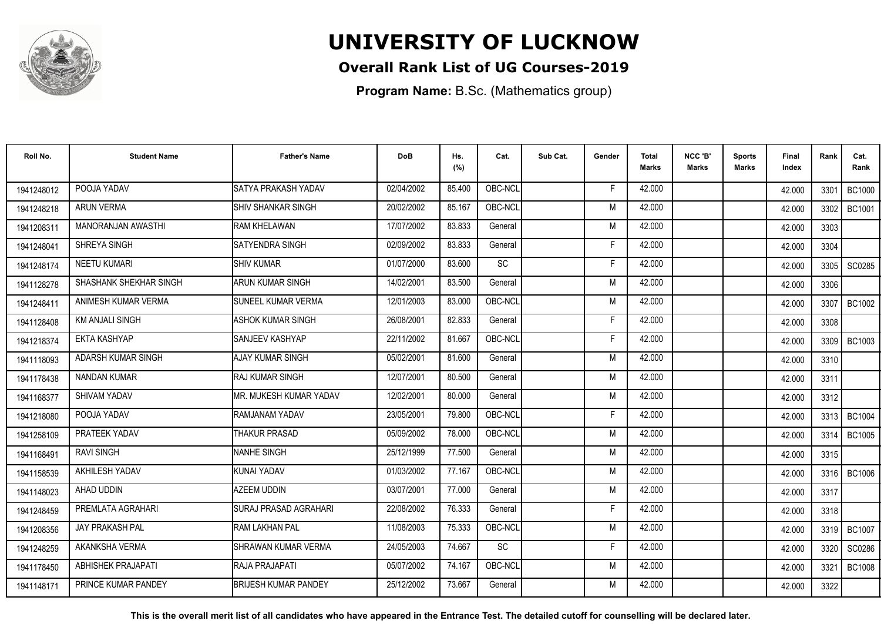# UNIVERSITY OF LUCKNOW

**Overall Rank List of UG Courses-2019**

**Program Name:** B.Sc. (Mathematics group)

| Roll No. | Student Name | Father's Name | DoB | Hs. (%) | Cat. | Sub Cat. | Gender | Total Marks | NCC 'B' Marks | Sports Marks | Final Index | Rank | Cat. Rank |
|---|---|---|---|---|---|---|---|---|---|---|---|---|---|
| 1941248012 | POOJA YADAV | SATYA PRAKASH YADAV | 02/04/2002 | 85.400 | OBC-NCL | | F | 42.000 | | | 42.000 | 3301 | BC1000 |
| 1941248218 | ARUN VERMA | SHIV SHANKAR SINGH | 20/02/2002 | 85.167 | OBC-NCL | | M | 42.000 | | | 42.000 | 3302 | BC1001 |
| 1941208311 | MANORANJAN AWASTHI | RAM KHELAWAN | 17/07/2002 | 83.833 | General | | M | 42.000 | | | 42.000 | 3303 | |
| 1941248041 | SHREYA SINGH | SATYENDRA SINGH | 02/09/2002 | 83.833 | General | | F | 42.000 | | | 42.000 | 3304 | |
| 1941248174 | NEETU KUMARI | SHIV KUMAR | 01/07/2000 | 83.600 | SC | | F | 42.000 | | | 42.000 | 3305 | SC0285 |
| 1941128278 | SHASHANK SHEKHAR SINGH | ARUN KUMAR SINGH | 14/02/2001 | 83.500 | General | | M | 42.000 | | | 42.000 | 3306 | |
| 1941248411 | ANIMESH KUMAR VERMA | SUNEEL KUMAR VERMA | 12/01/2003 | 83.000 | OBC-NCL | | M | 42.000 | | | 42.000 | 3307 | BC1002 |
| 1941128408 | KM ANJALI SINGH | ASHOK KUMAR SINGH | 26/08/2001 | 82.833 | General | | F | 42.000 | | | 42.000 | 3308 | |
| 1941218374 | EKTA KASHYAP | SANJEEV KASHYAP | 22/11/2002 | 81.667 | OBC-NCL | | F | 42.000 | | | 42.000 | 3309 | BC1003 |
| 1941118093 | ADARSH KUMAR SINGH | AJAY KUMAR SINGH | 05/02/2001 | 81.600 | General | | M | 42.000 | | | 42.000 | 3310 | |
| 1941178438 | NANDAN KUMAR | RAJ KUMAR SINGH | 12/07/2001 | 80.500 | General | | M | 42.000 | | | 42.000 | 3311 | |
| 1941168377 | SHIVAM YADAV | MR. MUKESH KUMAR YADAV | 12/02/2001 | 80.000 | General | | M | 42.000 | | | 42.000 | 3312 | |
| 1941218080 | POOJA YADAV | RAMJANAM YADAV | 23/05/2001 | 79.800 | OBC-NCL | | F | 42.000 | | | 42.000 | 3313 | BC1004 |
| 1941258109 | PRATEEK YADAV | THAKUR PRASAD | 05/09/2002 | 78.000 | OBC-NCL | | M | 42.000 | | | 42.000 | 3314 | BC1005 |
| 1941168491 | RAVI SINGH | NANHE SINGH | 25/12/1999 | 77.500 | General | | M | 42.000 | | | 42.000 | 3315 | |
| 1941158539 | AKHILESH YADAV | KUNAI YADAV | 01/03/2002 | 77.167 | OBC-NCL | | M | 42.000 | | | 42.000 | 3316 | BC1006 |
| 1941148023 | AHAD UDDIN | AZEEM UDDIN | 03/07/2001 | 77.000 | General | | M | 42.000 | | | 42.000 | 3317 | |
| 1941248459 | PREMLATA AGRAHARI | SURAJ PRASAD AGRAHARI | 22/08/2002 | 76.333 | General | | F | 42.000 | | | 42.000 | 3318 | |
| 1941208356 | JAY PRAKASH PAL | RAM LAKHAN PAL | 11/08/2003 | 75.333 | OBC-NCL | | M | 42.000 | | | 42.000 | 3319 | BC1007 |
| 1941248259 | AKANKSHA VERMA | SHRAWAN KUMAR VERMA | 24/05/2003 | 74.667 | SC | | F | 42.000 | | | 42.000 | 3320 | SC0286 |
| 1941178450 | ABHISHEK PRAJAPATI | RAJA PRAJAPATI | 05/07/2002 | 74.167 | OBC-NCL | | M | 42.000 | | | 42.000 | 3321 | BC1008 |
| 1941148171 | PRINCE KUMAR PANDEY | BRIJESH KUMAR PANDEY | 25/12/2002 | 73.667 | General | | M | 42.000 | | | 42.000 | 3322 | |

**This is the overall merit list of all candidates who have appeared in the Entrance Test. The detailed cutoff for counselling will be declared later.**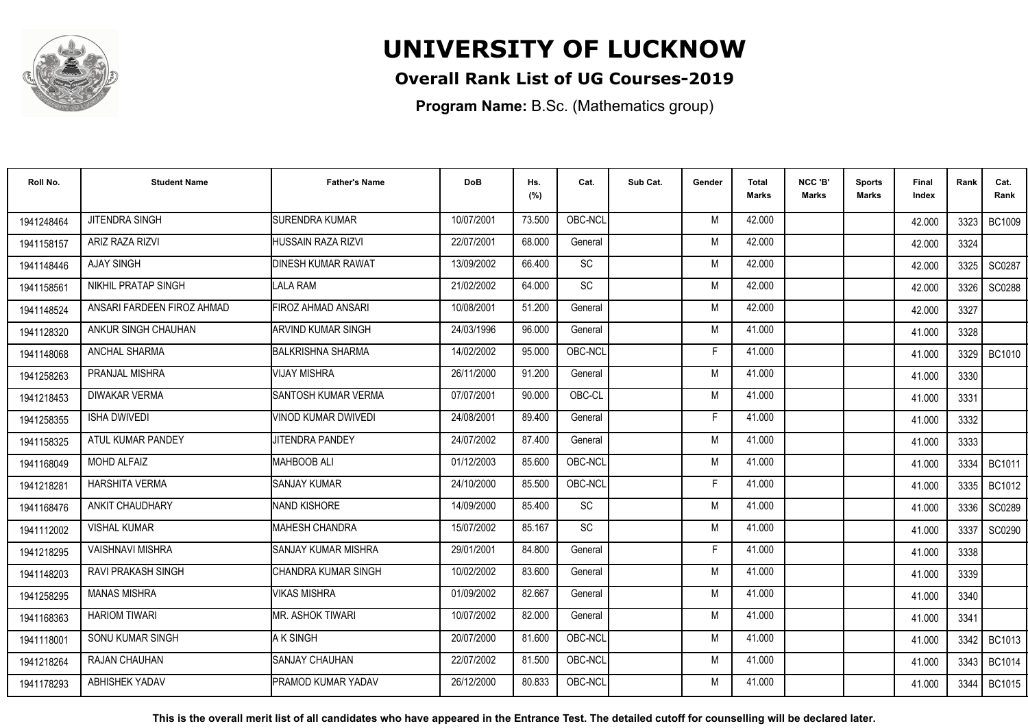# UNIVERSITY OF LUCKNOW

## Overall Rank List of UG Courses-2019

**Program Name:** B.Sc. (Mathematics group)

| Roll No. | Student Name | Father's Name | DoB | Hs. (%) | Cat. | Sub Cat. | Gender | Total Marks | NCC 'B' Marks | Sports Marks | Final Index | Rank | Cat. Rank |
|---|---|---|---|---|---|---|---|---|---|---|---|---|---|
| 1941248464 | JITENDRA SINGH | SURENDRA KUMAR | 10/07/2001 | 73.500 | OBC-NCL | | M | 42.000 | | | 42.000 | 3323 | BC1009 |
| 1941158157 | ARIZ RAZA RIZVI | HUSSAIN RAZA RIZVI | 22/07/2001 | 68.000 | General | | M | 42.000 | | | 42.000 | 3324 | |
| 1941148446 | AJAY SINGH | DINESH KUMAR RAWAT | 13/09/2002 | 66.400 | SC | | M | 42.000 | | | 42.000 | 3325 | SC0287 |
| 1941158561 | NIKHIL PRATAP SINGH | LALA RAM | 21/02/2002 | 64.000 | SC | | M | 42.000 | | | 42.000 | 3326 | SC0288 |
| 1941148524 | ANSARI FARDEEN FIROZ AHMAD | FIROZ AHMAD ANSARI | 10/08/2001 | 51.200 | General | | M | 42.000 | | | 42.000 | 3327 | |
| 1941128320 | ANKUR SINGH CHAUHAN | ARVIND KUMAR SINGH | 24/03/1996 | 96.000 | General | | M | 41.000 | | | 41.000 | 3328 | |
| 1941148068 | ANCHAL SHARMA | BALKRISHNA SHARMA | 14/02/2002 | 95.000 | OBC-NCL | | F | 41.000 | | | 41.000 | 3329 | BC1010 |
| 1941258263 | PRANJAL MISHRA | VIJAY MISHRA | 26/11/2000 | 91.200 | General | | M | 41.000 | | | 41.000 | 3330 | |
| 1941218453 | DIWAKAR VERMA | SANTOSH KUMAR VERMA | 07/07/2001 | 90.000 | OBC-CL | | M | 41.000 | | | 41.000 | 3331 | |
| 1941258355 | ISHA DWIVEDI | VINOD KUMAR DWIVEDI | 24/08/2001 | 89.400 | General | | F | 41.000 | | | 41.000 | 3332 | |
| 1941158325 | ATUL KUMAR PANDEY | JITENDRA PANDEY | 24/07/2002 | 87.400 | General | | M | 41.000 | | | 41.000 | 3333 | |
| 1941168049 | MOHD ALFAIZ | MAHBOOB ALI | 01/12/2003 | 85.600 | OBC-NCL | | M | 41.000 | | | 41.000 | 3334 | BC1011 |
| 1941218281 | HARSHITA VERMA | SANJAY KUMAR | 24/10/2000 | 85.500 | OBC-NCL | | F | 41.000 | | | 41.000 | 3335 | BC1012 |
| 1941168476 | ANKIT CHAUDHARY | NAND KISHORE | 14/09/2000 | 85.400 | SC | | M | 41.000 | | | 41.000 | 3336 | SC0289 |
| 1941112002 | VISHAL KUMAR | MAHESH CHANDRA | 15/07/2002 | 85.167 | SC | | M | 41.000 | | | 41.000 | 3337 | SC0290 |
| 1941218295 | VAISHNAVI MISHRA | SANJAY KUMAR MISHRA | 29/01/2001 | 84.800 | General | | F | 41.000 | | | 41.000 | 3338 | |
| 1941148203 | RAVI PRAKASH SINGH | CHANDRA KUMAR SINGH | 10/02/2002 | 83.600 | General | | M | 41.000 | | | 41.000 | 3339 | |
| 1941258295 | MANAS MISHRA | VIKAS MISHRA | 01/09/2002 | 82.667 | General | | M | 41.000 | | | 41.000 | 3340 | |
| 1941168363 | HARIOM TIWARI | MR. ASHOK TIWARI | 10/07/2002 | 82.000 | General | | M | 41.000 | | | 41.000 | 3341 | |
| 1941118001 | SONU KUMAR SINGH | A K SINGH | 20/07/2000 | 81.600 | OBC-NCL | | M | 41.000 | | | 41.000 | 3342 | BC1013 |
| 1941218264 | RAJAN CHAUHAN | SANJAY CHAUHAN | 22/07/2002 | 81.500 | OBC-NCL | | M | 41.000 | | | 41.000 | 3343 | BC1014 |
| 1941178293 | ABHISHEK YADAV | PRAMOD KUMAR YADAV | 26/12/2000 | 80.833 | OBC-NCL | | M | 41.000 | | | 41.000 | 3344 | BC1015 |

**This is the overall merit list of all candidates who have appeared in the Entrance Test. The detailed cutoff for counselling will be declared later.**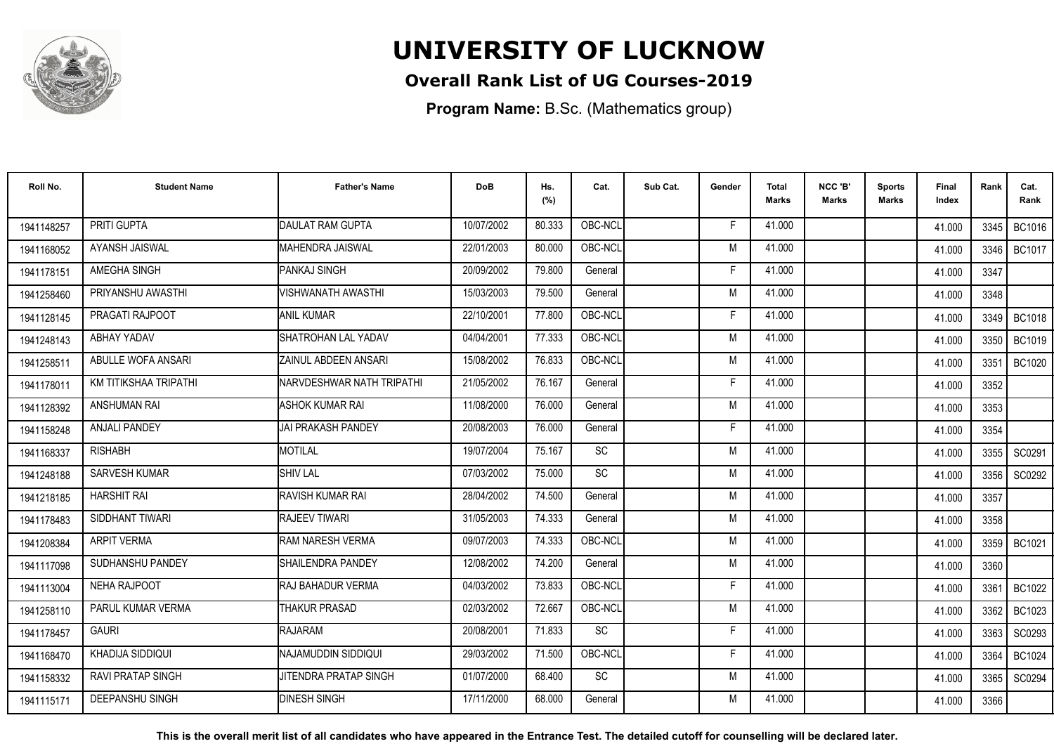# UNIVERSITY OF LUCKNOW

## Overall Rank List of UG Courses-2019

**Program Name:** B.Sc. (Mathematics group)

| Roll No. | Student Name | Father's Name | DoB | Hs. (%) | Cat. | Sub Cat. | Gender | Total Marks | NCC 'B' Marks | Sports Marks | Final Index | Rank | Cat. Rank |
|---|---|---|---|---|---|---|---|---|---|---|---|---|---|
| 1941148257 | PRITI GUPTA | DAULAT RAM GUPTA | 10/07/2002 | 80.333 | OBC-NCL | | F | 41.000 | | | 41.000 | 3345 | BC1016 |
| 1941168052 | AYANSH JAISWAL | MAHENDRA JAISWAL | 22/01/2003 | 80.000 | OBC-NCL | | M | 41.000 | | | 41.000 | 3346 | BC1017 |
| 1941178151 | AMEGHA SINGH | PANKAJ SINGH | 20/09/2002 | 79.800 | General | | F | 41.000 | | | 41.000 | 3347 | |
| 1941258460 | PRIYANSHU AWASTHI | VISHWANATH AWASTHI | 15/03/2003 | 79.500 | General | | M | 41.000 | | | 41.000 | 3348 | |
| 1941128145 | PRAGATI RAJPOOT | ANIL KUMAR | 22/10/2001 | 77.800 | OBC-NCL | | F | 41.000 | | | 41.000 | 3349 | BC1018 |
| 1941248143 | ABHAY YADAV | SHATROHAN LAL YADAV | 04/04/2001 | 77.333 | OBC-NCL | | M | 41.000 | | | 41.000 | 3350 | BC1019 |
| 1941258511 | ABULLE WOFA ANSARI | ZAINUL ABDEEN ANSARI | 15/08/2002 | 76.833 | OBC-NCL | | M | 41.000 | | | 41.000 | 3351 | BC1020 |
| 1941178011 | KM TITIKSHAA TRIPATHI | NARVDESHWAR NATH TRIPATHI | 21/05/2002 | 76.167 | General | | F | 41.000 | | | 41.000 | 3352 | |
| 1941128392 | ANSHUMAN RAI | ASHOK KUMAR RAI | 11/08/2000 | 76.000 | General | | M | 41.000 | | | 41.000 | 3353 | |
| 1941158248 | ANJALI PANDEY | JAI PRAKASH PANDEY | 20/08/2003 | 76.000 | General | | F | 41.000 | | | 41.000 | 3354 | |
| 1941168337 | RISHABH | MOTILAL | 19/07/2004 | 75.167 | SC | | M | 41.000 | | | 41.000 | 3355 | SC0291 |
| 1941248188 | SARVESH KUMAR | SHIV LAL | 07/03/2002 | 75.000 | SC | | M | 41.000 | | | 41.000 | 3356 | SC0292 |
| 1941218185 | HARSHIT RAI | RAVISH KUMAR RAI | 28/04/2002 | 74.500 | General | | M | 41.000 | | | 41.000 | 3357 | |
| 1941178483 | SIDDHANT TIWARI | RAJEEV TIWARI | 31/05/2003 | 74.333 | General | | M | 41.000 | | | 41.000 | 3358 | |
| 1941208384 | ARPIT VERMA | RAM NARESH VERMA | 09/07/2003 | 74.333 | OBC-NCL | | M | 41.000 | | | 41.000 | 3359 | BC1021 |
| 1941117098 | SUDHANSHU PANDEY | SHAILENDRA PANDEY | 12/08/2002 | 74.200 | General | | M | 41.000 | | | 41.000 | 3360 | |
| 1941113004 | NEHA RAJPOOT | RAJ BAHADUR VERMA | 04/03/2002 | 73.833 | OBC-NCL | | F | 41.000 | | | 41.000 | 3361 | BC1022 |
| 1941258110 | PARUL KUMAR VERMA | THAKUR PRASAD | 02/03/2002 | 72.667 | OBC-NCL | | M | 41.000 | | | 41.000 | 3362 | BC1023 |
| 1941178457 | GAURI | RAJARAM | 20/08/2001 | 71.833 | SC | | F | 41.000 | | | 41.000 | 3363 | SC0293 |
| 1941168470 | KHADIJA SIDDIQUI | NAJAMUDDIN SIDDIQUI | 29/03/2002 | 71.500 | OBC-NCL | | F | 41.000 | | | 41.000 | 3364 | BC1024 |
| 1941158332 | RAVI PRATAP SINGH | JITENDRA PRATAP SINGH | 01/07/2000 | 68.400 | SC | | M | 41.000 | | | 41.000 | 3365 | SC0294 |
| 1941115171 | DEEPANSHU SINGH | DINESH SINGH | 17/11/2000 | 68.000 | General | | M | 41.000 | | | 41.000 | 3366 | |

**This is the overall merit list of all candidates who have appeared in the Entrance Test. The detailed cutoff for counselling will be declared later.**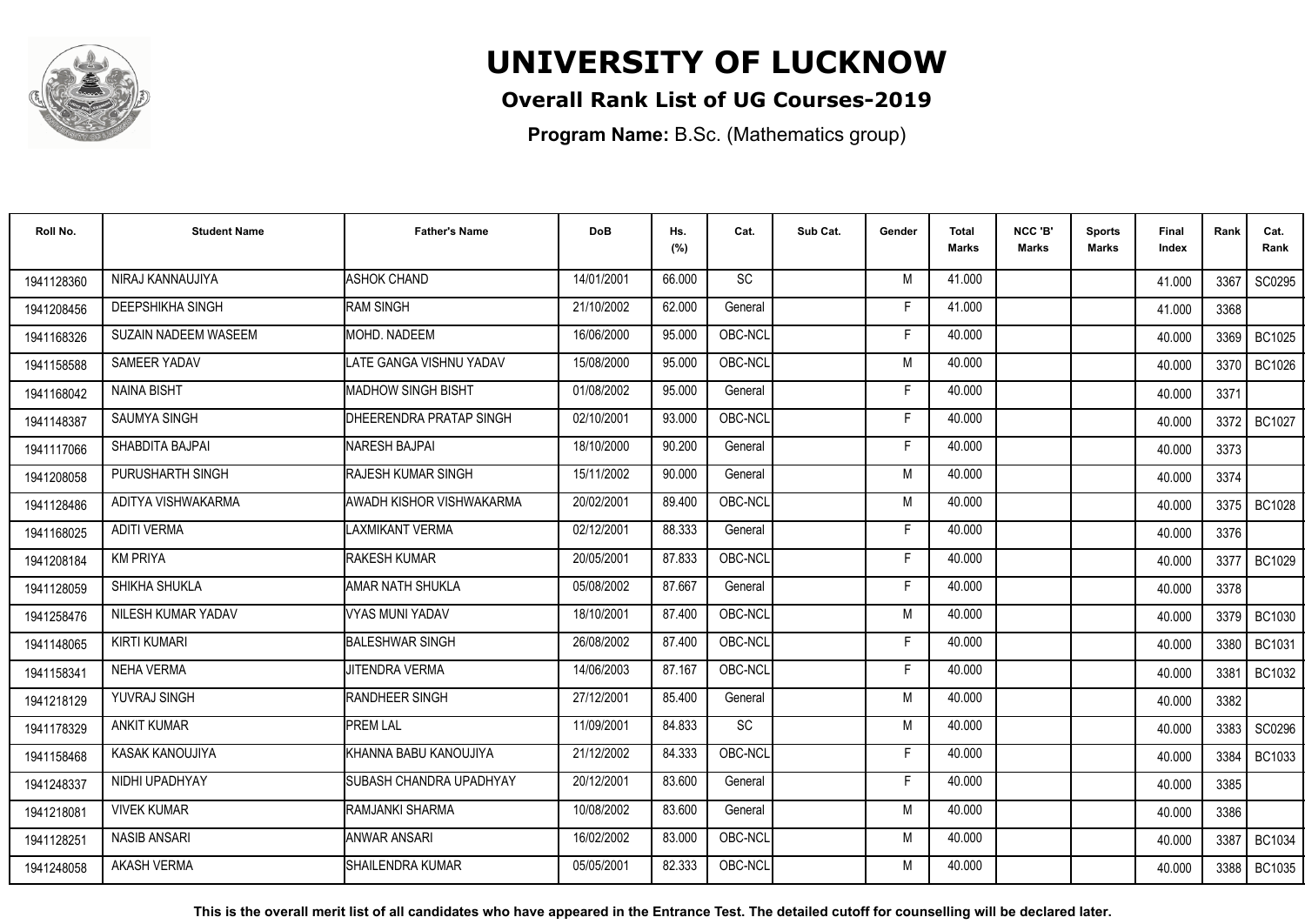# UNIVERSITY OF LUCKNOW

**Overall Rank List of UG Courses-2019**

**Program Name:** B.Sc. (Mathematics group)

| Roll No. | Student Name | Father's Name | DoB | Hs. (%) | Cat. | Sub Cat. | Gender | Total Marks | NCC 'B' Marks | Sports Marks | Final Index | Rank | Cat. Rank |
|---|---|---|---|---|---|---|---|---|---|---|---|---|---|
| 1941128360 | NIRAJ KANNAUJIYA | ASHOK CHAND | 14/01/2001 | 66.000 | SC | | M | 41.000 | | | 41.000 | 3367 | SC0295 |
| 1941208456 | DEEPSHIKHA SINGH | RAM SINGH | 21/10/2002 | 62.000 | General | | F | 41.000 | | | 41.000 | 3368 | |
| 1941168326 | SUZAIN NADEEM WASEEM | MOHD. NADEEM | 16/06/2000 | 95.000 | OBC-NCL | | F | 40.000 | | | 40.000 | 3369 | BC1025 |
| 1941158588 | SAMEER YADAV | LATE GANGA VISHNU YADAV | 15/08/2000 | 95.000 | OBC-NCL | | M | 40.000 | | | 40.000 | 3370 | BC1026 |
| 1941168042 | NAINA BISHT | MADHOW SINGH BISHT | 01/08/2002 | 95.000 | General | | F | 40.000 | | | 40.000 | 3371 | |
| 1941148387 | SAUMYA SINGH | DHEERENDRA PRATAP SINGH | 02/10/2001 | 93.000 | OBC-NCL | | F | 40.000 | | | 40.000 | 3372 | BC1027 |
| 1941117066 | SHABDITA BAJPAI | NARESH BAJPAI | 18/10/2000 | 90.200 | General | | F | 40.000 | | | 40.000 | 3373 | |
| 1941208058 | PURUSHARTH SINGH | RAJESH KUMAR SINGH | 15/11/2002 | 90.000 | General | | M | 40.000 | | | 40.000 | 3374 | |
| 1941128486 | ADITYA VISHWAKARMA | AWADH KISHOR VISHWAKARMA | 20/02/2001 | 89.400 | OBC-NCL | | M | 40.000 | | | 40.000 | 3375 | BC1028 |
| 1941168025 | ADITI VERMA | LAXMIKANT VERMA | 02/12/2001 | 88.333 | General | | F | 40.000 | | | 40.000 | 3376 | |
| 1941208184 | KM PRIYA | RAKESH KUMAR | 20/05/2001 | 87.833 | OBC-NCL | | F | 40.000 | | | 40.000 | 3377 | BC1029 |
| 1941128059 | SHIKHA SHUKLA | AMAR NATH SHUKLA | 05/08/2002 | 87.667 | General | | F | 40.000 | | | 40.000 | 3378 | |
| 1941258476 | NILESH KUMAR YADAV | VYAS MUNI YADAV | 18/10/2001 | 87.400 | OBC-NCL | | M | 40.000 | | | 40.000 | 3379 | BC1030 |
| 1941148065 | KIRTI KUMARI | BALESHWAR SINGH | 26/08/2002 | 87.400 | OBC-NCL | | F | 40.000 | | | 40.000 | 3380 | BC1031 |
| 1941158341 | NEHA VERMA | JITENDRA VERMA | 14/06/2003 | 87.167 | OBC-NCL | | F | 40.000 | | | 40.000 | 3381 | BC1032 |
| 1941218129 | YUVRAJ SINGH | RANDHEER SINGH | 27/12/2001 | 85.400 | General | | M | 40.000 | | | 40.000 | 3382 | |
| 1941178329 | ANKIT KUMAR | PREM LAL | 11/09/2001 | 84.833 | SC | | M | 40.000 | | | 40.000 | 3383 | SC0296 |
| 1941158468 | KASAK KANOUJIYA | KHANNA BABU KANOUJIYA | 21/12/2002 | 84.333 | OBC-NCL | | F | 40.000 | | | 40.000 | 3384 | BC1033 |
| 1941248337 | NIDHI UPADHYAY | SUBASH CHANDRA UPADHYAY | 20/12/2001 | 83.600 | General | | F | 40.000 | | | 40.000 | 3385 | |
| 1941218081 | VIVEK KUMAR | RAMJANKI SHARMA | 10/08/2002 | 83.600 | General | | M | 40.000 | | | 40.000 | 3386 | |
| 1941128251 | NASIB ANSARI | ANWAR ANSARI | 16/02/2002 | 83.000 | OBC-NCL | | M | 40.000 | | | 40.000 | 3387 | BC1034 |
| 1941248058 | AKASH VERMA | SHAILENDRA KUMAR | 05/05/2001 | 82.333 | OBC-NCL | | M | 40.000 | | | 40.000 | 3388 | BC1035 |

**This is the overall merit list of all candidates who have appeared in the Entrance Test. The detailed cutoff for counselling will be declared later.**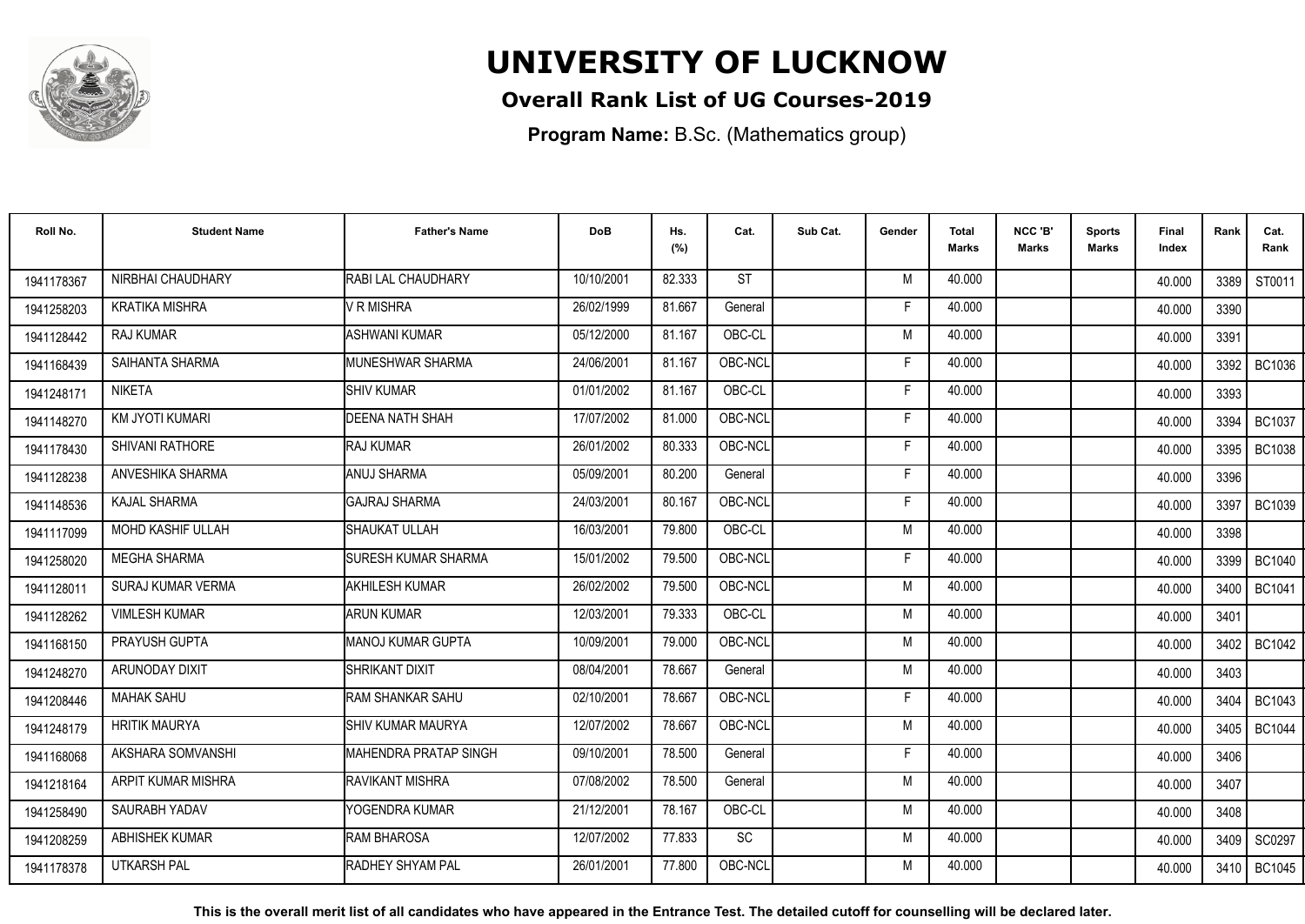# UNIVERSITY OF LUCKNOW

## Overall Rank List of UG Courses-2019

**Program Name:** B.Sc. (Mathematics group)

| Roll No. | Student Name | Father's Name | DoB | Hs. (%) | Cat. | Sub Cat. | Gender | Total Marks | NCC 'B' Marks | Sports Marks | Final Index | Rank | Cat. Rank |
|---|---|---|---|---|---|---|---|---|---|---|---|---|---|
| 1941178367 | NIRBHAI CHAUDHARY | RABI LAL CHAUDHARY | 10/10/2001 | 82.333 | ST | | M | 40.000 | | | 40.000 | 3389 | ST0011 |
| 1941258203 | KRATIKA MISHRA | V R MISHRA | 26/02/1999 | 81.667 | General | | F | 40.000 | | | 40.000 | 3390 | |
| 1941128442 | RAJ KUMAR | ASHWANI KUMAR | 05/12/2000 | 81.167 | OBC-CL | | M | 40.000 | | | 40.000 | 3391 | |
| 1941168439 | SAIHANTA SHARMA | MUNESHWAR SHARMA | 24/06/2001 | 81.167 | OBC-NCL | | F | 40.000 | | | 40.000 | 3392 | BC1036 |
| 1941248171 | NIKETA | SHIV KUMAR | 01/01/2002 | 81.167 | OBC-CL | | F | 40.000 | | | 40.000 | 3393 | |
| 1941148270 | KM JYOTI KUMARI | DEENA NATH SHAH | 17/07/2002 | 81.000 | OBC-NCL | | F | 40.000 | | | 40.000 | 3394 | BC1037 |
| 1941178430 | SHIVANI RATHORE | RAJ KUMAR | 26/01/2002 | 80.333 | OBC-NCL | | F | 40.000 | | | 40.000 | 3395 | BC1038 |
| 1941128238 | ANVESHIKA SHARMA | ANUJ SHARMA | 05/09/2001 | 80.200 | General | | F | 40.000 | | | 40.000 | 3396 | |
| 1941148536 | KAJAL SHARMA | GAJRAJ SHARMA | 24/03/2001 | 80.167 | OBC-NCL | | F | 40.000 | | | 40.000 | 3397 | BC1039 |
| 1941117099 | MOHD KASHIF ULLAH | SHAUKAT ULLAH | 16/03/2001 | 79.800 | OBC-CL | | M | 40.000 | | | 40.000 | 3398 | |
| 1941258020 | MEGHA SHARMA | SURESH KUMAR SHARMA | 15/01/2002 | 79.500 | OBC-NCL | | F | 40.000 | | | 40.000 | 3399 | BC1040 |
| 1941128011 | SURAJ KUMAR VERMA | AKHILESH KUMAR | 26/02/2002 | 79.500 | OBC-NCL | | M | 40.000 | | | 40.000 | 3400 | BC1041 |
| 1941128262 | VIMLESH KUMAR | ARUN KUMAR | 12/03/2001 | 79.333 | OBC-CL | | M | 40.000 | | | 40.000 | 3401 | |
| 1941168150 | PRAYUSH GUPTA | MANOJ KUMAR GUPTA | 10/09/2001 | 79.000 | OBC-NCL | | M | 40.000 | | | 40.000 | 3402 | BC1042 |
| 1941248270 | ARUNODAY DIXIT | SHRIKANT DIXIT | 08/04/2001 | 78.667 | General | | M | 40.000 | | | 40.000 | 3403 | |
| 1941208446 | MAHAK SAHU | RAM SHANKAR SAHU | 02/10/2001 | 78.667 | OBC-NCL | | F | 40.000 | | | 40.000 | 3404 | BC1043 |
| 1941248179 | HRITIK MAURYA | SHIV KUMAR MAURYA | 12/07/2002 | 78.667 | OBC-NCL | | M | 40.000 | | | 40.000 | 3405 | BC1044 |
| 1941168068 | AKSHARA SOMVANSHI | MAHENDRA PRATAP SINGH | 09/10/2001 | 78.500 | General | | F | 40.000 | | | 40.000 | 3406 | |
| 1941218164 | ARPIT KUMAR MISHRA | RAVIKANT MISHRA | 07/08/2002 | 78.500 | General | | M | 40.000 | | | 40.000 | 3407 | |
| 1941258490 | SAURABH YADAV | YOGENDRA KUMAR | 21/12/2001 | 78.167 | OBC-CL | | M | 40.000 | | | 40.000 | 3408 | |
| 1941208259 | ABHISHEK KUMAR | RAM BHAROSA | 12/07/2002 | 77.833 | SC | | M | 40.000 | | | 40.000 | 3409 | SC0297 |
| 1941178378 | UTKARSH PAL | RADHEY SHYAM PAL | 26/01/2001 | 77.800 | OBC-NCL | | M | 40.000 | | | 40.000 | 3410 | BC1045 |

**This is the overall merit list of all candidates who have appeared in the Entrance Test. The detailed cutoff for counselling will be declared later.**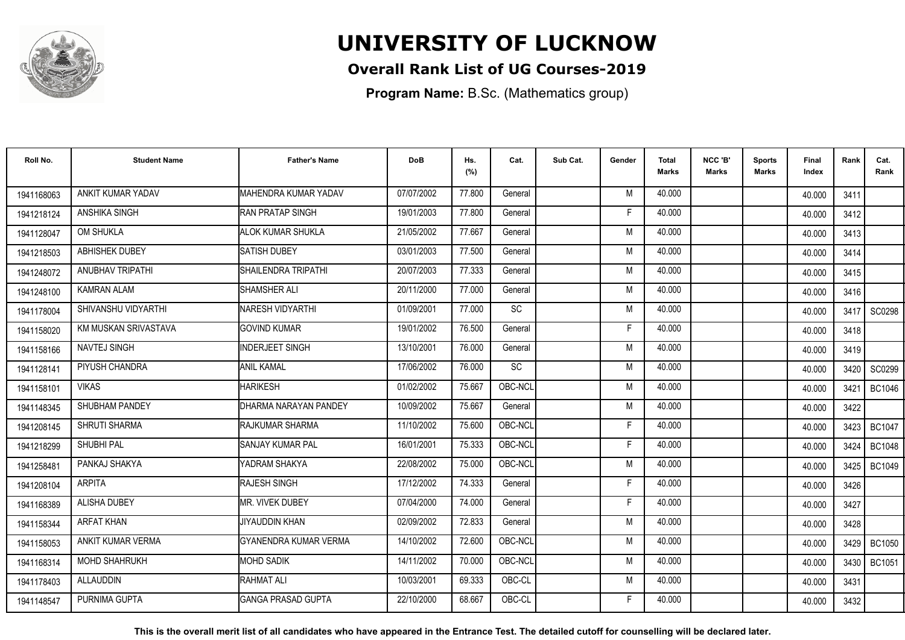# UNIVERSITY OF LUCKNOW

**Overall Rank List of UG Courses-2019**

**Program Name:** B.Sc. (Mathematics group)

| Roll No. | Student Name | Father's Name | DoB | Hs. (%) | Cat. | Sub Cat. | Gender | Total Marks | NCC 'B' Marks | Sports Marks | Final Index | Rank | Cat. Rank |
|---|---|---|---|---|---|---|---|---|---|---|---|---|---|
| 1941168063 | ANKIT KUMAR YADAV | MAHENDRA KUMAR YADAV | 07/07/2002 | 77.800 | General | | M | 40.000 | | | 40.000 | 3411 | |
| 1941218124 | ANSHIKA SINGH | RAN PRATAP SINGH | 19/01/2003 | 77.800 | General | | F | 40.000 | | | 40.000 | 3412 | |
| 1941128047 | OM SHUKLA | ALOK KUMAR SHUKLA | 21/05/2002 | 77.667 | General | | M | 40.000 | | | 40.000 | 3413 | |
| 1941218503 | ABHISHEK DUBEY | SATISH DUBEY | 03/01/2003 | 77.500 | General | | M | 40.000 | | | 40.000 | 3414 | |
| 1941248072 | ANUBHAV TRIPATHI | SHAILENDRA TRIPATHI | 20/07/2003 | 77.333 | General | | M | 40.000 | | | 40.000 | 3415 | |
| 1941248100 | KAMRAN ALAM | SHAMSHER ALI | 20/11/2000 | 77.000 | General | | M | 40.000 | | | 40.000 | 3416 | |
| 1941178004 | SHIVANSHU VIDYARTHI | NARESH VIDYARTHI | 01/09/2001 | 77.000 | SC | | M | 40.000 | | | 40.000 | 3417 | SC0298 |
| 1941158020 | KM MUSKAN SRIVASTAVA | GOVIND KUMAR | 19/01/2002 | 76.500 | General | | F | 40.000 | | | 40.000 | 3418 | |
| 1941158166 | NAVTEJ SINGH | INDERJEET SINGH | 13/10/2001 | 76.000 | General | | M | 40.000 | | | 40.000 | 3419 | |
| 1941128141 | PIYUSH CHANDRA | ANIL KAMAL | 17/06/2002 | 76.000 | SC | | M | 40.000 | | | 40.000 | 3420 | SC0299 |
| 1941158101 | VIKAS | HARIKESH | 01/02/2002 | 75.667 | OBC-NCL | | M | 40.000 | | | 40.000 | 3421 | BC1046 |
| 1941148345 | SHUBHAM PANDEY | DHARMA NARAYAN PANDEY | 10/09/2002 | 75.667 | General | | M | 40.000 | | | 40.000 | 3422 | |
| 1941208145 | SHRUTI SHARMA | RAJKUMAR SHARMA | 11/10/2002 | 75.600 | OBC-NCL | | F | 40.000 | | | 40.000 | 3423 | BC1047 |
| 1941218299 | SHUBHI PAL | SANJAY KUMAR PAL | 16/01/2001 | 75.333 | OBC-NCL | | F | 40.000 | | | 40.000 | 3424 | BC1048 |
| 1941258481 | PANKAJ SHAKYA | YADRAM SHAKYA | 22/08/2002 | 75.000 | OBC-NCL | | M | 40.000 | | | 40.000 | 3425 | BC1049 |
| 1941208104 | ARPITA | RAJESH SINGH | 17/12/2002 | 74.333 | General | | F | 40.000 | | | 40.000 | 3426 | |
| 1941168389 | ALISHA DUBEY | MR. VIVEK DUBEY | 07/04/2000 | 74.000 | General | | F | 40.000 | | | 40.000 | 3427 | |
| 1941158344 | ARFAT KHAN | JIYAUDDIN KHAN | 02/09/2002 | 72.833 | General | | M | 40.000 | | | 40.000 | 3428 | |
| 1941158053 | ANKIT KUMAR VERMA | GYANENDRA KUMAR VERMA | 14/10/2002 | 72.600 | OBC-NCL | | M | 40.000 | | | 40.000 | 3429 | BC1050 |
| 1941168314 | MOHD SHAHRUKH | MOHD SADIK | 14/11/2002 | 70.000 | OBC-NCL | | M | 40.000 | | | 40.000 | 3430 | BC1051 |
| 1941178403 | ALLAUDDIN | RAHMAT ALI | 10/03/2001 | 69.333 | OBC-CL | | M | 40.000 | | | 40.000 | 3431 | |
| 1941148547 | PURNIMA GUPTA | GANGA PRASAD GUPTA | 22/10/2000 | 68.667 | OBC-CL | | F | 40.000 | | | 40.000 | 3432 | |

**This is the overall merit list of all candidates who have appeared in the Entrance Test. The detailed cutoff for counselling will be declared later.**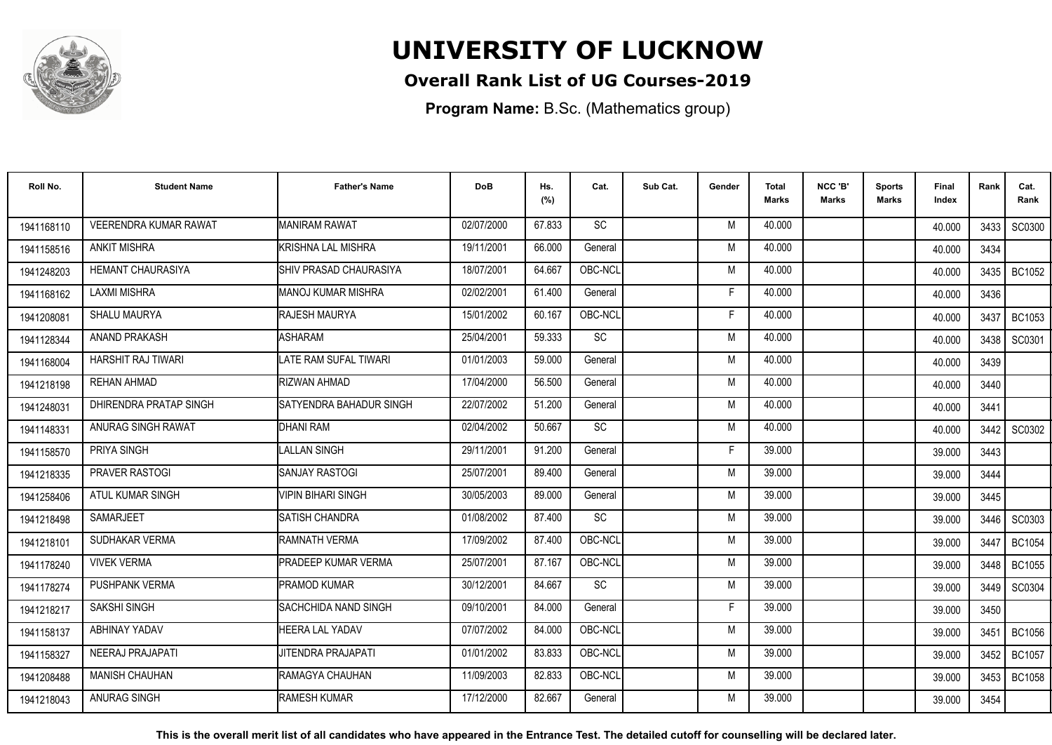# UNIVERSITY OF LUCKNOW

## Overall Rank List of UG Courses-2019

**Program Name:** B.Sc. (Mathematics group)

| Roll No. | Student Name | Father's Name | DoB | Hs. (%) | Cat. | Sub Cat. | Gender | Total Marks | NCC 'B' Marks | Sports Marks | Final Index | Rank | Cat. Rank |
|---|---|---|---|---|---|---|---|---|---|---|---|---|---|
| 1941168110 | VEERENDRA KUMAR RAWAT | MANIRAM RAWAT | 02/07/2000 | 67.833 | SC | | M | 40.000 | | | 40.000 | 3433 | SC0300 |
| 1941158516 | ANKIT MISHRA | KRISHNA LAL MISHRA | 19/11/2001 | 66.000 | General | | M | 40.000 | | | 40.000 | 3434 | |
| 1941248203 | HEMANT CHAURASIYA | SHIV PRASAD CHAURASIYA | 18/07/2001 | 64.667 | OBC-NCL | | M | 40.000 | | | 40.000 | 3435 | BC1052 |
| 1941168162 | LAXMI MISHRA | MANOJ KUMAR MISHRA | 02/02/2001 | 61.400 | General | | F | 40.000 | | | 40.000 | 3436 | |
| 1941208081 | SHALU MAURYA | RAJESH MAURYA | 15/01/2002 | 60.167 | OBC-NCL | | F | 40.000 | | | 40.000 | 3437 | BC1053 |
| 1941128344 | ANAND PRAKASH | ASHARAM | 25/04/2001 | 59.333 | SC | | M | 40.000 | | | 40.000 | 3438 | SC0301 |
| 1941168004 | HARSHIT RAJ TIWARI | LATE RAM SUFAL TIWARI | 01/01/2003 | 59.000 | General | | M | 40.000 | | | 40.000 | 3439 | |
| 1941218198 | REHAN AHMAD | RIZWAN AHMAD | 17/04/2000 | 56.500 | General | | M | 40.000 | | | 40.000 | 3440 | |
| 1941248031 | DHIRENDRA PRATAP SINGH | SATYENDRA BAHADUR SINGH | 22/07/2002 | 51.200 | General | | M | 40.000 | | | 40.000 | 3441 | |
| 1941148331 | ANURAG SINGH RAWAT | DHANI RAM | 02/04/2002 | 50.667 | SC | | M | 40.000 | | | 40.000 | 3442 | SC0302 |
| 1941158570 | PRIYA SINGH | LALLAN SINGH | 29/11/2001 | 91.200 | General | | F | 39.000 | | | 39.000 | 3443 | |
| 1941218335 | PRAVER RASTOGI | SANJAY RASTOGI | 25/07/2001 | 89.400 | General | | M | 39.000 | | | 39.000 | 3444 | |
| 1941258406 | ATUL KUMAR SINGH | VIPIN BIHARI SINGH | 30/05/2003 | 89.000 | General | | M | 39.000 | | | 39.000 | 3445 | |
| 1941218498 | SAMARJEET | SATISH CHANDRA | 01/08/2002 | 87.400 | SC | | M | 39.000 | | | 39.000 | 3446 | SC0303 |
| 1941218101 | SUDHAKAR VERMA | RAMNATH VERMA | 17/09/2002 | 87.400 | OBC-NCL | | M | 39.000 | | | 39.000 | 3447 | BC1054 |
| 1941178240 | VIVEK VERMA | PRADEEP KUMAR VERMA | 25/07/2001 | 87.167 | OBC-NCL | | M | 39.000 | | | 39.000 | 3448 | BC1055 |
| 1941178274 | PUSHPANK VERMA | PRAMOD KUMAR | 30/12/2001 | 84.667 | SC | | M | 39.000 | | | 39.000 | 3449 | SC0304 |
| 1941218217 | SAKSHI SINGH | SACHCHIDA NAND SINGH | 09/10/2001 | 84.000 | General | | F | 39.000 | | | 39.000 | 3450 | |
| 1941158137 | ABHINAY YADAV | HEERA LAL YADAV | 07/07/2002 | 84.000 | OBC-NCL | | M | 39.000 | | | 39.000 | 3451 | BC1056 |
| 1941158327 | NEERAJ PRAJAPATI | JITENDRA PRAJAPATI | 01/01/2002 | 83.833 | OBC-NCL | | M | 39.000 | | | 39.000 | 3452 | BC1057 |
| 1941208488 | MANISH CHAUHAN | RAMAGYA CHAUHAN | 11/09/2003 | 82.833 | OBC-NCL | | M | 39.000 | | | 39.000 | 3453 | BC1058 |
| 1941218043 | ANURAG SINGH | RAMESH KUMAR | 17/12/2000 | 82.667 | General | | M | 39.000 | | | 39.000 | 3454 | |

**This is the overall merit list of all candidates who have appeared in the Entrance Test. The detailed cutoff for counselling will be declared later.**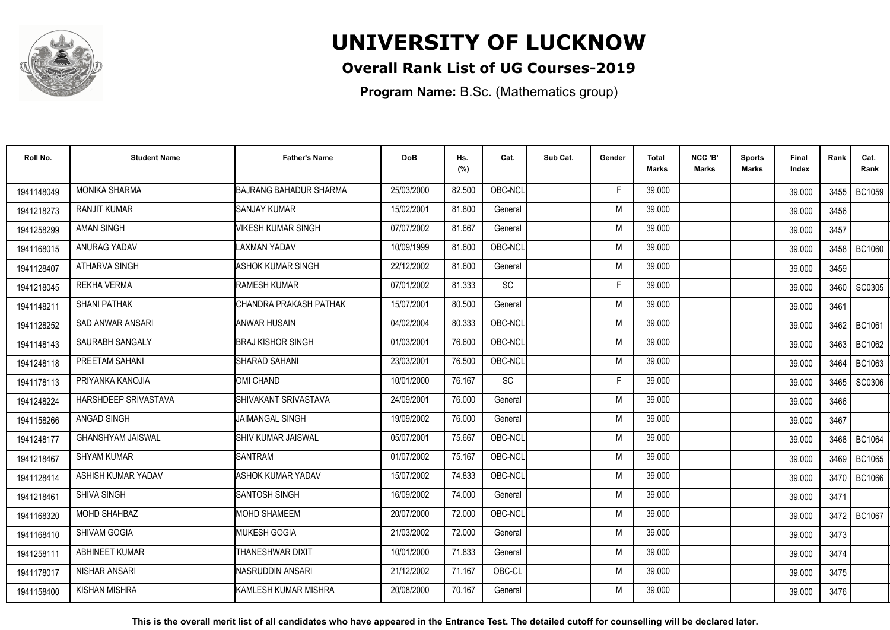# UNIVERSITY OF LUCKNOW

## Overall Rank List of UG Courses-2019

**Program Name:** B.Sc. (Mathematics group)

| Roll No. | Student Name | Father's Name | DoB | Hs. (%) | Cat. | Sub Cat. | Gender | Total Marks | NCC 'B' Marks | Sports Marks | Final Index | Rank | Cat. Rank |
|---|---|---|---|---|---|---|---|---|---|---|---|---|---|
| 1941148049 | MONIKA SHARMA | BAJRANG BAHADUR SHARMA | 25/03/2000 | 82.500 | OBC-NCL | | F | 39.000 | | | 39.000 | 3455 | BC1059 |
| 1941218273 | RANJIT KUMAR | SANJAY KUMAR | 15/02/2001 | 81.800 | General | | M | 39.000 | | | 39.000 | 3456 | |
| 1941258299 | AMAN SINGH | VIKESH KUMAR SINGH | 07/07/2002 | 81.667 | General | | M | 39.000 | | | 39.000 | 3457 | |
| 1941168015 | ANURAG YADAV | LAXMAN YADAV | 10/09/1999 | 81.600 | OBC-NCL | | M | 39.000 | | | 39.000 | 3458 | BC1060 |
| 1941128407 | ATHARVA SINGH | ASHOK KUMAR SINGH | 22/12/2002 | 81.600 | General | | M | 39.000 | | | 39.000 | 3459 | |
| 1941218045 | REKHA VERMA | RAMESH KUMAR | 07/01/2002 | 81.333 | SC | | F | 39.000 | | | 39.000 | 3460 | SC0305 |
| 1941148211 | SHANI PATHAK | CHANDRA PRAKASH PATHAK | 15/07/2001 | 80.500 | General | | M | 39.000 | | | 39.000 | 3461 | |
| 1941128252 | SAD ANWAR ANSARI | ANWAR HUSAIN | 04/02/2004 | 80.333 | OBC-NCL | | M | 39.000 | | | 39.000 | 3462 | BC1061 |
| 1941148143 | SAURABH SANGALY | BRAJ KISHOR SINGH | 01/03/2001 | 76.600 | OBC-NCL | | M | 39.000 | | | 39.000 | 3463 | BC1062 |
| 1941248118 | PREETAM SAHANI | SHARAD SAHANI | 23/03/2001 | 76.500 | OBC-NCL | | M | 39.000 | | | 39.000 | 3464 | BC1063 |
| 1941178113 | PRIYANKA KANOJIA | OMI CHAND | 10/01/2000 | 76.167 | SC | | F | 39.000 | | | 39.000 | 3465 | SC0306 |
| 1941248224 | HARSHDEEP SRIVASTAVA | SHIVAKANT SRIVASTAVA | 24/09/2001 | 76.000 | General | | M | 39.000 | | | 39.000 | 3466 | |
| 1941158266 | ANGAD SINGH | JAIMANGAL SINGH | 19/09/2002 | 76.000 | General | | M | 39.000 | | | 39.000 | 3467 | |
| 1941248177 | GHANSHYAM JAISWAL | SHIV KUMAR JAISWAL | 05/07/2001 | 75.667 | OBC-NCL | | M | 39.000 | | | 39.000 | 3468 | BC1064 |
| 1941218467 | SHYAM KUMAR | SANTRAM | 01/07/2002 | 75.167 | OBC-NCL | | M | 39.000 | | | 39.000 | 3469 | BC1065 |
| 1941128414 | ASHISH KUMAR YADAV | ASHOK KUMAR YADAV | 15/07/2002 | 74.833 | OBC-NCL | | M | 39.000 | | | 39.000 | 3470 | BC1066 |
| 1941218461 | SHIVA SINGH | SANTOSH SINGH | 16/09/2002 | 74.000 | General | | M | 39.000 | | | 39.000 | 3471 | |
| 1941168320 | MOHD SHAHBAZ | MOHD SHAMEEM | 20/07/2000 | 72.000 | OBC-NCL | | M | 39.000 | | | 39.000 | 3472 | BC1067 |
| 1941168410 | SHIVAM GOGIA | MUKESH GOGIA | 21/03/2002 | 72.000 | General | | M | 39.000 | | | 39.000 | 3473 | |
| 1941258111 | ABHINEET KUMAR | THANESHWAR DIXIT | 10/01/2000 | 71.833 | General | | M | 39.000 | | | 39.000 | 3474 | |
| 1941178017 | NISHAR ANSARI | NASRUDDIN ANSARI | 21/12/2002 | 71.167 | OBC-CL | | M | 39.000 | | | 39.000 | 3475 | |
| 1941158400 | KISHAN MISHRA | KAMLESH KUMAR MISHRA | 20/08/2000 | 70.167 | General | | M | 39.000 | | | 39.000 | 3476 | |

**This is the overall merit list of all candidates who have appeared in the Entrance Test. The detailed cutoff for counselling will be declared later.**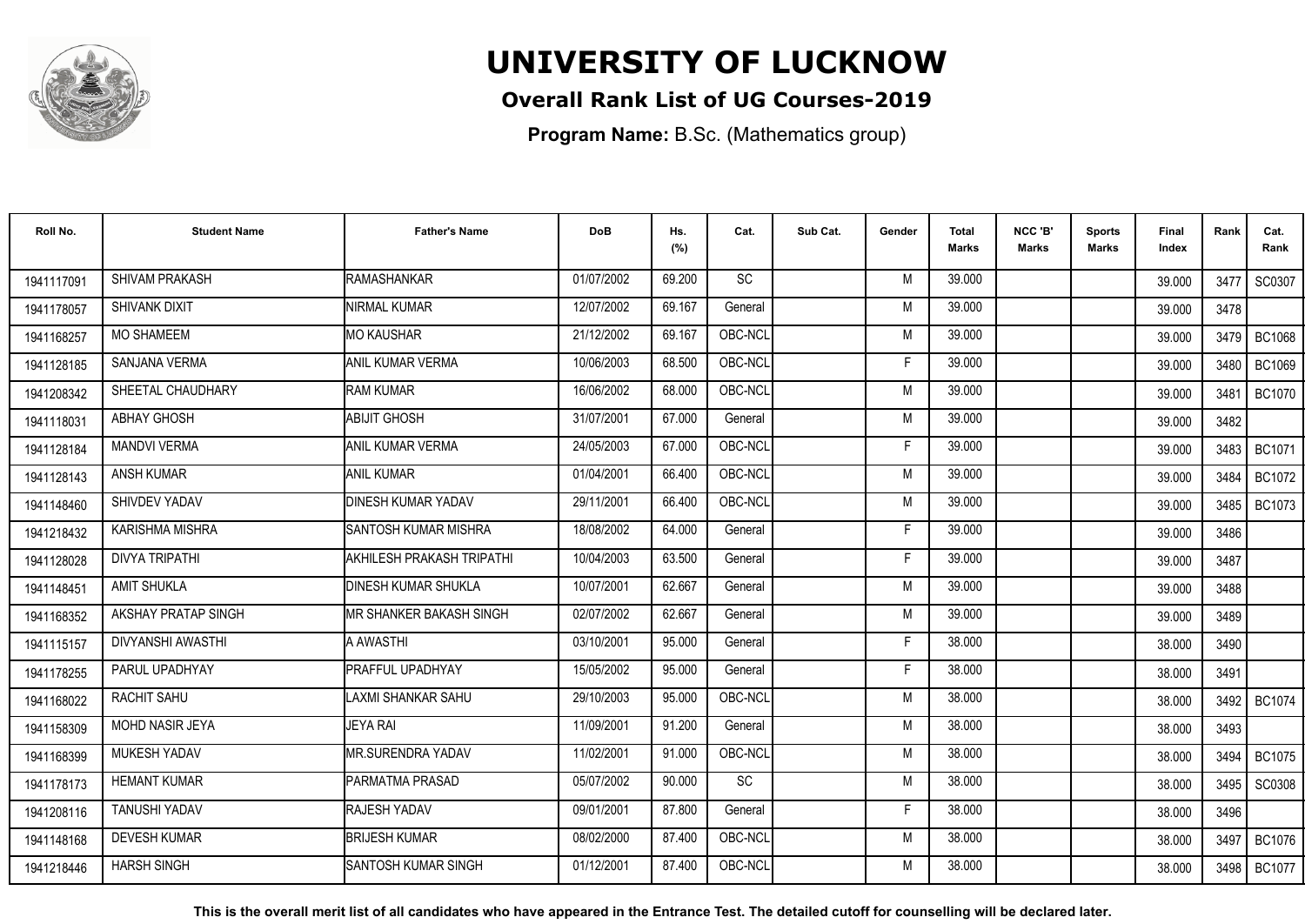# UNIVERSITY OF LUCKNOW

## Overall Rank List of UG Courses-2019

**Program Name:** B.Sc. (Mathematics group)

| Roll No. | Student Name | Father's Name | DoB | Hs. (%) | Cat. | Sub Cat. | Gender | Total Marks | NCC 'B' Marks | Sports Marks | Final Index | Rank | Cat. Rank |
|---|---|---|---|---|---|---|---|---|---|---|---|---|---|
| 1941117091 | SHIVAM PRAKASH | RAMASHANKAR | 01/07/2002 | 69.200 | SC | | M | 39.000 | | | 39.000 | 3477 | SC0307 |
| 1941178057 | SHIVANK DIXIT | NIRMAL KUMAR | 12/07/2002 | 69.167 | General | | M | 39.000 | | | 39.000 | 3478 | |
| 1941168257 | MO SHAMEEM | MO KAUSHAR | 21/12/2002 | 69.167 | OBC-NCL | | M | 39.000 | | | 39.000 | 3479 | BC1068 |
| 1941128185 | SANJANA VERMA | ANIL KUMAR VERMA | 10/06/2003 | 68.500 | OBC-NCL | | F | 39.000 | | | 39.000 | 3480 | BC1069 |
| 1941208342 | SHEETAL CHAUDHARY | RAM KUMAR | 16/06/2002 | 68.000 | OBC-NCL | | M | 39.000 | | | 39.000 | 3481 | BC1070 |
| 1941118031 | ABHAY GHOSH | ABIJIT GHOSH | 31/07/2001 | 67.000 | General | | M | 39.000 | | | 39.000 | 3482 | |
| 1941128184 | MANDVI VERMA | ANIL KUMAR VERMA | 24/05/2003 | 67.000 | OBC-NCL | | F | 39.000 | | | 39.000 | 3483 | BC1071 |
| 1941128143 | ANSH KUMAR | ANIL KUMAR | 01/04/2001 | 66.400 | OBC-NCL | | M | 39.000 | | | 39.000 | 3484 | BC1072 |
| 1941148460 | SHIVDEV YADAV | DINESH KUMAR YADAV | 29/11/2001 | 66.400 | OBC-NCL | | M | 39.000 | | | 39.000 | 3485 | BC1073 |
| 1941218432 | KARISHMA MISHRA | SANTOSH KUMAR MISHRA | 18/08/2002 | 64.000 | General | | F | 39.000 | | | 39.000 | 3486 | |
| 1941128028 | DIVYA TRIPATHI | AKHILESH PRAKASH TRIPATHI | 10/04/2003 | 63.500 | General | | F | 39.000 | | | 39.000 | 3487 | |
| 1941148451 | AMIT SHUKLA | DINESH KUMAR SHUKLA | 10/07/2001 | 62.667 | General | | M | 39.000 | | | 39.000 | 3488 | |
| 1941168352 | AKSHAY PRATAP SINGH | MR SHANKER BAKASH SINGH | 02/07/2002 | 62.667 | General | | M | 39.000 | | | 39.000 | 3489 | |
| 1941115157 | DIVYANSHI AWASTHI | A AWASTHI | 03/10/2001 | 95.000 | General | | F | 38.000 | | | 38.000 | 3490 | |
| 1941178255 | PARUL UPADHYAY | PRAFFUL UPADHYAY | 15/05/2002 | 95.000 | General | | F | 38.000 | | | 38.000 | 3491 | |
| 1941168022 | RACHIT SAHU | LAXMI SHANKAR SAHU | 29/10/2003 | 95.000 | OBC-NCL | | M | 38.000 | | | 38.000 | 3492 | BC1074 |
| 1941158309 | MOHD NASIR JEYA | JEYA RAI | 11/09/2001 | 91.200 | General | | M | 38.000 | | | 38.000 | 3493 | |
| 1941168399 | MUKESH YADAV | MR.SURENDRA YADAV | 11/02/2001 | 91.000 | OBC-NCL | | M | 38.000 | | | 38.000 | 3494 | BC1075 |
| 1941178173 | HEMANT KUMAR | PARMATMA PRASAD | 05/07/2002 | 90.000 | SC | | M | 38.000 | | | 38.000 | 3495 | SC0308 |
| 1941208116 | TANUSHI YADAV | RAJESH YADAV | 09/01/2001 | 87.800 | General | | F | 38.000 | | | 38.000 | 3496 | |
| 1941148168 | DEVESH KUMAR | BRIJESH KUMAR | 08/02/2000 | 87.400 | OBC-NCL | | M | 38.000 | | | 38.000 | 3497 | BC1076 |
| 1941218446 | HARSH SINGH | SANTOSH KUMAR SINGH | 01/12/2001 | 87.400 | OBC-NCL | | M | 38.000 | | | 38.000 | 3498 | BC1077 |

**This is the overall merit list of all candidates who have appeared in the Entrance Test. The detailed cutoff for counselling will be declared later.**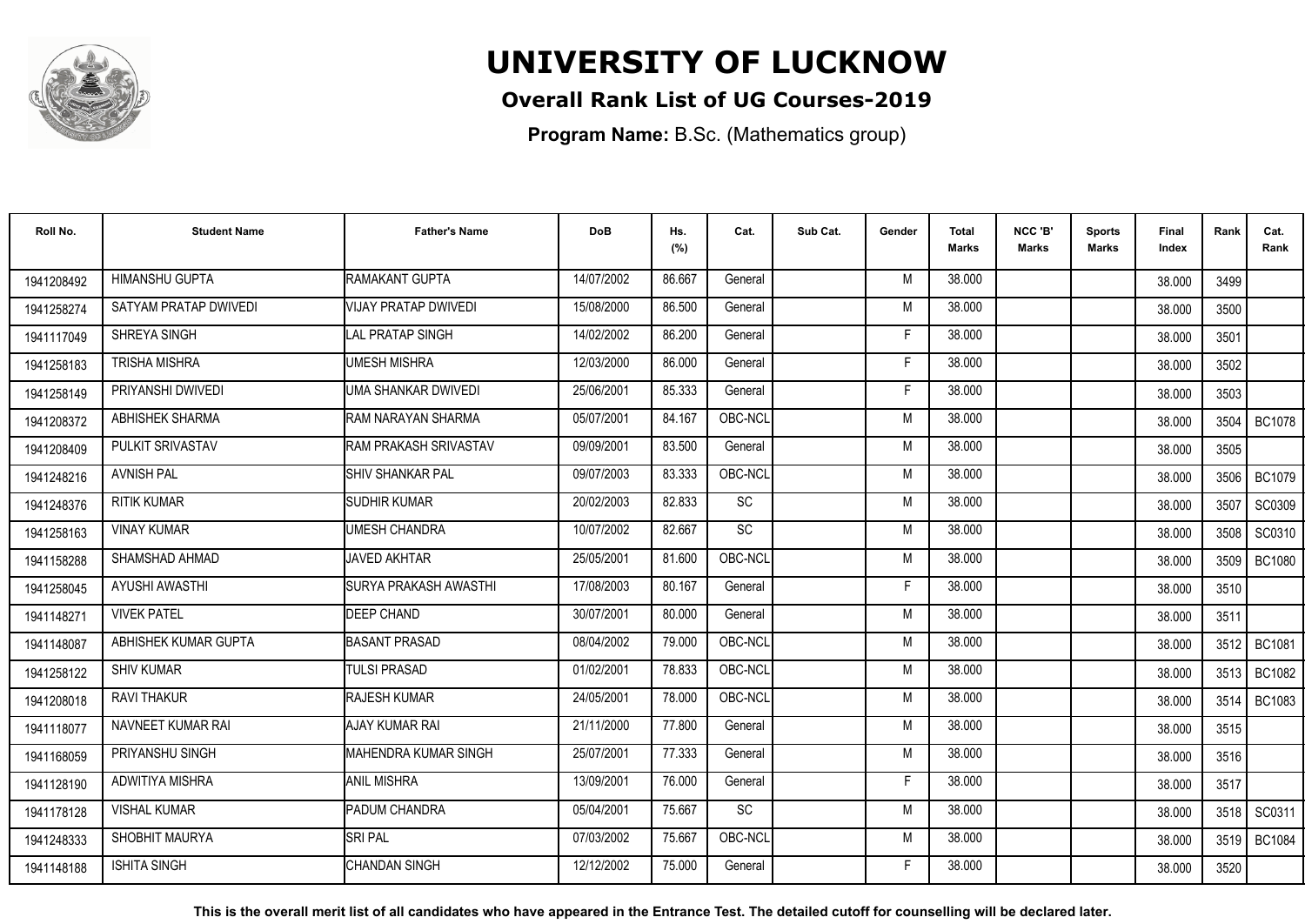# UNIVERSITY OF LUCKNOW

## Overall Rank List of UG Courses-2019

**Program Name:** B.Sc. (Mathematics group)

| Roll No. | Student Name | Father's Name | DoB | Hs. (%) | Cat. | Sub Cat. | Gender | Total Marks | NCC 'B' Marks | Sports Marks | Final Index | Rank | Cat. Rank |
|---|---|---|---|---|---|---|---|---|---|---|---|---|---|
| 1941208492 | HIMANSHU GUPTA | RAMAKANT GUPTA | 14/07/2002 | 86.667 | General | | M | 38.000 | | | 38.000 | 3499 | |
| 1941258274 | SATYAM PRATAP DWIVEDI | VIJAY PRATAP DWIVEDI | 15/08/2000 | 86.500 | General | | M | 38.000 | | | 38.000 | 3500 | |
| 1941117049 | SHREYA SINGH | LAL PRATAP SINGH | 14/02/2002 | 86.200 | General | | F | 38.000 | | | 38.000 | 3501 | |
| 1941258183 | TRISHA MISHRA | UMESH MISHRA | 12/03/2000 | 86.000 | General | | F | 38.000 | | | 38.000 | 3502 | |
| 1941258149 | PRIYANSHI DWIVEDI | UMA SHANKAR DWIVEDI | 25/06/2001 | 85.333 | General | | F | 38.000 | | | 38.000 | 3503 | |
| 1941208372 | ABHISHEK SHARMA | RAM NARAYAN SHARMA | 05/07/2001 | 84.167 | OBC-NCL | | M | 38.000 | | | 38.000 | 3504 | BC1078 |
| 1941208409 | PULKIT SRIVASTAV | RAM PRAKASH SRIVASTAV | 09/09/2001 | 83.500 | General | | M | 38.000 | | | 38.000 | 3505 | |
| 1941248216 | AVNISH PAL | SHIV SHANKAR PAL | 09/07/2003 | 83.333 | OBC-NCL | | M | 38.000 | | | 38.000 | 3506 | BC1079 |
| 1941248376 | RITIK KUMAR | SUDHIR KUMAR | 20/02/2003 | 82.833 | SC | | M | 38.000 | | | 38.000 | 3507 | SC0309 |
| 1941258163 | VINAY KUMAR | UMESH CHANDRA | 10/07/2002 | 82.667 | SC | | M | 38.000 | | | 38.000 | 3508 | SC0310 |
| 1941158288 | SHAMSHAD AHMAD | JAVED AKHTAR | 25/05/2001 | 81.600 | OBC-NCL | | M | 38.000 | | | 38.000 | 3509 | BC1080 |
| 1941258045 | AYUSHI AWASTHI | SURYA PRAKASH AWASTHI | 17/08/2003 | 80.167 | General | | F | 38.000 | | | 38.000 | 3510 | |
| 1941148271 | VIVEK PATEL | DEEP CHAND | 30/07/2001 | 80.000 | General | | M | 38.000 | | | 38.000 | 3511 | |
| 1941148087 | ABHISHEK KUMAR GUPTA | BASANT PRASAD | 08/04/2002 | 79.000 | OBC-NCL | | M | 38.000 | | | 38.000 | 3512 | BC1081 |
| 1941258122 | SHIV KUMAR | TULSI PRASAD | 01/02/2001 | 78.833 | OBC-NCL | | M | 38.000 | | | 38.000 | 3513 | BC1082 |
| 1941208018 | RAVI THAKUR | RAJESH KUMAR | 24/05/2001 | 78.000 | OBC-NCL | | M | 38.000 | | | 38.000 | 3514 | BC1083 |
| 1941118077 | NAVNEET KUMAR RAI | AJAY KUMAR RAI | 21/11/2000 | 77.800 | General | | M | 38.000 | | | 38.000 | 3515 | |
| 1941168059 | PRIYANSHU SINGH | MAHENDRA KUMAR SINGH | 25/07/2001 | 77.333 | General | | M | 38.000 | | | 38.000 | 3516 | |
| 1941128190 | ADWITIYA MISHRA | ANIL MISHRA | 13/09/2001 | 76.000 | General | | F | 38.000 | | | 38.000 | 3517 | |
| 1941178128 | VISHAL KUMAR | PADUM CHANDRA | 05/04/2001 | 75.667 | SC | | M | 38.000 | | | 38.000 | 3518 | SC0311 |
| 1941248333 | SHOBHIT MAURYA | SRI PAL | 07/03/2002 | 75.667 | OBC-NCL | | M | 38.000 | | | 38.000 | 3519 | BC1084 |
| 1941148188 | ISHITA SINGH | CHANDAN SINGH | 12/12/2002 | 75.000 | General | | F | 38.000 | | | 38.000 | 3520 | |

**This is the overall merit list of all candidates who have appeared in the Entrance Test. The detailed cutoff for counselling will be declared later.**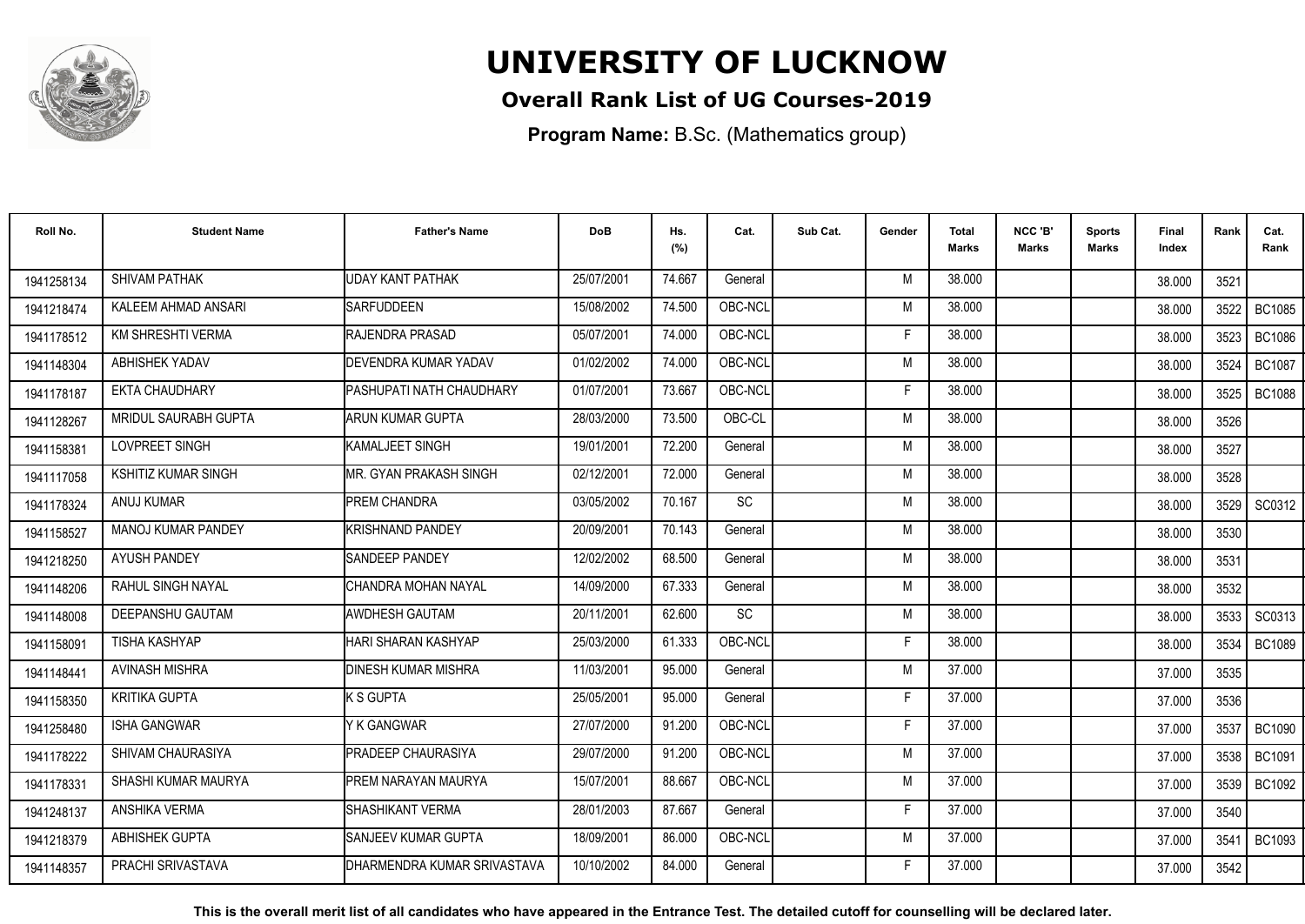# UNIVERSITY OF LUCKNOW

## Overall Rank List of UG Courses-2019

**Program Name:** B.Sc. (Mathematics group)

| Roll No. | Student Name | Father's Name | DoB | Hs. (%) | Cat. | Sub Cat. | Gender | Total Marks | NCC 'B' Marks | Sports Marks | Final Index | Rank | Cat. Rank |
|---|---|---|---|---|---|---|---|---|---|---|---|---|---|
| 1941258134 | SHIVAM PATHAK | UDAY KANT PATHAK | 25/07/2001 | 74.667 | General | | M | 38.000 | | | 38.000 | 3521 | |
| 1941218474 | KALEEM AHMAD ANSARI | SARFUDDEEN | 15/08/2002 | 74.500 | OBC-NCL | | M | 38.000 | | | 38.000 | 3522 | BC1085 |
| 1941178512 | KM SHRESHTI VERMA | RAJENDRA PRASAD | 05/07/2001 | 74.000 | OBC-NCL | | F | 38.000 | | | 38.000 | 3523 | BC1086 |
| 1941148304 | ABHISHEK YADAV | DEVENDRA KUMAR YADAV | 01/02/2002 | 74.000 | OBC-NCL | | M | 38.000 | | | 38.000 | 3524 | BC1087 |
| 1941178187 | EKTA CHAUDHARY | PASHUPATI NATH CHAUDHARY | 01/07/2001 | 73.667 | OBC-NCL | | F | 38.000 | | | 38.000 | 3525 | BC1088 |
| 1941128267 | MRIDUL SAURABH GUPTA | ARUN KUMAR GUPTA | 28/03/2000 | 73.500 | OBC-CL | | M | 38.000 | | | 38.000 | 3526 | |
| 1941158381 | LOVPREET SINGH | KAMALJEET SINGH | 19/01/2001 | 72.200 | General | | M | 38.000 | | | 38.000 | 3527 | |
| 1941117058 | KSHITIZ KUMAR SINGH | MR. GYAN PRAKASH SINGH | 02/12/2001 | 72.000 | General | | M | 38.000 | | | 38.000 | 3528 | |
| 1941178324 | ANUJ KUMAR | PREM CHANDRA | 03/05/2002 | 70.167 | SC | | M | 38.000 | | | 38.000 | 3529 | SC0312 |
| 1941158527 | MANOJ KUMAR PANDEY | KRISHNAND PANDEY | 20/09/2001 | 70.143 | General | | M | 38.000 | | | 38.000 | 3530 | |
| 1941218250 | AYUSH PANDEY | SANDEEP PANDEY | 12/02/2002 | 68.500 | General | | M | 38.000 | | | 38.000 | 3531 | |
| 1941148206 | RAHUL SINGH NAYAL | CHANDRA MOHAN NAYAL | 14/09/2000 | 67.333 | General | | M | 38.000 | | | 38.000 | 3532 | |
| 1941148008 | DEEPANSHU GAUTAM | AWDHESH GAUTAM | 20/11/2001 | 62.600 | SC | | M | 38.000 | | | 38.000 | 3533 | SC0313 |
| 1941158091 | TISHA KASHYAP | HARI SHARAN KASHYAP | 25/03/2000 | 61.333 | OBC-NCL | | F | 38.000 | | | 38.000 | 3534 | BC1089 |
| 1941148441 | AVINASH MISHRA | DINESH KUMAR MISHRA | 11/03/2001 | 95.000 | General | | M | 37.000 | | | 37.000 | 3535 | |
| 1941158350 | KRITIKA GUPTA | K S GUPTA | 25/05/2001 | 95.000 | General | | F | 37.000 | | | 37.000 | 3536 | |
| 1941258480 | ISHA GANGWAR | Y K GANGWAR | 27/07/2000 | 91.200 | OBC-NCL | | F | 37.000 | | | 37.000 | 3537 | BC1090 |
| 1941178222 | SHIVAM CHAURASIYA | PRADEEP CHAURASIYA | 29/07/2000 | 91.200 | OBC-NCL | | M | 37.000 | | | 37.000 | 3538 | BC1091 |
| 1941178331 | SHASHI KUMAR MAURYA | PREM NARAYAN MAURYA | 15/07/2001 | 88.667 | OBC-NCL | | M | 37.000 | | | 37.000 | 3539 | BC1092 |
| 1941248137 | ANSHIKA VERMA | SHASHIKANT VERMA | 28/01/2003 | 87.667 | General | | F | 37.000 | | | 37.000 | 3540 | |
| 1941218379 | ABHISHEK GUPTA | SANJEEV KUMAR GUPTA | 18/09/2001 | 86.000 | OBC-NCL | | M | 37.000 | | | 37.000 | 3541 | BC1093 |
| 1941148357 | PRACHI SRIVASTAVA | DHARMENDRA KUMAR SRIVASTAVA | 10/10/2002 | 84.000 | General | | F | 37.000 | | | 37.000 | 3542 | |

**This is the overall merit list of all candidates who have appeared in the Entrance Test. The detailed cutoff for counselling will be declared later.**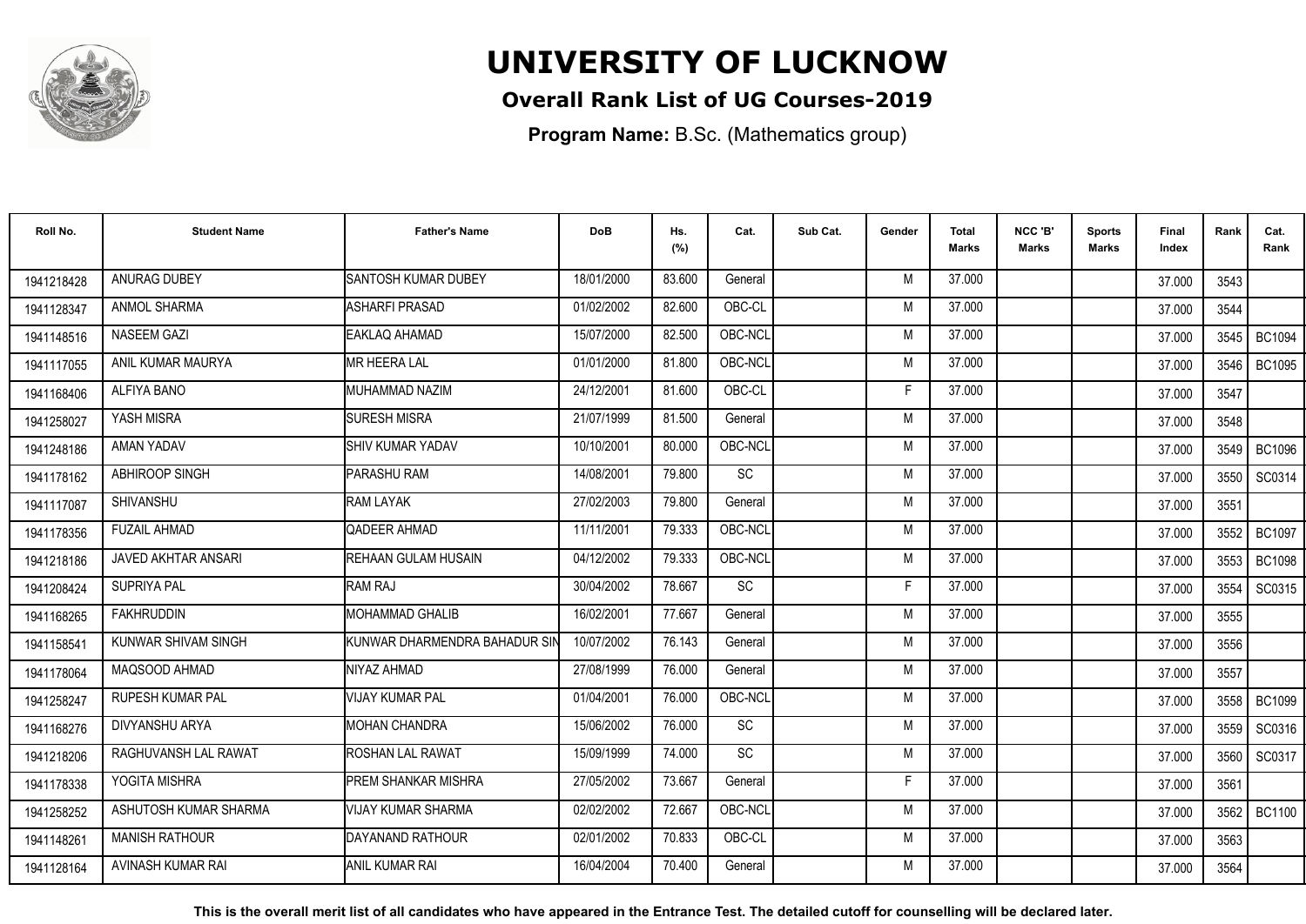# UNIVERSITY OF LUCKNOW

## Overall Rank List of UG Courses-2019

**Program Name:** B.Sc. (Mathematics group)

| Roll No. | Student Name | Father's Name | DoB | Hs. (%) | Cat. | Sub Cat. | Gender | Total Marks | NCC 'B' Marks | Sports Marks | Final Index | Rank | Cat. Rank |
|---|---|---|---|---|---|---|---|---|---|---|---|---|---|
| 1941218428 | ANURAG DUBEY | SANTOSH KUMAR DUBEY | 18/01/2000 | 83.600 | General | | M | 37.000 | | | 37.000 | 3543 | |
| 1941128347 | ANMOL SHARMA | ASHARFI PRASAD | 01/02/2002 | 82.600 | OBC-CL | | M | 37.000 | | | 37.000 | 3544 | |
| 1941148516 | NASEEM GAZI | EAKLAQ AHAMAD | 15/07/2000 | 82.500 | OBC-NCL | | M | 37.000 | | | 37.000 | 3545 | BC1094 |
| 1941117055 | ANIL KUMAR MAURYA | MR HEERA LAL | 01/01/2000 | 81.800 | OBC-NCL | | M | 37.000 | | | 37.000 | 3546 | BC1095 |
| 1941168406 | ALFIYA BANO | MUHAMMAD NAZIM | 24/12/2001 | 81.600 | OBC-CL | | F | 37.000 | | | 37.000 | 3547 | |
| 1941258027 | YASH MISRA | SURESH MISRA | 21/07/1999 | 81.500 | General | | M | 37.000 | | | 37.000 | 3548 | |
| 1941248186 | AMAN YADAV | SHIV KUMAR YADAV | 10/10/2001 | 80.000 | OBC-NCL | | M | 37.000 | | | 37.000 | 3549 | BC1096 |
| 1941178162 | ABHIROOP SINGH | PARASHU RAM | 14/08/2001 | 79.800 | SC | | M | 37.000 | | | 37.000 | 3550 | SC0314 |
| 1941117087 | SHIVANSHU | RAM LAYAK | 27/02/2003 | 79.800 | General | | M | 37.000 | | | 37.000 | 3551 | |
| 1941178356 | FUZAIL AHMAD | QADEER AHMAD | 11/11/2001 | 79.333 | OBC-NCL | | M | 37.000 | | | 37.000 | 3552 | BC1097 |
| 1941218186 | JAVED AKHTAR ANSARI | REHAAN GULAM HUSAIN | 04/12/2002 | 79.333 | OBC-NCL | | M | 37.000 | | | 37.000 | 3553 | BC1098 |
| 1941208424 | SUPRIYA PAL | RAM RAJ | 30/04/2002 | 78.667 | SC | | F | 37.000 | | | 37.000 | 3554 | SC0315 |
| 1941168265 | FAKHRUDDIN | MOHAMMAD GHALIB | 16/02/2001 | 77.667 | General | | M | 37.000 | | | 37.000 | 3555 | |
| 1941158541 | KUNWAR SHIVAM SINGH | KUNWAR DHARMENDRA BAHADUR SIN | 10/07/2002 | 76.143 | General | | M | 37.000 | | | 37.000 | 3556 | |
| 1941178064 | MAQSOOD AHMAD | NIYAZ AHMAD | 27/08/1999 | 76.000 | General | | M | 37.000 | | | 37.000 | 3557 | |
| 1941258247 | RUPESH KUMAR PAL | VIJAY KUMAR PAL | 01/04/2001 | 76.000 | OBC-NCL | | M | 37.000 | | | 37.000 | 3558 | BC1099 |
| 1941168276 | DIVYANSHU ARYA | MOHAN CHANDRA | 15/06/2002 | 76.000 | SC | | M | 37.000 | | | 37.000 | 3559 | SC0316 |
| 1941218206 | RAGHUVANSH LAL RAWAT | ROSHAN LAL RAWAT | 15/09/1999 | 74.000 | SC | | M | 37.000 | | | 37.000 | 3560 | SC0317 |
| 1941178338 | YOGITA MISHRA | PREM SHANKAR MISHRA | 27/05/2002 | 73.667 | General | | F | 37.000 | | | 37.000 | 3561 | |
| 1941258252 | ASHUTOSH KUMAR SHARMA | VIJAY KUMAR SHARMA | 02/02/2002 | 72.667 | OBC-NCL | | M | 37.000 | | | 37.000 | 3562 | BC1100 |
| 1941148261 | MANISH RATHOUR | DAYANAND RATHOUR | 02/01/2002 | 70.833 | OBC-CL | | M | 37.000 | | | 37.000 | 3563 | |
| 1941128164 | AVINASH KUMAR RAI | ANIL KUMAR RAI | 16/04/2004 | 70.400 | General | | M | 37.000 | | | 37.000 | 3564 | |

**This is the overall merit list of all candidates who have appeared in the Entrance Test. The detailed cutoff for counselling will be declared later.**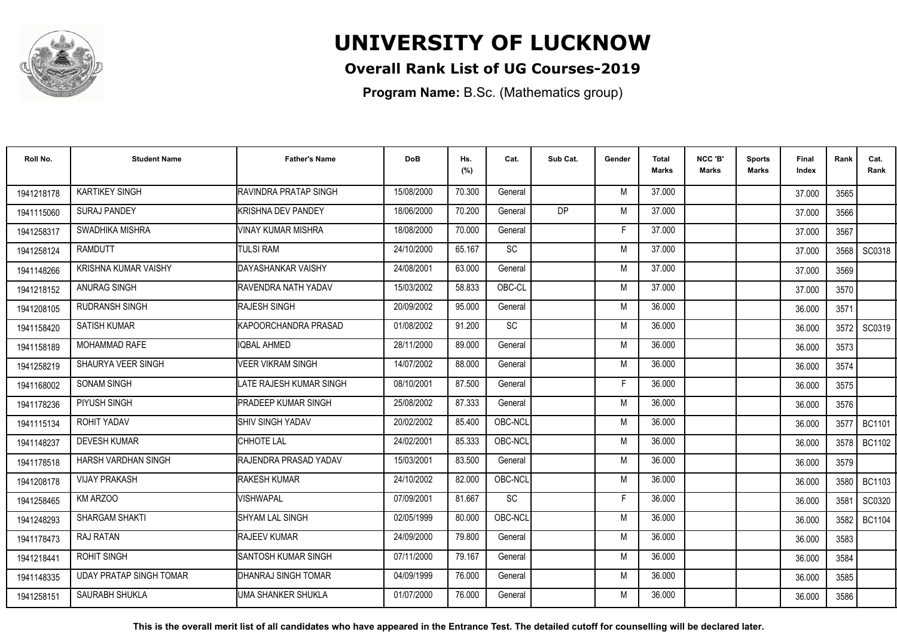# UNIVERSITY OF LUCKNOW

## Overall Rank List of UG Courses-2019

**Program Name:** B.Sc. (Mathematics group)

| Roll No. | Student Name | Father's Name | DoB | Hs. (%) | Cat. | Sub Cat. | Gender | Total Marks | NCC 'B' Marks | Sports Marks | Final Index | Rank | Cat. Rank |
|---|---|---|---|---|---|---|---|---|---|---|---|---|---|
| 1941218178 | KARTIKEY SINGH | RAVINDRA PRATAP SINGH | 15/08/2000 | 70.300 | General | | M | 37.000 | | | 37.000 | 3565 | |
| 1941115060 | SURAJ PANDEY | KRISHNA DEV PANDEY | 18/06/2000 | 70.200 | General | DP | M | 37.000 | | | 37.000 | 3566 | |
| 1941258317 | SWADHIKA MISHRA | VINAY KUMAR MISHRA | 18/08/2000 | 70.000 | General | | F | 37.000 | | | 37.000 | 3567 | |
| 1941258124 | RAMDUTT | TULSI RAM | 24/10/2000 | 65.167 | SC | | M | 37.000 | | | 37.000 | 3568 | SC0318 |
| 1941148266 | KRISHNA KUMAR VAISHY | DAYASHANKAR VAISHY | 24/08/2001 | 63.000 | General | | M | 37.000 | | | 37.000 | 3569 | |
| 1941218152 | ANURAG SINGH | RAVENDRA NATH YADAV | 15/03/2002 | 58.833 | OBC-CL | | M | 37.000 | | | 37.000 | 3570 | |
| 1941208105 | RUDRANSH SINGH | RAJESH SINGH | 20/09/2002 | 95.000 | General | | M | 36.000 | | | 36.000 | 3571 | |
| 1941158420 | SATISH KUMAR | KAPOORCHANDRA PRASAD | 01/08/2002 | 91.200 | SC | | M | 36.000 | | | 36.000 | 3572 | SC0319 |
| 1941158189 | MOHAMMAD RAFE | IQBAL AHMED | 28/11/2000 | 89.000 | General | | M | 36.000 | | | 36.000 | 3573 | |
| 1941258219 | SHAURYA VEER SINGH | VEER VIKRAM SINGH | 14/07/2002 | 88.000 | General | | M | 36.000 | | | 36.000 | 3574 | |
| 1941168002 | SONAM SINGH | LATE RAJESH KUMAR SINGH | 08/10/2001 | 87.500 | General | | F | 36.000 | | | 36.000 | 3575 | |
| 1941178236 | PIYUSH SINGH | PRADEEP KUMAR SINGH | 25/08/2002 | 87.333 | General | | M | 36.000 | | | 36.000 | 3576 | |
| 1941115134 | ROHIT YADAV | SHIV SINGH YADAV | 20/02/2002 | 85.400 | OBC-NCL | | M | 36.000 | | | 36.000 | 3577 | BC1101 |
| 1941148237 | DEVESH KUMAR | CHHOTE LAL | 24/02/2001 | 85.333 | OBC-NCL | | M | 36.000 | | | 36.000 | 3578 | BC1102 |
| 1941178518 | HARSH VARDHAN SINGH | RAJENDRA PRASAD YADAV | 15/03/2001 | 83.500 | General | | M | 36.000 | | | 36.000 | 3579 | |
| 1941208178 | VIJAY PRAKASH | RAKESH KUMAR | 24/10/2002 | 82.000 | OBC-NCL | | M | 36.000 | | | 36.000 | 3580 | BC1103 |
| 1941258465 | KM ARZOO | VISHWAPAL | 07/09/2001 | 81.667 | SC | | F | 36.000 | | | 36.000 | 3581 | SC0320 |
| 1941248293 | SHARGAM SHAKTI | SHYAM LAL SINGH | 02/05/1999 | 80.000 | OBC-NCL | | M | 36.000 | | | 36.000 | 3582 | BC1104 |
| 1941178473 | RAJ RATAN | RAJEEV KUMAR | 24/09/2000 | 79.800 | General | | M | 36.000 | | | 36.000 | 3583 | |
| 1941218441 | ROHIT SINGH | SANTOSH KUMAR SINGH | 07/11/2000 | 79.167 | General | | M | 36.000 | | | 36.000 | 3584 | |
| 1941148335 | UDAY PRATAP SINGH TOMAR | DHANRAJ SINGH TOMAR | 04/09/1999 | 76.000 | General | | M | 36.000 | | | 36.000 | 3585 | |
| 1941258151 | SAURABH SHUKLA | UMA SHANKER SHUKLA | 01/07/2000 | 76.000 | General | | M | 36.000 | | | 36.000 | 3586 | |

**This is the overall merit list of all candidates who have appeared in the Entrance Test. The detailed cutoff for counselling will be declared later.**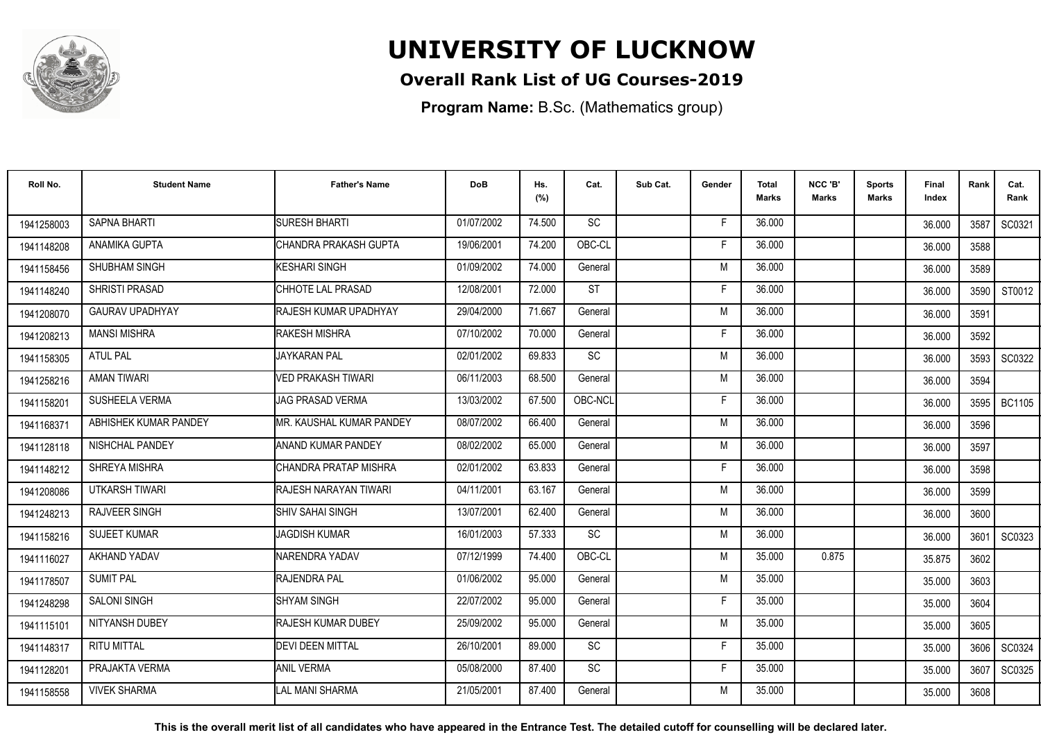# UNIVERSITY OF LUCKNOW

## Overall Rank List of UG Courses-2019

**Program Name:** B.Sc. (Mathematics group)

| Roll No. | Student Name | Father's Name | DoB | Hs. (%) | Cat. | Sub Cat. | Gender | Total Marks | NCC 'B' Marks | Sports Marks | Final Index | Rank | Cat. Rank |
|---|---|---|---|---|---|---|---|---|---|---|---|---|---|
| 1941258003 | SAPNA BHARTI | SURESH BHARTI | 01/07/2002 | 74.500 | SC | | F | 36.000 | | | 36.000 | 3587 | SC0321 |
| 1941148208 | ANAMIKA GUPTA | CHANDRA PRAKASH GUPTA | 19/06/2001 | 74.200 | OBC-CL | | F | 36.000 | | | 36.000 | 3588 | |
| 1941158456 | SHUBHAM SINGH | KESHARI SINGH | 01/09/2002 | 74.000 | General | | M | 36.000 | | | 36.000 | 3589 | |
| 1941148240 | SHRISTI PRASAD | CHHOTE LAL PRASAD | 12/08/2001 | 72.000 | ST | | F | 36.000 | | | 36.000 | 3590 | ST0012 |
| 1941208070 | GAURAV UPADHYAY | RAJESH KUMAR UPADHYAY | 29/04/2000 | 71.667 | General | | M | 36.000 | | | 36.000 | 3591 | |
| 1941208213 | MANSI MISHRA | RAKESH MISHRA | 07/10/2002 | 70.000 | General | | F | 36.000 | | | 36.000 | 3592 | |
| 1941158305 | ATUL PAL | JAYKARAN PAL | 02/01/2002 | 69.833 | SC | | M | 36.000 | | | 36.000 | 3593 | SC0322 |
| 1941258216 | AMAN TIWARI | VED PRAKASH TIWARI | 06/11/2003 | 68.500 | General | | M | 36.000 | | | 36.000 | 3594 | |
| 1941158201 | SUSHEELA VERMA | JAG PRASAD VERMA | 13/03/2002 | 67.500 | OBC-NCL | | F | 36.000 | | | 36.000 | 3595 | BC1105 |
| 1941168371 | ABHISHEK KUMAR PANDEY | MR. KAUSHAL KUMAR PANDEY | 08/07/2002 | 66.400 | General | | M | 36.000 | | | 36.000 | 3596 | |
| 1941128118 | NISHCHAL PANDEY | ANAND KUMAR PANDEY | 08/02/2002 | 65.000 | General | | M | 36.000 | | | 36.000 | 3597 | |
| 1941148212 | SHREYA MISHRA | CHANDRA PRATAP MISHRA | 02/01/2002 | 63.833 | General | | F | 36.000 | | | 36.000 | 3598 | |
| 1941208086 | UTKARSH TIWARI | RAJESH NARAYAN TIWARI | 04/11/2001 | 63.167 | General | | M | 36.000 | | | 36.000 | 3599 | |
| 1941248213 | RAJVEER SINGH | SHIV SAHAI SINGH | 13/07/2001 | 62.400 | General | | M | 36.000 | | | 36.000 | 3600 | |
| 1941158216 | SUJEET KUMAR | JAGDISH KUMAR | 16/01/2003 | 57.333 | SC | | M | 36.000 | | | 36.000 | 3601 | SC0323 |
| 1941116027 | AKHAND YADAV | NARENDRA YADAV | 07/12/1999 | 74.400 | OBC-CL | | M | 35.000 | 0.875 | | 35.875 | 3602 | |
| 1941178507 | SUMIT PAL | RAJENDRA PAL | 01/06/2002 | 95.000 | General | | M | 35.000 | | | 35.000 | 3603 | |
| 1941248298 | SALONI SINGH | SHYAM SINGH | 22/07/2002 | 95.000 | General | | F | 35.000 | | | 35.000 | 3604 | |
| 1941115101 | NITYANSH DUBEY | RAJESH KUMAR DUBEY | 25/09/2002 | 95.000 | General | | M | 35.000 | | | 35.000 | 3605 | |
| 1941148317 | RITU MITTAL | DEVI DEEN MITTAL | 26/10/2001 | 89.000 | SC | | F | 35.000 | | | 35.000 | 3606 | SC0324 |
| 1941128201 | PRAJAKTA VERMA | ANIL VERMA | 05/08/2000 | 87.400 | SC | | F | 35.000 | | | 35.000 | 3607 | SC0325 |
| 1941158558 | VIVEK SHARMA | LAL MANI SHARMA | 21/05/2001 | 87.400 | General | | M | 35.000 | | | 35.000 | 3608 | |

**This is the overall merit list of all candidates who have appeared in the Entrance Test. The detailed cutoff for counselling will be declared later.**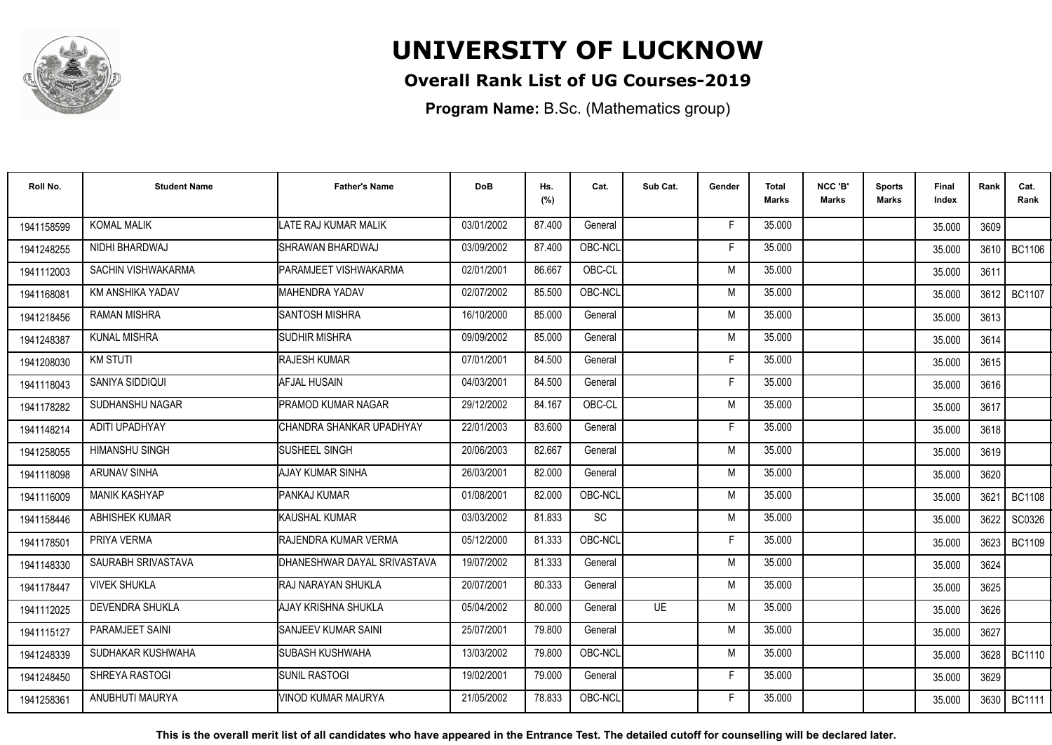# UNIVERSITY OF LUCKNOW

## Overall Rank List of UG Courses-2019

**Program Name:** B.Sc. (Mathematics group)

| Roll No. | Student Name | Father's Name | DoB | Hs. (%) | Cat. | Sub Cat. | Gender | Total Marks | NCC 'B' Marks | Sports Marks | Final Index | Rank | Cat. Rank |
|---|---|---|---|---|---|---|---|---|---|---|---|---|---|
| 1941158599 | KOMAL MALIK | LATE RAJ KUMAR MALIK | 03/01/2002 | 87.400 | General | | F | 35.000 | | | 35.000 | 3609 | |
| 1941248255 | NIDHI BHARDWAJ | SHRAWAN BHARDWAJ | 03/09/2002 | 87.400 | OBC-NCL | | F | 35.000 | | | 35.000 | 3610 | BC1106 |
| 1941112003 | SACHIN VISHWAKARMA | PARAMJEET VISHWAKARMA | 02/01/2001 | 86.667 | OBC-CL | | M | 35.000 | | | 35.000 | 3611 | |
| 1941168081 | KM ANSHIKA YADAV | MAHENDRA YADAV | 02/07/2002 | 85.500 | OBC-NCL | | M | 35.000 | | | 35.000 | 3612 | BC1107 |
| 1941218456 | RAMAN MISHRA | SANTOSH MISHRA | 16/10/2000 | 85.000 | General | | M | 35.000 | | | 35.000 | 3613 | |
| 1941248387 | KUNAL MISHRA | SUDHIR MISHRA | 09/09/2002 | 85.000 | General | | M | 35.000 | | | 35.000 | 3614 | |
| 1941208030 | KM STUTI | RAJESH KUMAR | 07/01/2001 | 84.500 | General | | F | 35.000 | | | 35.000 | 3615 | |
| 1941118043 | SANIYA SIDDIQUI | AFJAL HUSAIN | 04/03/2001 | 84.500 | General | | F | 35.000 | | | 35.000 | 3616 | |
| 1941178282 | SUDHANSHU NAGAR | PRAMOD KUMAR NAGAR | 29/12/2002 | 84.167 | OBC-CL | | M | 35.000 | | | 35.000 | 3617 | |
| 1941148214 | ADITI UPADHYAY | CHANDRA SHANKAR UPADHYAY | 22/01/2003 | 83.600 | General | | F | 35.000 | | | 35.000 | 3618 | |
| 1941258055 | HIMANSHU SINGH | SUSHEEL SINGH | 20/06/2003 | 82.667 | General | | M | 35.000 | | | 35.000 | 3619 | |
| 1941118098 | ARUNAV SINHA | AJAY KUMAR SINHA | 26/03/2001 | 82.000 | General | | M | 35.000 | | | 35.000 | 3620 | |
| 1941116009 | MANIK KASHYAP | PANKAJ KUMAR | 01/08/2001 | 82.000 | OBC-NCL | | M | 35.000 | | | 35.000 | 3621 | BC1108 |
| 1941158446 | ABHISHEK KUMAR | KAUSHAL KUMAR | 03/03/2002 | 81.833 | SC | | M | 35.000 | | | 35.000 | 3622 | SC0326 |
| 1941178501 | PRIYA VERMA | RAJENDRA KUMAR VERMA | 05/12/2000 | 81.333 | OBC-NCL | | F | 35.000 | | | 35.000 | 3623 | BC1109 |
| 1941148330 | SAURABH SRIVASTAVA | DHANESHWAR DAYAL SRIVASTAVA | 19/07/2002 | 81.333 | General | | M | 35.000 | | | 35.000 | 3624 | |
| 1941178447 | VIVEK SHUKLA | RAJ NARAYAN SHUKLA | 20/07/2001 | 80.333 | General | | M | 35.000 | | | 35.000 | 3625 | |
| 1941112025 | DEVENDRA SHUKLA | AJAY KRISHNA SHUKLA | 05/04/2002 | 80.000 | General | UE | M | 35.000 | | | 35.000 | 3626 | |
| 1941115127 | PARAMJEET SAINI | SANJEEV KUMAR SAINI | 25/07/2001 | 79.800 | General | | M | 35.000 | | | 35.000 | 3627 | |
| 1941248339 | SUDHAKAR KUSHWAHA | SUBASH KUSHWAHA | 13/03/2002 | 79.800 | OBC-NCL | | M | 35.000 | | | 35.000 | 3628 | BC1110 |
| 1941248450 | SHREYA RASTOGI | SUNIL RASTOGI | 19/02/2001 | 79.000 | General | | F | 35.000 | | | 35.000 | 3629 | |
| 1941258361 | ANUBHUTI MAURYA | VINOD KUMAR MAURYA | 21/05/2002 | 78.833 | OBC-NCL | | F | 35.000 | | | 35.000 | 3630 | BC1111 |

**This is the overall merit list of all candidates who have appeared in the Entrance Test. The detailed cutoff for counselling will be declared later.**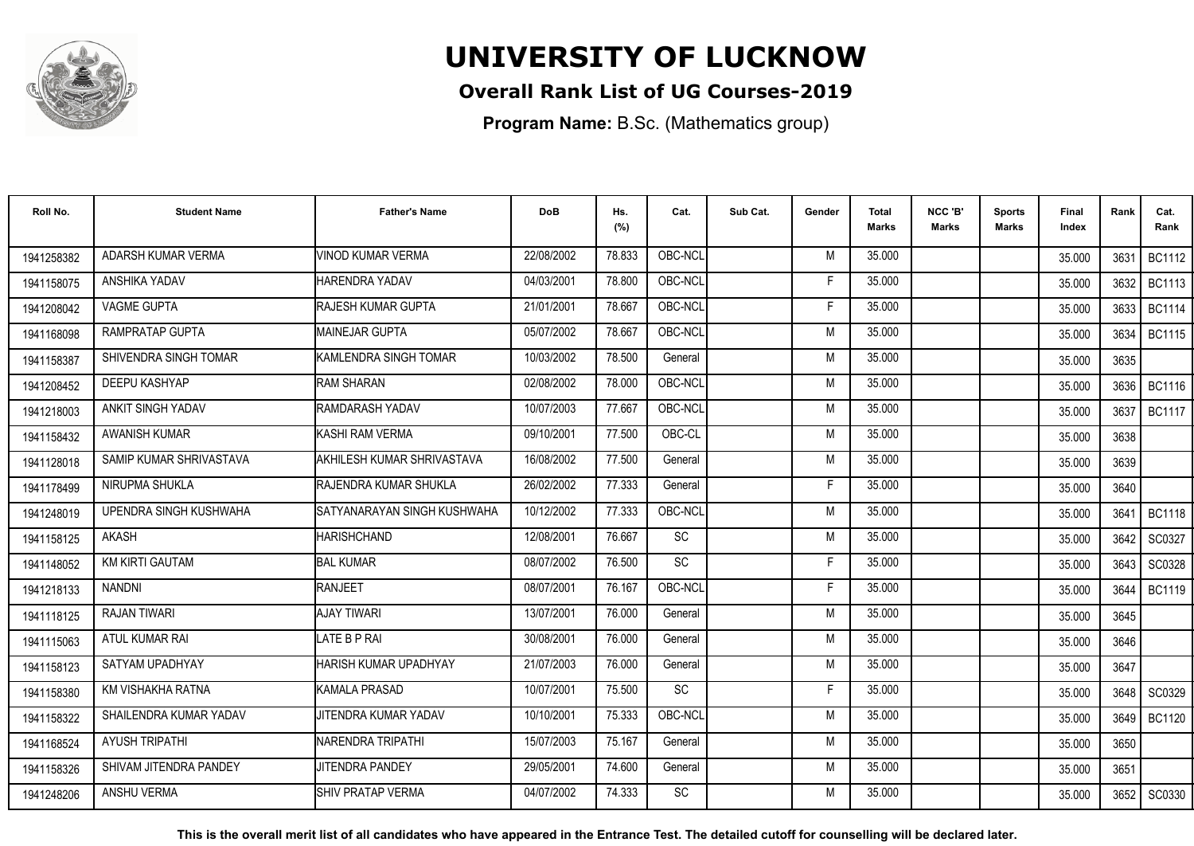# UNIVERSITY OF LUCKNOW

**Overall Rank List of UG Courses-2019**

**Program Name:** B.Sc. (Mathematics group)

| Roll No. | Student Name | Father's Name | DoB | Hs. (%) | Cat. | Sub Cat. | Gender | Total Marks | NCC 'B' Marks | Sports Marks | Final Index | Rank | Cat. Rank |
|---|---|---|---|---|---|---|---|---|---|---|---|---|---|
| 1941258382 | ADARSH KUMAR VERMA | VINOD KUMAR VERMA | 22/08/2002 | 78.833 | OBC-NCL | | M | 35.000 | | | 35.000 | 3631 | BC1112 |
| 1941158075 | ANSHIKA YADAV | HARENDRA YADAV | 04/03/2001 | 78.800 | OBC-NCL | | F | 35.000 | | | 35.000 | 3632 | BC1113 |
| 1941208042 | VAGME GUPTA | RAJESH KUMAR GUPTA | 21/01/2001 | 78.667 | OBC-NCL | | F | 35.000 | | | 35.000 | 3633 | BC1114 |
| 1941168098 | RAMPRATAP GUPTA | MAINEJAR GUPTA | 05/07/2002 | 78.667 | OBC-NCL | | M | 35.000 | | | 35.000 | 3634 | BC1115 |
| 1941158387 | SHIVENDRA SINGH TOMAR | KAMLENDRA SINGH TOMAR | 10/03/2002 | 78.500 | General | | M | 35.000 | | | 35.000 | 3635 | |
| 1941208452 | DEEPU KASHYAP | RAM SHARAN | 02/08/2002 | 78.000 | OBC-NCL | | M | 35.000 | | | 35.000 | 3636 | BC1116 |
| 1941218003 | ANKIT SINGH YADAV | RAMDARASH YADAV | 10/07/2003 | 77.667 | OBC-NCL | | M | 35.000 | | | 35.000 | 3637 | BC1117 |
| 1941158432 | AWANISH KUMAR | KASHI RAM VERMA | 09/10/2001 | 77.500 | OBC-CL | | M | 35.000 | | | 35.000 | 3638 | |
| 1941128018 | SAMIP KUMAR SHRIVASTAVA | AKHILESH KUMAR SHRIVASTAVA | 16/08/2002 | 77.500 | General | | M | 35.000 | | | 35.000 | 3639 | |
| 1941178499 | NIRUPMA SHUKLA | RAJENDRA KUMAR SHUKLA | 26/02/2002 | 77.333 | General | | F | 35.000 | | | 35.000 | 3640 | |
| 1941248019 | UPENDRA SINGH KUSHWAHA | SATYANARAYAN SINGH KUSHWAHA | 10/12/2002 | 77.333 | OBC-NCL | | M | 35.000 | | | 35.000 | 3641 | BC1118 |
| 1941158125 | AKASH | HARISHCHAND | 12/08/2001 | 76.667 | SC | | M | 35.000 | | | 35.000 | 3642 | SC0327 |
| 1941148052 | KM KIRTI GAUTAM | BAL KUMAR | 08/07/2002 | 76.500 | SC | | F | 35.000 | | | 35.000 | 3643 | SC0328 |
| 1941218133 | NANDNI | RANJEET | 08/07/2001 | 76.167 | OBC-NCL | | F | 35.000 | | | 35.000 | 3644 | BC1119 |
| 1941118125 | RAJAN TIWARI | AJAY TIWARI | 13/07/2001 | 76.000 | General | | M | 35.000 | | | 35.000 | 3645 | |
| 1941115063 | ATUL KUMAR RAI | LATE B P RAI | 30/08/2001 | 76.000 | General | | M | 35.000 | | | 35.000 | 3646 | |
| 1941158123 | SATYAM UPADHYAY | HARISH KUMAR UPADHYAY | 21/07/2003 | 76.000 | General | | M | 35.000 | | | 35.000 | 3647 | |
| 1941158380 | KM VISHAKHA RATNA | KAMALA PRASAD | 10/07/2001 | 75.500 | SC | | F | 35.000 | | | 35.000 | 3648 | SC0329 |
| 1941158322 | SHAILENDRA KUMAR YADAV | JITENDRA KUMAR YADAV | 10/10/2001 | 75.333 | OBC-NCL | | M | 35.000 | | | 35.000 | 3649 | BC1120 |
| 1941168524 | AYUSH TRIPATHI | NARENDRA TRIPATHI | 15/07/2003 | 75.167 | General | | M | 35.000 | | | 35.000 | 3650 | |
| 1941158326 | SHIVAM JITENDRA PANDEY | JITENDRA PANDEY | 29/05/2001 | 74.600 | General | | M | 35.000 | | | 35.000 | 3651 | |
| 1941248206 | ANSHU VERMA | SHIV PRATAP VERMA | 04/07/2002 | 74.333 | SC | | M | 35.000 | | | 35.000 | 3652 | SC0330 |

**This is the overall merit list of all candidates who have appeared in the Entrance Test. The detailed cutoff for counselling will be declared later.**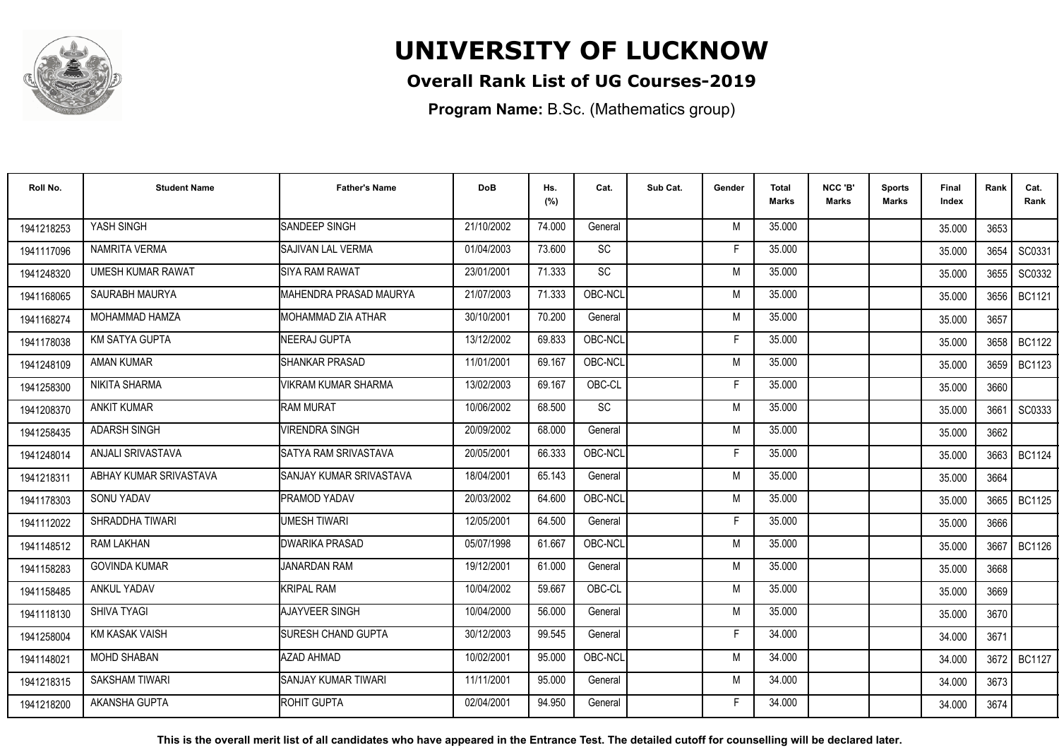# UNIVERSITY OF LUCKNOW

## Overall Rank List of UG Courses-2019

**Program Name:** B.Sc. (Mathematics group)

| Roll No. | Student Name | Father's Name | DoB | Hs. (%) | Cat. | Sub Cat. | Gender | Total Marks | NCC 'B' Marks | Sports Marks | Final Index | Rank | Cat. Rank |
|---|---|---|---|---|---|---|---|---|---|---|---|---|---|
| 1941218253 | YASH SINGH | SANDEEP SINGH | 21/10/2002 | 74.000 | General | | M | 35.000 | | | 35.000 | 3653 | |
| 1941117096 | NAMRITA VERMA | SAJIVAN LAL VERMA | 01/04/2003 | 73.600 | SC | | F | 35.000 | | | 35.000 | 3654 | SC0331 |
| 1941248320 | UMESH KUMAR RAWAT | SIYA RAM RAWAT | 23/01/2001 | 71.333 | SC | | M | 35.000 | | | 35.000 | 3655 | SC0332 |
| 1941168065 | SAURABH MAURYA | MAHENDRA PRASAD MAURYA | 21/07/2003 | 71.333 | OBC-NCL | | M | 35.000 | | | 35.000 | 3656 | BC1121 |
| 1941168274 | MOHAMMAD HAMZA | MOHAMMAD ZIA ATHAR | 30/10/2001 | 70.200 | General | | M | 35.000 | | | 35.000 | 3657 | |
| 1941178038 | KM SATYA GUPTA | NEERAJ GUPTA | 13/12/2002 | 69.833 | OBC-NCL | | F | 35.000 | | | 35.000 | 3658 | BC1122 |
| 1941248109 | AMAN KUMAR | SHANKAR PRASAD | 11/01/2001 | 69.167 | OBC-NCL | | M | 35.000 | | | 35.000 | 3659 | BC1123 |
| 1941258300 | NIKITA SHARMA | VIKRAM KUMAR SHARMA | 13/02/2003 | 69.167 | OBC-CL | | F | 35.000 | | | 35.000 | 3660 | |
| 1941208370 | ANKIT KUMAR | RAM MURAT | 10/06/2002 | 68.500 | SC | | M | 35.000 | | | 35.000 | 3661 | SC0333 |
| 1941258435 | ADARSH SINGH | VIRENDRA SINGH | 20/09/2002 | 68.000 | General | | M | 35.000 | | | 35.000 | 3662 | |
| 1941248014 | ANJALI SRIVASTAVA | SATYA RAM SRIVASTAVA | 20/05/2001 | 66.333 | OBC-NCL | | F | 35.000 | | | 35.000 | 3663 | BC1124 |
| 1941218311 | ABHAY KUMAR SRIVASTAVA | SANJAY KUMAR SRIVASTAVA | 18/04/2001 | 65.143 | General | | M | 35.000 | | | 35.000 | 3664 | |
| 1941178303 | SONU YADAV | PRAMOD YADAV | 20/03/2002 | 64.600 | OBC-NCL | | M | 35.000 | | | 35.000 | 3665 | BC1125 |
| 1941112022 | SHRADDHA TIWARI | UMESH TIWARI | 12/05/2001 | 64.500 | General | | F | 35.000 | | | 35.000 | 3666 | |
| 1941148512 | RAM LAKHAN | DWARIKA PRASAD | 05/07/1998 | 61.667 | OBC-NCL | | M | 35.000 | | | 35.000 | 3667 | BC1126 |
| 1941158283 | GOVINDA KUMAR | JANARDAN RAM | 19/12/2001 | 61.000 | General | | M | 35.000 | | | 35.000 | 3668 | |
| 1941158485 | ANKUL YADAV | KRIPAL RAM | 10/04/2002 | 59.667 | OBC-CL | | M | 35.000 | | | 35.000 | 3669 | |
| 1941118130 | SHIVA TYAGI | AJAYVEER SINGH | 10/04/2000 | 56.000 | General | | M | 35.000 | | | 35.000 | 3670 | |
| 1941258004 | KM KASAK VAISH | SURESH CHAND GUPTA | 30/12/2003 | 99.545 | General | | F | 34.000 | | | 34.000 | 3671 | |
| 1941148021 | MOHD SHABAN | AZAD AHMAD | 10/02/2001 | 95.000 | OBC-NCL | | M | 34.000 | | | 34.000 | 3672 | BC1127 |
| 1941218315 | SAKSHAM TIWARI | SANJAY KUMAR TIWARI | 11/11/2001 | 95.000 | General | | M | 34.000 | | | 34.000 | 3673 | |
| 1941218200 | AKANSHA GUPTA | ROHIT GUPTA | 02/04/2001 | 94.950 | General | | F | 34.000 | | | 34.000 | 3674 | |

**This is the overall merit list of all candidates who have appeared in the Entrance Test. The detailed cutoff for counselling will be declared later.**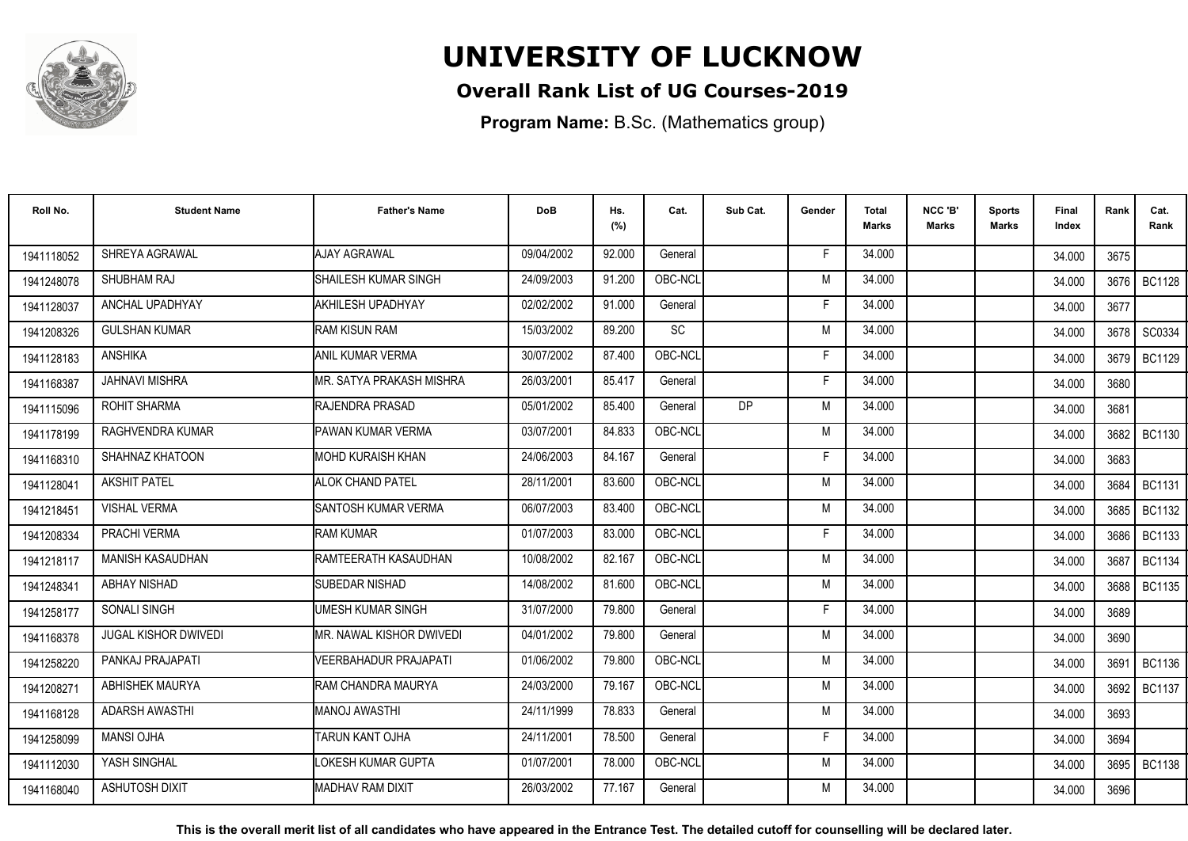# UNIVERSITY OF LUCKNOW

## Overall Rank List of UG Courses-2019

**Program Name:** B.Sc. (Mathematics group)

| Roll No. | Student Name | Father's Name | DoB | Hs. (%) | Cat. | Sub Cat. | Gender | Total Marks | NCC 'B' Marks | Sports Marks | Final Index | Rank | Cat. Rank |
|---|---|---|---|---|---|---|---|---|---|---|---|---|---|
| 1941118052 | SHREYA AGRAWAL | AJAY AGRAWAL | 09/04/2002 | 92.000 | General | | F | 34.000 | | | 34.000 | 3675 | |
| 1941248078 | SHUBHAM RAJ | SHAILESH KUMAR SINGH | 24/09/2003 | 91.200 | OBC-NCL | | M | 34.000 | | | 34.000 | 3676 | BC1128 |
| 1941128037 | ANCHAL UPADHYAY | AKHILESH UPADHYAY | 02/02/2002 | 91.000 | General | | F | 34.000 | | | 34.000 | 3677 | |
| 1941208326 | GULSHAN KUMAR | RAM KISUN RAM | 15/03/2002 | 89.200 | SC | | M | 34.000 | | | 34.000 | 3678 | SC0334 |
| 1941128183 | ANSHIKA | ANIL KUMAR VERMA | 30/07/2002 | 87.400 | OBC-NCL | | F | 34.000 | | | 34.000 | 3679 | BC1129 |
| 1941168387 | JAHNAVI MISHRA | MR. SATYA PRAKASH MISHRA | 26/03/2001 | 85.417 | General | | F | 34.000 | | | 34.000 | 3680 | |
| 1941115096 | ROHIT SHARMA | RAJENDRA PRASAD | 05/01/2002 | 85.400 | General | DP | M | 34.000 | | | 34.000 | 3681 | |
| 1941178199 | RAGHVENDRA KUMAR | PAWAN KUMAR VERMA | 03/07/2001 | 84.833 | OBC-NCL | | M | 34.000 | | | 34.000 | 3682 | BC1130 |
| 1941168310 | SHAHNAZ KHATOON | MOHD KURAISH KHAN | 24/06/2003 | 84.167 | General | | F | 34.000 | | | 34.000 | 3683 | |
| 1941128041 | AKSHIT PATEL | ALOK CHAND PATEL | 28/11/2001 | 83.600 | OBC-NCL | | M | 34.000 | | | 34.000 | 3684 | BC1131 |
| 1941218451 | VISHAL VERMA | SANTOSH KUMAR VERMA | 06/07/2003 | 83.400 | OBC-NCL | | M | 34.000 | | | 34.000 | 3685 | BC1132 |
| 1941208334 | PRACHI VERMA | RAM KUMAR | 01/07/2003 | 83.000 | OBC-NCL | | F | 34.000 | | | 34.000 | 3686 | BC1133 |
| 1941218117 | MANISH KASAUDHAN | RAMTEERATH KASAUDHAN | 10/08/2002 | 82.167 | OBC-NCL | | M | 34.000 | | | 34.000 | 3687 | BC1134 |
| 1941248341 | ABHAY NISHAD | SUBEDAR NISHAD | 14/08/2002 | 81.600 | OBC-NCL | | M | 34.000 | | | 34.000 | 3688 | BC1135 |
| 1941258177 | SONALI SINGH | UMESH KUMAR SINGH | 31/07/2000 | 79.800 | General | | F | 34.000 | | | 34.000 | 3689 | |
| 1941168378 | JUGAL KISHOR DWIVEDI | MR. NAWAL KISHOR DWIVEDI | 04/01/2002 | 79.800 | General | | M | 34.000 | | | 34.000 | 3690 | |
| 1941258220 | PANKAJ PRAJAPATI | VEERBAHADUR PRAJAPATI | 01/06/2002 | 79.800 | OBC-NCL | | M | 34.000 | | | 34.000 | 3691 | BC1136 |
| 1941208271 | ABHISHEK MAURYA | RAM CHANDRA MAURYA | 24/03/2000 | 79.167 | OBC-NCL | | M | 34.000 | | | 34.000 | 3692 | BC1137 |
| 1941168128 | ADARSH AWASTHI | MANOJ AWASTHI | 24/11/1999 | 78.833 | General | | M | 34.000 | | | 34.000 | 3693 | |
| 1941258099 | MANSI OJHA | TARUN KANT OJHA | 24/11/2001 | 78.500 | General | | F | 34.000 | | | 34.000 | 3694 | |
| 1941112030 | YASH SINGHAL | LOKESH KUMAR GUPTA | 01/07/2001 | 78.000 | OBC-NCL | | M | 34.000 | | | 34.000 | 3695 | BC1138 |
| 1941168040 | ASHUTOSH DIXIT | MADHAV RAM DIXIT | 26/03/2002 | 77.167 | General | | M | 34.000 | | | 34.000 | 3696 | |

**This is the overall merit list of all candidates who have appeared in the Entrance Test. The detailed cutoff for counselling will be declared later.**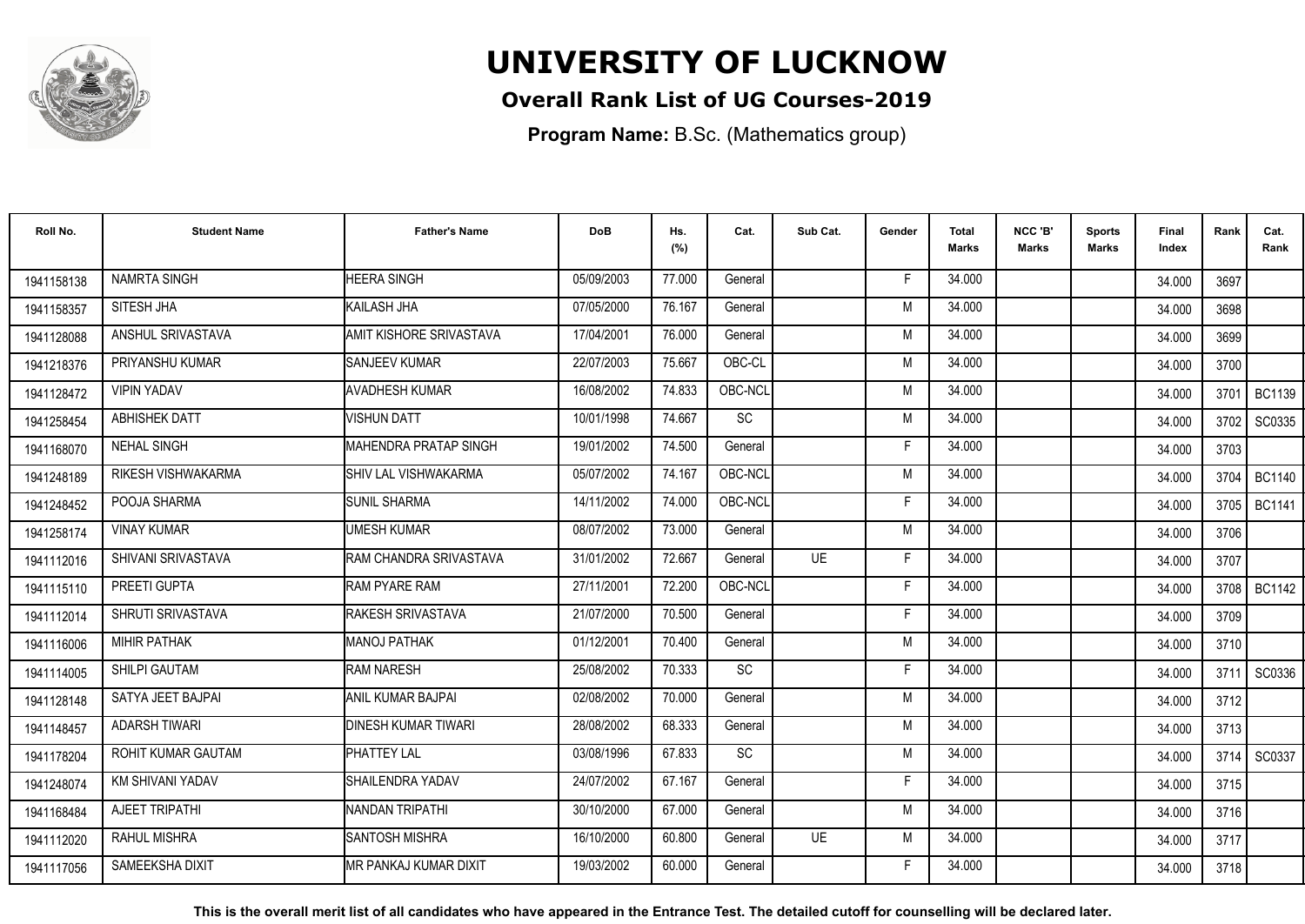# UNIVERSITY OF LUCKNOW

**Overall Rank List of UG Courses-2019**

**Program Name:** B.Sc. (Mathematics group)

| Roll No. | Student Name | Father's Name | DoB | Hs. (%) | Cat. | Sub Cat. | Gender | Total Marks | NCC 'B' Marks | Sports Marks | Final Index | Rank | Cat. Rank |
|---|---|---|---|---|---|---|---|---|---|---|---|---|---|
| 1941158138 | NAMRTA SINGH | HEERA SINGH | 05/09/2003 | 77.000 | General | | F | 34.000 | | | 34.000 | 3697 | |
| 1941158357 | SITESH JHA | KAILASH JHA | 07/05/2000 | 76.167 | General | | M | 34.000 | | | 34.000 | 3698 | |
| 1941128088 | ANSHUL SRIVASTAVA | AMIT KISHORE SRIVASTAVA | 17/04/2001 | 76.000 | General | | M | 34.000 | | | 34.000 | 3699 | |
| 1941218376 | PRIYANSHU KUMAR | SANJEEV KUMAR | 22/07/2003 | 75.667 | OBC-CL | | M | 34.000 | | | 34.000 | 3700 | |
| 1941128472 | VIPIN YADAV | AVADHESH KUMAR | 16/08/2002 | 74.833 | OBC-NCL | | M | 34.000 | | | 34.000 | 3701 | BC1139 |
| 1941258454 | ABHISHEK DATT | VISHUN DATT | 10/01/1998 | 74.667 | SC | | M | 34.000 | | | 34.000 | 3702 | SC0335 |
| 1941168070 | NEHAL SINGH | MAHENDRA PRATAP SINGH | 19/01/2002 | 74.500 | General | | F | 34.000 | | | 34.000 | 3703 | |
| 1941248189 | RIKESH VISHWAKARMA | SHIV LAL VISHWAKARMA | 05/07/2002 | 74.167 | OBC-NCL | | M | 34.000 | | | 34.000 | 3704 | BC1140 |
| 1941248452 | POOJA SHARMA | SUNIL SHARMA | 14/11/2002 | 74.000 | OBC-NCL | | F | 34.000 | | | 34.000 | 3705 | BC1141 |
| 1941258174 | VINAY KUMAR | UMESH KUMAR | 08/07/2002 | 73.000 | General | | M | 34.000 | | | 34.000 | 3706 | |
| 1941112016 | SHIVANI SRIVASTAVA | RAM CHANDRA SRIVASTAVA | 31/01/2002 | 72.667 | General | UE | F | 34.000 | | | 34.000 | 3707 | |
| 1941115110 | PREETI GUPTA | RAM PYARE RAM | 27/11/2001 | 72.200 | OBC-NCL | | F | 34.000 | | | 34.000 | 3708 | BC1142 |
| 1941112014 | SHRUTI SRIVASTAVA | RAKESH SRIVASTAVA | 21/07/2000 | 70.500 | General | | F | 34.000 | | | 34.000 | 3709 | |
| 1941116006 | MIHIR PATHAK | MANOJ PATHAK | 01/12/2001 | 70.400 | General | | M | 34.000 | | | 34.000 | 3710 | |
| 1941114005 | SHILPI GAUTAM | RAM NARESH | 25/08/2002 | 70.333 | SC | | F | 34.000 | | | 34.000 | 3711 | SC0336 |
| 1941128148 | SATYA JEET BAJPAI | ANIL KUMAR BAJPAI | 02/08/2002 | 70.000 | General | | M | 34.000 | | | 34.000 | 3712 | |
| 1941148457 | ADARSH TIWARI | DINESH KUMAR TIWARI | 28/08/2002 | 68.333 | General | | M | 34.000 | | | 34.000 | 3713 | |
| 1941178204 | ROHIT KUMAR GAUTAM | PHATTEY LAL | 03/08/1996 | 67.833 | SC | | M | 34.000 | | | 34.000 | 3714 | SC0337 |
| 1941248074 | KM SHIVANI YADAV | SHAILENDRA YADAV | 24/07/2002 | 67.167 | General | | F | 34.000 | | | 34.000 | 3715 | |
| 1941168484 | AJEET TRIPATHI | NANDAN TRIPATHI | 30/10/2000 | 67.000 | General | | M | 34.000 | | | 34.000 | 3716 | |
| 1941112020 | RAHUL MISHRA | SANTOSH MISHRA | 16/10/2000 | 60.800 | General | UE | M | 34.000 | | | 34.000 | 3717 | |
| 1941117056 | SAMEEKSHA DIXIT | MR PANKAJ KUMAR DIXIT | 19/03/2002 | 60.000 | General | | F | 34.000 | | | 34.000 | 3718 | |

**This is the overall merit list of all candidates who have appeared in the Entrance Test. The detailed cutoff for counselling will be declared later.**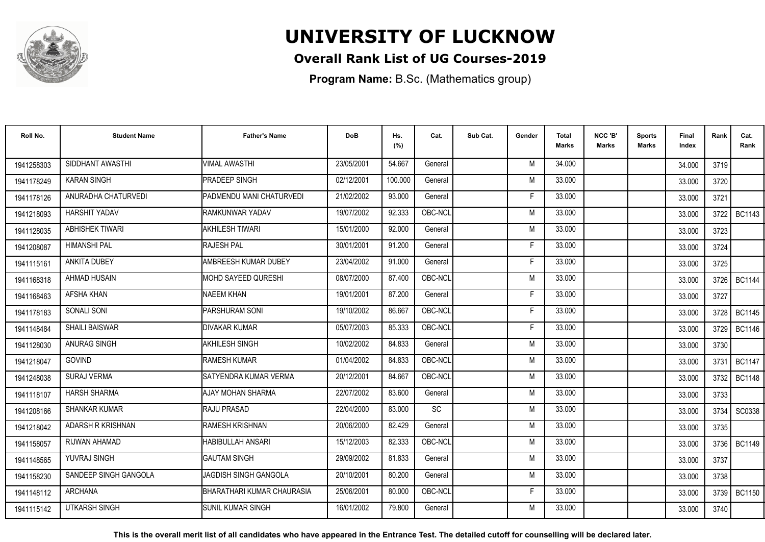# UNIVERSITY OF LUCKNOW

## Overall Rank List of UG Courses-2019

**Program Name:** B.Sc. (Mathematics group)

| Roll No. | Student Name | Father's Name | DoB | Hs. (%) | Cat. | Sub Cat. | Gender | Total Marks | NCC 'B' Marks | Sports Marks | Final Index | Rank | Cat. Rank |
|---|---|---|---|---|---|---|---|---|---|---|---|---|---|
| 1941258303 | SIDDHANT AWASTHI | VIMAL AWASTHI | 23/05/2001 | 54.667 | General | | M | 34.000 | | | 34.000 | 3719 | |
| 1941178249 | KARAN SINGH | PRADEEP SINGH | 02/12/2001 | 100.000 | General | | M | 33.000 | | | 33.000 | 3720 | |
| 1941178126 | ANURADHA CHATURVEDI | PADMENDU MANI CHATURVEDI | 21/02/2002 | 93.000 | General | | F | 33.000 | | | 33.000 | 3721 | |
| 1941218093 | HARSHIT YADAV | RAMKUNWAR YADAV | 19/07/2002 | 92.333 | OBC-NCL | | M | 33.000 | | | 33.000 | 3722 | BC1143 |
| 1941128035 | ABHISHEK TIWARI | AKHILESH TIWARI | 15/01/2000 | 92.000 | General | | M | 33.000 | | | 33.000 | 3723 | |
| 1941208087 | HIMANSHI PAL | RAJESH PAL | 30/01/2001 | 91.200 | General | | F | 33.000 | | | 33.000 | 3724 | |
| 1941115161 | ANKITA DUBEY | AMBREESH KUMAR DUBEY | 23/04/2002 | 91.000 | General | | F | 33.000 | | | 33.000 | 3725 | |
| 1941168318 | AHMAD HUSAIN | MOHD SAYEED QURESHI | 08/07/2000 | 87.400 | OBC-NCL | | M | 33.000 | | | 33.000 | 3726 | BC1144 |
| 1941168463 | AFSHA KHAN | NAEEM KHAN | 19/01/2001 | 87.200 | General | | F | 33.000 | | | 33.000 | 3727 | |
| 1941178183 | SONALI SONI | PARSHURAM SONI | 19/10/2002 | 86.667 | OBC-NCL | | F | 33.000 | | | 33.000 | 3728 | BC1145 |
| 1941148484 | SHAILI BAISWAR | DIVAKAR KUMAR | 05/07/2003 | 85.333 | OBC-NCL | | F | 33.000 | | | 33.000 | 3729 | BC1146 |
| 1941128030 | ANURAG SINGH | AKHILESH SINGH | 10/02/2002 | 84.833 | General | | M | 33.000 | | | 33.000 | 3730 | |
| 1941218047 | GOVIND | RAMESH KUMAR | 01/04/2002 | 84.833 | OBC-NCL | | M | 33.000 | | | 33.000 | 3731 | BC1147 |
| 1941248038 | SURAJ VERMA | SATYENDRA KUMAR VERMA | 20/12/2001 | 84.667 | OBC-NCL | | M | 33.000 | | | 33.000 | 3732 | BC1148 |
| 1941118107 | HARSH SHARMA | AJAY MOHAN SHARMA | 22/07/2002 | 83.600 | General | | M | 33.000 | | | 33.000 | 3733 | |
| 1941208166 | SHANKAR KUMAR | RAJU PRASAD | 22/04/2000 | 83.000 | SC | | M | 33.000 | | | 33.000 | 3734 | SC0338 |
| 1941218042 | ADARSH R KRISHNAN | RAMESH KRISHNAN | 20/06/2000 | 82.429 | General | | M | 33.000 | | | 33.000 | 3735 | |
| 1941158057 | RIJWAN AHAMAD | HABIBULLAH ANSARI | 15/12/2003 | 82.333 | OBC-NCL | | M | 33.000 | | | 33.000 | 3736 | BC1149 |
| 1941148565 | YUVRAJ SINGH | GAUTAM SINGH | 29/09/2002 | 81.833 | General | | M | 33.000 | | | 33.000 | 3737 | |
| 1941158230 | SANDEEP SINGH GANGOLA | JAGDISH SINGH GANGOLA | 20/10/2001 | 80.200 | General | | M | 33.000 | | | 33.000 | 3738 | |
| 1941148112 | ARCHANA | BHARATHARI KUMAR CHAURASIA | 25/06/2001 | 80.000 | OBC-NCL | | F | 33.000 | | | 33.000 | 3739 | BC1150 |
| 1941115142 | UTKARSH SINGH | SUNIL KUMAR SINGH | 16/01/2002 | 79.800 | General | | M | 33.000 | | | 33.000 | 3740 | |

**This is the overall merit list of all candidates who have appeared in the Entrance Test. The detailed cutoff for counselling will be declared later.**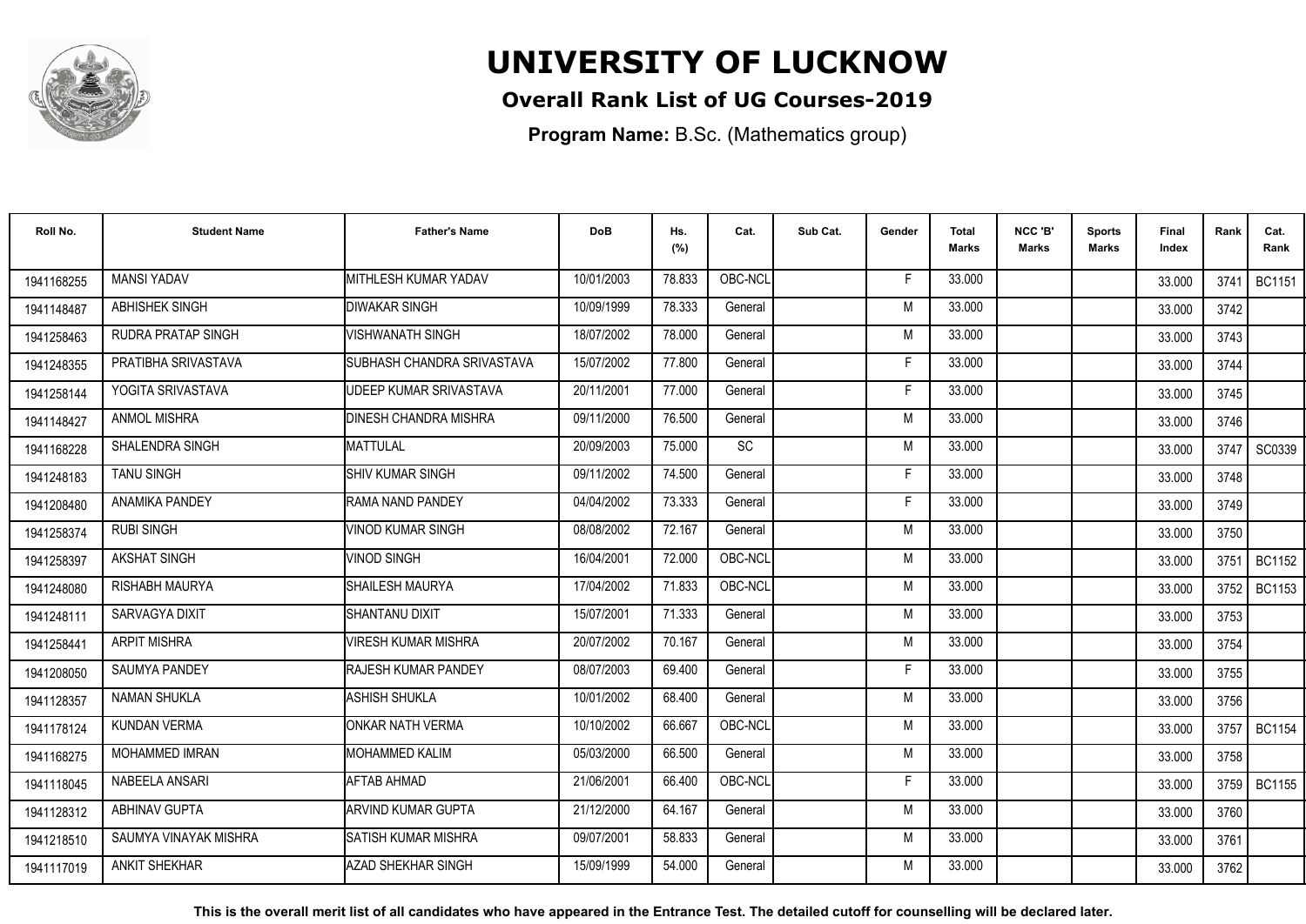# UNIVERSITY OF LUCKNOW

## Overall Rank List of UG Courses-2019

**Program Name:** B.Sc. (Mathematics group)

| Roll No. | Student Name | Father's Name | DoB | Hs. (%) | Cat. | Sub Cat. | Gender | Total Marks | NCC 'B' Marks | Sports Marks | Final Index | Rank | Cat. Rank |
|---|---|---|---|---|---|---|---|---|---|---|---|---|---|
| 1941168255 | MANSI YADAV | MITHLESH KUMAR YADAV | 10/01/2003 | 78.833 | OBC-NCL | | F | 33.000 | | | 33.000 | 3741 | BC1151 |
| 1941148487 | ABHISHEK SINGH | DIWAKAR SINGH | 10/09/1999 | 78.333 | General | | M | 33.000 | | | 33.000 | 3742 | |
| 1941258463 | RUDRA PRATAP SINGH | VISHWANATH SINGH | 18/07/2002 | 78.000 | General | | M | 33.000 | | | 33.000 | 3743 | |
| 1941248355 | PRATIBHA SRIVASTAVA | SUBHASH CHANDRA SRIVASTAVA | 15/07/2002 | 77.800 | General | | F | 33.000 | | | 33.000 | 3744 | |
| 1941258144 | YOGITA SRIVASTAVA | UDEEP KUMAR SRIVASTAVA | 20/11/2001 | 77.000 | General | | F | 33.000 | | | 33.000 | 3745 | |
| 1941148427 | ANMOL MISHRA | DINESH CHANDRA MISHRA | 09/11/2000 | 76.500 | General | | M | 33.000 | | | 33.000 | 3746 | |
| 1941168228 | SHALENDRA SINGH | MATTULAL | 20/09/2003 | 75.000 | SC | | M | 33.000 | | | 33.000 | 3747 | SC0339 |
| 1941248183 | TANU SINGH | SHIV KUMAR SINGH | 09/11/2002 | 74.500 | General | | F | 33.000 | | | 33.000 | 3748 | |
| 1941208480 | ANAMIKA PANDEY | RAMA NAND PANDEY | 04/04/2002 | 73.333 | General | | F | 33.000 | | | 33.000 | 3749 | |
| 1941258374 | RUBI SINGH | VINOD KUMAR SINGH | 08/08/2002 | 72.167 | General | | M | 33.000 | | | 33.000 | 3750 | |
| 1941258397 | AKSHAT SINGH | VINOD SINGH | 16/04/2001 | 72.000 | OBC-NCL | | M | 33.000 | | | 33.000 | 3751 | BC1152 |
| 1941248080 | RISHABH MAURYA | SHAILESH MAURYA | 17/04/2002 | 71.833 | OBC-NCL | | M | 33.000 | | | 33.000 | 3752 | BC1153 |
| 1941248111 | SARVAGYA DIXIT | SHANTANU DIXIT | 15/07/2001 | 71.333 | General | | M | 33.000 | | | 33.000 | 3753 | |
| 1941258441 | ARPIT MISHRA | VIRESH KUMAR MISHRA | 20/07/2002 | 70.167 | General | | M | 33.000 | | | 33.000 | 3754 | |
| 1941208050 | SAUMYA PANDEY | RAJESH KUMAR PANDEY | 08/07/2003 | 69.400 | General | | F | 33.000 | | | 33.000 | 3755 | |
| 1941128357 | NAMAN SHUKLA | ASHISH SHUKLA | 10/01/2002 | 68.400 | General | | M | 33.000 | | | 33.000 | 3756 | |
| 1941178124 | KUNDAN VERMA | ONKAR NATH VERMA | 10/10/2002 | 66.667 | OBC-NCL | | M | 33.000 | | | 33.000 | 3757 | BC1154 |
| 1941168275 | MOHAMMED IMRAN | MOHAMMED KALIM | 05/03/2000 | 66.500 | General | | M | 33.000 | | | 33.000 | 3758 | |
| 1941118045 | NABEELA ANSARI | AFTAB AHMAD | 21/06/2001 | 66.400 | OBC-NCL | | F | 33.000 | | | 33.000 | 3759 | BC1155 |
| 1941128312 | ABHINAV GUPTA | ARVIND KUMAR GUPTA | 21/12/2000 | 64.167 | General | | M | 33.000 | | | 33.000 | 3760 | |
| 1941218510 | SAUMYA VINAYAK MISHRA | SATISH KUMAR MISHRA | 09/07/2001 | 58.833 | General | | M | 33.000 | | | 33.000 | 3761 | |
| 1941117019 | ANKIT SHEKHAR | AZAD SHEKHAR SINGH | 15/09/1999 | 54.000 | General | | M | 33.000 | | | 33.000 | 3762 | |

**This is the overall merit list of all candidates who have appeared in the Entrance Test. The detailed cutoff for counselling will be declared later.**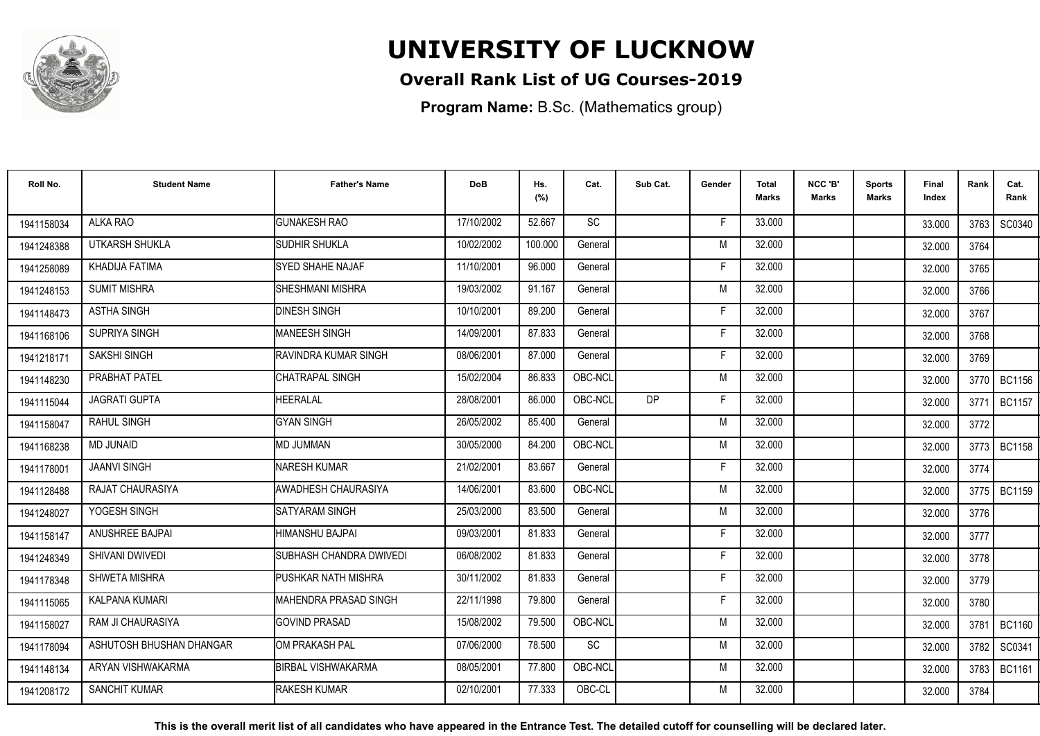# UNIVERSITY OF LUCKNOW

## Overall Rank List of UG Courses-2019

**Program Name:** B.Sc. (Mathematics group)

| Roll No. | Student Name | Father's Name | DoB | Hs. (%) | Cat. | Sub Cat. | Gender | Total Marks | NCC 'B' Marks | Sports Marks | Final Index | Rank | Cat. Rank |
|---|---|---|---|---|---|---|---|---|---|---|---|---|---|
| 1941158034 | ALKA RAO | GUNAKESH RAO | 17/10/2002 | 52.667 | SC | | F | 33.000 | | | 33.000 | 3763 | SC0340 |
| 1941248388 | UTKARSH SHUKLA | SUDHIR SHUKLA | 10/02/2002 | 100.000 | General | | M | 32.000 | | | 32.000 | 3764 | |
| 1941258089 | KHADIJA FATIMA | SYED SHAHE NAJAF | 11/10/2001 | 96.000 | General | | F | 32.000 | | | 32.000 | 3765 | |
| 1941248153 | SUMIT MISHRA | SHESHMANI MISHRA | 19/03/2002 | 91.167 | General | | M | 32.000 | | | 32.000 | 3766 | |
| 1941148473 | ASTHA SINGH | DINESH SINGH | 10/10/2001 | 89.200 | General | | F | 32.000 | | | 32.000 | 3767 | |
| 1941168106 | SUPRIYA SINGH | MANEESH SINGH | 14/09/2001 | 87.833 | General | | F | 32.000 | | | 32.000 | 3768 | |
| 1941218171 | SAKSHI SINGH | RAVINDRA KUMAR SINGH | 08/06/2001 | 87.000 | General | | F | 32.000 | | | 32.000 | 3769 | |
| 1941148230 | PRABHAT PATEL | CHATRAPAL SINGH | 15/02/2004 | 86.833 | OBC-NCL | | M | 32.000 | | | 32.000 | 3770 | BC1156 |
| 1941115044 | JAGRATI GUPTA | HEERALAL | 28/08/2001 | 86.000 | OBC-NCL | DP | F | 32.000 | | | 32.000 | 3771 | BC1157 |
| 1941158047 | RAHUL SINGH | GYAN SINGH | 26/05/2002 | 85.400 | General | | M | 32.000 | | | 32.000 | 3772 | |
| 1941168238 | MD JUNAID | MD JUMMAN | 30/05/2000 | 84.200 | OBC-NCL | | M | 32.000 | | | 32.000 | 3773 | BC1158 |
| 1941178001 | JAANVI SINGH | NARESH KUMAR | 21/02/2001 | 83.667 | General | | F | 32.000 | | | 32.000 | 3774 | |
| 1941128488 | RAJAT CHAURASIYA | AWADHESH CHAURASIYA | 14/06/2001 | 83.600 | OBC-NCL | | M | 32.000 | | | 32.000 | 3775 | BC1159 |
| 1941248027 | YOGESH SINGH | SATYARAM SINGH | 25/03/2000 | 83.500 | General | | M | 32.000 | | | 32.000 | 3776 | |
| 1941158147 | ANUSHREE BAJPAI | HIMANSHU BAJPAI | 09/03/2001 | 81.833 | General | | F | 32.000 | | | 32.000 | 3777 | |
| 1941248349 | SHIVANI DWIVEDI | SUBHASH CHANDRA DWIVEDI | 06/08/2002 | 81.833 | General | | F | 32.000 | | | 32.000 | 3778 | |
| 1941178348 | SHWETA MISHRA | PUSHKAR NATH MISHRA | 30/11/2002 | 81.833 | General | | F | 32.000 | | | 32.000 | 3779 | |
| 1941115065 | KALPANA KUMARI | MAHENDRA PRASAD SINGH | 22/11/1998 | 79.800 | General | | F | 32.000 | | | 32.000 | 3780 | |
| 1941158027 | RAM JI CHAURASIYA | GOVIND PRASAD | 15/08/2002 | 79.500 | OBC-NCL | | M | 32.000 | | | 32.000 | 3781 | BC1160 |
| 1941178094 | ASHUTOSH BHUSHAN DHANGAR | OM PRAKASH PAL | 07/06/2000 | 78.500 | SC | | M | 32.000 | | | 32.000 | 3782 | SC0341 |
| 1941148134 | ARYAN VISHWAKARMA | BIRBAL VISHWAKARMA | 08/05/2001 | 77.800 | OBC-NCL | | M | 32.000 | | | 32.000 | 3783 | BC1161 |
| 1941208172 | SANCHIT KUMAR | RAKESH KUMAR | 02/10/2001 | 77.333 | OBC-CL | | M | 32.000 | | | 32.000 | 3784 | |

**This is the overall merit list of all candidates who have appeared in the Entrance Test. The detailed cutoff for counselling will be declared later.**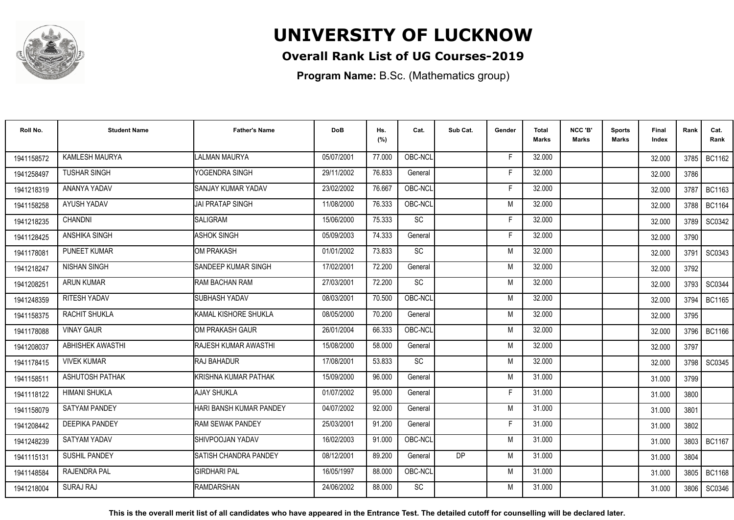# UNIVERSITY OF LUCKNOW

## Overall Rank List of UG Courses-2019

**Program Name:** B.Sc. (Mathematics group)

| Roll No. | Student Name | Father's Name | DoB | Hs. (%) | Cat. | Sub Cat. | Gender | Total Marks | NCC 'B' Marks | Sports Marks | Final Index | Rank | Cat. Rank |
|---|---|---|---|---|---|---|---|---|---|---|---|---|---|
| 1941158572 | KAMLESH MAURYA | LALMAN MAURYA | 05/07/2001 | 77.000 | OBC-NCL | | F | 32.000 | | | 32.000 | 3785 | BC1162 |
| 1941258497 | TUSHAR SINGH | YOGENDRA SINGH | 29/11/2002 | 76.833 | General | | F | 32.000 | | | 32.000 | 3786 | |
| 1941218319 | ANANYA YADAV | SANJAY KUMAR YADAV | 23/02/2002 | 76.667 | OBC-NCL | | F | 32.000 | | | 32.000 | 3787 | BC1163 |
| 1941158258 | AYUSH YADAV | JAI PRATAP SINGH | 11/08/2000 | 76.333 | OBC-NCL | | M | 32.000 | | | 32.000 | 3788 | BC1164 |
| 1941218235 | CHANDNI | SALIGRAM | 15/06/2000 | 75.333 | SC | | F | 32.000 | | | 32.000 | 3789 | SC0342 |
| 1941128425 | ANSHIKA SINGH | ASHOK SINGH | 05/09/2003 | 74.333 | General | | F | 32.000 | | | 32.000 | 3790 | |
| 1941178081 | PUNEET KUMAR | OM PRAKASH | 01/01/2002 | 73.833 | SC | | M | 32.000 | | | 32.000 | 3791 | SC0343 |
| 1941218247 | NISHAN SINGH | SANDEEP KUMAR SINGH | 17/02/2001 | 72.200 | General | | M | 32.000 | | | 32.000 | 3792 | |
| 1941208251 | ARUN KUMAR | RAM BACHAN RAM | 27/03/2001 | 72.200 | SC | | M | 32.000 | | | 32.000 | 3793 | SC0344 |
| 1941248359 | RITESH YADAV | SUBHASH YADAV | 08/03/2001 | 70.500 | OBC-NCL | | M | 32.000 | | | 32.000 | 3794 | BC1165 |
| 1941158375 | RACHIT SHUKLA | KAMAL KISHORE SHUKLA | 08/05/2000 | 70.200 | General | | M | 32.000 | | | 32.000 | 3795 | |
| 1941178088 | VINAY GAUR | OM PRAKASH GAUR | 26/01/2004 | 66.333 | OBC-NCL | | M | 32.000 | | | 32.000 | 3796 | BC1166 |
| 1941208037 | ABHISHEK AWASTHI | RAJESH KUMAR AWASTHI | 15/08/2000 | 58.000 | General | | M | 32.000 | | | 32.000 | 3797 | |
| 1941178415 | VIVEK KUMAR | RAJ BAHADUR | 17/08/2001 | 53.833 | SC | | M | 32.000 | | | 32.000 | 3798 | SC0345 |
| 1941158511 | ASHUTOSH PATHAK | KRISHNA KUMAR PATHAK | 15/09/2000 | 96.000 | General | | M | 31.000 | | | 31.000 | 3799 | |
| 1941118122 | HIMANI SHUKLA | AJAY SHUKLA | 01/07/2002 | 95.000 | General | | F | 31.000 | | | 31.000 | 3800 | |
| 1941158079 | SATYAM PANDEY | HARI BANSH KUMAR PANDEY | 04/07/2002 | 92.000 | General | | M | 31.000 | | | 31.000 | 3801 | |
| 1941208442 | DEEPIKA PANDEY | RAM SEWAK PANDEY | 25/03/2001 | 91.200 | General | | F | 31.000 | | | 31.000 | 3802 | |
| 1941248239 | SATYAM YADAV | SHIVPOOJAN YADAV | 16/02/2003 | 91.000 | OBC-NCL | | M | 31.000 | | | 31.000 | 3803 | BC1167 |
| 1941115131 | SUSHIL PANDEY | SATISH CHANDRA PANDEY | 08/12/2001 | 89.200 | General | DP | M | 31.000 | | | 31.000 | 3804 | |
| 1941148584 | RAJENDRA PAL | GIRDHARI PAL | 16/05/1997 | 88.000 | OBC-NCL | | M | 31.000 | | | 31.000 | 3805 | BC1168 |
| 1941218004 | SURAJ RAJ | RAMDARSHAN | 24/06/2002 | 88.000 | SC | | M | 31.000 | | | 31.000 | 3806 | SC0346 |

**This is the overall merit list of all candidates who have appeared in the Entrance Test. The detailed cutoff for counselling will be declared later.**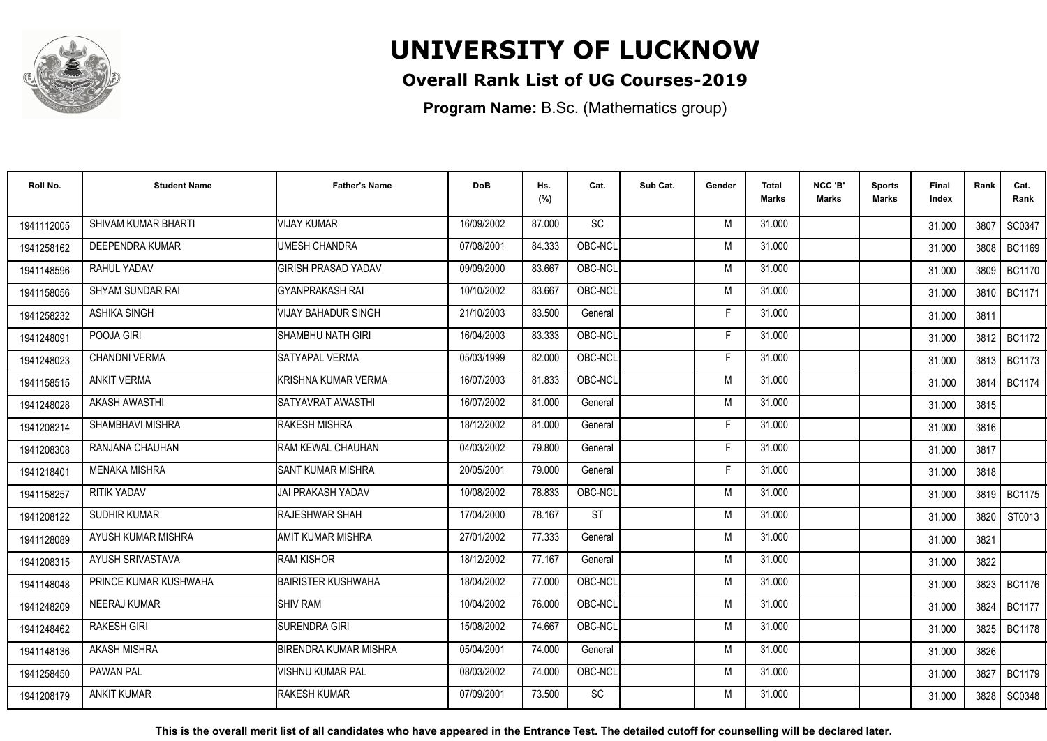# UNIVERSITY OF LUCKNOW

## Overall Rank List of UG Courses-2019

**Program Name:** B.Sc. (Mathematics group)

| Roll No. | Student Name | Father's Name | DoB | Hs. (%) | Cat. | Sub Cat. | Gender | Total Marks | NCC 'B' Marks | Sports Marks | Final Index | Rank | Cat. Rank |
|---|---|---|---|---|---|---|---|---|---|---|---|---|---|
| 1941112005 | SHIVAM KUMAR BHARTI | VIJAY KUMAR | 16/09/2002 | 87.000 | SC | | M | 31.000 | | | 31.000 | 3807 | SC0347 |
| 1941258162 | DEEPENDRA KUMAR | UMESH CHANDRA | 07/08/2001 | 84.333 | OBC-NCL | | M | 31.000 | | | 31.000 | 3808 | BC1169 |
| 1941148596 | RAHUL YADAV | GIRISH PRASAD YADAV | 09/09/2000 | 83.667 | OBC-NCL | | M | 31.000 | | | 31.000 | 3809 | BC1170 |
| 1941158056 | SHYAM SUNDAR RAI | GYANPRAKASH RAI | 10/10/2002 | 83.667 | OBC-NCL | | M | 31.000 | | | 31.000 | 3810 | BC1171 |
| 1941258232 | ASHIKA SINGH | VIJAY BAHADUR SINGH | 21/10/2003 | 83.500 | General | | F | 31.000 | | | 31.000 | 3811 | |
| 1941248091 | POOJA GIRI | SHAMBHU NATH GIRI | 16/04/2003 | 83.333 | OBC-NCL | | F | 31.000 | | | 31.000 | 3812 | BC1172 |
| 1941248023 | CHANDNI VERMA | SATYAPAL VERMA | 05/03/1999 | 82.000 | OBC-NCL | | F | 31.000 | | | 31.000 | 3813 | BC1173 |
| 1941158515 | ANKIT VERMA | KRISHNA KUMAR VERMA | 16/07/2003 | 81.833 | OBC-NCL | | M | 31.000 | | | 31.000 | 3814 | BC1174 |
| 1941248028 | AKASH AWASTHI | SATYAVRAT AWASTHI | 16/07/2002 | 81.000 | General | | M | 31.000 | | | 31.000 | 3815 | |
| 1941208214 | SHAMBHAVI MISHRA | RAKESH MISHRA | 18/12/2002 | 81.000 | General | | F | 31.000 | | | 31.000 | 3816 | |
| 1941208308 | RANJANA CHAUHAN | RAM KEWAL CHAUHAN | 04/03/2002 | 79.800 | General | | F | 31.000 | | | 31.000 | 3817 | |
| 1941218401 | MENAKA MISHRA | SANT KUMAR MISHRA | 20/05/2001 | 79.000 | General | | F | 31.000 | | | 31.000 | 3818 | |
| 1941158257 | RITIK YADAV | JAI PRAKASH YADAV | 10/08/2002 | 78.833 | OBC-NCL | | M | 31.000 | | | 31.000 | 3819 | BC1175 |
| 1941208122 | SUDHIR KUMAR | RAJESHWAR SHAH | 17/04/2000 | 78.167 | ST | | M | 31.000 | | | 31.000 | 3820 | ST0013 |
| 1941128089 | AYUSH KUMAR MISHRA | AMIT KUMAR MISHRA | 27/01/2002 | 77.333 | General | | M | 31.000 | | | 31.000 | 3821 | |
| 1941208315 | AYUSH SRIVASTAVA | RAM KISHOR | 18/12/2002 | 77.167 | General | | M | 31.000 | | | 31.000 | 3822 | |
| 1941148048 | PRINCE KUMAR KUSHWAHA | BAIRISTER KUSHWAHA | 18/04/2002 | 77.000 | OBC-NCL | | M | 31.000 | | | 31.000 | 3823 | BC1176 |
| 1941248209 | NEERAJ KUMAR | SHIV RAM | 10/04/2002 | 76.000 | OBC-NCL | | M | 31.000 | | | 31.000 | 3824 | BC1177 |
| 1941248462 | RAKESH GIRI | SURENDRA GIRI | 15/08/2002 | 74.667 | OBC-NCL | | M | 31.000 | | | 31.000 | 3825 | BC1178 |
| 1941148136 | AKASH MISHRA | BIRENDRA KUMAR MISHRA | 05/04/2001 | 74.000 | General | | M | 31.000 | | | 31.000 | 3826 | |
| 1941258450 | PAWAN PAL | VISHNU KUMAR PAL | 08/03/2002 | 74.000 | OBC-NCL | | M | 31.000 | | | 31.000 | 3827 | BC1179 |
| 1941208179 | ANKIT KUMAR | RAKESH KUMAR | 07/09/2001 | 73.500 | SC | | M | 31.000 | | | 31.000 | 3828 | SC0348 |

**This is the overall merit list of all candidates who have appeared in the Entrance Test. The detailed cutoff for counselling will be declared later.**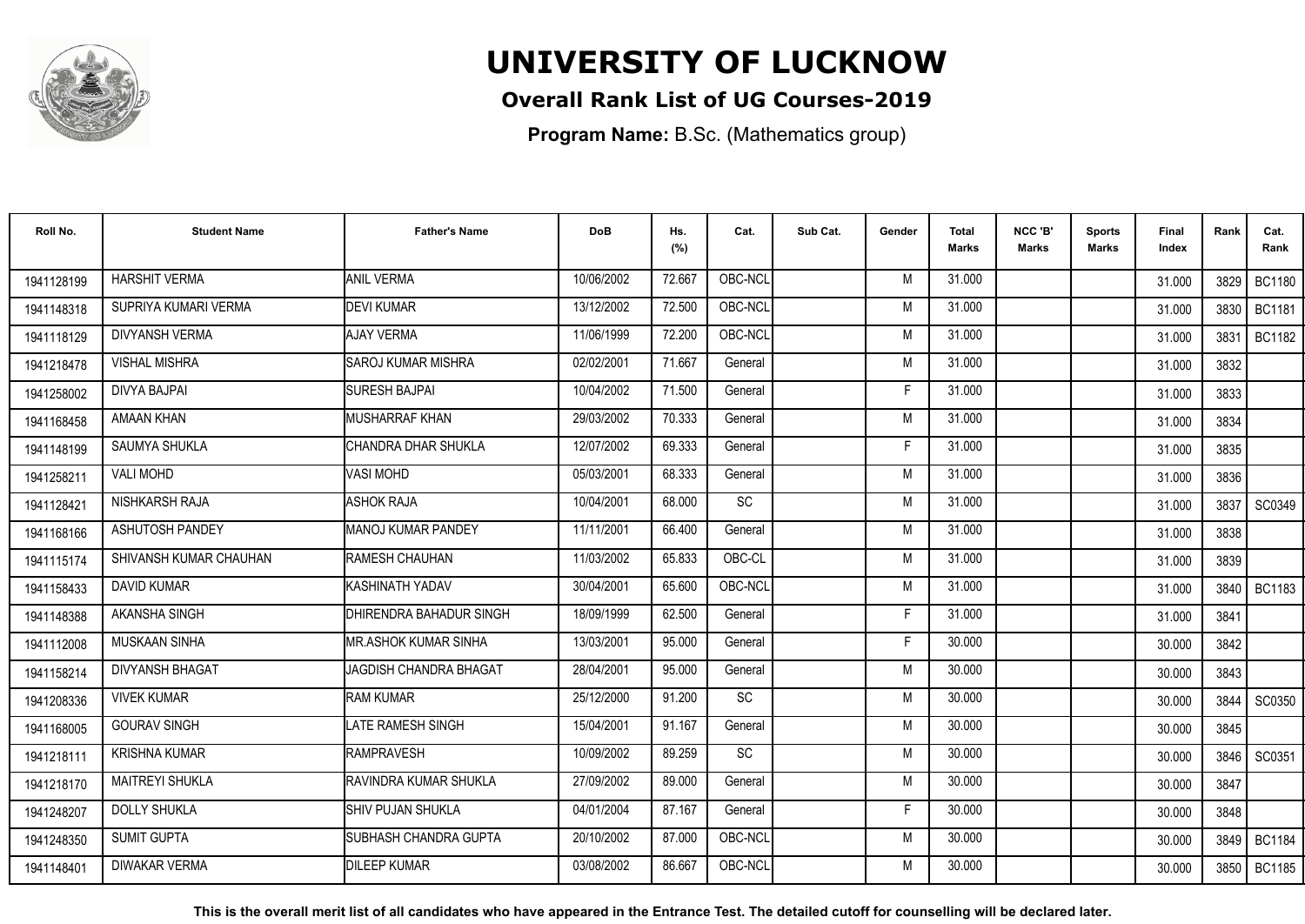# UNIVERSITY OF LUCKNOW

## Overall Rank List of UG Courses-2019

**Program Name:** B.Sc. (Mathematics group)

| Roll No. | Student Name | Father's Name | DoB | Hs. (%) | Cat. | Sub Cat. | Gender | Total Marks | NCC 'B' Marks | Sports Marks | Final Index | Rank | Cat. Rank |
|---|---|---|---|---|---|---|---|---|---|---|---|---|---|
| 1941128199 | HARSHIT VERMA | ANIL VERMA | 10/06/2002 | 72.667 | OBC-NCL | | M | 31.000 | | | 31.000 | 3829 | BC1180 |
| 1941148318 | SUPRIYA KUMARI VERMA | DEVI KUMAR | 13/12/2002 | 72.500 | OBC-NCL | | M | 31.000 | | | 31.000 | 3830 | BC1181 |
| 1941118129 | DIVYANSH VERMA | AJAY VERMA | 11/06/1999 | 72.200 | OBC-NCL | | M | 31.000 | | | 31.000 | 3831 | BC1182 |
| 1941218478 | VISHAL MISHRA | SAROJ KUMAR MISHRA | 02/02/2001 | 71.667 | General | | M | 31.000 | | | 31.000 | 3832 | |
| 1941258002 | DIVYA BAJPAI | SURESH BAJPAI | 10/04/2002 | 71.500 | General | | F | 31.000 | | | 31.000 | 3833 | |
| 1941168458 | AMAAN KHAN | MUSHARRAF KHAN | 29/03/2002 | 70.333 | General | | M | 31.000 | | | 31.000 | 3834 | |
| 1941148199 | SAUMYA SHUKLA | CHANDRA DHAR SHUKLA | 12/07/2002 | 69.333 | General | | F | 31.000 | | | 31.000 | 3835 | |
| 1941258211 | VALI MOHD | VASI MOHD | 05/03/2001 | 68.333 | General | | M | 31.000 | | | 31.000 | 3836 | |
| 1941128421 | NISHKARSH RAJA | ASHOK RAJA | 10/04/2001 | 68.000 | SC | | M | 31.000 | | | 31.000 | 3837 | SC0349 |
| 1941168166 | ASHUTOSH PANDEY | MANOJ KUMAR PANDEY | 11/11/2001 | 66.400 | General | | M | 31.000 | | | 31.000 | 3838 | |
| 1941115174 | SHIVANSH KUMAR CHAUHAN | RAMESH CHAUHAN | 11/03/2002 | 65.833 | OBC-CL | | M | 31.000 | | | 31.000 | 3839 | |
| 1941158433 | DAVID KUMAR | KASHINATH YADAV | 30/04/2001 | 65.600 | OBC-NCL | | M | 31.000 | | | 31.000 | 3840 | BC1183 |
| 1941148388 | AKANSHA SINGH | DHIRENDRA BAHADUR SINGH | 18/09/1999 | 62.500 | General | | F | 31.000 | | | 31.000 | 3841 | |
| 1941112008 | MUSKAAN SINHA | MR.ASHOK KUMAR SINHA | 13/03/2001 | 95.000 | General | | F | 30.000 | | | 30.000 | 3842 | |
| 1941158214 | DIVYANSH BHAGAT | JAGDISH CHANDRA BHAGAT | 28/04/2001 | 95.000 | General | | M | 30.000 | | | 30.000 | 3843 | |
| 1941208336 | VIVEK KUMAR | RAM KUMAR | 25/12/2000 | 91.200 | SC | | M | 30.000 | | | 30.000 | 3844 | SC0350 |
| 1941168005 | GOURAV SINGH | LATE RAMESH SINGH | 15/04/2001 | 91.167 | General | | M | 30.000 | | | 30.000 | 3845 | |
| 1941218111 | KRISHNA KUMAR | RAMPRAVESH | 10/09/2002 | 89.259 | SC | | M | 30.000 | | | 30.000 | 3846 | SC0351 |
| 1941218170 | MAITREYI SHUKLA | RAVINDRA KUMAR SHUKLA | 27/09/2002 | 89.000 | General | | M | 30.000 | | | 30.000 | 3847 | |
| 1941248207 | DOLLY SHUKLA | SHIV PUJAN SHUKLA | 04/01/2004 | 87.167 | General | | F | 30.000 | | | 30.000 | 3848 | |
| 1941248350 | SUMIT GUPTA | SUBHASH CHANDRA GUPTA | 20/10/2002 | 87.000 | OBC-NCL | | M | 30.000 | | | 30.000 | 3849 | BC1184 |
| 1941148401 | DIWAKAR VERMA | DILEEP KUMAR | 03/08/2002 | 86.667 | OBC-NCL | | M | 30.000 | | | 30.000 | 3850 | BC1185 |

**This is the overall merit list of all candidates who have appeared in the Entrance Test. The detailed cutoff for counselling will be declared later.**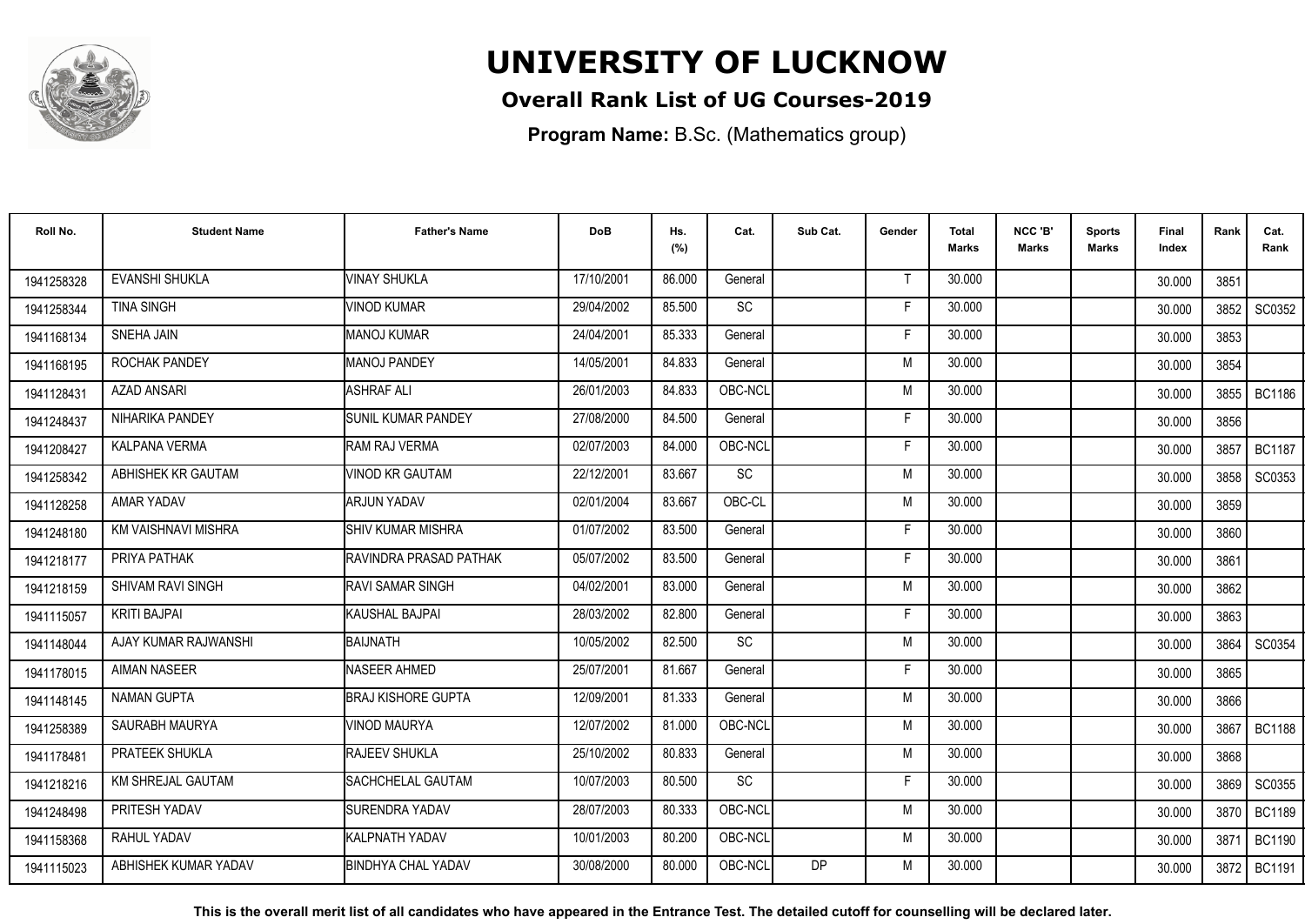# UNIVERSITY OF LUCKNOW

## Overall Rank List of UG Courses-2019

**Program Name:** B.Sc. (Mathematics group)

| Roll No. | Student Name | Father's Name | DoB | Hs. (%) | Cat. | Sub Cat. | Gender | Total Marks | NCC 'B' Marks | Sports Marks | Final Index | Rank | Cat. Rank |
|---|---|---|---|---|---|---|---|---|---|---|---|---|---|
| 1941258328 | EVANSHI SHUKLA | VINAY SHUKLA | 17/10/2001 | 86.000 | General | | T | 30.000 | | | 30.000 | 3851 | |
| 1941258344 | TINA SINGH | VINOD KUMAR | 29/04/2002 | 85.500 | SC | | F | 30.000 | | | 30.000 | 3852 | SC0352 |
| 1941168134 | SNEHA JAIN | MANOJ KUMAR | 24/04/2001 | 85.333 | General | | F | 30.000 | | | 30.000 | 3853 | |
| 1941168195 | ROCHAK PANDEY | MANOJ PANDEY | 14/05/2001 | 84.833 | General | | M | 30.000 | | | 30.000 | 3854 | |
| 1941128431 | AZAD ANSARI | ASHRAF ALI | 26/01/2003 | 84.833 | OBC-NCL | | M | 30.000 | | | 30.000 | 3855 | BC1186 |
| 1941248437 | NIHARIKA PANDEY | SUNIL KUMAR PANDEY | 27/08/2000 | 84.500 | General | | F | 30.000 | | | 30.000 | 3856 | |
| 1941208427 | KALPANA VERMA | RAM RAJ VERMA | 02/07/2003 | 84.000 | OBC-NCL | | F | 30.000 | | | 30.000 | 3857 | BC1187 |
| 1941258342 | ABHISHEK KR GAUTAM | VINOD KR GAUTAM | 22/12/2001 | 83.667 | SC | | M | 30.000 | | | 30.000 | 3858 | SC0353 |
| 1941128258 | AMAR YADAV | ARJUN YADAV | 02/01/2004 | 83.667 | OBC-CL | | M | 30.000 | | | 30.000 | 3859 | |
| 1941248180 | KM VAISHNAVI MISHRA | SHIV KUMAR MISHRA | 01/07/2002 | 83.500 | General | | F | 30.000 | | | 30.000 | 3860 | |
| 1941218177 | PRIYA PATHAK | RAVINDRA PRASAD PATHAK | 05/07/2002 | 83.500 | General | | F | 30.000 | | | 30.000 | 3861 | |
| 1941218159 | SHIVAM RAVI SINGH | RAVI SAMAR SINGH | 04/02/2001 | 83.000 | General | | M | 30.000 | | | 30.000 | 3862 | |
| 1941115057 | KRITI BAJPAI | KAUSHAL BAJPAI | 28/03/2002 | 82.800 | General | | F | 30.000 | | | 30.000 | 3863 | |
| 1941148044 | AJAY KUMAR RAJWANSHI | BAIJNATH | 10/05/2002 | 82.500 | SC | | M | 30.000 | | | 30.000 | 3864 | SC0354 |
| 1941178015 | AIMAN NASEER | NASEER AHMED | 25/07/2001 | 81.667 | General | | F | 30.000 | | | 30.000 | 3865 | |
| 1941148145 | NAMAN GUPTA | BRAJ KISHORE GUPTA | 12/09/2001 | 81.333 | General | | M | 30.000 | | | 30.000 | 3866 | |
| 1941258389 | SAURABH MAURYA | VINOD MAURYA | 12/07/2002 | 81.000 | OBC-NCL | | M | 30.000 | | | 30.000 | 3867 | BC1188 |
| 1941178481 | PRATEEK SHUKLA | RAJEEV SHUKLA | 25/10/2002 | 80.833 | General | | M | 30.000 | | | 30.000 | 3868 | |
| 1941218216 | KM SHREJAL GAUTAM | SACHCHELAL GAUTAM | 10/07/2003 | 80.500 | SC | | F | 30.000 | | | 30.000 | 3869 | SC0355 |
| 1941248498 | PRITESH YADAV | SURENDRA YADAV | 28/07/2003 | 80.333 | OBC-NCL | | M | 30.000 | | | 30.000 | 3870 | BC1189 |
| 1941158368 | RAHUL YADAV | KALPNATH YADAV | 10/01/2003 | 80.200 | OBC-NCL | | M | 30.000 | | | 30.000 | 3871 | BC1190 |
| 1941115023 | ABHISHEK KUMAR YADAV | BINDHYA CHAL YADAV | 30/08/2000 | 80.000 | OBC-NCL | DP | M | 30.000 | | | 30.000 | 3872 | BC1191 |

**This is the overall merit list of all candidates who have appeared in the Entrance Test. The detailed cutoff for counselling will be declared later.**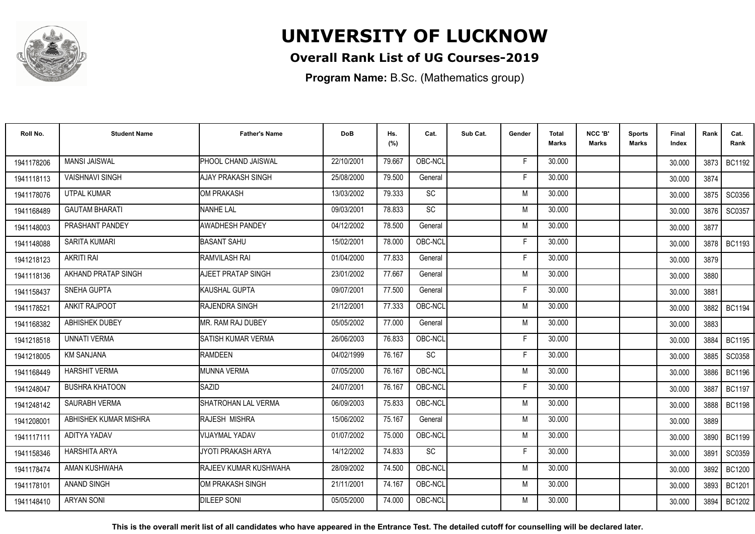# UNIVERSITY OF LUCKNOW

**Overall Rank List of UG Courses-2019**

**Program Name:** B.Sc. (Mathematics group)

| Roll No. | Student Name | Father's Name | DoB | Hs. (%) | Cat. | Sub Cat. | Gender | Total Marks | NCC 'B' Marks | Sports Marks | Final Index | Rank | Cat. Rank |
|---|---|---|---|---|---|---|---|---|---|---|---|---|---|
| 1941178206 | MANSI JAISWAL | PHOOL CHAND JAISWAL | 22/10/2001 | 79.667 | OBC-NCL | | F | 30.000 | | | 30.000 | 3873 | BC1192 |
| 1941118113 | VAISHNAVI SINGH | AJAY PRAKASH SINGH | 25/08/2000 | 79.500 | General | | F | 30.000 | | | 30.000 | 3874 | |
| 1941178076 | UTPAL KUMAR | OM PRAKASH | 13/03/2002 | 79.333 | SC | | M | 30.000 | | | 30.000 | 3875 | SC0356 |
| 1941168489 | GAUTAM BHARATI | NANHE LAL | 09/03/2001 | 78.833 | SC | | M | 30.000 | | | 30.000 | 3876 | SC0357 |
| 1941148003 | PRASHANT PANDEY | AWADHESH PANDEY | 04/12/2002 | 78.500 | General | | M | 30.000 | | | 30.000 | 3877 | |
| 1941148088 | SARITA KUMARI | BASANT SAHU | 15/02/2001 | 78.000 | OBC-NCL | | F | 30.000 | | | 30.000 | 3878 | BC1193 |
| 1941218123 | AKRITI RAI | RAMVILASH RAI | 01/04/2000 | 77.833 | General | | F | 30.000 | | | 30.000 | 3879 | |
| 1941118136 | AKHAND PRATAP SINGH | AJEET PRATAP SINGH | 23/01/2002 | 77.667 | General | | M | 30.000 | | | 30.000 | 3880 | |
| 1941158437 | SNEHA GUPTA | KAUSHAL GUPTA | 09/07/2001 | 77.500 | General | | F | 30.000 | | | 30.000 | 3881 | |
| 1941178521 | ANKIT RAJPOOT | RAJENDRA SINGH | 21/12/2001 | 77.333 | OBC-NCL | | M | 30.000 | | | 30.000 | 3882 | BC1194 |
| 1941168382 | ABHISHEK DUBEY | MR. RAM RAJ DUBEY | 05/05/2002 | 77.000 | General | | M | 30.000 | | | 30.000 | 3883 | |
| 1941218518 | UNNATI VERMA | SATISH KUMAR VERMA | 26/06/2003 | 76.833 | OBC-NCL | | F | 30.000 | | | 30.000 | 3884 | BC1195 |
| 1941218005 | KM SANJANA | RAMDEEN | 04/02/1999 | 76.167 | SC | | F | 30.000 | | | 30.000 | 3885 | SC0358 |
| 1941168449 | HARSHIT VERMA | MUNNA VERMA | 07/05/2000 | 76.167 | OBC-NCL | | M | 30.000 | | | 30.000 | 3886 | BC1196 |
| 1941248047 | BUSHRA KHATOON | SAZID | 24/07/2001 | 76.167 | OBC-NCL | | F | 30.000 | | | 30.000 | 3887 | BC1197 |
| 1941248142 | SAURABH VERMA | SHATROHAN LAL VERMA | 06/09/2003 | 75.833 | OBC-NCL | | M | 30.000 | | | 30.000 | 3888 | BC1198 |
| 1941208001 | ABHISHEK KUMAR MISHRA | RAJESH MISHRA | 15/06/2002 | 75.167 | General | | M | 30.000 | | | 30.000 | 3889 | |
| 1941117111 | ADITYA YADAV | VIJAYMAL YADAV | 01/07/2002 | 75.000 | OBC-NCL | | M | 30.000 | | | 30.000 | 3890 | BC1199 |
| 1941158346 | HARSHITA ARYA | JYOTI PRAKASH ARYA | 14/12/2002 | 74.833 | SC | | F | 30.000 | | | 30.000 | 3891 | SC0359 |
| 1941178474 | AMAN KUSHWAHA | RAJEEV KUMAR KUSHWAHA | 28/09/2002 | 74.500 | OBC-NCL | | M | 30.000 | | | 30.000 | 3892 | BC1200 |
| 1941178101 | ANAND SINGH | OM PRAKASH SINGH | 21/11/2001 | 74.167 | OBC-NCL | | M | 30.000 | | | 30.000 | 3893 | BC1201 |
| 1941148410 | ARYAN SONI | DILEEP SONI | 05/05/2000 | 74.000 | OBC-NCL | | M | 30.000 | | | 30.000 | 3894 | BC1202 |

**This is the overall merit list of all candidates who have appeared in the Entrance Test. The detailed cutoff for counselling will be declared later.**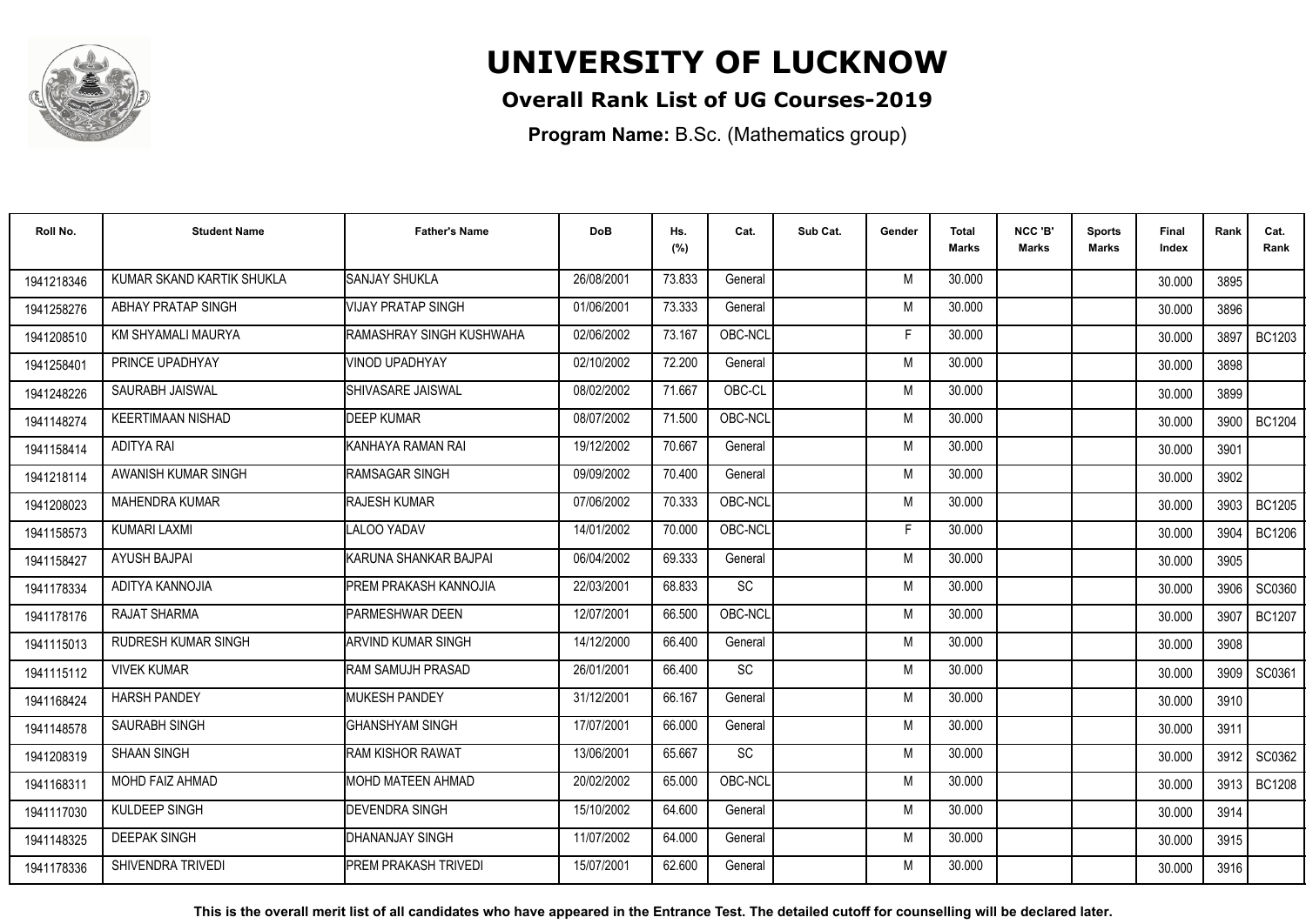# UNIVERSITY OF LUCKNOW

## Overall Rank List of UG Courses-2019

**Program Name:** B.Sc. (Mathematics group)

| Roll No. | Student Name | Father's Name | DoB | Hs. (%) | Cat. | Sub Cat. | Gender | Total Marks | NCC 'B' Marks | Sports Marks | Final Index | Rank | Cat. Rank |
|---|---|---|---|---|---|---|---|---|---|---|---|---|---|
| 1941218346 | KUMAR SKAND KARTIK SHUKLA | SANJAY SHUKLA | 26/08/2001 | 73.833 | General | | M | 30.000 | | | 30.000 | 3895 | |
| 1941258276 | ABHAY PRATAP SINGH | VIJAY PRATAP SINGH | 01/06/2001 | 73.333 | General | | M | 30.000 | | | 30.000 | 3896 | |
| 1941208510 | KM SHYAMALI MAURYA | RAMASHRAY SINGH KUSHWAHA | 02/06/2002 | 73.167 | OBC-NCL | | F | 30.000 | | | 30.000 | 3897 | BC1203 |
| 1941258401 | PRINCE UPADHYAY | VINOD UPADHYAY | 02/10/2002 | 72.200 | General | | M | 30.000 | | | 30.000 | 3898 | |
| 1941248226 | SAURABH JAISWAL | SHIVASARE JAISWAL | 08/02/2002 | 71.667 | OBC-CL | | M | 30.000 | | | 30.000 | 3899 | |
| 1941148274 | KEERTIMAAN NISHAD | DEEP KUMAR | 08/07/2002 | 71.500 | OBC-NCL | | M | 30.000 | | | 30.000 | 3900 | BC1204 |
| 1941158414 | ADITYA RAI | KANHAYA RAMAN RAI | 19/12/2002 | 70.667 | General | | M | 30.000 | | | 30.000 | 3901 | |
| 1941218114 | AWANISH KUMAR SINGH | RAMSAGAR SINGH | 09/09/2002 | 70.400 | General | | M | 30.000 | | | 30.000 | 3902 | |
| 1941208023 | MAHENDRA KUMAR | RAJESH KUMAR | 07/06/2002 | 70.333 | OBC-NCL | | M | 30.000 | | | 30.000 | 3903 | BC1205 |
| 1941158573 | KUMARI LAXMI | LALOO YADAV | 14/01/2002 | 70.000 | OBC-NCL | | F | 30.000 | | | 30.000 | 3904 | BC1206 |
| 1941158427 | AYUSH BAJPAI | KARUNA SHANKAR BAJPAI | 06/04/2002 | 69.333 | General | | M | 30.000 | | | 30.000 | 3905 | |
| 1941178334 | ADITYA KANNOJIA | PREM PRAKASH KANNOJIA | 22/03/2001 | 68.833 | SC | | M | 30.000 | | | 30.000 | 3906 | SC0360 |
| 1941178176 | RAJAT SHARMA | PARMESHWAR DEEN | 12/07/2001 | 66.500 | OBC-NCL | | M | 30.000 | | | 30.000 | 3907 | BC1207 |
| 1941115013 | RUDRESH KUMAR SINGH | ARVIND KUMAR SINGH | 14/12/2000 | 66.400 | General | | M | 30.000 | | | 30.000 | 3908 | |
| 1941115112 | VIVEK KUMAR | RAM SAMUJH PRASAD | 26/01/2001 | 66.400 | SC | | M | 30.000 | | | 30.000 | 3909 | SC0361 |
| 1941168424 | HARSH PANDEY | MUKESH PANDEY | 31/12/2001 | 66.167 | General | | M | 30.000 | | | 30.000 | 3910 | |
| 1941148578 | SAURABH SINGH | GHANSHYAM SINGH | 17/07/2001 | 66.000 | General | | M | 30.000 | | | 30.000 | 3911 | |
| 1941208319 | SHAAN SINGH | RAM KISHOR RAWAT | 13/06/2001 | 65.667 | SC | | M | 30.000 | | | 30.000 | 3912 | SC0362 |
| 1941168311 | MOHD FAIZ AHMAD | MOHD MATEEN AHMAD | 20/02/2002 | 65.000 | OBC-NCL | | M | 30.000 | | | 30.000 | 3913 | BC1208 |
| 1941117030 | KULDEEP SINGH | DEVENDRA SINGH | 15/10/2002 | 64.600 | General | | M | 30.000 | | | 30.000 | 3914 | |
| 1941148325 | DEEPAK SINGH | DHANANJAY SINGH | 11/07/2002 | 64.000 | General | | M | 30.000 | | | 30.000 | 3915 | |
| 1941178336 | SHIVENDRA TRIVEDI | PREM PRAKASH TRIVEDI | 15/07/2001 | 62.600 | General | | M | 30.000 | | | 30.000 | 3916 | |

**This is the overall merit list of all candidates who have appeared in the Entrance Test. The detailed cutoff for counselling will be declared later.**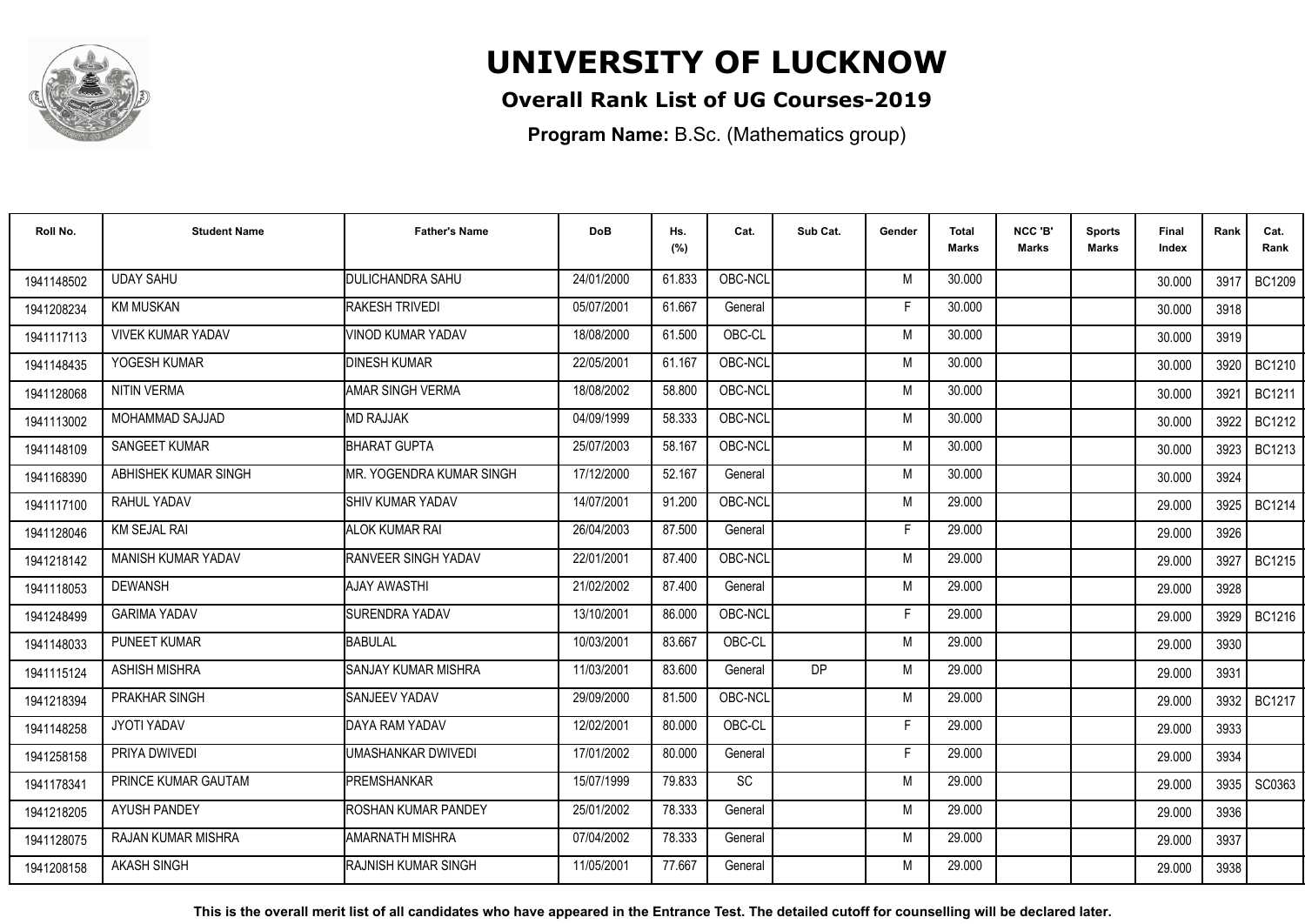# UNIVERSITY OF LUCKNOW

## Overall Rank List of UG Courses-2019

**Program Name:** B.Sc. (Mathematics group)

| Roll No. | Student Name | Father's Name | DoB | Hs. (%) | Cat. | Sub Cat. | Gender | Total Marks | NCC 'B' Marks | Sports Marks | Final Index | Rank | Cat. Rank |
|---|---|---|---|---|---|---|---|---|---|---|---|---|---|
| 1941148502 | UDAY SAHU | DULICHANDRA SAHU | 24/01/2000 | 61.833 | OBC-NCL | | M | 30.000 | | | 30.000 | 3917 | BC1209 |
| 1941208234 | KM MUSKAN | RAKESH TRIVEDI | 05/07/2001 | 61.667 | General | | F | 30.000 | | | 30.000 | 3918 | |
| 1941117113 | VIVEK KUMAR YADAV | VINOD KUMAR YADAV | 18/08/2000 | 61.500 | OBC-CL | | M | 30.000 | | | 30.000 | 3919 | |
| 1941148435 | YOGESH KUMAR | DINESH KUMAR | 22/05/2001 | 61.167 | OBC-NCL | | M | 30.000 | | | 30.000 | 3920 | BC1210 |
| 1941128068 | NITIN VERMA | AMAR SINGH VERMA | 18/08/2002 | 58.800 | OBC-NCL | | M | 30.000 | | | 30.000 | 3921 | BC1211 |
| 1941113002 | MOHAMMAD SAJJAD | MD RAJJAK | 04/09/1999 | 58.333 | OBC-NCL | | M | 30.000 | | | 30.000 | 3922 | BC1212 |
| 1941148109 | SANGEET KUMAR | BHARAT GUPTA | 25/07/2003 | 58.167 | OBC-NCL | | M | 30.000 | | | 30.000 | 3923 | BC1213 |
| 1941168390 | ABHISHEK KUMAR SINGH | MR. YOGENDRA KUMAR SINGH | 17/12/2000 | 52.167 | General | | M | 30.000 | | | 30.000 | 3924 | |
| 1941117100 | RAHUL YADAV | SHIV KUMAR YADAV | 14/07/2001 | 91.200 | OBC-NCL | | M | 29.000 | | | 29.000 | 3925 | BC1214 |
| 1941128046 | KM SEJAL RAI | ALOK KUMAR RAI | 26/04/2003 | 87.500 | General | | F | 29.000 | | | 29.000 | 3926 | |
| 1942218142 | MANISH KUMAR YADAV | RANVEER SINGH YADAV | 22/01/2001 | 87.400 | OBC-NCL | | M | 29.000 | | | 29.000 | 3927 | BC1215 |
| 1941118053 | DEWANSH | AJAY AWASTHI | 21/02/2002 | 87.400 | General | | M | 29.000 | | | 29.000 | 3928 | |
| 1941248499 | GARIMA YADAV | SURENDRA YADAV | 13/10/2001 | 86.000 | OBC-NCL | | F | 29.000 | | | 29.000 | 3929 | BC1216 |
| 1941148033 | PUNEET KUMAR | BABULAL | 10/03/2001 | 83.667 | OBC-CL | | M | 29.000 | | | 29.000 | 3930 | |
| 1941115124 | ASHISH MISHRA | SANJAY KUMAR MISHRA | 11/03/2001 | 83.600 | General | DP | M | 29.000 | | | 29.000 | 3931 | |
| 1942218394 | PRAKHAR SINGH | SANJEEV YADAV | 29/09/2000 | 81.500 | OBC-NCL | | M | 29.000 | | | 29.000 | 3932 | BC1217 |
| 1941148258 | JYOTI YADAV | DAYA RAM YADAV | 12/02/2001 | 80.000 | OBC-CL | | F | 29.000 | | | 29.000 | 3933 | |
| 1941258158 | PRIYA DWIVEDI | UMASHANKAR DWIVEDI | 17/01/2002 | 80.000 | General | | F | 29.000 | | | 29.000 | 3934 | |
| 1941178341 | PRINCE KUMAR GAUTAM | PREMSHANKAR | 15/07/1999 | 79.833 | SC | | M | 29.000 | | | 29.000 | 3935 | SC0363 |
| 1942218205 | AYUSH PANDEY | ROSHAN KUMAR PANDEY | 25/01/2002 | 78.333 | General | | M | 29.000 | | | 29.000 | 3936 | |
| 1941128075 | RAJAN KUMAR MISHRA | AMARNATH MISHRA | 07/04/2002 | 78.333 | General | | M | 29.000 | | | 29.000 | 3937 | |
| 1941208158 | AKASH SINGH | RAJNISH KUMAR SINGH | 11/05/2001 | 77.667 | General | | M | 29.000 | | | 29.000 | 3938 | |

**This is the overall merit list of all candidates who have appeared in the Entrance Test. The detailed cutoff for counselling will be declared later.**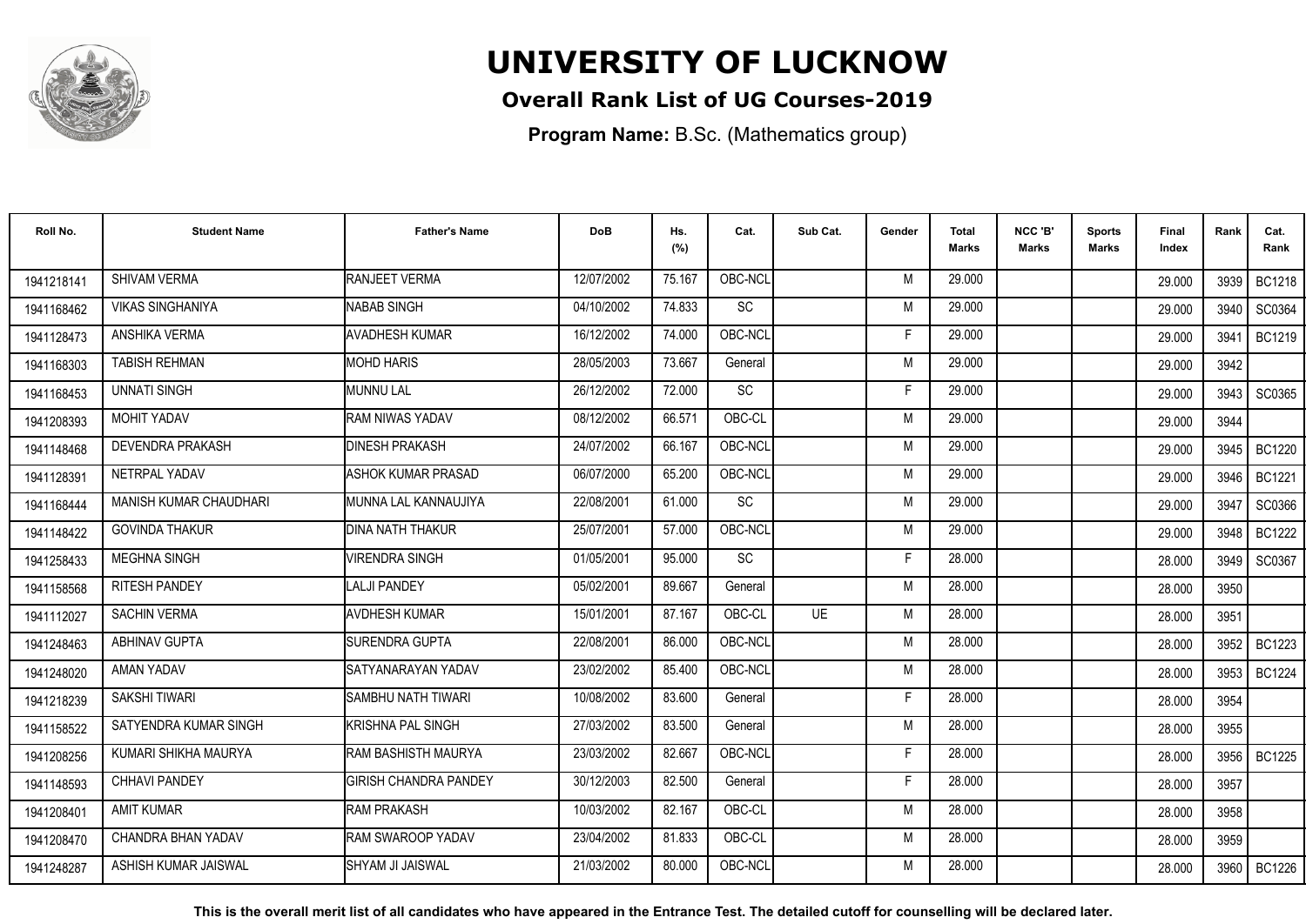# UNIVERSITY OF LUCKNOW

**Overall Rank List of UG Courses-2019**

**Program Name:** B.Sc. (Mathematics group)

| Roll No. | Student Name | Father's Name | DoB | Hs. (%) | Cat. | Sub Cat. | Gender | Total Marks | NCC 'B' Marks | Sports Marks | Final Index | Rank | Cat. Rank |
|---|---|---|---|---|---|---|---|---|---|---|---|---|---|
| 1941218141 | SHIVAM VERMA | RANJEET VERMA | 12/07/2002 | 75.167 | OBC-NCL | | M | 29.000 | | | 29.000 | 3939 | BC1218 |
| 1941168462 | VIKAS SINGHANIYA | NABAB SINGH | 04/10/2002 | 74.833 | SC | | M | 29.000 | | | 29.000 | 3940 | SC0364 |
| 1941128473 | ANSHIKA VERMA | AVADHESH KUMAR | 16/12/2002 | 74.000 | OBC-NCL | | F | 29.000 | | | 29.000 | 3941 | BC1219 |
| 1941168303 | TABISH REHMAN | MOHD HARIS | 28/05/2003 | 73.667 | General | | M | 29.000 | | | 29.000 | 3942 | |
| 1941168453 | UNNATI SINGH | MUNNU LAL | 26/12/2002 | 72.000 | SC | | F | 29.000 | | | 29.000 | 3943 | SC0365 |
| 1941208393 | MOHIT YADAV | RAM NIWAS YADAV | 08/12/2002 | 66.571 | OBC-CL | | M | 29.000 | | | 29.000 | 3944 | |
| 1941148468 | DEVENDRA PRAKASH | DINESH PRAKASH | 24/07/2002 | 66.167 | OBC-NCL | | M | 29.000 | | | 29.000 | 3945 | BC1220 |
| 1941128391 | NETRPAL YADAV | ASHOK KUMAR PRASAD | 06/07/2000 | 65.200 | OBC-NCL | | M | 29.000 | | | 29.000 | 3946 | BC1221 |
| 1941168444 | MANISH KUMAR CHAUDHARI | MUNNA LAL KANNAUJIYA | 22/08/2001 | 61.000 | SC | | M | 29.000 | | | 29.000 | 3947 | SC0366 |
| 1941148422 | GOVINDA THAKUR | DINA NATH THAKUR | 25/07/2001 | 57.000 | OBC-NCL | | M | 29.000 | | | 29.000 | 3948 | BC1222 |
| 1941258433 | MEGHNA SINGH | VIRENDRA SINGH | 01/05/2001 | 95.000 | SC | | F | 28.000 | | | 28.000 | 3949 | SC0367 |
| 1941158568 | RITESH PANDEY | LALJI PANDEY | 05/02/2001 | 89.667 | General | | M | 28.000 | | | 28.000 | 3950 | |
| 1941112027 | SACHIN VERMA | AVDHESH KUMAR | 15/01/2001 | 87.167 | OBC-CL | UE | M | 28.000 | | | 28.000 | 3951 | |
| 1941248463 | ABHINAV GUPTA | SURENDRA GUPTA | 22/08/2001 | 86.000 | OBC-NCL | | M | 28.000 | | | 28.000 | 3952 | BC1223 |
| 1941248020 | AMAN YADAV | SATYANARAYAN YADAV | 23/02/2002 | 85.400 | OBC-NCL | | M | 28.000 | | | 28.000 | 3953 | BC1224 |
| 1941218239 | SAKSHI TIWARI | SAMBHU NATH TIWARI | 10/08/2002 | 83.600 | General | | F | 28.000 | | | 28.000 | 3954 | |
| 1941158522 | SATYENDRA KUMAR SINGH | KRISHNA PAL SINGH | 27/03/2002 | 83.500 | General | | M | 28.000 | | | 28.000 | 3955 | |
| 1941208256 | KUMARI SHIKHA MAURYA | RAM BASHISTH MAURYA | 23/03/2002 | 82.667 | OBC-NCL | | F | 28.000 | | | 28.000 | 3956 | BC1225 |
| 1941148593 | CHHAVI PANDEY | GIRISH CHANDRA PANDEY | 30/12/2003 | 82.500 | General | | F | 28.000 | | | 28.000 | 3957 | |
| 1941208401 | AMIT KUMAR | RAM PRAKASH | 10/03/2002 | 82.167 | OBC-CL | | M | 28.000 | | | 28.000 | 3958 | |
| 1941208470 | CHANDRA BHAN YADAV | RAM SWAROOP YADAV | 23/04/2002 | 81.833 | OBC-CL | | M | 28.000 | | | 28.000 | 3959 | |
| 1941248287 | ASHISH KUMAR JAISWAL | SHYAM JI JAISWAL | 21/03/2002 | 80.000 | OBC-NCL | | M | 28.000 | | | 28.000 | 3960 | BC1226 |

**This is the overall merit list of all candidates who have appeared in the Entrance Test. The detailed cutoff for counselling will be declared later.**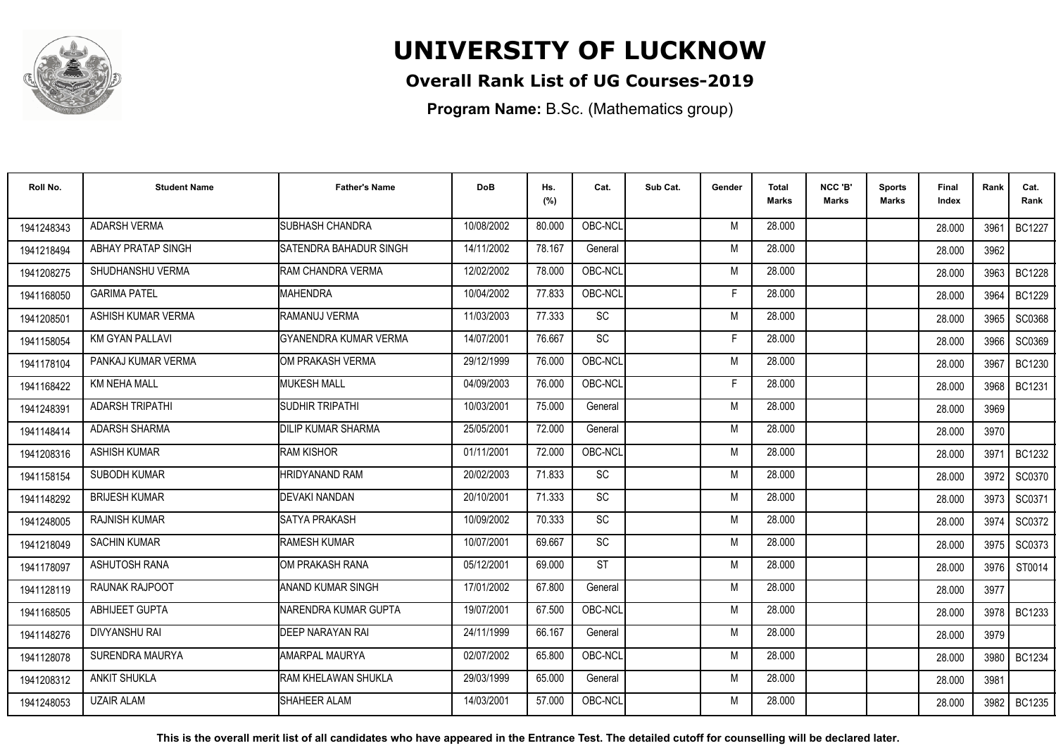# UNIVERSITY OF LUCKNOW

## Overall Rank List of UG Courses-2019

**Program Name:** B.Sc. (Mathematics group)

| Roll No. | Student Name | Father's Name | DoB | Hs. (%) | Cat. | Sub Cat. | Gender | Total Marks | NCC 'B' Marks | Sports Marks | Final Index | Rank | Cat. Rank |
|---|---|---|---|---|---|---|---|---|---|---|---|---|---|
| 1941248343 | ADARSH VERMA | SUBHASH CHANDRA | 10/08/2002 | 80.000 | OBC-NCL | | M | 28.000 | | | 28.000 | 3961 | BC1227 |
| 1941218494 | ABHAY PRATAP SINGH | SATENDRA BAHADUR SINGH | 14/11/2002 | 78.167 | General | | M | 28.000 | | | 28.000 | 3962 | |
| 1941208275 | SHUDHANSHU VERMA | RAM CHANDRA VERMA | 12/02/2002 | 78.000 | OBC-NCL | | M | 28.000 | | | 28.000 | 3963 | BC1228 |
| 1941168050 | GARIMA PATEL | MAHENDRA | 10/04/2002 | 77.833 | OBC-NCL | | F | 28.000 | | | 28.000 | 3964 | BC1229 |
| 1941208501 | ASHISH KUMAR VERMA | RAMANUJ VERMA | 11/03/2003 | 77.333 | SC | | M | 28.000 | | | 28.000 | 3965 | SC0368 |
| 1941158054 | KM GYAN PALLAVI | GYANENDRA KUMAR VERMA | 14/07/2001 | 76.667 | SC | | F | 28.000 | | | 28.000 | 3966 | SC0369 |
| 1941178104 | PANKAJ KUMAR VERMA | OM PRAKASH VERMA | 29/12/1999 | 76.000 | OBC-NCL | | M | 28.000 | | | 28.000 | 3967 | BC1230 |
| 1941168422 | KM NEHA MALL | MUKESH MALL | 04/09/2003 | 76.000 | OBC-NCL | | F | 28.000 | | | 28.000 | 3968 | BC1231 |
| 1941248391 | ADARSH TRIPATHI | SUDHIR TRIPATHI | 10/03/2001 | 75.000 | General | | M | 28.000 | | | 28.000 | 3969 | |
| 1941148414 | ADARSH SHARMA | DILIP KUMAR SHARMA | 25/05/2001 | 72.000 | General | | M | 28.000 | | | 28.000 | 3970 | |
| 1941208316 | ASHISH KUMAR | RAM KISHOR | 01/11/2001 | 72.000 | OBC-NCL | | M | 28.000 | | | 28.000 | 3971 | BC1232 |
| 1941158154 | SUBODH KUMAR | HRIDYANAND RAM | 20/02/2003 | 71.833 | SC | | M | 28.000 | | | 28.000 | 3972 | SC0370 |
| 1941148292 | BRIJESH KUMAR | DEVAKI NANDAN | 20/10/2001 | 71.333 | SC | | M | 28.000 | | | 28.000 | 3973 | SC0371 |
| 1941248005 | RAJNISH KUMAR | SATYA PRAKASH | 10/09/2002 | 70.333 | SC | | M | 28.000 | | | 28.000 | 3974 | SC0372 |
| 1941218049 | SACHIN KUMAR | RAMESH KUMAR | 10/07/2001 | 69.667 | SC | | M | 28.000 | | | 28.000 | 3975 | SC0373 |
| 1941178097 | ASHUTOSH RANA | OM PRAKASH RANA | 05/12/2001 | 69.000 | ST | | M | 28.000 | | | 28.000 | 3976 | ST0014 |
| 1941128119 | RAUNAK RAJPOOT | ANAND KUMAR SINGH | 17/01/2002 | 67.800 | General | | M | 28.000 | | | 28.000 | 3977 | |
| 1941168505 | ABHIJEET GUPTA | NARENDRA KUMAR GUPTA | 19/07/2001 | 67.500 | OBC-NCL | | M | 28.000 | | | 28.000 | 3978 | BC1233 |
| 1941148276 | DIVYANSHU RAI | DEEP NARAYAN RAI | 24/11/1999 | 66.167 | General | | M | 28.000 | | | 28.000 | 3979 | |
| 1941128078 | SURENDRA MAURYA | AMARPAL MAURYA | 02/07/2002 | 65.800 | OBC-NCL | | M | 28.000 | | | 28.000 | 3980 | BC1234 |
| 1941208312 | ANKIT SHUKLA | RAM KHELAWAN SHUKLA | 29/03/1999 | 65.000 | General | | M | 28.000 | | | 28.000 | 3981 | |
| 1941248053 | UZAIR ALAM | SHAHEER ALAM | 14/03/2001 | 57.000 | OBC-NCL | | M | 28.000 | | | 28.000 | 3982 | BC1235 |

**This is the overall merit list of all candidates who have appeared in the Entrance Test. The detailed cutoff for counselling will be declared later.**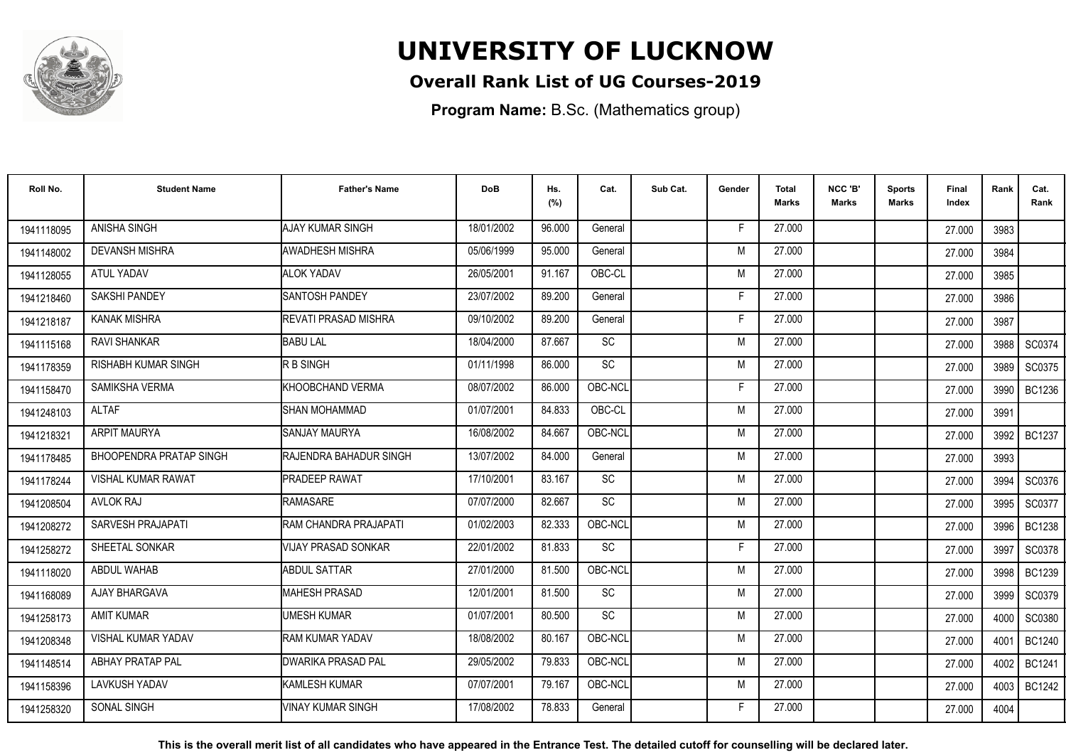# UNIVERSITY OF LUCKNOW

**Overall Rank List of UG Courses-2019**

**Program Name:** B.Sc. (Mathematics group)

| Roll No. | Student Name | Father's Name | DoB | Hs. (%) | Cat. | Sub Cat. | Gender | Total Marks | NCC 'B' Marks | Sports Marks | Final Index | Rank | Cat. Rank |
|---|---|---|---|---|---|---|---|---|---|---|---|---|---|
| 1941118095 | ANISHA SINGH | AJAY KUMAR SINGH | 18/01/2002 | 96.000 | General | | F | 27.000 | | | 27.000 | 3983 | |
| 1941148002 | DEVANSH MISHRA | AWADHESH MISHRA | 05/06/1999 | 95.000 | General | | M | 27.000 | | | 27.000 | 3984 | |
| 1941128055 | ATUL YADAV | ALOK YADAV | 26/05/2001 | 91.167 | OBC-CL | | M | 27.000 | | | 27.000 | 3985 | |
| 1941218460 | SAKSHI PANDEY | SANTOSH PANDEY | 23/07/2002 | 89.200 | General | | F | 27.000 | | | 27.000 | 3986 | |
| 1941218187 | KANAK MISHRA | REVATI PRASAD MISHRA | 09/10/2002 | 89.200 | General | | F | 27.000 | | | 27.000 | 3987 | |
| 1941115168 | RAVI SHANKAR | BABU LAL | 18/04/2000 | 87.667 | SC | | M | 27.000 | | | 27.000 | 3988 | SC0374 |
| 1941178359 | RISHABH KUMAR SINGH | R B SINGH | 01/11/1998 | 86.000 | SC | | M | 27.000 | | | 27.000 | 3989 | SC0375 |
| 1941158470 | SAMIKSHA VERMA | KHOOBCHAND VERMA | 08/07/2002 | 86.000 | OBC-NCL | | F | 27.000 | | | 27.000 | 3990 | BC1236 |
| 1941248103 | ALTAF | SHAN MOHAMMAD | 01/07/2001 | 84.833 | OBC-CL | | M | 27.000 | | | 27.000 | 3991 | |
| 1941218321 | ARPIT MAURYA | SANJAY MAURYA | 16/08/2002 | 84.667 | OBC-NCL | | M | 27.000 | | | 27.000 | 3992 | BC1237 |
| 1941178485 | BHOOPENDRA PRATAP SINGH | RAJENDRA BAHADUR SINGH | 13/07/2002 | 84.000 | General | | M | 27.000 | | | 27.000 | 3993 | |
| 1941178244 | VISHAL KUMAR RAWAT | PRADEEP RAWAT | 17/10/2001 | 83.167 | SC | | M | 27.000 | | | 27.000 | 3994 | SC0376 |
| 1941208504 | AVLOK RAJ | RAMASARE | 07/07/2000 | 82.667 | SC | | M | 27.000 | | | 27.000 | 3995 | SC0377 |
| 1941208272 | SARVESH PRAJAPATI | RAM CHANDRA PRAJAPATI | 01/02/2003 | 82.333 | OBC-NCL | | M | 27.000 | | | 27.000 | 3996 | BC1238 |
| 1941258272 | SHEETAL SONKAR | VIJAY PRASAD SONKAR | 22/01/2002 | 81.833 | SC | | F | 27.000 | | | 27.000 | 3997 | SC0378 |
| 1941118020 | ABDUL WAHAB | ABDUL SATTAR | 27/01/2000 | 81.500 | OBC-NCL | | M | 27.000 | | | 27.000 | 3998 | BC1239 |
| 1941168089 | AJAY BHARGAVA | MAHESH PRASAD | 12/01/2001 | 81.500 | SC | | M | 27.000 | | | 27.000 | 3999 | SC0379 |
| 1941258173 | AMIT KUMAR | UMESH KUMAR | 01/07/2001 | 80.500 | SC | | M | 27.000 | | | 27.000 | 4000 | SC0380 |
| 1941208348 | VISHAL KUMAR YADAV | RAM KUMAR YADAV | 18/08/2002 | 80.167 | OBC-NCL | | M | 27.000 | | | 27.000 | 4001 | BC1240 |
| 1941148514 | ABHAY PRATAP PAL | DWARIKA PRASAD PAL | 29/05/2002 | 79.833 | OBC-NCL | | M | 27.000 | | | 27.000 | 4002 | BC1241 |
| 1941158396 | LAVKUSH YADAV | KAMLESH KUMAR | 07/07/2001 | 79.167 | OBC-NCL | | M | 27.000 | | | 27.000 | 4003 | BC1242 |
| 1941258320 | SONAL SINGH | VINAY KUMAR SINGH | 17/08/2002 | 78.833 | General | | F | 27.000 | | | 27.000 | 4004 | |

**This is the overall merit list of all candidates who have appeared in the Entrance Test. The detailed cutoff for counselling will be declared later.**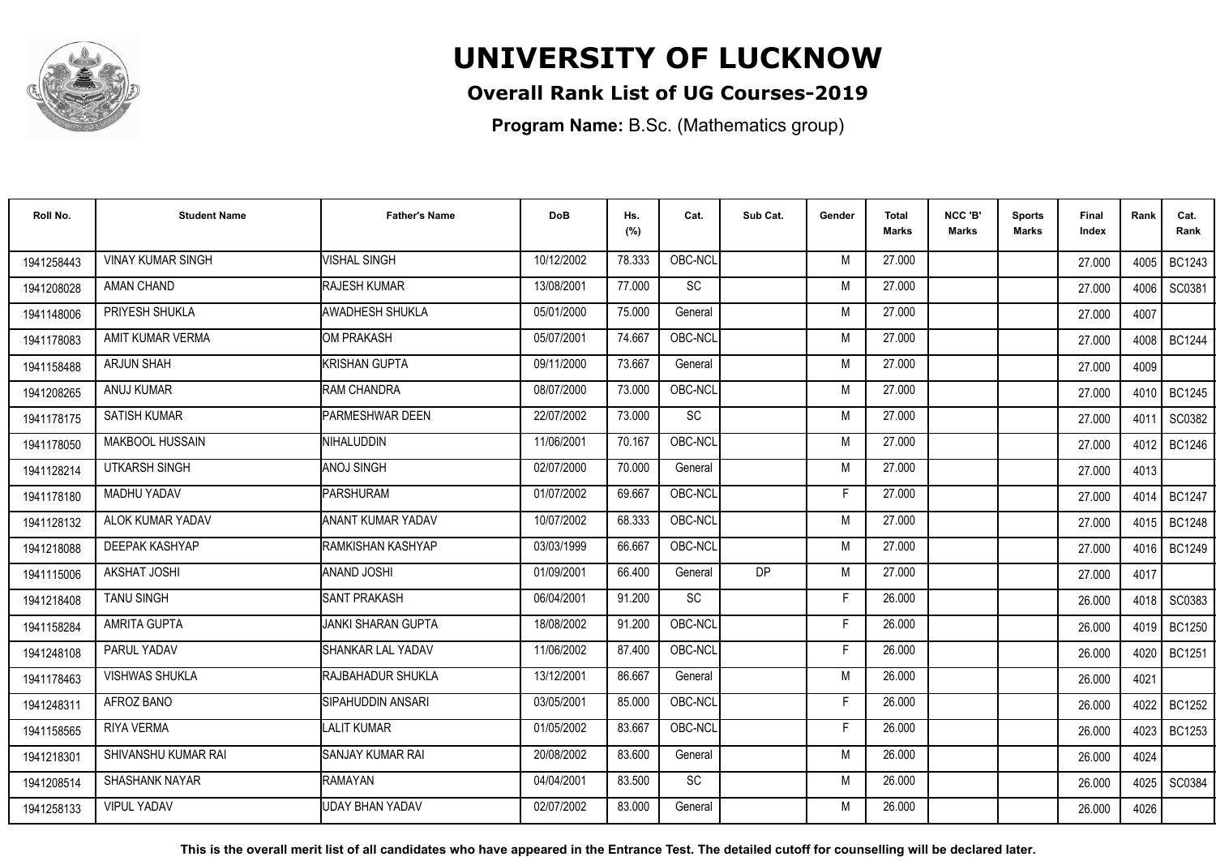# UNIVERSITY OF LUCKNOW

## Overall Rank List of UG Courses-2019

**Program Name:** B.Sc. (Mathematics group)

| Roll No. | Student Name | Father's Name | DoB | Hs. (%) | Cat. | Sub Cat. | Gender | Total Marks | NCC 'B' Marks | Sports Marks | Final Index | Rank | Cat. Rank |
|---|---|---|---|---|---|---|---|---|---|---|---|---|---|
| 1941258443 | VINAY KUMAR SINGH | VISHAL SINGH | 10/12/2002 | 78.333 | OBC-NCL | | M | 27.000 | | | 27.000 | 4005 | BC1243 |
| 1941208028 | AMAN CHAND | RAJESH KUMAR | 13/08/2001 | 77.000 | SC | | M | 27.000 | | | 27.000 | 4006 | SC0381 |
| 1941148006 | PRIYESH SHUKLA | AWADHESH SHUKLA | 05/01/2000 | 75.000 | General | | M | 27.000 | | | 27.000 | 4007 | |
| 1941178083 | AMIT KUMAR VERMA | OM PRAKASH | 05/07/2001 | 74.667 | OBC-NCL | | M | 27.000 | | | 27.000 | 4008 | BC1244 |
| 1941158488 | ARJUN SHAH | KRISHAN GUPTA | 09/11/2000 | 73.667 | General | | M | 27.000 | | | 27.000 | 4009 | |
| 1941208265 | ANUJ KUMAR | RAM CHANDRA | 08/07/2000 | 73.000 | OBC-NCL | | M | 27.000 | | | 27.000 | 4010 | BC1245 |
| 1941178175 | SATISH KUMAR | PARMESHWAR DEEN | 22/07/2002 | 73.000 | SC | | M | 27.000 | | | 27.000 | 4011 | SC0382 |
| 1941178050 | MAKBOOL HUSSAIN | NIHALUDDIN | 11/06/2001 | 70.167 | OBC-NCL | | M | 27.000 | | | 27.000 | 4012 | BC1246 |
| 1941128214 | UTKARSH SINGH | ANOJ SINGH | 02/07/2000 | 70.000 | General | | M | 27.000 | | | 27.000 | 4013 | |
| 1941178180 | MADHU YADAV | PARSHURAM | 01/07/2002 | 69.667 | OBC-NCL | | F | 27.000 | | | 27.000 | 4014 | BC1247 |
| 1941128132 | ALOK KUMAR YADAV | ANANT KUMAR YADAV | 10/07/2002 | 68.333 | OBC-NCL | | M | 27.000 | | | 27.000 | 4015 | BC1248 |
| 1941218088 | DEEPAK KASHYAP | RAMKISHAN KASHYAP | 03/03/1999 | 66.667 | OBC-NCL | | M | 27.000 | | | 27.000 | 4016 | BC1249 |
| 1941115006 | AKSHAT JOSHI | ANAND JOSHI | 01/09/2001 | 66.400 | General | DP | M | 27.000 | | | 27.000 | 4017 | |
| 1941218408 | TANU SINGH | SANT PRAKASH | 06/04/2001 | 91.200 | SC | | F | 26.000 | | | 26.000 | 4018 | SC0383 |
| 1941158284 | AMRITA GUPTA | JANKI SHARAN GUPTA | 18/08/2002 | 91.200 | OBC-NCL | | F | 26.000 | | | 26.000 | 4019 | BC1250 |
| 1941248108 | PARUL YADAV | SHANKAR LAL YADAV | 11/06/2002 | 87.400 | OBC-NCL | | F | 26.000 | | | 26.000 | 4020 | BC1251 |
| 1941178463 | VISHWAS SHUKLA | RAJBAHADUR SHUKLA | 13/12/2001 | 86.667 | General | | M | 26.000 | | | 26.000 | 4021 | |
| 1941248311 | AFROZ BANO | SIPAHUDDIN ANSARI | 03/05/2001 | 85.000 | OBC-NCL | | F | 26.000 | | | 26.000 | 4022 | BC1252 |
| 1941158565 | RIYA VERMA | LALIT KUMAR | 01/05/2002 | 83.667 | OBC-NCL | | F | 26.000 | | | 26.000 | 4023 | BC1253 |
| 1941218301 | SHIVANSHU KUMAR RAI | SANJAY KUMAR RAI | 20/08/2002 | 83.600 | General | | M | 26.000 | | | 26.000 | 4024 | |
| 1941208514 | SHASHANK NAYAR | RAMAYAN | 04/04/2001 | 83.500 | SC | | M | 26.000 | | | 26.000 | 4025 | SC0384 |
| 1941258133 | VIPUL YADAV | UDAY BHAN YADAV | 02/07/2002 | 83.000 | General | | M | 26.000 | | | 26.000 | 4026 | |

**This is the overall merit list of all candidates who have appeared in the Entrance Test. The detailed cutoff for counselling will be declared later.**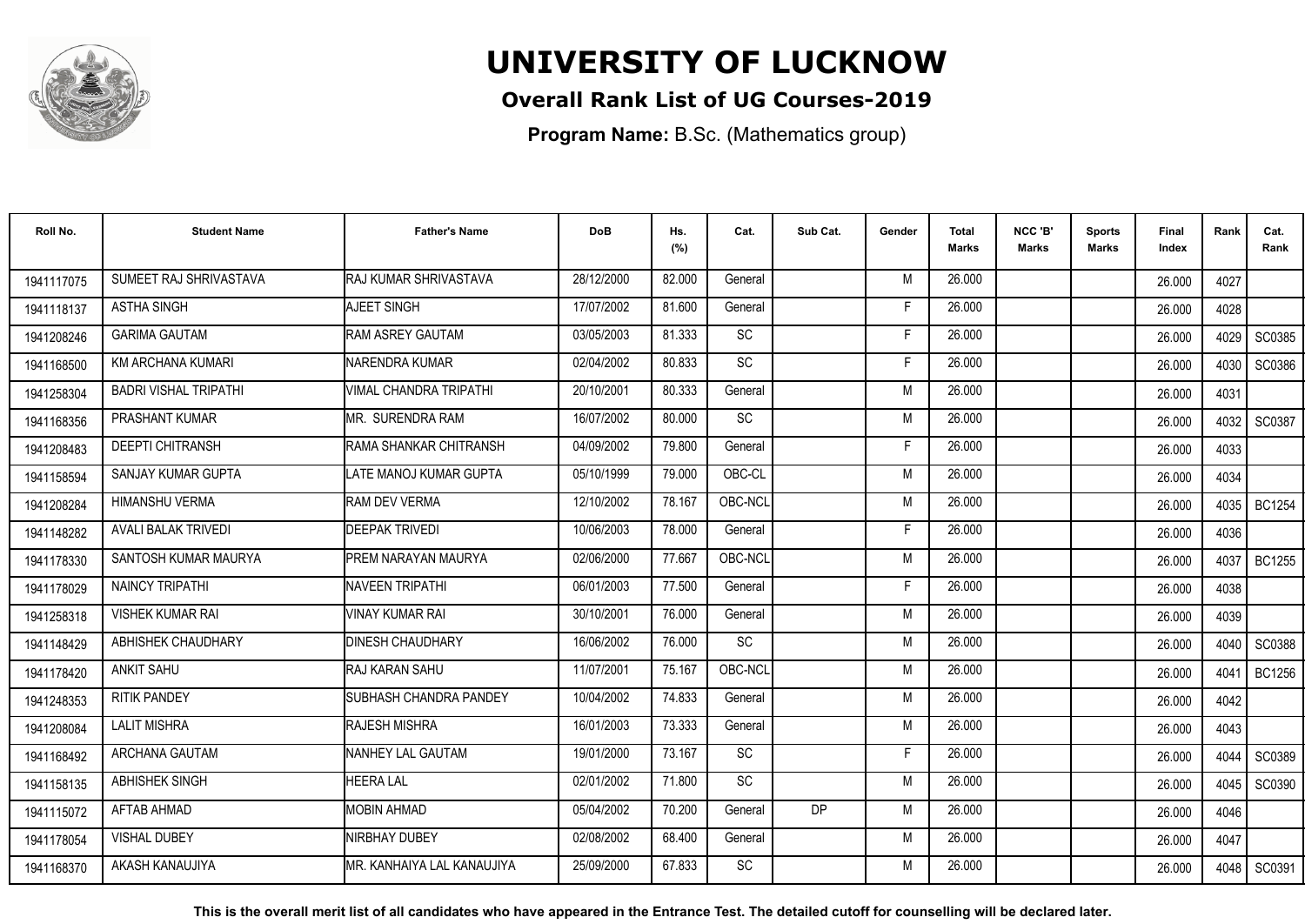# UNIVERSITY OF LUCKNOW

## Overall Rank List of UG Courses-2019

**Program Name:** B.Sc. (Mathematics group)

| Roll No. | Student Name | Father's Name | DoB | Hs. (%) | Cat. | Sub Cat. | Gender | Total Marks | NCC 'B' Marks | Sports Marks | Final Index | Rank | Cat. Rank |
|---|---|---|---|---|---|---|---|---|---|---|---|---|---|
| 1941117075 | SUMEET RAJ SHRIVASTAVA | RAJ KUMAR SHRIVASTAVA | 28/12/2000 | 82.000 | General | | M | 26.000 | | | 26.000 | 4027 | |
| 1941118137 | ASTHA SINGH | AJEET SINGH | 17/07/2002 | 81.600 | General | | F | 26.000 | | | 26.000 | 4028 | |
| 1941208246 | GARIMA GAUTAM | RAM ASREY GAUTAM | 03/05/2003 | 81.333 | SC | | F | 26.000 | | | 26.000 | 4029 | SC0385 |
| 1941168500 | KM ARCHANA KUMARI | NARENDRA KUMAR | 02/04/2002 | 80.833 | SC | | F | 26.000 | | | 26.000 | 4030 | SC0386 |
| 1941258304 | BADRI VISHAL TRIPATHI | VIMAL CHANDRA TRIPATHI | 20/10/2001 | 80.333 | General | | M | 26.000 | | | 26.000 | 4031 | |
| 1941168356 | PRASHANT KUMAR | MR. SURENDRA RAM | 16/07/2002 | 80.000 | SC | | M | 26.000 | | | 26.000 | 4032 | SC0387 |
| 1941208483 | DEEPTI CHITRANSH | RAMA SHANKAR CHITRANSH | 04/09/2002 | 79.800 | General | | F | 26.000 | | | 26.000 | 4033 | |
| 1941158594 | SANJAY KUMAR GUPTA | LATE MANOJ KUMAR GUPTA | 05/10/1999 | 79.000 | OBC-CL | | M | 26.000 | | | 26.000 | 4034 | |
| 1941208284 | HIMANSHU VERMA | RAM DEV VERMA | 12/10/2002 | 78.167 | OBC-NCL | | M | 26.000 | | | 26.000 | 4035 | BC1254 |
| 1941148282 | AVALI BALAK TRIVEDI | DEEPAK TRIVEDI | 10/06/2003 | 78.000 | General | | F | 26.000 | | | 26.000 | 4036 | |
| 1941178330 | SANTOSH KUMAR MAURYA | PREM NARAYAN MAURYA | 02/06/2000 | 77.667 | OBC-NCL | | M | 26.000 | | | 26.000 | 4037 | BC1255 |
| 1941178029 | NAINCY TRIPATHI | NAVEEN TRIPATHI | 06/01/2003 | 77.500 | General | | F | 26.000 | | | 26.000 | 4038 | |
| 1941258318 | VISHEK KUMAR RAI | VINAY KUMAR RAI | 30/10/2001 | 76.000 | General | | M | 26.000 | | | 26.000 | 4039 | |
| 1941148429 | ABHISHEK CHAUDHARY | DINESH CHAUDHARY | 16/06/2002 | 76.000 | SC | | M | 26.000 | | | 26.000 | 4040 | SC0388 |
| 1941178420 | ANKIT SAHU | RAJ KARAN SAHU | 11/07/2001 | 75.167 | OBC-NCL | | M | 26.000 | | | 26.000 | 4041 | BC1256 |
| 1941248353 | RITIK PANDEY | SUBHASH CHANDRA PANDEY | 10/04/2002 | 74.833 | General | | M | 26.000 | | | 26.000 | 4042 | |
| 1941208084 | LALIT MISHRA | RAJESH MISHRA | 16/01/2003 | 73.333 | General | | M | 26.000 | | | 26.000 | 4043 | |
| 1941168492 | ARCHANA GAUTAM | NANHEY LAL GAUTAM | 19/01/2000 | 73.167 | SC | | F | 26.000 | | | 26.000 | 4044 | SC0389 |
| 1941158135 | ABHISHEK SINGH | HEERA LAL | 02/01/2002 | 71.800 | SC | | M | 26.000 | | | 26.000 | 4045 | SC0390 |
| 1941115072 | AFTAB AHMAD | MOBIN AHMAD | 05/04/2002 | 70.200 | General | DP | M | 26.000 | | | 26.000 | 4046 | |
| 1941178054 | VISHAL DUBEY | NIRBHAY DUBEY | 02/08/2002 | 68.400 | General | | M | 26.000 | | | 26.000 | 4047 | |
| 1941168370 | AKASH KANAUJIYA | MR. KANHAIYA LAL KANAUJIYA | 25/09/2000 | 67.833 | SC | | M | 26.000 | | | 26.000 | 4048 | SC0391 |

**This is the overall merit list of all candidates who have appeared in the Entrance Test. The detailed cutoff for counselling will be declared later.**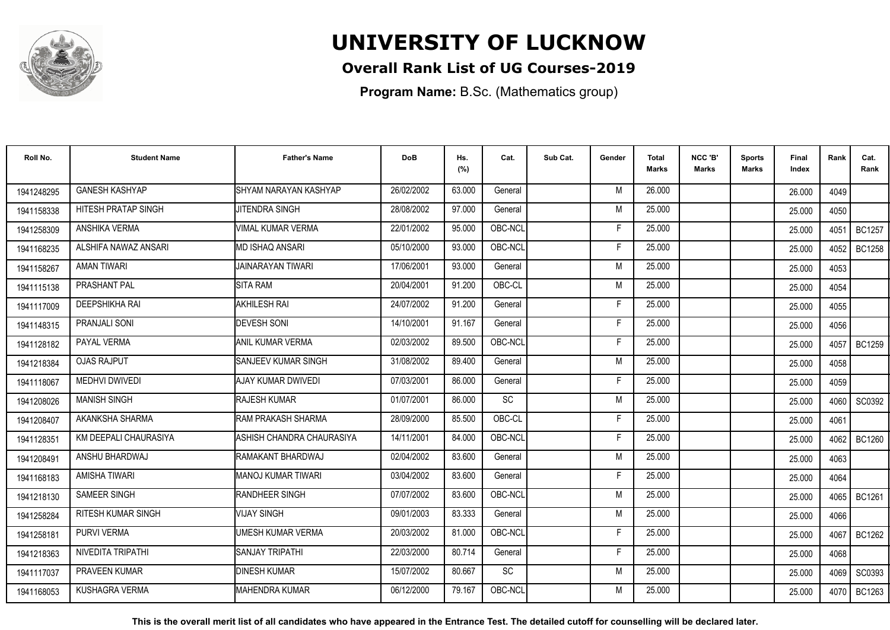# UNIVERSITY OF LUCKNOW

## Overall Rank List of UG Courses-2019

**Program Name:** B.Sc. (Mathematics group)

| Roll No. | Student Name | Father's Name | DoB | Hs. (%) | Cat. | Sub Cat. | Gender | Total Marks | NCC 'B' Marks | Sports Marks | Final Index | Rank | Cat. Rank |
|---|---|---|---|---|---|---|---|---|---|---|---|---|---|
| 1941248295 | GANESH KASHYAP | SHYAM NARAYAN KASHYAP | 26/02/2002 | 63.000 | General | | M | 26.000 | | | 26.000 | 4049 | |
| 1941158338 | HITESH PRATAP SINGH | JITENDRA SINGH | 28/08/2002 | 97.000 | General | | M | 25.000 | | | 25.000 | 4050 | |
| 1941258309 | ANSHIKA VERMA | VIMAL KUMAR VERMA | 22/01/2002 | 95.000 | OBC-NCL | | F | 25.000 | | | 25.000 | 4051 | BC1257 |
| 1941168235 | ALSHIFA NAWAZ ANSARI | MD ISHAQ ANSARI | 05/10/2000 | 93.000 | OBC-NCL | | F | 25.000 | | | 25.000 | 4052 | BC1258 |
| 1941158267 | AMAN TIWARI | JAINARAYAN TIWARI | 17/06/2001 | 93.000 | General | | M | 25.000 | | | 25.000 | 4053 | |
| 1941115138 | PRASHANT PAL | SITA RAM | 20/04/2001 | 91.200 | OBC-CL | | M | 25.000 | | | 25.000 | 4054 | |
| 1941117009 | DEEPSHIKHA RAI | AKHILESH RAI | 24/07/2002 | 91.200 | General | | F | 25.000 | | | 25.000 | 4055 | |
| 1941148315 | PRANJALI SONI | DEVESH SONI | 14/10/2001 | 91.167 | General | | F | 25.000 | | | 25.000 | 4056 | |
| 1941128182 | PAYAL VERMA | ANIL KUMAR VERMA | 02/03/2002 | 89.500 | OBC-NCL | | F | 25.000 | | | 25.000 | 4057 | BC1259 |
| 1941218384 | OJAS RAJPUT | SANJEEV KUMAR SINGH | 31/08/2002 | 89.400 | General | | M | 25.000 | | | 25.000 | 4058 | |
| 1941118067 | MEDHVI DWIVEDI | AJAY KUMAR DWIVEDI | 07/03/2001 | 86.000 | General | | F | 25.000 | | | 25.000 | 4059 | |
| 1941208026 | MANISH SINGH | RAJESH KUMAR | 01/07/2001 | 86.000 | SC | | M | 25.000 | | | 25.000 | 4060 | SC0392 |
| 1941208407 | AKANKSHA SHARMA | RAM PRAKASH SHARMA | 28/09/2000 | 85.500 | OBC-CL | | F | 25.000 | | | 25.000 | 4061 | |
| 1941128351 | KM DEEPALI CHAURASIYA | ASHISH CHANDRA CHAURASIYA | 14/11/2001 | 84.000 | OBC-NCL | | F | 25.000 | | | 25.000 | 4062 | BC1260 |
| 1941208491 | ANSHU BHARDWAJ | RAMAKANT BHARDWAJ | 02/04/2002 | 83.600 | General | | M | 25.000 | | | 25.000 | 4063 | |
| 1941168183 | AMISHA TIWARI | MANOJ KUMAR TIWARI | 03/04/2002 | 83.600 | General | | F | 25.000 | | | 25.000 | 4064 | |
| 1941218130 | SAMEER SINGH | RANDHEER SINGH | 07/07/2002 | 83.600 | OBC-NCL | | M | 25.000 | | | 25.000 | 4065 | BC1261 |
| 1941258284 | RITESH KUMAR SINGH | VIJAY SINGH | 09/01/2003 | 83.333 | General | | M | 25.000 | | | 25.000 | 4066 | |
| 1941258181 | PURVI VERMA | UMESH KUMAR VERMA | 20/03/2002 | 81.000 | OBC-NCL | | F | 25.000 | | | 25.000 | 4067 | BC1262 |
| 1941218363 | NIVEDITA TRIPATHI | SANJAY TRIPATHI | 22/03/2000 | 80.714 | General | | F | 25.000 | | | 25.000 | 4068 | |
| 1941117037 | PRAVEEN KUMAR | DINESH KUMAR | 15/07/2002 | 80.667 | SC | | M | 25.000 | | | 25.000 | 4069 | SC0393 |
| 1941168053 | KUSHAGRA VERMA | MAHENDRA KUMAR | 06/12/2000 | 79.167 | OBC-NCL | | M | 25.000 | | | 25.000 | 4070 | BC1263 |

**This is the overall merit list of all candidates who have appeared in the Entrance Test. The detailed cutoff for counselling will be declared later.**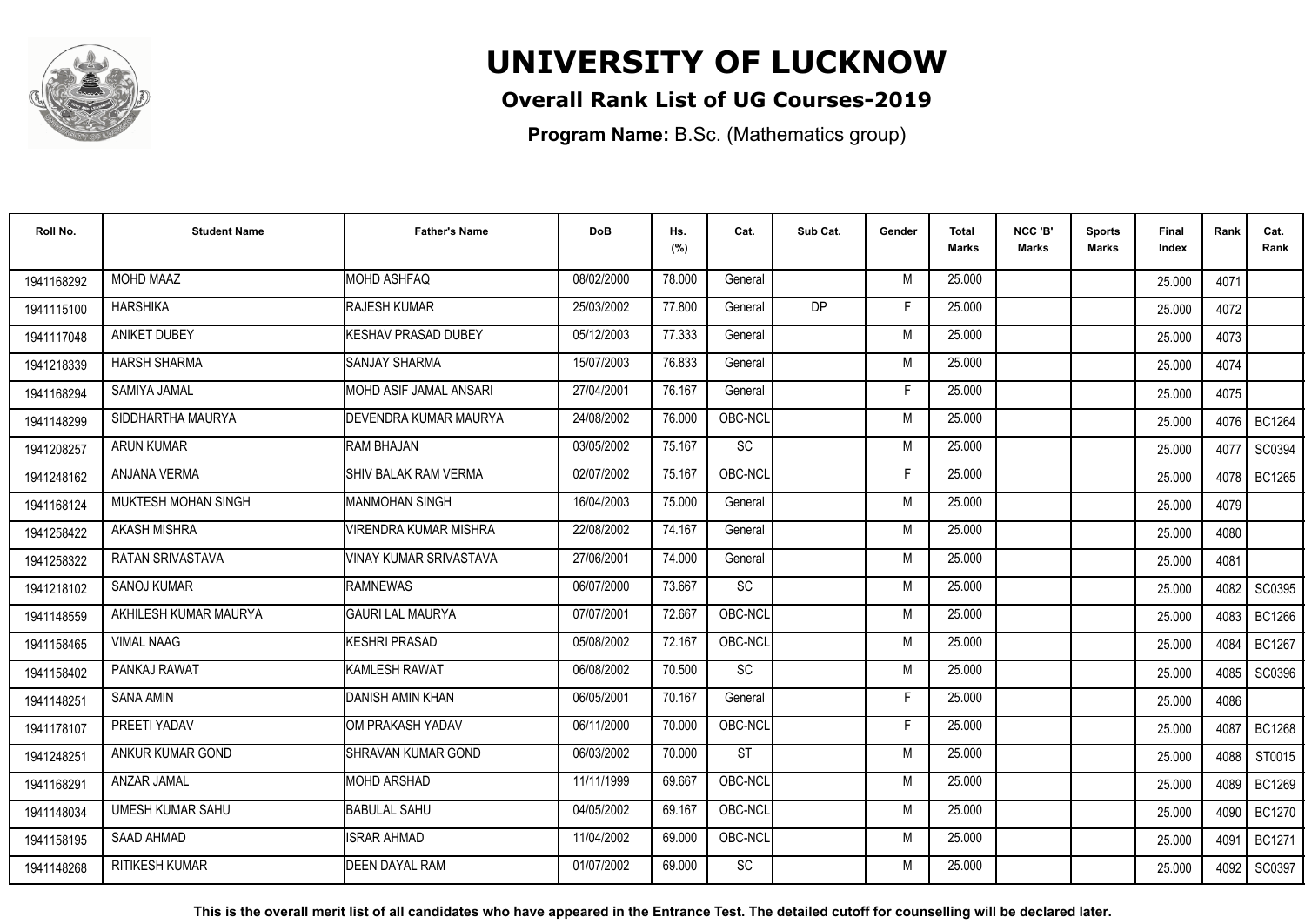# UNIVERSITY OF LUCKNOW

## Overall Rank List of UG Courses-2019

**Program Name:** B.Sc. (Mathematics group)

| Roll No. | Student Name | Father's Name | DoB | Hs. (%) | Cat. | Sub Cat. | Gender | Total Marks | NCC 'B' Marks | Sports Marks | Final Index | Rank | Cat. Rank |
|---|---|---|---|---|---|---|---|---|---|---|---|---|---|
| 1941168292 | MOHD MAAZ | MOHD ASHFAQ | 08/02/2000 | 78.000 | General | | M | 25.000 | | | 25.000 | 4071 | |
| 1941115100 | HARSHIKA | RAJESH KUMAR | 25/03/2002 | 77.800 | General | DP | F | 25.000 | | | 25.000 | 4072 | |
| 1941117048 | ANIKET DUBEY | KESHAV PRASAD DUBEY | 05/12/2003 | 77.333 | General | | M | 25.000 | | | 25.000 | 4073 | |
| 1941218339 | HARSH SHARMA | SANJAY SHARMA | 15/07/2003 | 76.833 | General | | M | 25.000 | | | 25.000 | 4074 | |
| 1941168294 | SAMIYA JAMAL | MOHD ASIF JAMAL ANSARI | 27/04/2001 | 76.167 | General | | F | 25.000 | | | 25.000 | 4075 | |
| 1941148299 | SIDDHARTHA MAURYA | DEVENDRA KUMAR MAURYA | 24/08/2002 | 76.000 | OBC-NCL | | M | 25.000 | | | 25.000 | 4076 | BC1264 |
| 1941208257 | ARUN KUMAR | RAM BHAJAN | 03/05/2002 | 75.167 | SC | | M | 25.000 | | | 25.000 | 4077 | SC0394 |
| 1941248162 | ANJANA VERMA | SHIV BALAK RAM VERMA | 02/07/2002 | 75.167 | OBC-NCL | | F | 25.000 | | | 25.000 | 4078 | BC1265 |
| 1941168124 | MUKTESH MOHAN SINGH | MANMOHAN SINGH | 16/04/2003 | 75.000 | General | | M | 25.000 | | | 25.000 | 4079 | |
| 1941258422 | AKASH MISHRA | VIRENDRA KUMAR MISHRA | 22/08/2002 | 74.167 | General | | M | 25.000 | | | 25.000 | 4080 | |
| 1941258322 | RATAN SRIVASTAVA | VINAY KUMAR SRIVASTAVA | 27/06/2001 | 74.000 | General | | M | 25.000 | | | 25.000 | 4081 | |
| 1941218102 | SANOJ KUMAR | RAMNEWAS | 06/07/2000 | 73.667 | SC | | M | 25.000 | | | 25.000 | 4082 | SC0395 |
| 1941148559 | AKHILESH KUMAR MAURYA | GAURI LAL MAURYA | 07/07/2001 | 72.667 | OBC-NCL | | M | 25.000 | | | 25.000 | 4083 | BC1266 |
| 1941158465 | VIMAL NAAG | KESHRI PRASAD | 05/08/2002 | 72.167 | OBC-NCL | | M | 25.000 | | | 25.000 | 4084 | BC1267 |
| 1941158402 | PANKAJ RAWAT | KAMLESH RAWAT | 06/08/2002 | 70.500 | SC | | M | 25.000 | | | 25.000 | 4085 | SC0396 |
| 1941148251 | SANA AMIN | DANISH AMIN KHAN | 06/05/2001 | 70.167 | General | | F | 25.000 | | | 25.000 | 4086 | |
| 1941178107 | PREETI YADAV | OM PRAKASH YADAV | 06/11/2000 | 70.000 | OBC-NCL | | F | 25.000 | | | 25.000 | 4087 | BC1268 |
| 1941248251 | ANKUR KUMAR GOND | SHRAVAN KUMAR GOND | 06/03/2002 | 70.000 | ST | | M | 25.000 | | | 25.000 | 4088 | ST0015 |
| 1941168291 | ANZAR JAMAL | MOHD ARSHAD | 11/11/1999 | 69.667 | OBC-NCL | | M | 25.000 | | | 25.000 | 4089 | BC1269 |
| 1941148034 | UMESH KUMAR SAHU | BABULAL SAHU | 04/05/2002 | 69.167 | OBC-NCL | | M | 25.000 | | | 25.000 | 4090 | BC1270 |
| 1941158195 | SAAD AHMAD | ISRAR AHMAD | 11/04/2002 | 69.000 | OBC-NCL | | M | 25.000 | | | 25.000 | 4091 | BC1271 |
| 1941148268 | RITIKESH KUMAR | DEEN DAYAL RAM | 01/07/2002 | 69.000 | SC | | M | 25.000 | | | 25.000 | 4092 | SC0397 |

**This is the overall merit list of all candidates who have appeared in the Entrance Test. The detailed cutoff for counselling will be declared later.**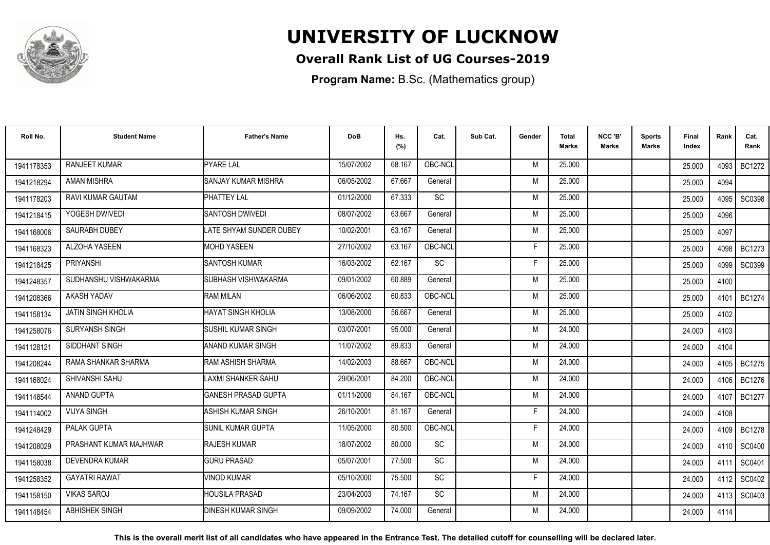# UNIVERSITY OF LUCKNOW

## Overall Rank List of UG Courses-2019

**Program Name:** B.Sc. (Mathematics group)

| Roll No. | Student Name | Father's Name | DoB | Hs. (%) | Cat. | Sub Cat. | Gender | Total Marks | NCC 'B' Marks | Sports Marks | Final Index | Rank | Cat. Rank |
|---|---|---|---|---|---|---|---|---|---|---|---|---|---|
| 1941178353 | RANJEET KUMAR | PYARE LAL | 15/07/2002 | 68.167 | OBC-NCL | | M | 25.000 | | | 25.000 | 4093 | BC1272 |
| 1941218294 | AMAN MISHRA | SANJAY KUMAR MISHRA | 06/05/2002 | 67.667 | General | | M | 25.000 | | | 25.000 | 4094 | |
| 1941178203 | RAVI KUMAR GAUTAM | PHATTEY LAL | 01/12/2000 | 67.333 | SC | | M | 25.000 | | | 25.000 | 4095 | SC0398 |
| 1941218415 | YOGESH DWIVEDI | SANTOSH DWIVEDI | 08/07/2002 | 63.667 | General | | M | 25.000 | | | 25.000 | 4096 | |
| 1941168006 | SAURABH DUBEY | LATE SHYAM SUNDER DUBEY | 10/02/2001 | 63.167 | General | | M | 25.000 | | | 25.000 | 4097 | |
| 1941168323 | ALZOHA YASEEN | MOHD YASEEN | 27/10/2002 | 63.167 | OBC-NCL | | F | 25.000 | | | 25.000 | 4098 | BC1273 |
| 1941218425 | PRIYANSHI | SANTOSH KUMAR | 16/03/2002 | 62.167 | SC | | F | 25.000 | | | 25.000 | 4099 | SC0399 |
| 1941248357 | SUDHANSHU VISHWAKARMA | SUBHASH VISHWAKARMA | 09/01/2002 | 60.889 | General | | M | 25.000 | | | 25.000 | 4100 | |
| 1941208366 | AKASH YADAV | RAM MILAN | 06/06/2002 | 60.833 | OBC-NCL | | M | 25.000 | | | 25.000 | 4101 | BC1274 |
| 1941158134 | JATIN SINGH KHOLIA | HAYAT SINGH KHOLIA | 13/08/2000 | 56.667 | General | | M | 25.000 | | | 25.000 | 4102 | |
| 1941258076 | SURYANSH SINGH | SUSHIL KUMAR SINGH | 03/07/2001 | 95.000 | General | | M | 24.000 | | | 24.000 | 4103 | |
| 1941128121 | SIDDHANT SINGH | ANAND KUMAR SINGH | 11/07/2002 | 89.833 | General | | M | 24.000 | | | 24.000 | 4104 | |
| 1941208244 | RAMA SHANKAR SHARMA | RAM ASHISH SHARMA | 14/02/2003 | 88.667 | OBC-NCL | | M | 24.000 | | | 24.000 | 4105 | BC1275 |
| 1941168024 | SHIVANSHI SAHU | LAXMI SHANKER SAHU | 29/06/2001 | 84.200 | OBC-NCL | | M | 24.000 | | | 24.000 | 4106 | BC1276 |
| 1941148544 | ANAND GUPTA | GANESH PRASAD GUPTA | 01/11/2000 | 84.167 | OBC-NCL | | M | 24.000 | | | 24.000 | 4107 | BC1277 |
| 1941114002 | VIJYA SINGH | ASHISH KUMAR SINGH | 26/10/2001 | 81.167 | General | | F | 24.000 | | | 24.000 | 4108 | |
| 1941248429 | PALAK GUPTA | SUNIL KUMAR GUPTA | 11/05/2000 | 80.500 | OBC-NCL | | F | 24.000 | | | 24.000 | 4109 | BC1278 |
| 1941208029 | PRASHANT KUMAR MAJHWAR | RAJESH KUMAR | 18/07/2002 | 80.000 | SC | | M | 24.000 | | | 24.000 | 4110 | SC0400 |
| 1941158038 | DEVENDRA KUMAR | GURU PRASAD | 05/07/2001 | 77.500 | SC | | M | 24.000 | | | 24.000 | 4111 | SC0401 |
| 1941258352 | GAYATRI RAWAT | VINOD KUMAR | 05/10/2000 | 75.500 | SC | | F | 24.000 | | | 24.000 | 4112 | SC0402 |
| 1941158150 | VIKAS SAROJ | HOUSILA PRASAD | 23/04/2003 | 74.167 | SC | | M | 24.000 | | | 24.000 | 4113 | SC0403 |
| 1941148454 | ABHISHEK SINGH | DINESH KUMAR SINGH | 09/09/2002 | 74.000 | General | | M | 24.000 | | | 24.000 | 4114 | |

**This is the overall merit list of all candidates who have appeared in the Entrance Test. The detailed cutoff for counselling will be declared later.**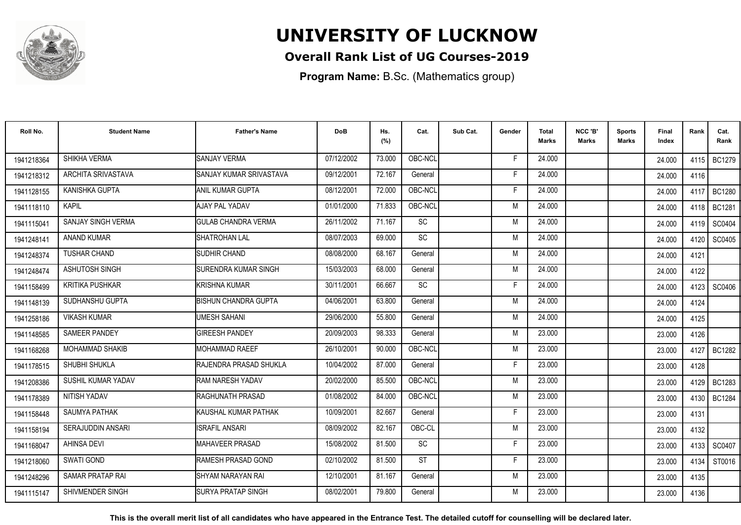# UNIVERSITY OF LUCKNOW

**Overall Rank List of UG Courses-2019**

**Program Name:** B.Sc. (Mathematics group)

| Roll No. | Student Name | Father's Name | DoB | Hs. (%) | Cat. | Sub Cat. | Gender | Total Marks | NCC 'B' Marks | Sports Marks | Final Index | Rank | Cat. Rank |
|---|---|---|---|---|---|---|---|---|---|---|---|---|---|
| 1941218364 | SHIKHA VERMA | SANJAY VERMA | 07/12/2002 | 73.000 | OBC-NCL | | F | 24.000 | | | 24.000 | 4115 | BC1279 |
| 1941218312 | ARCHITA SRIVASTAVA | SANJAY KUMAR SRIVASTAVA | 09/12/2001 | 72.167 | General | | F | 24.000 | | | 24.000 | 4116 | |
| 1941128155 | KANISHKA GUPTA | ANIL KUMAR GUPTA | 08/12/2001 | 72.000 | OBC-NCL | | F | 24.000 | | | 24.000 | 4117 | BC1280 |
| 1941118110 | KAPIL | AJAY PAL YADAV | 01/01/2000 | 71.833 | OBC-NCL | | M | 24.000 | | | 24.000 | 4118 | BC1281 |
| 1941115041 | SANJAY SINGH VERMA | GULAB CHANDRA VERMA | 26/11/2002 | 71.167 | SC | | M | 24.000 | | | 24.000 | 4119 | SC0404 |
| 1941248141 | ANAND KUMAR | SHATROHAN LAL | 08/07/2003 | 69.000 | SC | | M | 24.000 | | | 24.000 | 4120 | SC0405 |
| 1941248374 | TUSHAR CHAND | SUDHIR CHAND | 08/08/2000 | 68.167 | General | | M | 24.000 | | | 24.000 | 4121 | |
| 1941248474 | ASHUTOSH SINGH | SURENDRA KUMAR SINGH | 15/03/2003 | 68.000 | General | | M | 24.000 | | | 24.000 | 4122 | |
| 1941158499 | KRITIKA PUSHKAR | KRISHNA KUMAR | 30/11/2001 | 66.667 | SC | | F | 24.000 | | | 24.000 | 4123 | SC0406 |
| 1941148139 | SUDHANSHU GUPTA | BISHUN CHANDRA GUPTA | 04/06/2001 | 63.800 | General | | M | 24.000 | | | 24.000 | 4124 | |
| 1941258186 | VIKASH KUMAR | UMESH SAHANI | 29/06/2000 | 55.800 | General | | M | 24.000 | | | 24.000 | 4125 | |
| 1941148585 | SAMEER PANDEY | GIREESH PANDEY | 20/09/2003 | 98.333 | General | | M | 23.000 | | | 23.000 | 4126 | |
| 1941168268 | MOHAMMAD SHAKIB | MOHAMMAD RAEEF | 26/10/2001 | 90.000 | OBC-NCL | | M | 23.000 | | | 23.000 | 4127 | BC1282 |
| 1941178515 | SHUBHI SHUKLA | RAJENDRA PRASAD SHUKLA | 10/04/2002 | 87.000 | General | | F | 23.000 | | | 23.000 | 4128 | |
| 1941208386 | SUSHIL KUMAR YADAV | RAM NARESH YADAV | 20/02/2000 | 85.500 | OBC-NCL | | M | 23.000 | | | 23.000 | 4129 | BC1283 |
| 1941178389 | NITISH YADAV | RAGHUNATH PRASAD | 01/08/2002 | 84.000 | OBC-NCL | | M | 23.000 | | | 23.000 | 4130 | BC1284 |
| 1941158448 | SAUMYA PATHAK | KAUSHAL KUMAR PATHAK | 10/09/2001 | 82.667 | General | | F | 23.000 | | | 23.000 | 4131 | |
| 1941158194 | SERAJUDDIN ANSARI | ISRAFIL ANSARI | 08/09/2002 | 82.167 | OBC-CL | | M | 23.000 | | | 23.000 | 4132 | |
| 1941168047 | AHINSA DEVI | MAHAVEER PRASAD | 15/08/2002 | 81.500 | SC | | F | 23.000 | | | 23.000 | 4133 | SC0407 |
| 1941218060 | SWATI GOND | RAMESH PRASAD GOND | 02/10/2002 | 81.500 | ST | | F | 23.000 | | | 23.000 | 4134 | ST0016 |
| 1941248296 | SAMAR PRATAP RAI | SHYAM NARAYAN RAI | 12/10/2001 | 81.167 | General | | M | 23.000 | | | 23.000 | 4135 | |
| 1941115147 | SHIVMENDER SINGH | SURYA PRATAP SINGH | 08/02/2001 | 79.800 | General | | M | 23.000 | | | 23.000 | 4136 | |

**This is the overall merit list of all candidates who have appeared in the Entrance Test. The detailed cutoff for counselling will be declared later.**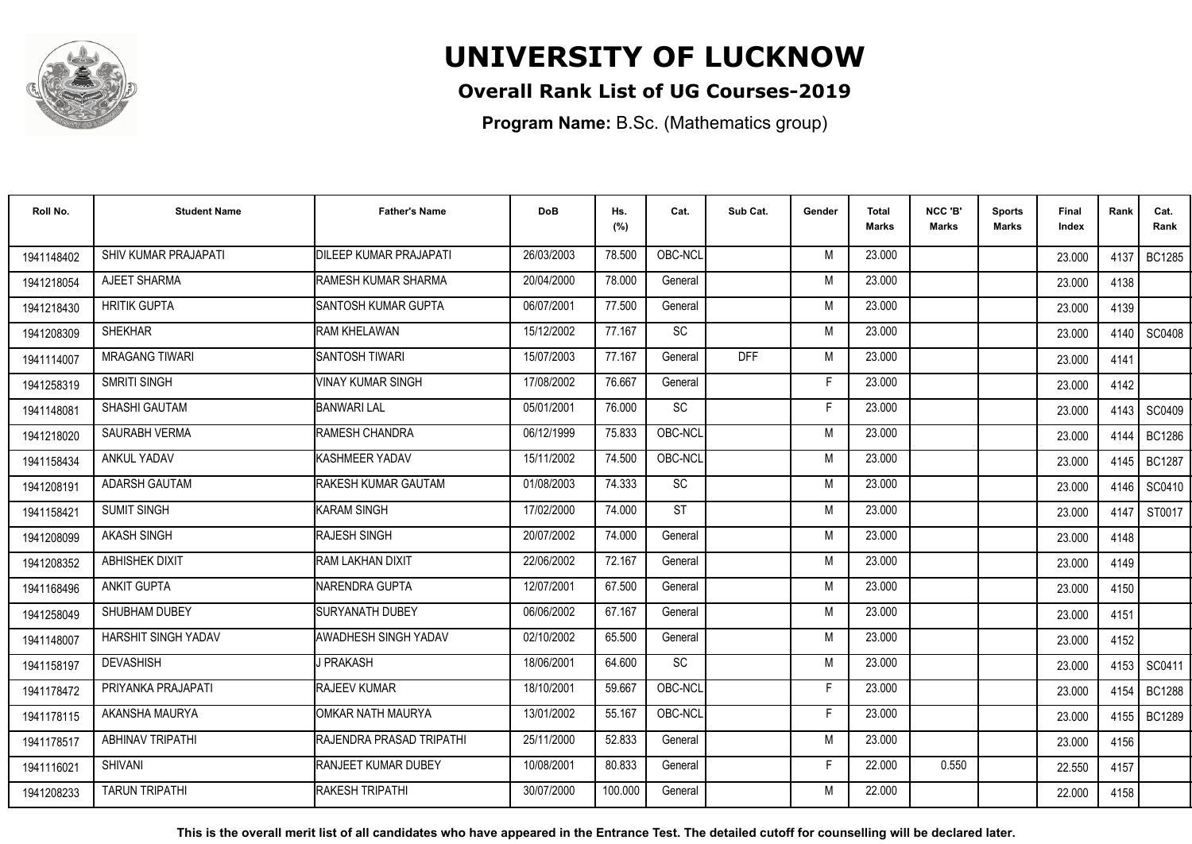# UNIVERSITY OF LUCKNOW

## Overall Rank List of UG Courses-2019

**Program Name:** B.Sc. (Mathematics group)

| Roll No. | Student Name | Father's Name | DoB | Hs. (%) | Cat. | Sub Cat. | Gender | Total Marks | NCC 'B' Marks | Sports Marks | Final Index | Rank | Cat. Rank |
|---|---|---|---|---|---|---|---|---|---|---|---|---|---|
| 1941148402 | SHIV KUMAR PRAJAPATI | DILEEP KUMAR PRAJAPATI | 26/03/2003 | 78.500 | OBC-NCL | | M | 23.000 | | | 23.000 | 4137 | BC1285 |
| 1941218054 | AJEET SHARMA | RAMESH KUMAR SHARMA | 20/04/2000 | 78.000 | General | | M | 23.000 | | | 23.000 | 4138 | |
| 1941218430 | HRITIK GUPTA | SANTOSH KUMAR GUPTA | 06/07/2001 | 77.500 | General | | M | 23.000 | | | 23.000 | 4139 | |
| 1941208309 | SHEKHAR | RAM KHELAWAN | 15/12/2002 | 77.167 | SC | | M | 23.000 | | | 23.000 | 4140 | SC0408 |
| 1941114007 | MRAGANG TIWARI | SANTOSH TIWARI | 15/07/2003 | 77.167 | General | DFF | M | 23.000 | | | 23.000 | 4141 | |
| 1941258319 | SMRITI SINGH | VINAY KUMAR SINGH | 17/08/2002 | 76.667 | General | | F | 23.000 | | | 23.000 | 4142 | |
| 1941148081 | SHASHI GAUTAM | BANWARI LAL | 05/01/2001 | 76.000 | SC | | F | 23.000 | | | 23.000 | 4143 | SC0409 |
| 1941218020 | SAURABH VERMA | RAMESH CHANDRA | 06/12/1999 | 75.833 | OBC-NCL | | M | 23.000 | | | 23.000 | 4144 | BC1286 |
| 1941158434 | ANKUL YADAV | KASHMEER YADAV | 15/11/2002 | 74.500 | OBC-NCL | | M | 23.000 | | | 23.000 | 4145 | BC1287 |
| 1941208191 | ADARSH GAUTAM | RAKESH KUMAR GAUTAM | 01/08/2003 | 74.333 | SC | | M | 23.000 | | | 23.000 | 4146 | SC0410 |
| 1941158421 | SUMIT SINGH | KARAM SINGH | 17/02/2000 | 74.000 | ST | | M | 23.000 | | | 23.000 | 4147 | ST0017 |
| 1941208099 | AKASH SINGH | RAJESH SINGH | 20/07/2002 | 74.000 | General | | M | 23.000 | | | 23.000 | 4148 | |
| 1941208352 | ABHISHEK DIXIT | RAM LAKHAN DIXIT | 22/06/2002 | 72.167 | General | | M | 23.000 | | | 23.000 | 4149 | |
| 1941168496 | ANKIT GUPTA | NARENDRA GUPTA | 12/07/2001 | 67.500 | General | | M | 23.000 | | | 23.000 | 4150 | |
| 1941258049 | SHUBHAM DUBEY | SURYANATH DUBEY | 06/06/2002 | 67.167 | General | | M | 23.000 | | | 23.000 | 4151 | |
| 1941148007 | HARSHIT SINGH YADAV | AWADHESH SINGH YADAV | 02/10/2002 | 65.500 | General | | M | 23.000 | | | 23.000 | 4152 | |
| 1941158197 | DEVASHISH | J PRAKASH | 18/06/2001 | 64.600 | SC | | M | 23.000 | | | 23.000 | 4153 | SC0411 |
| 1941178472 | PRIYANKA PRAJAPATI | RAJEEV KUMAR | 18/10/2001 | 59.667 | OBC-NCL | | F | 23.000 | | | 23.000 | 4154 | BC1288 |
| 1941178115 | AKANSHA MAURYA | OMKAR NATH MAURYA | 13/01/2002 | 55.167 | OBC-NCL | | F | 23.000 | | | 23.000 | 4155 | BC1289 |
| 1941178517 | ABHINAV TRIPATHI | RAJENDRA PRASAD TRIPATHI | 25/11/2000 | 52.833 | General | | M | 23.000 | | | 23.000 | 4156 | |
| 1941116021 | SHIVANI | RANJEET KUMAR DUBEY | 10/08/2001 | 80.833 | General | | F | 22.000 | 0.550 | | 22.550 | 4157 | |
| 1941208233 | TARUN TRIPATHI | RAKESH TRIPATHI | 30/07/2000 | 100.000 | General | | M | 22.000 | | | 22.000 | 4158 | |

**This is the overall merit list of all candidates who have appeared in the Entrance Test. The detailed cutoff for counselling will be declared later.**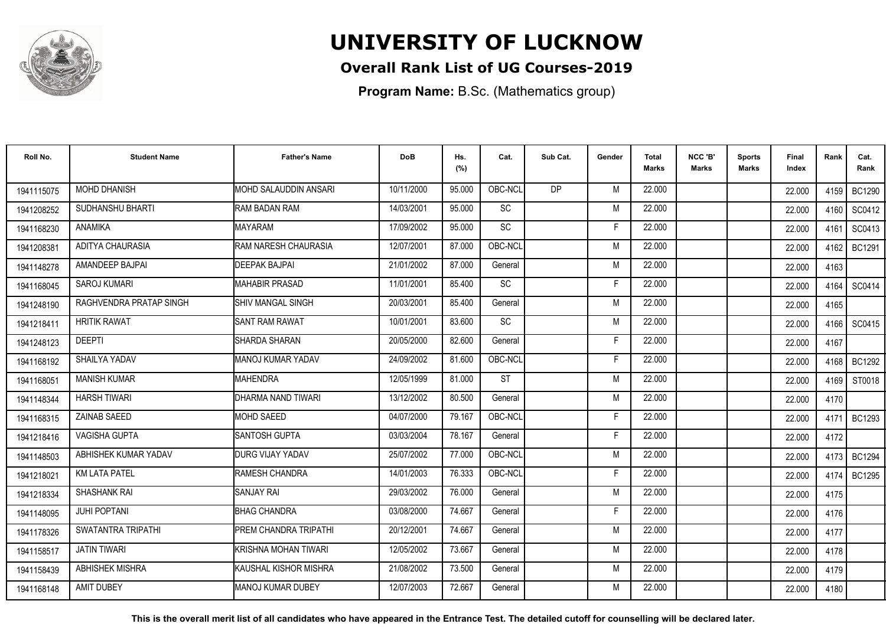# UNIVERSITY OF LUCKNOW

## Overall Rank List of UG Courses-2019

**Program Name:** B.Sc. (Mathematics group)

| Roll No. | Student Name | Father's Name | DoB | Hs. (%) | Cat. | Sub Cat. | Gender | Total Marks | NCC 'B' Marks | Sports Marks | Final Index | Rank | Cat. Rank |
|---|---|---|---|---|---|---|---|---|---|---|---|---|---|
| 1941115075 | MOHD DHANISH | MOHD SALAUDDIN ANSARI | 10/11/2000 | 95.000 | OBC-NCL | DP | M | 22.000 | | | 22.000 | 4159 | BC1290 |
| 1941208252 | SUDHANSHU BHARTI | RAM BADAN RAM | 14/03/2001 | 95.000 | SC | | M | 22.000 | | | 22.000 | 4160 | SC0412 |
| 1941168230 | ANAMIKA | MAYARAM | 17/09/2002 | 95.000 | SC | | F | 22.000 | | | 22.000 | 4161 | SC0413 |
| 1941208381 | ADITYA CHAURASIA | RAM NARESH CHAURASIA | 12/07/2001 | 87.000 | OBC-NCL | | M | 22.000 | | | 22.000 | 4162 | BC1291 |
| 1941148278 | AMANDEEP BAJPAI | DEEPAK BAJPAI | 21/01/2002 | 87.000 | General | | M | 22.000 | | | 22.000 | 4163 | |
| 1941168045 | SAROJ KUMARI | MAHABIR PRASAD | 11/01/2001 | 85.400 | SC | | F | 22.000 | | | 22.000 | 4164 | SC0414 |
| 1941248190 | RAGHVENDRA PRATAP SINGH | SHIV MANGAL SINGH | 20/03/2001 | 85.400 | General | | M | 22.000 | | | 22.000 | 4165 | |
| 1941218411 | HRITIK RAWAT | SANT RAM RAWAT | 10/01/2001 | 83.600 | SC | | M | 22.000 | | | 22.000 | 4166 | SC0415 |
| 1941248123 | DEEPTI | SHARDA SHARAN | 20/05/2000 | 82.600 | General | | F | 22.000 | | | 22.000 | 4167 | |
| 1941168192 | SHAILYA YADAV | MANOJ KUMAR YADAV | 24/09/2002 | 81.600 | OBC-NCL | | F | 22.000 | | | 22.000 | 4168 | BC1292 |
| 1941168051 | MANISH KUMAR | MAHENDRA | 12/05/1999 | 81.000 | ST | | M | 22.000 | | | 22.000 | 4169 | ST0018 |
| 1941148344 | HARSH TIWARI | DHARMA NAND TIWARI | 13/12/2002 | 80.500 | General | | M | 22.000 | | | 22.000 | 4170 | |
| 1941168315 | ZAINAB SAEED | MOHD SAEED | 04/07/2000 | 79.167 | OBC-NCL | | F | 22.000 | | | 22.000 | 4171 | BC1293 |
| 1941218416 | VAGISHA GUPTA | SANTOSH GUPTA | 03/03/2004 | 78.167 | General | | F | 22.000 | | | 22.000 | 4172 | |
| 1941148503 | ABHISHEK KUMAR YADAV | DURG VIJAY YADAV | 25/07/2002 | 77.000 | OBC-NCL | | M | 22.000 | | | 22.000 | 4173 | BC1294 |
| 1941218021 | KM LATA PATEL | RAMESH CHANDRA | 14/01/2003 | 76.333 | OBC-NCL | | F | 22.000 | | | 22.000 | 4174 | BC1295 |
| 1941218334 | SHASHANK RAI | SANJAY RAI | 29/03/2002 | 76.000 | General | | M | 22.000 | | | 22.000 | 4175 | |
| 1941148095 | JUHI POPTANI | BHAG CHANDRA | 03/08/2000 | 74.667 | General | | F | 22.000 | | | 22.000 | 4176 | |
| 1941178326 | SWATANTRA TRIPATHI | PREM CHANDRA TRIPATHI | 20/12/2001 | 74.667 | General | | M | 22.000 | | | 22.000 | 4177 | |
| 1941158517 | JATIN TIWARI | KRISHNA MOHAN TIWARI | 12/05/2002 | 73.667 | General | | M | 22.000 | | | 22.000 | 4178 | |
| 1941158439 | ABHISHEK MISHRA | KAUSHAL KISHOR MISHRA | 21/08/2002 | 73.500 | General | | M | 22.000 | | | 22.000 | 4179 | |
| 1941168148 | AMIT DUBEY | MANOJ KUMAR DUBEY | 12/07/2003 | 72.667 | General | | M | 22.000 | | | 22.000 | 4180 | |

**This is the overall merit list of all candidates who have appeared in the Entrance Test. The detailed cutoff for counselling will be declared later.**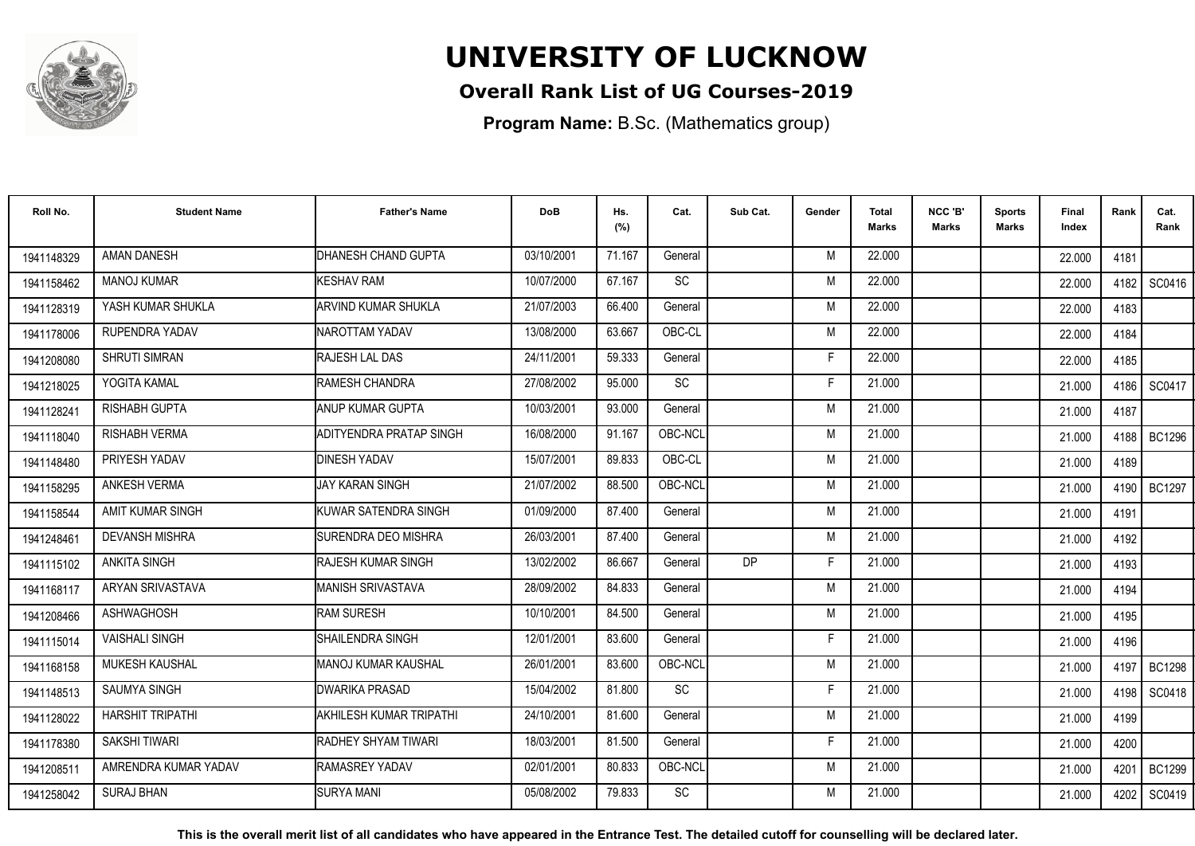# UNIVERSITY OF LUCKNOW

**Overall Rank List of UG Courses-2019**

**Program Name:** B.Sc. (Mathematics group)

| Roll No. | Student Name | Father's Name | DoB | Hs. (%) | Cat. | Sub Cat. | Gender | Total Marks | NCC 'B' Marks | Sports Marks | Final Index | Rank | Cat. Rank |
|---|---|---|---|---|---|---|---|---|---|---|---|---|---|
| 1941148329 | AMAN DANESH | DHANESH CHAND GUPTA | 03/10/2001 | 71.167 | General | | M | 22.000 | | | 22.000 | 4181 | |
| 1941158462 | MANOJ KUMAR | KESHAV RAM | 10/07/2000 | 67.167 | SC | | M | 22.000 | | | 22.000 | 4182 | SC0416 |
| 1941128319 | YASH KUMAR SHUKLA | ARVIND KUMAR SHUKLA | 21/07/2003 | 66.400 | General | | M | 22.000 | | | 22.000 | 4183 | |
| 1941178006 | RUPENDRA YADAV | NAROTTAM YADAV | 13/08/2000 | 63.667 | OBC-CL | | M | 22.000 | | | 22.000 | 4184 | |
| 1941208080 | SHRUTI SIMRAN | RAJESH LAL DAS | 24/11/2001 | 59.333 | General | | F | 22.000 | | | 22.000 | 4185 | |
| 1941218025 | YOGITA KAMAL | RAMESH CHANDRA | 27/08/2002 | 95.000 | SC | | F | 21.000 | | | 21.000 | 4186 | SC0417 |
| 1941128241 | RISHABH GUPTA | ANUP KUMAR GUPTA | 10/03/2001 | 93.000 | General | | M | 21.000 | | | 21.000 | 4187 | |
| 1941118040 | RISHABH VERMA | ADITYENDRA PRATAP SINGH | 16/08/2000 | 91.167 | OBC-NCL | | M | 21.000 | | | 21.000 | 4188 | BC1296 |
| 1941148480 | PRIYESH YADAV | DINESH YADAV | 15/07/2001 | 89.833 | OBC-CL | | M | 21.000 | | | 21.000 | 4189 | |
| 1941158295 | ANKESH VERMA | JAY KARAN SINGH | 21/07/2002 | 88.500 | OBC-NCL | | M | 21.000 | | | 21.000 | 4190 | BC1297 |
| 1941158544 | AMIT KUMAR SINGH | KUWAR SATENDRA SINGH | 01/09/2000 | 87.400 | General | | M | 21.000 | | | 21.000 | 4191 | |
| 1941248461 | DEVANSH MISHRA | SURENDRA DEO MISHRA | 26/03/2001 | 87.400 | General | | M | 21.000 | | | 21.000 | 4192 | |
| 1941115102 | ANKITA SINGH | RAJESH KUMAR SINGH | 13/02/2002 | 86.667 | General | DP | F | 21.000 | | | 21.000 | 4193 | |
| 1941168117 | ARYAN SRIVASTAVA | MANISH SRIVASTAVA | 28/09/2002 | 84.833 | General | | M | 21.000 | | | 21.000 | 4194 | |
| 1941208466 | ASHWAGHOSH | RAM SURESH | 10/10/2001 | 84.500 | General | | M | 21.000 | | | 21.000 | 4195 | |
| 1941115014 | VAISHALI SINGH | SHAILENDRA SINGH | 12/01/2001 | 83.600 | General | | F | 21.000 | | | 21.000 | 4196 | |
| 1941168158 | MUKESH KAUSHAL | MANOJ KUMAR KAUSHAL | 26/01/2001 | 83.600 | OBC-NCL | | M | 21.000 | | | 21.000 | 4197 | BC1298 |
| 1941148513 | SAUMYA SINGH | DWARIKA PRASAD | 15/04/2002 | 81.800 | SC | | F | 21.000 | | | 21.000 | 4198 | SC0418 |
| 1941128022 | HARSHIT TRIPATHI | AKHILESH KUMAR TRIPATHI | 24/10/2001 | 81.600 | General | | M | 21.000 | | | 21.000 | 4199 | |
| 1941178380 | SAKSHI TIWARI | RADHEY SHYAM TIWARI | 18/03/2001 | 81.500 | General | | F | 21.000 | | | 21.000 | 4200 | |
| 1941208511 | AMRENDRA KUMAR YADAV | RAMASREY YADAV | 02/01/2001 | 80.833 | OBC-NCL | | M | 21.000 | | | 21.000 | 4201 | BC1299 |
| 1941258042 | SURAJ BHAN | SURYA MANI | 05/08/2002 | 79.833 | SC | | M | 21.000 | | | 21.000 | 4202 | SC0419 |

**This is the overall merit list of all candidates who have appeared in the Entrance Test. The detailed cutoff for counselling will be declared later.**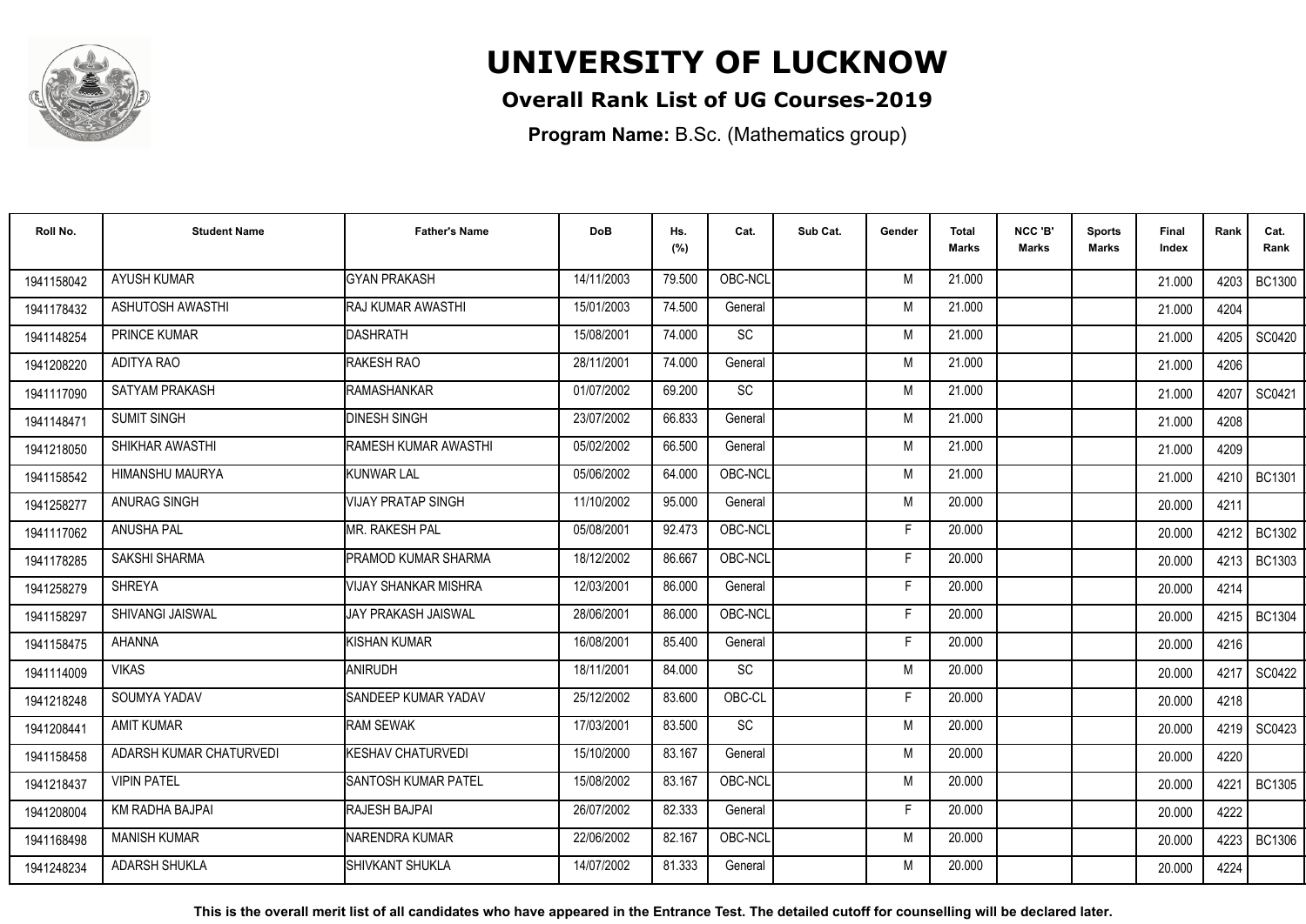# UNIVERSITY OF LUCKNOW

## Overall Rank List of UG Courses-2019

**Program Name:** B.Sc. (Mathematics group)

| Roll No. | Student Name | Father's Name | DoB | Hs. (%) | Cat. | Sub Cat. | Gender | Total Marks | NCC 'B' Marks | Sports Marks | Final Index | Rank | Cat. Rank |
|---|---|---|---|---|---|---|---|---|---|---|---|---|---|
| 1941158042 | AYUSH KUMAR | GYAN PRAKASH | 14/11/2003 | 79.500 | OBC-NCL | | M | 21.000 | | | 21.000 | 4203 | BC1300 |
| 1941178432 | ASHUTOSH AWASTHI | RAJ KUMAR AWASTHI | 15/01/2003 | 74.500 | General | | M | 21.000 | | | 21.000 | 4204 | |
| 1941148254 | PRINCE KUMAR | DASHRATH | 15/08/2001 | 74.000 | SC | | M | 21.000 | | | 21.000 | 4205 | SC0420 |
| 1941208220 | ADITYA RAO | RAKESH RAO | 28/11/2001 | 74.000 | General | | M | 21.000 | | | 21.000 | 4206 | |
| 1941117090 | SATYAM PRAKASH | RAMASHANKAR | 01/07/2002 | 69.200 | SC | | M | 21.000 | | | 21.000 | 4207 | SC0421 |
| 1941148471 | SUMIT SINGH | DINESH SINGH | 23/07/2002 | 66.833 | General | | M | 21.000 | | | 21.000 | 4208 | |
| 1941218050 | SHIKHAR AWASTHI | RAMESH KUMAR AWASTHI | 05/02/2002 | 66.500 | General | | M | 21.000 | | | 21.000 | 4209 | |
| 1941158542 | HIMANSHU MAURYA | KUNWAR LAL | 05/06/2002 | 64.000 | OBC-NCL | | M | 21.000 | | | 21.000 | 4210 | BC1301 |
| 1941258277 | ANURAG SINGH | VIJAY PRATAP SINGH | 11/10/2002 | 95.000 | General | | M | 20.000 | | | 20.000 | 4211 | |
| 1941117062 | ANUSHA PAL | MR. RAKESH PAL | 05/08/2001 | 92.473 | OBC-NCL | | F | 20.000 | | | 20.000 | 4212 | BC1302 |
| 1941178285 | SAKSHI SHARMA | PRAMOD KUMAR SHARMA | 18/12/2002 | 86.667 | OBC-NCL | | F | 20.000 | | | 20.000 | 4213 | BC1303 |
| 1941258279 | SHREYA | VIJAY SHANKAR MISHRA | 12/03/2001 | 86.000 | General | | F | 20.000 | | | 20.000 | 4214 | |
| 1941158297 | SHIVANGI JAISWAL | JAY PRAKASH JAISWAL | 28/06/2001 | 86.000 | OBC-NCL | | F | 20.000 | | | 20.000 | 4215 | BC1304 |
| 1941158475 | AHANNA | KISHAN KUMAR | 16/08/2001 | 85.400 | General | | F | 20.000 | | | 20.000 | 4216 | |
| 1941114009 | VIKAS | ANIRUDH | 18/11/2001 | 84.000 | SC | | M | 20.000 | | | 20.000 | 4217 | SC0422 |
| 1941218248 | SOUMYA YADAV | SANDEEP KUMAR YADAV | 25/12/2002 | 83.600 | OBC-CL | | F | 20.000 | | | 20.000 | 4218 | |
| 1941208441 | AMIT KUMAR | RAM SEWAK | 17/03/2001 | 83.500 | SC | | M | 20.000 | | | 20.000 | 4219 | SC0423 |
| 1941158458 | ADARSH KUMAR CHATURVEDI | KESHAV CHATURVEDI | 15/10/2000 | 83.167 | General | | M | 20.000 | | | 20.000 | 4220 | |
| 1941218437 | VIPIN PATEL | SANTOSH KUMAR PATEL | 15/08/2002 | 83.167 | OBC-NCL | | M | 20.000 | | | 20.000 | 4221 | BC1305 |
| 1941208004 | KM RADHA BAJPAI | RAJESH BAJPAI | 26/07/2002 | 82.333 | General | | F | 20.000 | | | 20.000 | 4222 | |
| 1941168498 | MANISH KUMAR | NARENDRA KUMAR | 22/06/2002 | 82.167 | OBC-NCL | | M | 20.000 | | | 20.000 | 4223 | BC1306 |
| 1941248234 | ADARSH SHUKLA | SHIVKANT SHUKLA | 14/07/2002 | 81.333 | General | | M | 20.000 | | | 20.000 | 4224 | |

**This is the overall merit list of all candidates who have appeared in the Entrance Test. The detailed cutoff for counselling will be declared later.**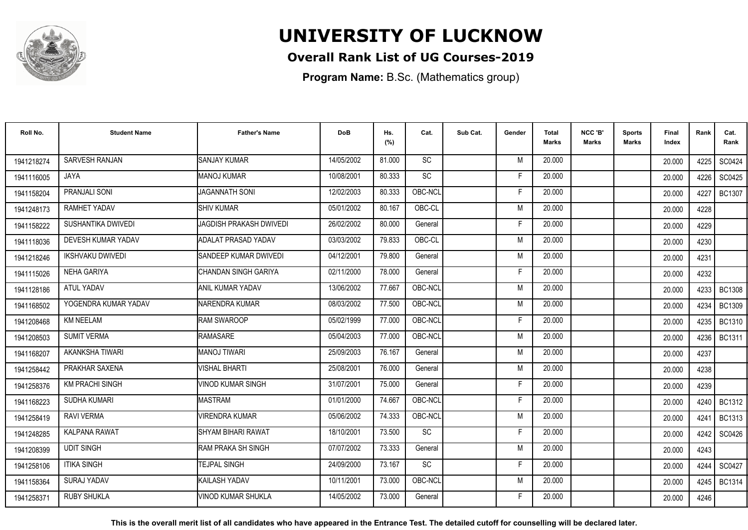# UNIVERSITY OF LUCKNOW

## Overall Rank List of UG Courses-2019

**Program Name:** B.Sc. (Mathematics group)

| Roll No. | Student Name | Father's Name | DoB | Hs. (%) | Cat. | Sub Cat. | Gender | Total Marks | NCC 'B' Marks | Sports Marks | Final Index | Rank | Cat. Rank |
|---|---|---|---|---|---|---|---|---|---|---|---|---|---|
| 1941218274 | SARVESH RANJAN | SANJAY KUMAR | 14/05/2002 | 81.000 | SC | | M | 20.000 | | | 20.000 | 4225 | SC0424 |
| 1941116005 | JAYA | MANOJ KUMAR | 10/08/2001 | 80.333 | SC | | F | 20.000 | | | 20.000 | 4226 | SC0425 |
| 1941158204 | PRANJALI SONI | JAGANNATH SONI | 12/02/2003 | 80.333 | OBC-NCL | | F | 20.000 | | | 20.000 | 4227 | BC1307 |
| 1941248173 | RAMHET YADAV | SHIV KUMAR | 05/01/2002 | 80.167 | OBC-CL | | M | 20.000 | | | 20.000 | 4228 | |
| 1941158222 | SUSHANTIKA DWIVEDI | JAGDISH PRAKASH DWIVEDI | 26/02/2002 | 80.000 | General | | F | 20.000 | | | 20.000 | 4229 | |
| 1941118036 | DEVESH KUMAR YADAV | ADALAT PRASAD YADAV | 03/03/2002 | 79.833 | OBC-CL | | M | 20.000 | | | 20.000 | 4230 | |
| 1941218246 | IKSHVAKU DWIVEDI | SANDEEP KUMAR DWIVEDI | 04/12/2001 | 79.800 | General | | M | 20.000 | | | 20.000 | 4231 | |
| 1941115026 | NEHA GARIYA | CHANDAN SINGH GARIYA | 02/11/2000 | 78.000 | General | | F | 20.000 | | | 20.000 | 4232 | |
| 1941128186 | ATUL YADAV | ANIL KUMAR YADAV | 13/06/2002 | 77.667 | OBC-NCL | | M | 20.000 | | | 20.000 | 4233 | BC1308 |
| 1941168502 | YOGENDRA KUMAR YADAV | NARENDRA KUMAR | 08/03/2002 | 77.500 | OBC-NCL | | M | 20.000 | | | 20.000 | 4234 | BC1309 |
| 1941208468 | KM NEELAM | RAM SWAROOP | 05/02/1999 | 77.000 | OBC-NCL | | F | 20.000 | | | 20.000 | 4235 | BC1310 |
| 1941208503 | SUMIT VERMA | RAMASARE | 05/04/2003 | 77.000 | OBC-NCL | | M | 20.000 | | | 20.000 | 4236 | BC1311 |
| 1941168207 | AKANKSHA TIWARI | MANOJ TIWARI | 25/09/2003 | 76.167 | General | | M | 20.000 | | | 20.000 | 4237 | |
| 1941258442 | PRAKHAR SAXENA | VISHAL BHARTI | 25/08/2001 | 76.000 | General | | M | 20.000 | | | 20.000 | 4238 | |
| 1941258376 | KM PRACHI SINGH | VINOD KUMAR SINGH | 31/07/2001 | 75.000 | General | | F | 20.000 | | | 20.000 | 4239 | |
| 1941168223 | SUDHA KUMARI | MASTRAM | 01/01/2000 | 74.667 | OBC-NCL | | F | 20.000 | | | 20.000 | 4240 | BC1312 |
| 1941258419 | RAVI VERMA | VIRENDRA KUMAR | 05/06/2002 | 74.333 | OBC-NCL | | M | 20.000 | | | 20.000 | 4241 | BC1313 |
| 1941248285 | KALPANA RAWAT | SHYAM BIHARI RAWAT | 18/10/2001 | 73.500 | SC | | F | 20.000 | | | 20.000 | 4242 | SC0426 |
| 1941208399 | UDIT SINGH | RAM PRAKA SH SINGH | 07/07/2002 | 73.333 | General | | M | 20.000 | | | 20.000 | 4243 | |
| 1941258106 | ITIKA SINGH | TEJPAL SINGH | 24/09/2000 | 73.167 | SC | | F | 20.000 | | | 20.000 | 4244 | SC0427 |
| 1941158364 | SURAJ YADAV | KAILASH YADAV | 10/11/2001 | 73.000 | OBC-NCL | | M | 20.000 | | | 20.000 | 4245 | BC1314 |
| 1941258371 | RUBY SHUKLA | VINOD KUMAR SHUKLA | 14/05/2002 | 73.000 | General | | F | 20.000 | | | 20.000 | 4246 | |

**This is the overall merit list of all candidates who have appeared in the Entrance Test. The detailed cutoff for counselling will be declared later.**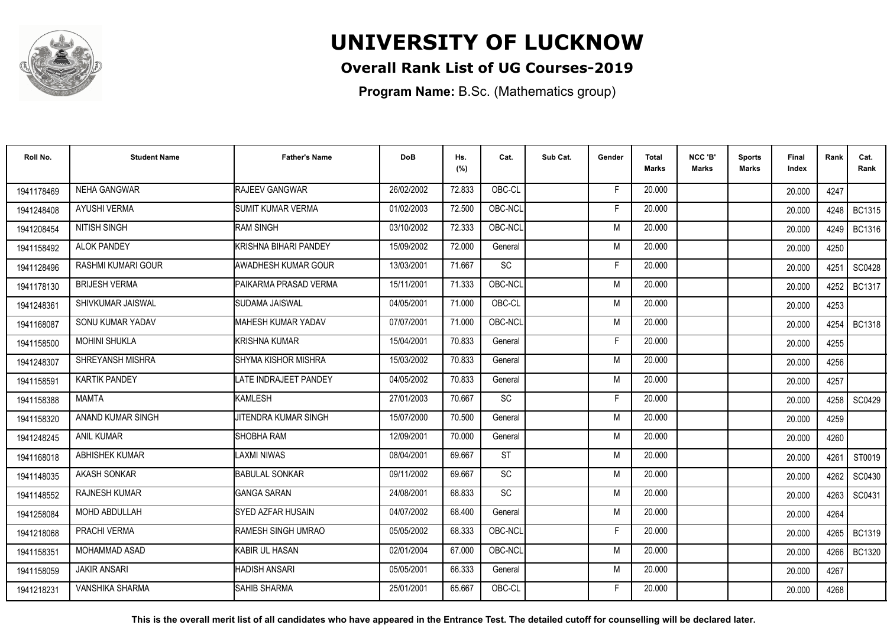# UNIVERSITY OF LUCKNOW

## Overall Rank List of UG Courses-2019

**Program Name:** B.Sc. (Mathematics group)

| Roll No. | Student Name | Father's Name | DoB | Hs. (%) | Cat. | Sub Cat. | Gender | Total Marks | NCC 'B' Marks | Sports Marks | Final Index | Rank | Cat. Rank |
|---|---|---|---|---|---|---|---|---|---|---|---|---|---|
| 1941178469 | NEHA GANGWAR | RAJEEV GANGWAR | 26/02/2002 | 72.833 | OBC-CL | | F | 20.000 | | | 20.000 | 4247 | |
| 1941248408 | AYUSHI VERMA | SUMIT KUMAR VERMA | 01/02/2003 | 72.500 | OBC-NCL | | F | 20.000 | | | 20.000 | 4248 | BC1315 |
| 1941208454 | NITISH SINGH | RAM SINGH | 03/10/2002 | 72.333 | OBC-NCL | | M | 20.000 | | | 20.000 | 4249 | BC1316 |
| 1941158492 | ALOK PANDEY | KRISHNA BIHARI PANDEY | 15/09/2002 | 72.000 | General | | M | 20.000 | | | 20.000 | 4250 | |
| 1941128496 | RASHMI KUMARI GOUR | AWADHESH KUMAR GOUR | 13/03/2001 | 71.667 | SC | | F | 20.000 | | | 20.000 | 4251 | SC0428 |
| 1941178130 | BRIJESH VERMA | PAIKARMA PRASAD VERMA | 15/11/2001 | 71.333 | OBC-NCL | | M | 20.000 | | | 20.000 | 4252 | BC1317 |
| 1941248361 | SHIVKUMAR JAISWAL | SUDAMA JAISWAL | 04/05/2001 | 71.000 | OBC-CL | | M | 20.000 | | | 20.000 | 4253 | |
| 1941168087 | SONU KUMAR YADAV | MAHESH KUMAR YADAV | 07/07/2001 | 71.000 | OBC-NCL | | M | 20.000 | | | 20.000 | 4254 | BC1318 |
| 1941158500 | MOHINI SHUKLA | KRISHNA KUMAR | 15/04/2001 | 70.833 | General | | F | 20.000 | | | 20.000 | 4255 | |
| 1941248307 | SHREYANSH MISHRA | SHYMA KISHOR MISHRA | 15/03/2002 | 70.833 | General | | M | 20.000 | | | 20.000 | 4256 | |
| 1941158591 | KARTIK PANDEY | LATE INDRAJEET PANDEY | 04/05/2002 | 70.833 | General | | M | 20.000 | | | 20.000 | 4257 | |
| 1941158388 | MAMTA | KAMLESH | 27/01/2003 | 70.667 | SC | | F | 20.000 | | | 20.000 | 4258 | SC0429 |
| 1941158320 | ANAND KUMAR SINGH | JITENDRA KUMAR SINGH | 15/07/2000 | 70.500 | General | | M | 20.000 | | | 20.000 | 4259 | |
| 1941248245 | ANIL KUMAR | SHOBHA RAM | 12/09/2001 | 70.000 | General | | M | 20.000 | | | 20.000 | 4260 | |
| 1941168018 | ABHISHEK KUMAR | LAXMI NIWAS | 08/04/2001 | 69.667 | ST | | M | 20.000 | | | 20.000 | 4261 | ST0019 |
| 1941148035 | AKASH SONKAR | BABULAL SONKAR | 09/11/2002 | 69.667 | SC | | M | 20.000 | | | 20.000 | 4262 | SC0430 |
| 1941148552 | RAJNESH KUMAR | GANGA SARAN | 24/08/2001 | 68.833 | SC | | M | 20.000 | | | 20.000 | 4263 | SC0431 |
| 1941258084 | MOHD ABDULLAH | SYED AZFAR HUSAIN | 04/07/2002 | 68.400 | General | | M | 20.000 | | | 20.000 | 4264 | |
| 1941218068 | PRACHI VERMA | RAMESH SINGH UMRAO | 05/05/2002 | 68.333 | OBC-NCL | | F | 20.000 | | | 20.000 | 4265 | BC1319 |
| 1941158351 | MOHAMMAD ASAD | KABIR UL HASAN | 02/01/2004 | 67.000 | OBC-NCL | | M | 20.000 | | | 20.000 | 4266 | BC1320 |
| 1941158059 | JAKIR ANSARI | HADISH ANSARI | 05/05/2001 | 66.333 | General | | M | 20.000 | | | 20.000 | 4267 | |
| 1941218231 | VANSHIKA SHARMA | SAHIB SHARMA | 25/01/2001 | 65.667 | OBC-CL | | F | 20.000 | | | 20.000 | 4268 | |

**This is the overall merit list of all candidates who have appeared in the Entrance Test. The detailed cutoff for counselling will be declared later.**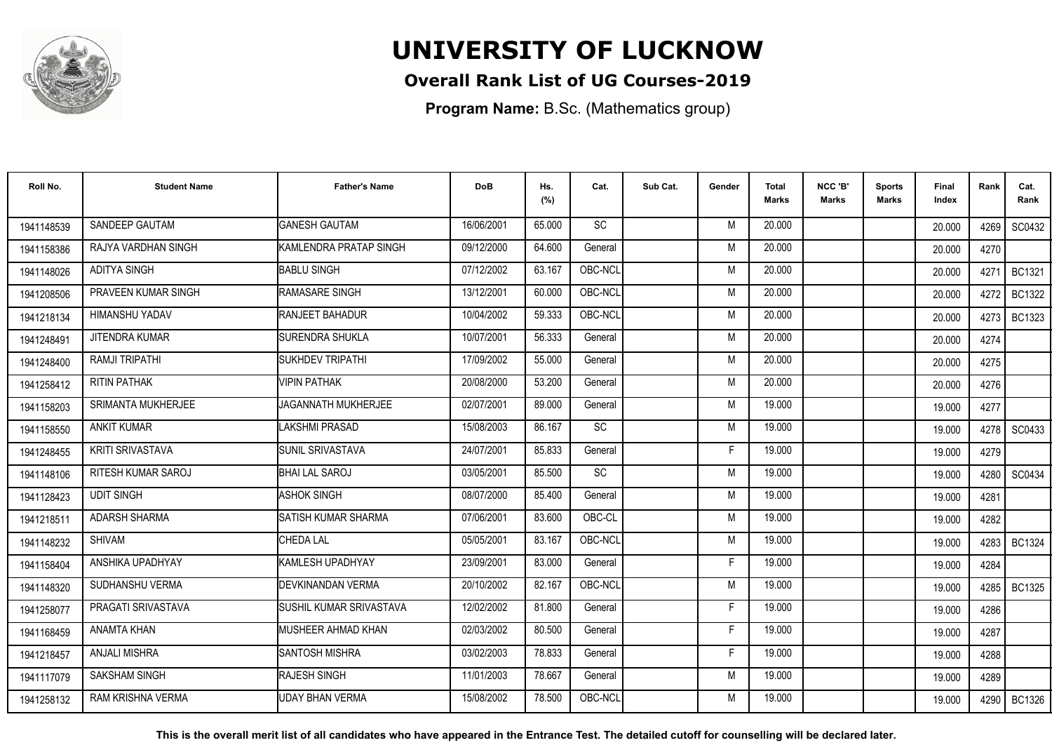# UNIVERSITY OF LUCKNOW

**Overall Rank List of UG Courses-2019**

**Program Name:** B.Sc. (Mathematics group)

| Roll No. | Student Name | Father's Name | DoB | Hs. (%) | Cat. | Sub Cat. | Gender | Total Marks | NCC 'B' Marks | Sports Marks | Final Index | Rank | Cat. Rank |
|---|---|---|---|---|---|---|---|---|---|---|---|---|---|
| 1941148539 | SANDEEP GAUTAM | GANESH GAUTAM | 16/06/2001 | 65.000 | SC | | M | 20.000 | | | 20.000 | 4269 | SC0432 |
| 1941158386 | RAJYA VARDHAN SINGH | KAMLENDRA PRATAP SINGH | 09/12/2000 | 64.600 | General | | M | 20.000 | | | 20.000 | 4270 | |
| 1941148026 | ADITYA SINGH | BABLU SINGH | 07/12/2002 | 63.167 | OBC-NCL | | M | 20.000 | | | 20.000 | 4271 | BC1321 |
| 1941208506 | PRAVEEN KUMAR SINGH | RAMASARE SINGH | 13/12/2001 | 60.000 | OBC-NCL | | M | 20.000 | | | 20.000 | 4272 | BC1322 |
| 1941218134 | HIMANSHU YADAV | RANJEET BAHADUR | 10/04/2002 | 59.333 | OBC-NCL | | M | 20.000 | | | 20.000 | 4273 | BC1323 |
| 1941248491 | JITENDRA KUMAR | SURENDRA SHUKLA | 10/07/2001 | 56.333 | General | | M | 20.000 | | | 20.000 | 4274 | |
| 1941248400 | RAMJI TRIPATHI | SUKHDEV TRIPATHI | 17/09/2002 | 55.000 | General | | M | 20.000 | | | 20.000 | 4275 | |
| 1941258412 | RITIN PATHAK | VIPIN PATHAK | 20/08/2000 | 53.200 | General | | M | 20.000 | | | 20.000 | 4276 | |
| 1941158203 | SRIMANTA MUKHERJEE | JAGANNATH MUKHERJEE | 02/07/2001 | 89.000 | General | | M | 19.000 | | | 19.000 | 4277 | |
| 1941158550 | ANKIT KUMAR | LAKSHMI PRASAD | 15/08/2003 | 86.167 | SC | | M | 19.000 | | | 19.000 | 4278 | SC0433 |
| 1941248455 | KRITI SRIVASTAVA | SUNIL SRIVASTAVA | 24/07/2001 | 85.833 | General | | F | 19.000 | | | 19.000 | 4279 | |
| 1941148106 | RITESH KUMAR SAROJ | BHAI LAL SAROJ | 03/05/2001 | 85.500 | SC | | M | 19.000 | | | 19.000 | 4280 | SC0434 |
| 1941128423 | UDIT SINGH | ASHOK SINGH | 08/07/2000 | 85.400 | General | | M | 19.000 | | | 19.000 | 4281 | |
| 1941218511 | ADARSH SHARMA | SATISH KUMAR SHARMA | 07/06/2001 | 83.600 | OBC-CL | | M | 19.000 | | | 19.000 | 4282 | |
| 1941148232 | SHIVAM | CHEDA LAL | 05/05/2001 | 83.167 | OBC-NCL | | M | 19.000 | | | 19.000 | 4283 | BC1324 |
| 1941158404 | ANSHIKA UPADHYAY | KAMLESH UPADHYAY | 23/09/2001 | 83.000 | General | | F | 19.000 | | | 19.000 | 4284 | |
| 1941148320 | SUDHANSHU VERMA | DEVKINANDAN VERMA | 20/10/2002 | 82.167 | OBC-NCL | | M | 19.000 | | | 19.000 | 4285 | BC1325 |
| 1941258077 | PRAGATI SRIVASTAVA | SUSHIL KUMAR SRIVASTAVA | 12/02/2002 | 81.800 | General | | F | 19.000 | | | 19.000 | 4286 | |
| 1941168459 | ANAMTA KHAN | MUSHEER AHMAD KHAN | 02/03/2002 | 80.500 | General | | F | 19.000 | | | 19.000 | 4287 | |
| 1941218457 | ANJALI MISHRA | SANTOSH MISHRA | 03/02/2003 | 78.833 | General | | F | 19.000 | | | 19.000 | 4288 | |
| 1941117079 | SAKSHAM SINGH | RAJESH SINGH | 11/01/2003 | 78.667 | General | | M | 19.000 | | | 19.000 | 4289 | |
| 1941258132 | RAM KRISHNA VERMA | UDAY BHAN VERMA | 15/08/2002 | 78.500 | OBC-NCL | | M | 19.000 | | | 19.000 | 4290 | BC1326 |

**This is the overall merit list of all candidates who have appeared in the Entrance Test. The detailed cutoff for counselling will be declared later.**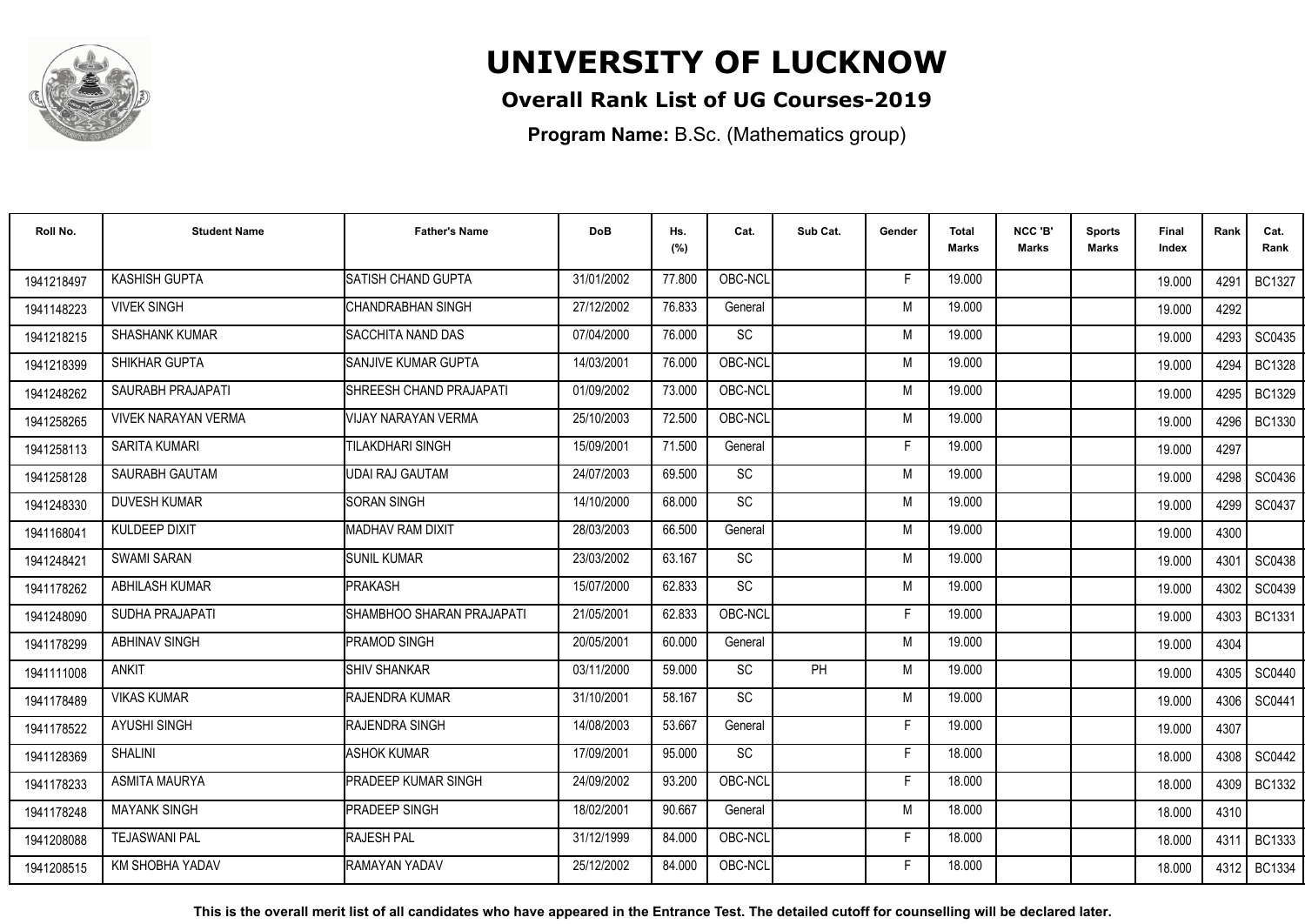# UNIVERSITY OF LUCKNOW

## Overall Rank List of UG Courses-2019

**Program Name:** B.Sc. (Mathematics group)

| Roll No. | Student Name | Father's Name | DoB | Hs. (%) | Cat. | Sub Cat. | Gender | Total Marks | NCC 'B' Marks | Sports Marks | Final Index | Rank | Cat. Rank |
|---|---|---|---|---|---|---|---|---|---|---|---|---|---|
| 1941218497 | KASHISH GUPTA | SATISH CHAND GUPTA | 31/01/2002 | 77.800 | OBC-NCL | | F | 19.000 | | | 19.000 | 4291 | BC1327 |
| 1941148223 | VIVEK SINGH | CHANDRABHAN SINGH | 27/12/2002 | 76.833 | General | | M | 19.000 | | | 19.000 | 4292 | |
| 1941218215 | SHASHANK KUMAR | SACCHITA NAND DAS | 07/04/2000 | 76.000 | SC | | M | 19.000 | | | 19.000 | 4293 | SC0435 |
| 1941218399 | SHIKHAR GUPTA | SANJIVE KUMAR GUPTA | 14/03/2001 | 76.000 | OBC-NCL | | M | 19.000 | | | 19.000 | 4294 | BC1328 |
| 1941248262 | SAURABH PRAJAPATI | SHREESH CHAND PRAJAPATI | 01/09/2002 | 73.000 | OBC-NCL | | M | 19.000 | | | 19.000 | 4295 | BC1329 |
| 1941258265 | VIVEK NARAYAN VERMA | VIJAY NARAYAN VERMA | 25/10/2003 | 72.500 | OBC-NCL | | M | 19.000 | | | 19.000 | 4296 | BC1330 |
| 1941258113 | SARITA KUMARI | TILAKDHARI SINGH | 15/09/2001 | 71.500 | General | | F | 19.000 | | | 19.000 | 4297 | |
| 1941258128 | SAURABH GAUTAM | UDAI RAJ GAUTAM | 24/07/2003 | 69.500 | SC | | M | 19.000 | | | 19.000 | 4298 | SC0436 |
| 1941248330 | DUVESH KUMAR | SORAN SINGH | 14/10/2000 | 68.000 | SC | | M | 19.000 | | | 19.000 | 4299 | SC0437 |
| 1941168041 | KULDEEP DIXIT | MADHAV RAM DIXIT | 28/03/2003 | 66.500 | General | | M | 19.000 | | | 19.000 | 4300 | |
| 1941248421 | SWAMI SARAN | SUNIL KUMAR | 23/03/2002 | 63.167 | SC | | M | 19.000 | | | 19.000 | 4301 | SC0438 |
| 1941178262 | ABHILASH KUMAR | PRAKASH | 15/07/2000 | 62.833 | SC | | M | 19.000 | | | 19.000 | 4302 | SC0439 |
| 1941248090 | SUDHA PRAJAPATI | SHAMBHOO SHARAN PRAJAPATI | 21/05/2001 | 62.833 | OBC-NCL | | F | 19.000 | | | 19.000 | 4303 | BC1331 |
| 1941178299 | ABHINAV SINGH | PRAMOD SINGH | 20/05/2001 | 60.000 | General | | M | 19.000 | | | 19.000 | 4304 | |
| 1941111008 | ANKIT | SHIV SHANKAR | 03/11/2000 | 59.000 | SC | PH | M | 19.000 | | | 19.000 | 4305 | SC0440 |
| 1941178489 | VIKAS KUMAR | RAJENDRA KUMAR | 31/10/2001 | 58.167 | SC | | M | 19.000 | | | 19.000 | 4306 | SC0441 |
| 1941178522 | AYUSHI SINGH | RAJENDRA SINGH | 14/08/2003 | 53.667 | General | | F | 19.000 | | | 19.000 | 4307 | |
| 1941128369 | SHALINI | ASHOK KUMAR | 17/09/2001 | 95.000 | SC | | F | 18.000 | | | 18.000 | 4308 | SC0442 |
| 1941178233 | ASMITA MAURYA | PRADEEP KUMAR SINGH | 24/09/2002 | 93.200 | OBC-NCL | | F | 18.000 | | | 18.000 | 4309 | BC1332 |
| 1941178248 | MAYANK SINGH | PRADEEP SINGH | 18/02/2001 | 90.667 | General | | M | 18.000 | | | 18.000 | 4310 | |
| 1941208088 | TEJASWANI PAL | RAJESH PAL | 31/12/1999 | 84.000 | OBC-NCL | | F | 18.000 | | | 18.000 | 4311 | BC1333 |
| 1941208515 | KM SHOBHA YADAV | RAMAYAN YADAV | 25/12/2002 | 84.000 | OBC-NCL | | F | 18.000 | | | 18.000 | 4312 | BC1334 |

**This is the overall merit list of all candidates who have appeared in the Entrance Test. The detailed cutoff for counselling will be declared later.**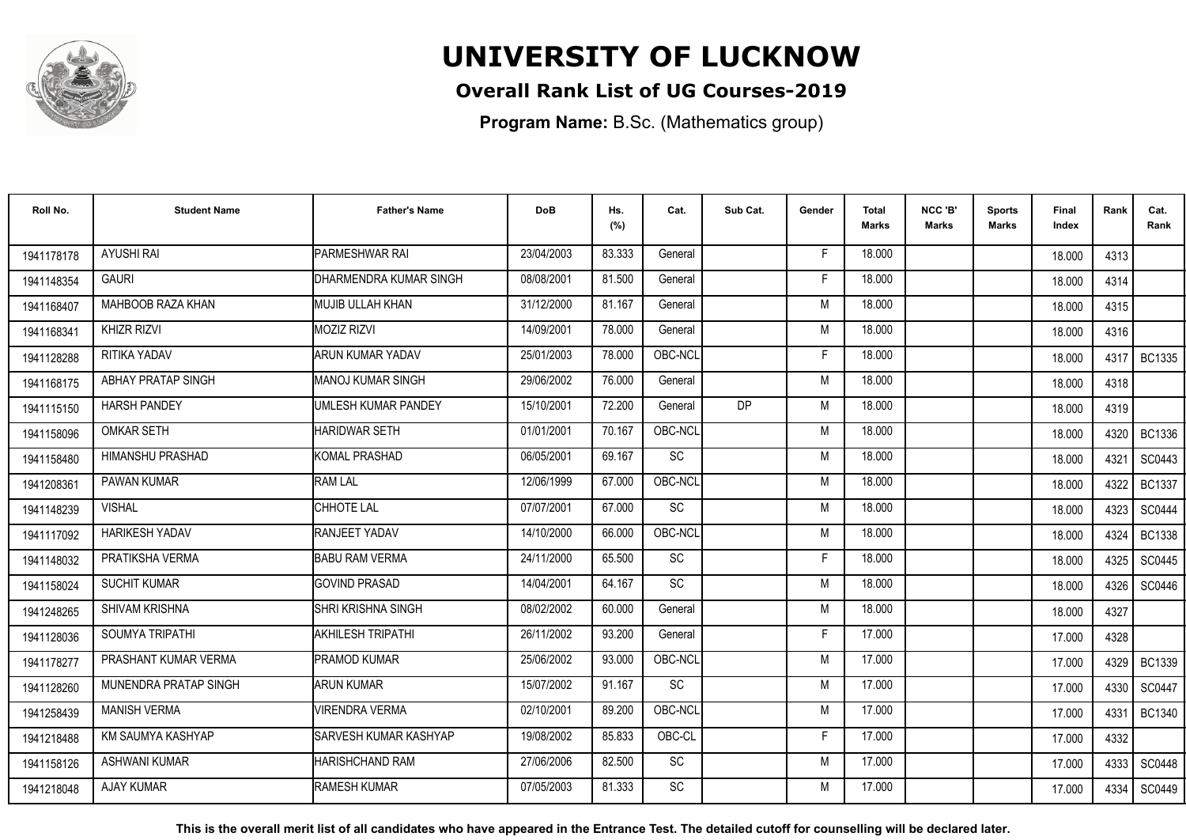# UNIVERSITY OF LUCKNOW

## Overall Rank List of UG Courses-2019

**Program Name:** B.Sc. (Mathematics group)

| Roll No. | Student Name | Father's Name | DoB | Hs. (%) | Cat. | Sub Cat. | Gender | Total Marks | NCC 'B' Marks | Sports Marks | Final Index | Rank | Cat. Rank |
|---|---|---|---|---|---|---|---|---|---|---|---|---|---|
| 1941178178 | AYUSHI RAI | PARMESHWAR RAI | 23/04/2003 | 83.333 | General | | F | 18.000 | | | 18.000 | 4313 | |
| 1941148354 | GAURI | DHARMENDRA KUMAR SINGH | 08/08/2001 | 81.500 | General | | F | 18.000 | | | 18.000 | 4314 | |
| 1941168407 | MAHBOOB RAZA KHAN | MUJIB ULLAH KHAN | 31/12/2000 | 81.167 | General | | M | 18.000 | | | 18.000 | 4315 | |
| 1941168341 | KHIZR RIZVI | MOZIZ RIZVI | 14/09/2001 | 78.000 | General | | M | 18.000 | | | 18.000 | 4316 | |
| 1941128288 | RITIKA YADAV | ARUN KUMAR YADAV | 25/01/2003 | 78.000 | OBC-NCL | | F | 18.000 | | | 18.000 | 4317 | BC1335 |
| 1941168175 | ABHAY PRATAP SINGH | MANOJ KUMAR SINGH | 29/06/2002 | 76.000 | General | | M | 18.000 | | | 18.000 | 4318 | |
| 1941115150 | HARSH PANDEY | UMLESH KUMAR PANDEY | 15/10/2001 | 72.200 | General | DP | M | 18.000 | | | 18.000 | 4319 | |
| 1941158096 | OMKAR SETH | HARIDWAR SETH | 01/01/2001 | 70.167 | OBC-NCL | | M | 18.000 | | | 18.000 | 4320 | BC1336 |
| 1941158480 | HIMANSHU PRASHAD | KOMAL PRASHAD | 06/05/2001 | 69.167 | SC | | M | 18.000 | | | 18.000 | 4321 | SC0443 |
| 1941208361 | PAWAN KUMAR | RAM LAL | 12/06/1999 | 67.000 | OBC-NCL | | M | 18.000 | | | 18.000 | 4322 | BC1337 |
| 1941148239 | VISHAL | CHHOTE LAL | 07/07/2001 | 67.000 | SC | | M | 18.000 | | | 18.000 | 4323 | SC0444 |
| 1941117092 | HARIKESH YADAV | RANJEET YADAV | 14/10/2000 | 66.000 | OBC-NCL | | M | 18.000 | | | 18.000 | 4324 | BC1338 |
| 1941148032 | PRATIKSHA VERMA | BABU RAM VERMA | 24/11/2000 | 65.500 | SC | | F | 18.000 | | | 18.000 | 4325 | SC0445 |
| 1941158024 | SUCHIT KUMAR | GOVIND PRASAD | 14/04/2001 | 64.167 | SC | | M | 18.000 | | | 18.000 | 4326 | SC0446 |
| 1941248265 | SHIVAM KRISHNA | SHRI KRISHNA SINGH | 08/02/2002 | 60.000 | General | | M | 18.000 | | | 18.000 | 4327 | |
| 1941128036 | SOUMYA TRIPATHI | AKHILESH TRIPATHI | 26/11/2002 | 93.200 | General | | F | 17.000 | | | 17.000 | 4328 | |
| 1941178277 | PRASHANT KUMAR VERMA | PRAMOD KUMAR | 25/06/2002 | 93.000 | OBC-NCL | | M | 17.000 | | | 17.000 | 4329 | BC1339 |
| 1941128260 | MUNENDRA PRATAP SINGH | ARUN KUMAR | 15/07/2002 | 91.167 | SC | | M | 17.000 | | | 17.000 | 4330 | SC0447 |
| 1941258439 | MANISH VERMA | VIRENDRA VERMA | 02/10/2001 | 89.200 | OBC-NCL | | M | 17.000 | | | 17.000 | 4331 | BC1340 |
| 1941218488 | KM SAUMYA KASHYAP | SARVESH KUMAR KASHYAP | 19/08/2002 | 85.833 | OBC-CL | | F | 17.000 | | | 17.000 | 4332 | |
| 1941158126 | ASHWANI KUMAR | HARISHCHAND RAM | 27/06/2006 | 82.500 | SC | | M | 17.000 | | | 17.000 | 4333 | SC0448 |
| 1941218048 | AJAY KUMAR | RAMESH KUMAR | 07/05/2003 | 81.333 | SC | | M | 17.000 | | | 17.000 | 4334 | SC0449 |

**This is the overall merit list of all candidates who have appeared in the Entrance Test. The detailed cutoff for counselling will be declared later.**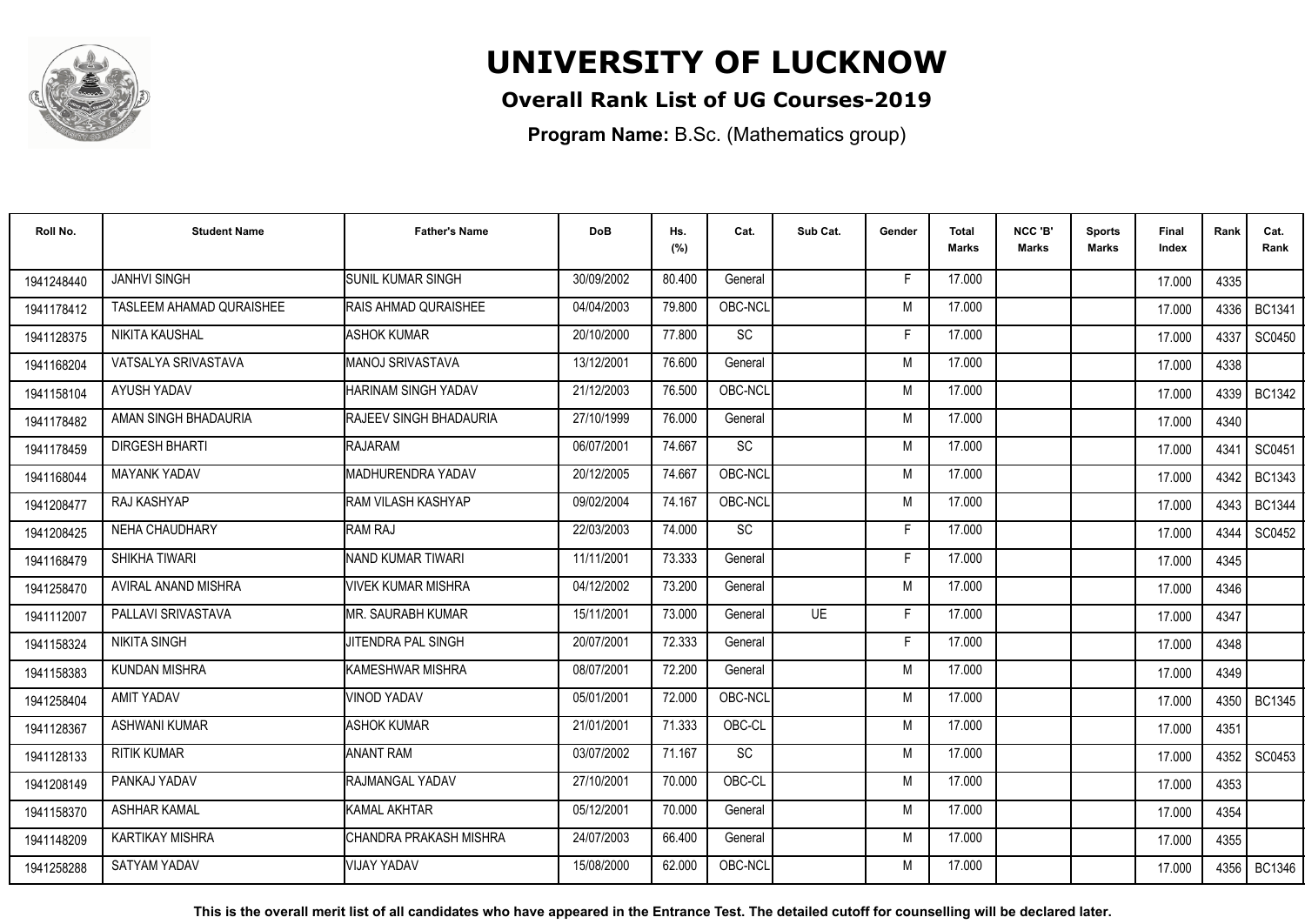# UNIVERSITY OF LUCKNOW

## Overall Rank List of UG Courses-2019

**Program Name:** B.Sc. (Mathematics group)

| Roll No. | Student Name | Father's Name | DoB | Hs. (%) | Cat. | Sub Cat. | Gender | Total Marks | NCC 'B' Marks | Sports Marks | Final Index | Rank | Cat. Rank |
|---|---|---|---|---|---|---|---|---|---|---|---|---|---|
| 1941248440 | JANHVI SINGH | SUNIL KUMAR SINGH | 30/09/2002 | 80.400 | General | | F | 17.000 | | | 17.000 | 4335 | |
| 1941178412 | TASLEEM AHAMAD QURAISHEE | RAIS AHMAD QURAISHEE | 04/04/2003 | 79.800 | OBC-NCL | | M | 17.000 | | | 17.000 | 4336 | BC1341 |
| 1941128375 | NIKITA KAUSHAL | ASHOK KUMAR | 20/10/2000 | 77.800 | SC | | F | 17.000 | | | 17.000 | 4337 | SC0450 |
| 1941168204 | VATSALYA SRIVASTAVA | MANOJ SRIVASTAVA | 13/12/2001 | 76.600 | General | | M | 17.000 | | | 17.000 | 4338 | |
| 1941158104 | AYUSH YADAV | HARINAM SINGH YADAV | 21/12/2003 | 76.500 | OBC-NCL | | M | 17.000 | | | 17.000 | 4339 | BC1342 |
| 1941178482 | AMAN SINGH BHADAURIA | RAJEEV SINGH BHADAURIA | 27/10/1999 | 76.000 | General | | M | 17.000 | | | 17.000 | 4340 | |
| 1941178459 | DIRGESH BHARTI | RAJARAM | 06/07/2001 | 74.667 | SC | | M | 17.000 | | | 17.000 | 4341 | SC0451 |
| 1941168044 | MAYANK YADAV | MADHURENDRA YADAV | 20/12/2005 | 74.667 | OBC-NCL | | M | 17.000 | | | 17.000 | 4342 | BC1343 |
| 1941208477 | RAJ KASHYAP | RAM VILASH KASHYAP | 09/02/2004 | 74.167 | OBC-NCL | | M | 17.000 | | | 17.000 | 4343 | BC1344 |
| 1941208425 | NEHA CHAUDHARY | RAM RAJ | 22/03/2003 | 74.000 | SC | | F | 17.000 | | | 17.000 | 4344 | SC0452 |
| 1941168479 | SHIKHA TIWARI | NAND KUMAR TIWARI | 11/11/2001 | 73.333 | General | | F | 17.000 | | | 17.000 | 4345 | |
| 1941258470 | AVIRAL ANAND MISHRA | VIVEK KUMAR MISHRA | 04/12/2002 | 73.200 | General | | M | 17.000 | | | 17.000 | 4346 | |
| 1941112007 | PALLAVI SRIVASTAVA | MR. SAURABH KUMAR | 15/11/2001 | 73.000 | General | UE | F | 17.000 | | | 17.000 | 4347 | |
| 1941158324 | NIKITA SINGH | JITENDRA PAL SINGH | 20/07/2001 | 72.333 | General | | F | 17.000 | | | 17.000 | 4348 | |
| 1941158383 | KUNDAN MISHRA | KAMESHWAR MISHRA | 08/07/2001 | 72.200 | General | | M | 17.000 | | | 17.000 | 4349 | |
| 1941258404 | AMIT YADAV | VINOD YADAV | 05/01/2001 | 72.000 | OBC-NCL | | M | 17.000 | | | 17.000 | 4350 | BC1345 |
| 1941128367 | ASHWANI KUMAR | ASHOK KUMAR | 21/01/2001 | 71.333 | OBC-CL | | M | 17.000 | | | 17.000 | 4351 | |
| 1941128133 | RITIK KUMAR | ANANT RAM | 03/07/2002 | 71.167 | SC | | M | 17.000 | | | 17.000 | 4352 | SC0453 |
| 1941208149 | PANKAJ YADAV | RAJMANGAL YADAV | 27/10/2001 | 70.000 | OBC-CL | | M | 17.000 | | | 17.000 | 4353 | |
| 1941158370 | ASHHAR KAMAL | KAMAL AKHTAR | 05/12/2001 | 70.000 | General | | M | 17.000 | | | 17.000 | 4354 | |
| 1941148209 | KARTIKAY MISHRA | CHANDRA PRAKASH MISHRA | 24/07/2003 | 66.400 | General | | M | 17.000 | | | 17.000 | 4355 | |
| 1941258288 | SATYAM YADAV | VIJAY YADAV | 15/08/2000 | 62.000 | OBC-NCL | | M | 17.000 | | | 17.000 | 4356 | BC1346 |

**This is the overall merit list of all candidates who have appeared in the Entrance Test. The detailed cutoff for counselling will be declared later.**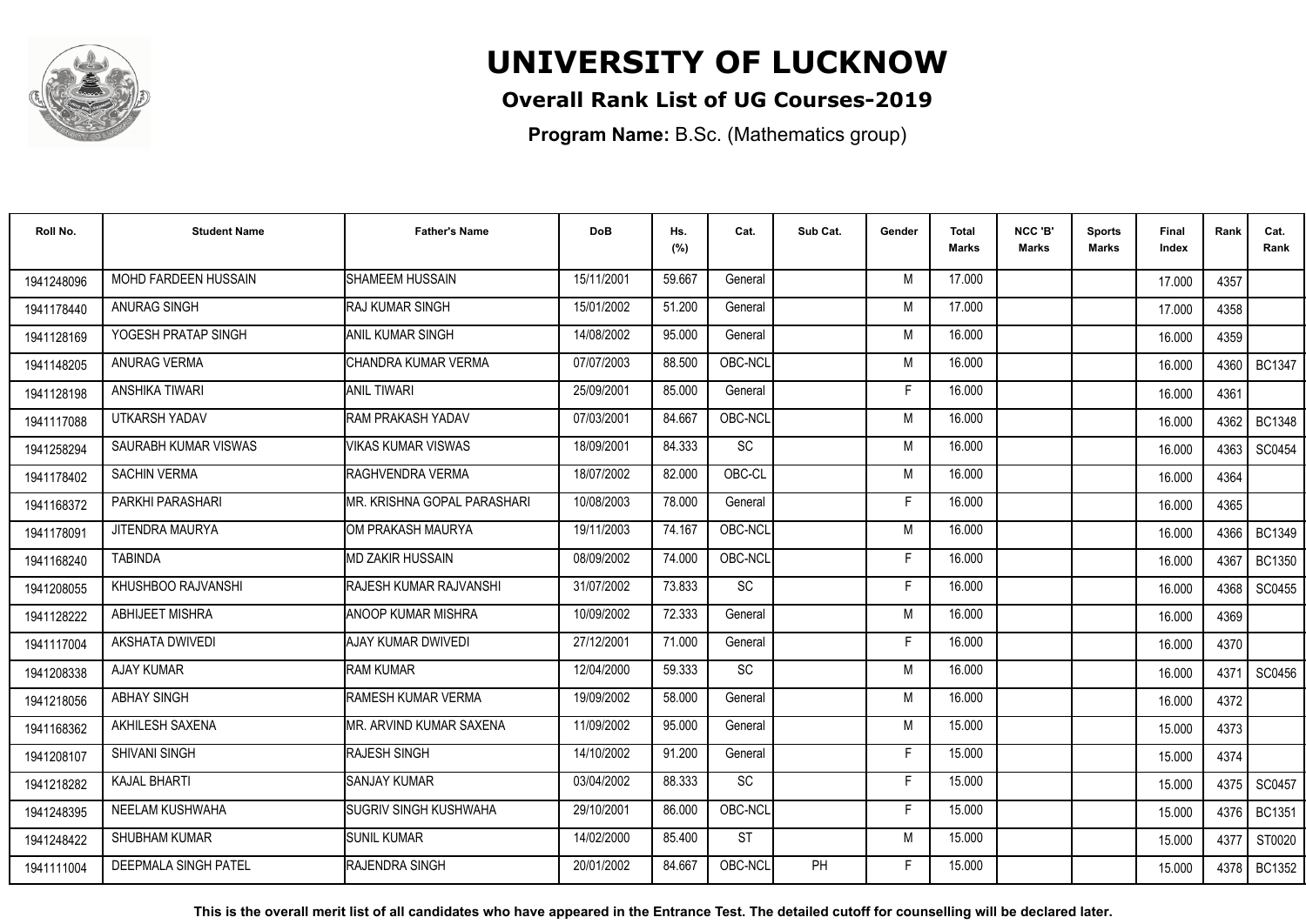# UNIVERSITY OF LUCKNOW

**Overall Rank List of UG Courses-2019**

**Program Name:** B.Sc. (Mathematics group)

| Roll No. | Student Name | Father's Name | DoB | Hs. (%) | Cat. | Sub Cat. | Gender | Total Marks | NCC 'B' Marks | Sports Marks | Final Index | Rank | Cat. Rank |
|---|---|---|---|---|---|---|---|---|---|---|---|---|---|
| 1941248096 | MOHD FARDEEN HUSSAIN | SHAMEEM HUSSAIN | 15/11/2001 | 59.667 | General | | M | 17.000 | | | 17.000 | 4357 | |
| 1941178440 | ANURAG SINGH | RAJ KUMAR SINGH | 15/01/2002 | 51.200 | General | | M | 17.000 | | | 17.000 | 4358 | |
| 1941128169 | YOGESH PRATAP SINGH | ANIL KUMAR SINGH | 14/08/2002 | 95.000 | General | | M | 16.000 | | | 16.000 | 4359 | |
| 1941148205 | ANURAG VERMA | CHANDRA KUMAR VERMA | 07/07/2003 | 88.500 | OBC-NCL | | M | 16.000 | | | 16.000 | 4360 | BC1347 |
| 1941128198 | ANSHIKA TIWARI | ANIL TIWARI | 25/09/2001 | 85.000 | General | | F | 16.000 | | | 16.000 | 4361 | |
| 1941117088 | UTKARSH YADAV | RAM PRAKASH YADAV | 07/03/2001 | 84.667 | OBC-NCL | | M | 16.000 | | | 16.000 | 4362 | BC1348 |
| 1941258294 | SAURABH KUMAR VISWAS | VIKAS KUMAR VISWAS | 18/09/2001 | 84.333 | SC | | M | 16.000 | | | 16.000 | 4363 | SC0454 |
| 1941178402 | SACHIN VERMA | RAGHVENDRA VERMA | 18/07/2002 | 82.000 | OBC-CL | | M | 16.000 | | | 16.000 | 4364 | |
| 1941168372 | PARKHI PARASHARI | MR. KRISHNA GOPAL PARASHARI | 10/08/2003 | 78.000 | General | | F | 16.000 | | | 16.000 | 4365 | |
| 1941178091 | JITENDRA MAURYA | OM PRAKASH MAURYA | 19/11/2003 | 74.167 | OBC-NCL | | M | 16.000 | | | 16.000 | 4366 | BC1349 |
| 1941168240 | TABINDA | MD ZAKIR HUSSAIN | 08/09/2002 | 74.000 | OBC-NCL | | F | 16.000 | | | 16.000 | 4367 | BC1350 |
| 1941208055 | KHUSHBOO RAJVANSHI | RAJESH KUMAR RAJVANSHI | 31/07/2002 | 73.833 | SC | | F | 16.000 | | | 16.000 | 4368 | SC0455 |
| 1941128222 | ABHIJEET MISHRA | ANOOP KUMAR MISHRA | 10/09/2002 | 72.333 | General | | M | 16.000 | | | 16.000 | 4369 | |
| 1941117004 | AKSHATA DWIVEDI | AJAY KUMAR DWIVEDI | 27/12/2001 | 71.000 | General | | F | 16.000 | | | 16.000 | 4370 | |
| 1941208338 | AJAY KUMAR | RAM KUMAR | 12/04/2000 | 59.333 | SC | | M | 16.000 | | | 16.000 | 4371 | SC0456 |
| 1941218056 | ABHAY SINGH | RAMESH KUMAR VERMA | 19/09/2002 | 58.000 | General | | M | 16.000 | | | 16.000 | 4372 | |
| 1941168362 | AKHILESH SAXENA | MR. ARVIND KUMAR SAXENA | 11/09/2002 | 95.000 | General | | M | 15.000 | | | 15.000 | 4373 | |
| 1941208107 | SHIVANI SINGH | RAJESH SINGH | 14/10/2002 | 91.200 | General | | F | 15.000 | | | 15.000 | 4374 | |
| 1941218282 | KAJAL BHARTI | SANJAY KUMAR | 03/04/2002 | 88.333 | SC | | F | 15.000 | | | 15.000 | 4375 | SC0457 |
| 1941248395 | NEELAM KUSHWAHA | SUGRIV SINGH KUSHWAHA | 29/10/2001 | 86.000 | OBC-NCL | | F | 15.000 | | | 15.000 | 4376 | BC1351 |
| 1941248422 | SHUBHAM KUMAR | SUNIL KUMAR | 14/02/2000 | 85.400 | ST | | M | 15.000 | | | 15.000 | 4377 | ST0020 |
| 1941111004 | DEEPMALA SINGH PATEL | RAJENDRA SINGH | 20/01/2002 | 84.667 | OBC-NCL | PH | F | 15.000 | | | 15.000 | 4378 | BC1352 |

**This is the overall merit list of all candidates who have appeared in the Entrance Test. The detailed cutoff for counselling will be declared later.**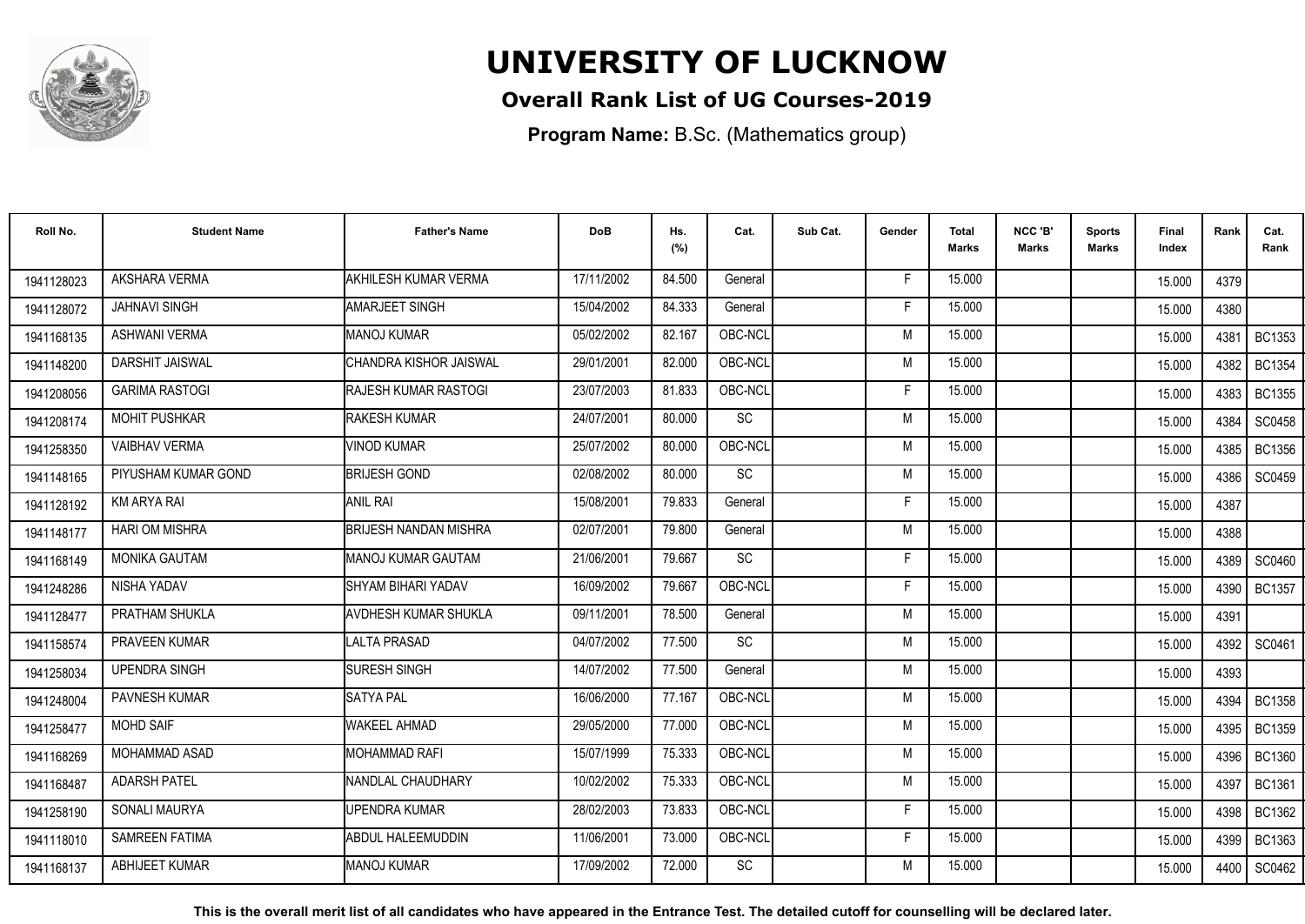# UNIVERSITY OF LUCKNOW

## Overall Rank List of UG Courses-2019

**Program Name:** B.Sc. (Mathematics group)

| Roll No. | Student Name | Father's Name | DoB | Hs. (%) | Cat. | Sub Cat. | Gender | Total Marks | NCC 'B' Marks | Sports Marks | Final Index | Rank | Cat. Rank |
|---|---|---|---|---|---|---|---|---|---|---|---|---|---|
| 1941128023 | AKSHARA VERMA | AKHILESH KUMAR VERMA | 17/11/2002 | 84.500 | General | | F | 15.000 | | | 15.000 | 4379 | |
| 1941128072 | JAHNAVI SINGH | AMARJEET SINGH | 15/04/2002 | 84.333 | General | | F | 15.000 | | | 15.000 | 4380 | |
| 1941168135 | ASHWANI VERMA | MANOJ KUMAR | 05/02/2002 | 82.167 | OBC-NCL | | M | 15.000 | | | 15.000 | 4381 | BC1353 |
| 1941148200 | DARSHIT JAISWAL | CHANDRA KISHOR JAISWAL | 29/01/2001 | 82.000 | OBC-NCL | | M | 15.000 | | | 15.000 | 4382 | BC1354 |
| 1941208056 | GARIMA RASTOGI | RAJESH KUMAR RASTOGI | 23/07/2003 | 81.833 | OBC-NCL | | F | 15.000 | | | 15.000 | 4383 | BC1355 |
| 1941208174 | MOHIT PUSHKAR | RAKESH KUMAR | 24/07/2001 | 80.000 | SC | | M | 15.000 | | | 15.000 | 4384 | SC0458 |
| 1941258350 | VAIBHAV VERMA | VINOD KUMAR | 25/07/2002 | 80.000 | OBC-NCL | | M | 15.000 | | | 15.000 | 4385 | BC1356 |
| 1941148165 | PIYUSHAM KUMAR GOND | BRIJESH GOND | 02/08/2002 | 80.000 | SC | | M | 15.000 | | | 15.000 | 4386 | SC0459 |
| 1941128192 | KM ARYA RAI | ANIL RAI | 15/08/2001 | 79.833 | General | | F | 15.000 | | | 15.000 | 4387 | |
| 1941148177 | HARI OM MISHRA | BRIJESH NANDAN MISHRA | 02/07/2001 | 79.800 | General | | M | 15.000 | | | 15.000 | 4388 | |
| 1941168149 | MONIKA GAUTAM | MANOJ KUMAR GAUTAM | 21/06/2001 | 79.667 | SC | | F | 15.000 | | | 15.000 | 4389 | SC0460 |
| 1941248286 | NISHA YADAV | SHYAM BIHARI YADAV | 16/09/2002 | 79.667 | OBC-NCL | | F | 15.000 | | | 15.000 | 4390 | BC1357 |
| 1941128477 | PRATHAM SHUKLA | AVDHESH KUMAR SHUKLA | 09/11/2001 | 78.500 | General | | M | 15.000 | | | 15.000 | 4391 | |
| 1941158574 | PRAVEEN KUMAR | LALTA PRASAD | 04/07/2002 | 77.500 | SC | | M | 15.000 | | | 15.000 | 4392 | SC0461 |
| 1941258034 | UPENDRA SINGH | SURESH SINGH | 14/07/2002 | 77.500 | General | | M | 15.000 | | | 15.000 | 4393 | |
| 1941248004 | PAVNESH KUMAR | SATYA PAL | 16/06/2000 | 77.167 | OBC-NCL | | M | 15.000 | | | 15.000 | 4394 | BC1358 |
| 1941258477 | MOHD SAIF | WAKEEL AHMAD | 29/05/2000 | 77.000 | OBC-NCL | | M | 15.000 | | | 15.000 | 4395 | BC1359 |
| 1941168269 | MOHAMMAD ASAD | MOHAMMAD RAFI | 15/07/1999 | 75.333 | OBC-NCL | | M | 15.000 | | | 15.000 | 4396 | BC1360 |
| 1941168487 | ADARSH PATEL | NANDLAL CHAUDHARY | 10/02/2002 | 75.333 | OBC-NCL | | M | 15.000 | | | 15.000 | 4397 | BC1361 |
| 1941258190 | SONALI MAURYA | UPENDRA KUMAR | 28/02/2003 | 73.833 | OBC-NCL | | F | 15.000 | | | 15.000 | 4398 | BC1362 |
| 1941118010 | SAMREEN FATIMA | ABDUL HALEEMUDDIN | 11/06/2001 | 73.000 | OBC-NCL | | F | 15.000 | | | 15.000 | 4399 | BC1363 |
| 1941168137 | ABHIJEET KUMAR | MANOJ KUMAR | 17/09/2002 | 72.000 | SC | | M | 15.000 | | | 15.000 | 4400 | SC0462 |

**This is the overall merit list of all candidates who have appeared in the Entrance Test. The detailed cutoff for counselling will be declared later.**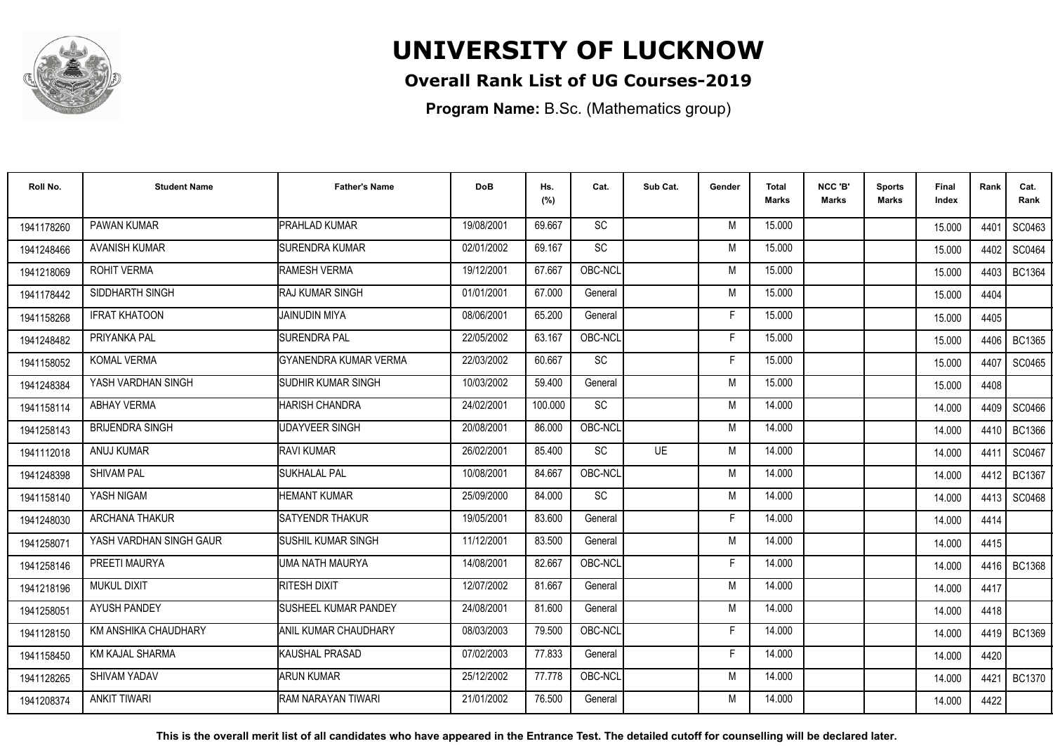# UNIVERSITY OF LUCKNOW

## Overall Rank List of UG Courses-2019

**Program Name:** B.Sc. (Mathematics group)

| Roll No. | Student Name | Father's Name | DoB | Hs. (%) | Cat. | Sub Cat. | Gender | Total Marks | NCC 'B' Marks | Sports Marks | Final Index | Rank | Cat. Rank |
|---|---|---|---|---|---|---|---|---|---|---|---|---|---|
| 1941178260 | PAWAN KUMAR | PRAHLAD KUMAR | 19/08/2001 | 69.667 | SC | | M | 15.000 | | | 15.000 | 4401 | SC0463 |
| 1941248466 | AVANISH KUMAR | SURENDRA KUMAR | 02/01/2002 | 69.167 | SC | | M | 15.000 | | | 15.000 | 4402 | SC0464 |
| 1941218069 | ROHIT VERMA | RAMESH VERMA | 19/12/2001 | 67.667 | OBC-NCL | | M | 15.000 | | | 15.000 | 4403 | BC1364 |
| 1941178442 | SIDDHARTH SINGH | RAJ KUMAR SINGH | 01/01/2001 | 67.000 | General | | M | 15.000 | | | 15.000 | 4404 | |
| 1941158268 | IFRAT KHATOON | JAINUDIN MIYA | 08/06/2001 | 65.200 | General | | F | 15.000 | | | 15.000 | 4405 | |
| 1941248482 | PRIYANKA PAL | SURENDRA PAL | 22/05/2002 | 63.167 | OBC-NCL | | F | 15.000 | | | 15.000 | 4406 | BC1365 |
| 1941158052 | KOMAL VERMA | GYANENDRA KUMAR VERMA | 22/03/2002 | 60.667 | SC | | F | 15.000 | | | 15.000 | 4407 | SC0465 |
| 1941248384 | YASH VARDHAN SINGH | SUDHIR KUMAR SINGH | 10/03/2002 | 59.400 | General | | M | 15.000 | | | 15.000 | 4408 | |
| 1941158114 | ABHAY VERMA | HARISH CHANDRA | 24/02/2001 | 100.000 | SC | | M | 14.000 | | | 14.000 | 4409 | SC0466 |
| 1941258143 | BRIJENDRA SINGH | UDAYVEER SINGH | 20/08/2001 | 86.000 | OBC-NCL | | M | 14.000 | | | 14.000 | 4410 | BC1366 |
| 1941112018 | ANUJ KUMAR | RAVI KUMAR | 26/02/2001 | 85.400 | SC | UE | M | 14.000 | | | 14.000 | 4411 | SC0467 |
| 1941248398 | SHIVAM PAL | SUKHALAL PAL | 10/08/2001 | 84.667 | OBC-NCL | | M | 14.000 | | | 14.000 | 4412 | BC1367 |
| 1941158140 | YASH NIGAM | HEMANT KUMAR | 25/09/2000 | 84.000 | SC | | M | 14.000 | | | 14.000 | 4413 | SC0468 |
| 1941248030 | ARCHANA THAKUR | SATYENDR THAKUR | 19/05/2001 | 83.600 | General | | F | 14.000 | | | 14.000 | 4414 | |
| 1941258071 | YASH VARDHAN SINGH GAUR | SUSHIL KUMAR SINGH | 11/12/2001 | 83.500 | General | | M | 14.000 | | | 14.000 | 4415 | |
| 1941258146 | PREETI MAURYA | UMA NATH MAURYA | 14/08/2001 | 82.667 | OBC-NCL | | F | 14.000 | | | 14.000 | 4416 | BC1368 |
| 1941218196 | MUKUL DIXIT | RITESH DIXIT | 12/07/2002 | 81.667 | General | | M | 14.000 | | | 14.000 | 4417 | |
| 1941258051 | AYUSH PANDEY | SUSHEEL KUMAR PANDEY | 24/08/2001 | 81.600 | General | | M | 14.000 | | | 14.000 | 4418 | |
| 1941128150 | KM ANSHIKA CHAUDHARY | ANIL KUMAR CHAUDHARY | 08/03/2003 | 79.500 | OBC-NCL | | F | 14.000 | | | 14.000 | 4419 | BC1369 |
| 1941158450 | KM KAJAL SHARMA | KAUSHAL PRASAD | 07/02/2003 | 77.833 | General | | F | 14.000 | | | 14.000 | 4420 | |
| 1941128265 | SHIVAM YADAV | ARUN KUMAR | 25/12/2002 | 77.778 | OBC-NCL | | M | 14.000 | | | 14.000 | 4421 | BC1370 |
| 1941208374 | ANKIT TIWARI | RAM NARAYAN TIWARI | 21/01/2002 | 76.500 | General | | M | 14.000 | | | 14.000 | 4422 | |

**This is the overall merit list of all candidates who have appeared in the Entrance Test. The detailed cutoff for counselling will be declared later.**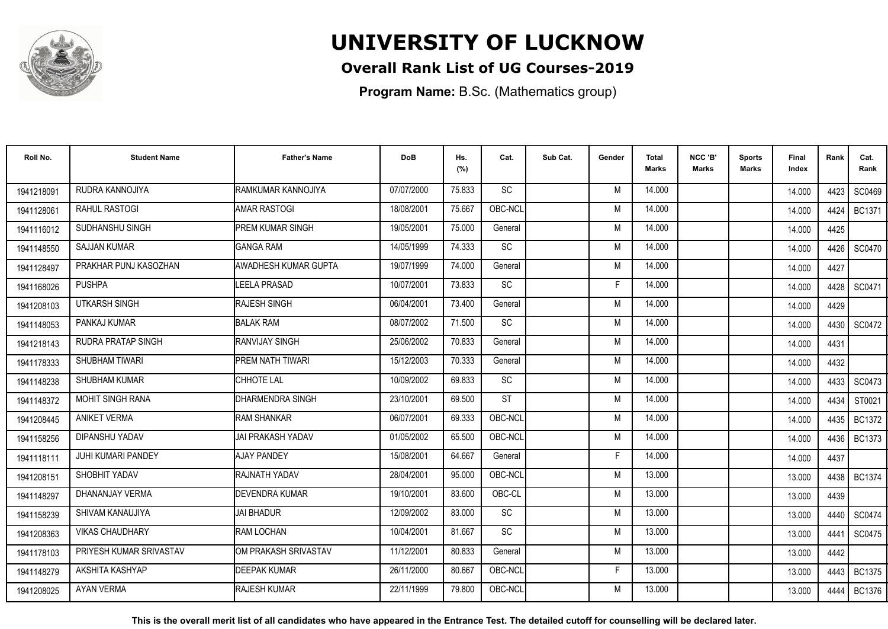# UNIVERSITY OF LUCKNOW

## Overall Rank List of UG Courses-2019

**Program Name:** B.Sc. (Mathematics group)

| Roll No. | Student Name | Father's Name | DoB | Hs. (%) | Cat. | Sub Cat. | Gender | Total Marks | NCC 'B' Marks | Sports Marks | Final Index | Rank | Cat. Rank |
|---|---|---|---|---|---|---|---|---|---|---|---|---|---|
| 1941218091 | RUDRA KANNOJIYA | RAMKUMAR KANNOJIYA | 07/07/2000 | 75.833 | SC | | M | 14.000 | | | 14.000 | 4423 | SC0469 |
| 1941128061 | RAHUL RASTOGI | AMAR RASTOGI | 18/08/2001 | 75.667 | OBC-NCL | | M | 14.000 | | | 14.000 | 4424 | BC1371 |
| 1941116012 | SUDHANSHU SINGH | PREM KUMAR SINGH | 19/05/2001 | 75.000 | General | | M | 14.000 | | | 14.000 | 4425 | |
| 1941148550 | SAJJAN KUMAR | GANGA RAM | 14/05/1999 | 74.333 | SC | | M | 14.000 | | | 14.000 | 4426 | SC0470 |
| 1941128497 | PRAKHAR PUNJ KASOZHAN | AWADHESH KUMAR GUPTA | 19/07/1999 | 74.000 | General | | M | 14.000 | | | 14.000 | 4427 | |
| 1941168026 | PUSHPA | LEELA PRASAD | 10/07/2001 | 73.833 | SC | | F | 14.000 | | | 14.000 | 4428 | SC0471 |
| 1941208103 | UTKARSH SINGH | RAJESH SINGH | 06/04/2001 | 73.400 | General | | M | 14.000 | | | 14.000 | 4429 | |
| 1941148053 | PANKAJ KUMAR | BALAK RAM | 08/07/2002 | 71.500 | SC | | M | 14.000 | | | 14.000 | 4430 | SC0472 |
| 1941218143 | RUDRA PRATAP SINGH | RANVIJAY SINGH | 25/06/2002 | 70.833 | General | | M | 14.000 | | | 14.000 | 4431 | |
| 1941178333 | SHUBHAM TIWARI | PREM NATH TIWARI | 15/12/2003 | 70.333 | General | | M | 14.000 | | | 14.000 | 4432 | |
| 1941148238 | SHUBHAM KUMAR | CHHOTE LAL | 10/09/2002 | 69.833 | SC | | M | 14.000 | | | 14.000 | 4433 | SC0473 |
| 1941148372 | MOHIT SINGH RANA | DHARMENDRA SINGH | 23/10/2001 | 69.500 | ST | | M | 14.000 | | | 14.000 | 4434 | ST0021 |
| 1941208445 | ANIKET VERMA | RAM SHANKAR | 06/07/2001 | 69.333 | OBC-NCL | | M | 14.000 | | | 14.000 | 4435 | BC1372 |
| 1941158256 | DIPANSHU YADAV | JAI PRAKASH YADAV | 01/05/2002 | 65.500 | OBC-NCL | | M | 14.000 | | | 14.000 | 4436 | BC1373 |
| 1941118111 | JUHI KUMARI PANDEY | AJAY PANDEY | 15/08/2001 | 64.667 | General | | F | 14.000 | | | 14.000 | 4437 | |
| 1941208151 | SHOBHIT YADAV | RAJNATH YADAV | 28/04/2001 | 95.000 | OBC-NCL | | M | 13.000 | | | 13.000 | 4438 | BC1374 |
| 1941148297 | DHANANJAY VERMA | DEVENDRA KUMAR | 19/10/2001 | 83.600 | OBC-CL | | M | 13.000 | | | 13.000 | 4439 | |
| 1941158239 | SHIVAM KANAUJIYA | JAI BHADUR | 12/09/2002 | 83.000 | SC | | M | 13.000 | | | 13.000 | 4440 | SC0474 |
| 1941208363 | VIKAS CHAUDHARY | RAM LOCHAN | 10/04/2001 | 81.667 | SC | | M | 13.000 | | | 13.000 | 4441 | SC0475 |
| 1941178103 | PRIYESH KUMAR SRIVASTAV | OM PRAKASH SRIVASTAV | 11/12/2001 | 80.833 | General | | M | 13.000 | | | 13.000 | 4442 | |
| 1941148279 | AKSHITA KASHYAP | DEEPAK KUMAR | 26/11/2000 | 80.667 | OBC-NCL | | F | 13.000 | | | 13.000 | 4443 | BC1375 |
| 1941208025 | AYAN VERMA | RAJESH KUMAR | 22/11/1999 | 79.800 | OBC-NCL | | M | 13.000 | | | 13.000 | 4444 | BC1376 |

**This is the overall merit list of all candidates who have appeared in the Entrance Test. The detailed cutoff for counselling will be declared later.**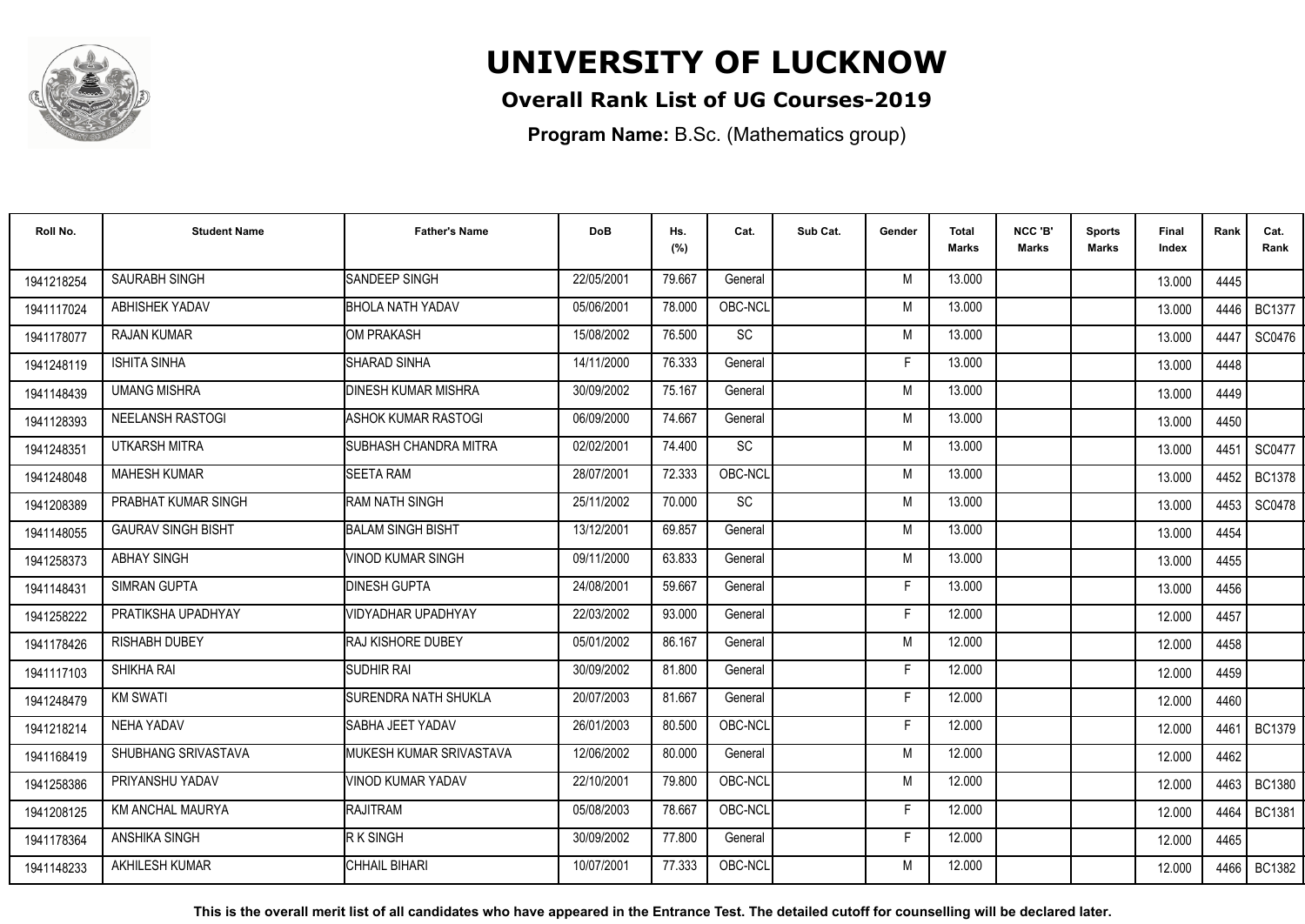# UNIVERSITY OF LUCKNOW

## Overall Rank List of UG Courses-2019

**Program Name:** B.Sc. (Mathematics group)

| Roll No. | Student Name | Father's Name | DoB | Hs. (%) | Cat. | Sub Cat. | Gender | Total Marks | NCC 'B' Marks | Sports Marks | Final Index | Rank | Cat. Rank |
|---|---|---|---|---|---|---|---|---|---|---|---|---|---|
| 1941218254 | SAURABH SINGH | SANDEEP SINGH | 22/05/2001 | 79.667 | General | | M | 13.000 | | | 13.000 | 4445 | |
| 1941117024 | ABHISHEK YADAV | BHOLA NATH YADAV | 05/06/2001 | 78.000 | OBC-NCL | | M | 13.000 | | | 13.000 | 4446 | BC1377 |
| 1941178077 | RAJAN KUMAR | OM PRAKASH | 15/08/2002 | 76.500 | SC | | M | 13.000 | | | 13.000 | 4447 | SC0476 |
| 1941248119 | ISHITA SINHA | SHARAD SINHA | 14/11/2000 | 76.333 | General | | F | 13.000 | | | 13.000 | 4448 | |
| 1941148439 | UMANG MISHRA | DINESH KUMAR MISHRA | 30/09/2002 | 75.167 | General | | M | 13.000 | | | 13.000 | 4449 | |
| 1941128393 | NEELANSH RASTOGI | ASHOK KUMAR RASTOGI | 06/09/2000 | 74.667 | General | | M | 13.000 | | | 13.000 | 4450 | |
| 1941248351 | UTKARSH MITRA | SUBHASH CHANDRA MITRA | 02/02/2001 | 74.400 | SC | | M | 13.000 | | | 13.000 | 4451 | SC0477 |
| 1941248048 | MAHESH KUMAR | SEETA RAM | 28/07/2001 | 72.333 | OBC-NCL | | M | 13.000 | | | 13.000 | 4452 | BC1378 |
| 1941208389 | PRABHAT KUMAR SINGH | RAM NATH SINGH | 25/11/2002 | 70.000 | SC | | M | 13.000 | | | 13.000 | 4453 | SC0478 |
| 1941148055 | GAURAV SINGH BISHT | BALAM SINGH BISHT | 13/12/2001 | 69.857 | General | | M | 13.000 | | | 13.000 | 4454 | |
| 1941258373 | ABHAY SINGH | VINOD KUMAR SINGH | 09/11/2000 | 63.833 | General | | M | 13.000 | | | 13.000 | 4455 | |
| 1941148431 | SIMRAN GUPTA | DINESH GUPTA | 24/08/2001 | 59.667 | General | | F | 13.000 | | | 13.000 | 4456 | |
| 1941258222 | PRATIKSHA UPADHYAY | VIDYADHAR UPADHYAY | 22/03/2002 | 93.000 | General | | F | 12.000 | | | 12.000 | 4457 | |
| 1941178426 | RISHABH DUBEY | RAJ KISHORE DUBEY | 05/01/2002 | 86.167 | General | | M | 12.000 | | | 12.000 | 4458 | |
| 1941117103 | SHIKHA RAI | SUDHIR RAI | 30/09/2002 | 81.800 | General | | F | 12.000 | | | 12.000 | 4459 | |
| 1941248479 | KM SWATI | SURENDRA NATH SHUKLA | 20/07/2003 | 81.667 | General | | F | 12.000 | | | 12.000 | 4460 | |
| 1941218214 | NEHA YADAV | SABHA JEET YADAV | 26/01/2003 | 80.500 | OBC-NCL | | F | 12.000 | | | 12.000 | 4461 | BC1379 |
| 1941168419 | SHUBHANG SRIVASTAVA | MUKESH KUMAR SRIVASTAVA | 12/06/2002 | 80.000 | General | | M | 12.000 | | | 12.000 | 4462 | |
| 1941258386 | PRIYANSHU YADAV | VINOD KUMAR YADAV | 22/10/2001 | 79.800 | OBC-NCL | | M | 12.000 | | | 12.000 | 4463 | BC1380 |
| 1941208125 | KM ANCHAL MAURYA | RAJITRAM | 05/08/2003 | 78.667 | OBC-NCL | | F | 12.000 | | | 12.000 | 4464 | BC1381 |
| 1941178364 | ANSHIKA SINGH | R K SINGH | 30/09/2002 | 77.800 | General | | F | 12.000 | | | 12.000 | 4465 | |
| 1941148233 | AKHILESH KUMAR | CHHAIL BIHARI | 10/07/2001 | 77.333 | OBC-NCL | | M | 12.000 | | | 12.000 | 4466 | BC1382 |

**This is the overall merit list of all candidates who have appeared in the Entrance Test. The detailed cutoff for counselling will be declared later.**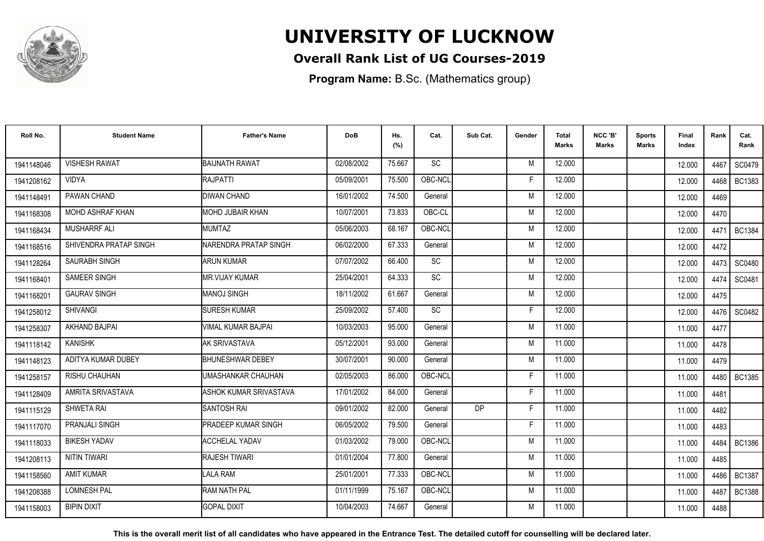# UNIVERSITY OF LUCKNOW

## Overall Rank List of UG Courses-2019

**Program Name:** B.Sc. (Mathematics group)

| Roll No. | Student Name | Father's Name | DoB | Hs. (%) | Cat. | Sub Cat. | Gender | Total Marks | NCC 'B' Marks | Sports Marks | Final Index | Rank | Cat. Rank |
|---|---|---|---|---|---|---|---|---|---|---|---|---|---|
| 1941148046 | VISHESH RAWAT | BAIJNATH RAWAT | 02/08/2002 | 75.667 | SC | | M | 12.000 | | | 12.000 | 4467 | SC0479 |
| 1941208162 | VIDYA | RAJPATTI | 05/09/2001 | 75.500 | OBC-NCL | | F | 12.000 | | | 12.000 | 4468 | BC1383 |
| 1941148491 | PAWAN CHAND | DIWAN CHAND | 16/01/2002 | 74.500 | General | | M | 12.000 | | | 12.000 | 4469 | |
| 1941168308 | MOHD ASHRAF KHAN | MOHD JUBAIR KHAN | 10/07/2001 | 73.833 | OBC-CL | | M | 12.000 | | | 12.000 | 4470 | |
| 1941168434 | MUSHARRF ALI | MUMTAZ | 05/06/2003 | 68.167 | OBC-NCL | | M | 12.000 | | | 12.000 | 4471 | BC1384 |
| 1941168516 | SHIVENDRA PRATAP SINGH | NARENDRA PRATAP SINGH | 06/02/2000 | 67.333 | General | | M | 12.000 | | | 12.000 | 4472 | |
| 1941128264 | SAURABH SINGH | ARUN KUMAR | 07/07/2002 | 66.400 | SC | | M | 12.000 | | | 12.000 | 4473 | SC0480 |
| 1941168401 | SAMEER SINGH | MR.VIJAY KUMAR | 25/04/2001 | 64.333 | SC | | M | 12.000 | | | 12.000 | 4474 | SC0481 |
| 1941168201 | GAURAV SINGH | MANOJ SINGH | 18/11/2002 | 61.667 | General | | M | 12.000 | | | 12.000 | 4475 | |
| 1941258012 | SHIVANGI | SURESH KUMAR | 25/09/2002 | 57.400 | SC | | F | 12.000 | | | 12.000 | 4476 | SC0482 |
| 1941258307 | AKHAND BAJPAI | VIMAL KUMAR BAJPAI | 10/03/2003 | 95.000 | General | | M | 11.000 | | | 11.000 | 4477 | |
| 1941118142 | KANISHK | AK SRIVASTAVA | 05/12/2001 | 93.000 | General | | M | 11.000 | | | 11.000 | 4478 | |
| 1941148123 | ADITYA KUMAR DUBEY | BHUNESHWAR DEBEY | 30/07/2001 | 90.000 | General | | M | 11.000 | | | 11.000 | 4479 | |
| 1941258157 | RISHU CHAUHAN | UMASHANKAR CHAUHAN | 02/05/2003 | 86.000 | OBC-NCL | | F | 11.000 | | | 11.000 | 4480 | BC1385 |
| 1941128409 | AMRITA SRIVASTAVA | ASHOK KUMAR SRIVASTAVA | 17/01/2002 | 84.000 | General | | F | 11.000 | | | 11.000 | 4481 | |
| 1941115129 | SHWETA RAI | SANTOSH RAI | 09/01/2002 | 82.000 | General | DP | F | 11.000 | | | 11.000 | 4482 | |
| 1941117070 | PRANJALI SINGH | PRADEEP KUMAR SINGH | 06/05/2002 | 79.500 | General | | F | 11.000 | | | 11.000 | 4483 | |
| 1941118033 | BIKESH YADAV | ACCHELAL YADAV | 01/03/2002 | 79.000 | OBC-NCL | | M | 11.000 | | | 11.000 | 4484 | BC1386 |
| 1941208113 | NITIN TIWARI | RAJESH TIWARI | 01/01/2004 | 77.800 | General | | M | 11.000 | | | 11.000 | 4485 | |
| 1941158560 | AMIT KUMAR | LALA RAM | 25/01/2001 | 77.333 | OBC-NCL | | M | 11.000 | | | 11.000 | 4486 | BC1387 |
| 1941208388 | LOMNESH PAL | RAM NATH PAL | 01/11/1999 | 75.167 | OBC-NCL | | M | 11.000 | | | 11.000 | 4487 | BC1388 |
| 1941158003 | BIPIN DIXIT | GOPAL DIXIT | 10/04/2003 | 74.667 | General | | M | 11.000 | | | 11.000 | 4488 | |

**This is the overall merit list of all candidates who have appeared in the Entrance Test. The detailed cutoff for counselling will be declared later.**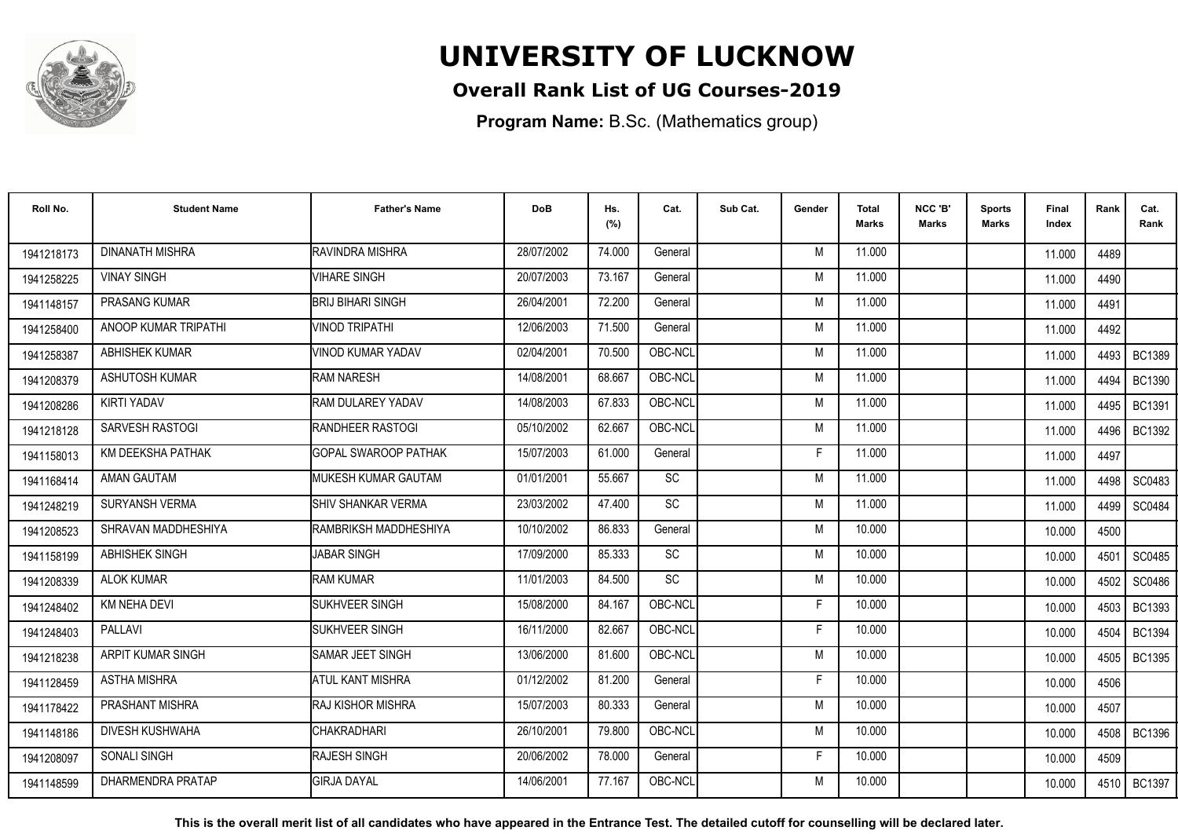# UNIVERSITY OF LUCKNOW

**Overall Rank List of UG Courses-2019**

**Program Name:** B.Sc. (Mathematics group)

| Roll No. | Student Name | Father's Name | DoB | Hs. (%) | Cat. | Sub Cat. | Gender | Total Marks | NCC 'B' Marks | Sports Marks | Final Index | Rank | Cat. Rank |
|---|---|---|---|---|---|---|---|---|---|---|---|---|---|
| 1941218173 | DINANATH MISHRA | RAVINDRA MISHRA | 28/07/2002 | 74.000 | General | | M | 11.000 | | | 11.000 | 4489 | |
| 1941258225 | VINAY SINGH | VIHARE SINGH | 20/07/2003 | 73.167 | General | | M | 11.000 | | | 11.000 | 4490 | |
| 1941148157 | PRASANG KUMAR | BRIJ BIHARI SINGH | 26/04/2001 | 72.200 | General | | M | 11.000 | | | 11.000 | 4491 | |
| 1941258400 | ANOOP KUMAR TRIPATHI | VINOD TRIPATHI | 12/06/2003 | 71.500 | General | | M | 11.000 | | | 11.000 | 4492 | |
| 1941258387 | ABHISHEK KUMAR | VINOD KUMAR YADAV | 02/04/2001 | 70.500 | OBC-NCL | | M | 11.000 | | | 11.000 | 4493 | BC1389 |
| 1941208379 | ASHUTOSH KUMAR | RAM NARESH | 14/08/2001 | 68.667 | OBC-NCL | | M | 11.000 | | | 11.000 | 4494 | BC1390 |
| 1941208286 | KIRTI YADAV | RAM DULAREY YADAV | 14/08/2003 | 67.833 | OBC-NCL | | M | 11.000 | | | 11.000 | 4495 | BC1391 |
| 1941218128 | SARVESH RASTOGI | RANDHEER RASTOGI | 05/10/2002 | 62.667 | OBC-NCL | | M | 11.000 | | | 11.000 | 4496 | BC1392 |
| 1941158013 | KM DEEKSHA PATHAK | GOPAL SWAROOP PATHAK | 15/07/2003 | 61.000 | General | | F | 11.000 | | | 11.000 | 4497 | |
| 1941168414 | AMAN GAUTAM | MUKESH KUMAR GAUTAM | 01/01/2001 | 55.667 | SC | | M | 11.000 | | | 11.000 | 4498 | SC0483 |
| 1941248219 | SURYANSH VERMA | SHIV SHANKAR VERMA | 23/03/2002 | 47.400 | SC | | M | 11.000 | | | 11.000 | 4499 | SC0484 |
| 1941208523 | SHRAVAN MADDHESHIYA | RAMBRIKSH MADDHESHIYA | 10/10/2002 | 86.833 | General | | M | 10.000 | | | 10.000 | 4500 | |
| 1941158199 | ABHISHEK SINGH | JABAR SINGH | 17/09/2000 | 85.333 | SC | | M | 10.000 | | | 10.000 | 4501 | SC0485 |
| 1941208339 | ALOK KUMAR | RAM KUMAR | 11/01/2003 | 84.500 | SC | | M | 10.000 | | | 10.000 | 4502 | SC0486 |
| 1941248402 | KM NEHA DEVI | SUKHVEER SINGH | 15/08/2000 | 84.167 | OBC-NCL | | F | 10.000 | | | 10.000 | 4503 | BC1393 |
| 1941248403 | PALLAVI | SUKHVEER SINGH | 16/11/2000 | 82.667 | OBC-NCL | | F | 10.000 | | | 10.000 | 4504 | BC1394 |
| 1941218238 | ARPIT KUMAR SINGH | SAMAR JEET SINGH | 13/06/2000 | 81.600 | OBC-NCL | | M | 10.000 | | | 10.000 | 4505 | BC1395 |
| 1941128459 | ASTHA MISHRA | ATUL KANT MISHRA | 01/12/2002 | 81.200 | General | | F | 10.000 | | | 10.000 | 4506 | |
| 1941178422 | PRASHANT MISHRA | RAJ KISHOR MISHRA | 15/07/2003 | 80.333 | General | | M | 10.000 | | | 10.000 | 4507 | |
| 1941148186 | DIVESH KUSHWAHA | CHAKRADHARI | 26/10/2001 | 79.800 | OBC-NCL | | M | 10.000 | | | 10.000 | 4508 | BC1396 |
| 1941208097 | SONALI SINGH | RAJESH SINGH | 20/06/2002 | 78.000 | General | | F | 10.000 | | | 10.000 | 4509 | |
| 1941148599 | DHARMENDRA PRATAP | GIRJA DAYAL | 14/06/2001 | 77.167 | OBC-NCL | | M | 10.000 | | | 10.000 | 4510 | BC1397 |

**This is the overall merit list of all candidates who have appeared in the Entrance Test. The detailed cutoff for counselling will be declared later.**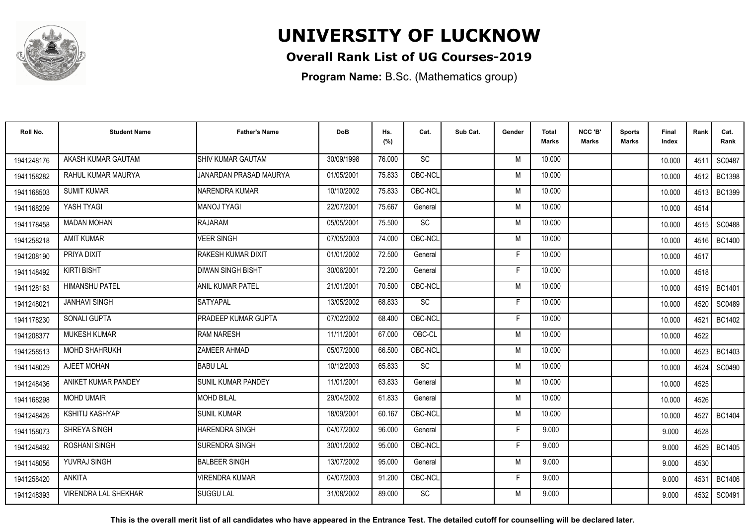# UNIVERSITY OF LUCKNOW

## Overall Rank List of UG Courses-2019

**Program Name:** B.Sc. (Mathematics group)

| Roll No. | Student Name | Father's Name | DoB | Hs. (%) | Cat. | Sub Cat. | Gender | Total Marks | NCC 'B' Marks | Sports Marks | Final Index | Rank | Cat. Rank |
|---|---|---|---|---|---|---|---|---|---|---|---|---|---|
| 1941248176 | AKASH KUMAR GAUTAM | SHIV KUMAR GAUTAM | 30/09/1998 | 76.000 | SC | | M | 10.000 | | | 10.000 | 4511 | SC0487 |
| 1941158282 | RAHUL KUMAR MAURYA | JANARDAN PRASAD MAURYA | 01/05/2001 | 75.833 | OBC-NCL | | M | 10.000 | | | 10.000 | 4512 | BC1398 |
| 1941168503 | SUMIT KUMAR | NARENDRA KUMAR | 10/10/2002 | 75.833 | OBC-NCL | | M | 10.000 | | | 10.000 | 4513 | BC1399 |
| 1941168209 | YASH TYAGI | MANOJ TYAGI | 22/07/2001 | 75.667 | General | | M | 10.000 | | | 10.000 | 4514 | |
| 1941178458 | MADAN MOHAN | RAJARAM | 05/05/2001 | 75.500 | SC | | M | 10.000 | | | 10.000 | 4515 | SC0488 |
| 1941258218 | AMIT KUMAR | VEER SINGH | 07/05/2003 | 74.000 | OBC-NCL | | M | 10.000 | | | 10.000 | 4516 | BC1400 |
| 1941208190 | PRIYA DIXIT | RAKESH KUMAR DIXIT | 01/01/2002 | 72.500 | General | | F | 10.000 | | | 10.000 | 4517 | |
| 1941148492 | KIRTI BISHT | DIWAN SINGH BISHT | 30/06/2001 | 72.200 | General | | F | 10.000 | | | 10.000 | 4518 | |
| 1941128163 | HIMANSHU PATEL | ANIL KUMAR PATEL | 21/01/2001 | 70.500 | OBC-NCL | | M | 10.000 | | | 10.000 | 4519 | BC1401 |
| 1941248021 | JANHAVI SINGH | SATYAPAL | 13/05/2002 | 68.833 | SC | | F | 10.000 | | | 10.000 | 4520 | SC0489 |
| 1941178230 | SONALI GUPTA | PRADEEP KUMAR GUPTA | 07/02/2002 | 68.400 | OBC-NCL | | F | 10.000 | | | 10.000 | 4521 | BC1402 |
| 1941208377 | MUKESH KUMAR | RAM NARESH | 11/11/2001 | 67.000 | OBC-CL | | M | 10.000 | | | 10.000 | 4522 | |
| 1941258513 | MOHD SHAHRUKH | ZAMEER AHMAD | 05/07/2000 | 66.500 | OBC-NCL | | M | 10.000 | | | 10.000 | 4523 | BC1403 |
| 1941148029 | AJEET MOHAN | BABU LAL | 10/12/2003 | 65.833 | SC | | M | 10.000 | | | 10.000 | 4524 | SC0490 |
| 1941248436 | ANIKET KUMAR PANDEY | SUNIL KUMAR PANDEY | 11/01/2001 | 63.833 | General | | M | 10.000 | | | 10.000 | 4525 | |
| 1941168298 | MOHD UMAIR | MOHD BILAL | 29/04/2002 | 61.833 | General | | M | 10.000 | | | 10.000 | 4526 | |
| 1941248426 | KSHITIJ KASHYAP | SUNIL KUMAR | 18/09/2001 | 60.167 | OBC-NCL | | M | 10.000 | | | 10.000 | 4527 | BC1404 |
| 1941158073 | SHREYA SINGH | HARENDRA SINGH | 04/07/2002 | 96.000 | General | | F | 9.000 | | | 9.000 | 4528 | |
| 1941248492 | ROSHANI SINGH | SURENDRA SINGH | 30/01/2002 | 95.000 | OBC-NCL | | F | 9.000 | | | 9.000 | 4529 | BC1405 |
| 1941148056 | YUVRAJ SINGH | BALBEER SINGH | 13/07/2002 | 95.000 | General | | M | 9.000 | | | 9.000 | 4530 | |
| 1941258420 | ANKITA | VIRENDRA KUMAR | 04/07/2003 | 91.200 | OBC-NCL | | F | 9.000 | | | 9.000 | 4531 | BC1406 |
| 1941248393 | VIRENDRA LAL SHEKHAR | SUGGU LAL | 31/08/2002 | 89.000 | SC | | M | 9.000 | | | 9.000 | 4532 | SC0491 |

**This is the overall merit list of all candidates who have appeared in the Entrance Test. The detailed cutoff for counselling will be declared later.**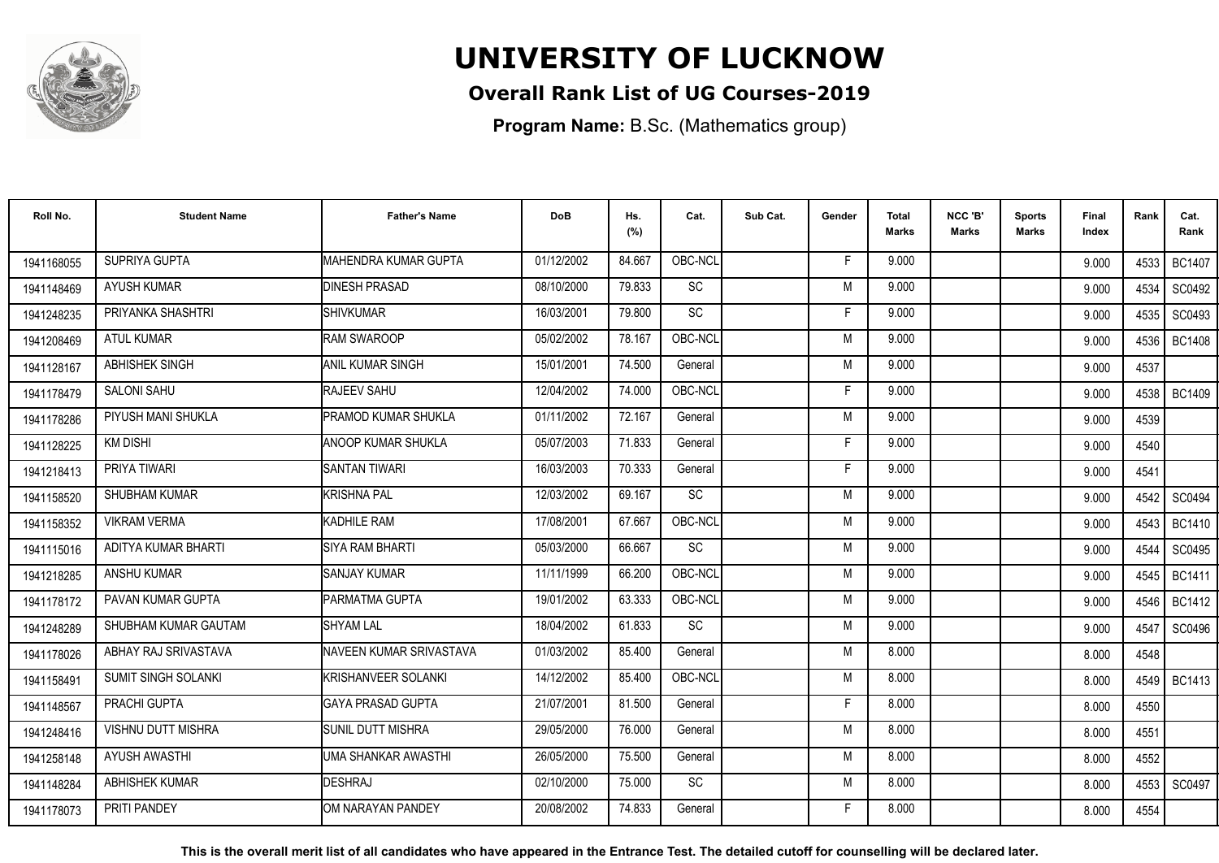# UNIVERSITY OF LUCKNOW

## Overall Rank List of UG Courses-2019

**Program Name:** B.Sc. (Mathematics group)

| Roll No. | Student Name | Father's Name | DoB | Hs. (%) | Cat. | Sub Cat. | Gender | Total Marks | NCC 'B' Marks | Sports Marks | Final Index | Rank | Cat. Rank |
|---|---|---|---|---|---|---|---|---|---|---|---|---|---|
| 1941168055 | SUPRIYA GUPTA | MAHENDRA KUMAR GUPTA | 01/12/2002 | 84.667 | OBC-NCL | | F | 9.000 | | | 9.000 | 4533 | BC1407 |
| 1941148469 | AYUSH KUMAR | DINESH PRASAD | 08/10/2000 | 79.833 | SC | | M | 9.000 | | | 9.000 | 4534 | SC0492 |
| 1941248235 | PRIYANKA SHASHTRI | SHIVKUMAR | 16/03/2001 | 79.800 | SC | | F | 9.000 | | | 9.000 | 4535 | SC0493 |
| 1941208469 | ATUL KUMAR | RAM SWAROOP | 05/02/2002 | 78.167 | OBC-NCL | | M | 9.000 | | | 9.000 | 4536 | BC1408 |
| 1941128167 | ABHISHEK SINGH | ANIL KUMAR SINGH | 15/01/2001 | 74.500 | General | | M | 9.000 | | | 9.000 | 4537 | |
| 1941178479 | SALONI SAHU | RAJEEV SAHU | 12/04/2002 | 74.000 | OBC-NCL | | F | 9.000 | | | 9.000 | 4538 | BC1409 |
| 1941178286 | PIYUSH MANI SHUKLA | PRAMOD KUMAR SHUKLA | 01/11/2002 | 72.167 | General | | M | 9.000 | | | 9.000 | 4539 | |
| 1941128225 | KM DISHI | ANOOP KUMAR SHUKLA | 05/07/2003 | 71.833 | General | | F | 9.000 | | | 9.000 | 4540 | |
| 1941218413 | PRIYA TIWARI | SANTAN TIWARI | 16/03/2003 | 70.333 | General | | F | 9.000 | | | 9.000 | 4541 | |
| 1941158520 | SHUBHAM KUMAR | KRISHNA PAL | 12/03/2002 | 69.167 | SC | | M | 9.000 | | | 9.000 | 4542 | SC0494 |
| 1941158352 | VIKRAM VERMA | KADHILE RAM | 17/08/2001 | 67.667 | OBC-NCL | | M | 9.000 | | | 9.000 | 4543 | BC1410 |
| 1941115016 | ADITYA KUMAR BHARTI | SIYA RAM BHARTI | 05/03/2000 | 66.667 | SC | | M | 9.000 | | | 9.000 | 4544 | SC0495 |
| 1941218285 | ANSHU KUMAR | SANJAY KUMAR | 11/11/1999 | 66.200 | OBC-NCL | | M | 9.000 | | | 9.000 | 4545 | BC1411 |
| 1941178172 | PAVAN KUMAR GUPTA | PARMATMA GUPTA | 19/01/2002 | 63.333 | OBC-NCL | | M | 9.000 | | | 9.000 | 4546 | BC1412 |
| 1941248289 | SHUBHAM KUMAR GAUTAM | SHYAM LAL | 18/04/2002 | 61.833 | SC | | M | 9.000 | | | 9.000 | 4547 | SC0496 |
| 1941178026 | ABHAY RAJ SRIVASTAVA | NAVEEN KUMAR SRIVASTAVA | 01/03/2002 | 85.400 | General | | M | 8.000 | | | 8.000 | 4548 | |
| 1941158491 | SUMIT SINGH SOLANKI | KRISHANVEER SOLANKI | 14/12/2002 | 85.400 | OBC-NCL | | M | 8.000 | | | 8.000 | 4549 | BC1413 |
| 1941148567 | PRACHI GUPTA | GAYA PRASAD GUPTA | 21/07/2001 | 81.500 | General | | F | 8.000 | | | 8.000 | 4550 | |
| 1941248416 | VISHNU DUTT MISHRA | SUNIL DUTT MISHRA | 29/05/2000 | 76.000 | General | | M | 8.000 | | | 8.000 | 4551 | |
| 1941258148 | AYUSH AWASTHI | UMA SHANKAR AWASTHI | 26/05/2000 | 75.500 | General | | M | 8.000 | | | 8.000 | 4552 | |
| 1941148284 | ABHISHEK KUMAR | DESHRAJ | 02/10/2000 | 75.000 | SC | | M | 8.000 | | | 8.000 | 4553 | SC0497 |
| 1941178073 | PRITI PANDEY | OM NARAYAN PANDEY | 20/08/2002 | 74.833 | General | | F | 8.000 | | | 8.000 | 4554 | |

**This is the overall merit list of all candidates who have appeared in the Entrance Test. The detailed cutoff for counselling will be declared later.**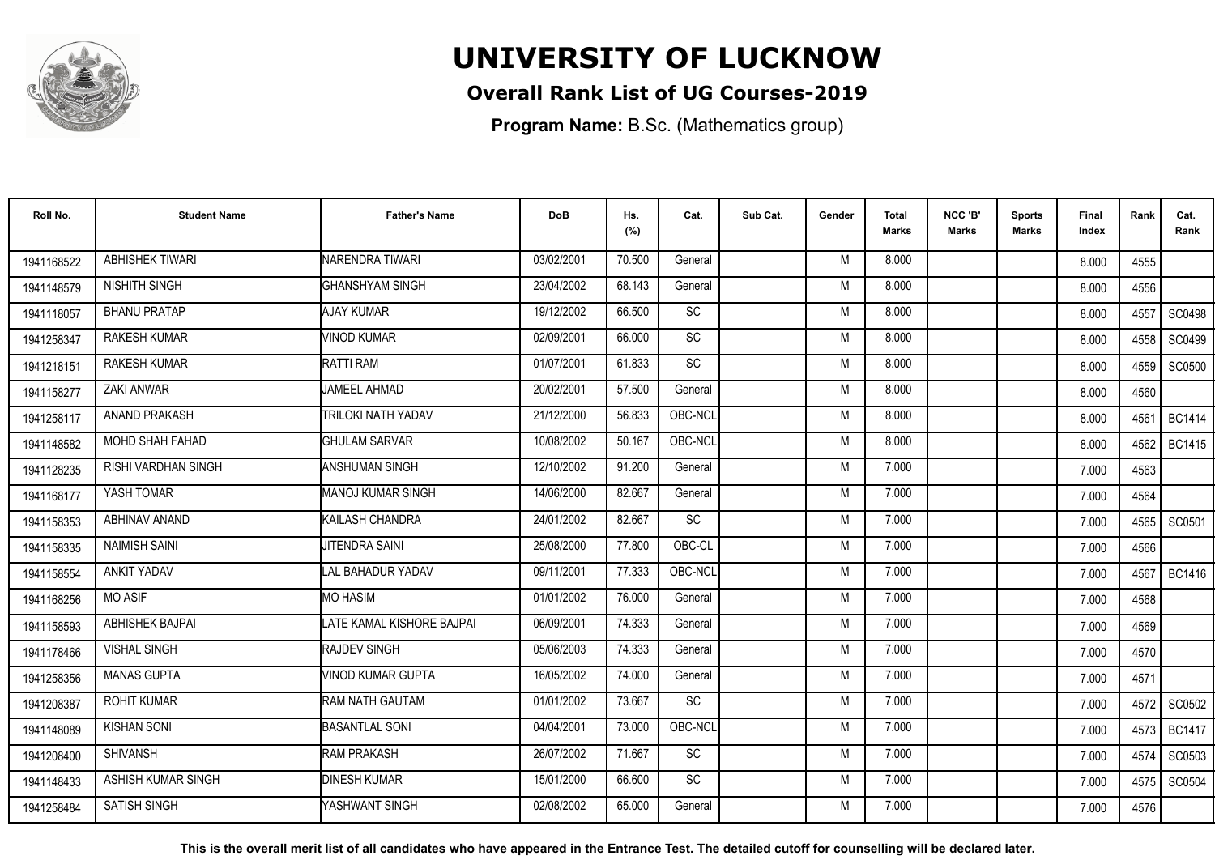# UNIVERSITY OF LUCKNOW

## Overall Rank List of UG Courses-2019

**Program Name:** B.Sc. (Mathematics group)

| Roll No. | Student Name | Father's Name | DoB | Hs. (%) | Cat. | Sub Cat. | Gender | Total Marks | NCC 'B' Marks | Sports Marks | Final Index | Rank | Cat. Rank |
|---|---|---|---|---|---|---|---|---|---|---|---|---|---|
| 1941168522 | ABHISHEK TIWARI | NARENDRA TIWARI | 03/02/2001 | 70.500 | General | | M | 8.000 | | | 8.000 | 4555 | |
| 1941148579 | NISHITH SINGH | GHANSHYAM SINGH | 23/04/2002 | 68.143 | General | | M | 8.000 | | | 8.000 | 4556 | |
| 1941118057 | BHANU PRATAP | AJAY KUMAR | 19/12/2002 | 66.500 | SC | | M | 8.000 | | | 8.000 | 4557 | SC0498 |
| 1941258347 | RAKESH KUMAR | VINOD KUMAR | 02/09/2001 | 66.000 | SC | | M | 8.000 | | | 8.000 | 4558 | SC0499 |
| 1941218151 | RAKESH KUMAR | RATTI RAM | 01/07/2001 | 61.833 | SC | | M | 8.000 | | | 8.000 | 4559 | SC0500 |
| 1941158277 | ZAKI ANWAR | JAMEEL AHMAD | 20/02/2001 | 57.500 | General | | M | 8.000 | | | 8.000 | 4560 | |
| 1941258117 | ANAND PRAKASH | TRILOKI NATH YADAV | 21/12/2000 | 56.833 | OBC-NCL | | M | 8.000 | | | 8.000 | 4561 | BC1414 |
| 1941148582 | MOHD SHAH FAHAD | GHULAM SARVAR | 10/08/2002 | 50.167 | OBC-NCL | | M | 8.000 | | | 8.000 | 4562 | BC1415 |
| 1941128235 | RISHI VARDHAN SINGH | ANSHUMAN SINGH | 12/10/2002 | 91.200 | General | | M | 7.000 | | | 7.000 | 4563 | |
| 1941168177 | YASH TOMAR | MANOJ KUMAR SINGH | 14/06/2000 | 82.667 | General | | M | 7.000 | | | 7.000 | 4564 | |
| 1941158353 | ABHINAV ANAND | KAILASH CHANDRA | 24/01/2002 | 82.667 | SC | | M | 7.000 | | | 7.000 | 4565 | SC0501 |
| 1941158335 | NAIMISH SAINI | JITENDRA SAINI | 25/08/2000 | 77.800 | OBC-CL | | M | 7.000 | | | 7.000 | 4566 | |
| 1941158554 | ANKIT YADAV | LAL BAHADUR YADAV | 09/11/2001 | 77.333 | OBC-NCL | | M | 7.000 | | | 7.000 | 4567 | BC1416 |
| 1941168256 | MO ASIF | MO HASIM | 01/01/2002 | 76.000 | General | | M | 7.000 | | | 7.000 | 4568 | |
| 1941158593 | ABHISHEK BAJPAI | LATE KAMAL KISHORE BAJPAI | 06/09/2001 | 74.333 | General | | M | 7.000 | | | 7.000 | 4569 | |
| 1941178466 | VISHAL SINGH | RAJDEV SINGH | 05/06/2003 | 74.333 | General | | M | 7.000 | | | 7.000 | 4570 | |
| 1941258356 | MANAS GUPTA | VINOD KUMAR GUPTA | 16/05/2002 | 74.000 | General | | M | 7.000 | | | 7.000 | 4571 | |
| 1941208387 | ROHIT KUMAR | RAM NATH GAUTAM | 01/01/2002 | 73.667 | SC | | M | 7.000 | | | 7.000 | 4572 | SC0502 |
| 1941148089 | KISHAN SONI | BASANTLAL SONI | 04/04/2001 | 73.000 | OBC-NCL | | M | 7.000 | | | 7.000 | 4573 | BC1417 |
| 1941208400 | SHIVANSH | RAM PRAKASH | 26/07/2002 | 71.667 | SC | | M | 7.000 | | | 7.000 | 4574 | SC0503 |
| 1941148433 | ASHISH KUMAR SINGH | DINESH KUMAR | 15/01/2000 | 66.600 | SC | | M | 7.000 | | | 7.000 | 4575 | SC0504 |
| 1941258484 | SATISH SINGH | YASHWANT SINGH | 02/08/2002 | 65.000 | General | | M | 7.000 | | | 7.000 | 4576 | |

**This is the overall merit list of all candidates who have appeared in the Entrance Test. The detailed cutoff for counselling will be declared later.**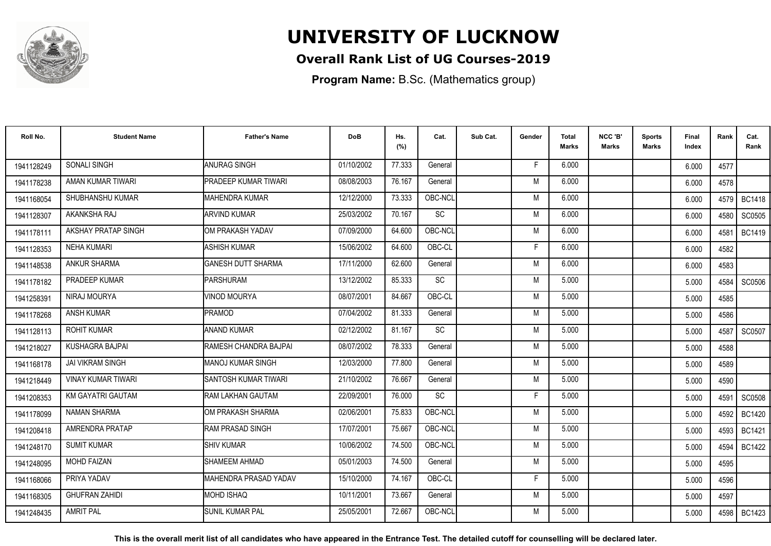# UNIVERSITY OF LUCKNOW

## Overall Rank List of UG Courses-2019

**Program Name:** B.Sc. (Mathematics group)

| Roll No. | Student Name | Father's Name | DoB | Hs. (%) | Cat. | Sub Cat. | Gender | Total Marks | NCC 'B' Marks | Sports Marks | Final Index | Rank | Cat. Rank |
|---|---|---|---|---|---|---|---|---|---|---|---|---|---|
| 1941128249 | SONALI SINGH | ANURAG SINGH | 01/10/2002 | 77.333 | General | | F | 6.000 | | | 6.000 | 4577 | |
| 1941178238 | AMAN KUMAR TIWARI | PRADEEP KUMAR TIWARI | 08/08/2003 | 76.167 | General | | M | 6.000 | | | 6.000 | 4578 | |
| 1941168054 | SHUBHANSHU KUMAR | MAHENDRA KUMAR | 12/12/2000 | 73.333 | OBC-NCL | | M | 6.000 | | | 6.000 | 4579 | BC1418 |
| 1941128307 | AKANKSHA RAJ | ARVIND KUMAR | 25/03/2002 | 70.167 | SC | | M | 6.000 | | | 6.000 | 4580 | SC0505 |
| 1941178111 | AKSHAY PRATAP SINGH | OM PRAKASH YADAV | 07/09/2000 | 64.600 | OBC-NCL | | M | 6.000 | | | 6.000 | 4581 | BC1419 |
| 1941128353 | NEHA KUMARI | ASHISH KUMAR | 15/06/2002 | 64.600 | OBC-CL | | F | 6.000 | | | 6.000 | 4582 | |
| 1941148538 | ANKUR SHARMA | GANESH DUTT SHARMA | 17/11/2000 | 62.600 | General | | M | 6.000 | | | 6.000 | 4583 | |
| 1941178182 | PRADEEP KUMAR | PARSHURAM | 13/12/2002 | 85.333 | SC | | M | 5.000 | | | 5.000 | 4584 | SC0506 |
| 1941258391 | NIRAJ MOURYA | VINOD MOURYA | 08/07/2001 | 84.667 | OBC-CL | | M | 5.000 | | | 5.000 | 4585 | |
| 1941178268 | ANSH KUMAR | PRAMOD | 07/04/2002 | 81.333 | General | | M | 5.000 | | | 5.000 | 4586 | |
| 1941128113 | ROHIT KUMAR | ANAND KUMAR | 02/12/2002 | 81.167 | SC | | M | 5.000 | | | 5.000 | 4587 | SC0507 |
| 1941218027 | KUSHAGRA BAJPAI | RAMESH CHANDRA BAJPAI | 08/07/2002 | 78.333 | General | | M | 5.000 | | | 5.000 | 4588 | |
| 1941168178 | JAI VIKRAM SINGH | MANOJ KUMAR SINGH | 12/03/2000 | 77.800 | General | | M | 5.000 | | | 5.000 | 4589 | |
| 1941218449 | VINAY KUMAR TIWARI | SANTOSH KUMAR TIWARI | 21/10/2002 | 76.667 | General | | M | 5.000 | | | 5.000 | 4590 | |
| 1941208353 | KM GAYATRI GAUTAM | RAM LAKHAN GAUTAM | 22/09/2001 | 76.000 | SC | | F | 5.000 | | | 5.000 | 4591 | SC0508 |
| 1941178099 | NAMAN SHARMA | OM PRAKASH SHARMA | 02/06/2001 | 75.833 | OBC-NCL | | M | 5.000 | | | 5.000 | 4592 | BC1420 |
| 1941208418 | AMRENDRA PRATAP | RAM PRASAD SINGH | 17/07/2001 | 75.667 | OBC-NCL | | M | 5.000 | | | 5.000 | 4593 | BC1421 |
| 1941248170 | SUMIT KUMAR | SHIV KUMAR | 10/06/2002 | 74.500 | OBC-NCL | | M | 5.000 | | | 5.000 | 4594 | BC1422 |
| 1941248095 | MOHD FAIZAN | SHAMEEM AHMAD | 05/01/2003 | 74.500 | General | | M | 5.000 | | | 5.000 | 4595 | |
| 1941168066 | PRIYA YADAV | MAHENDRA PRASAD YADAV | 15/10/2000 | 74.167 | OBC-CL | | F | 5.000 | | | 5.000 | 4596 | |
| 1941168305 | GHUFRAN ZAHIDI | MOHD ISHAQ | 10/11/2001 | 73.667 | General | | M | 5.000 | | | 5.000 | 4597 | |
| 1941248435 | AMRIT PAL | SUNIL KUMAR PAL | 25/05/2001 | 72.667 | OBC-NCL | | M | 5.000 | | | 5.000 | 4598 | BC1423 |

**This is the overall merit list of all candidates who have appeared in the Entrance Test. The detailed cutoff for counselling will be declared later.**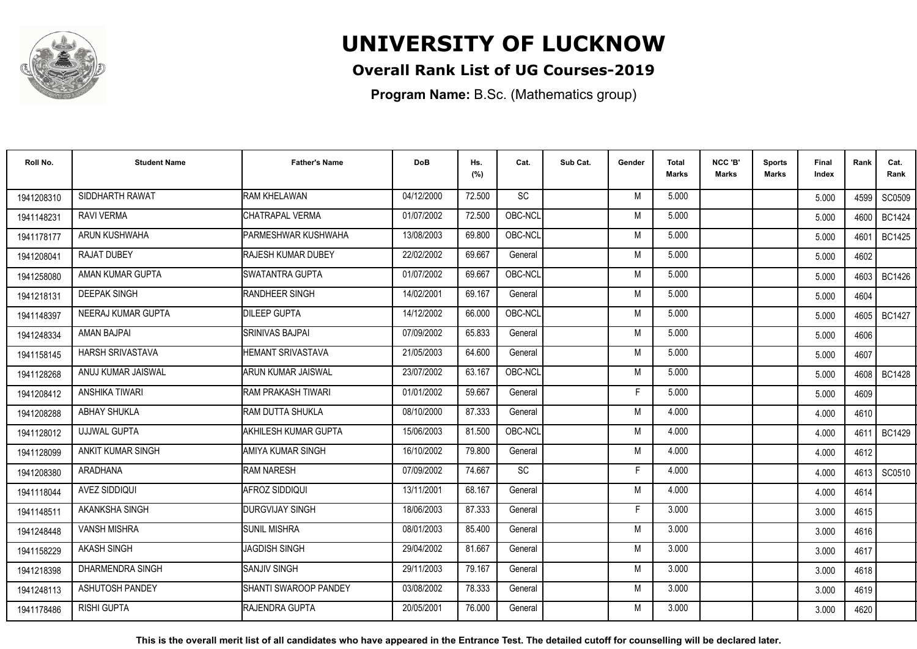# UNIVERSITY OF LUCKNOW

## Overall Rank List of UG Courses-2019

**Program Name:** B.Sc. (Mathematics group)

| Roll No. | Student Name | Father's Name | DoB | Hs. (%) | Cat. | Sub Cat. | Gender | Total Marks | NCC 'B' Marks | Sports Marks | Final Index | Rank | Cat. Rank |
|---|---|---|---|---|---|---|---|---|---|---|---|---|---|
| 1941208310 | SIDDHARTH RAWAT | RAM KHELAWAN | 04/12/2000 | 72.500 | SC | | M | 5.000 | | | 5.000 | 4599 | SC0509 |
| 1941148231 | RAVI VERMA | CHATRAPAL VERMA | 01/07/2002 | 72.500 | OBC-NCL | | M | 5.000 | | | 5.000 | 4600 | BC1424 |
| 1941178177 | ARUN KUSHWAHA | PARMESHWAR KUSHWAHA | 13/08/2003 | 69.800 | OBC-NCL | | M | 5.000 | | | 5.000 | 4601 | BC1425 |
| 1941208041 | RAJAT DUBEY | RAJESH KUMAR DUBEY | 22/02/2002 | 69.667 | General | | M | 5.000 | | | 5.000 | 4602 | |
| 1941258080 | AMAN KUMAR GUPTA | SWATANTRA GUPTA | 01/07/2002 | 69.667 | OBC-NCL | | M | 5.000 | | | 5.000 | 4603 | BC1426 |
| 1941218131 | DEEPAK SINGH | RANDHEER SINGH | 14/02/2001 | 69.167 | General | | M | 5.000 | | | 5.000 | 4604 | |
| 1941148397 | NEERAJ KUMAR GUPTA | DILEEP GUPTA | 14/12/2002 | 66.000 | OBC-NCL | | M | 5.000 | | | 5.000 | 4605 | BC1427 |
| 1941248334 | AMAN BAJPAI | SRINIVAS BAJPAI | 07/09/2002 | 65.833 | General | | M | 5.000 | | | 5.000 | 4606 | |
| 1941158145 | HARSH SRIVASTAVA | HEMANT SRIVASTAVA | 21/05/2003 | 64.600 | General | | M | 5.000 | | | 5.000 | 4607 | |
| 1941128268 | ANUJ KUMAR JAISWAL | ARUN KUMAR JAISWAL | 23/07/2002 | 63.167 | OBC-NCL | | M | 5.000 | | | 5.000 | 4608 | BC1428 |
| 1941208412 | ANSHIKA TIWARI | RAM PRAKASH TIWARI | 01/01/2002 | 59.667 | General | | F | 5.000 | | | 5.000 | 4609 | |
| 1941208288 | ABHAY SHUKLA | RAM DUTTA SHUKLA | 08/10/2000 | 87.333 | General | | M | 4.000 | | | 4.000 | 4610 | |
| 1941128012 | UJJWAL GUPTA | AKHILESH KUMAR GUPTA | 15/06/2003 | 81.500 | OBC-NCL | | M | 4.000 | | | 4.000 | 4611 | BC1429 |
| 1941128099 | ANKIT KUMAR SINGH | AMIYA KUMAR SINGH | 16/10/2002 | 79.800 | General | | M | 4.000 | | | 4.000 | 4612 | |
| 1941208380 | ARADHANA | RAM NARESH | 07/09/2002 | 74.667 | SC | | F | 4.000 | | | 4.000 | 4613 | SC0510 |
| 1941118044 | AVEZ SIDDIQUI | AFROZ SIDDIQUI | 13/11/2001 | 68.167 | General | | M | 4.000 | | | 4.000 | 4614 | |
| 1941148511 | AKANKSHA SINGH | DURGVIJAY SINGH | 18/06/2003 | 87.333 | General | | F | 3.000 | | | 3.000 | 4615 | |
| 1941248448 | VANSH MISHRA | SUNIL MISHRA | 08/01/2003 | 85.400 | General | | M | 3.000 | | | 3.000 | 4616 | |
| 1941158229 | AKASH SINGH | JAGDISH SINGH | 29/04/2002 | 81.667 | General | | M | 3.000 | | | 3.000 | 4617 | |
| 1941218398 | DHARMENDRA SINGH | SANJIV SINGH | 29/11/2003 | 79.167 | General | | M | 3.000 | | | 3.000 | 4618 | |
| 1941248113 | ASHUTOSH PANDEY | SHANTI SWAROOP PANDEY | 03/08/2002 | 78.333 | General | | M | 3.000 | | | 3.000 | 4619 | |
| 1941178486 | RISHI GUPTA | RAJENDRA GUPTA | 20/05/2001 | 76.000 | General | | M | 3.000 | | | 3.000 | 4620 | |

**This is the overall merit list of all candidates who have appeared in the Entrance Test. The detailed cutoff for counselling will be declared later.**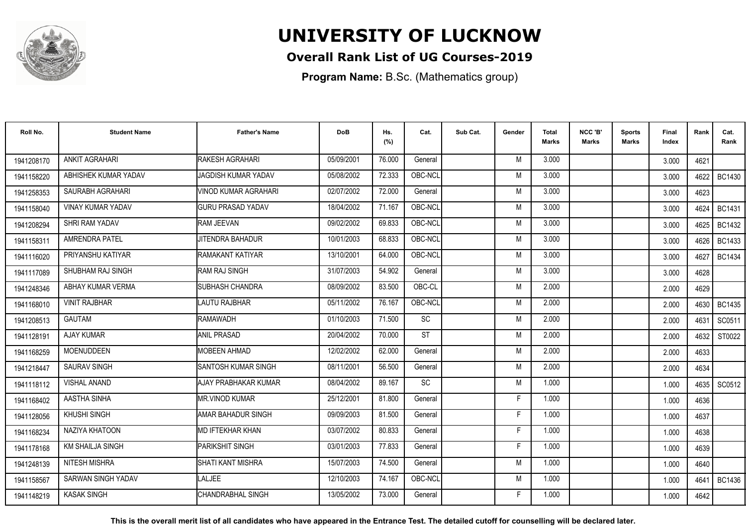# UNIVERSITY OF LUCKNOW

## Overall Rank List of UG Courses-2019

**Program Name:** B.Sc. (Mathematics group)

| Roll No. | Student Name | Father's Name | DoB | Hs. (%) | Cat. | Sub Cat. | Gender | Total Marks | NCC 'B' Marks | Sports Marks | Final Index | Rank | Cat. Rank |
|---|---|---|---|---|---|---|---|---|---|---|---|---|---|
| 1941208170 | ANKIT AGRAHARI | RAKESH AGRAHARI | 05/09/2001 | 76.000 | General | | M | 3.000 | | | 3.000 | 4621 | |
| 1941158220 | ABHISHEK KUMAR YADAV | JAGDISH KUMAR YADAV | 05/08/2002 | 72.333 | OBC-NCL | | M | 3.000 | | | 3.000 | 4622 | BC1430 |
| 1941258353 | SAURABH AGRAHARI | VINOD KUMAR AGRAHARI | 02/07/2002 | 72.000 | General | | M | 3.000 | | | 3.000 | 4623 | |
| 1941158040 | VINAY KUMAR YADAV | GURU PRASAD YADAV | 18/04/2002 | 71.167 | OBC-NCL | | M | 3.000 | | | 3.000 | 4624 | BC1431 |
| 1941208294 | SHRI RAM YADAV | RAM JEEVAN | 09/02/2002 | 69.833 | OBC-NCL | | M | 3.000 | | | 3.000 | 4625 | BC1432 |
| 1941158311 | AMRENDRA PATEL | JITENDRA BAHADUR | 10/01/2003 | 68.833 | OBC-NCL | | M | 3.000 | | | 3.000 | 4626 | BC1433 |
| 1941116020 | PRIYANSHU KATIYAR | RAMAKANT KATIYAR | 13/10/2001 | 64.000 | OBC-NCL | | M | 3.000 | | | 3.000 | 4627 | BC1434 |
| 1941117089 | SHUBHAM RAJ SINGH | RAM RAJ SINGH | 31/07/2003 | 54.902 | General | | M | 3.000 | | | 3.000 | 4628 | |
| 1941248346 | ABHAY KUMAR VERMA | SUBHASH CHANDRA | 08/09/2002 | 83.500 | OBC-CL | | M | 2.000 | | | 2.000 | 4629 | |
| 1941168010 | VINIT RAJBHAR | LAUTU RAJBHAR | 05/11/2002 | 76.167 | OBC-NCL | | M | 2.000 | | | 2.000 | 4630 | BC1435 |
| 1941208513 | GAUTAM | RAMAWADH | 01/10/2003 | 71.500 | SC | | M | 2.000 | | | 2.000 | 4631 | SC0511 |
| 1941128191 | AJAY KUMAR | ANIL PRASAD | 20/04/2002 | 70.000 | ST | | M | 2.000 | | | 2.000 | 4632 | ST0022 |
| 1941168259 | MOENUDDEEN | MOBEEN AHMAD | 12/02/2002 | 62.000 | General | | M | 2.000 | | | 2.000 | 4633 | |
| 1941218447 | SAURAV SINGH | SANTOSH KUMAR SINGH | 08/11/2001 | 56.500 | General | | M | 2.000 | | | 2.000 | 4634 | |
| 1941118112 | VISHAL ANAND | AJAY PRABHAKAR KUMAR | 08/04/2002 | 89.167 | SC | | M | 1.000 | | | 1.000 | 4635 | SC0512 |
| 1941168402 | AASTHA SINHA | MR.VINOD KUMAR | 25/12/2001 | 81.800 | General | | F | 1.000 | | | 1.000 | 4636 | |
| 1941128056 | KHUSHI SINGH | AMAR BAHADUR SINGH | 09/09/2003 | 81.500 | General | | F | 1.000 | | | 1.000 | 4637 | |
| 1941168234 | NAZIYA KHATOON | MD IFTEKHAR KHAN | 03/07/2002 | 80.833 | General | | F | 1.000 | | | 1.000 | 4638 | |
| 1941178168 | KM SHAILJA SINGH | PARIKSHIT SINGH | 03/01/2003 | 77.833 | General | | F | 1.000 | | | 1.000 | 4639 | |
| 1941248139 | NITESH MISHRA | SHATI KANT MISHRA | 15/07/2003 | 74.500 | General | | M | 1.000 | | | 1.000 | 4640 | |
| 1941158567 | SARWAN SINGH YADAV | LALJEE | 12/10/2003 | 74.167 | OBC-NCL | | M | 1.000 | | | 1.000 | 4641 | BC1436 |
| 1941148219 | KASAK SINGH | CHANDRABHAL SINGH | 13/05/2002 | 73.000 | General | | F | 1.000 | | | 1.000 | 4642 | |

**This is the overall merit list of all candidates who have appeared in the Entrance Test. The detailed cutoff for counselling will be declared later.**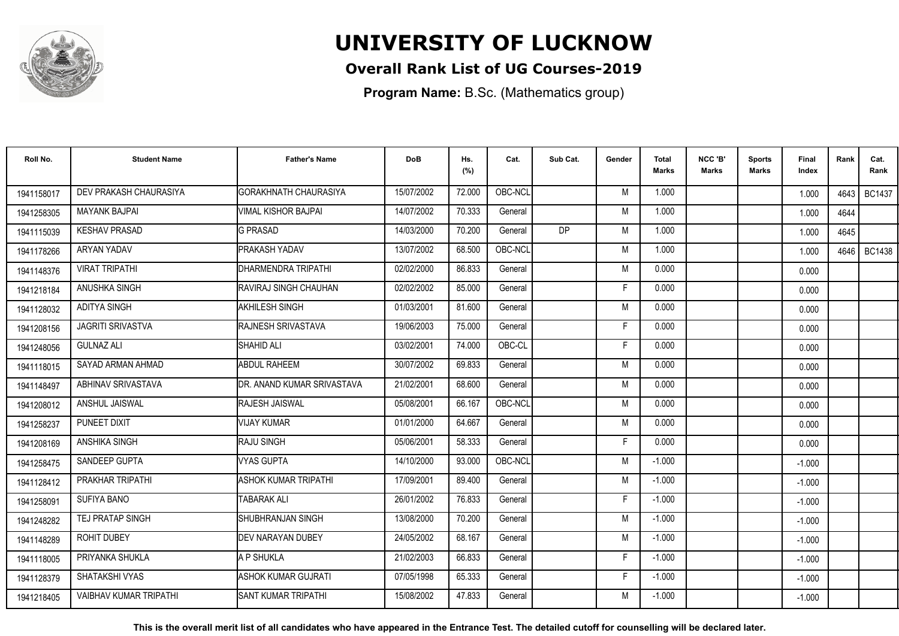# UNIVERSITY OF LUCKNOW

## Overall Rank List of UG Courses-2019

**Program Name:** B.Sc. (Mathematics group)

| Roll No. | Student Name | Father's Name | DoB | Hs. (%) | Cat. | Sub Cat. | Gender | Total Marks | NCC 'B' Marks | Sports Marks | Final Index | Rank | Cat. Rank |
|---|---|---|---|---|---|---|---|---|---|---|---|---|---|
| 1941158017 | DEV PRAKASH CHAURASIYA | GORAKHNATH CHAURASIYA | 15/07/2002 | 72.000 | OBC-NCL | | M | 1.000 | | | 1.000 | 4643 | BC1437 |
| 1941258305 | MAYANK BAJPAI | VIMAL KISHOR BAJPAI | 14/07/2002 | 70.333 | General | | M | 1.000 | | | 1.000 | 4644 | |
| 1941115039 | KESHAV PRASAD | G PRASAD | 14/03/2000 | 70.200 | General | DP | M | 1.000 | | | 1.000 | 4645 | |
| 1941178266 | ARYAN YADAV | PRAKASH YADAV | 13/07/2002 | 68.500 | OBC-NCL | | M | 1.000 | | | 1.000 | 4646 | BC1438 |
| 1941148376 | VIRAT TRIPATHI | DHARMENDRA TRIPATHI | 02/02/2000 | 86.833 | General | | M | 0.000 | | | 0.000 | | |
| 1941218184 | ANUSHKA SINGH | RAVIRAJ SINGH CHAUHAN | 02/02/2002 | 85.000 | General | | F | 0.000 | | | 0.000 | | |
| 1941128032 | ADITYA SINGH | AKHILESH SINGH | 01/03/2001 | 81.600 | General | | M | 0.000 | | | 0.000 | | |
| 1941208156 | JAGRITI SRIVASTVA | RAJNESH SRIVASTAVA | 19/06/2003 | 75.000 | General | | F | 0.000 | | | 0.000 | | |
| 1941248056 | GULNAZ ALI | SHAHID ALI | 03/02/2001 | 74.000 | OBC-CL | | F | 0.000 | | | 0.000 | | |
| 1941118015 | SAYAD ARMAN AHMAD | ABDUL RAHEEM | 30/07/2002 | 69.833 | General | | M | 0.000 | | | 0.000 | | |
| 1941148497 | ABHINAV SRIVASTAVA | DR. ANAND KUMAR SRIVASTAVA | 21/02/2001 | 68.600 | General | | M | 0.000 | | | 0.000 | | |
| 1941208012 | ANSHUL JAISWAL | RAJESH JAISWAL | 05/08/2001 | 66.167 | OBC-NCL | | M | 0.000 | | | 0.000 | | |
| 1941258237 | PUNEET DIXIT | VIJAY KUMAR | 01/01/2000 | 64.667 | General | | M | 0.000 | | | 0.000 | | |
| 1941208169 | ANSHIKA SINGH | RAJU SINGH | 05/06/2001 | 58.333 | General | | F | 0.000 | | | 0.000 | | |
| 1941258475 | SANDEEP GUPTA | VYAS GUPTA | 14/10/2000 | 93.000 | OBC-NCL | | M | -1.000 | | | -1.000 | | |
| 1941128412 | PRAKHAR TRIPATHI | ASHOK KUMAR TRIPATHI | 17/09/2001 | 89.400 | General | | M | -1.000 | | | -1.000 | | |
| 1941258091 | SUFIYA BANO | TABARAK ALI | 26/01/2002 | 76.833 | General | | F | -1.000 | | | -1.000 | | |
| 1941248282 | TEJ PRATAP SINGH | SHUBHRANJAN SINGH | 13/08/2000 | 70.200 | General | | M | -1.000 | | | -1.000 | | |
| 1941148289 | ROHIT DUBEY | DEV NARAYAN DUBEY | 24/05/2002 | 68.167 | General | | M | -1.000 | | | -1.000 | | |
| 1941118005 | PRIYANKA SHUKLA | A P SHUKLA | 21/02/2003 | 66.833 | General | | F | -1.000 | | | -1.000 | | |
| 1941128379 | SHATAKSHI VYAS | ASHOK KUMAR GUJRATI | 07/05/1998 | 65.333 | General | | F | -1.000 | | | -1.000 | | |
| 1941218405 | VAIBHAV KUMAR TRIPATHI | SANT KUMAR TRIPATHI | 15/08/2002 | 47.833 | General | | M | -1.000 | | | -1.000 | | |

**This is the overall merit list of all candidates who have appeared in the Entrance Test. The detailed cutoff for counselling will be declared later.**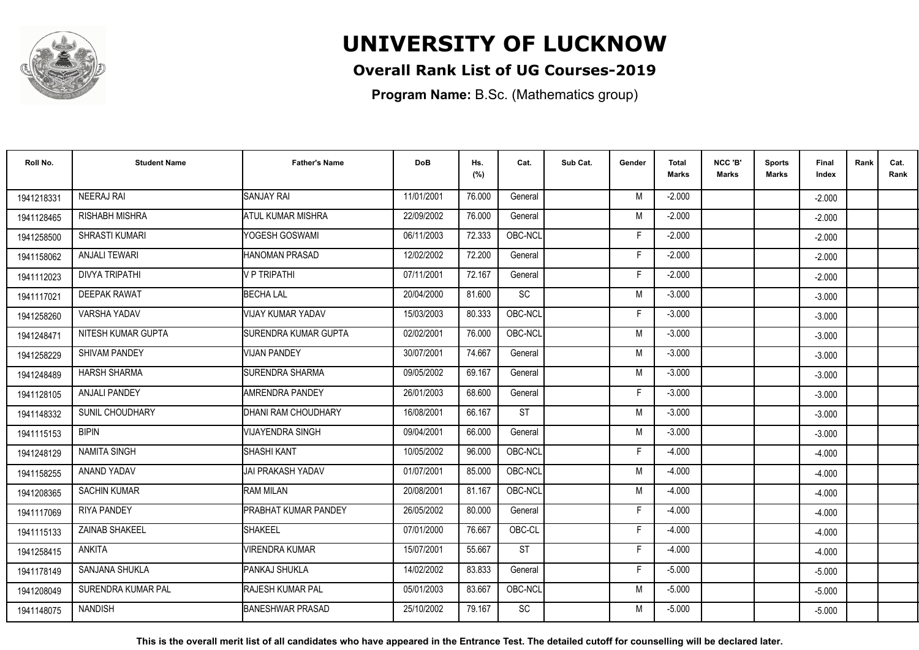# UNIVERSITY OF LUCKNOW

## Overall Rank List of UG Courses-2019

**Program Name:** B.Sc. (Mathematics group)

| Roll No. | Student Name | Father's Name | DoB | Hs. (%) | Cat. | Sub Cat. | Gender | Total Marks | NCC 'B' Marks | Sports Marks | Final Index | Rank | Cat. Rank |
|---|---|---|---|---|---|---|---|---|---|---|---|---|---|
| 1941218331 | NEERAJ RAI | SANJAY RAI | 11/01/2001 | 76.000 | General | | M | -2.000 | | | -2.000 | | |
| 1941128465 | RISHABH MISHRA | ATUL KUMAR MISHRA | 22/09/2002 | 76.000 | General | | M | -2.000 | | | -2.000 | | |
| 1941258500 | SHRASTI KUMARI | YOGESH GOSWAMI | 06/11/2003 | 72.333 | OBC-NCL | | F | -2.000 | | | -2.000 | | |
| 1941158062 | ANJALI TEWARI | HANOMAN PRASAD | 12/02/2002 | 72.200 | General | | F | -2.000 | | | -2.000 | | |
| 1941112023 | DIVYA TRIPATHI | V P TRIPATHI | 07/11/2001 | 72.167 | General | | F | -2.000 | | | -2.000 | | |
| 1941117021 | DEEPAK RAWAT | BECHA LAL | 20/04/2000 | 81.600 | SC | | M | -3.000 | | | -3.000 | | |
| 1941258260 | VARSHA YADAV | VIJAY KUMAR YADAV | 15/03/2003 | 80.333 | OBC-NCL | | F | -3.000 | | | -3.000 | | |
| 1941248471 | NITESH KUMAR GUPTA | SURENDRA KUMAR GUPTA | 02/02/2001 | 76.000 | OBC-NCL | | M | -3.000 | | | -3.000 | | |
| 1941258229 | SHIVAM PANDEY | VIJAN PANDEY | 30/07/2001 | 74.667 | General | | M | -3.000 | | | -3.000 | | |
| 1941248489 | HARSH SHARMA | SURENDRA SHARMA | 09/05/2002 | 69.167 | General | | M | -3.000 | | | -3.000 | | |
| 1941128105 | ANJALI PANDEY | AMRENDRA PANDEY | 26/01/2003 | 68.600 | General | | F | -3.000 | | | -3.000 | | |
| 1941148332 | SUNIL CHOUDHARY | DHANI RAM CHOUDHARY | 16/08/2001 | 66.167 | ST | | M | -3.000 | | | -3.000 | | |
| 1941115153 | BIPIN | VIJAYENDRA SINGH | 09/04/2001 | 66.000 | General | | M | -3.000 | | | -3.000 | | |
| 1941248129 | NAMITA SINGH | SHASHI KANT | 10/05/2002 | 96.000 | OBC-NCL | | F | -4.000 | | | -4.000 | | |
| 1941158255 | ANAND YADAV | JAI PRAKASH YADAV | 01/07/2001 | 85.000 | OBC-NCL | | M | -4.000 | | | -4.000 | | |
| 1941208365 | SACHIN KUMAR | RAM MILAN | 20/08/2001 | 81.167 | OBC-NCL | | M | -4.000 | | | -4.000 | | |
| 1941117069 | RIYA PANDEY | PRABHAT KUMAR PANDEY | 26/05/2002 | 80.000 | General | | F | -4.000 | | | -4.000 | | |
| 1941115133 | ZAINAB SHAKEEL | SHAKEEL | 07/01/2000 | 76.667 | OBC-CL | | F | -4.000 | | | -4.000 | | |
| 1941258415 | ANKITA | VIRENDRA KUMAR | 15/07/2001 | 55.667 | ST | | F | -4.000 | | | -4.000 | | |
| 1941178149 | SANJANA SHUKLA | PANKAJ SHUKLA | 14/02/2002 | 83.833 | General | | F | -5.000 | | | -5.000 | | |
| 1941208049 | SURENDRA KUMAR PAL | RAJESH KUMAR PAL | 05/01/2003 | 83.667 | OBC-NCL | | M | -5.000 | | | -5.000 | | |
| 1941148075 | NANDISH | BANESHWAR PRASAD | 25/10/2002 | 79.167 | SC | | M | -5.000 | | | -5.000 | | |

**This is the overall merit list of all candidates who have appeared in the Entrance Test. The detailed cutoff for counselling will be declared later.**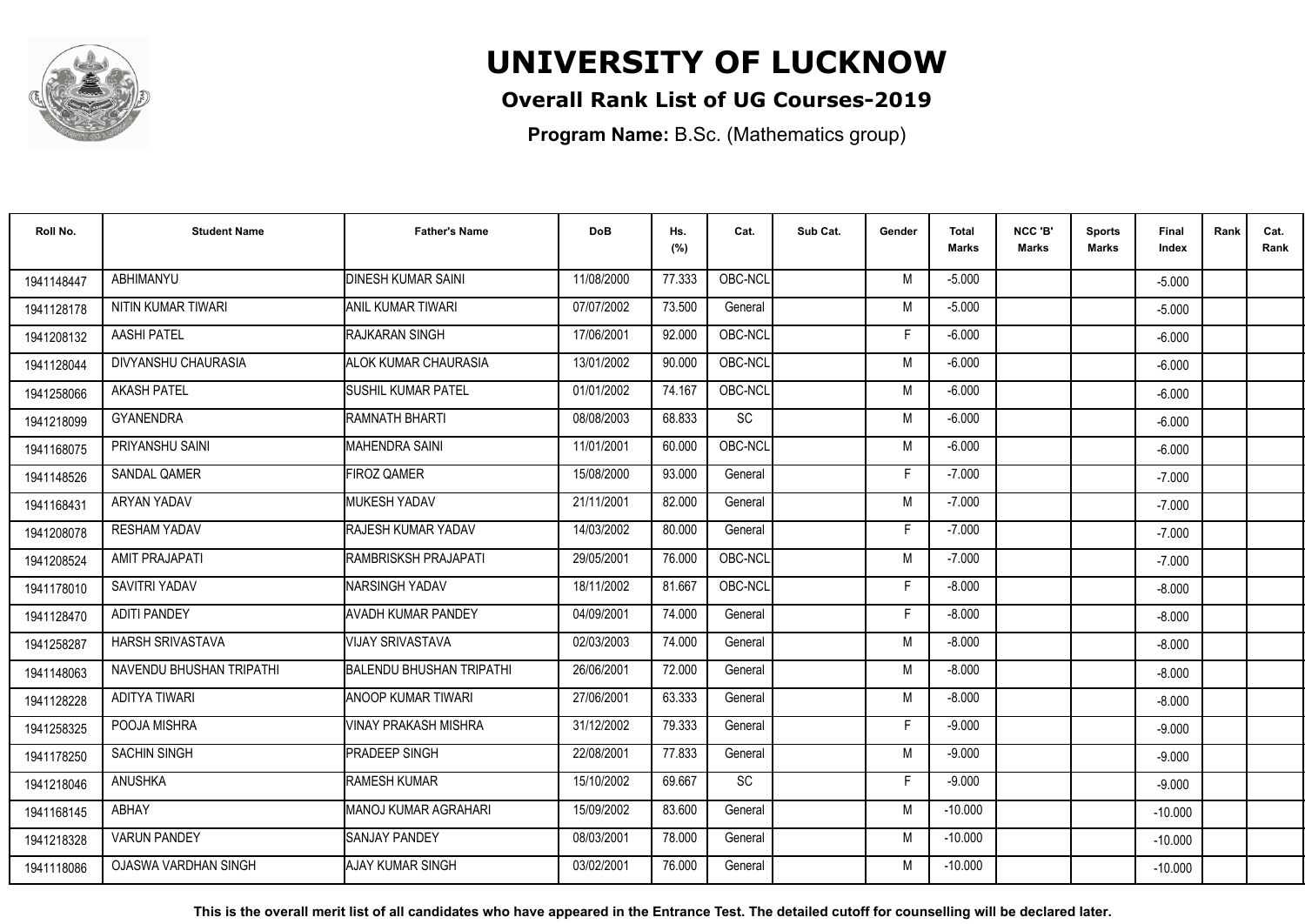# UNIVERSITY OF LUCKNOW

## Overall Rank List of UG Courses-2019

**Program Name:** B.Sc. (Mathematics group)

| Roll No. | Student Name | Father's Name | DoB | Hs. (%) | Cat. | Sub Cat. | Gender | Total Marks | NCC 'B' Marks | Sports Marks | Final Index | Rank | Cat. Rank |
|---|---|---|---|---|---|---|---|---|---|---|---|---|---|
| 1941148447 | ABHIMANYU | DINESH KUMAR SAINI | 11/08/2000 | 77.333 | OBC-NCL | | M | -5.000 | | | -5.000 | | |
| 1941128178 | NITIN KUMAR TIWARI | ANIL KUMAR TIWARI | 07/07/2002 | 73.500 | General | | M | -5.000 | | | -5.000 | | |
| 1941208132 | AASHI PATEL | RAJKARAN SINGH | 17/06/2001 | 92.000 | OBC-NCL | | F | -6.000 | | | -6.000 | | |
| 1941128044 | DIVYANSHU CHAURASIA | ALOK KUMAR CHAURASIA | 13/01/2002 | 90.000 | OBC-NCL | | M | -6.000 | | | -6.000 | | |
| 1941258066 | AKASH PATEL | SUSHIL KUMAR PATEL | 01/01/2002 | 74.167 | OBC-NCL | | M | -6.000 | | | -6.000 | | |
| 1941218099 | GYANENDRA | RAMNATH BHARTI | 08/08/2003 | 68.833 | SC | | M | -6.000 | | | -6.000 | | |
| 1941168075 | PRIYANSHU SAINI | MAHENDRA SAINI | 11/01/2001 | 60.000 | OBC-NCL | | M | -6.000 | | | -6.000 | | |
| 1941148526 | SANDAL QAMER | FIROZ QAMER | 15/08/2000 | 93.000 | General | | F | -7.000 | | | -7.000 | | |
| 1941168431 | ARYAN YADAV | MUKESH YADAV | 21/11/2001 | 82.000 | General | | M | -7.000 | | | -7.000 | | |
| 1941208078 | RESHAM YADAV | RAJESH KUMAR YADAV | 14/03/2002 | 80.000 | General | | F | -7.000 | | | -7.000 | | |
| 1941208524 | AMIT PRAJAPATI | RAMBRISKSH PRAJAPATI | 29/05/2001 | 76.000 | OBC-NCL | | M | -7.000 | | | -7.000 | | |
| 1941178010 | SAVITRI YADAV | NARSINGH YADAV | 18/11/2002 | 81.667 | OBC-NCL | | F | -8.000 | | | -8.000 | | |
| 1941128470 | ADITI PANDEY | AVADH KUMAR PANDEY | 04/09/2001 | 74.000 | General | | F | -8.000 | | | -8.000 | | |
| 1941258287 | HARSH SRIVASTAVA | VIJAY SRIVASTAVA | 02/03/2003 | 74.000 | General | | M | -8.000 | | | -8.000 | | |
| 1941148063 | NAVENDU BHUSHAN TRIPATHI | BALENDU BHUSHAN TRIPATHI | 26/06/2001 | 72.000 | General | | M | -8.000 | | | -8.000 | | |
| 1941128228 | ADITYA TIWARI | ANOOP KUMAR TIWARI | 27/06/2001 | 63.333 | General | | M | -8.000 | | | -8.000 | | |
| 1941258325 | POOJA MISHRA | VINAY PRAKASH MISHRA | 31/12/2002 | 79.333 | General | | F | -9.000 | | | -9.000 | | |
| 1941178250 | SACHIN SINGH | PRADEEP SINGH | 22/08/2001 | 77.833 | General | | M | -9.000 | | | -9.000 | | |
| 1941218046 | ANUSHKA | RAMESH KUMAR | 15/10/2002 | 69.667 | SC | | F | -9.000 | | | -9.000 | | |
| 1941168145 | ABHAY | MANOJ KUMAR AGRAHARI | 15/09/2002 | 83.600 | General | | M | -10.000 | | | -10.000 | | |
| 1941218328 | VARUN PANDEY | SANJAY PANDEY | 08/03/2001 | 78.000 | General | | M | -10.000 | | | -10.000 | | |
| 1941118086 | OJASWA VARDHAN SINGH | AJAY KUMAR SINGH | 03/02/2001 | 76.000 | General | | M | -10.000 | | | -10.000 | | |

**This is the overall merit list of all candidates who have appeared in the Entrance Test. The detailed cutoff for counselling will be declared later.**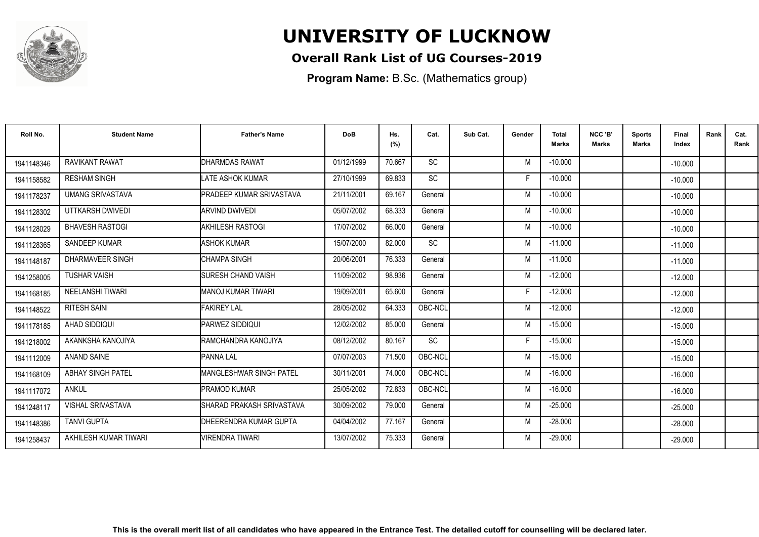# UNIVERSITY OF LUCKNOW

## Overall Rank List of UG Courses-2019

**Program Name:** B.Sc. (Mathematics group)

| Roll No. | Student Name | Father's Name | DoB | Hs. (%) | Cat. | Sub Cat. | Gender | Total Marks | NCC 'B' Marks | Sports Marks | Final Index | Rank | Cat. Rank |
|---|---|---|---|---|---|---|---|---|---|---|---|---|---|
| 1941148346 | RAVIKANT RAWAT | DHARMDAS RAWAT | 01/12/1999 | 70.667 | SC | | M | -10.000 | | | -10.000 | | |
| 1941158582 | RESHAM SINGH | LATE ASHOK KUMAR | 27/10/1999 | 69.833 | SC | | F | -10.000 | | | -10.000 | | |
| 1941178237 | UMANG SRIVASTAVA | PRADEEP KUMAR SRIVASTAVA | 21/11/2001 | 69.167 | General | | M | -10.000 | | | -10.000 | | |
| 1941128302 | UTTKARSH DWIVEDI | ARVIND DWIVEDI | 05/07/2002 | 68.333 | General | | M | -10.000 | | | -10.000 | | |
| 1941128029 | BHAVESH RASTOGI | AKHILESH RASTOGI | 17/07/2002 | 66.000 | General | | M | -10.000 | | | -10.000 | | |
| 1941128365 | SANDEEP KUMAR | ASHOK KUMAR | 15/07/2000 | 82.000 | SC | | M | -11.000 | | | -11.000 | | |
| 1941148187 | DHARMAVEER SINGH | CHAMPA SINGH | 20/06/2001 | 76.333 | General | | M | -11.000 | | | -11.000 | | |
| 1941258005 | TUSHAR VAISH | SURESH CHAND VAISH | 11/09/2002 | 98.936 | General | | M | -12.000 | | | -12.000 | | |
| 1941168185 | NEELANSHI TIWARI | MANOJ KUMAR TIWARI | 19/09/2001 | 65.600 | General | | F | -12.000 | | | -12.000 | | |
| 1941148522 | RITESH SAINI | FAKIREY LAL | 28/05/2002 | 64.333 | OBC-NCL | | M | -12.000 | | | -12.000 | | |
| 1941178185 | AHAD SIDDIQUI | PARWEZ SIDDIQUI | 12/02/2002 | 85.000 | General | | M | -15.000 | | | -15.000 | | |
| 1941218002 | AKANKSHA KANOJIYA | RAMCHANDRA KANOJIYA | 08/12/2002 | 80.167 | SC | | F | -15.000 | | | -15.000 | | |
| 1941112009 | ANAND SAINE | PANNA LAL | 07/07/2003 | 71.500 | OBC-NCL | | M | -15.000 | | | -15.000 | | |
| 1941168109 | ABHAY SINGH PATEL | MANGLESHWAR SINGH PATEL | 30/11/2001 | 74.000 | OBC-NCL | | M | -16.000 | | | -16.000 | | |
| 1941117072 | ANKUL | PRAMOD KUMAR | 25/05/2002 | 72.833 | OBC-NCL | | M | -16.000 | | | -16.000 | | |
| 1941248117 | VISHAL SRIVASTAVA | SHARAD PRAKASH SRIVASTAVA | 30/09/2002 | 79.000 | General | | M | -25.000 | | | -25.000 | | |
| 1941148386 | TANVI GUPTA | DHEERENDRA KUMAR GUPTA | 04/04/2002 | 77.167 | General | | M | -28.000 | | | -28.000 | | |
| 1941258437 | AKHILESH KUMAR TIWARI | VIRENDRA TIWARI | 13/07/2002 | 75.333 | General | | M | -29.000 | | | -29.000 | | |

**This is the overall merit list of all candidates who have appeared in the Entrance Test. The detailed cutoff for counselling will be declared later.**